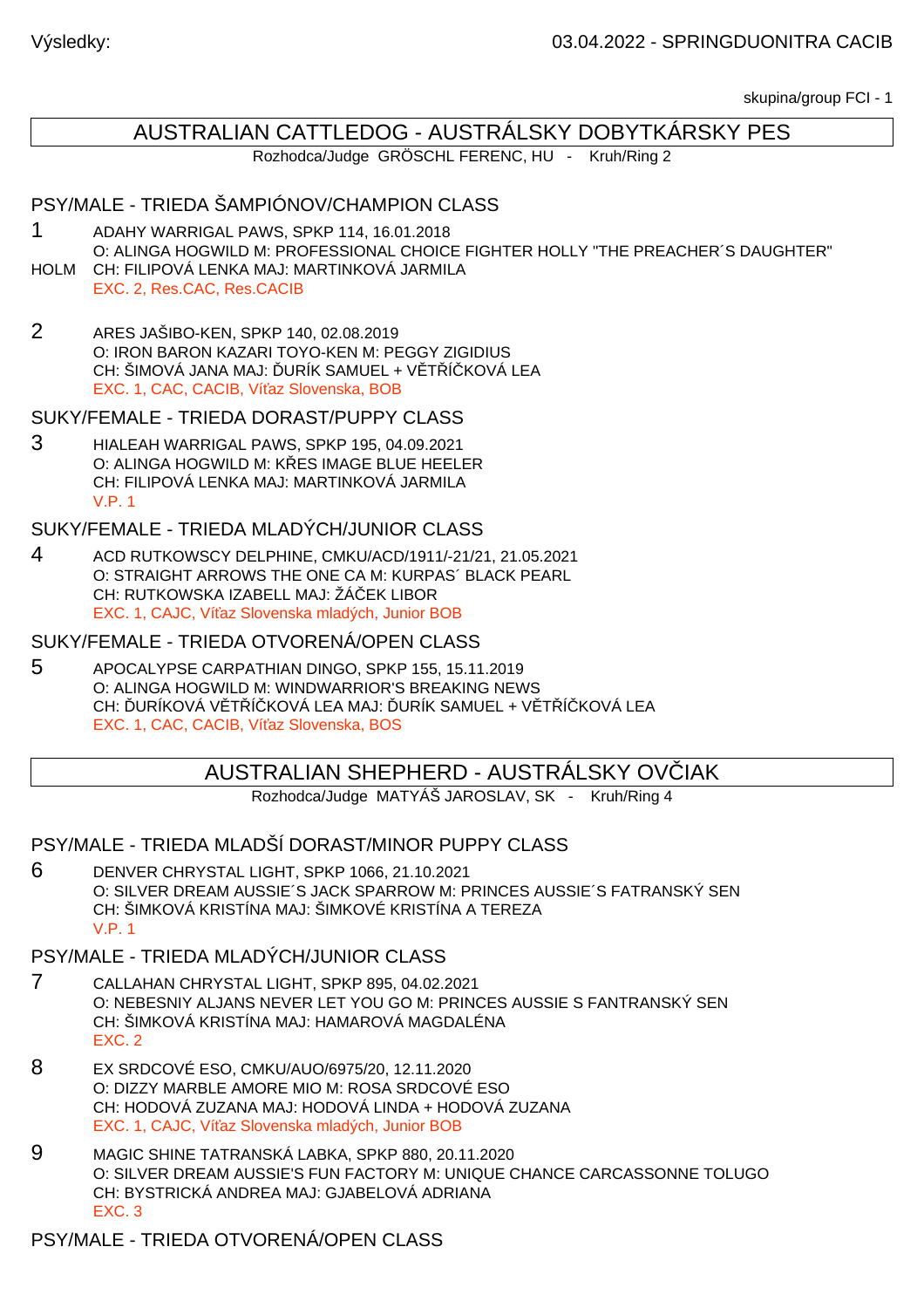Výsledky: 03.04.2022 - SPRINGDUONITRA CACIB

skupina/group FCI - 1

## AUSTRALIAN CATTLEDOG - AUSTRÁLSKY DOBYTKÁRSKY PES

Rozhodca/Judge GRÖSCHL FERENC, HU - Kruh/Ring 2

### PSY/MALE - TRIEDA ŠAMPIÓNOV/CHAMPION CLASS

1 ADAHY WARRIGAL PAWS, SPKP 114, 16.01.2018
O: ALINGA HOGWILD M: PROFESSIONAL CHOICE FIGHTER HOLLY "THE PREACHER´S DAUGHTER" HOLM CH: FILIPOVÁ LENKA MAJ: MARTINKOVÁ JARMILA
EXC. 2, Res.CAC, Res.CACIB

2 ARES JAŠIBO-KEN, SPKP 140, 02.08.2019
O: IRON BARON KAZARI TOYO-KEN M: PEGGY ZIGIDIUS
CH: ŠIMOVÁ JANA MAJ: ĎURÍK SAMUEL + VĚTŘÍČKOVÁ LEA
EXC. 1, CAC, CACIB, Víťaz Slovenska, BOB

### SUKY/FEMALE - TRIEDA DORAST/PUPPY CLASS

3 HIALEAH WARRIGAL PAWS, SPKP 195, 04.09.2021
O: ALINGA HOGWILD M: KŘES IMAGE BLUE HEELER
CH: FILIPOVÁ LENKA MAJ: MARTINKOVÁ JARMILA
V.P. 1

### SUKY/FEMALE - TRIEDA MLADÝCH/JUNIOR CLASS

4 ACD RUTKOWSCY DELPHINE, CMKU/ACD/1911/-21/21, 21.05.2021
O: STRAIGHT ARROWS THE ONE CA M: KURPAS´ BLACK PEARL
CH: RUTKOWSKA IZABELL MAJ: ŽÁČEK LIBOR
EXC. 1, CAJC, Víťaz Slovenska mladých, Junior BOB

### SUKY/FEMALE - TRIEDA OTVORENÁ/OPEN CLASS

5 APOCALYPSE CARPATHIAN DINGO, SPKP 155, 15.11.2019
O: ALINGA HOGWILD M: WINDWARRIOR'S BREAKING NEWS
CH: ĎURÍKOVÁ VĚTŘÍČKOVÁ LEA MAJ: ĎURÍK SAMUEL + VĚTŘÍČKOVÁ LEA
EXC. 1, CAC, CACIB, Víťaz Slovenska, BOS

## AUSTRALIAN SHEPHERD - AUSTRÁLSKY OVČIAK

Rozhodca/Judge MATYÁŠ JAROSLAV, SK - Kruh/Ring 4

### PSY/MALE - TRIEDA MLADŠÍ DORAST/MINOR PUPPY CLASS

6 DENVER CHRYSTAL LIGHT, SPKP 1066, 21.10.2021
O: SILVER DREAM AUSSIE´S JACK SPARROW M: PRINCES AUSSIE´S FATRANSKÝ SEN
CH: ŠIMKOVÁ KRISTÍNA MAJ: ŠIMKOVÉ KRISTÍNA A TEREZA
V.P. 1

### PSY/MALE - TRIEDA MLADÝCH/JUNIOR CLASS

7 CALLAHAN CHRYSTAL LIGHT, SPKP 895, 04.02.2021
O: NEBESNIY ALJANS NEVER LET YOU GO M: PRINCES AUSSIE S FANTRANSKÝ SEN
CH: ŠIMKOVÁ KRISTÍNA MAJ: HAMAROVÁ MAGDALÉNA
EXC. 2

8 EX SRDCOVÉ ESO, CMKU/AUO/6975/20, 12.11.2020
O: DIZZY MARBLE AMORE MIO M: ROSA SRDCOVÉ ESO
CH: HODOVÁ ZUZANA MAJ: HODOVÁ LINDA + HODOVÁ ZUZANA
EXC. 1, CAJC, Víťaz Slovenska mladých, Junior BOB

9 MAGIC SHINE TATRANSKÁ LABKA, SPKP 880, 20.11.2020
O: SILVER DREAM AUSSIE'S FUN FACTORY M: UNIQUE CHANCE CARCASSONNE TOLUGO
CH: BYSTRICKÁ ANDREA MAJ: GJABELOVÁ ADRIANA
EXC. 3

### PSY/MALE - TRIEDA OTVORENÁ/OPEN CLASS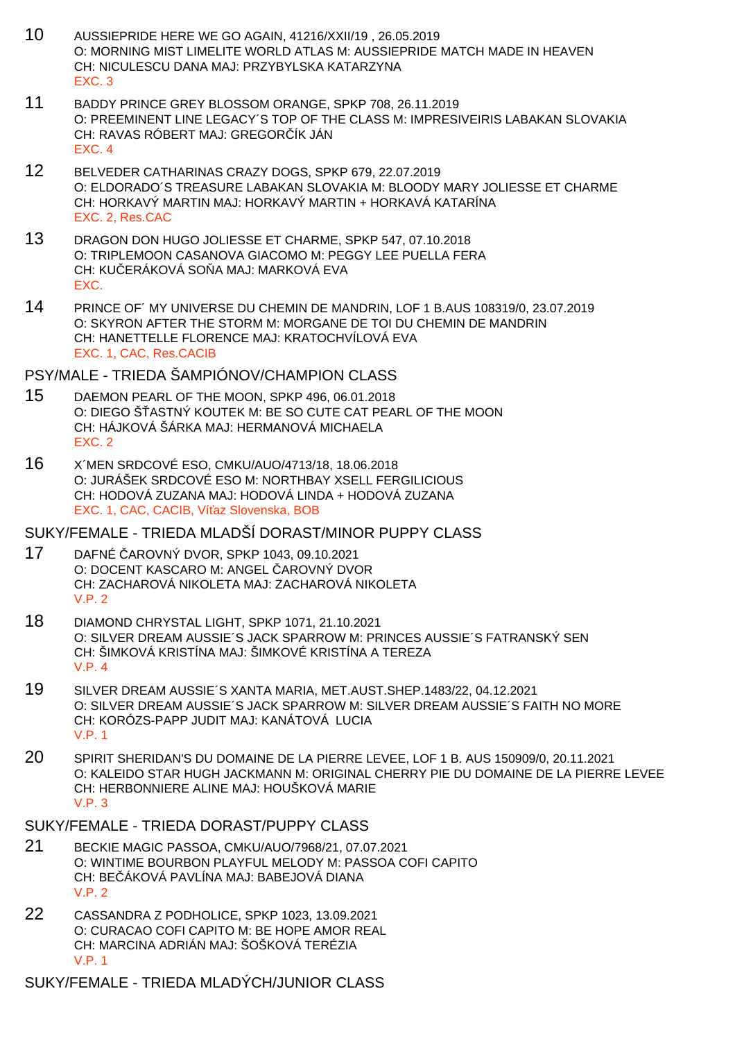10 AUSSIEPRIDE HERE WE GO AGAIN, 41216/XXII/19 , 26.05.2019
O: MORNING MIST LIMELITE WORLD ATLAS M: AUSSIEPRIDE MATCH MADE IN HEAVEN
CH: NICULESCU DANA MAJ: PRZYBYLSKA KATARZYNA
EXC. 3

11 BADDY PRINCE GREY BLOSSOM ORANGE, SPKP 708, 26.11.2019
O: PREEMINENT LINE LEGACY´S TOP OF THE CLASS M: IMPRESIVEIRIS LABAKAN SLOVAKIA
CH: RAVAS RÓBERT MAJ: GREGORČÍK JÁN
EXC. 4

12 BELVEDER CATHARINAS CRAZY DOGS, SPKP 679, 22.07.2019
O: ELDORADO´S TREASURE LABAKAN SLOVAKIA M: BLOODY MARY JOLIESSE ET CHARME
CH: HORKAVÝ MARTIN MAJ: HORKAVÝ MARTIN + HORKAVÁ KATARÍNA
EXC. 2, Res.CAC

13 DRAGON DON HUGO JOLIESSE ET CHARME, SPKP 547, 07.10.2018
O: TRIPLEMOON CASANOVA GIACOMO M: PEGGY LEE PUELLA FERA
CH: KUČERÁKOVÁ SOŇA MAJ: MARKOVÁ EVA
EXC.

14 PRINCE OF´ MY UNIVERSE DU CHEMIN DE MANDRIN, LOF 1 B.AUS 108319/0, 23.07.2019
O: SKYRON AFTER THE STORM M: MORGANE DE TOI DU CHEMIN DE MANDRIN
CH: HANETTELLE FLORENCE MAJ: KRATOCHVÍLOVÁ EVA
EXC. 1, CAC, Res.CACIB

## PSY/MALE - TRIEDA ŠAMPIÓNOV/CHAMPION CLASS

15 DAEMON PEARL OF THE MOON, SPKP 496, 06.01.2018
O: DIEGO ŠŤASTNÝ KOUTEK M: BE SO CUTE CAT PEARL OF THE MOON
CH: HÁJKOVÁ ŠÁRKA MAJ: HERMANOVÁ MICHAELA
EXC. 2

16 X´MEN SRDCOVÉ ESO, CMKU/AUO/4713/18, 18.06.2018
O: JURÁŠEK SRDCOVÉ ESO M: NORTHBAY XSELL FERGILICIOUS
CH: HODOVÁ ZUZANA MAJ: HODOVÁ LINDA + HODOVÁ ZUZANA
EXC. 1, CAC, CACIB, Víťaz Slovenska, BOB

## SUKY/FEMALE - TRIEDA MLADŠÍ DORAST/MINOR PUPPY CLASS

17 DAFNÉ ČAROVNÝ DVOR, SPKP 1043, 09.10.2021
O: DOCENT KASCARO M: ANGEL ČAROVNÝ DVOR
CH: ZACHAROVÁ NIKOLETA MAJ: ZACHAROVÁ NIKOLETA
V.P. 2

18 DIAMOND CHRYSTAL LIGHT, SPKP 1071, 21.10.2021
O: SILVER DREAM AUSSIE´S JACK SPARROW M: PRINCES AUSSIE´S FATRANSKÝ SEN
CH: ŠIMKOVÁ KRISTÍNA MAJ: ŠIMKOVÉ KRISTÍNA A TEREZA
V.P. 4

19 SILVER DREAM AUSSIE´S XANTA MARIA, MET.AUST.SHEP.1483/22, 04.12.2021
O: SILVER DREAM AUSSIE´S JACK SPARROW M: SILVER DREAM AUSSIE´S FAITH NO MORE
CH: KORÓZS-PAPP JUDIT MAJ: KANÁTOVÁ LUCIA
V.P. 1

20 SPIRIT SHERIDAN'S DU DOMAINE DE LA PIERRE LEVEE, LOF 1 B. AUS 150909/0, 20.11.2021
O: KALEIDO STAR HUGH JACKMANN M: ORIGINAL CHERRY PIE DU DOMAINE DE LA PIERRE LEVEE
CH: HERBONNIERE ALINE MAJ: HOUŠKOVÁ MARIE
V.P. 3

## SUKY/FEMALE - TRIEDA DORAST/PUPPY CLASS

21 BECKIE MAGIC PASSOA, CMKU/AUO/7968/21, 07.07.2021
O: WINTIME BOURBON PLAYFUL MELODY M: PASSOA COFI CAPITO
CH: BEČÁKOVÁ PAVLÍNA MAJ: BABEJOVÁ DIANA
V.P. 2

22 CASSANDRA Z PODHOLICE, SPKP 1023, 13.09.2021
O: CURACAO COFI CAPITO M: BE HOPE AMOR REAL
CH: MARCINA ADRIÁN MAJ: ŠOŠKOVÁ TERÉZIA
V.P. 1

## SUKY/FEMALE - TRIEDA MLADÝCH/JUNIOR CLASS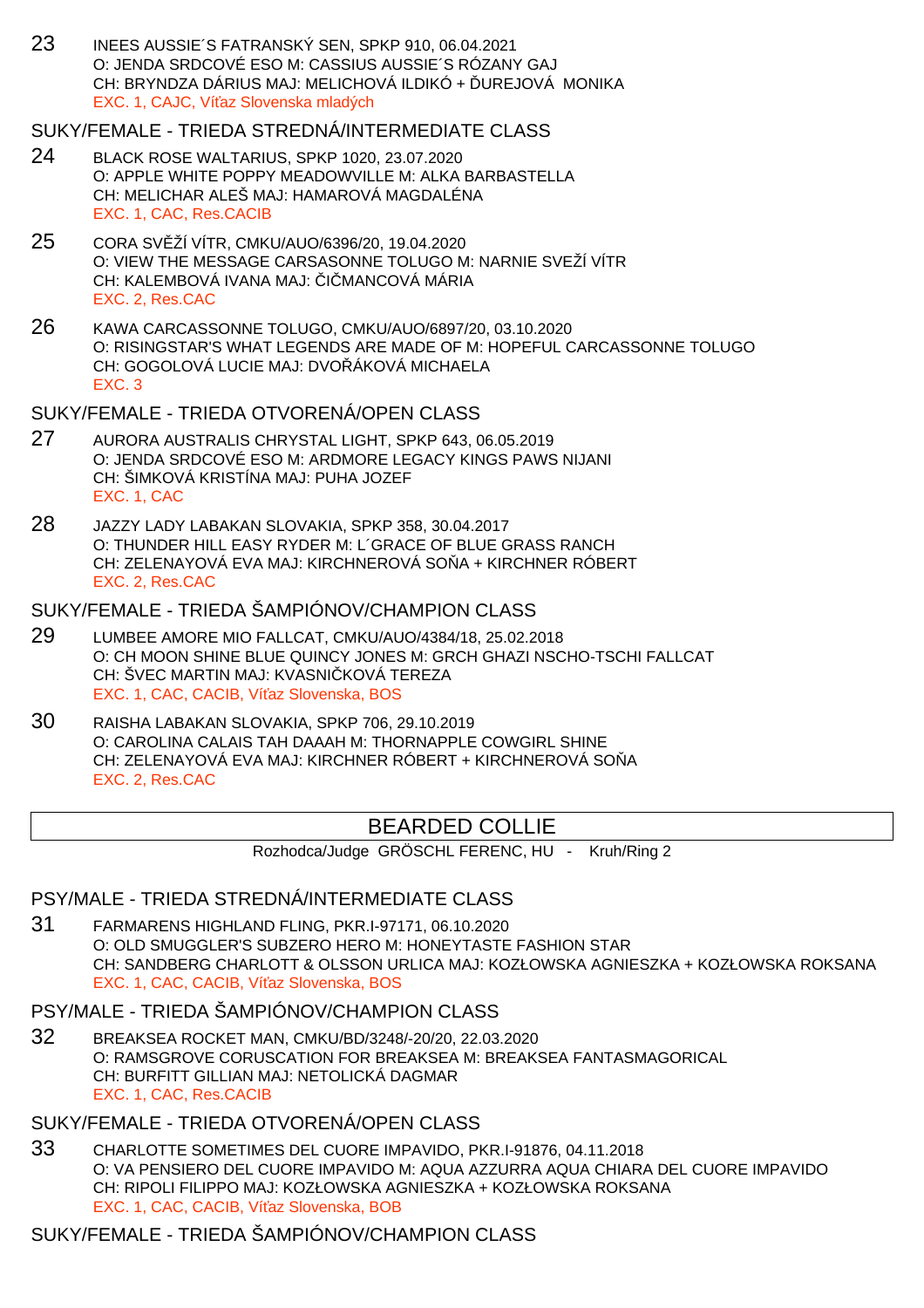23 INEES AUSSIE´S FATRANSKÝ SEN, SPKP 910, 06.04.2021
O: JENDA SRDCOVÉ ESO M: CASSIUS AUSSIE´S RÓZANY GAJ
CH: BRYNDZA DÁRIUS MAJ: MELICHOVÁ ILDIKÓ + ĎUREJOVÁ MONIKA
EXC. 1, CAJC, Víťaz Slovenska mladých

### SUKY/FEMALE - TRIEDA STREDNÁ/INTERMEDIATE CLASS

24 BLACK ROSE WALTARIUS, SPKP 1020, 23.07.2020
O: APPLE WHITE POPPY MEADOWVILLE M: ALKA BARBASTELLA
CH: MELICHAR ALEŠ MAJ: HAMAROVÁ MAGDALÉNA
EXC. 1, CAC, Res.CACIB

25 CORA SVĚŽÍ VÍTR, CMKU/AUO/6396/20, 19.04.2020
O: VIEW THE MESSAGE CARSASONNE TOLUGO M: NARNIE SVEŽÍ VÍTR
CH: KALEMBOVÁ IVANA MAJ: ČIČMANCOVÁ MÁRIA
EXC. 2, Res.CAC

26 KAWA CARCASSONNE TOLUGO, CMKU/AUO/6897/20, 03.10.2020
O: RISINGSTAR'S WHAT LEGENDS ARE MADE OF M: HOPEFUL CARCASSONNE TOLUGO
CH: GOGOLOVÁ LUCIE MAJ: DVOŘÁKOVÁ MICHAELA
EXC. 3

### SUKY/FEMALE - TRIEDA OTVORENÁ/OPEN CLASS

27 AURORA AUSTRALIS CHRYSTAL LIGHT, SPKP 643, 06.05.2019
O: JENDA SRDCOVÉ ESO M: ARDMORE LEGACY KINGS PAWS NIJANI
CH: ŠIMKOVÁ KRISTÍNA MAJ: PUHA JOZEF
EXC. 1, CAC

28 JAZZY LADY LABAKAN SLOVAKIA, SPKP 358, 30.04.2017
O: THUNDER HILL EASY RYDER M: L´GRACE OF BLUE GRASS RANCH
CH: ZELENAYOVÁ EVA MAJ: KIRCHNEROVÁ SOŇA + KIRCHNER RÓBERT
EXC. 2, Res.CAC

### SUKY/FEMALE - TRIEDA ŠAMPIÓNOV/CHAMPION CLASS

29 LUMBEE AMORE MIO FALLCAT, CMKU/AUO/4384/18, 25.02.2018
O: CH MOON SHINE BLUE QUINCY JONES M: GRCH GHAZI NSCHO-TSCHI FALLCAT
CH: ŠVEC MARTIN MAJ: KVASNIČKOVÁ TEREZA
EXC. 1, CAC, CACIB, Víťaz Slovenska, BOS

30 RAISHA LABAKAN SLOVAKIA, SPKP 706, 29.10.2019
O: CAROLINA CALAIS TAH DAAAH M: THORNAPPLE COWGIRL SHINE
CH: ZELENAYOVÁ EVA MAJ: KIRCHNER RÓBERT + KIRCHNEROVÁ SOŇA
EXC. 2, Res.CAC

## BEARDED COLLIE

Rozhodca/Judge GRÖSCHL FERENC, HU - Kruh/Ring 2

### PSY/MALE - TRIEDA STREDNÁ/INTERMEDIATE CLASS

31 FARMARENS HIGHLAND FLING, PKR.I-97171, 06.10.2020
O: OLD SMUGGLER'S SUBZERO HERO M: HONEYTASTE FASHION STAR
CH: SANDBERG CHARLOTT & OLSSON URLICA MAJ: KOZŁOWSKA AGNIESZKA + KOZŁOWSKA ROKSANA
EXC. 1, CAC, CACIB, Víťaz Slovenska, BOS

### PSY/MALE - TRIEDA ŠAMPIÓNOV/CHAMPION CLASS

32 BREAKSEA ROCKET MAN, CMKU/BD/3248/-20/20, 22.03.2020
O: RAMSGROVE CORUSCATION FOR BREAKSEA M: BREAKSEA FANTASMAGORICAL
CH: BURFITT GILLIAN MAJ: NETOLICKÁ DAGMAR
EXC. 1, CAC, Res.CACIB

### SUKY/FEMALE - TRIEDA OTVORENÁ/OPEN CLASS

33 CHARLOTTE SOMETIMES DEL CUORE IMPAVIDO, PKR.I-91876, 04.11.2018
O: VA PENSIERO DEL CUORE IMPAVIDO M: AQUA AZZURRA AQUA CHIARA DEL CUORE IMPAVIDO
CH: RIPOLI FILIPPO MAJ: KOZŁOWSKA AGNIESZKA + KOZŁOWSKA ROKSANA
EXC. 1, CAC, CACIB, Víťaz Slovenska, BOB

### SUKY/FEMALE - TRIEDA ŠAMPIÓNOV/CHAMPION CLASS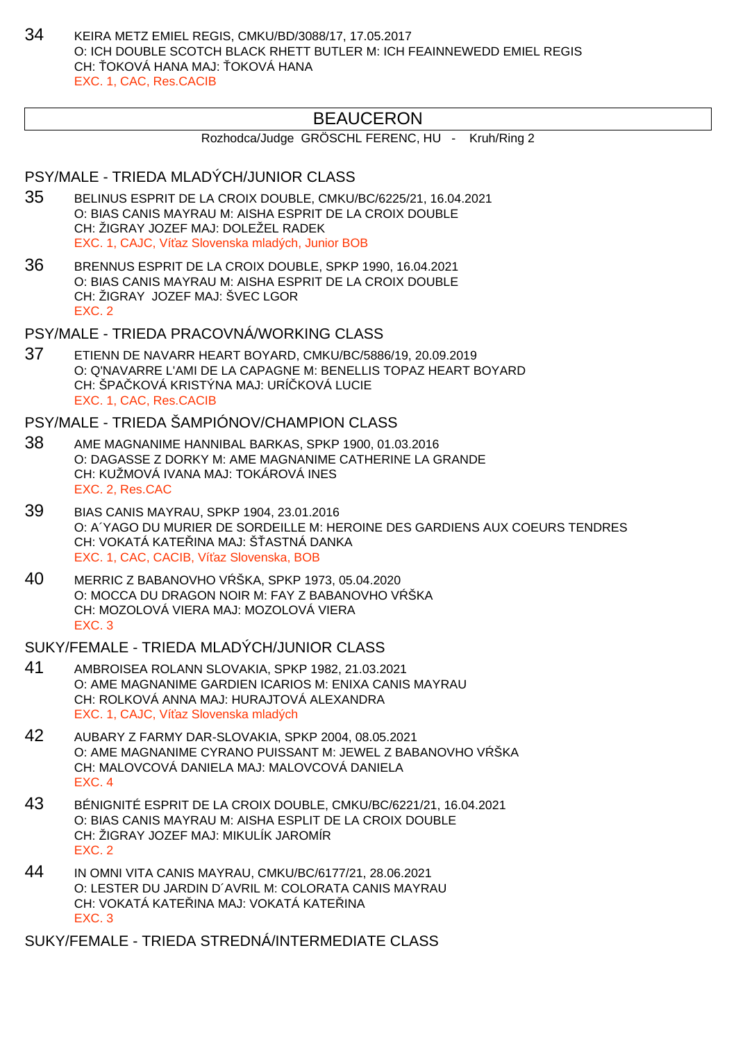34 KEIRA METZ EMIEL REGIS, CMKU/BD/3088/17, 17.05.2017
O: ICH DOUBLE SCOTCH BLACK RHETT BUTLER M: ICH FEAINNEWEDD EMIEL REGIS
CH: ŤOKOVÁ HANA MAJ: ŤOKOVÁ HANA
EXC. 1, CAC, Res.CACIB

## BEAUCERON

Rozhodca/Judge GRÖSCHL FERENC, HU - Kruh/Ring 2

### PSY/MALE - TRIEDA MLADÝCH/JUNIOR CLASS

35 BELINUS ESPRIT DE LA CROIX DOUBLE, CMKU/BC/6225/21, 16.04.2021
O: BIAS CANIS MAYRAU M: AISHA ESPRIT DE LA CROIX DOUBLE
CH: ŽIGRAY JOZEF MAJ: DOLEŽEL RADEK
EXC. 1, CAJC, Víťaz Slovenska mladých, Junior BOB

36 BRENNUS ESPRIT DE LA CROIX DOUBLE, SPKP 1990, 16.04.2021
O: BIAS CANIS MAYRAU M: AISHA ESPRIT DE LA CROIX DOUBLE
CH: ŽIGRAY JOZEF MAJ: ŠVEC LGOR
EXC. 2

### PSY/MALE - TRIEDA PRACOVNÁ/WORKING CLASS

37 ETIENN DE NAVARR HEART BOYARD, CMKU/BC/5886/19, 20.09.2019
O: Q'NAVARRE L'AMI DE LA CAPAGNE M: BENELLIS TOPAZ HEART BOYARD
CH: ŠPAČKOVÁ KRISTÝNA MAJ: URÍČKOVÁ LUCIE
EXC. 1, CAC, Res.CACIB

### PSY/MALE - TRIEDA ŠAMPIÓNOV/CHAMPION CLASS

38 AME MAGNANIME HANNIBAL BARKAS, SPKP 1900, 01.03.2016
O: DAGASSE Z DORKY M: AME MAGNANIME CATHERINE LA GRANDE
CH: KUŽMOVÁ IVANA MAJ: TOKÁROVÁ INES
EXC. 2, Res.CAC

39 BIAS CANIS MAYRAU, SPKP 1904, 23.01.2016
O: A´YAGO DU MURIER DE SORDEILLE M: HEROINE DES GARDIENS AUX COEURS TENDRES
CH: VOKATÁ KATEŘINA MAJ: ŠŤASTNÁ DANKA
EXC. 1, CAC, CACIB, Víťaz Slovenska, BOB

40 MERRIC Z BABANOVHO VŔŠKA, SPKP 1973, 05.04.2020
O: MOCCA DU DRAGON NOIR M: FAY Z BABANOVHO VŔŠKA
CH: MOZOLOVÁ VIERA MAJ: MOZOLOVÁ VIERA
EXC. 3

### SUKY/FEMALE - TRIEDA MLADÝCH/JUNIOR CLASS

41 AMBROISEA ROLANN SLOVAKIA, SPKP 1982, 21.03.2021
O: AME MAGNANIME GARDIEN ICARIOS M: ENIXA CANIS MAYRAU
CH: ROLKOVÁ ANNA MAJ: HURAJTOVÁ ALEXANDRA
EXC. 1, CAJC, Víťaz Slovenska mladých

42 AUBARY Z FARMY DAR-SLOVAKIA, SPKP 2004, 08.05.2021
O: AME MAGNANIME CYRANO PUISSANT M: JEWEL Z BABANOVHO VŔŠKA
CH: MALOVCOVÁ DANIELA MAJ: MALOVCOVÁ DANIELA
EXC. 4

43 BÉNIGNITÉ ESPRIT DE LA CROIX DOUBLE, CMKU/BC/6221/21, 16.04.2021
O: BIAS CANIS MAYRAU M: AISHA ESPLIT DE LA CROIX DOUBLE
CH: ŽIGRAY JOZEF MAJ: MIKULÍK JAROMÍR
EXC. 2

44 IN OMNI VITA CANIS MAYRAU, CMKU/BC/6177/21, 28.06.2021
O: LESTER DU JARDIN D´AVRIL M: COLORATA CANIS MAYRAU
CH: VOKATÁ KATEŘINA MAJ: VOKATÁ KATEŘINA
EXC. 3

### SUKY/FEMALE - TRIEDA STREDNÁ/INTERMEDIATE CLASS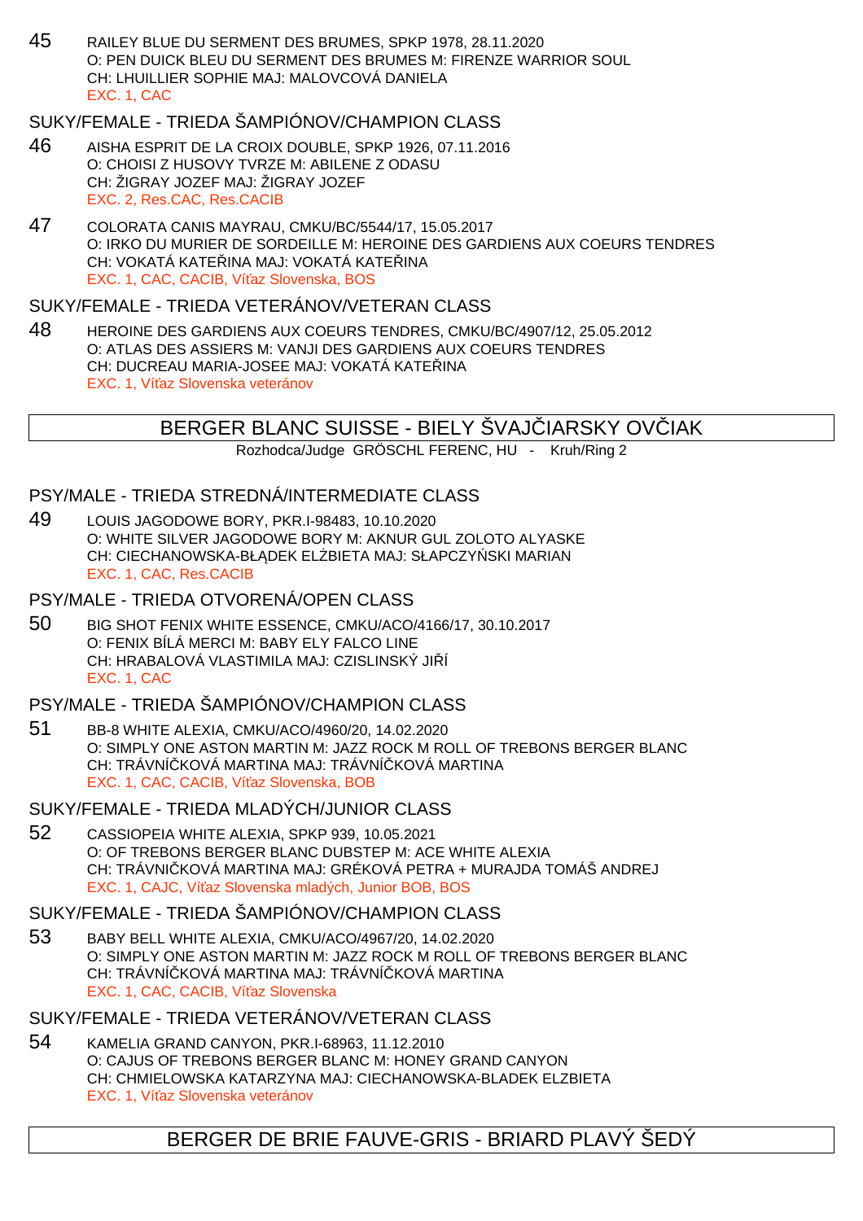45 RAILEY BLUE DU SERMENT DES BRUMES, SPKP 1978, 28.11.2020
O: PEN DUICK BLEU DU SERMENT DES BRUMES M: FIRENZE WARRIOR SOUL
CH: LHUILLIER SOPHIE MAJ: MALOVCOVÁ DANIELA
EXC. 1, CAC

### SUKY/FEMALE - TRIEDA ŠAMPIÓNOV/CHAMPION CLASS

46 AISHA ESPRIT DE LA CROIX DOUBLE, SPKP 1926, 07.11.2016
O: CHOISI Z HUSOVY TVRZE M: ABILENE Z ODASU
CH: ŽIGRAY JOZEF MAJ: ŽIGRAY JOZEF
EXC. 2, Res.CAC, Res.CACIB

47 COLORATA CANIS MAYRAU, CMKU/BC/5544/17, 15.05.2017
O: IRKO DU MURIER DE SORDEILLE M: HEROINE DES GARDIENS AUX COEURS TENDRES
CH: VOKATÁ KATEŘINA MAJ: VOKATÁ KATEŘINA
EXC. 1, CAC, CACIB, Víťaz Slovenska, BOS

### SUKY/FEMALE - TRIEDA VETERÁNOV/VETERAN CLASS

48 HEROINE DES GARDIENS AUX COEURS TENDRES, CMKU/BC/4907/12, 25.05.2012
O: ATLAS DES ASSIERS M: VANJI DES GARDIENS AUX COEURS TENDRES
CH: DUCREAU MARIA-JOSEE MAJ: VOKATÁ KATEŘINA
EXC. 1, Víťaz Slovenska veteránov

## BERGER BLANC SUISSE - BIELY ŠVAJČIARSKY OVČIAK

Rozhodca/Judge GRÖSCHL FERENC, HU - Kruh/Ring 2

### PSY/MALE - TRIEDA STREDNÁ/INTERMEDIATE CLASS

49 LOUIS JAGODOWE BORY, PKR.I-98483, 10.10.2020
O: WHITE SILVER JAGODOWE BORY M: AKNUR GUL ZOLOTO ALYASKE
CH: CIECHANOWSKA-BŁĄDEK ELŻBIETA MAJ: SŁAPCZYŃSKI MARIAN
EXC. 1, CAC, Res.CACIB

### PSY/MALE - TRIEDA OTVORENÁ/OPEN CLASS

50 BIG SHOT FENIX WHITE ESSENCE, CMKU/ACO/4166/17, 30.10.2017
O: FENIX BÍLÁ MERCI M: BABY ELY FALCO LINE
CH: HRABALOVÁ VLASTIMILA MAJ: CZISLINSKÝ JIŘÍ
EXC. 1, CAC

### PSY/MALE - TRIEDA ŠAMPIÓNOV/CHAMPION CLASS

51 BB-8 WHITE ALEXIA, CMKU/ACO/4960/20, 14.02.2020
O: SIMPLY ONE ASTON MARTIN M: JAZZ ROCK M ROLL OF TREBONS BERGER BLANC
CH: TRÁVNÍČKOVÁ MARTINA MAJ: TRÁVNÍČKOVÁ MARTINA
EXC. 1, CAC, CACIB, Víťaz Slovenska, BOB

### SUKY/FEMALE - TRIEDA MLADÝCH/JUNIOR CLASS

52 CASSIOPEIA WHITE ALEXIA, SPKP 939, 10.05.2021
O: OF TREBONS BERGER BLANC DUBSTEP M: ACE WHITE ALEXIA
CH: TRÁVNIČKOVÁ MARTINA MAJ: GRÉKOVÁ PETRA + MURAJDA TOMÁŠ ANDREJ
EXC. 1, CAJC, Víťaz Slovenska mladých, Junior BOB, BOS

### SUKY/FEMALE - TRIEDA ŠAMPIÓNOV/CHAMPION CLASS

53 BABY BELL WHITE ALEXIA, CMKU/ACO/4967/20, 14.02.2020
O: SIMPLY ONE ASTON MARTIN M: JAZZ ROCK M ROLL OF TREBONS BERGER BLANC
CH: TRÁVNÍČKOVÁ MARTINA MAJ: TRÁVNÍČKOVÁ MARTINA
EXC. 1, CAC, CACIB, Víťaz Slovenska

### SUKY/FEMALE - TRIEDA VETERÁNOV/VETERAN CLASS

54 KAMELIA GRAND CANYON, PKR.I-68963, 11.12.2010
O: CAJUS OF TREBONS BERGER BLANC M: HONEY GRAND CANYON
CH: CHMIELOWSKA KATARZYNA MAJ: CIECHANOWSKA-BLADEK ELZBIETA
EXC. 1, Víťaz Slovenska veteránov

## BERGER DE BRIE FAUVE-GRIS - BRIARD PLAVÝ ŠEDÝ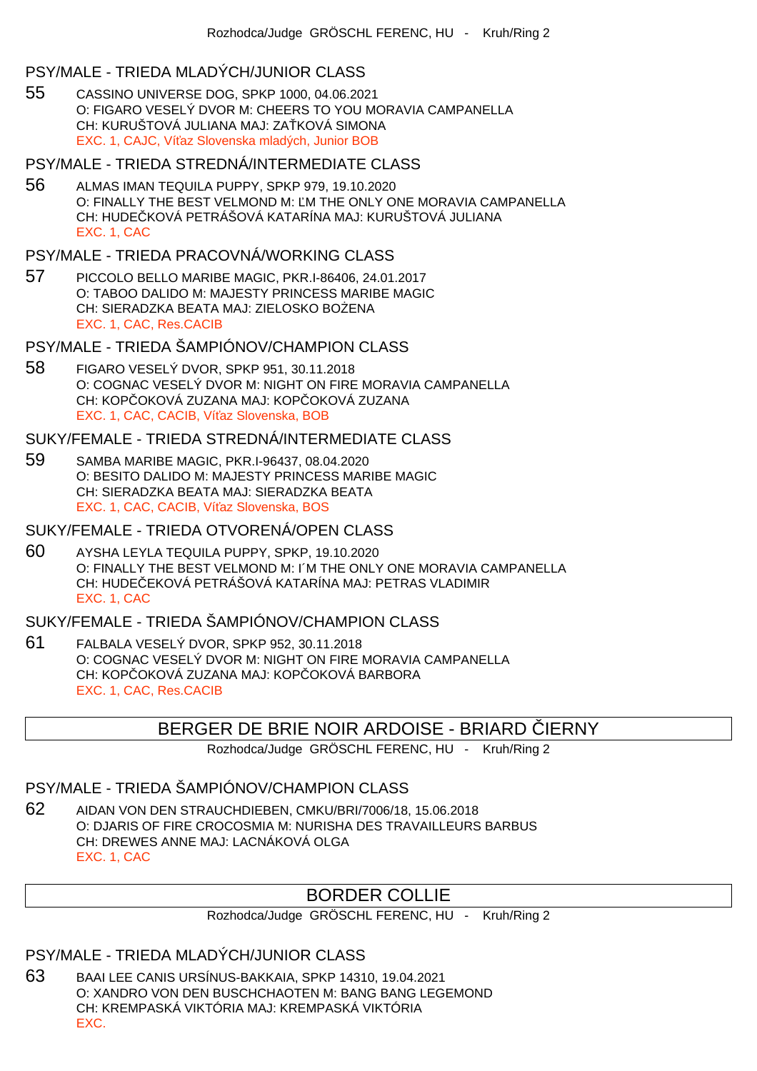### PSY/MALE - TRIEDA MLADÝCH/JUNIOR CLASS

55 CASSINO UNIVERSE DOG, SPKP 1000, 04.06.2021
O: FIGARO VESELÝ DVOR M: CHEERS TO YOU MORAVIA CAMPANELLA
CH: KURUŠTOVÁ JULIANA MAJ: ZAŤKOVÁ SIMONA
EXC. 1, CAJC, Víťaz Slovenska mladých, Junior BOB

### PSY/MALE - TRIEDA STREDNÁ/INTERMEDIATE CLASS

56 ALMAS IMAN TEQUILA PUPPY, SPKP 979, 19.10.2020
O: FINALLY THE BEST VELMOND M: ĽM THE ONLY ONE MORAVIA CAMPANELLA
CH: HUDEČKOVÁ PETRÁŠOVÁ KATARÍNA MAJ: KURUŠTOVÁ JULIANA
EXC. 1, CAC

### PSY/MALE - TRIEDA PRACOVNÁ/WORKING CLASS

57 PICCOLO BELLO MARIBE MAGIC, PKR.I-86406, 24.01.2017
O: TABOO DALIDO M: MAJESTY PRINCESS MARIBE MAGIC
CH: SIERADZKA BEATA MAJ: ZIELOSKO BOŻENA
EXC. 1, CAC, Res.CACIB

### PSY/MALE - TRIEDA ŠAMPIÓNOV/CHAMPION CLASS

58 FIGARO VESELÝ DVOR, SPKP 951, 30.11.2018
O: COGNAC VESELÝ DVOR M: NIGHT ON FIRE MORAVIA CAMPANELLA
CH: KOPČOKOVÁ ZUZANA MAJ: KOPČOKOVÁ ZUZANA
EXC. 1, CAC, CACIB, Víťaz Slovenska, BOB

### SUKY/FEMALE - TRIEDA STREDNÁ/INTERMEDIATE CLASS

59 SAMBA MARIBE MAGIC, PKR.I-96437, 08.04.2020
O: BESITO DALIDO M: MAJESTY PRINCESS MARIBE MAGIC
CH: SIERADZKA BEATA MAJ: SIERADZKA BEATA
EXC. 1, CAC, CACIB, Víťaz Slovenska, BOS

### SUKY/FEMALE - TRIEDA OTVORENÁ/OPEN CLASS

60 AYSHA LEYLA TEQUILA PUPPY, SPKP, 19.10.2020
O: FINALLY THE BEST VELMOND M: I´M THE ONLY ONE MORAVIA CAMPANELLA
CH: HUDEČEKOVÁ PETRÁŠOVÁ KATARÍNA MAJ: PETRAS VLADIMIR
EXC. 1, CAC

### SUKY/FEMALE - TRIEDA ŠAMPIÓNOV/CHAMPION CLASS

61 FALBALA VESELÝ DVOR, SPKP 952, 30.11.2018
O: COGNAC VESELÝ DVOR M: NIGHT ON FIRE MORAVIA CAMPANELLA
CH: KOPČOKOVÁ ZUZANA MAJ: KOPČOKOVÁ BARBORA
EXC. 1, CAC, Res.CACIB

## BERGER DE BRIE NOIR ARDOISE - BRIARD ČIERNY

Rozhodca/Judge GRÖSCHL FERENC, HU - Kruh/Ring 2

### PSY/MALE - TRIEDA ŠAMPIÓNOV/CHAMPION CLASS

62 AIDAN VON DEN STRAUCHDIEBEN, CMKU/BRI/7006/18, 15.06.2018
O: DJARIS OF FIRE CROCOSMIA M: NURISHA DES TRAVAILLEURS BARBUS
CH: DREWES ANNE MAJ: LACNÁKOVÁ OLGA
EXC. 1, CAC

## BORDER COLLIE

Rozhodca/Judge GRÖSCHL FERENC, HU - Kruh/Ring 2

### PSY/MALE - TRIEDA MLADÝCH/JUNIOR CLASS

63 BAAI LEE CANIS URSÍNUS-BAKKAIA, SPKP 14310, 19.04.2021
O: XANDRO VON DEN BUSCHCHAOTEN M: BANG BANG LEGEMOND
CH: KREMPASKÁ VIKTÓRIA MAJ: KREMPASKÁ VIKTÓRIA
EXC.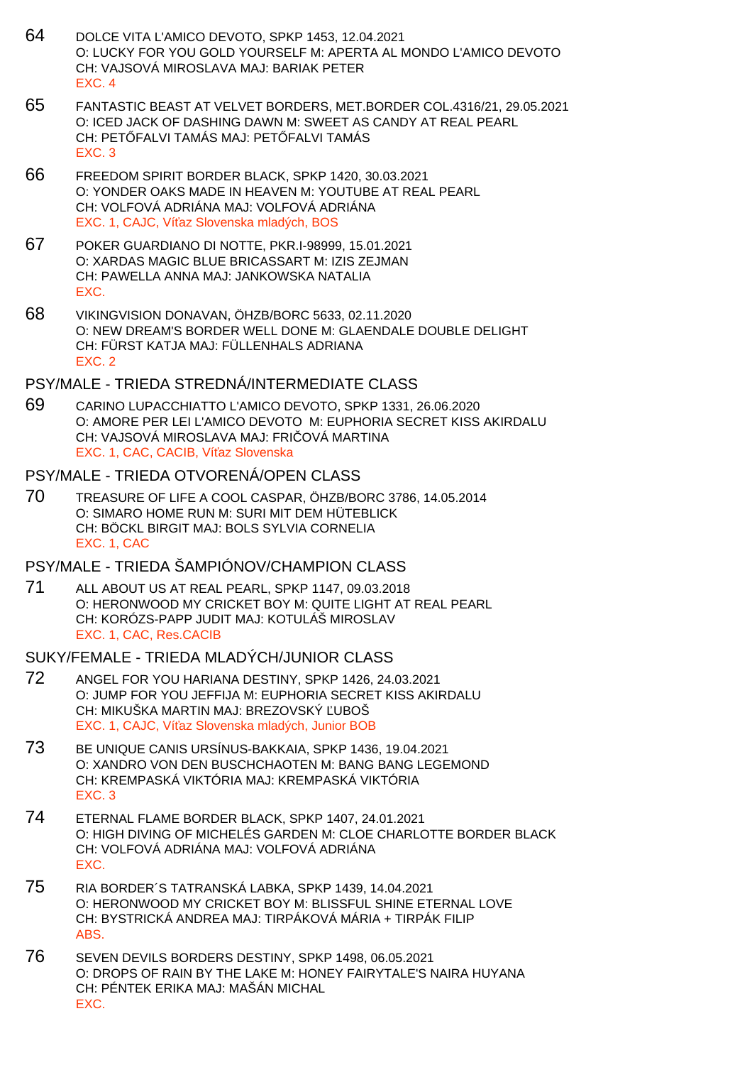64 DOLCE VITA L'AMICO DEVOTO, SPKP 1453, 12.04.2021
O: LUCKY FOR YOU GOLD YOURSELF M: APERTA AL MONDO L'AMICO DEVOTO
CH: VAJSOVÁ MIROSLAVA MAJ: BARIAK PETER
EXC. 4

65 FANTASTIC BEAST AT VELVET BORDERS, MET.BORDER COL.4316/21, 29.05.2021
O: ICED JACK OF DASHING DAWN M: SWEET AS CANDY AT REAL PEARL
CH: PETŐFALVI TAMÁS MAJ: PETŐFALVI TAMÁS
EXC. 3

66 FREEDOM SPIRIT BORDER BLACK, SPKP 1420, 30.03.2021
O: YONDER OAKS MADE IN HEAVEN M: YOUTUBE AT REAL PEARL
CH: VOLFOVÁ ADRIÁNA MAJ: VOLFOVÁ ADRIÁNA
EXC. 1, CAJC, Víťaz Slovenska mladých, BOS

67 POKER GUARDIANO DI NOTTE, PKR.I-98999, 15.01.2021
O: XARDAS MAGIC BLUE BRICASSART M: IZIS ZEJMAN
CH: PAWELLA ANNA MAJ: JANKOWSKA NATALIA
EXC.

68 VIKINGVISION DONAVAN, ÖHZB/BORC 5633, 02.11.2020
O: NEW DREAM'S BORDER WELL DONE M: GLAENDALE DOUBLE DELIGHT
CH: FÜRST KATJA MAJ: FÜLLENHALS ADRIANA
EXC. 2

## PSY/MALE - TRIEDA STREDNÁ/INTERMEDIATE CLASS

69 CARINO LUPACCHIATTO L'AMICO DEVOTO, SPKP 1331, 26.06.2020
O: AMORE PER LEI L'AMICO DEVOTO M: EUPHORIA SECRET KISS AKIRDALU
CH: VAJSOVÁ MIROSLAVA MAJ: FRIČOVÁ MARTINA
EXC. 1, CAC, CACIB, Víťaz Slovenska

## PSY/MALE - TRIEDA OTVORENÁ/OPEN CLASS

70 TREASURE OF LIFE A COOL CASPAR, ÖHZB/BORC 3786, 14.05.2014
O: SIMARO HOME RUN M: SURI MIT DEM HÜTEBLICK
CH: BÖCKL BIRGIT MAJ: BOLS SYLVIA CORNELIA
EXC. 1, CAC

## PSY/MALE - TRIEDA ŠAMPIÓNOV/CHAMPION CLASS

71 ALL ABOUT US AT REAL PEARL, SPKP 1147, 09.03.2018
O: HERONWOOD MY CRICKET BOY M: QUITE LIGHT AT REAL PEARL
CH: KORÓZS-PAPP JUDIT MAJ: KOTULÁŠ MIROSLAV
EXC. 1, CAC, Res.CACIB

## SUKY/FEMALE - TRIEDA MLADÝCH/JUNIOR CLASS

72 ANGEL FOR YOU HARIANA DESTINY, SPKP 1426, 24.03.2021
O: JUMP FOR YOU JEFFIJA M: EUPHORIA SECRET KISS AKIRDALU
CH: MIKUŠKA MARTIN MAJ: BREZOVSKÝ ĽUBOŠ
EXC. 1, CAJC, Víťaz Slovenska mladých, Junior BOB

73 BE UNIQUE CANIS URSÍNUS-BAKKAIA, SPKP 1436, 19.04.2021
O: XANDRO VON DEN BUSCHCHAOTEN M: BANG BANG LEGEMOND
CH: KREMPASKÁ VIKTÓRIA MAJ: KREMPASKÁ VIKTÓRIA
EXC. 3

74 ETERNAL FLAME BORDER BLACK, SPKP 1407, 24.01.2021
O: HIGH DIVING OF MICHELÉS GARDEN M: CLOE CHARLOTTE BORDER BLACK
CH: VOLFOVÁ ADRIÁNA MAJ: VOLFOVÁ ADRIÁNA
EXC.

75 RIA BORDER´S TATRANSKÁ LABKA, SPKP 1439, 14.04.2021
O: HERONWOOD MY CRICKET BOY M: BLISSFUL SHINE ETERNAL LOVE
CH: BYSTRICKÁ ANDREA MAJ: TIRPÁKOVÁ MÁRIA + TIRPÁK FILIP
ABS.

76 SEVEN DEVILS BORDERS DESTINY, SPKP 1498, 06.05.2021
O: DROPS OF RAIN BY THE LAKE M: HONEY FAIRYTALE'S NAIRA HUYANA
CH: PÉNTEK ERIKA MAJ: MAŠÁN MICHAL
EXC.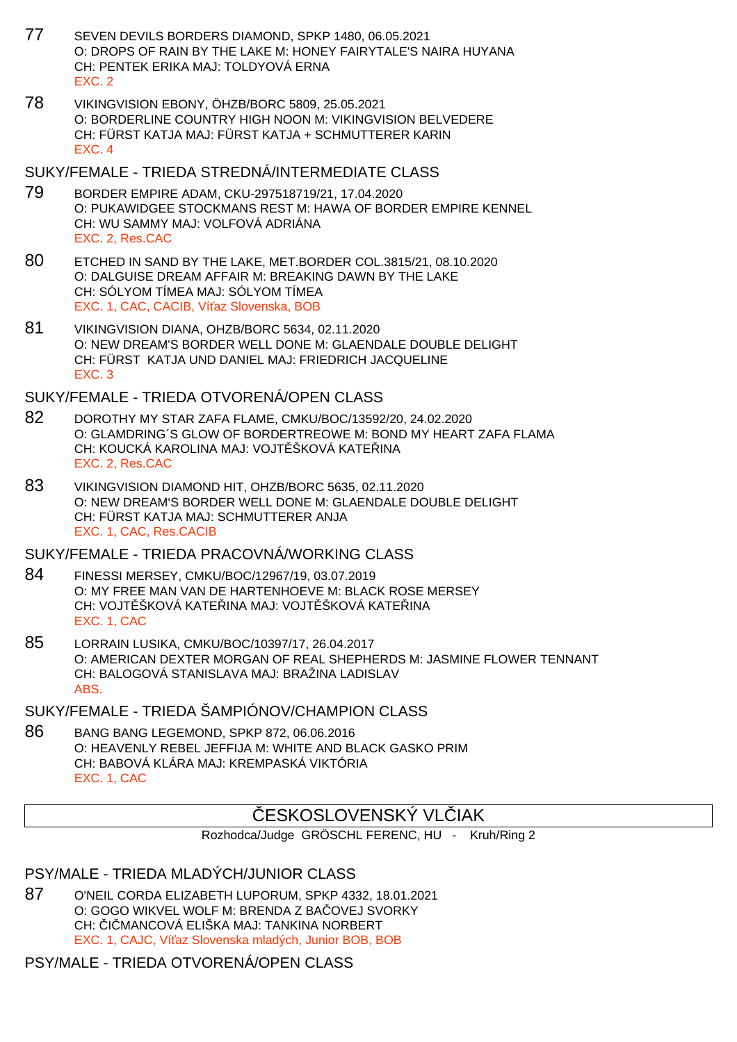77 SEVEN DEVILS BORDERS DIAMOND, SPKP 1480, 06.05.2021
O: DROPS OF RAIN BY THE LAKE M: HONEY FAIRYTALE'S NAIRA HUYANA
CH: PENTEK ERIKA MAJ: TOLDYOVÁ ERNA
EXC. 2

78 VIKINGVISION EBONY, ÖHZB/BORC 5809, 25.05.2021
O: BORDERLINE COUNTRY HIGH NOON M: VIKINGVISION BELVEDERE
CH: FÜRST KATJA MAJ: FÜRST KATJA + SCHMUTTERER KARIN
EXC. 4

## SUKY/FEMALE - TRIEDA STREDNÁ/INTERMEDIATE CLASS

79 BORDER EMPIRE ADAM, CKU-297518719/21, 17.04.2020
O: PUKAWIDGEE STOCKMANS REST M: HAWA OF BORDER EMPIRE KENNEL
CH: WU SAMMY MAJ: VOLFOVÁ ADRIÁNA
EXC. 2, Res.CAC

80 ETCHED IN SAND BY THE LAKE, MET.BORDER COL.3815/21, 08.10.2020
O: DALGUISE DREAM AFFAIR M: BREAKING DAWN BY THE LAKE
CH: SÓLYOM TÍMEA MAJ: SÓLYOM TÍMEA
EXC. 1, CAC, CACIB, Víťaz Slovenska, BOB

81 VIKINGVISION DIANA, OHZB/BORC 5634, 02.11.2020
O: NEW DREAM'S BORDER WELL DONE M: GLAENDALE DOUBLE DELIGHT
CH: FÜRST KATJA UND DANIEL MAJ: FRIEDRICH JACQUELINE
EXC. 3

## SUKY/FEMALE - TRIEDA OTVORENÁ/OPEN CLASS

82 DOROTHY MY STAR ZAFA FLAME, CMKU/BOC/13592/20, 24.02.2020
O: GLAMDRING´S GLOW OF BORDERTREOWE M: BOND MY HEART ZAFA FLAMA
CH: KOUCKÁ KAROLINA MAJ: VOJTĚŠKOVÁ KATEŘINA
EXC. 2, Res.CAC

83 VIKINGVISION DIAMOND HIT, OHZB/BORC 5635, 02.11.2020
O: NEW DREAM'S BORDER WELL DONE M: GLAENDALE DOUBLE DELIGHT
CH: FÜRST KATJA MAJ: SCHMUTTERER ANJA
EXC. 1, CAC, Res.CACIB

## SUKY/FEMALE - TRIEDA PRACOVNÁ/WORKING CLASS

84 FINESSI MERSEY, CMKU/BOC/12967/19, 03.07.2019
O: MY FREE MAN VAN DE HARTENHOEVE M: BLACK ROSE MERSEY
CH: VOJTĚŠKOVÁ KATEŘINA MAJ: VOJTĚŠKOVÁ KATEŘINA
EXC. 1, CAC

85 LORRAIN LUSIKA, CMKU/BOC/10397/17, 26.04.2017
O: AMERICAN DEXTER MORGAN OF REAL SHEPHERDS M: JASMINE FLOWER TENNANT
CH: BALOGOVÁ STANISLAVA MAJ: BRAŽINA LADISLAV
ABS.

## SUKY/FEMALE - TRIEDA ŠAMPIÓNOV/CHAMPION CLASS

86 BANG BANG LEGEMOND, SPKP 872, 06.06.2016
O: HEAVENLY REBEL JEFFIJA M: WHITE AND BLACK GASKO PRIM
CH: BABOVÁ KLÁRA MAJ: KREMPASKÁ VIKTÓRIA
EXC. 1, CAC

# ČESKOSLOVENSKÝ VLČIAK

Rozhodca/Judge GRÖSCHL FERENC, HU - Kruh/Ring 2

## PSY/MALE - TRIEDA MLADÝCH/JUNIOR CLASS

87 O'NEIL CORDA ELIZABETH LUPORUM, SPKP 4332, 18.01.2021
O: GOGO WIKVEL WOLF M: BRENDA Z BAČOVEJ SVORKY
CH: ČIČMANCOVÁ ELIŠKA MAJ: TANKINA NORBERT
EXC. 1, CAJC, Víťaz Slovenska mladých, Junior BOB, BOB

## PSY/MALE - TRIEDA OTVORENÁ/OPEN CLASS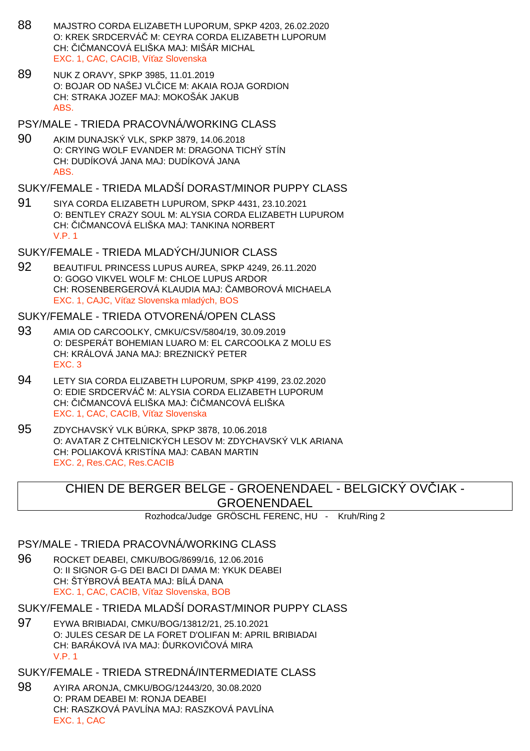88 MAJSTRO CORDA ELIZABETH LUPORUM, SPKP 4203, 26.02.2020
O: KREK SRDCERVÁČ M: CEYRA CORDA ELIZABETH LUPORUM
CH: ČIČMANCOVÁ ELIŠKA MAJ: MIŠÁR MICHAL
EXC. 1, CAC, CACIB, Víťaz Slovenska

89 NUK Z ORAVY, SPKP 3985, 11.01.2019
O: BOJAR OD NAŠEJ VLČICE M: AKAIA ROJA GORDION
CH: STRAKA JOZEF MAJ: MOKOŠÁK JAKUB
ABS.

## PSY/MALE - TRIEDA PRACOVNÁ/WORKING CLASS

90 AKIM DUNAJSKÝ VLK, SPKP 3879, 14.06.2018
O: CRYING WOLF EVANDER M: DRAGONA TICHÝ STÍN
CH: DUDÍKOVÁ JANA MAJ: DUDÍKOVÁ JANA
ABS.

## SUKY/FEMALE - TRIEDA MLADŠÍ DORAST/MINOR PUPPY CLASS

91 SIYA CORDA ELIZABETH LUPUROM, SPKP 4431, 23.10.2021
O: BENTLEY CRAZY SOUL M: ALYSIA CORDA ELIZABETH LUPUROM
CH: ČIČMANCOVÁ ELIŠKA MAJ: TANKINA NORBERT
V.P. 1

## SUKY/FEMALE - TRIEDA MLADÝCH/JUNIOR CLASS

92 BEAUTIFUL PRINCESS LUPUS AUREA, SPKP 4249, 26.11.2020
O: GOGO VIKVEL WOLF M: CHLOE LUPUS ARDOR
CH: ROSENBERGEROVÁ KLAUDIA MAJ: ČAMBOROVÁ MICHAELA
EXC. 1, CAJC, Víťaz Slovenska mladých, BOS

## SUKY/FEMALE - TRIEDA OTVORENÁ/OPEN CLASS

93 AMIA OD CARCOOLKY, CMKU/CSV/5804/19, 30.09.2019
O: DESPERÁT BOHEMIAN LUARO M: EL CARCOOLKA Z MOLU ES
CH: KRÁLOVÁ JANA MAJ: BREZNICKÝ PETER
EXC. 3

94 LETY SIA CORDA ELIZABETH LUPORUM, SPKP 4199, 23.02.2020
O: EDIE SRDCERVÁČ M: ALYSIA CORDA ELIZABETH LUPORUM
CH: ČIČMANCOVÁ ELIŠKA MAJ: ČIČMANCOVÁ ELIŠKA
EXC. 1, CAC, CACIB, Víťaz Slovenska

95 ZDYCHAVSKÝ VLK BÚRKA, SPKP 3878, 10.06.2018
O: AVATAR Z CHTELNICKÝCH LESOV M: ZDYCHAVSKÝ VLK ARIANA
CH: POLIAKOVÁ KRISTÍNA MAJ: CABAN MARTIN
EXC. 2, Res.CAC, Res.CACIB

# CHIEN DE BERGER BELGE - GROENENDAEL - BELGICKÝ OVČIAK - GROENENDAEL

Rozhodca/Judge GRÖSCHL FERENC, HU - Kruh/Ring 2

## PSY/MALE - TRIEDA PRACOVNÁ/WORKING CLASS

96 ROCKET DEABEI, CMKU/BOG/8699/16, 12.06.2016
O: II SIGNOR G-G DEI BACI DI DAMA M: YKUK DEABEI
CH: ŠTÝBROVÁ BEATA MAJ: BÍLÁ DANA
EXC. 1, CAC, CACIB, Víťaz Slovenska, BOB

## SUKY/FEMALE - TRIEDA MLADŠÍ DORAST/MINOR PUPPY CLASS

97 EYWA BRIBIADAI, CMKU/BOG/13812/21, 25.10.2021
O: JULES CESAR DE LA FORET D'OLIFAN M: APRIL BRIBIADAI
CH: BARÁKOVÁ IVA MAJ: ĎURKOVIČOVÁ MIRA
V.P. 1

## SUKY/FEMALE - TRIEDA STREDNÁ/INTERMEDIATE CLASS

98 AYIRA ARONJA, CMKU/BOG/12443/20, 30.08.2020
O: PRAM DEABEI M: RONJA DEABEI
CH: RASZKOVÁ PAVLÍNA MAJ: RASZKOVÁ PAVLÍNA
EXC. 1, CAC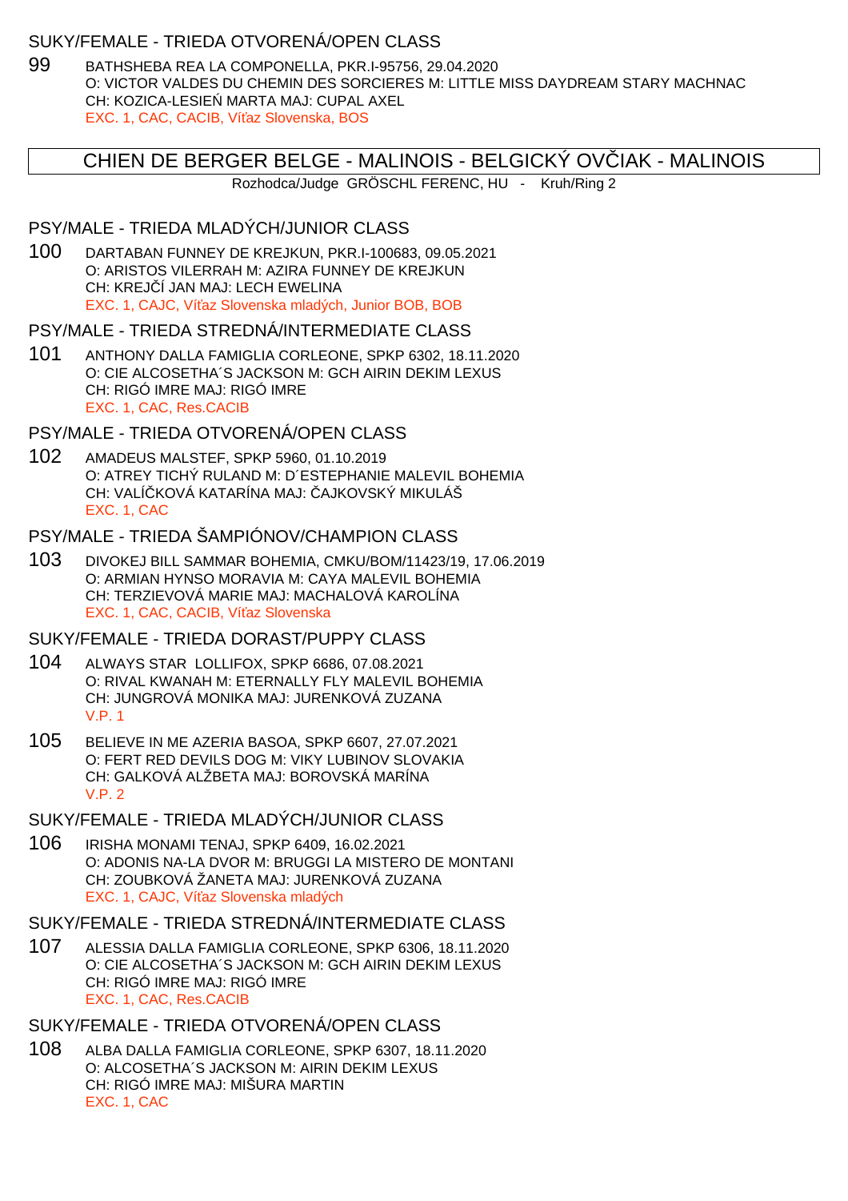## SUKY/FEMALE - TRIEDA OTVORENÁ/OPEN CLASS

99 BATHSHEBA REA LA COMPONELLA, PKR.I-95756, 29.04.2020
O: VICTOR VALDES DU CHEMIN DES SORCIERES M: LITTLE MISS DAYDREAM STARY MACHNAC
CH: KOZICA-LESIEŃ MARTA MAJ: CUPAL AXEL
EXC. 1, CAC, CACIB, Víťaz Slovenska, BOS

# CHIEN DE BERGER BELGE - MALINOIS - BELGICKÝ OVČIAK - MALINOIS

Rozhodca/Judge GRÖSCHL FERENC, HU - Kruh/Ring 2

## PSY/MALE - TRIEDA MLADÝCH/JUNIOR CLASS

100 DARTABAN FUNNEY DE KREJKUN, PKR.I-100683, 09.05.2021
O: ARISTOS VILERRAH M: AZIRA FUNNEY DE KREJKUN
CH: KREJČÍ JAN MAJ: LECH EWELINA
EXC. 1, CAJC, Víťaz Slovenska mladých, Junior BOB, BOB

## PSY/MALE - TRIEDA STREDNÁ/INTERMEDIATE CLASS

101 ANTHONY DALLA FAMIGLIA CORLEONE, SPKP 6302, 18.11.2020
O: CIE ALCOSETHA´S JACKSON M: GCH AIRIN DEKIM LEXUS
CH: RIGÓ IMRE MAJ: RIGÓ IMRE
EXC. 1, CAC, Res.CACIB

## PSY/MALE - TRIEDA OTVORENÁ/OPEN CLASS

102 AMADEUS MALSTEF, SPKP 5960, 01.10.2019
O: ATREY TICHÝ RULAND M: D´ESTEPHANIE MALEVIL BOHEMIA
CH: VALÍČKOVÁ KATARÍNA MAJ: ČAJKOVSKÝ MIKULÁŠ
EXC. 1, CAC

## PSY/MALE - TRIEDA ŠAMPIÓNOV/CHAMPION CLASS

103 DIVOKEJ BILL SAMMAR BOHEMIA, CMKU/BOM/11423/19, 17.06.2019
O: ARMIAN HYNSO MORAVIA M: CAYA MALEVIL BOHEMIA
CH: TERZIEVOVÁ MARIE MAJ: MACHALOVÁ KAROLÍNA
EXC. 1, CAC, CACIB, Víťaz Slovenska

## SUKY/FEMALE - TRIEDA DORAST/PUPPY CLASS

104 ALWAYS STAR LOLLIFOX, SPKP 6686, 07.08.2021
O: RIVAL KWANAH M: ETERNALLY FLY MALEVIL BOHEMIA
CH: JUNGROVÁ MONIKA MAJ: JURENKOVÁ ZUZANA
V.P. 1

105 BELIEVE IN ME AZERIA BASOA, SPKP 6607, 27.07.2021
O: FERT RED DEVILS DOG M: VIKY LUBINOV SLOVAKIA
CH: GALKOVÁ ALŽBETA MAJ: BOROVSKÁ MARÍNA
V.P. 2

## SUKY/FEMALE - TRIEDA MLADÝCH/JUNIOR CLASS

106 IRISHA MONAMI TENAJ, SPKP 6409, 16.02.2021
O: ADONIS NA-LA DVOR M: BRUGGI LA MISTERO DE MONTANI
CH: ZOUBKOVÁ ŽANETA MAJ: JURENKOVÁ ZUZANA
EXC. 1, CAJC, Víťaz Slovenska mladých

## SUKY/FEMALE - TRIEDA STREDNÁ/INTERMEDIATE CLASS

107 ALESSIA DALLA FAMIGLIA CORLEONE, SPKP 6306, 18.11.2020
O: CIE ALCOSETHA´S JACKSON M: GCH AIRIN DEKIM LEXUS
CH: RIGÓ IMRE MAJ: RIGÓ IMRE
EXC. 1, CAC, Res.CACIB

## SUKY/FEMALE - TRIEDA OTVORENÁ/OPEN CLASS

108 ALBA DALLA FAMIGLIA CORLEONE, SPKP 6307, 18.11.2020
O: ALCOSETHA´S JACKSON M: AIRIN DEKIM LEXUS
CH: RIGÓ IMRE MAJ: MIŠURA MARTIN
EXC. 1, CAC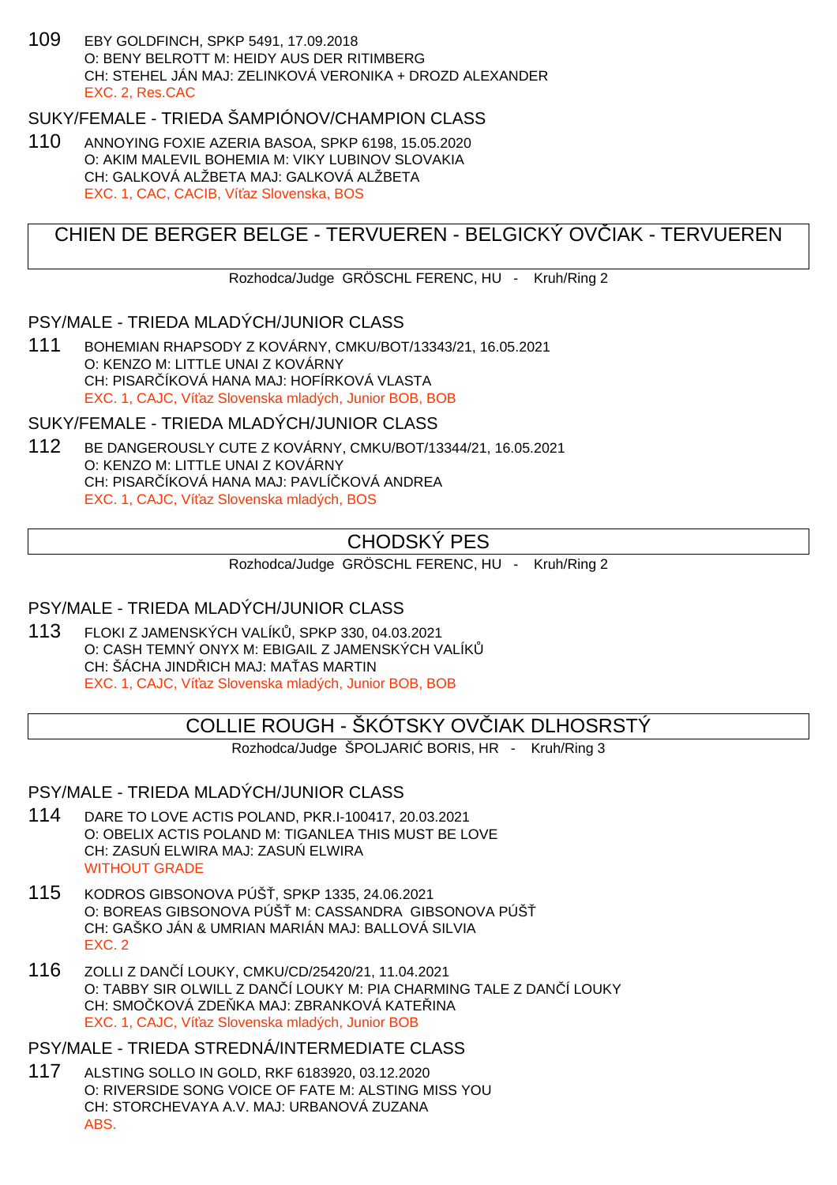109 EBY GOLDFINCH, SPKP 5491, 17.09.2018
O: BENY BELROTT M: HEIDY AUS DER RITIMBERG
CH: STEHEL JÁN MAJ: ZELINKOVÁ VERONIKA + DROZD ALEXANDER
EXC. 2, Res.CAC

### SUKY/FEMALE - TRIEDA ŠAMPIÓNOV/CHAMPION CLASS

110 ANNOYING FOXIE AZERIA BASOA, SPKP 6198, 15.05.2020
O: AKIM MALEVIL BOHEMIA M: VIKY LUBINOV SLOVAKIA
CH: GALKOVÁ ALŽBETA MAJ: GALKOVÁ ALŽBETA
EXC. 1, CAC, CACIB, Víťaz Slovenska, BOS

## CHIEN DE BERGER BELGE - TERVUEREN - BELGICKÝ OVČIAK - TERVUEREN

Rozhodca/Judge GRÖSCHL FERENC, HU - Kruh/Ring 2

### PSY/MALE - TRIEDA MLADÝCH/JUNIOR CLASS

111 BOHEMIAN RHAPSODY Z KOVÁRNY, CMKU/BOT/13343/21, 16.05.2021
O: KENZO M: LITTLE UNAI Z KOVÁRNY
CH: PISARČÍKOVÁ HANA MAJ: HOFÍRKOVÁ VLASTA
EXC. 1, CAJC, Víťaz Slovenska mladých, Junior BOB, BOB

### SUKY/FEMALE - TRIEDA MLADÝCH/JUNIOR CLASS

112 BE DANGEROUSLY CUTE Z KOVÁRNY, CMKU/BOT/13344/21, 16.05.2021
O: KENZO M: LITTLE UNAI Z KOVÁRNY
CH: PISARČÍKOVÁ HANA MAJ: PAVLÍČKOVÁ ANDREA
EXC. 1, CAJC, Víťaz Slovenska mladých, BOS

## CHODSKÝ PES

Rozhodca/Judge GRÖSCHL FERENC, HU - Kruh/Ring 2

### PSY/MALE - TRIEDA MLADÝCH/JUNIOR CLASS

113 FLOKI Z JAMENSKÝCH VALÍKŮ, SPKP 330, 04.03.2021
O: CASH TEMNÝ ONYX M: EBIGAIL Z JAMENSKÝCH VALÍKŮ
CH: ŠÁCHA JINDŘICH MAJ: MAŤAS MARTIN
EXC. 1, CAJC, Víťaz Slovenska mladých, Junior BOB, BOB

## COLLIE ROUGH - ŠKÓTSKY OVČIAK DLHOSRSTÝ

Rozhodca/Judge ŠPOLJARIĆ BORIS, HR - Kruh/Ring 3

### PSY/MALE - TRIEDA MLADÝCH/JUNIOR CLASS

114 DARE TO LOVE ACTIS POLAND, PKR.I-100417, 20.03.2021
O: OBELIX ACTIS POLAND M: TIGANLEA THIS MUST BE LOVE
CH: ZASUŃ ELWIRA MAJ: ZASUŃ ELWIRA
WITHOUT GRADE

115 KODROS GIBSONOVA PÚŠŤ, SPKP 1335, 24.06.2021
O: BOREAS GIBSONOVA PÚŠŤ M: CASSANDRA GIBSONOVA PÚŠŤ
CH: GAŠKO JÁN & UMRIAN MARIÁN MAJ: BALLOVÁ SILVIA
EXC. 2

116 ZOLLI Z DANČÍ LOUKY, CMKU/CD/25420/21, 11.04.2021
O: TABBY SIR OLWILL Z DANČÍ LOUKY M: PIA CHARMING TALE Z DANČÍ LOUKY
CH: SMOČKOVÁ ZDEŇKA MAJ: ZBRANKOVÁ KATEŘINA
EXC. 1, CAJC, Víťaz Slovenska mladých, Junior BOB

### PSY/MALE - TRIEDA STREDNÁ/INTERMEDIATE CLASS

117 ALSTING SOLLO IN GOLD, RKF 6183920, 03.12.2020
O: RIVERSIDE SONG VOICE OF FATE M: ALSTING MISS YOU
CH: STORCHEVAYA A.V. MAJ: URBANOVÁ ZUZANA
ABS.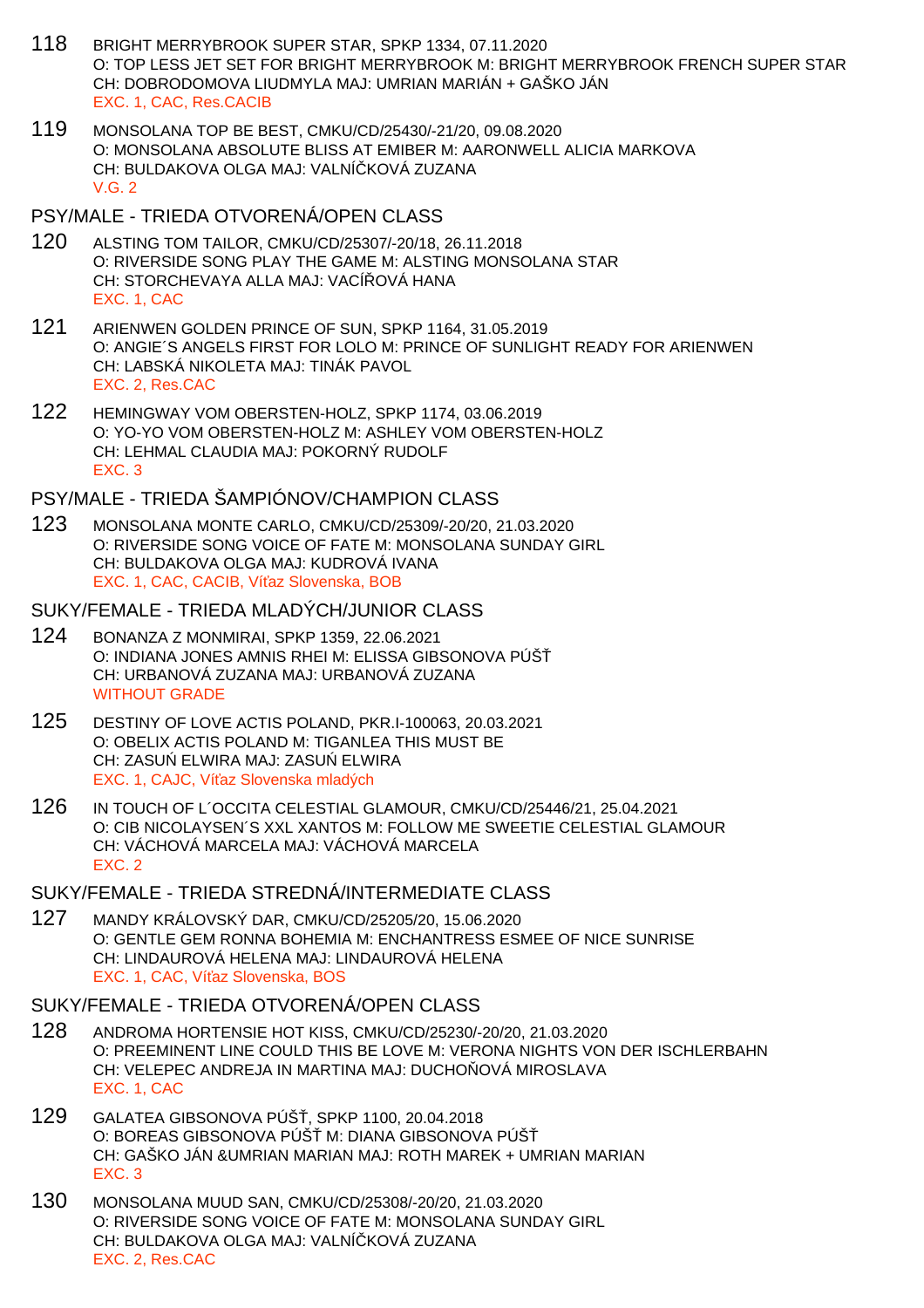118 BRIGHT MERRYBROOK SUPER STAR, SPKP 1334, 07.11.2020
O: TOP LESS JET SET FOR BRIGHT MERRYBROOK M: BRIGHT MERRYBROOK FRENCH SUPER STAR
CH: DOBRODOMOVA LIUDMYLA MAJ: UMRIAN MARIÁN + GAŠKO JÁN
EXC. 1, CAC, Res.CACIB

119 MONSOLANA TOP BE BEST, CMKU/CD/25430/-21/20, 09.08.2020
O: MONSOLANA ABSOLUTE BLISS AT EMIBER M: AARONWELL ALICIA MARKOVA
CH: BULDAKOVA OLGA MAJ: VALNÍČKOVÁ ZUZANA
V.G. 2

## PSY/MALE - TRIEDA OTVORENÁ/OPEN CLASS

120 ALSTING TOM TAILOR, CMKU/CD/25307/-20/18, 26.11.2018
O: RIVERSIDE SONG PLAY THE GAME M: ALSTING MONSOLANA STAR
CH: STORCHEVAYA ALLA MAJ: VACÍŘOVÁ HANA
EXC. 1, CAC

121 ARIENWEN GOLDEN PRINCE OF SUN, SPKP 1164, 31.05.2019
O: ANGIE´S ANGELS FIRST FOR LOLO M: PRINCE OF SUNLIGHT READY FOR ARIENWEN
CH: LABSKÁ NIKOLETA MAJ: TINÁK PAVOL
EXC. 2, Res.CAC

122 HEMINGWAY VOM OBERSTEN-HOLZ, SPKP 1174, 03.06.2019
O: YO-YO VOM OBERSTEN-HOLZ M: ASHLEY VOM OBERSTEN-HOLZ
CH: LEHMAL CLAUDIA MAJ: POKORNÝ RUDOLF
EXC. 3

## PSY/MALE - TRIEDA ŠAMPIÓNOV/CHAMPION CLASS

123 MONSOLANA MONTE CARLO, CMKU/CD/25309/-20/20, 21.03.2020
O: RIVERSIDE SONG VOICE OF FATE M: MONSOLANA SUNDAY GIRL
CH: BULDAKOVA OLGA MAJ: KUDROVÁ IVANA
EXC. 1, CAC, CACIB, Víťaz Slovenska, BOB

## SUKY/FEMALE - TRIEDA MLADÝCH/JUNIOR CLASS

124 BONANZA Z MONMIRAI, SPKP 1359, 22.06.2021
O: INDIANA JONES AMNIS RHEI M: ELISSA GIBSONOVA PÚŠŤ
CH: URBANOVÁ ZUZANA MAJ: URBANOVÁ ZUZANA
WITHOUT GRADE

125 DESTINY OF LOVE ACTIS POLAND, PKR.I-100063, 20.03.2021
O: OBELIX ACTIS POLAND M: TIGANLEA THIS MUST BE
CH: ZASUŃ ELWIRA MAJ: ZASUŃ ELWIRA
EXC. 1, CAJC, Víťaz Slovenska mladých

126 IN TOUCH OF L´OCCITA CELESTIAL GLAMOUR, CMKU/CD/25446/21, 25.04.2021
O: CIB NICOLAYSEN´S XXL XANTOS M: FOLLOW ME SWEETIE CELESTIAL GLAMOUR
CH: VÁCHOVÁ MARCELA MAJ: VÁCHOVÁ MARCELA
EXC. 2

## SUKY/FEMALE - TRIEDA STREDNÁ/INTERMEDIATE CLASS

127 MANDY KRÁLOVSKÝ DAR, CMKU/CD/25205/20, 15.06.2020
O: GENTLE GEM RONNA BOHEMIA M: ENCHANTRESS ESMEE OF NICE SUNRISE
CH: LINDAUROVÁ HELENA MAJ: LINDAUROVÁ HELENA
EXC. 1, CAC, Víťaz Slovenska, BOS

## SUKY/FEMALE - TRIEDA OTVORENÁ/OPEN CLASS

128 ANDROMA HORTENSIE HOT KISS, CMKU/CD/25230/-20/20, 21.03.2020
O: PREEMINENT LINE COULD THIS BE LOVE M: VERONA NIGHTS VON DER ISCHLERBAHN
CH: VELEPEC ANDREJA IN MARTINA MAJ: DUCHOŇOVÁ MIROSLAVA
EXC. 1, CAC

129 GALATEA GIBSONOVA PÚŠŤ, SPKP 1100, 20.04.2018
O: BOREAS GIBSONOVA PÚŠŤ M: DIANA GIBSONOVA PÚŠŤ
CH: GAŠKO JÁN &UMRIAN MARIAN MAJ: ROTH MAREK + UMRIAN MARIAN
EXC. 3

130 MONSOLANA MUUD SAN, CMKU/CD/25308/-20/20, 21.03.2020
O: RIVERSIDE SONG VOICE OF FATE M: MONSOLANA SUNDAY GIRL
CH: BULDAKOVA OLGA MAJ: VALNÍČKOVÁ ZUZANA
EXC. 2, Res.CAC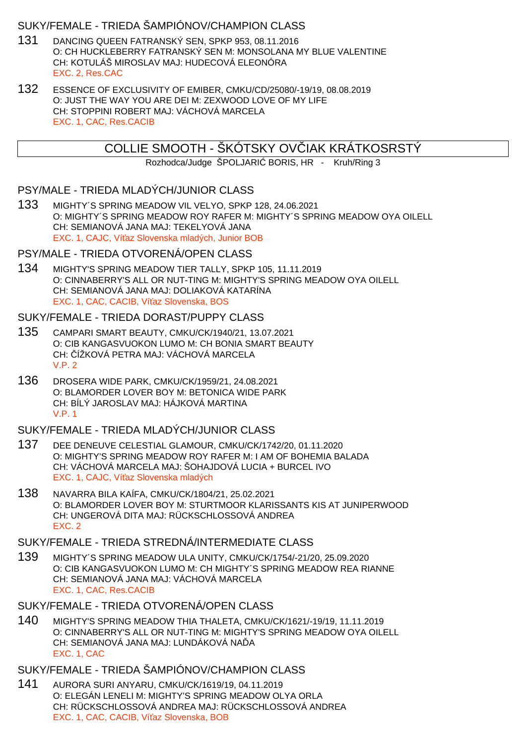## SUKY/FEMALE - TRIEDA ŠAMPIÓNOV/CHAMPION CLASS

131 DANCING QUEEN FATRANSKÝ SEN, SPKP 953, 08.11.2016
O: CH HUCKLEBERRY FATRANSKÝ SEN M: MONSOLANA MY BLUE VALENTINE
CH: KOTULÁŠ MIROSLAV MAJ: HUDECOVÁ ELEONÓRA
EXC. 2, Res.CAC

132 ESSENCE OF EXCLUSIVITY OF EMIBER, CMKU/CD/25080/-19/19, 08.08.2019
O: JUST THE WAY YOU ARE DEI M: ZEXWOOD LOVE OF MY LIFE
CH: STOPPINI ROBERT MAJ: VÁCHOVÁ MARCELA
EXC. 1, CAC, Res.CACIB

# COLLIE SMOOTH - ŠKÓTSKY OVČIAK KRÁTKOSRSTÝ

Rozhodca/Judge ŠPOLJARIĆ BORIS, HR - Kruh/Ring 3

## PSY/MALE - TRIEDA MLADÝCH/JUNIOR CLASS

133 MIGHTY´S SPRING MEADOW VIL VELYO, SPKP 128, 24.06.2021
O: MIGHTY´S SPRING MEADOW ROY RAFER M: MIGHTY´S SPRING MEADOW OYA OILELL
CH: SEMIANOVÁ JANA MAJ: TEKELYOVÁ JANA
EXC. 1, CAJC, Víťaz Slovenska mladých, Junior BOB

## PSY/MALE - TRIEDA OTVORENÁ/OPEN CLASS

134 MIGHTY'S SPRING MEADOW TIER TALLY, SPKP 105, 11.11.2019
O: CINNABERRY'S ALL OR NUT-TING M: MIGHTY'S SPRING MEADOW OYA OILELL
CH: SEMIANOVÁ JANA MAJ: DOLIAKOVÁ KATARÍNA
EXC. 1, CAC, CACIB, Víťaz Slovenska, BOS

## SUKY/FEMALE - TRIEDA DORAST/PUPPY CLASS

135 CAMPARI SMART BEAUTY, CMKU/CK/1940/21, 13.07.2021
O: CIB KANGASVUOKON LUMO M: CH BONIA SMART BEAUTY
CH: ČÍŽKOVÁ PETRA MAJ: VÁCHOVÁ MARCELA
V.P. 2

136 DROSERA WIDE PARK, CMKU/CK/1959/21, 24.08.2021
O: BLAMORDER LOVER BOY M: BETONICA WIDE PARK
CH: BÍLÝ JAROSLAV MAJ: HÁJKOVÁ MARTINA
V.P. 1

## SUKY/FEMALE - TRIEDA MLADÝCH/JUNIOR CLASS

137 DEE DENEUVE CELESTIAL GLAMOUR, CMKU/CK/1742/20, 01.11.2020
O: MIGHTY'S SPRING MEADOW ROY RAFER M: I AM OF BOHEMIA BALADA
CH: VÁCHOVÁ MARCELA MAJ: ŠOHAJDOVÁ LUCIA + BURCEL IVO
EXC. 1, CAJC, Víťaz Slovenska mladých

138 NAVARRA BILA KAÍFA, CMKU/CK/1804/21, 25.02.2021
O: BLAMORDER LOVER BOY M: STURTMOOR KLARISSANTS KIS AT JUNIPERWOOD
CH: UNGEROVÁ DITA MAJ: RÜCKSCHLOSSOVÁ ANDREA
EXC. 2

## SUKY/FEMALE - TRIEDA STREDNÁ/INTERMEDIATE CLASS

139 MIGHTY´S SPRING MEADOW ULA UNITY, CMKU/CK/1754/-21/20, 25.09.2020
O: CIB KANGASVUOKON LUMO M: CH MIGHTY´S SPRING MEADOW REA RIANNE
CH: SEMIANOVÁ JANA MAJ: VÁCHOVÁ MARCELA
EXC. 1, CAC, Res.CACIB

## SUKY/FEMALE - TRIEDA OTVORENÁ/OPEN CLASS

140 MIGHTY'S SPRING MEADOW THIA THALETA, CMKU/CK/1621/-19/19, 11.11.2019
O: CINNABERRY'S ALL OR NUT-TING M: MIGHTY'S SPRING MEADOW OYA OILELL
CH: SEMIANOVÁ JANA MAJ: LUNDÁKOVÁ NAĎA
EXC. 1, CAC

## SUKY/FEMALE - TRIEDA ŠAMPIÓNOV/CHAMPION CLASS

141 AURORA SURI ANYARU, CMKU/CK/1619/19, 04.11.2019
O: ELEGÁN LENELI M: MIGHTY'S SPRING MEADOW OLYA ORLA
CH: RÜCKSCHLOSSOVÁ ANDREA MAJ: RÜCKSCHLOSSOVÁ ANDREA
EXC. 1, CAC, CACIB, Víťaz Slovenska, BOB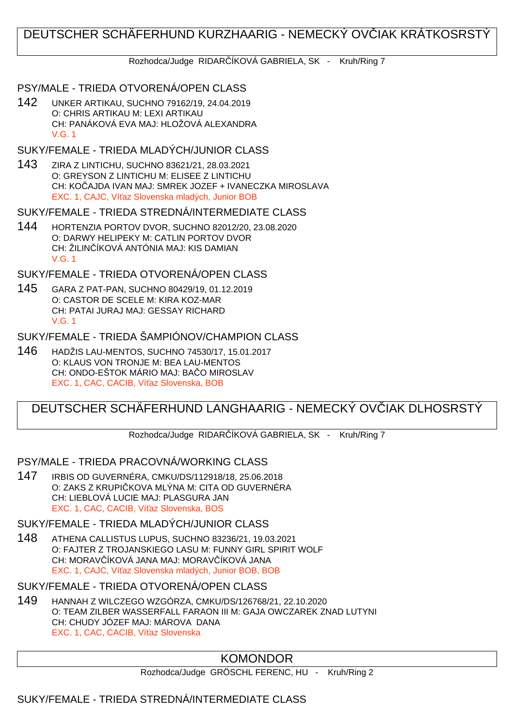# DEUTSCHER SCHÄFERHUND KURZHAARIG - NEMECKÝ OVČIAK KRÁTKOSRSTÝ

Rozhodca/Judge RIDARČÍKOVÁ GABRIELA, SK - Kruh/Ring 7

## PSY/MALE - TRIEDA OTVORENÁ/OPEN CLASS

142 UNKER ARTIKAU, SUCHNO 79162/19, 24.04.2019
O: CHRIS ARTIKAU M: LEXI ARTIKAU
CH: PANÁKOVÁ EVA MAJ: HLOŽOVÁ ALEXANDRA
V.G. 1

## SUKY/FEMALE - TRIEDA MLADÝCH/JUNIOR CLASS

143 ZIRA Z LINTICHU, SUCHNO 83621/21, 28.03.2021
O: GREYSON Z LINTICHU M: ELISEE Z LINTICHU
CH: KOČAJDA IVAN MAJ: SMREK JOZEF + IVANECZKA MIROSLAVA
EXC. 1, CAJC, Víťaz Slovenska mladých, Junior BOB

## SUKY/FEMALE - TRIEDA STREDNÁ/INTERMEDIATE CLASS

144 HORTENZIA PORTOV DVOR, SUCHNO 82012/20, 23.08.2020
O: DARWY HELIPEKY M: CATLIN PORTOV DVOR
CH: ŽILINČÍKOVÁ ANTÓNIA MAJ: KIS DAMIAN
V.G. 1

## SUKY/FEMALE - TRIEDA OTVORENÁ/OPEN CLASS

145 GARA Z PAT-PAN, SUCHNO 80429/19, 01.12.2019
O: CASTOR DE SCELE M: KIRA KOZ-MAR
CH: PATAI JURAJ MAJ: GESSAY RICHARD
V.G. 1

## SUKY/FEMALE - TRIEDA ŠAMPIÓNOV/CHAMPION CLASS

146 HADŽIS LAU-MENTOS, SUCHNO 74530/17, 15.01.2017
O: KLAUS VON TRONJE M: BEA LAU-MENTOS
CH: ONDO-EŠTOK MÁRIO MAJ: BAČO MIROSLAV
EXC. 1, CAC, CACIB, Víťaz Slovenska, BOB

# DEUTSCHER SCHÄFERHUND LANGHAARIG - NEMECKÝ OVČIAK DLHOSRSTÝ

Rozhodca/Judge RIDARČÍKOVÁ GABRIELA, SK - Kruh/Ring 7

## PSY/MALE - TRIEDA PRACOVNÁ/WORKING CLASS

147 IRBIS OD GUVERNÉRA, CMKU/DS/112918/18, 25.06.2018
O: ZAKS Z KRUPIČKOVA MLÝNA M: CITA OD GUVERNÉRA
CH: LIEBLOVÁ LUCIE MAJ: PLASGURA JAN
EXC. 1, CAC, CACIB, Víťaz Slovenska, BOS

## SUKY/FEMALE - TRIEDA MLADÝCH/JUNIOR CLASS

148 ATHENA CALLISTUS LUPUS, SUCHNO 83236/21, 19.03.2021
O: FAJTER Z TROJANSKIEGO LASU M: FUNNY GIRL SPIRIT WOLF
CH: MORAVČÍKOVÁ JANA MAJ: MORAVČÍKOVÁ JANA
EXC. 1, CAJC, Víťaz Slovenska mladých, Junior BOB, BOB

## SUKY/FEMALE - TRIEDA OTVORENÁ/OPEN CLASS

149 HANNAH Z WILCZEGO WZGÓRZA, CMKU/DS/126768/21, 22.10.2020
O: TEAM ZILBER WASSERFALL FARAON III M: GAJA OWCZAREK ZNAD LUTYNI
CH: CHUDY JÓZEF MAJ: MÁROVA DANA
EXC. 1, CAC, CACIB, Víťaz Slovenska

# KOMONDOR

Rozhodca/Judge GRÖSCHL FERENC, HU - Kruh/Ring 2

## SUKY/FEMALE - TRIEDA STREDNÁ/INTERMEDIATE CLASS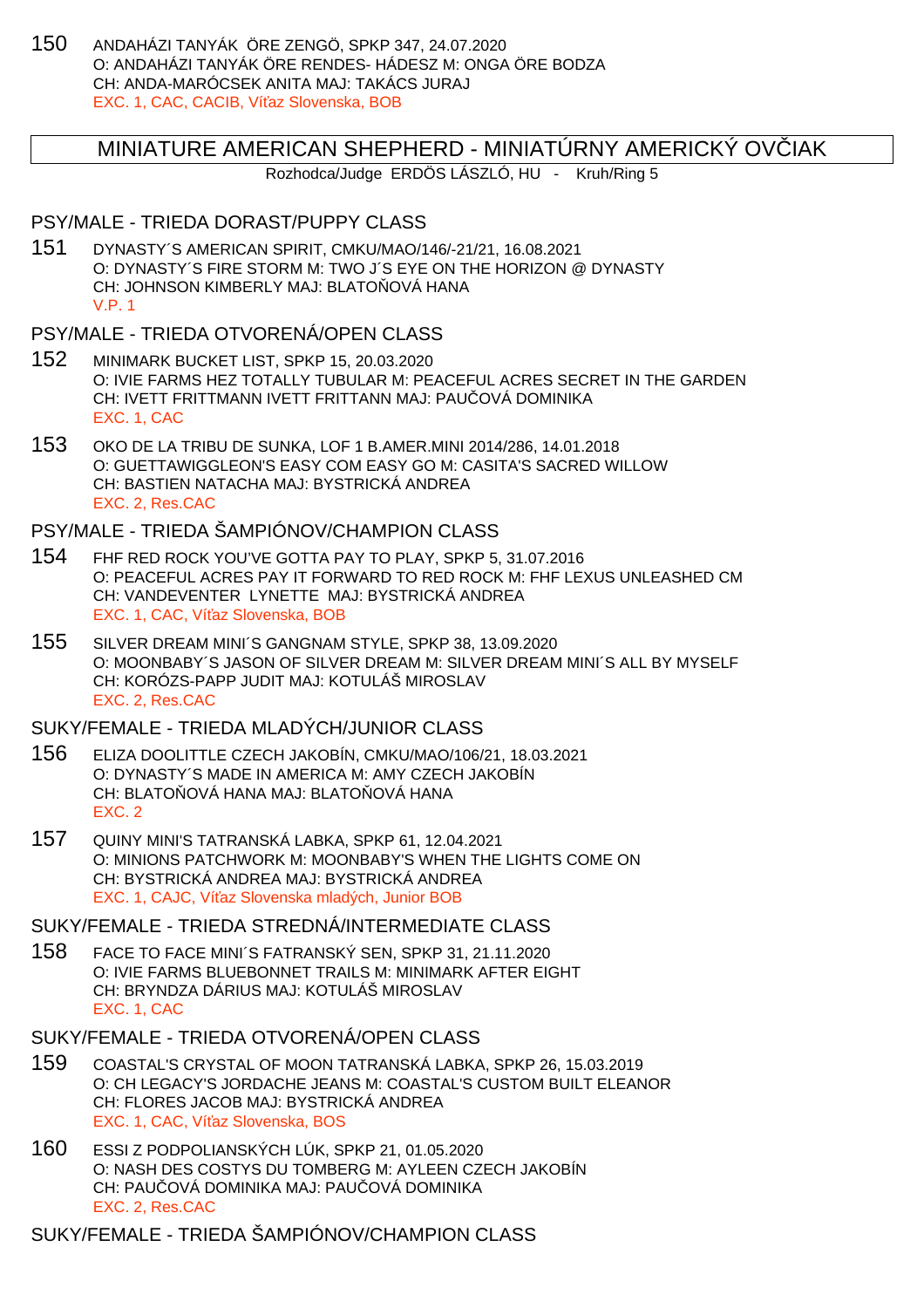150 ANDAHÁZI TANYÁK ÖRE ZENGÖ, SPKP 347, 24.07.2020
O: ANDAHÁZI TANYÁK ÖRE RENDES- HÁDESZ M: ONGA ÖRE BODZA
CH: ANDA-MARÓCSEK ANITA MAJ: TAKÁCS JURAJ
EXC. 1, CAC, CACIB, Víťaz Slovenska, BOB

## MINIATURE AMERICAN SHEPHERD - MINIATÚRNY AMERICKÝ OVČIAK

Rozhodca/Judge ERDÖS LÁSZLÓ, HU - Kruh/Ring 5

### PSY/MALE - TRIEDA DORAST/PUPPY CLASS

151 DYNASTY´S AMERICAN SPIRIT, CMKU/MAO/146/-21/21, 16.08.2021
O: DYNASTY´S FIRE STORM M: TWO J´S EYE ON THE HORIZON @ DYNASTY
CH: JOHNSON KIMBERLY MAJ: BLATOŇOVÁ HANA
V.P. 1

### PSY/MALE - TRIEDA OTVORENÁ/OPEN CLASS

152 MINIMARK BUCKET LIST, SPKP 15, 20.03.2020
O: IVIE FARMS HEZ TOTALLY TUBULAR M: PEACEFUL ACRES SECRET IN THE GARDEN
CH: IVETT FRITTMANN IVETT FRITTANN MAJ: PAUČOVÁ DOMINIKA
EXC. 1, CAC

153 OKO DE LA TRIBU DE SUNKA, LOF 1 B.AMER.MINI 2014/286, 14.01.2018
O: GUETTAWIGGLEON'S EASY COM EASY GO M: CASITA'S SACRED WILLOW
CH: BASTIEN NATACHA MAJ: BYSTRICKÁ ANDREA
EXC. 2, Res.CAC

### PSY/MALE - TRIEDA ŠAMPIÓNOV/CHAMPION CLASS

154 FHF RED ROCK YOU'VE GOTTA PAY TO PLAY, SPKP 5, 31.07.2016
O: PEACEFUL ACRES PAY IT FORWARD TO RED ROCK M: FHF LEXUS UNLEASHED CM
CH: VANDEVENTER LYNETTE MAJ: BYSTRICKÁ ANDREA
EXC. 1, CAC, Víťaz Slovenska, BOB

155 SILVER DREAM MINI´S GANGNAM STYLE, SPKP 38, 13.09.2020
O: MOONBABY´S JASON OF SILVER DREAM M: SILVER DREAM MINI´S ALL BY MYSELF
CH: KORÓZS-PAPP JUDIT MAJ: KOTULÁŠ MIROSLAV
EXC. 2, Res.CAC

### SUKY/FEMALE - TRIEDA MLADÝCH/JUNIOR CLASS

156 ELIZA DOOLITTLE CZECH JAKOBÍN, CMKU/MAO/106/21, 18.03.2021
O: DYNASTY´S MADE IN AMERICA M: AMY CZECH JAKOBÍN
CH: BLATOŇOVÁ HANA MAJ: BLATOŇOVÁ HANA
EXC. 2

157 QUINY MINI'S TATRANSKÁ LABKA, SPKP 61, 12.04.2021
O: MINIONS PATCHWORK M: MOONBABY'S WHEN THE LIGHTS COME ON
CH: BYSTRICKÁ ANDREA MAJ: BYSTRICKÁ ANDREA
EXC. 1, CAJC, Víťaz Slovenska mladých, Junior BOB

### SUKY/FEMALE - TRIEDA STREDNÁ/INTERMEDIATE CLASS

158 FACE TO FACE MINI´S FATRANSKÝ SEN, SPKP 31, 21.11.2020
O: IVIE FARMS BLUEBONNET TRAILS M: MINIMARK AFTER EIGHT
CH: BRYNDZA DÁRIUS MAJ: KOTULÁŠ MIROSLAV
EXC. 1, CAC

### SUKY/FEMALE - TRIEDA OTVORENÁ/OPEN CLASS

159 COASTAL'S CRYSTAL OF MOON TATRANSKÁ LABKA, SPKP 26, 15.03.2019
O: CH LEGACY'S JORDACHE JEANS M: COASTAL'S CUSTOM BUILT ELEANOR
CH: FLORES JACOB MAJ: BYSTRICKÁ ANDREA
EXC. 1, CAC, Víťaz Slovenska, BOS

160 ESSI Z PODPOLIANSKÝCH LÚK, SPKP 21, 01.05.2020
O: NASH DES COSTYS DU TOMBERG M: AYLEEN CZECH JAKOBÍN
CH: PAUČOVÁ DOMINIKA MAJ: PAUČOVÁ DOMINIKA
EXC. 2, Res.CAC

### SUKY/FEMALE - TRIEDA ŠAMPIÓNOV/CHAMPION CLASS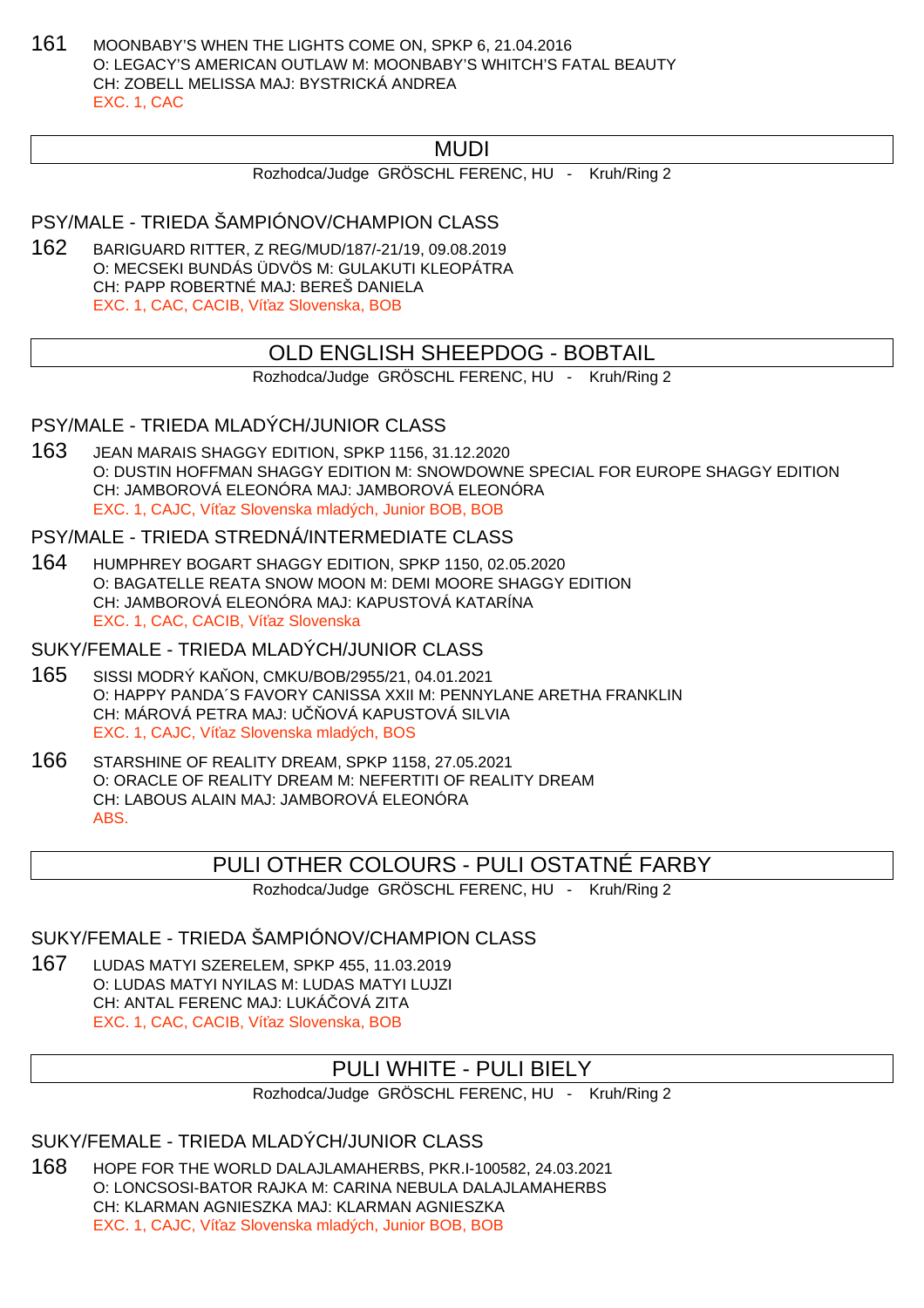161 MOONBABY'S WHEN THE LIGHTS COME ON, SPKP 6, 21.04.2016
O: LEGACY'S AMERICAN OUTLAW M: MOONBABY'S WHITCH'S FATAL BEAUTY
CH: ZOBELL MELISSA MAJ: BYSTRICKÁ ANDREA
EXC. 1, CAC

## MUDI

Rozhodca/Judge GRÖSCHL FERENC, HU - Kruh/Ring 2

### PSY/MALE - TRIEDA ŠAMPIÓNOV/CHAMPION CLASS

162 BARIGUARD RITTER, Z REG/MUD/187/-21/19, 09.08.2019
O: MECSEKI BUNDÁS ÜDVÖS M: GULAKUTI KLEOPÁTRA
CH: PAPP ROBERTNÉ MAJ: BEREŠ DANIELA
EXC. 1, CAC, CACIB, Víťaz Slovenska, BOB

## OLD ENGLISH SHEEPDOG - BOBTAIL

Rozhodca/Judge GRÖSCHL FERENC, HU - Kruh/Ring 2

### PSY/MALE - TRIEDA MLADÝCH/JUNIOR CLASS

163 JEAN MARAIS SHAGGY EDITION, SPKP 1156, 31.12.2020
O: DUSTIN HOFFMAN SHAGGY EDITION M: SNOWDOWNE SPECIAL FOR EUROPE SHAGGY EDITION
CH: JAMBOROVÁ ELEONÓRA MAJ: JAMBOROVÁ ELEONÓRA
EXC. 1, CAJC, Víťaz Slovenska mladých, Junior BOB, BOB

### PSY/MALE - TRIEDA STREDNÁ/INTERMEDIATE CLASS

164 HUMPHREY BOGART SHAGGY EDITION, SPKP 1150, 02.05.2020
O: BAGATELLE REATA SNOW MOON M: DEMI MOORE SHAGGY EDITION
CH: JAMBOROVÁ ELEONÓRA MAJ: KAPUSTOVÁ KATARÍNA
EXC. 1, CAC, CACIB, Víťaz Slovenska

### SUKY/FEMALE - TRIEDA MLADÝCH/JUNIOR CLASS

165 SISSI MODRÝ KAŇON, CMKU/BOB/2955/21, 04.01.2021
O: HAPPY PANDA´S FAVORY CANISSA XXII M: PENNYLANE ARETHA FRANKLIN
CH: MÁROVÁ PETRA MAJ: UČŇOVÁ KAPUSTOVÁ SILVIA
EXC. 1, CAJC, Víťaz Slovenska mladých, BOS

166 STARSHINE OF REALITY DREAM, SPKP 1158, 27.05.2021
O: ORACLE OF REALITY DREAM M: NEFERTITI OF REALITY DREAM
CH: LABOUS ALAIN MAJ: JAMBOROVÁ ELEONÓRA
ABS.

## PULI OTHER COLOURS - PULI OSTATNÉ FARBY

Rozhodca/Judge GRÖSCHL FERENC, HU - Kruh/Ring 2

### SUKY/FEMALE - TRIEDA ŠAMPIÓNOV/CHAMPION CLASS

167 LUDAS MATYI SZERELEM, SPKP 455, 11.03.2019
O: LUDAS MATYI NYILAS M: LUDAS MATYI LUJZI
CH: ANTAL FERENC MAJ: LUKÁČOVÁ ZITA
EXC. 1, CAC, CACIB, Víťaz Slovenska, BOB

## PULI WHITE - PULI BIELY

Rozhodca/Judge GRÖSCHL FERENC, HU - Kruh/Ring 2

### SUKY/FEMALE - TRIEDA MLADÝCH/JUNIOR CLASS

168 HOPE FOR THE WORLD DALAJLAMAHERBS, PKR.I-100582, 24.03.2021
O: LONCSOSI-BATOR RAJKA M: CARINA NEBULA DALAJLAMAHERBS
CH: KLARMAN AGNIESZKA MAJ: KLARMAN AGNIESZKA
EXC. 1, CAJC, Víťaz Slovenska mladých, Junior BOB, BOB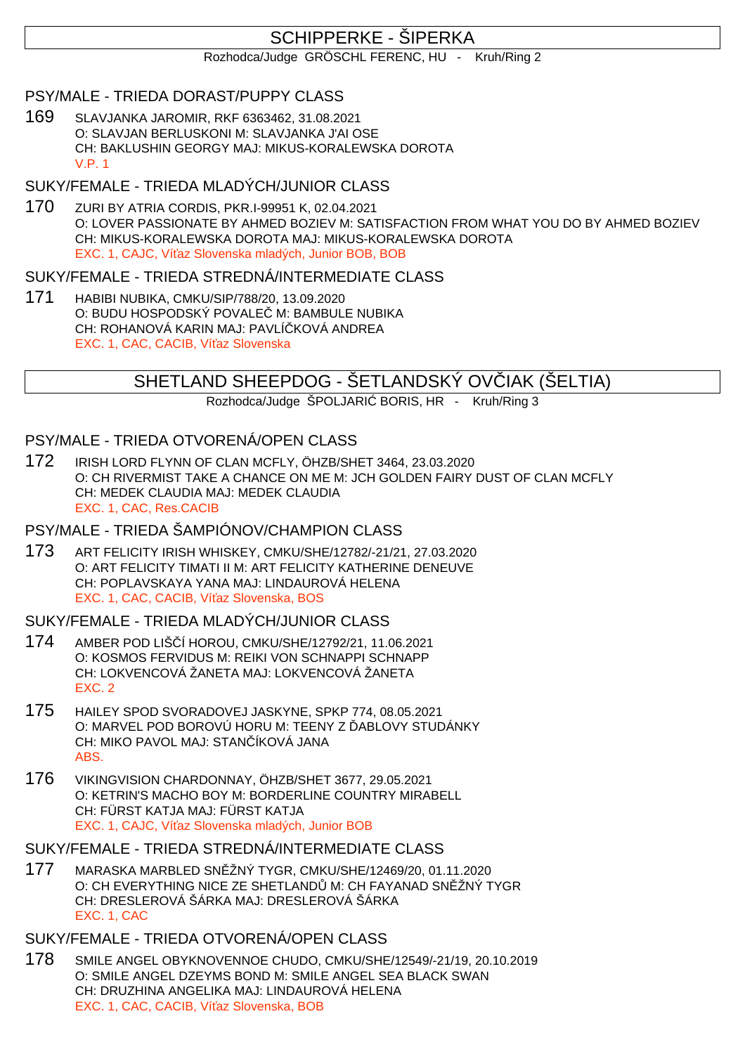# SCHIPPERKE - ŠIPERKA

Rozhodca/Judge GRÖSCHL FERENC, HU - Kruh/Ring 2

## PSY/MALE - TRIEDA DORAST/PUPPY CLASS

169 SLAVJANKA JAROMIR, RKF 6363462, 31.08.2021
O: SLAVJAN BERLUSKONI M: SLAVJANKA J'AI OSE
CH: BAKLUSHIN GEORGY MAJ: MIKUS-KORALEWSKA DOROTA
V.P. 1

## SUKY/FEMALE - TRIEDA MLADÝCH/JUNIOR CLASS

170 ZURI BY ATRIA CORDIS, PKR.I-99951 K, 02.04.2021
O: LOVER PASSIONATE BY AHMED BOZIEV M: SATISFACTION FROM WHAT YOU DO BY AHMED BOZIEV
CH: MIKUS-KORALEWSKA DOROTA MAJ: MIKUS-KORALEWSKA DOROTA
EXC. 1, CAJC, Víťaz Slovenska mladých, Junior BOB, BOB

## SUKY/FEMALE - TRIEDA STREDNÁ/INTERMEDIATE CLASS

171 HABIBI NUBIKA, CMKU/SIP/788/20, 13.09.2020
O: BUDU HOSPODSKÝ POVALEČ M: BAMBULE NUBIKA
CH: ROHANOVÁ KARIN MAJ: PAVLÍČKOVÁ ANDREA
EXC. 1, CAC, CACIB, Víťaz Slovenska

# SHETLAND SHEEPDOG - ŠETLANDSKÝ OVČIAK (ŠELTIA)

Rozhodca/Judge ŠPOLJARIĆ BORIS, HR - Kruh/Ring 3

## PSY/MALE - TRIEDA OTVORENÁ/OPEN CLASS

172 IRISH LORD FLYNN OF CLAN MCFLY, ÖHZB/SHET 3464, 23.03.2020
O: CH RIVERMIST TAKE A CHANCE ON ME M: JCH GOLDEN FAIRY DUST OF CLAN MCFLY
CH: MEDEK CLAUDIA MAJ: MEDEK CLAUDIA
EXC. 1, CAC, Res.CACIB

## PSY/MALE - TRIEDA ŠAMPIÓNOV/CHAMPION CLASS

173 ART FELICITY IRISH WHISKEY, CMKU/SHE/12782/-21/21, 27.03.2020
O: ART FELICITY TIMATI II M: ART FELICITY KATHERINE DENEUVE
CH: POPLAVSKAYA YANA MAJ: LINDAUROVÁ HELENA
EXC. 1, CAC, CACIB, Víťaz Slovenska, BOS

## SUKY/FEMALE - TRIEDA MLADÝCH/JUNIOR CLASS

174 AMBER POD LIŠČÍ HOROU, CMKU/SHE/12792/21, 11.06.2021
O: KOSMOS FERVIDUS M: REIKI VON SCHNAPPI SCHNAPP
CH: LOKVENCOVÁ ŽANETA MAJ: LOKVENCOVÁ ŽANETA
EXC. 2

175 HAILEY SPOD SVORADOVEJ JASKYNE, SPKP 774, 08.05.2021
O: MARVEL POD BOROVÚ HORU M: TEENY Z ĎABLOVY STUDÁNKY
CH: MIKO PAVOL MAJ: STANČÍKOVÁ JANA
ABS.

176 VIKINGVISION CHARDONNAY, ÖHZB/SHET 3677, 29.05.2021
O: KETRIN'S MACHO BOY M: BORDERLINE COUNTRY MIRABELL
CH: FÜRST KATJA MAJ: FÜRST KATJA
EXC. 1, CAJC, Víťaz Slovenska mladých, Junior BOB

## SUKY/FEMALE - TRIEDA STREDNÁ/INTERMEDIATE CLASS

177 MARASKA MARBLED SNĚŽNÝ TYGR, CMKU/SHE/12469/20, 01.11.2020
O: CH EVERYTHING NICE ZE SHETLANDŮ M: CH FAYANAD SNĚŽNÝ TYGR
CH: DRESLEROVÁ ŠÁRKA MAJ: DRESLEROVÁ ŠÁRKA
EXC. 1, CAC

## SUKY/FEMALE - TRIEDA OTVORENÁ/OPEN CLASS

178 SMILE ANGEL OBYKNOVENNOE CHUDO, CMKU/SHE/12549/-21/19, 20.10.2019
O: SMILE ANGEL DZEYMS BOND M: SMILE ANGEL SEA BLACK SWAN
CH: DRUZHINA ANGELIKA MAJ: LINDAUROVÁ HELENA
EXC. 1, CAC, CACIB, Víťaz Slovenska, BOB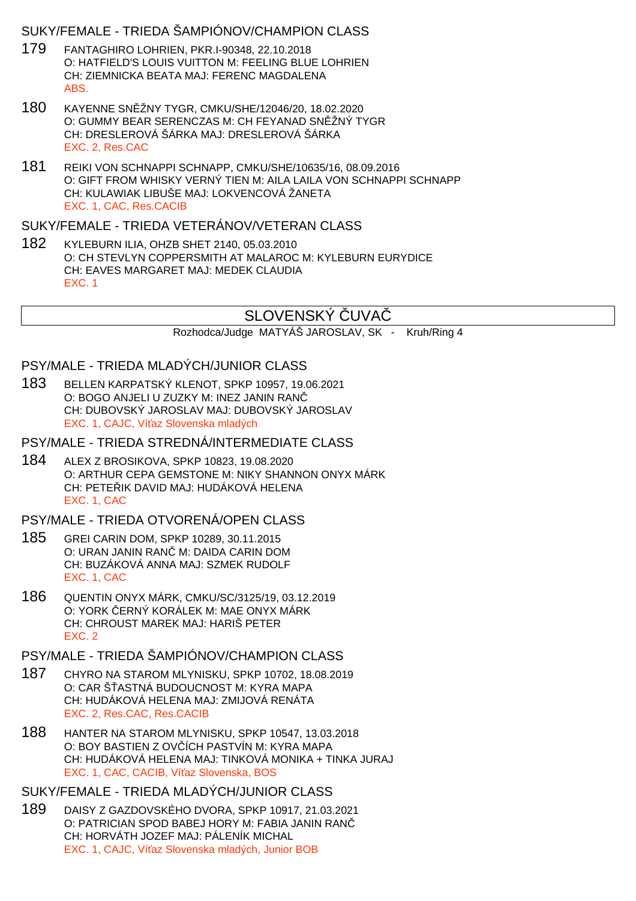### SUKY/FEMALE - TRIEDA ŠAMPIÓNOV/CHAMPION CLASS

179 FANTAGHIRO LOHRIEN, PKR.I-90348, 22.10.2018
O: HATFIELD'S LOUIS VUITTON M: FEELING BLUE LOHRIEN
CH: ZIEMNICKA BEATA MAJ: FERENC MAGDALENA
ABS.

180 KAYENNE SNĚŽNY TYGR, CMKU/SHE/12046/20, 18.02.2020
O: GUMMY BEAR SERENCZAS M: CH FEYANAD SNĚŽNÝ TYGR
CH: DRESLEROVÁ ŠÁRKA MAJ: DRESLEROVÁ ŠÁRKA
EXC. 2, Res.CAC

181 REIKI VON SCHNAPPI SCHNAPP, CMKU/SHE/10635/16, 08.09.2016
O: GIFT FROM WHISKY VERNÝ TIEN M: AILA LAILA VON SCHNAPPI SCHNAPP
CH: KULAWIAK LIBUŠE MAJ: LOKVENCOVÁ ŽANETA
EXC. 1, CAC, Res.CACIB

### SUKY/FEMALE - TRIEDA VETERÁNOV/VETERAN CLASS

182 KYLEBURN ILIA, OHZB SHET 2140, 05.03.2010
O: CH STEVLYN COPPERSMITH AT MALAROC M: KYLEBURN EURYDICE
CH: EAVES MARGARET MAJ: MEDEK CLAUDIA
EXC. 1

## SLOVENSKÝ ČUVAČ

Rozhodca/Judge MATYÁŠ JAROSLAV, SK - Kruh/Ring 4

### PSY/MALE - TRIEDA MLADÝCH/JUNIOR CLASS

183 BELLEN KARPATSKÝ KLENOT, SPKP 10957, 19.06.2021
O: BOGO ANJELI U ZUZKY M: INEZ JANIN RANČ
CH: DUBOVSKÝ JAROSLAV MAJ: DUBOVSKÝ JAROSLAV
EXC. 1, CAJC, Víťaz Slovenska mladých

### PSY/MALE - TRIEDA STREDNÁ/INTERMEDIATE CLASS

184 ALEX Z BROSIKOVA, SPKP 10823, 19.08.2020
O: ARTHUR CEPA GEMSTONE M: NIKY SHANNON ONYX MÁRK
CH: PETEŘIK DAVID MAJ: HUDÁKOVÁ HELENA
EXC. 1, CAC

### PSY/MALE - TRIEDA OTVORENÁ/OPEN CLASS

185 GREI CARIN DOM, SPKP 10289, 30.11.2015
O: URAN JANIN RANČ M: DAIDA CARIN DOM
CH: BUZÁKOVÁ ANNA MAJ: SZMEK RUDOLF
EXC. 1, CAC

186 QUENTIN ONYX MÁRK, CMKU/SC/3125/19, 03.12.2019
O: YORK ČERNÝ KORÁLEK M: MAE ONYX MÁRK
CH: CHROUST MAREK MAJ: HARIŠ PETER
EXC. 2

### PSY/MALE - TRIEDA ŠAMPIÓNOV/CHAMPION CLASS

187 CHYRO NA STAROM MLYNISKU, SPKP 10702, 18.08.2019
O: CAR ŠŤASTNÁ BUDOUCNOST M: KYRA MAPA
CH: HUDÁKOVÁ HELENA MAJ: ZMIJOVÁ RENÁTA
EXC. 2, Res.CAC, Res.CACIB

188 HANTER NA STAROM MLYNISKU, SPKP 10547, 13.03.2018
O: BOY BASTIEN Z OVČÍCH PASTVÍN M: KYRA MAPA
CH: HUDÁKOVÁ HELENA MAJ: TINKOVÁ MONIKA + TINKA JURAJ
EXC. 1, CAC, CACIB, Víťaz Slovenska, BOS

### SUKY/FEMALE - TRIEDA MLADÝCH/JUNIOR CLASS

189 DAISY Z GAZDOVSKÉHO DVORA, SPKP 10917, 21.03.2021
O: PATRICIAN SPOD BABEJ HORY M: FABIA JANIN RANČ
CH: HORVÁTH JOZEF MAJ: PÁLENÍK MICHAL
EXC. 1, CAJC, Víťaz Slovenska mladých, Junior BOB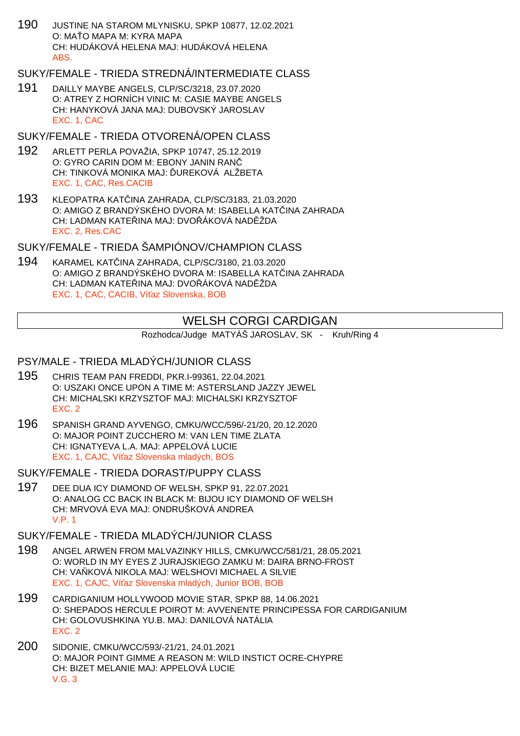190 JUSTINE NA STAROM MLYNISKU, SPKP 10877, 12.02.2021
O: MAŤO MAPA M: KYRA MAPA
CH: HUDÁKOVÁ HELENA MAJ: HUDÁKOVÁ HELENA
ABS.

### SUKY/FEMALE - TRIEDA STREDNÁ/INTERMEDIATE CLASS

191 DAILLY MAYBE ANGELS, CLP/SC/3218, 23.07.2020
O: ATREY Z HORNÍCH VINIC M: CASIE MAYBE ANGELS
CH: HANYKOVÁ JANA MAJ: DUBOVSKÝ JAROSLAV
EXC. 1, CAC

### SUKY/FEMALE - TRIEDA OTVORENÁ/OPEN CLASS

192 ARLETT PERLA POVAŽIA, SPKP 10747, 25.12.2019
O: GYRO CARIN DOM M: EBONY JANIN RANČ
CH: TINKOVÁ MONIKA MAJ: ĎUREKOVÁ ALŽBETA
EXC. 1, CAC, Res.CACIB

193 KLEOPATRA KATČINA ZAHRADA, CLP/SC/3183, 21.03.2020
O: AMIGO Z BRANDÝSKÉHO DVORA M: ISABELLA KATČINA ZAHRADA
CH: LADMAN KATEŘINA MAJ: DVOŘÁKOVÁ NADĚŽDA
EXC. 2, Res.CAC

### SUKY/FEMALE - TRIEDA ŠAMPIÓNOV/CHAMPION CLASS

194 KARAMEL KATČINA ZAHRADA, CLP/SC/3180, 21.03.2020
O: AMIGO Z BRANDÝSKÉHO DVORA M: ISABELLA KATČINA ZAHRADA
CH: LADMAN KATEŘINA MAJ: DVOŘÁKOVÁ NADĚŽDA
EXC. 1, CAC, CACIB, Víťaz Slovenska, BOB

## WELSH CORGI CARDIGAN

Rozhodca/Judge MATYÁŠ JAROSLAV, SK - Kruh/Ring 4

### PSY/MALE - TRIEDA MLADÝCH/JUNIOR CLASS

195 CHRIS TEAM PAN FREDDI, PKR.I-99361, 22.04.2021
O: USZAKI ONCE UPON A TIME M: ASTERSLAND JAZZY JEWEL
CH: MICHALSKI KRZYSZTOF MAJ: MICHALSKI KRZYSZTOF
EXC. 2

196 SPANISH GRAND AYVENGO, CMKU/WCC/596/-21/20, 20.12.2020
O: MAJOR POINT ZUCCHERO M: VAN LEN TIME ZLATA
CH: IGNATYEVA L.A. MAJ: APPELOVÁ LUCIE
EXC. 1, CAJC, Víťaz Slovenska mladých, BOS

### SUKY/FEMALE - TRIEDA DORAST/PUPPY CLASS

197 DEE DUA ICY DIAMOND OF WELSH, SPKP 91, 22.07.2021
O: ANALOG CC BACK IN BLACK M: BIJOU ICY DIAMOND OF WELSH
CH: MRVOVÁ EVA MAJ: ONDRUŠKOVÁ ANDREA
V.P. 1

### SUKY/FEMALE - TRIEDA MLADÝCH/JUNIOR CLASS

198 ANGEL ARWEN FROM MALVAZINKY HILLS, CMKU/WCC/581/21, 28.05.2021
O: WORLD IN MY EYES Z JURAJSKIEGO ZAMKU M: DAIRA BRNO-FROST
CH: VAŇKOVÁ NIKOLA MAJ: WELSHOVI MICHAEL A SILVIE
EXC. 1, CAJC, Víťaz Slovenska mladých, Junior BOB, BOB

199 CARDIGANIUM HOLLYWOOD MOVIE STAR, SPKP 88, 14.06.2021
O: SHEPADOS HERCULE POIROT M: AVVENENTE PRINCIPESSA FOR CARDIGANIUM
CH: GOLOVUSHKINA YU.B. MAJ: DANILOVÁ NATÁLIA
EXC. 2

200 SIDONIE, CMKU/WCC/593/-21/21, 24.01.2021
O: MAJOR POINT GIMME A REASON M: WILD INSTICT OCRE-CHYPRE
CH: BIZET MELANIE MAJ: APPELOVÁ LUCIE
V.G. 3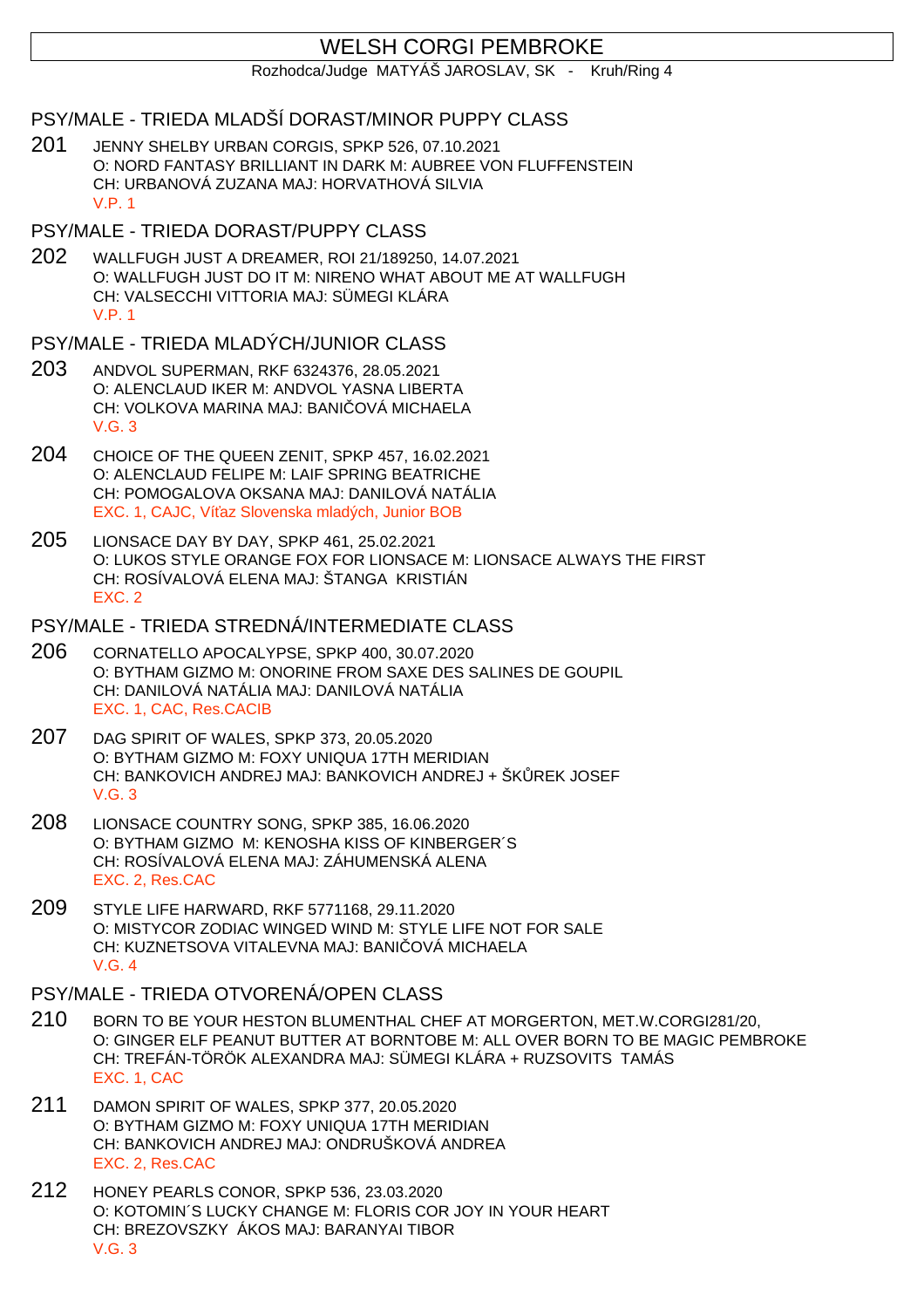# WELSH CORGI PEMBROKE

Rozhodca/Judge MATYÁŠ JAROSLAV, SK - Kruh/Ring 4

## PSY/MALE - TRIEDA MLADŠÍ DORAST/MINOR PUPPY CLASS

201 JENNY SHELBY URBAN CORGIS, SPKP 526, 07.10.2021
O: NORD FANTASY BRILLIANT IN DARK M: AUBREE VON FLUFFENSTEIN
CH: URBANOVÁ ZUZANA MAJ: HORVATHOVÁ SILVIA
V.P. 1

## PSY/MALE - TRIEDA DORAST/PUPPY CLASS

202 WALLFUGH JUST A DREAMER, ROI 21/189250, 14.07.2021
O: WALLFUGH JUST DO IT M: NIRENO WHAT ABOUT ME AT WALLFUGH
CH: VALSECCHI VITTORIA MAJ: SÜMEGI KLÁRA
V.P. 1

## PSY/MALE - TRIEDA MLADÝCH/JUNIOR CLASS

203 ANDVOL SUPERMAN, RKF 6324376, 28.05.2021
O: ALENCLAUD IKER M: ANDVOL YASNA LIBERTA
CH: VOLKOVA MARINA MAJ: BANIČOVÁ MICHAELA
V.G. 3

204 CHOICE OF THE QUEEN ZENIT, SPKP 457, 16.02.2021
O: ALENCLAUD FELIPE M: LAIF SPRING BEATRICHE
CH: POMOGALOVA OKSANA MAJ: DANILOVÁ NATÁLIA
EXC. 1, CAJC, Víťaz Slovenska mladých, Junior BOB

205 LIONSACE DAY BY DAY, SPKP 461, 25.02.2021
O: LUKOS STYLE ORANGE FOX FOR LIONSACE M: LIONSACE ALWAYS THE FIRST
CH: ROSÍVALOVÁ ELENA MAJ: ŠTANGA KRISTIÁN
EXC. 2

## PSY/MALE - TRIEDA STREDNÁ/INTERMEDIATE CLASS

206 CORNATELLO APOCALYPSE, SPKP 400, 30.07.2020
O: BYTHAM GIZMO M: ONORINE FROM SAXE DES SALINES DE GOUPIL
CH: DANILOVÁ NATÁLIA MAJ: DANILOVÁ NATÁLIA
EXC. 1, CAC, Res.CACIB

207 DAG SPIRIT OF WALES, SPKP 373, 20.05.2020
O: BYTHAM GIZMO M: FOXY UNIQUA 17TH MERIDIAN
CH: BANKOVICH ANDREJ MAJ: BANKOVICH ANDREJ + ŠKŮREK JOSEF
V.G. 3

208 LIONSACE COUNTRY SONG, SPKP 385, 16.06.2020
O: BYTHAM GIZMO M: KENOSHA KISS OF KINBERGER´S
CH: ROSÍVALOVÁ ELENA MAJ: ZÁHUMENSKÁ ALENA
EXC. 2, Res.CAC

209 STYLE LIFE HARWARD, RKF 5771168, 29.11.2020
O: MISTYCOR ZODIAC WINGED WIND M: STYLE LIFE NOT FOR SALE
CH: KUZNETSOVA VITALEVNA MAJ: BANIČOVÁ MICHAELA
V.G. 4

## PSY/MALE - TRIEDA OTVORENÁ/OPEN CLASS

210 BORN TO BE YOUR HESTON BLUMENTHAL CHEF AT MORGERTON, MET.W.CORGI281/20,
O: GINGER ELF PEANUT BUTTER AT BORNTOBE M: ALL OVER BORN TO BE MAGIC PEMBROKE
CH: TREFÁN-TÖRÖK ALEXANDRA MAJ: SÜMEGI KLÁRA + RUZSOVITS TAMÁS
EXC. 1, CAC

211 DAMON SPIRIT OF WALES, SPKP 377, 20.05.2020
O: BYTHAM GIZMO M: FOXY UNIQUA 17TH MERIDIAN
CH: BANKOVICH ANDREJ MAJ: ONDRUŠKOVÁ ANDREA
EXC. 2, Res.CAC

212 HONEY PEARLS CONOR, SPKP 536, 23.03.2020
O: KOTOMIN´S LUCKY CHANGE M: FLORIS COR JOY IN YOUR HEART
CH: BREZOVSZKY ÁKOS MAJ: BARANYAI TIBOR
V.G. 3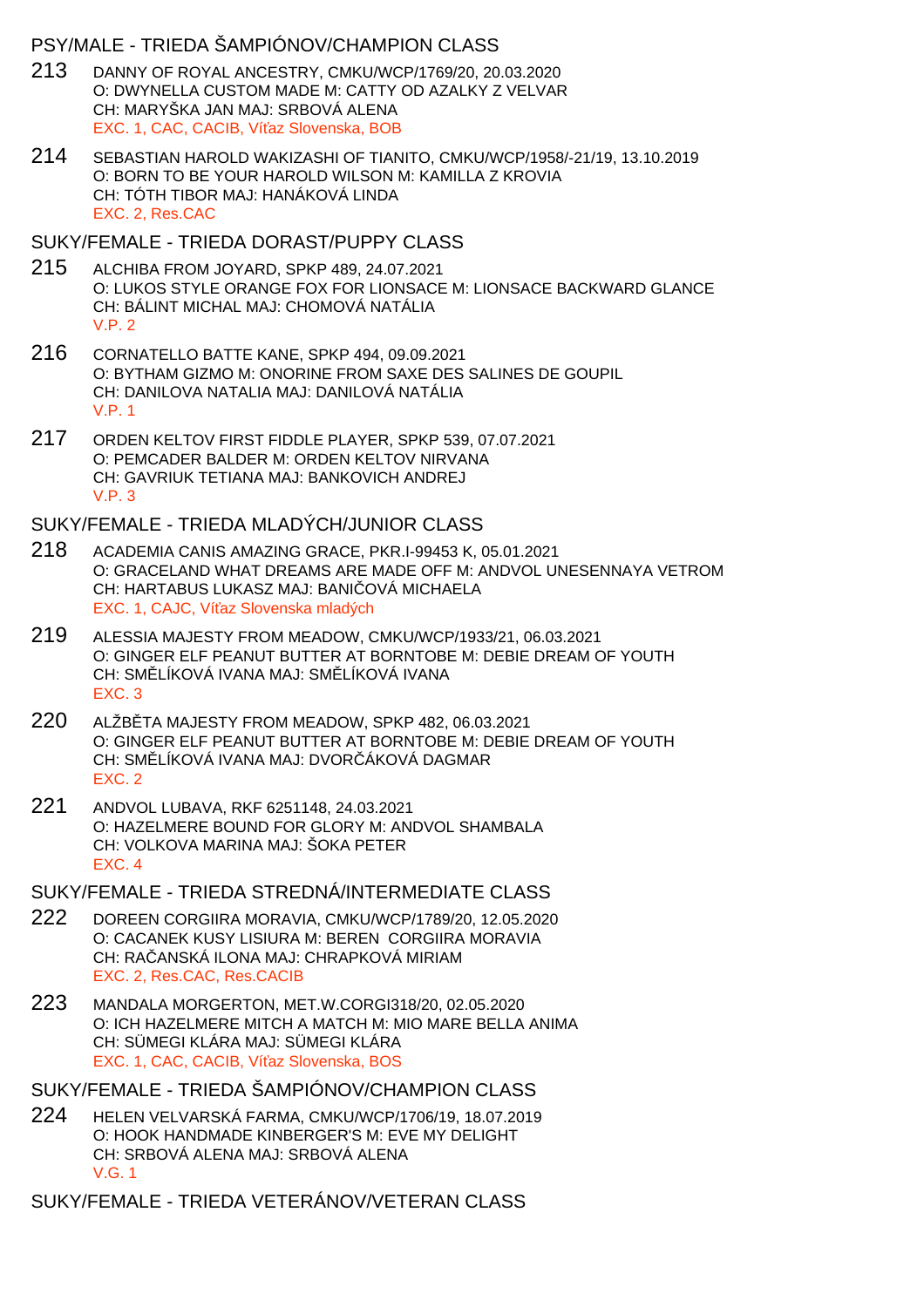## PSY/MALE - TRIEDA ŠAMPIÓNOV/CHAMPION CLASS

213 DANNY OF ROYAL ANCESTRY, CMKU/WCP/1769/20, 20.03.2020
O: DWYNELLA CUSTOM MADE M: CATTY OD AZALKY Z VELVAR
CH: MARYŠKA JAN MAJ: SRBOVÁ ALENA
EXC. 1, CAC, CACIB, Víťaz Slovenska, BOB

214 SEBASTIAN HAROLD WAKIZASHI OF TIANITO, CMKU/WCP/1958/-21/19, 13.10.2019
O: BORN TO BE YOUR HAROLD WILSON M: KAMILLA Z KROVIA
CH: TÓTH TIBOR MAJ: HANÁKOVÁ LINDA
EXC. 2, Res.CAC

## SUKY/FEMALE - TRIEDA DORAST/PUPPY CLASS

215 ALCHIBA FROM JOYARD, SPKP 489, 24.07.2021
O: LUKOS STYLE ORANGE FOX FOR LIONSACE M: LIONSACE BACKWARD GLANCE
CH: BÁLINT MICHAL MAJ: CHOMOVÁ NATÁLIA
V.P. 2

216 CORNATELLO BATTE KANE, SPKP 494, 09.09.2021
O: BYTHAM GIZMO M: ONORINE FROM SAXE DES SALINES DE GOUPIL
CH: DANILOVA NATALIA MAJ: DANILOVÁ NATÁLIA
V.P. 1

217 ORDEN KELTOV FIRST FIDDLE PLAYER, SPKP 539, 07.07.2021
O: PEMCADER BALDER M: ORDEN KELTOV NIRVANA
CH: GAVRIUK TETIANA MAJ: BANKOVICH ANDREJ
V.P. 3

## SUKY/FEMALE - TRIEDA MLADÝCH/JUNIOR CLASS

218 ACADEMIA CANIS AMAZING GRACE, PKR.I-99453 K, 05.01.2021
O: GRACELAND WHAT DREAMS ARE MADE OFF M: ANDVOL UNESENNAYA VETROM
CH: HARTABUS LUKASZ MAJ: BANIČOVÁ MICHAELA
EXC. 1, CAJC, Víťaz Slovenska mladých

219 ALESSIA MAJESTY FROM MEADOW, CMKU/WCP/1933/21, 06.03.2021
O: GINGER ELF PEANUT BUTTER AT BORNTOBE M: DEBIE DREAM OF YOUTH
CH: SMĚLÍKOVÁ IVANA MAJ: SMĚLÍKOVÁ IVANA
EXC. 3

220 ALŽBĚTA MAJESTY FROM MEADOW, SPKP 482, 06.03.2021
O: GINGER ELF PEANUT BUTTER AT BORNTOBE M: DEBIE DREAM OF YOUTH
CH: SMĚLÍKOVÁ IVANA MAJ: DVORČÁKOVÁ DAGMAR
EXC. 2

221 ANDVOL LUBAVA, RKF 6251148, 24.03.2021
O: HAZELMERE BOUND FOR GLORY M: ANDVOL SHAMBALA
CH: VOLKOVA MARINA MAJ: ŠOKA PETER
EXC. 4

## SUKY/FEMALE - TRIEDA STREDNÁ/INTERMEDIATE CLASS

222 DOREEN CORGIIRA MORAVIA, CMKU/WCP/1789/20, 12.05.2020
O: CACANEK KUSY LISIURA M: BEREN CORGIIRA MORAVIA
CH: RAČANSKÁ ILONA MAJ: CHRAPKOVÁ MIRIAM
EXC. 2, Res.CAC, Res.CACIB

223 MANDALA MORGERTON, MET.W.CORGI318/20, 02.05.2020
O: ICH HAZELMERE MITCH A MATCH M: MIO MARE BELLA ANIMA
CH: SÜMEGI KLÁRA MAJ: SÜMEGI KLÁRA
EXC. 1, CAC, CACIB, Víťaz Slovenska, BOS

## SUKY/FEMALE - TRIEDA ŠAMPIÓNOV/CHAMPION CLASS

224 HELEN VELVARSKÁ FARMA, CMKU/WCP/1706/19, 18.07.2019
O: HOOK HANDMADE KINBERGER'S M: EVE MY DELIGHT
CH: SRBOVÁ ALENA MAJ: SRBOVÁ ALENA
V.G. 1

## SUKY/FEMALE - TRIEDA VETERÁNOV/VETERAN CLASS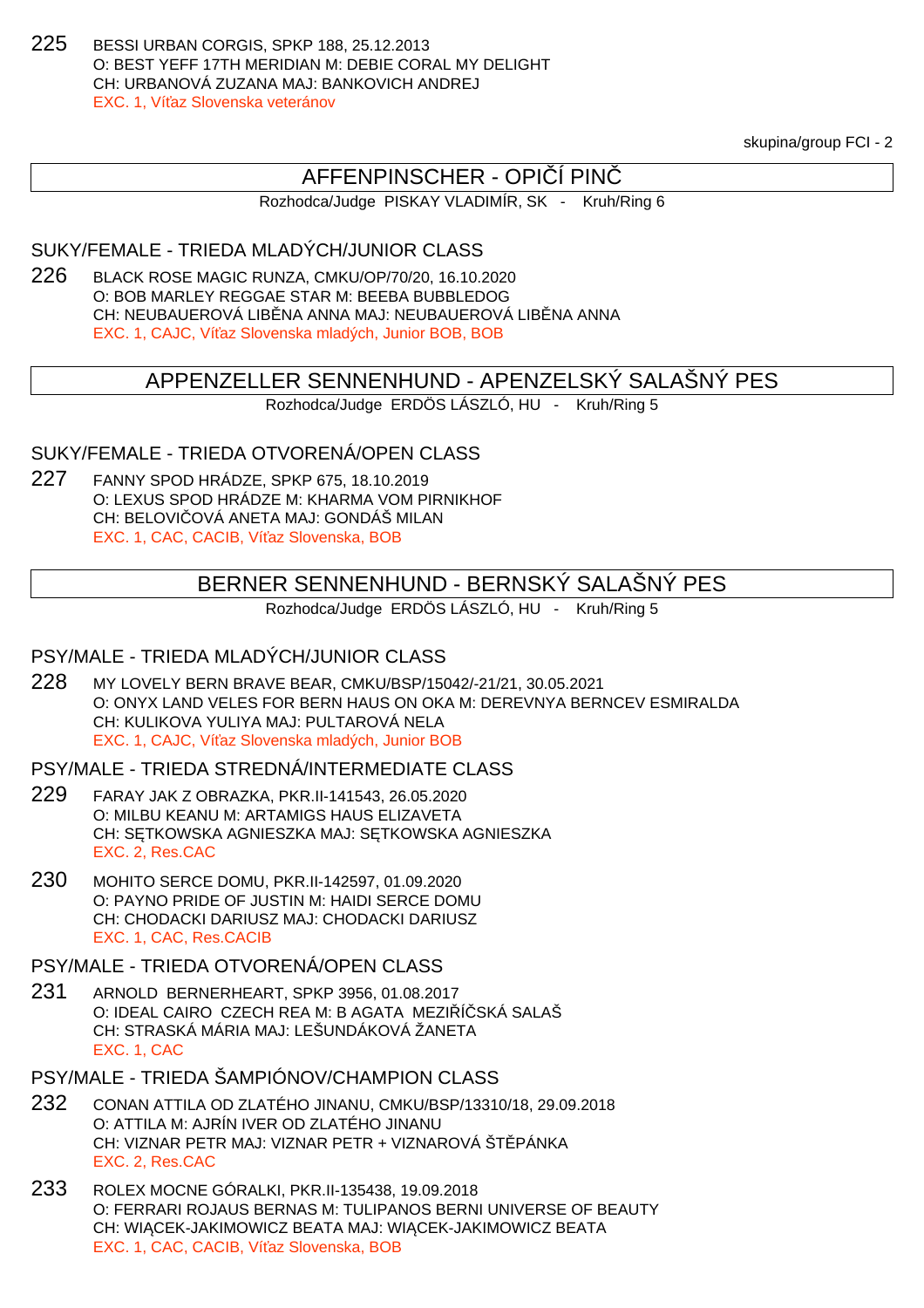225 BESSI URBAN CORGIS, SPKP 188, 25.12.2013
O: BEST YEFF 17TH MERIDIAN M: DEBIE CORAL MY DELIGHT
CH: URBANOVÁ ZUZANA MAJ: BANKOVICH ANDREJ
EXC. 1, Víťaz Slovenska veteránov

skupina/group FCI - 2

## AFFENPINSCHER - OPIČÍ PINČ

Rozhodca/Judge PISKAY VLADIMÍR, SK - Kruh/Ring 6

### SUKY/FEMALE - TRIEDA MLADÝCH/JUNIOR CLASS

226 BLACK ROSE MAGIC RUNZA, CMKU/OP/70/20, 16.10.2020
O: BOB MARLEY REGGAE STAR M: BEEBA BUBBLEDOG
CH: NEUBAUEROVÁ LIBĚNA ANNA MAJ: NEUBAUEROVÁ LIBĚNA ANNA
EXC. 1, CAJC, Víťaz Slovenska mladých, Junior BOB, BOB

## APPENZELLER SENNENHUND - APENZELSKÝ SALAŠNÝ PES

Rozhodca/Judge ERDÖS LÁSZLÓ, HU - Kruh/Ring 5

### SUKY/FEMALE - TRIEDA OTVORENÁ/OPEN CLASS

227 FANNY SPOD HRÁDZE, SPKP 675, 18.10.2019
O: LEXUS SPOD HRÁDZE M: KHARMA VOM PIRNIKHOF
CH: BELOVIČOVÁ ANETA MAJ: GONDÁŠ MILAN
EXC. 1, CAC, CACIB, Víťaz Slovenska, BOB

## BERNER SENNENHUND - BERNSKÝ SALAŠNÝ PES

Rozhodca/Judge ERDÖS LÁSZLÓ, HU - Kruh/Ring 5

### PSY/MALE - TRIEDA MLADÝCH/JUNIOR CLASS

228 MY LOVELY BERN BRAVE BEAR, CMKU/BSP/15042/-21/21, 30.05.2021
O: ONYX LAND VELES FOR BERN HAUS ON OKA M: DEREVNYA BERNCEV ESMIRALDA
CH: KULIKOVA YULIYA MAJ: PULTAROVÁ NELA
EXC. 1, CAJC, Víťaz Slovenska mladých, Junior BOB

### PSY/MALE - TRIEDA STREDNÁ/INTERMEDIATE CLASS

229 FARAY JAK Z OBRAZKA, PKR.II-141543, 26.05.2020
O: MILBU KEANU M: ARTAMIGS HAUS ELIZAVETA
CH: SĘTKOWSKA AGNIESZKA MAJ: SĘTKOWSKA AGNIESZKA
EXC. 2, Res.CAC

230 MOHITO SERCE DOMU, PKR.II-142597, 01.09.2020
O: PAYNO PRIDE OF JUSTIN M: HAIDI SERCE DOMU
CH: CHODACKI DARIUSZ MAJ: CHODACKI DARIUSZ
EXC. 1, CAC, Res.CACIB

### PSY/MALE - TRIEDA OTVORENÁ/OPEN CLASS

231 ARNOLD BERNERHEART, SPKP 3956, 01.08.2017
O: IDEAL CAIRO CZECH REA M: B AGATA MEZIŘÍČSKÁ SALAŠ
CH: STRASKÁ MÁRIA MAJ: LEŠUNDÁKOVÁ ŽANETA
EXC. 1, CAC

### PSY/MALE - TRIEDA ŠAMPIÓNOV/CHAMPION CLASS

232 CONAN ATTILA OD ZLATÉHO JINANU, CMKU/BSP/13310/18, 29.09.2018
O: ATTILA M: AJRÍN IVER OD ZLATÉHO JINANU
CH: VIZNAR PETR MAJ: VIZNAR PETR + VIZNAROVÁ ŠTĚPÁNKA
EXC. 2, Res.CAC

233 ROLEX MOCNE GÓRALKI, PKR.II-135438, 19.09.2018
O: FERRARI ROJAUS BERNAS M: TULIPANOS BERNI UNIVERSE OF BEAUTY
CH: WIĄCEK-JAKIMOWICZ BEATA MAJ: WIĄCEK-JAKIMOWICZ BEATA
EXC. 1, CAC, CACIB, Víťaz Slovenska, BOB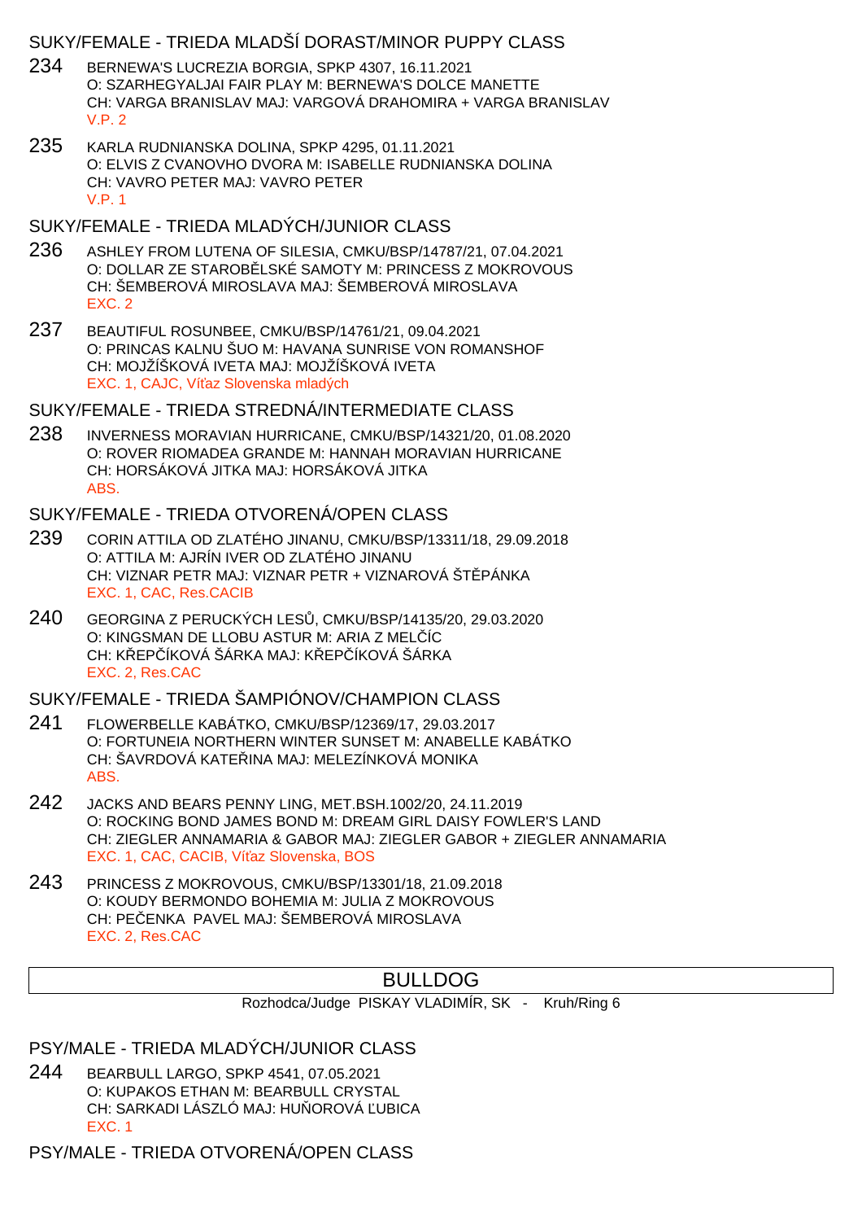## SUKY/FEMALE - TRIEDA MLADŠÍ DORAST/MINOR PUPPY CLASS

234 BERNEWA'S LUCREZIA BORGIA, SPKP 4307, 16.11.2021
O: SZARHEGYALJAI FAIR PLAY M: BERNEWA'S DOLCE MANETTE
CH: VARGA BRANISLAV MAJ: VARGOVÁ DRAHOMIRA + VARGA BRANISLAV
V.P. 2

235 KARLA RUDNIANSKA DOLINA, SPKP 4295, 01.11.2021
O: ELVIS Z CVANOVHO DVORA M: ISABELLE RUDNIANSKA DOLINA
CH: VAVRO PETER MAJ: VAVRO PETER
V.P. 1

## SUKY/FEMALE - TRIEDA MLADÝCH/JUNIOR CLASS

236 ASHLEY FROM LUTENA OF SILESIA, CMKU/BSP/14787/21, 07.04.2021
O: DOLLAR ZE STAROBĚLSKÉ SAMOTY M: PRINCESS Z MOKROVOUS
CH: ŠEMBEROVÁ MIROSLAVA MAJ: ŠEMBEROVÁ MIROSLAVA
EXC. 2

237 BEAUTIFUL ROSUNBEE, CMKU/BSP/14761/21, 09.04.2021
O: PRINCAS KALNU ŠUO M: HAVANA SUNRISE VON ROMANSHOF
CH: MOJŽÍŠKOVÁ IVETA MAJ: MOJŽÍŠKOVÁ IVETA
EXC. 1, CAJC, Víťaz Slovenska mladých

## SUKY/FEMALE - TRIEDA STREDNÁ/INTERMEDIATE CLASS

238 INVERNESS MORAVIAN HURRICANE, CMKU/BSP/14321/20, 01.08.2020
O: ROVER RIOMADEA GRANDE M: HANNAH MORAVIAN HURRICANE
CH: HORSÁKOVÁ JITKA MAJ: HORSÁKOVÁ JITKA
ABS.

## SUKY/FEMALE - TRIEDA OTVORENÁ/OPEN CLASS

239 CORIN ATTILA OD ZLATÉHO JINANU, CMKU/BSP/13311/18, 29.09.2018
O: ATTILA M: AJRÍN IVER OD ZLATÉHO JINANU
CH: VIZNAR PETR MAJ: VIZNAR PETR + VIZNAROVÁ ŠTĚPÁNKA
EXC. 1, CAC, Res.CACIB

240 GEORGINA Z PERUCKÝCH LESŮ, CMKU/BSP/14135/20, 29.03.2020
O: KINGSMAN DE LLOBU ASTUR M: ARIA Z MELČÍC
CH: KŘEPČÍKOVÁ ŠÁRKA MAJ: KŘEPČÍKOVÁ ŠÁRKA
EXC. 2, Res.CAC

## SUKY/FEMALE - TRIEDA ŠAMPIÓNOV/CHAMPION CLASS

241 FLOWERBELLE KABÁTKO, CMKU/BSP/12369/17, 29.03.2017
O: FORTUNEIA NORTHERN WINTER SUNSET M: ANABELLE KABÁTKO
CH: ŠAVRDOVÁ KATEŘINA MAJ: MELEZÍNKOVÁ MONIKA
ABS.

242 JACKS AND BEARS PENNY LING, MET.BSH.1002/20, 24.11.2019
O: ROCKING BOND JAMES BOND M: DREAM GIRL DAISY FOWLER'S LAND
CH: ZIEGLER ANNAMARIA & GABOR MAJ: ZIEGLER GABOR + ZIEGLER ANNAMARIA
EXC. 1, CAC, CACIB, Víťaz Slovenska, BOS

243 PRINCESS Z MOKROVOUS, CMKU/BSP/13301/18, 21.09.2018
O: KOUDY BERMONDO BOHEMIA M: JULIA Z MOKROVOUS
CH: PEČENKA PAVEL MAJ: ŠEMBEROVÁ MIROSLAVA
EXC. 2, Res.CAC

# BULLDOG

Rozhodca/Judge PISKAY VLADIMÍR, SK - Kruh/Ring 6

## PSY/MALE - TRIEDA MLADÝCH/JUNIOR CLASS

244 BEARBULL LARGO, SPKP 4541, 07.05.2021
O: KUPAKOS ETHAN M: BEARBULL CRYSTAL
CH: SARKADI LÁSZLÓ MAJ: HUŇOROVÁ ĽUBICA
EXC. 1

## PSY/MALE - TRIEDA OTVORENÁ/OPEN CLASS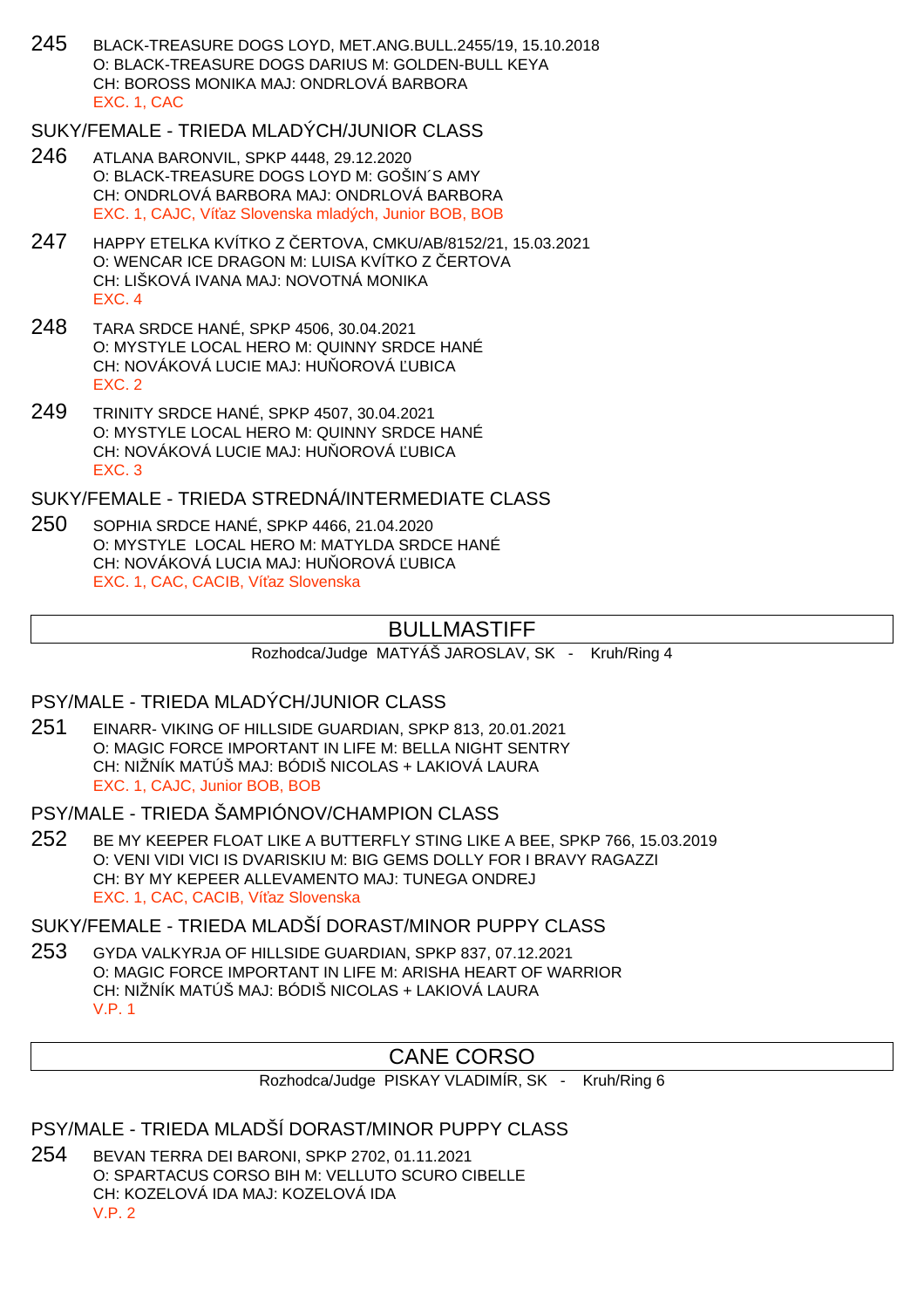245 BLACK-TREASURE DOGS LOYD, MET.ANG.BULL.2455/19, 15.10.2018
O: BLACK-TREASURE DOGS DARIUS M: GOLDEN-BULL KEYA
CH: BOROSS MONIKA MAJ: ONDRLOVÁ BARBORA
EXC. 1, CAC

### SUKY/FEMALE - TRIEDA MLADÝCH/JUNIOR CLASS

246 ATLANA BARONVIL, SPKP 4448, 29.12.2020
O: BLACK-TREASURE DOGS LOYD M: GOŠIN´S AMY
CH: ONDRLOVÁ BARBORA MAJ: ONDRLOVÁ BARBORA
EXC. 1, CAJC, Víťaz Slovenska mladých, Junior BOB, BOB

247 HAPPY ETELKA KVÍTKO Z ČERTOVA, CMKU/AB/8152/21, 15.03.2021
O: WENCAR ICE DRAGON M: LUISA KVÍTKO Z ČERTOVA
CH: LIŠKOVÁ IVANA MAJ: NOVOTNÁ MONIKA
EXC. 4

248 TARA SRDCE HANÉ, SPKP 4506, 30.04.2021
O: MYSTYLE LOCAL HERO M: QUINNY SRDCE HANÉ
CH: NOVÁKOVÁ LUCIE MAJ: HUŇOROVÁ ĽUBICA
EXC. 2

249 TRINITY SRDCE HANÉ, SPKP 4507, 30.04.2021
O: MYSTYLE LOCAL HERO M: QUINNY SRDCE HANÉ
CH: NOVÁKOVÁ LUCIE MAJ: HUŇOROVÁ ĽUBICA
EXC. 3

### SUKY/FEMALE - TRIEDA STREDNÁ/INTERMEDIATE CLASS

250 SOPHIA SRDCE HANÉ, SPKP 4466, 21.04.2020
O: MYSTYLE LOCAL HERO M: MATYLDA SRDCE HANÉ
CH: NOVÁKOVÁ LUCIA MAJ: HUŇOROVÁ ĽUBICA
EXC. 1, CAC, CACIB, Víťaz Slovenska

## BULLMASTIFF

Rozhodca/Judge MATYÁŠ JAROSLAV, SK - Kruh/Ring 4

### PSY/MALE - TRIEDA MLADÝCH/JUNIOR CLASS

251 EINARR- VIKING OF HILLSIDE GUARDIAN, SPKP 813, 20.01.2021
O: MAGIC FORCE IMPORTANT IN LIFE M: BELLA NIGHT SENTRY
CH: NIŽNÍK MATÚŠ MAJ: BÓDIŠ NICOLAS + LAKIOVÁ LAURA
EXC. 1, CAJC, Junior BOB, BOB

### PSY/MALE - TRIEDA ŠAMPIÓNOV/CHAMPION CLASS

252 BE MY KEEPER FLOAT LIKE A BUTTERFLY STING LIKE A BEE, SPKP 766, 15.03.2019
O: VENI VIDI VICI IS DVARISKIU M: BIG GEMS DOLLY FOR I BRAVY RAGAZZI
CH: BY MY KEPEER ALLEVAMENTO MAJ: TUNEGA ONDREJ
EXC. 1, CAC, CACIB, Víťaz Slovenska

### SUKY/FEMALE - TRIEDA MLADŠÍ DORAST/MINOR PUPPY CLASS

253 GYDA VALKYRJA OF HILLSIDE GUARDIAN, SPKP 837, 07.12.2021
O: MAGIC FORCE IMPORTANT IN LIFE M: ARISHA HEART OF WARRIOR
CH: NIŽNÍK MATÚŠ MAJ: BÓDIŠ NICOLAS + LAKIOVÁ LAURA
V.P. 1

## CANE CORSO

Rozhodca/Judge PISKAY VLADIMÍR, SK - Kruh/Ring 6

### PSY/MALE - TRIEDA MLADŠÍ DORAST/MINOR PUPPY CLASS

254 BEVAN TERRA DEI BARONI, SPKP 2702, 01.11.2021
O: SPARTACUS CORSO BIH M: VELLUTO SCURO CIBELLE
CH: KOZELOVÁ IDA MAJ: KOZELOVÁ IDA
V.P. 2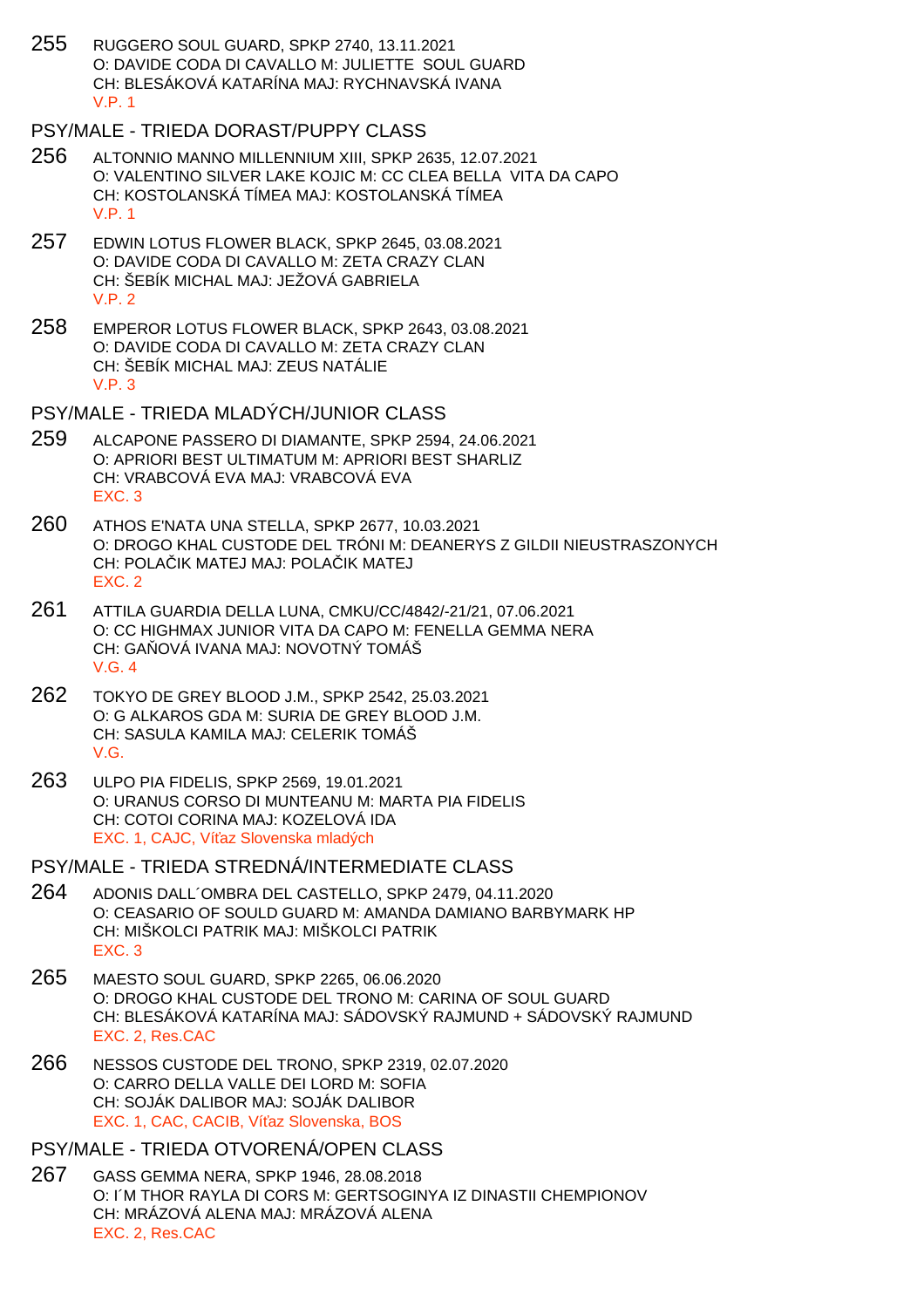255 RUGGERO SOUL GUARD, SPKP 2740, 13.11.2021
O: DAVIDE CODA DI CAVALLO M: JULIETTE SOUL GUARD
CH: BLESÁKOVÁ KATARÍNA MAJ: RYCHNAVSKÁ IVANA
V.P. 1

## PSY/MALE - TRIEDA DORAST/PUPPY CLASS

256 ALTONNIO MANNO MILLENNIUM XIII, SPKP 2635, 12.07.2021
O: VALENTINO SILVER LAKE KOJIC M: CC CLEA BELLA VITA DA CAPO
CH: KOSTOLANSKÁ TÍMEA MAJ: KOSTOLANSKÁ TÍMEA
V.P. 1

257 EDWIN LOTUS FLOWER BLACK, SPKP 2645, 03.08.2021
O: DAVIDE CODA DI CAVALLO M: ZETA CRAZY CLAN
CH: ŠEBÍK MICHAL MAJ: JEŽOVÁ GABRIELA
V.P. 2

258 EMPEROR LOTUS FLOWER BLACK, SPKP 2643, 03.08.2021
O: DAVIDE CODA DI CAVALLO M: ZETA CRAZY CLAN
CH: ŠEBÍK MICHAL MAJ: ZEUS NATÁLIE
V.P. 3

## PSY/MALE - TRIEDA MLADÝCH/JUNIOR CLASS

259 ALCAPONE PASSERO DI DIAMANTE, SPKP 2594, 24.06.2021
O: APRIORI BEST ULTIMATUM M: APRIORI BEST SHARLIZ
CH: VRABCOVÁ EVA MAJ: VRABCOVÁ EVA
EXC. 3

260 ATHOS E'NATA UNA STELLA, SPKP 2677, 10.03.2021
O: DROGO KHAL CUSTODE DEL TRÓNI M: DEANERYS Z GILDII NIEUSTRASZONYCH
CH: POLAČIK MATEJ MAJ: POLAČIK MATEJ
EXC. 2

261 ATTILA GUARDIA DELLA LUNA, CMKU/CC/4842/-21/21, 07.06.2021
O: CC HIGHMAX JUNIOR VITA DA CAPO M: FENELLA GEMMA NERA
CH: GAŇOVÁ IVANA MAJ: NOVOTNÝ TOMÁŠ
V.G. 4

262 TOKYO DE GREY BLOOD J.M., SPKP 2542, 25.03.2021
O: G ALKAROS GDA M: SURIA DE GREY BLOOD J.M.
CH: SASULA KAMILA MAJ: CELERIK TOMÁŠ
V.G.

263 ULPO PIA FIDELIS, SPKP 2569, 19.01.2021
O: URANUS CORSO DI MUNTEANU M: MARTA PIA FIDELIS
CH: COTOI CORINA MAJ: KOZELOVÁ IDA
EXC. 1, CAJC, Víťaz Slovenska mladých

## PSY/MALE - TRIEDA STREDNÁ/INTERMEDIATE CLASS

264 ADONIS DALL´OMBRA DEL CASTELLO, SPKP 2479, 04.11.2020
O: CEASARIO OF SOULD GUARD M: AMANDA DAMIANO BARBYMARK HP
CH: MIŠKOLCI PATRIK MAJ: MIŠKOLCI PATRIK
EXC. 3

265 MAESTO SOUL GUARD, SPKP 2265, 06.06.2020
O: DROGO KHAL CUSTODE DEL TRONO M: CARINA OF SOUL GUARD
CH: BLESÁKOVÁ KATARÍNA MAJ: SÁDOVSKÝ RAJMUND + SÁDOVSKÝ RAJMUND
EXC. 2, Res.CAC

266 NESSOS CUSTODE DEL TRONO, SPKP 2319, 02.07.2020
O: CARRO DELLA VALLE DEI LORD M: SOFIA
CH: SOJÁK DALIBOR MAJ: SOJÁK DALIBOR
EXC. 1, CAC, CACIB, Víťaz Slovenska, BOS

## PSY/MALE - TRIEDA OTVORENÁ/OPEN CLASS

267 GASS GEMMA NERA, SPKP 1946, 28.08.2018
O: I´M THOR RAYLA DI CORS M: GERTSOGINYA IZ DINASTII CHEMPIONOV
CH: MRÁZOVÁ ALENA MAJ: MRÁZOVÁ ALENA
EXC. 2, Res.CAC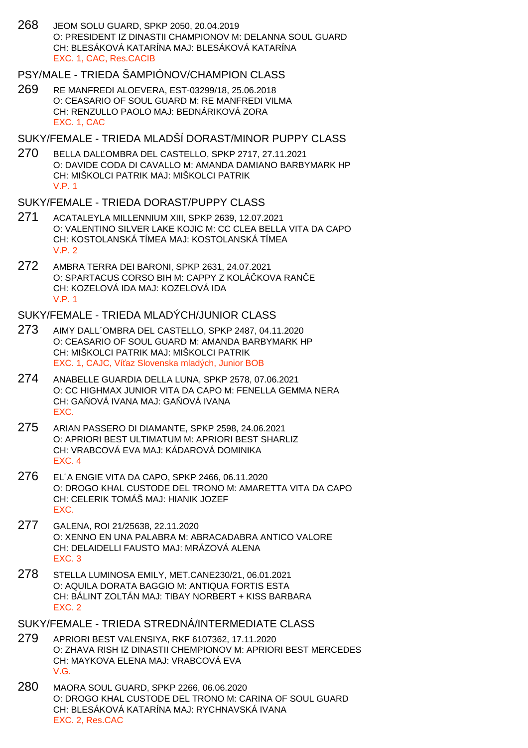268 JEOM SOLU GUARD, SPKP 2050, 20.04.2019
O: PRESIDENT IZ DINASTII CHAMPIONOV M: DELANNA SOUL GUARD
CH: BLESÁKOVÁ KATARÍNA MAJ: BLESÁKOVÁ KATARÍNA
EXC. 1, CAC, Res.CACIB

## PSY/MALE - TRIEDA ŠAMPIÓNOV/CHAMPION CLASS

269 RE MANFREDI ALOEVERA, EST-03299/18, 25.06.2018
O: CEASARIO OF SOUL GUARD M: RE MANFREDI VILMA
CH: RENZULLO PAOLO MAJ: BEDNÁRIKOVÁ ZORA
EXC. 1, CAC

## SUKY/FEMALE - TRIEDA MLADŠÍ DORAST/MINOR PUPPY CLASS

270 BELLA DALĽOMBRA DEL CASTELLO, SPKP 2717, 27.11.2021
O: DAVIDE CODA DI CAVALLO M: AMANDA DAMIANO BARBYMARK HP
CH: MIŠKOLCI PATRIK MAJ: MIŠKOLCI PATRIK
V.P. 1

## SUKY/FEMALE - TRIEDA DORAST/PUPPY CLASS

271 ACATALEYLA MILLENNIUM XIII, SPKP 2639, 12.07.2021
O: VALENTINO SILVER LAKE KOJIC M: CC CLEA BELLA VITA DA CAPO
CH: KOSTOLANSKÁ TÍMEA MAJ: KOSTOLANSKÁ TÍMEA
V.P. 2

272 AMBRA TERRA DEI BARONI, SPKP 2631, 24.07.2021
O: SPARTACUS CORSO BIH M: CAPPY Z KOLÁČKOVA RANČE
CH: KOZELOVÁ IDA MAJ: KOZELOVÁ IDA
V.P. 1

## SUKY/FEMALE - TRIEDA MLADÝCH/JUNIOR CLASS

273 AIMY DALL´OMBRA DEL CASTELLO, SPKP 2487, 04.11.2020
O: CEASARIO OF SOUL GUARD M: AMANDA BARBYMARK HP
CH: MIŠKOLCI PATRIK MAJ: MIŠKOLCI PATRIK
EXC. 1, CAJC, Víťaz Slovenska mladých, Junior BOB

274 ANABELLE GUARDIA DELLA LUNA, SPKP 2578, 07.06.2021
O: CC HIGHMAX JUNIOR VITA DA CAPO M: FENELLA GEMMA NERA
CH: GAŇOVÁ IVANA MAJ: GAŇOVÁ IVANA
EXC.

275 ARIAN PASSERO DI DIAMANTE, SPKP 2598, 24.06.2021
O: APRIORI BEST ULTIMATUM M: APRIORI BEST SHARLIZ
CH: VRABCOVÁ EVA MAJ: KÁDAROVÁ DOMINIKA
EXC. 4

276 EL´A ENGIE VITA DA CAPO, SPKP 2466, 06.11.2020
O: DROGO KHAL CUSTODE DEL TRONO M: AMARETTA VITA DA CAPO
CH: CELERIK TOMÁŠ MAJ: HIANIK JOZEF
EXC.

277 GALENA, ROI 21/25638, 22.11.2020
O: XENNO EN UNA PALABRA M: ABRACADABRA ANTICO VALORE
CH: DELAIDELLI FAUSTO MAJ: MRÁZOVÁ ALENA
EXC. 3

278 STELLA LUMINOSA EMILY, MET.CANE230/21, 06.01.2021
O: AQUILA DORATA BAGGIO M: ANTIQUA FORTIS ESTA
CH: BÁLINT ZOLTÁN MAJ: TIBAY NORBERT + KISS BARBARA
EXC. 2

## SUKY/FEMALE - TRIEDA STREDNÁ/INTERMEDIATE CLASS

279 APRIORI BEST VALENSIYA, RKF 6107362, 17.11.2020
O: ZHAVA RISH IZ DINASTII CHEMPIONOV M: APRIORI BEST MERCEDES
CH: MAYKOVA ELENA MAJ: VRABCOVÁ EVA
V.G.

280 MAORA SOUL GUARD, SPKP 2266, 06.06.2020
O: DROGO KHAL CUSTODE DEL TRONO M: CARINA OF SOUL GUARD
CH: BLESÁKOVÁ KATARÍNA MAJ: RYCHNAVSKÁ IVANA
EXC. 2, Res.CAC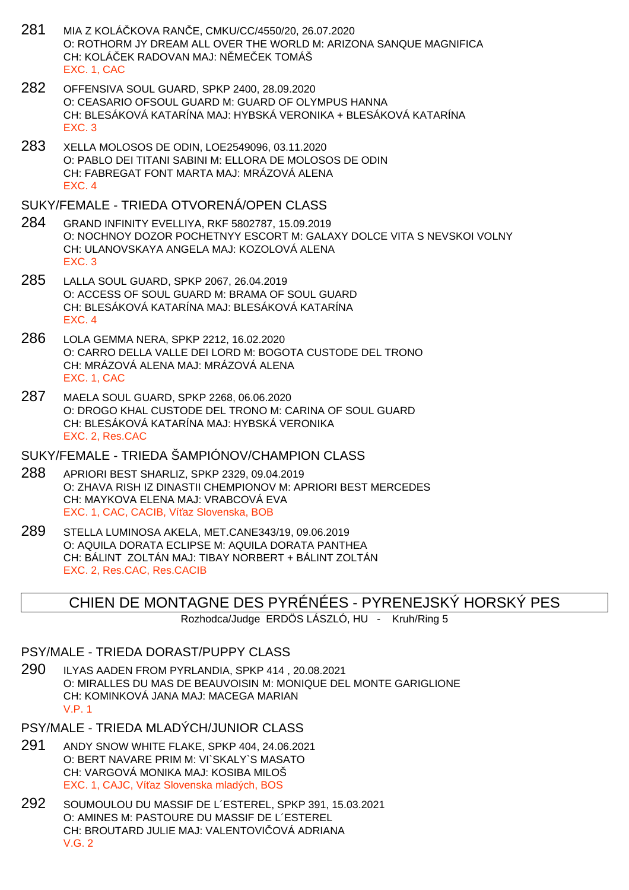281 MIA Z KOLÁČKOVA RANČE, CMKU/CC/4550/20, 26.07.2020
O: ROTHORM JY DREAM ALL OVER THE WORLD M: ARIZONA SANQUE MAGNIFICA
CH: KOLÁČEK RADOVAN MAJ: NĚMEČEK TOMÁŠ
EXC. 1, CAC

282 OFFENSIVA SOUL GUARD, SPKP 2400, 28.09.2020
O: CEASARIO OFSOUL GUARD M: GUARD OF OLYMPUS HANNA
CH: BLESÁKOVÁ KATARÍNA MAJ: HYBSKÁ VERONIKA + BLESÁKOVÁ KATARÍNA
EXC. 3

283 XELLA MOLOSOS DE ODIN, LOE2549096, 03.11.2020
O: PABLO DEI TITANI SABINI M: ELLORA DE MOLOSOS DE ODIN
CH: FABREGAT FONT MARTA MAJ: MRÁZOVÁ ALENA
EXC. 4

SUKY/FEMALE - TRIEDA OTVORENÁ/OPEN CLASS

284 GRAND INFINITY EVELLIYA, RKF 5802787, 15.09.2019
O: NOCHNOY DOZOR POCHETNYY ESCORT M: GALAXY DOLCE VITA S NEVSKOI VOLNY
CH: ULANOVSKAYA ANGELA MAJ: KOZOLOVÁ ALENA
EXC. 3

285 LALLA SOUL GUARD, SPKP 2067, 26.04.2019
O: ACCESS OF SOUL GUARD M: BRAMA OF SOUL GUARD
CH: BLESÁKOVÁ KATARÍNA MAJ: BLESÁKOVÁ KATARÍNA
EXC. 4

286 LOLA GEMMA NERA, SPKP 2212, 16.02.2020
O: CARRO DELLA VALLE DEI LORD M: BOGOTA CUSTODE DEL TRONO
CH: MRÁZOVÁ ALENA MAJ: MRÁZOVÁ ALENA
EXC. 1, CAC

287 MAELA SOUL GUARD, SPKP 2268, 06.06.2020
O: DROGO KHAL CUSTODE DEL TRONO M: CARINA OF SOUL GUARD
CH: BLESÁKOVÁ KATARÍNA MAJ: HYBSKÁ VERONIKA
EXC. 2, Res.CAC

SUKY/FEMALE - TRIEDA ŠAMPIÓNOV/CHAMPION CLASS

288 APRIORI BEST SHARLIZ, SPKP 2329, 09.04.2019
O: ZHAVA RISH IZ DINASTII CHEMPIONOV M: APRIORI BEST MERCEDES
CH: MAYKOVA ELENA MAJ: VRABCOVÁ EVA
EXC. 1, CAC, CACIB, Víťaz Slovenska, BOB

289 STELLA LUMINOSA AKELA, MET.CANE343/19, 09.06.2019
O: AQUILA DORATA ECLIPSE M: AQUILA DORATA PANTHEA
CH: BÁLINT ZOLTÁN MAJ: TIBAY NORBERT + BÁLINT ZOLTÁN
EXC. 2, Res.CAC, Res.CACIB

## CHIEN DE MONTAGNE DES PYRÉNÉES - PYRENEJSKÝ HORSKÝ PES

Rozhodca/Judge ERDÖS LÁSZLÓ, HU - Kruh/Ring 5

PSY/MALE - TRIEDA DORAST/PUPPY CLASS

290 ILYAS AADEN FROM PYRLANDIA, SPKP 414 , 20.08.2021
O: MIRALLES DU MAS DE BEAUVOISIN M: MONIQUE DEL MONTE GARIGLIONE
CH: KOMINKOVÁ JANA MAJ: MACEGA MARIAN
V.P. 1

PSY/MALE - TRIEDA MLADÝCH/JUNIOR CLASS

291 ANDY SNOW WHITE FLAKE, SPKP 404, 24.06.2021
O: BERT NAVARE PRIM M: VI`SKALY`S MASATO
CH: VARGOVÁ MONIKA MAJ: KOSIBA MILOŠ
EXC. 1, CAJC, Víťaz Slovenska mladých, BOS

292 SOUMOULOU DU MASSIF DE L´ESTEREL, SPKP 391, 15.03.2021
O: AMINES M: PASTOURE DU MASSIF DE L´ESTEREL
CH: BROUTARD JULIE MAJ: VALENTOVIČOVÁ ADRIANA
V.G. 2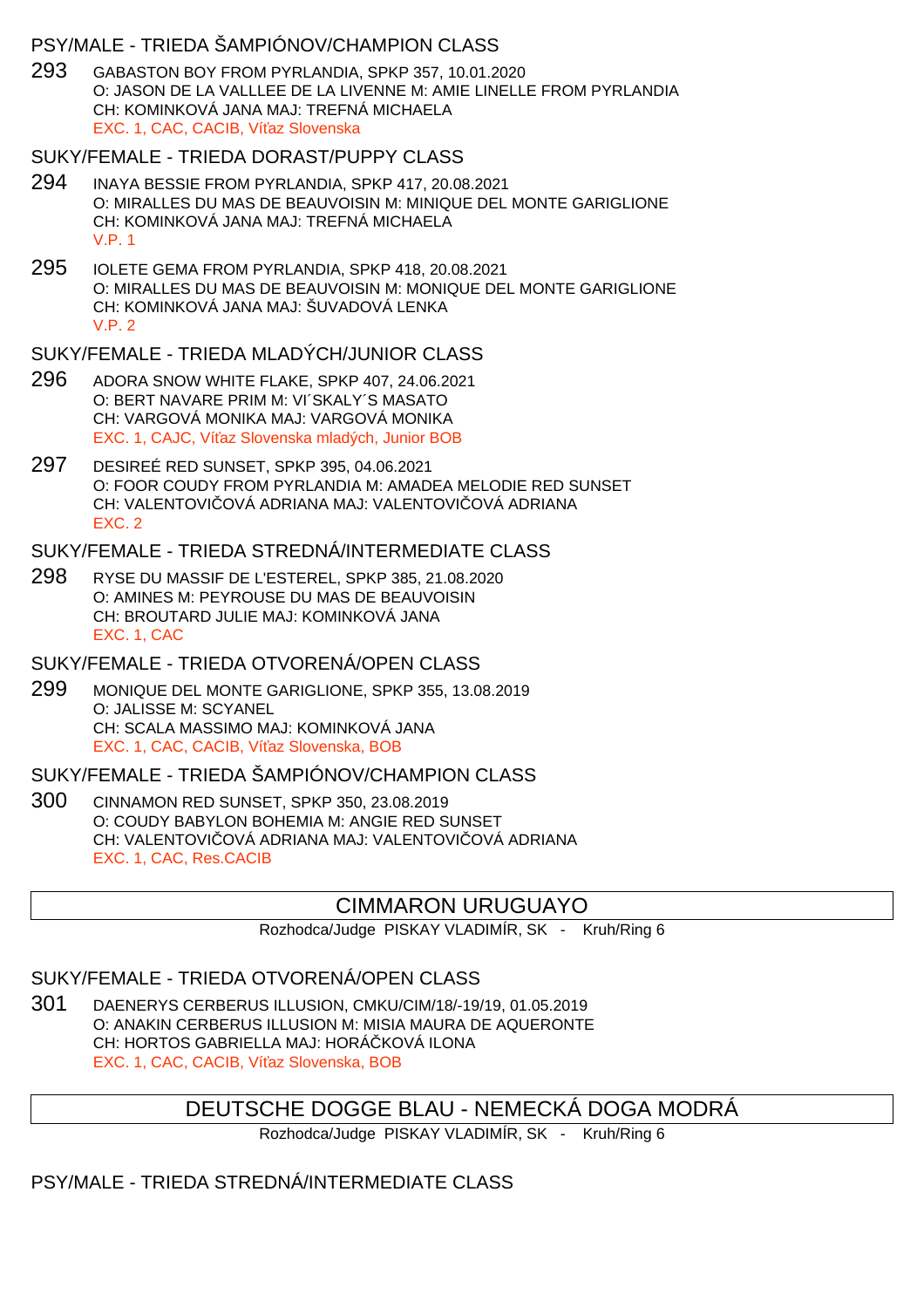### PSY/MALE - TRIEDA ŠAMPIÓNOV/CHAMPION CLASS

293 GABASTON BOY FROM PYRLANDIA, SPKP 357, 10.01.2020
O: JASON DE LA VALLLEE DE LA LIVENNE M: AMIE LINELLE FROM PYRLANDIA
CH: KOMINKOVÁ JANA MAJ: TREFNÁ MICHAELA
EXC. 1, CAC, CACIB, Víťaz Slovenska

### SUKY/FEMALE - TRIEDA DORAST/PUPPY CLASS

294 INAYA BESSIE FROM PYRLANDIA, SPKP 417, 20.08.2021
O: MIRALLES DU MAS DE BEAUVOISIN M: MINIQUE DEL MONTE GARIGLIONE
CH: KOMINKOVÁ JANA MAJ: TREFNÁ MICHAELA
V.P. 1

295 IOLETE GEMA FROM PYRLANDIA, SPKP 418, 20.08.2021
O: MIRALLES DU MAS DE BEAUVOISIN M: MONIQUE DEL MONTE GARIGLIONE
CH: KOMINKOVÁ JANA MAJ: ŠUVADOVÁ LENKA
V.P. 2

### SUKY/FEMALE - TRIEDA MLADÝCH/JUNIOR CLASS

296 ADORA SNOW WHITE FLAKE, SPKP 407, 24.06.2021
O: BERT NAVARE PRIM M: VI´SKALY´S MASATO
CH: VARGOVÁ MONIKA MAJ: VARGOVÁ MONIKA
EXC. 1, CAJC, Víťaz Slovenska mladých, Junior BOB

297 DESIREÉ RED SUNSET, SPKP 395, 04.06.2021
O: FOOR COUDY FROM PYRLANDIA M: AMADEA MELODIE RED SUNSET
CH: VALENTOVIČOVÁ ADRIANA MAJ: VALENTOVIČOVÁ ADRIANA
EXC. 2

### SUKY/FEMALE - TRIEDA STREDNÁ/INTERMEDIATE CLASS

298 RYSE DU MASSIF DE L'ESTEREL, SPKP 385, 21.08.2020
O: AMINES M: PEYROUSE DU MAS DE BEAUVOISIN
CH: BROUTARD JULIE MAJ: KOMINKOVÁ JANA
EXC. 1, CAC

### SUKY/FEMALE - TRIEDA OTVORENÁ/OPEN CLASS

299 MONIQUE DEL MONTE GARIGLIONE, SPKP 355, 13.08.2019
O: JALISSE M: SCYANEL
CH: SCALA MASSIMO MAJ: KOMINKOVÁ JANA
EXC. 1, CAC, CACIB, Víťaz Slovenska, BOB

### SUKY/FEMALE - TRIEDA ŠAMPIÓNOV/CHAMPION CLASS

300 CINNAMON RED SUNSET, SPKP 350, 23.08.2019
O: COUDY BABYLON BOHEMIA M: ANGIE RED SUNSET
CH: VALENTOVIČOVÁ ADRIANA MAJ: VALENTOVIČOVÁ ADRIANA
EXC. 1, CAC, Res.CACIB

## CIMMARON URUGUAYO

Rozhodca/Judge PISKAY VLADIMÍR, SK - Kruh/Ring 6

### SUKY/FEMALE - TRIEDA OTVORENÁ/OPEN CLASS

301 DAENERYS CERBERUS ILLUSION, CMKU/CIM/18/-19/19, 01.05.2019
O: ANAKIN CERBERUS ILLUSION M: MISIA MAURA DE AQUERONTE
CH: HORTOS GABRIELLA MAJ: HORÁČKOVÁ ILONA
EXC. 1, CAC, CACIB, Víťaz Slovenska, BOB

## DEUTSCHE DOGGE BLAU - NEMECKÁ DOGA MODRÁ

Rozhodca/Judge PISKAY VLADIMÍR, SK - Kruh/Ring 6

### PSY/MALE - TRIEDA STREDNÁ/INTERMEDIATE CLASS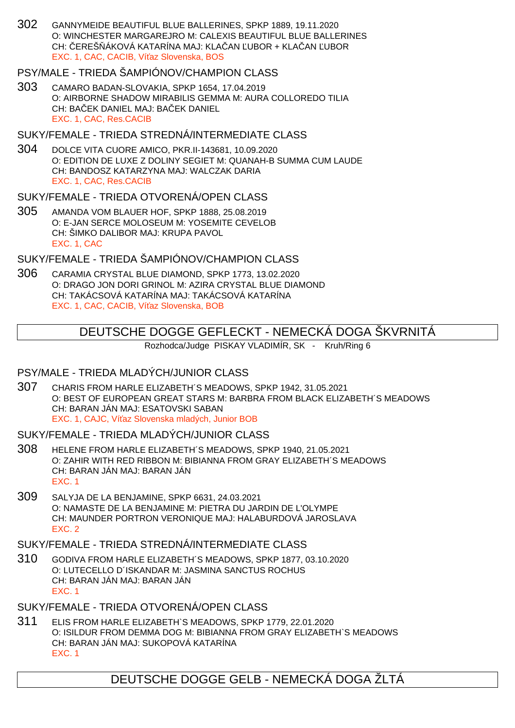302 GANNYMEIDE BEAUTIFUL BLUE BALLERINES, SPKP 1889, 19.11.2020
O: WINCHESTER MARGAREJRO M: CALEXIS BEAUTIFUL BLUE BALLERINES
CH: ČEREŠŇÁKOVÁ KATARÍNA MAJ: KLAČAN ĽUBOR + KLAČAN ĽUBOR
EXC. 1, CAC, CACIB, Víťaz Slovenska, BOS

## PSY/MALE - TRIEDA ŠAMPIÓNOV/CHAMPION CLASS

303 CAMARO BADAN-SLOVAKIA, SPKP 1654, 17.04.2019
O: AIRBORNE SHADOW MIRABILIS GEMMA M: AURA COLLOREDO TILIA
CH: BAČEK DANIEL MAJ: BAČEK DANIEL
EXC. 1, CAC, Res.CACIB

## SUKY/FEMALE - TRIEDA STREDNÁ/INTERMEDIATE CLASS

304 DOLCE VITA CUORE AMICO, PKR.II-143681, 10.09.2020
O: EDITION DE LUXE Z DOLINY SEGIET M: QUANAH-B SUMMA CUM LAUDE
CH: BANDOSZ KATARZYNA MAJ: WALCZAK DARIA
EXC. 1, CAC, Res.CACIB

## SUKY/FEMALE - TRIEDA OTVORENÁ/OPEN CLASS

305 AMANDA VOM BLAUER HOF, SPKP 1888, 25.08.2019
O: E-JAN SERCE MOLOSEUM M: YOSEMITE CEVELOB
CH: ŠIMKO DALIBOR MAJ: KRUPA PAVOL
EXC. 1, CAC

## SUKY/FEMALE - TRIEDA ŠAMPIÓNOV/CHAMPION CLASS

306 CARAMIA CRYSTAL BLUE DIAMOND, SPKP 1773, 13.02.2020
O: DRAGO JON DORI GRINOL M: AZIRA CRYSTAL BLUE DIAMOND
CH: TAKÁCSOVÁ KATARÍNA MAJ: TAKÁCSOVÁ KATARÍNA
EXC. 1, CAC, CACIB, Víťaz Slovenska, BOB

# DEUTSCHE DOGGE GEFLECKT - NEMECKÁ DOGA ŠKVRNITÁ

Rozhodca/Judge PISKAY VLADIMÍR, SK - Kruh/Ring 6

## PSY/MALE - TRIEDA MLADÝCH/JUNIOR CLASS

307 CHARIS FROM HARLE ELIZABETH´S MEADOWS, SPKP 1942, 31.05.2021
O: BEST OF EUROPEAN GREAT STARS M: BARBRA FROM BLACK ELIZABETH´S MEADOWS
CH: BARAN JÁN MAJ: ESATOVSKI SABAN
EXC. 1, CAJC, Víťaz Slovenska mladých, Junior BOB

## SUKY/FEMALE - TRIEDA MLADÝCH/JUNIOR CLASS

308 HELENE FROM HARLE ELIZABETH´S MEADOWS, SPKP 1940, 21.05.2021
O: ZAHIR WITH RED RIBBON M: BIBIANNA FROM GRAY ELIZABETH´S MEADOWS
CH: BARAN JÁN MAJ: BARAN JÁN
EXC. 1

309 SALYJA DE LA BENJAMINE, SPKP 6631, 24.03.2021
O: NAMASTE DE LA BENJAMINE M: PIETRA DU JARDIN DE L'OLYMPE
CH: MAUNDER PORTRON VERONIQUE MAJ: HALABURDOVÁ JAROSLAVA
EXC. 2

## SUKY/FEMALE - TRIEDA STREDNÁ/INTERMEDIATE CLASS

310 GODIVA FROM HARLE ELIZABETH´S MEADOWS, SPKP 1877, 03.10.2020
O: LUTECELLO D´ISKANDAR M: JASMINA SANCTUS ROCHUS
CH: BARAN JÁN MAJ: BARAN JÁN
EXC. 1

## SUKY/FEMALE - TRIEDA OTVORENÁ/OPEN CLASS

311 ELIS FROM HARLE ELIZABETH`S MEADOWS, SPKP 1779, 22.01.2020
O: ISILDUR FROM DEMMA DOG M: BIBIANNA FROM GRAY ELIZABETH`S MEADOWS
CH: BARAN JÁN MAJ: SUKOPOVÁ KATARÍNA
EXC. 1

# DEUTSCHE DOGGE GELB - NEMECKÁ DOGA ŽLTÁ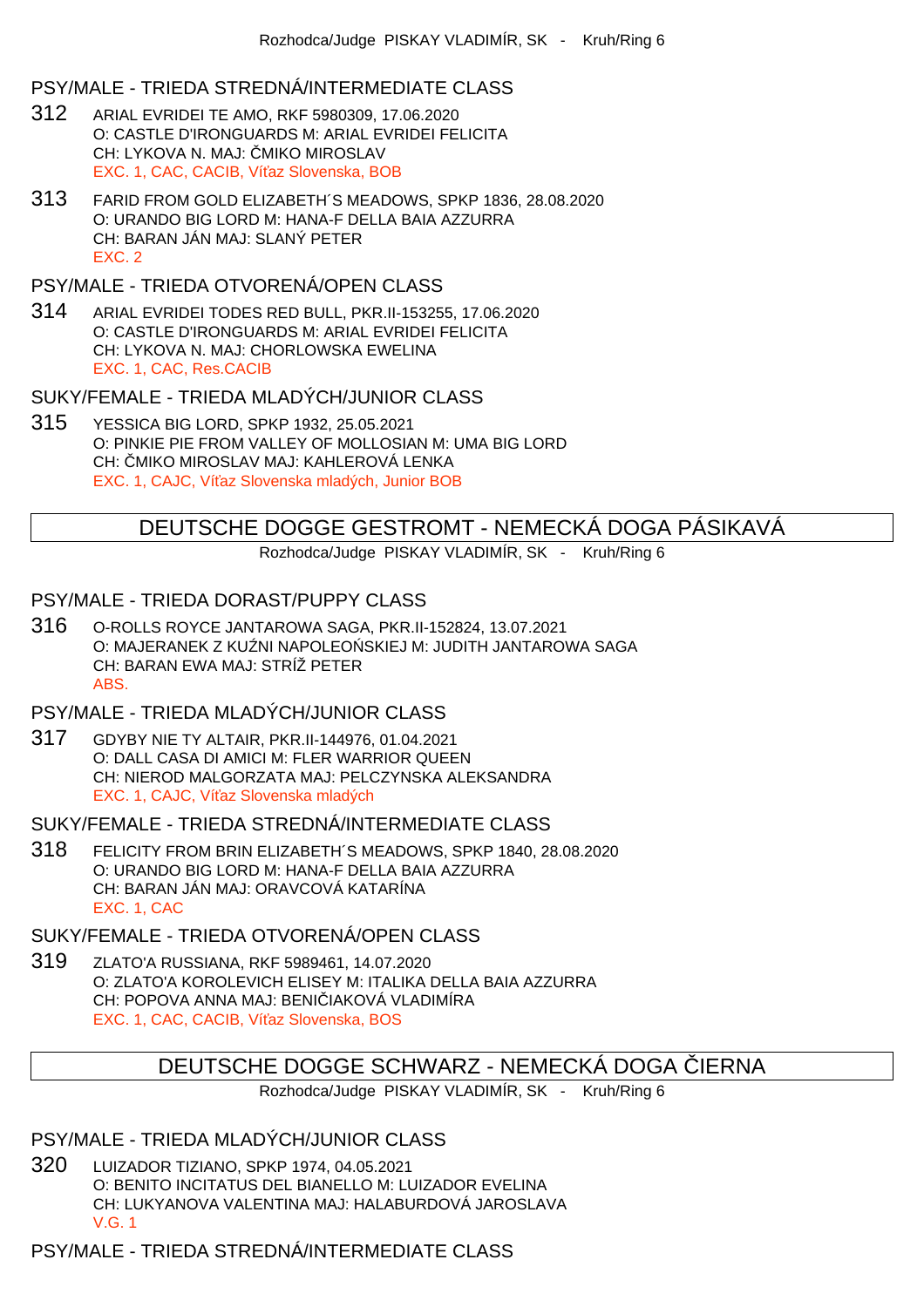Rozhodca/Judge PISKAY VLADIMÍR, SK - Kruh/Ring 6

### PSY/MALE - TRIEDA STREDNÁ/INTERMEDIATE CLASS

312 ARIAL EVRIDEI TE AMO, RKF 5980309, 17.06.2020
O: CASTLE D'IRONGUARDS M: ARIAL EVRIDEI FELICITA
CH: LYKOVA N. MAJ: ČMIKO MIROSLAV
EXC. 1, CAC, CACIB, Víťaz Slovenska, BOB

313 FARID FROM GOLD ELIZABETH´S MEADOWS, SPKP 1836, 28.08.2020
O: URANDO BIG LORD M: HANA-F DELLA BAIA AZZURRA
CH: BARAN JÁN MAJ: SLANÝ PETER
EXC. 2

### PSY/MALE - TRIEDA OTVORENÁ/OPEN CLASS

314 ARIAL EVRIDEI TODES RED BULL, PKR.II-153255, 17.06.2020
O: CASTLE D'IRONGUARDS M: ARIAL EVRIDEI FELICITA
CH: LYKOVA N. MAJ: CHORLOWSKA EWELINA
EXC. 1, CAC, Res.CACIB

### SUKY/FEMALE - TRIEDA MLADÝCH/JUNIOR CLASS

315 YESSICA BIG LORD, SPKP 1932, 25.05.2021
O: PINKIE PIE FROM VALLEY OF MOLLOSIAN M: UMA BIG LORD
CH: ČMIKO MIROSLAV MAJ: KAHLEROVÁ LENKA
EXC. 1, CAJC, Víťaz Slovenska mladých, Junior BOB

## DEUTSCHE DOGGE GESTROMT - NEMECKÁ DOGA PÁSIKAVÁ

Rozhodca/Judge PISKAY VLADIMÍR, SK - Kruh/Ring 6

### PSY/MALE - TRIEDA DORAST/PUPPY CLASS

316 O-ROLLS ROYCE JANTAROWA SAGA, PKR.II-152824, 13.07.2021
O: MAJERANEK Z KUŹNI NAPOLEOŃSKIEJ M: JUDITH JANTAROWA SAGA
CH: BARAN EWA MAJ: STRÍŽ PETER
ABS.

### PSY/MALE - TRIEDA MLADÝCH/JUNIOR CLASS

317 GDYBY NIE TY ALTAIR, PKR.II-144976, 01.04.2021
O: DALL CASA DI AMICI M: FLER WARRIOR QUEEN
CH: NIEROD MALGORZATA MAJ: PELCZYNSKA ALEKSANDRA
EXC. 1, CAJC, Víťaz Slovenska mladých

### SUKY/FEMALE - TRIEDA STREDNÁ/INTERMEDIATE CLASS

318 FELICITY FROM BRIN ELIZABETH´S MEADOWS, SPKP 1840, 28.08.2020
O: URANDO BIG LORD M: HANA-F DELLA BAIA AZZURRA
CH: BARAN JÁN MAJ: ORAVCOVÁ KATARÍNA
EXC. 1, CAC

### SUKY/FEMALE - TRIEDA OTVORENÁ/OPEN CLASS

319 ZLATO'A RUSSIANA, RKF 5989461, 14.07.2020
O: ZLATO'A KOROLEVICH ELISEY M: ITALIKA DELLA BAIA AZZURRA
CH: POPOVA ANNA MAJ: BENIČIAKOVÁ VLADIMÍRA
EXC. 1, CAC, CACIB, Víťaz Slovenska, BOS

## DEUTSCHE DOGGE SCHWARZ - NEMECKÁ DOGA ČIERNA

Rozhodca/Judge PISKAY VLADIMÍR, SK - Kruh/Ring 6

### PSY/MALE - TRIEDA MLADÝCH/JUNIOR CLASS

320 LUIZADOR TIZIANO, SPKP 1974, 04.05.2021
O: BENITO INCITATUS DEL BIANELLO M: LUIZADOR EVELINA
CH: LUKYANOVA VALENTINA MAJ: HALABURDOVÁ JAROSLAVA
V.G. 1

### PSY/MALE - TRIEDA STREDNÁ/INTERMEDIATE CLASS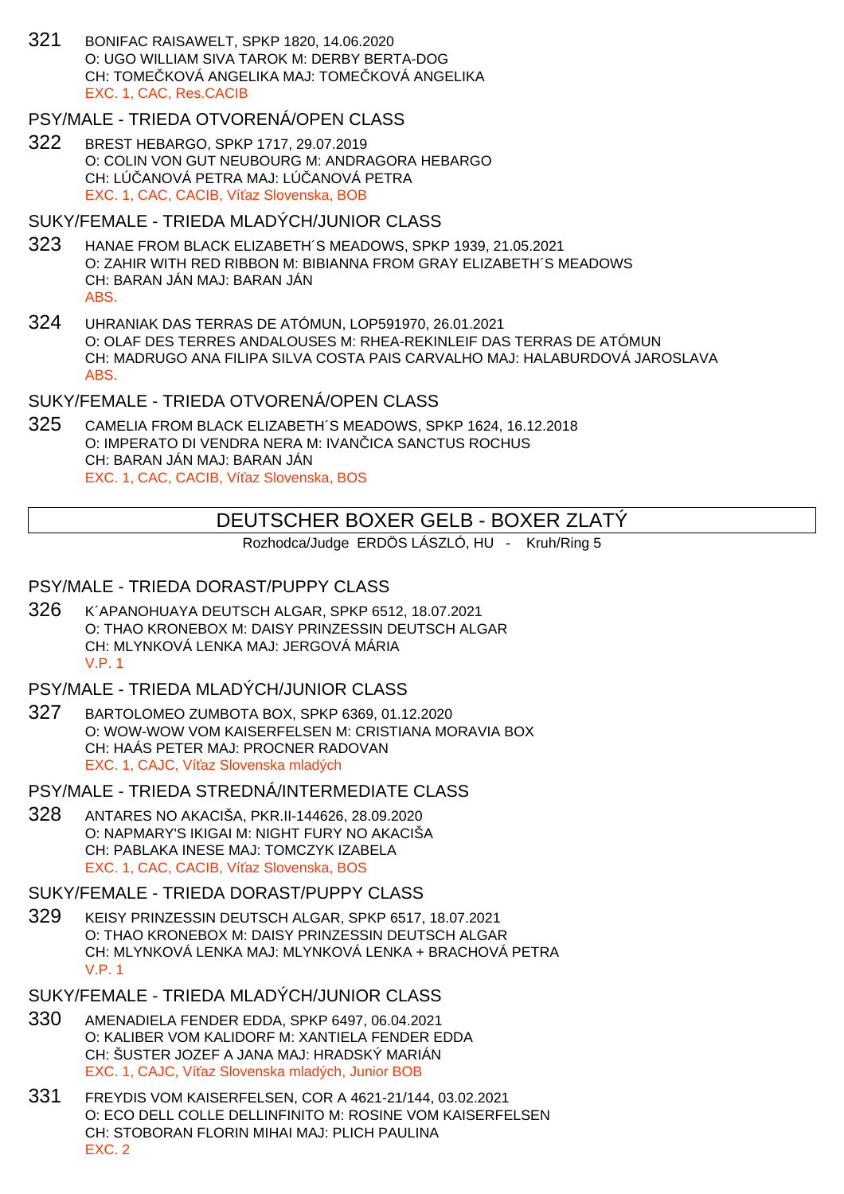321 BONIFAC RAISAWELT, SPKP 1820, 14.06.2020
O: UGO WILLIAM SIVA TAROK M: DERBY BERTA-DOG
CH: TOMEČKOVÁ ANGELIKA MAJ: TOMEČKOVÁ ANGELIKA
EXC. 1, CAC, Res.CACIB

### PSY/MALE - TRIEDA OTVORENÁ/OPEN CLASS

322 BREST HEBARGO, SPKP 1717, 29.07.2019
O: COLIN VON GUT NEUBOURG M: ANDRAGORA HEBARGO
CH: LÚČANOVÁ PETRA MAJ: LÚČANOVÁ PETRA
EXC. 1, CAC, CACIB, Víťaz Slovenska, BOB

### SUKY/FEMALE - TRIEDA MLADÝCH/JUNIOR CLASS

323 HANAE FROM BLACK ELIZABETH´S MEADOWS, SPKP 1939, 21.05.2021
O: ZAHIR WITH RED RIBBON M: BIBIANNA FROM GRAY ELIZABETH´S MEADOWS
CH: BARAN JÁN MAJ: BARAN JÁN
ABS.

324 UHRANIAK DAS TERRAS DE ATÓMUN, LOP591970, 26.01.2021
O: OLAF DES TERRES ANDALOUSES M: RHEA-REKINLEIF DAS TERRAS DE ATÓMUN
CH: MADRUGO ANA FILIPA SILVA COSTA PAIS CARVALHO MAJ: HALABURDOVÁ JAROSLAVA
ABS.

### SUKY/FEMALE - TRIEDA OTVORENÁ/OPEN CLASS

325 CAMELIA FROM BLACK ELIZABETH´S MEADOWS, SPKP 1624, 16.12.2018
O: IMPERATO DI VENDRA NERA M: IVANČICA SANCTUS ROCHUS
CH: BARAN JÁN MAJ: BARAN JÁN
EXC. 1, CAC, CACIB, Víťaz Slovenska, BOS

## DEUTSCHER BOXER GELB - BOXER ZLATÝ

Rozhodca/Judge ERDÖS LÁSZLÓ, HU - Kruh/Ring 5

### PSY/MALE - TRIEDA DORAST/PUPPY CLASS

326 K´APANOHUAYA DEUTSCH ALGAR, SPKP 6512, 18.07.2021
O: THAO KRONEBOX M: DAISY PRINZESSIN DEUTSCH ALGAR
CH: MLYNKOVÁ LENKA MAJ: JERGOVÁ MÁRIA
V.P. 1

### PSY/MALE - TRIEDA MLADÝCH/JUNIOR CLASS

327 BARTOLOMEO ZUMBOTA BOX, SPKP 6369, 01.12.2020
O: WOW-WOW VOM KAISERFELSEN M: CRISTIANA MORAVIA BOX
CH: HAÁS PETER MAJ: PROCNER RADOVAN
EXC. 1, CAJC, Víťaz Slovenska mladých

### PSY/MALE - TRIEDA STREDNÁ/INTERMEDIATE CLASS

328 ANTARES NO AKACIŠA, PKR.II-144626, 28.09.2020
O: NAPMARY'S IKIGAI M: NIGHT FURY NO AKACIŠA
CH: PABLAKA INESE MAJ: TOMCZYK IZABELA
EXC. 1, CAC, CACIB, Víťaz Slovenska, BOS

### SUKY/FEMALE - TRIEDA DORAST/PUPPY CLASS

329 KEISY PRINZESSIN DEUTSCH ALGAR, SPKP 6517, 18.07.2021
O: THAO KRONEBOX M: DAISY PRINZESSIN DEUTSCH ALGAR
CH: MLYNKOVÁ LENKA MAJ: MLYNKOVÁ LENKA + BRACHOVÁ PETRA
V.P. 1

### SUKY/FEMALE - TRIEDA MLADÝCH/JUNIOR CLASS

330 AMENADIELA FENDER EDDA, SPKP 6497, 06.04.2021
O: KALIBER VOM KALIDORF M: XANTIELA FENDER EDDA
CH: ŠUSTER JOZEF A JANA MAJ: HRADSKÝ MARIÁN
EXC. 1, CAJC, Víťaz Slovenska mladých, Junior BOB

331 FREYDIS VOM KAISERFELSEN, COR A 4621-21/144, 03.02.2021
O: ECO DELL COLLE DELLINFINITO M: ROSINE VOM KAISERFELSEN
CH: STOBORAN FLORIN MIHAI MAJ: PLICH PAULINA
EXC. 2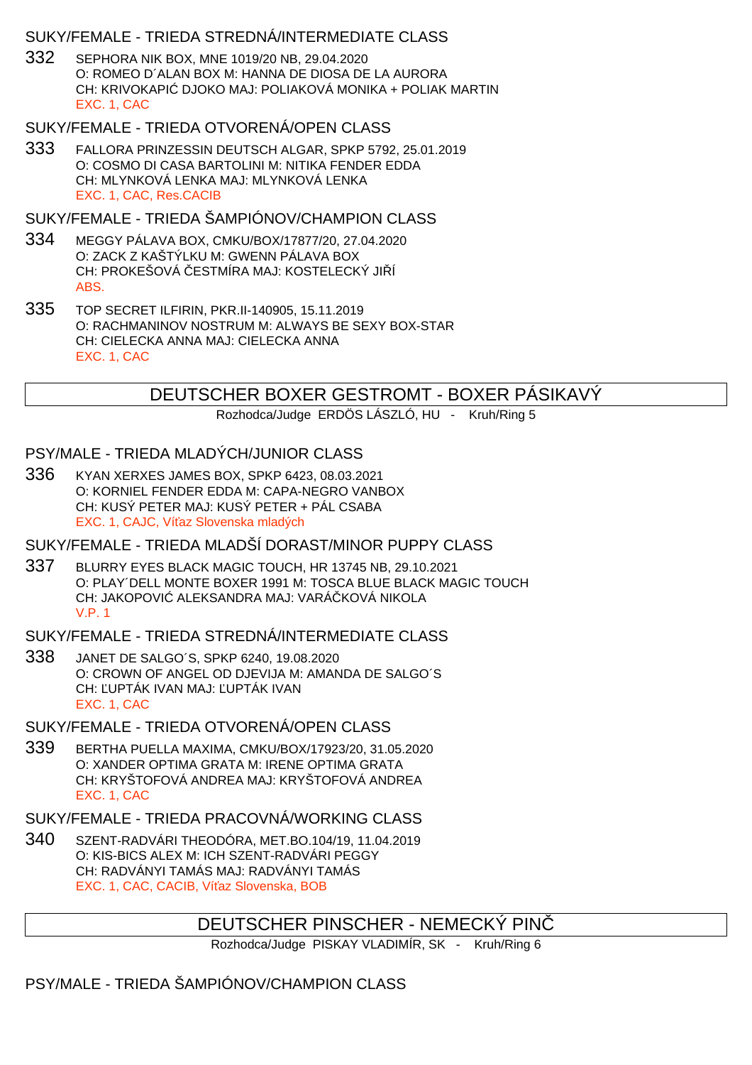### SUKY/FEMALE - TRIEDA STREDNÁ/INTERMEDIATE CLASS

332 SEPHORA NIK BOX, MNE 1019/20 NB, 29.04.2020
O: ROMEO D´ALAN BOX M: HANNA DE DIOSA DE LA AURORA
CH: KRIVOKAPIĆ DJOKO MAJ: POLIAKOVÁ MONIKA + POLIAK MARTIN
EXC. 1, CAC

### SUKY/FEMALE - TRIEDA OTVORENÁ/OPEN CLASS

333 FALLORA PRINZESSIN DEUTSCH ALGAR, SPKP 5792, 25.01.2019
O: COSMO DI CASA BARTOLINI M: NITIKA FENDER EDDA
CH: MLYNKOVÁ LENKA MAJ: MLYNKOVÁ LENKA
EXC. 1, CAC, Res.CACIB

### SUKY/FEMALE - TRIEDA ŠAMPIÓNOV/CHAMPION CLASS

334 MEGGY PÁLAVA BOX, CMKU/BOX/17877/20, 27.04.2020
O: ZACK Z KAŠTÝLKU M: GWENN PÁLAVA BOX
CH: PROKEŠOVÁ ČESTMÍRA MAJ: KOSTELECKÝ JIŘÍ
ABS.

335 TOP SECRET ILFIRIN, PKR.II-140905, 15.11.2019
O: RACHMANINOV NOSTRUM M: ALWAYS BE SEXY BOX-STAR
CH: CIELECKA ANNA MAJ: CIELECKA ANNA
EXC. 1, CAC

## DEUTSCHER BOXER GESTROMT - BOXER PÁSIKAVÝ

Rozhodca/Judge ERDÖS LÁSZLÓ, HU - Kruh/Ring 5

### PSY/MALE - TRIEDA MLADÝCH/JUNIOR CLASS

336 KYAN XERXES JAMES BOX, SPKP 6423, 08.03.2021
O: KORNIEL FENDER EDDA M: CAPA-NEGRO VANBOX
CH: KUSÝ PETER MAJ: KUSÝ PETER + PÁL CSABA
EXC. 1, CAJC, Víťaz Slovenska mladých

### SUKY/FEMALE - TRIEDA MLADŠÍ DORAST/MINOR PUPPY CLASS

337 BLURRY EYES BLACK MAGIC TOUCH, HR 13745 NB, 29.10.2021
O: PLAY´DELL MONTE BOXER 1991 M: TOSCA BLUE BLACK MAGIC TOUCH
CH: JAKOPOVIĆ ALEKSANDRA MAJ: VARÁČKOVÁ NIKOLA
V.P. 1

### SUKY/FEMALE - TRIEDA STREDNÁ/INTERMEDIATE CLASS

338 JANET DE SALGO´S, SPKP 6240, 19.08.2020
O: CROWN OF ANGEL OD DJEVIJA M: AMANDA DE SALGO´S
CH: ĽUPTÁK IVAN MAJ: ĽUPTÁK IVAN
EXC. 1, CAC

### SUKY/FEMALE - TRIEDA OTVORENÁ/OPEN CLASS

339 BERTHA PUELLA MAXIMA, CMKU/BOX/17923/20, 31.05.2020
O: XANDER OPTIMA GRATA M: IRENE OPTIMA GRATA
CH: KRYŠTOFOVÁ ANDREA MAJ: KRYŠTOFOVÁ ANDREA
EXC. 1, CAC

### SUKY/FEMALE - TRIEDA PRACOVNÁ/WORKING CLASS

340 SZENT-RADVÁRI THEODÓRA, MET.BO.104/19, 11.04.2019
O: KIS-BICS ALEX M: ICH SZENT-RADVÁRI PEGGY
CH: RADVÁNYI TAMÁS MAJ: RADVÁNYI TAMÁS
EXC. 1, CAC, CACIB, Víťaz Slovenska, BOB

## DEUTSCHER PINSCHER - NEMECKÝ PINČ

Rozhodca/Judge PISKAY VLADIMÍR, SK - Kruh/Ring 6

### PSY/MALE - TRIEDA ŠAMPIÓNOV/CHAMPION CLASS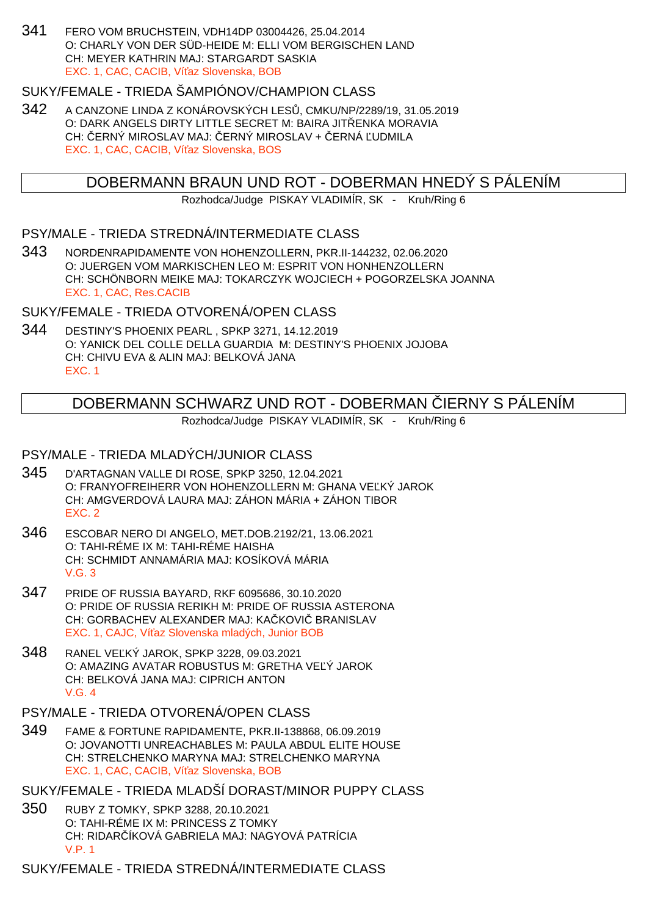341 FERO VOM BRUCHSTEIN, VDH14DP 03004426, 25.04.2014
O: CHARLY VON DER SÜD-HEIDE M: ELLI VOM BERGISCHEN LAND
CH: MEYER KATHRIN MAJ: STARGARDT SASKIA
EXC. 1, CAC, CACIB, Víťaz Slovenska, BOB

### SUKY/FEMALE - TRIEDA ŠAMPIÓNOV/CHAMPION CLASS

342 A CANZONE LINDA Z KONÁROVSKÝCH LESŮ, CMKU/NP/2289/19, 31.05.2019
O: DARK ANGELS DIRTY LITTLE SECRET M: BAIRA JITŘENKA MORAVIA
CH: ČERNÝ MIROSLAV MAJ: ČERNÝ MIROSLAV + ČERNÁ ĽUDMILA
EXC. 1, CAC, CACIB, Víťaz Slovenska, BOS

## DOBERMANN BRAUN UND ROT - DOBERMAN HNEDÝ S PÁLENÍM

Rozhodca/Judge PISKAY VLADIMÍR, SK - Kruh/Ring 6

### PSY/MALE - TRIEDA STREDNÁ/INTERMEDIATE CLASS

343 NORDENRAPIDAMENTE VON HOHENZOLLERN, PKR.II-144232, 02.06.2020
O: JUERGEN VOM MARKISCHEN LEO M: ESPRIT VON HONHENZOLLERN
CH: SCHÖNBORN MEIKE MAJ: TOKARCZYK WOJCIECH + POGORZELSKA JOANNA
EXC. 1, CAC, Res.CACIB

### SUKY/FEMALE - TRIEDA OTVORENÁ/OPEN CLASS

344 DESTINY'S PHOENIX PEARL , SPKP 3271, 14.12.2019
O: YANICK DEL COLLE DELLA GUARDIA M: DESTINY'S PHOENIX JOJOBA
CH: CHIVU EVA & ALIN MAJ: BELKOVÁ JANA
EXC. 1

## DOBERMANN SCHWARZ UND ROT - DOBERMAN ČIERNY S PÁLENÍM

Rozhodca/Judge PISKAY VLADIMÍR, SK - Kruh/Ring 6

### PSY/MALE - TRIEDA MLADÝCH/JUNIOR CLASS

345 D'ARTAGNAN VALLE DI ROSE, SPKP 3250, 12.04.2021
O: FRANYOFREIHERR VON HOHENZOLLERN M: GHANA VEĽKÝ JAROK
CH: AMGVERDOVÁ LAURA MAJ: ZÁHON MÁRIA + ZÁHON TIBOR
EXC. 2

346 ESCOBAR NERO DI ANGELO, MET.DOB.2192/21, 13.06.2021
O: TAHI-RÉME IX M: TAHI-RÉME HAISHA
CH: SCHMIDT ANNAMÁRIA MAJ: KOSÍKOVÁ MÁRIA
V.G. 3

347 PRIDE OF RUSSIA BAYARD, RKF 6095686, 30.10.2020
O: PRIDE OF RUSSIA RERIKH M: PRIDE OF RUSSIA ASTERONA
CH: GORBACHEV ALEXANDER MAJ: KAČKOVIČ BRANISLAV
EXC. 1, CAJC, Víťaz Slovenska mladých, Junior BOB

348 RANEL VEĽKÝ JAROK, SPKP 3228, 09.03.2021
O: AMAZING AVATAR ROBUSTUS M: GRETHA VEĽÝ JAROK
CH: BELKOVÁ JANA MAJ: CIPRICH ANTON
V.G. 4

### PSY/MALE - TRIEDA OTVORENÁ/OPEN CLASS

349 FAME & FORTUNE RAPIDAMENTE, PKR.II-138868, 06.09.2019
O: JOVANOTTI UNREACHABLES M: PAULA ABDUL ELITE HOUSE
CH: STRELCHENKO MARYNA MAJ: STRELCHENKO MARYNA
EXC. 1, CAC, CACIB, Víťaz Slovenska, BOB

### SUKY/FEMALE - TRIEDA MLADŠÍ DORAST/MINOR PUPPY CLASS

350 RUBY Z TOMKY, SPKP 3288, 20.10.2021
O: TAHI-RÉME IX M: PRINCESS Z TOMKY
CH: RIDARČÍKOVÁ GABRIELA MAJ: NAGYOVÁ PATRÍCIA
V.P. 1

### SUKY/FEMALE - TRIEDA STREDNÁ/INTERMEDIATE CLASS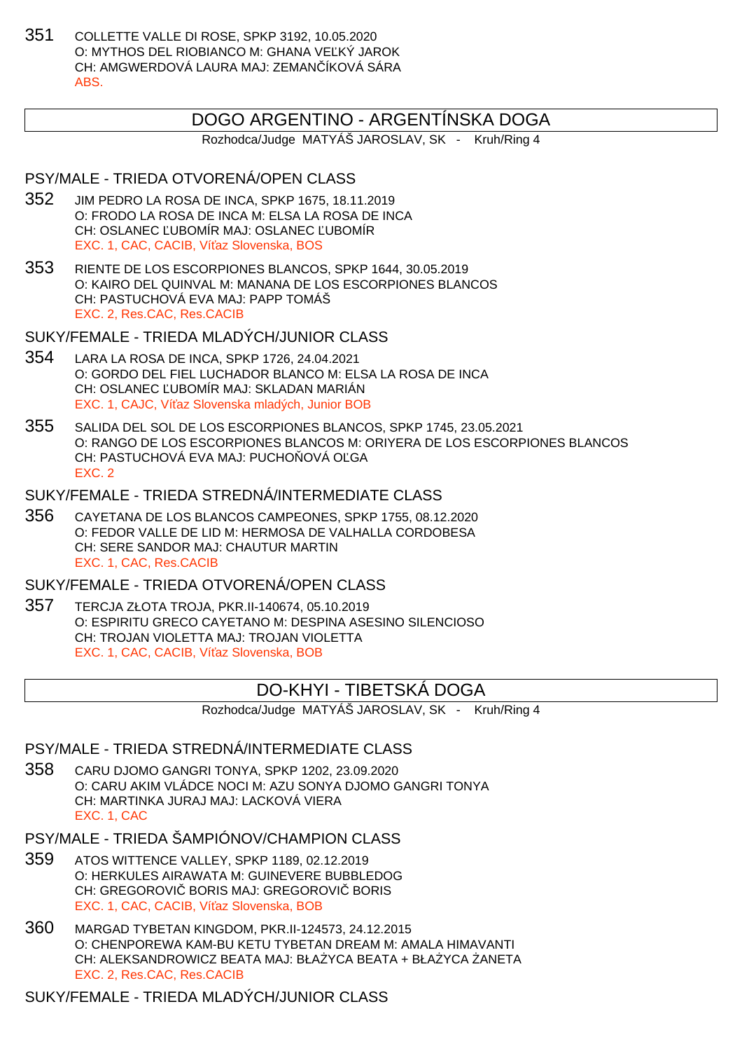351 COLLETTE VALLE DI ROSE, SPKP 3192, 10.05.2020
O: MYTHOS DEL RIOBIANCO M: GHANA VEĽKÝ JAROK
CH: AMGWERDOVÁ LAURA MAJ: ZEMANČÍKOVÁ SÁRA
ABS.

## DOGO ARGENTINO - ARGENTÍNSKA DOGA

Rozhodca/Judge MATYÁŠ JAROSLAV, SK - Kruh/Ring 4

### PSY/MALE - TRIEDA OTVORENÁ/OPEN CLASS

352 JIM PEDRO LA ROSA DE INCA, SPKP 1675, 18.11.2019
O: FRODO LA ROSA DE INCA M: ELSA LA ROSA DE INCA
CH: OSLANEC ĽUBOMÍR MAJ: OSLANEC ĽUBOMÍR
EXC. 1, CAC, CACIB, Víťaz Slovenska, BOS

353 RIENTE DE LOS ESCORPIONES BLANCOS, SPKP 1644, 30.05.2019
O: KAIRO DEL QUINVAL M: MANANA DE LOS ESCORPIONES BLANCOS
CH: PASTUCHOVÁ EVA MAJ: PAPP TOMÁŠ
EXC. 2, Res.CAC, Res.CACIB

### SUKY/FEMALE - TRIEDA MLADÝCH/JUNIOR CLASS

354 LARA LA ROSA DE INCA, SPKP 1726, 24.04.2021
O: GORDO DEL FIEL LUCHADOR BLANCO M: ELSA LA ROSA DE INCA
CH: OSLANEC ĽUBOMÍR MAJ: SKLADAN MARIÁN
EXC. 1, CAJC, Víťaz Slovenska mladých, Junior BOB

355 SALIDA DEL SOL DE LOS ESCORPIONES BLANCOS, SPKP 1745, 23.05.2021
O: RANGO DE LOS ESCORPIONES BLANCOS M: ORIYERA DE LOS ESCORPIONES BLANCOS
CH: PASTUCHOVÁ EVA MAJ: PUCHOŇOVÁ OĽGA
EXC. 2

### SUKY/FEMALE - TRIEDA STREDNÁ/INTERMEDIATE CLASS

356 CAYETANA DE LOS BLANCOS CAMPEONES, SPKP 1755, 08.12.2020
O: FEDOR VALLE DE LID M: HERMOSA DE VALHALLA CORDOBESA
CH: SERE SANDOR MAJ: CHAUTUR MARTIN
EXC. 1, CAC, Res.CACIB

### SUKY/FEMALE - TRIEDA OTVORENÁ/OPEN CLASS

357 TERCJA ZŁOTA TROJA, PKR.II-140674, 05.10.2019
O: ESPIRITU GRECO CAYETANO M: DESPINA ASESINO SILENCIOSO
CH: TROJAN VIOLETTA MAJ: TROJAN VIOLETTA
EXC. 1, CAC, CACIB, Víťaz Slovenska, BOB

## DO-KHYI - TIBETSKÁ DOGA

Rozhodca/Judge MATYÁŠ JAROSLAV, SK - Kruh/Ring 4

### PSY/MALE - TRIEDA STREDNÁ/INTERMEDIATE CLASS

358 CARU DJOMO GANGRI TONYA, SPKP 1202, 23.09.2020
O: CARU AKIM VLÁDCE NOCI M: AZU SONYA DJOMO GANGRI TONYA
CH: MARTINKA JURAJ MAJ: LACKOVÁ VIERA
EXC. 1, CAC

### PSY/MALE - TRIEDA ŠAMPIÓNOV/CHAMPION CLASS

359 ATOS WITTENCE VALLEY, SPKP 1189, 02.12.2019
O: HERKULES AIRAWATA M: GUINEVERE BUBBLEDOG
CH: GREGOROVIČ BORIS MAJ: GREGOROVIČ BORIS
EXC. 1, CAC, CACIB, Víťaz Slovenska, BOB

360 MARGAD TYBETAN KINGDOM, PKR.II-124573, 24.12.2015
O: CHENPOREWA KAM-BU KETU TYBETAN DREAM M: AMALA HIMAVANTI
CH: ALEKSANDROWICZ BEATA MAJ: BŁAŻYCA BEATA + BŁAŻYCA ŻANETA
EXC. 2, Res.CAC, Res.CACIB

### SUKY/FEMALE - TRIEDA MLADÝCH/JUNIOR CLASS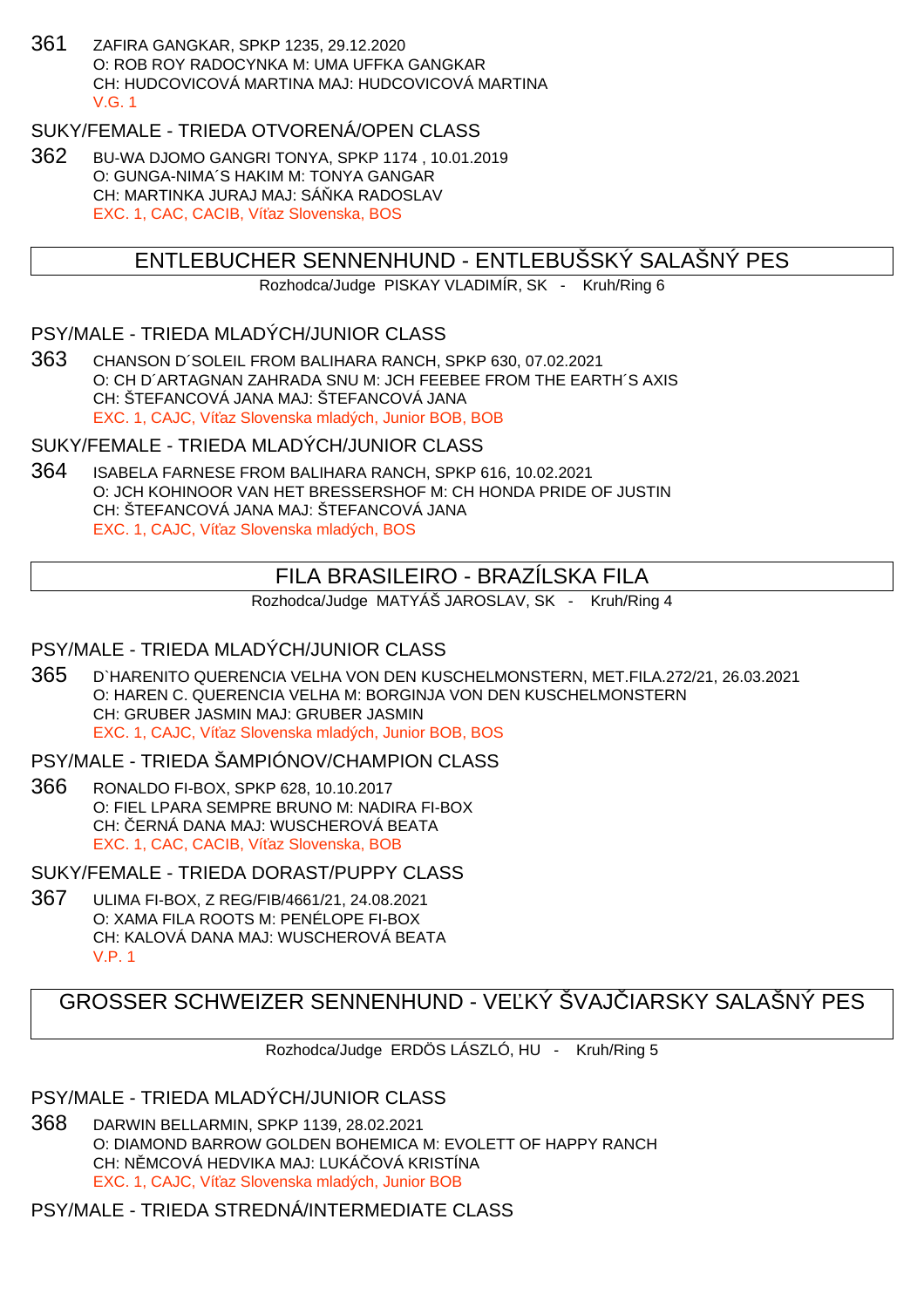361 ZAFIRA GANGKAR, SPKP 1235, 29.12.2020
O: ROB ROY RADOCYNKA M: UMA UFFKA GANGKAR
CH: HUDCOVICOVÁ MARTINA MAJ: HUDCOVICOVÁ MARTINA
V.G. 1

### SUKY/FEMALE - TRIEDA OTVORENÁ/OPEN CLASS

362 BU-WA DJOMO GANGRI TONYA, SPKP 1174 , 10.01.2019
O: GUNGA-NIMA´S HAKIM M: TONYA GANGAR
CH: MARTINKA JURAJ MAJ: SÁŇKA RADOSLAV
EXC. 1, CAC, CACIB, Víťaz Slovenska, BOS

## ENTLEBUCHER SENNENHUND - ENTLEBUŠSKÝ SALAŠNÝ PES

Rozhodca/Judge PISKAY VLADIMÍR, SK - Kruh/Ring 6

### PSY/MALE - TRIEDA MLADÝCH/JUNIOR CLASS

363 CHANSON D´SOLEIL FROM BALIHARA RANCH, SPKP 630, 07.02.2021
O: CH D´ARTAGNAN ZAHRADA SNU M: JCH FEEBEE FROM THE EARTH´S AXIS
CH: ŠTEFANCOVÁ JANA MAJ: ŠTEFANCOVÁ JANA
EXC. 1, CAJC, Víťaz Slovenska mladých, Junior BOB, BOB

### SUKY/FEMALE - TRIEDA MLADÝCH/JUNIOR CLASS

364 ISABELA FARNESE FROM BALIHARA RANCH, SPKP 616, 10.02.2021
O: JCH KOHINOOR VAN HET BRESSERSHOF M: CH HONDA PRIDE OF JUSTIN
CH: ŠTEFANCOVÁ JANA MAJ: ŠTEFANCOVÁ JANA
EXC. 1, CAJC, Víťaz Slovenska mladých, BOS

## FILA BRASILEIRO - BRAZÍLSKA FILA

Rozhodca/Judge MATYÁŠ JAROSLAV, SK - Kruh/Ring 4

### PSY/MALE - TRIEDA MLADÝCH/JUNIOR CLASS

365 D`HARENITO QUERENCIA VELHA VON DEN KUSCHELMONSTERN, MET.FILA.272/21, 26.03.2021
O: HAREN C. QUERENCIA VELHA M: BORGINJA VON DEN KUSCHELMONSTERN
CH: GRUBER JASMIN MAJ: GRUBER JASMIN
EXC. 1, CAJC, Víťaz Slovenska mladých, Junior BOB, BOS

### PSY/MALE - TRIEDA ŠAMPIÓNOV/CHAMPION CLASS

366 RONALDO FI-BOX, SPKP 628, 10.10.2017
O: FIEL LPARA SEMPRE BRUNO M: NADIRA FI-BOX
CH: ČERNÁ DANA MAJ: WUSCHEROVÁ BEATA
EXC. 1, CAC, CACIB, Víťaz Slovenska, BOB

### SUKY/FEMALE - TRIEDA DORAST/PUPPY CLASS

367 ULIMA FI-BOX, Z REG/FIB/4661/21, 24.08.2021
O: XAMA FILA ROOTS M: PENÉLOPE FI-BOX
CH: KALOVÁ DANA MAJ: WUSCHEROVÁ BEATA
V.P. 1

## GROSSER SCHWEIZER SENNENHUND - VEĽKÝ ŠVAJČIARSKY SALAŠNÝ PES

Rozhodca/Judge ERDÖS LÁSZLÓ, HU - Kruh/Ring 5

### PSY/MALE - TRIEDA MLADÝCH/JUNIOR CLASS

368 DARWIN BELLARMIN, SPKP 1139, 28.02.2021
O: DIAMOND BARROW GOLDEN BOHEMICA M: EVOLETT OF HAPPY RANCH
CH: NĚMCOVÁ HEDVIKA MAJ: LUKÁČOVÁ KRISTÍNA
EXC. 1, CAJC, Víťaz Slovenska mladých, Junior BOB

### PSY/MALE - TRIEDA STREDNÁ/INTERMEDIATE CLASS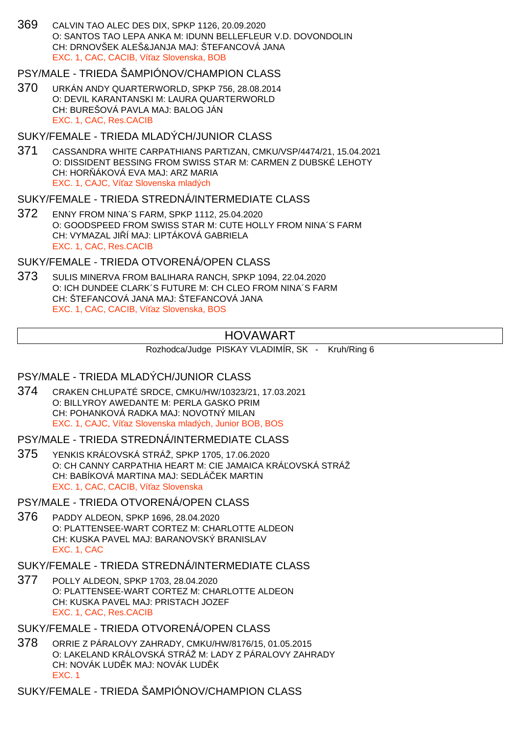369 CALVIN TAO ALEC DES DIX, SPKP 1126, 20.09.2020
O: SANTOS TAO LEPA ANKA M: IDUNN BELLEFLEUR V.D. DOVONDOLIN
CH: DRNOVŠEK ALEŠ&JANJA MAJ: ŠTEFANCOVÁ JANA
EXC. 1, CAC, CACIB, Víťaz Slovenska, BOB

## PSY/MALE - TRIEDA ŠAMPIÓNOV/CHAMPION CLASS

370 URKÁN ANDY QUARTERWORLD, SPKP 756, 28.08.2014
O: DEVIL KARANTANSKI M: LAURA QUARTERWORLD
CH: BUREŠOVÁ PAVLA MAJ: BALOG JÁN
EXC. 1, CAC, Res.CACIB

## SUKY/FEMALE - TRIEDA MLADÝCH/JUNIOR CLASS

371 CASSANDRA WHITE CARPATHIANS PARTIZAN, CMKU/VSP/4474/21, 15.04.2021
O: DISSIDENT BESSING FROM SWISS STAR M: CARMEN Z DUBSKÉ LEHOTY
CH: HORŇÁKOVÁ EVA MAJ: ARZ MARIA
EXC. 1, CAJC, Víťaz Slovenska mladých

## SUKY/FEMALE - TRIEDA STREDNÁ/INTERMEDIATE CLASS

372 ENNY FROM NINA´S FARM, SPKP 1112, 25.04.2020
O: GOODSPEED FROM SWISS STAR M: CUTE HOLLY FROM NINA´S FARM
CH: VYMAZAL JIŘÍ MAJ: LIPTÁKOVÁ GABRIELA
EXC. 1, CAC, Res.CACIB

## SUKY/FEMALE - TRIEDA OTVORENÁ/OPEN CLASS

373 SULIS MINERVA FROM BALIHARA RANCH, SPKP 1094, 22.04.2020
O: ICH DUNDEE CLARK´S FUTURE M: CH CLEO FROM NINA´S FARM
CH: ŠTEFANCOVÁ JANA MAJ: ŠTEFANCOVÁ JANA
EXC. 1, CAC, CACIB, Víťaz Slovenska, BOS

# HOVAWART

Rozhodca/Judge PISKAY VLADIMÍR, SK - Kruh/Ring 6

## PSY/MALE - TRIEDA MLADÝCH/JUNIOR CLASS

374 CRAKEN CHLUPATÉ SRDCE, CMKU/HW/10323/21, 17.03.2021
O: BILLYROY AWEDANTE M: PERLA GASKO PRIM
CH: POHANKOVÁ RADKA MAJ: NOVOTNÝ MILAN
EXC. 1, CAJC, Víťaz Slovenska mladých, Junior BOB, BOS

## PSY/MALE - TRIEDA STREDNÁ/INTERMEDIATE CLASS

375 YENKIS KRÁĽOVSKÁ STRÁŽ, SPKP 1705, 17.06.2020
O: CH CANNY CARPATHIA HEART M: CIE JAMAICA KRÁĽOVSKÁ STRÁŽ
CH: BABÍKOVÁ MARTINA MAJ: SEDLÁČEK MARTIN
EXC. 1, CAC, CACIB, Víťaz Slovenska

## PSY/MALE - TRIEDA OTVORENÁ/OPEN CLASS

376 PADDY ALDEON, SPKP 1696, 28.04.2020
O: PLATTENSEE-WART CORTEZ M: CHARLOTTE ALDEON
CH: KUSKA PAVEL MAJ: BARANOVSKÝ BRANISLAV
EXC. 1, CAC

## SUKY/FEMALE - TRIEDA STREDNÁ/INTERMEDIATE CLASS

377 POLLY ALDEON, SPKP 1703, 28.04.2020
O: PLATTENSEE-WART CORTEZ M: CHARLOTTE ALDEON
CH: KUSKA PAVEL MAJ: PRISTACH JOZEF
EXC. 1, CAC, Res.CACIB

## SUKY/FEMALE - TRIEDA OTVORENÁ/OPEN CLASS

378 ORRIE Z PÁRALOVY ZAHRADY, CMKU/HW/8176/15, 01.05.2015
O: LAKELAND KRÁLOVSKÁ STRÁŽ M: LADY Z PÁRALOVY ZAHRADY
CH: NOVÁK LUDĚK MAJ: NOVÁK LUDĚK
EXC. 1

## SUKY/FEMALE - TRIEDA ŠAMPIÓNOV/CHAMPION CLASS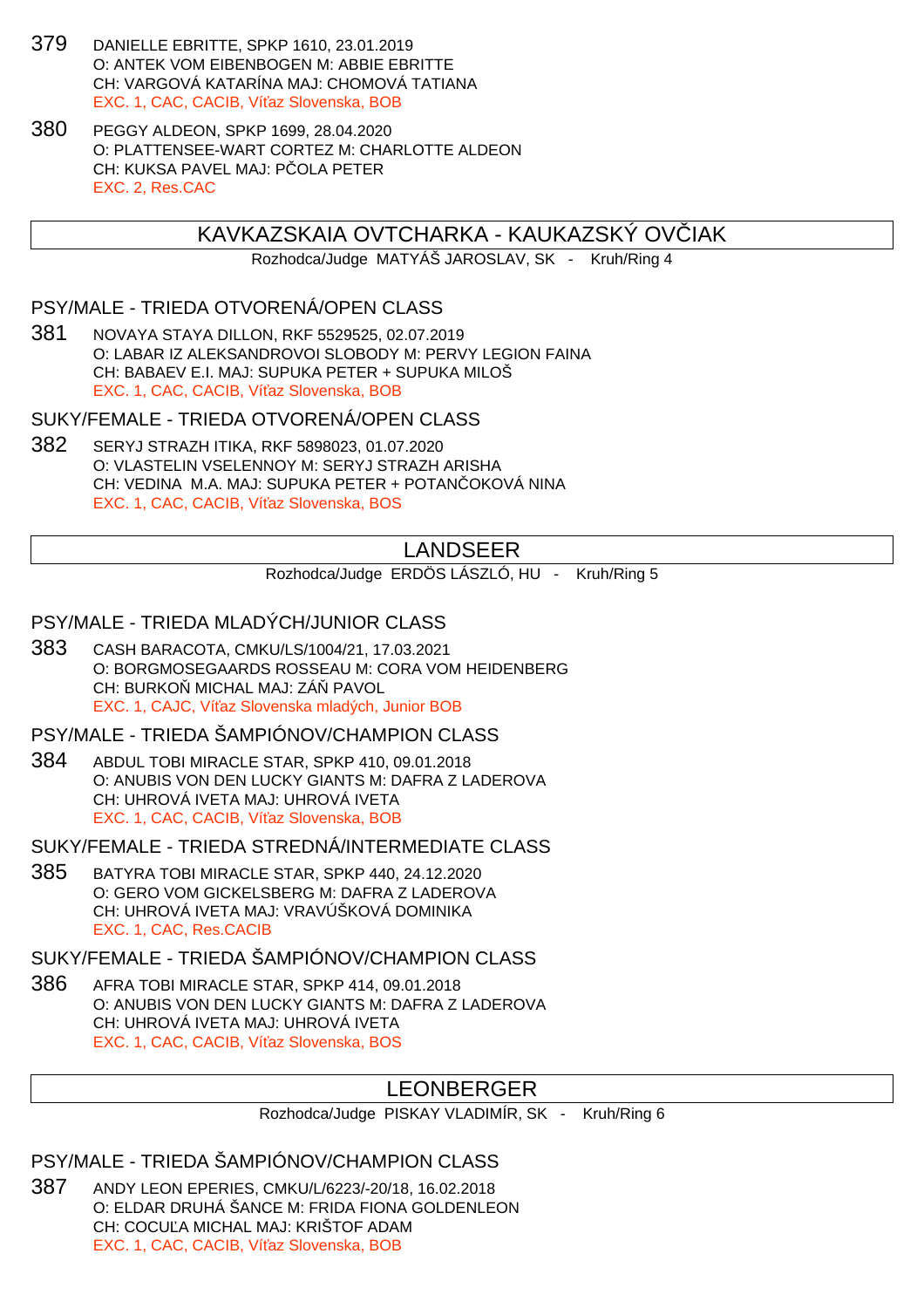379 DANIELLE EBRITTE, SPKP 1610, 23.01.2019
O: ANTEK VOM EIBENBOGEN M: ABBIE EBRITTE
CH: VARGOVÁ KATARÍNA MAJ: CHOMOVÁ TATIANA
EXC. 1, CAC, CACIB, Víťaz Slovenska, BOB

380 PEGGY ALDEON, SPKP 1699, 28.04.2020
O: PLATTENSEE-WART CORTEZ M: CHARLOTTE ALDEON
CH: KUKSA PAVEL MAJ: PČOLA PETER
EXC. 2, Res.CAC

## KAVKAZSKAIA OVTCHARKA - KAUKAZSKÝ OVČIAK

Rozhodca/Judge MATYÁŠ JAROSLAV, SK - Kruh/Ring 4

### PSY/MALE - TRIEDA OTVORENÁ/OPEN CLASS

381 NOVAYA STAYA DILLON, RKF 5529525, 02.07.2019
O: LABAR IZ ALEKSANDROVOI SLOBODY M: PERVY LEGION FAINA
CH: BABAEV E.I. MAJ: SUPUKA PETER + SUPUKA MILOŠ
EXC. 1, CAC, CACIB, Víťaz Slovenska, BOB

### SUKY/FEMALE - TRIEDA OTVORENÁ/OPEN CLASS

382 SERYJ STRAZH ITIKA, RKF 5898023, 01.07.2020
O: VLASTELIN VSELENNOY M: SERYJ STRAZH ARISHA
CH: VEDINA M.A. MAJ: SUPUKA PETER + POTANČOKOVÁ NINA
EXC. 1, CAC, CACIB, Víťaz Slovenska, BOS

## LANDSEER

Rozhodca/Judge ERDÖS LÁSZLÓ, HU - Kruh/Ring 5

### PSY/MALE - TRIEDA MLADÝCH/JUNIOR CLASS

383 CASH BARACOTA, CMKU/LS/1004/21, 17.03.2021
O: BORGMOSEGAARDS ROSSEAU M: CORA VOM HEIDENBERG
CH: BURKOŇ MICHAL MAJ: ZÁŇ PAVOL
EXC. 1, CAJC, Víťaz Slovenska mladých, Junior BOB

### PSY/MALE - TRIEDA ŠAMPIÓNOV/CHAMPION CLASS

384 ABDUL TOBI MIRACLE STAR, SPKP 410, 09.01.2018
O: ANUBIS VON DEN LUCKY GIANTS M: DAFRA Z LADEROVA
CH: UHROVÁ IVETA MAJ: UHROVÁ IVETA
EXC. 1, CAC, CACIB, Víťaz Slovenska, BOB

### SUKY/FEMALE - TRIEDA STREDNÁ/INTERMEDIATE CLASS

385 BATYRA TOBI MIRACLE STAR, SPKP 440, 24.12.2020
O: GERO VOM GICKELSBERG M: DAFRA Z LADEROVA
CH: UHROVÁ IVETA MAJ: VRAVÚŠKOVÁ DOMINIKA
EXC. 1, CAC, Res.CACIB

### SUKY/FEMALE - TRIEDA ŠAMPIÓNOV/CHAMPION CLASS

386 AFRA TOBI MIRACLE STAR, SPKP 414, 09.01.2018
O: ANUBIS VON DEN LUCKY GIANTS M: DAFRA Z LADEROVA
CH: UHROVÁ IVETA MAJ: UHROVÁ IVETA
EXC. 1, CAC, CACIB, Víťaz Slovenska, BOS

## LEONBERGER

Rozhodca/Judge PISKAY VLADIMÍR, SK - Kruh/Ring 6

### PSY/MALE - TRIEDA ŠAMPIÓNOV/CHAMPION CLASS

387 ANDY LEON EPERIES, CMKU/L/6223/-20/18, 16.02.2018
O: ELDAR DRUHÁ ŠANCE M: FRIDA FIONA GOLDENLEON
CH: COCUĽA MICHAL MAJ: KRIŠTOF ADAM
EXC. 1, CAC, CACIB, Víťaz Slovenska, BOB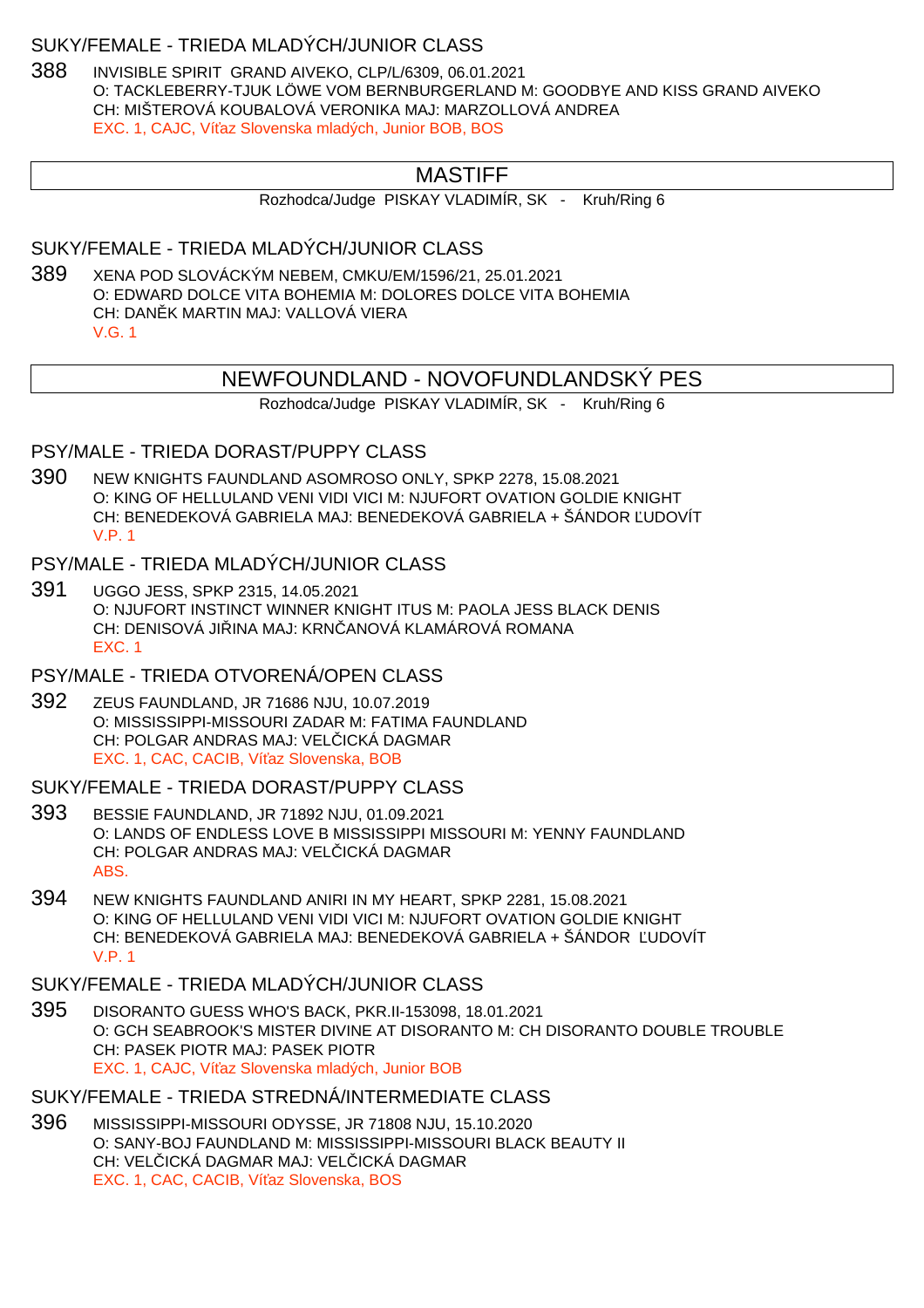### SUKY/FEMALE - TRIEDA MLADÝCH/JUNIOR CLASS

388 INVISIBLE SPIRIT GRAND AIVEKO, CLP/L/6309, 06.01.2021
O: TACKLEBERRY-TJUK LÖWE VOM BERNBURGERLAND M: GOODBYE AND KISS GRAND AIVEKO
CH: MIŠTEROVÁ KOUBALOVÁ VERONIKA MAJ: MARZOLLOVÁ ANDREA
EXC. 1, CAJC, Víťaz Slovenska mladých, Junior BOB, BOS

## MASTIFF

Rozhodca/Judge PISKAY VLADIMÍR, SK - Kruh/Ring 6

### SUKY/FEMALE - TRIEDA MLADÝCH/JUNIOR CLASS

389 XENA POD SLOVÁCKÝM NEBEM, CMKU/EM/1596/21, 25.01.2021
O: EDWARD DOLCE VITA BOHEMIA M: DOLORES DOLCE VITA BOHEMIA
CH: DANĚK MARTIN MAJ: VALLOVÁ VIERA
V.G. 1

## NEWFOUNDLAND - NOVOFUNDLANDSKÝ PES

Rozhodca/Judge PISKAY VLADIMÍR, SK - Kruh/Ring 6

### PSY/MALE - TRIEDA DORAST/PUPPY CLASS

390 NEW KNIGHTS FAUNDLAND ASOMROSO ONLY, SPKP 2278, 15.08.2021
O: KING OF HELLULAND VENI VIDI VICI M: NJUFORT OVATION GOLDIE KNIGHT
CH: BENEDEKOVÁ GABRIELA MAJ: BENEDEKOVÁ GABRIELA + ŠÁNDOR ĽUDOVÍT
V.P. 1

### PSY/MALE - TRIEDA MLADÝCH/JUNIOR CLASS

391 UGGO JESS, SPKP 2315, 14.05.2021
O: NJUFORT INSTINCT WINNER KNIGHT ITUS M: PAOLA JESS BLACK DENIS
CH: DENISOVÁ JIŘINA MAJ: KRNČANOVÁ KLAMÁROVÁ ROMANA
EXC. 1

### PSY/MALE - TRIEDA OTVORENÁ/OPEN CLASS

392 ZEUS FAUNDLAND, JR 71686 NJU, 10.07.2019
O: MISSISSIPPI-MISSOURI ZADAR M: FATIMA FAUNDLAND
CH: POLGAR ANDRAS MAJ: VELČICKÁ DAGMAR
EXC. 1, CAC, CACIB, Víťaz Slovenska, BOB

### SUKY/FEMALE - TRIEDA DORAST/PUPPY CLASS

393 BESSIE FAUNDLAND, JR 71892 NJU, 01.09.2021
O: LANDS OF ENDLESS LOVE B MISSISSIPPI MISSOURI M: YENNY FAUNDLAND
CH: POLGAR ANDRAS MAJ: VELČICKÁ DAGMAR
ABS.

394 NEW KNIGHTS FAUNDLAND ANIRI IN MY HEART, SPKP 2281, 15.08.2021
O: KING OF HELLULAND VENI VIDI VICI M: NJUFORT OVATION GOLDIE KNIGHT
CH: BENEDEKOVÁ GABRIELA MAJ: BENEDEKOVÁ GABRIELA + ŠÁNDOR ĽUDOVÍT
V.P. 1

### SUKY/FEMALE - TRIEDA MLADÝCH/JUNIOR CLASS

395 DISORANTO GUESS WHO'S BACK, PKR.II-153098, 18.01.2021
O: GCH SEABROOK'S MISTER DIVINE AT DISORANTO M: CH DISORANTO DOUBLE TROUBLE
CH: PASEK PIOTR MAJ: PASEK PIOTR
EXC. 1, CAJC, Víťaz Slovenska mladých, Junior BOB

### SUKY/FEMALE - TRIEDA STREDNÁ/INTERMEDIATE CLASS

396 MISSISSIPPI-MISSOURI ODYSSE, JR 71808 NJU, 15.10.2020
O: SANY-BOJ FAUNDLAND M: MISSISSIPPI-MISSOURI BLACK BEAUTY II
CH: VELČICKÁ DAGMAR MAJ: VELČICKÁ DAGMAR
EXC. 1, CAC, CACIB, Víťaz Slovenska, BOS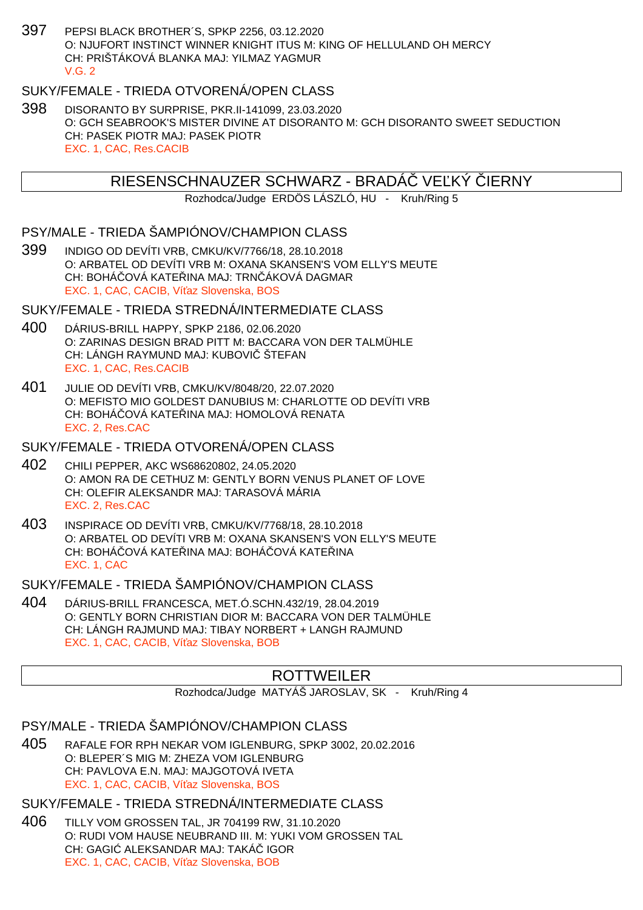397 PEPSI BLACK BROTHER´S, SPKP 2256, 03.12.2020
O: NJUFORT INSTINCT WINNER KNIGHT ITUS M: KING OF HELLULAND OH MERCY
CH: PRIŠTÁKOVÁ BLANKA MAJ: YILMAZ YAGMUR
V.G. 2

SUKY/FEMALE - TRIEDA OTVORENÁ/OPEN CLASS

398 DISORANTO BY SURPRISE, PKR.II-141099, 23.03.2020
O: GCH SEABROOK'S MISTER DIVINE AT DISORANTO M: GCH DISORANTO SWEET SEDUCTION
CH: PASEK PIOTR MAJ: PASEK PIOTR
EXC. 1, CAC, Res.CACIB

## RIESENSCHNAUZER SCHWARZ - BRADÁČ VEĽKÝ ČIERNY

Rozhodca/Judge ERDÖS LÁSZLÓ, HU - Kruh/Ring 5

PSY/MALE - TRIEDA ŠAMPIÓNOV/CHAMPION CLASS

399 INDIGO OD DEVÍTI VRB, CMKU/KV/7766/18, 28.10.2018
O: ARBATEL OD DEVÍTI VRB M: OXANA SKANSEN'S VOM ELLY'S MEUTE
CH: BOHÁČOVÁ KATEŘINA MAJ: TRNČÁKOVÁ DAGMAR
EXC. 1, CAC, CACIB, Víťaz Slovenska, BOS

SUKY/FEMALE - TRIEDA STREDNÁ/INTERMEDIATE CLASS

400 DÁRIUS-BRILL HAPPY, SPKP 2186, 02.06.2020
O: ZARINAS DESIGN BRAD PITT M: BACCARA VON DER TALMÜHLE
CH: LÁNGH RAYMUND MAJ: KUBOVIČ ŠTEFAN
EXC. 1, CAC, Res.CACIB

401 JULIE OD DEVÍTI VRB, CMKU/KV/8048/20, 22.07.2020
O: MEFISTO MIO GOLDEST DANUBIUS M: CHARLOTTE OD DEVÍTI VRB
CH: BOHÁČOVÁ KATEŘINA MAJ: HOMOLOVÁ RENATA
EXC. 2, Res.CAC

SUKY/FEMALE - TRIEDA OTVORENÁ/OPEN CLASS

402 CHILI PEPPER, AKC WS68620802, 24.05.2020
O: AMON RA DE CETHUZ M: GENTLY BORN VENUS PLANET OF LOVE
CH: OLEFIR ALEKSANDR MAJ: TARASOVÁ MÁRIA
EXC. 2, Res.CAC

403 INSPIRACE OD DEVÍTI VRB, CMKU/KV/7768/18, 28.10.2018
O: ARBATEL OD DEVÍTI VRB M: OXANA SKANSEN'S VON ELLY'S MEUTE
CH: BOHÁČOVÁ KATEŘINA MAJ: BOHÁČOVÁ KATEŘINA
EXC. 1, CAC

SUKY/FEMALE - TRIEDA ŠAMPIÓNOV/CHAMPION CLASS

404 DÁRIUS-BRILL FRANCESCA, MET.Ó.SCHN.432/19, 28.04.2019
O: GENTLY BORN CHRISTIAN DIOR M: BACCARA VON DER TALMÜHLE
CH: LÁNGH RAJMUND MAJ: TIBAY NORBERT + LANGH RAJMUND
EXC. 1, CAC, CACIB, Víťaz Slovenska, BOB

## ROTTWEILER

Rozhodca/Judge MATYÁŠ JAROSLAV, SK - Kruh/Ring 4

PSY/MALE - TRIEDA ŠAMPIÓNOV/CHAMPION CLASS

405 RAFALE FOR RPH NEKAR VOM IGLENBURG, SPKP 3002, 20.02.2016
O: BLEPER´S MIG M: ZHEZA VOM IGLENBURG
CH: PAVLOVA E.N. MAJ: MAJGOTOVÁ IVETA
EXC. 1, CAC, CACIB, Víťaz Slovenska, BOS

SUKY/FEMALE - TRIEDA STREDNÁ/INTERMEDIATE CLASS

406 TILLY VOM GROSSEN TAL, JR 704199 RW, 31.10.2020
O: RUDI VOM HAUSE NEUBRAND III. M: YUKI VOM GROSSEN TAL
CH: GAGIĆ ALEKSANDAR MAJ: TAKÁČ IGOR
EXC. 1, CAC, CACIB, Víťaz Slovenska, BOB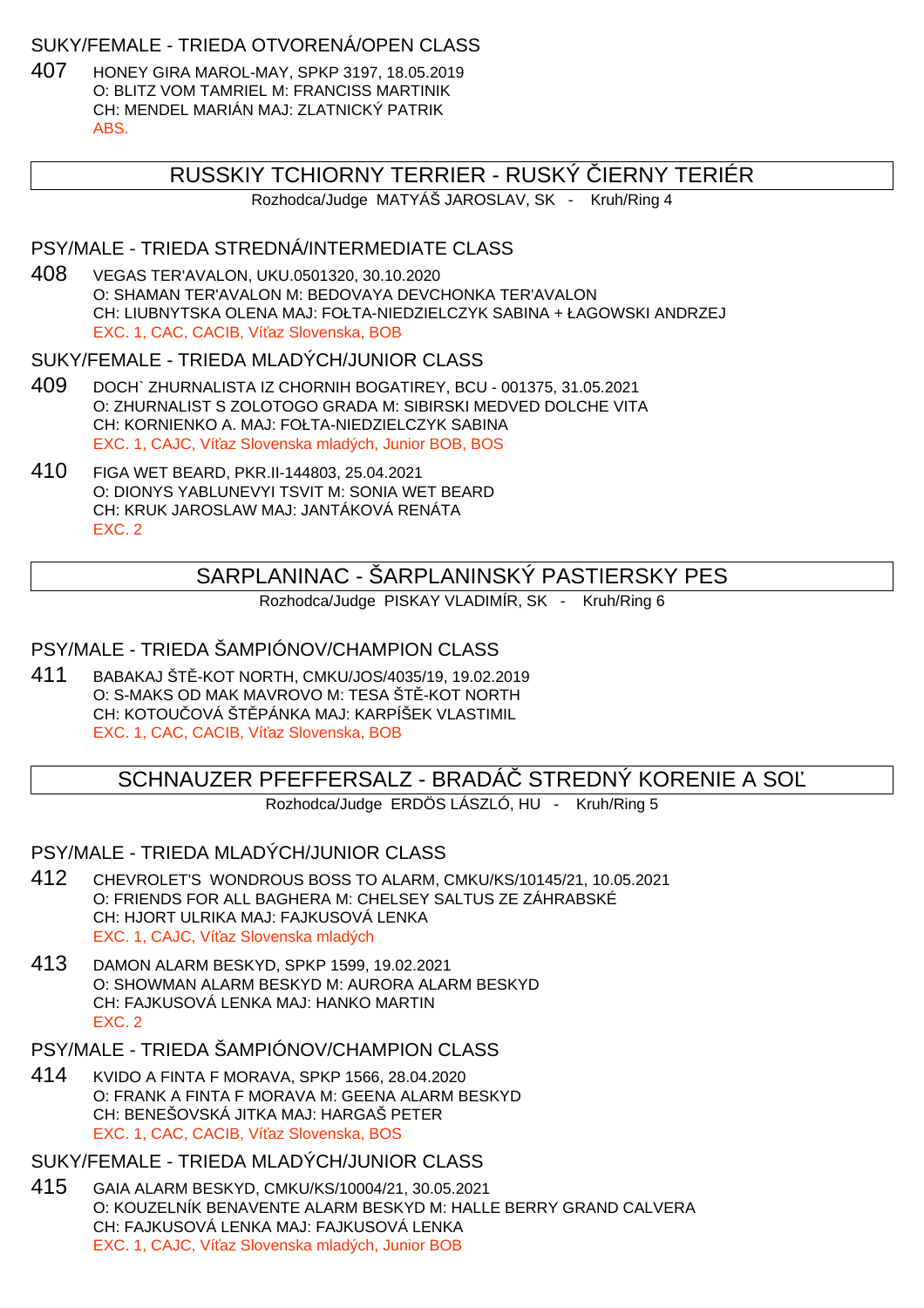### SUKY/FEMALE - TRIEDA OTVORENÁ/OPEN CLASS

407 HONEY GIRA MAROL-MAY, SPKP 3197, 18.05.2019
O: BLITZ VOM TAMRIEL M: FRANCISS MARTINIK
CH: MENDEL MARIÁN MAJ: ZLATNICKÝ PATRIK
ABS.

## RUSSKIY TCHIORNY TERRIER - RUSKÝ ČIERNY TERIÉR

Rozhodca/Judge MATYÁŠ JAROSLAV, SK - Kruh/Ring 4

### PSY/MALE - TRIEDA STREDNÁ/INTERMEDIATE CLASS

408 VEGAS TER'AVALON, UKU.0501320, 30.10.2020
O: SHAMAN TER'AVALON M: BEDOVAYA DEVCHONKA TER'AVALON
CH: LIUBNYTSKA OLENA MAJ: FOŁTA-NIEDZIELCZYK SABINA + ŁAGOWSKI ANDRZEJ
EXC. 1, CAC, CACIB, Víťaz Slovenska, BOB

### SUKY/FEMALE - TRIEDA MLADÝCH/JUNIOR CLASS

409 DOCH` ZHURNALISTA IZ CHORNIH BOGATIREY, BCU - 001375, 31.05.2021
O: ZHURNALIST S ZOLOTOGO GRADA M: SIBIRSKI MEDVED DOLCHE VITA
CH: KORNIENKO A. MAJ: FOŁTA-NIEDZIELCZYK SABINA
EXC. 1, CAJC, Víťaz Slovenska mladých, Junior BOB, BOS

410 FIGA WET BEARD, PKR.II-144803, 25.04.2021
O: DIONYS YABLUNEVYI TSVIT M: SONIA WET BEARD
CH: KRUK JAROSLAW MAJ: JANTÁKOVÁ RENÁTA
EXC. 2

## SARPLANINAC - ŠARPLANINSKÝ PASTIERSKY PES

Rozhodca/Judge PISKAY VLADIMÍR, SK - Kruh/Ring 6

### PSY/MALE - TRIEDA ŠAMPIÓNOV/CHAMPION CLASS

411 BABAKAJ ŠTĚ-KOT NORTH, CMKU/JOS/4035/19, 19.02.2019
O: S-MAKS OD MAK MAVROVO M: TESA ŠTĚ-KOT NORTH
CH: KOTOUČOVÁ ŠTĚPÁNKA MAJ: KARPÍŠEK VLASTIMIL
EXC. 1, CAC, CACIB, Víťaz Slovenska, BOB

## SCHNAUZER PFEFFERSALZ - BRADÁČ STREDNÝ KORENIE A SOĽ

Rozhodca/Judge ERDÖS LÁSZLÓ, HU - Kruh/Ring 5

### PSY/MALE - TRIEDA MLADÝCH/JUNIOR CLASS

412 CHEVROLET'S WONDROUS BOSS TO ALARM, CMKU/KS/10145/21, 10.05.2021
O: FRIENDS FOR ALL BAGHERA M: CHELSEY SALTUS ZE ZÁHRABSKÉ
CH: HJORT ULRIKA MAJ: FAJKUSOVÁ LENKA
EXC. 1, CAJC, Víťaz Slovenska mladých

413 DAMON ALARM BESKYD, SPKP 1599, 19.02.2021
O: SHOWMAN ALARM BESKYD M: AURORA ALARM BESKYD
CH: FAJKUSOVÁ LENKA MAJ: HANKO MARTIN
EXC. 2

### PSY/MALE - TRIEDA ŠAMPIÓNOV/CHAMPION CLASS

414 KVIDO A FINTA F MORAVA, SPKP 1566, 28.04.2020
O: FRANK A FINTA F MORAVA M: GEENA ALARM BESKYD
CH: BENEŠOVSKÁ JITKA MAJ: HARGAŠ PETER
EXC. 1, CAC, CACIB, Víťaz Slovenska, BOS

### SUKY/FEMALE - TRIEDA MLADÝCH/JUNIOR CLASS

415 GAIA ALARM BESKYD, CMKU/KS/10004/21, 30.05.2021
O: KOUZELNÍK BENAVENTE ALARM BESKYD M: HALLE BERRY GRAND CALVERA
CH: FAJKUSOVÁ LENKA MAJ: FAJKUSOVÁ LENKA
EXC. 1, CAJC, Víťaz Slovenska mladých, Junior BOB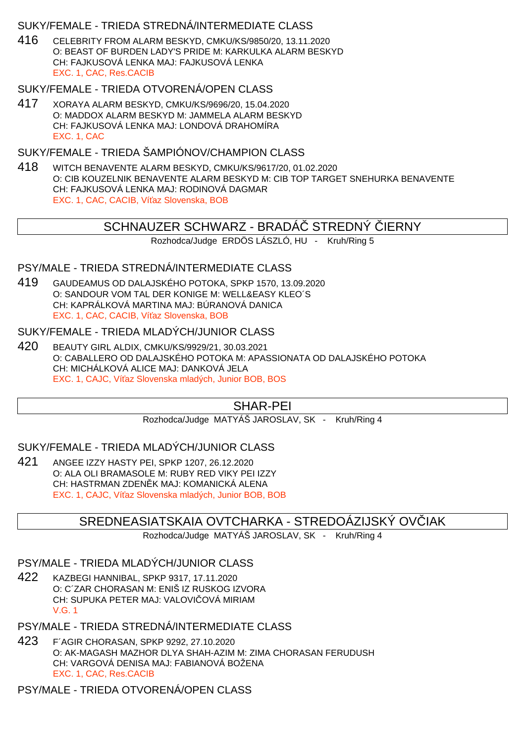### SUKY/FEMALE - TRIEDA STREDNÁ/INTERMEDIATE CLASS

416 CELEBRITY FROM ALARM BESKYD, CMKU/KS/9850/20, 13.11.2020
O: BEAST OF BURDEN LADY'S PRIDE M: KARKULKA ALARM BESKYD
CH: FAJKUSOVÁ LENKA MAJ: FAJKUSOVÁ LENKA
EXC. 1, CAC, Res.CACIB

### SUKY/FEMALE - TRIEDA OTVORENÁ/OPEN CLASS

417 XORAYA ALARM BESKYD, CMKU/KS/9696/20, 15.04.2020
O: MADDOX ALARM BESKYD M: JAMMELA ALARM BESKYD
CH: FAJKUSOVÁ LENKA MAJ: LONDOVÁ DRAHOMÍRA
EXC. 1, CAC

### SUKY/FEMALE - TRIEDA ŠAMPIÓNOV/CHAMPION CLASS

418 WITCH BENAVENTE ALARM BESKYD, CMKU/KS/9617/20, 01.02.2020
O: CIB KOUZELNIK BENAVENTE ALARM BESKYD M: CIB TOP TARGET SNEHURKA BENAVENTE
CH: FAJKUSOVÁ LENKA MAJ: RODINOVÁ DAGMAR
EXC. 1, CAC, CACIB, Víťaz Slovenska, BOB

## SCHNAUZER SCHWARZ - BRADÁČ STREDNÝ ČIERNY

Rozhodca/Judge ERDÖS LÁSZLÓ, HU - Kruh/Ring 5

### PSY/MALE - TRIEDA STREDNÁ/INTERMEDIATE CLASS

419 GAUDEAMUS OD DALAJSKÉHO POTOKA, SPKP 1570, 13.09.2020
O: SANDOUR VOM TAL DER KONIGE M: WELL&EASY KLEO´S
CH: KAPRÁLKOVÁ MARTINA MAJ: BÚRANOVÁ DANICA
EXC. 1, CAC, CACIB, Víťaz Slovenska, BOB

### SUKY/FEMALE - TRIEDA MLADÝCH/JUNIOR CLASS

420 BEAUTY GIRL ALDIX, CMKU/KS/9929/21, 30.03.2021
O: CABALLERO OD DALAJSKÉHO POTOKA M: APASSIONATA OD DALAJSKÉHO POTOKA
CH: MICHÁLKOVÁ ALICE MAJ: DANKOVÁ JELA
EXC. 1, CAJC, Víťaz Slovenska mladých, Junior BOB, BOS

## SHAR-PEI

Rozhodca/Judge MATYÁŠ JAROSLAV, SK - Kruh/Ring 4

### SUKY/FEMALE - TRIEDA MLADÝCH/JUNIOR CLASS

421 ANGEE IZZY HASTY PEI, SPKP 1207, 26.12.2020
O: ALA OLI BRAMASOLE M: RUBY RED VIKY PEI IZZY
CH: HASTRMAN ZDENĚK MAJ: KOMANICKÁ ALENA
EXC. 1, CAJC, Víťaz Slovenska mladých, Junior BOB, BOB

## SREDNEASIATSKAIA OVTCHARKA - STREDOÁZIJSKÝ OVČIAK

Rozhodca/Judge MATYÁŠ JAROSLAV, SK - Kruh/Ring 4

### PSY/MALE - TRIEDA MLADÝCH/JUNIOR CLASS

422 KAZBEGI HANNIBAL, SPKP 9317, 17.11.2020
O: C´ZAR CHORASAN M: ENIŠ IZ RUSKOG IZVORA
CH: SUPUKA PETER MAJ: VALOVIČOVÁ MIRIAM
V.G. 1

### PSY/MALE - TRIEDA STREDNÁ/INTERMEDIATE CLASS

423 F´AGIR CHORASAN, SPKP 9292, 27.10.2020
O: AK-MAGASH MAZHOR DLYA SHAH-AZIM M: ZIMA CHORASAN FERUDUSH
CH: VARGOVÁ DENISA MAJ: FABIANOVÁ BOŽENA
EXC. 1, CAC, Res.CACIB

### PSY/MALE - TRIEDA OTVORENÁ/OPEN CLASS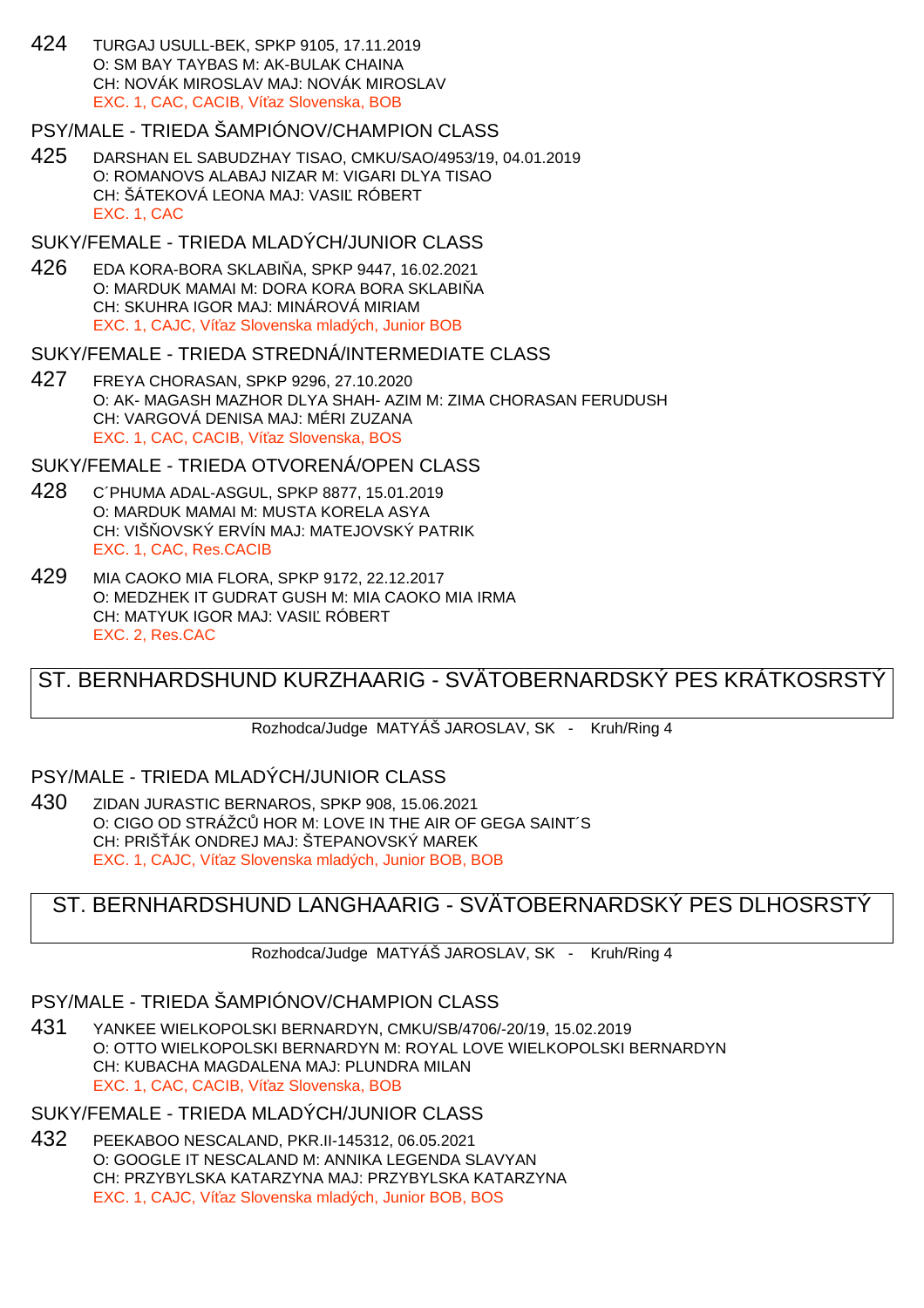424 TURGAJ USULL-BEK, SPKP 9105, 17.11.2019
O: SM BAY TAYBAS M: AK-BULAK CHAINA
CH: NOVÁK MIROSLAV MAJ: NOVÁK MIROSLAV
EXC. 1, CAC, CACIB, Víťaz Slovenska, BOB

### PSY/MALE - TRIEDA ŠAMPIÓNOV/CHAMPION CLASS

425 DARSHAN EL SABUDZHAY TISAO, CMKU/SAO/4953/19, 04.01.2019
O: ROMANOVS ALABAJ NIZAR M: VIGARI DLYA TISAO
CH: ŠÁTEKOVÁ LEONA MAJ: VASIĽ RÓBERT
EXC. 1, CAC

### SUKY/FEMALE - TRIEDA MLADÝCH/JUNIOR CLASS

426 EDA KORA-BORA SKLABIŇA, SPKP 9447, 16.02.2021
O: MARDUK MAMAI M: DORA KORA BORA SKLABIŇA
CH: SKUHRA IGOR MAJ: MINÁROVÁ MIRIAM
EXC. 1, CAJC, Víťaz Slovenska mladých, Junior BOB

### SUKY/FEMALE - TRIEDA STREDNÁ/INTERMEDIATE CLASS

427 FREYA CHORASAN, SPKP 9296, 27.10.2020
O: AK- MAGASH MAZHOR DLYA SHAH- AZIM M: ZIMA CHORASAN FERUDUSH
CH: VARGOVÁ DENISA MAJ: MÉRI ZUZANA
EXC. 1, CAC, CACIB, Víťaz Slovenska, BOS

### SUKY/FEMALE - TRIEDA OTVORENÁ/OPEN CLASS

428 C´PHUMA ADAL-ASGUL, SPKP 8877, 15.01.2019
O: MARDUK MAMAI M: MUSTA KORELA ASYA
CH: VIŠŇOVSKÝ ERVÍN MAJ: MATEJOVSKÝ PATRIK
EXC. 1, CAC, Res.CACIB

429 MIA CAOKO MIA FLORA, SPKP 9172, 22.12.2017
O: MEDZHEK IT GUDRAT GUSH M: MIA CAOKO MIA IRMA
CH: MATYUK IGOR MAJ: VASIĽ RÓBERT
EXC. 2, Res.CAC

## ST. BERNHARDSHUND KURZHAARIG - SVÄTOBERNARDSKÝ PES KRÁTKOSRSTÝ

Rozhodca/Judge MATYÁŠ JAROSLAV, SK - Kruh/Ring 4

### PSY/MALE - TRIEDA MLADÝCH/JUNIOR CLASS

430 ZIDAN JURASTIC BERNAROS, SPKP 908, 15.06.2021
O: CIGO OD STRÁŽCŮ HOR M: LOVE IN THE AIR OF GEGA SAINT´S
CH: PRIŠŤÁK ONDREJ MAJ: ŠTEPANOVSKÝ MAREK
EXC. 1, CAJC, Víťaz Slovenska mladých, Junior BOB, BOB

## ST. BERNHARDSHUND LANGHAARIG - SVÄTOBERNARDSKÝ PES DLHOSRSTÝ

Rozhodca/Judge MATYÁŠ JAROSLAV, SK - Kruh/Ring 4

### PSY/MALE - TRIEDA ŠAMPIÓNOV/CHAMPION CLASS

431 YANKEE WIELKOPOLSKI BERNARDYN, CMKU/SB/4706/-20/19, 15.02.2019
O: OTTO WIELKOPOLSKI BERNARDYN M: ROYAL LOVE WIELKOPOLSKI BERNARDYN
CH: KUBACHA MAGDALENA MAJ: PLUNDRA MILAN
EXC. 1, CAC, CACIB, Víťaz Slovenska, BOB

### SUKY/FEMALE - TRIEDA MLADÝCH/JUNIOR CLASS

432 PEEKABOO NESCALAND, PKR.II-145312, 06.05.2021
O: GOOGLE IT NESCALAND M: ANNIKA LEGENDA SLAVYAN
CH: PRZYBYLSKA KATARZYNA MAJ: PRZYBYLSKA KATARZYNA
EXC. 1, CAJC, Víťaz Slovenska mladých, Junior BOB, BOS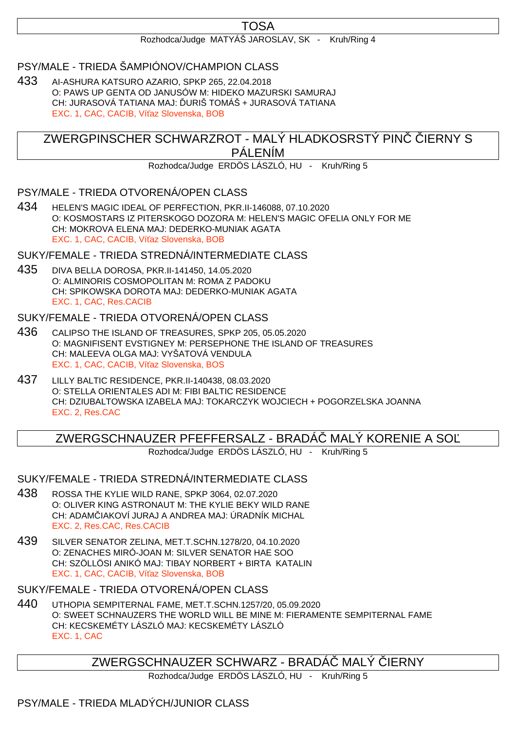# TOSA

Rozhodca/Judge MATYÁŠ JAROSLAV, SK - Kruh/Ring 4

## PSY/MALE - TRIEDA ŠAMPIÓNOV/CHAMPION CLASS

433 AI-ASHURA KATSURO AZARIO, SPKP 265, 22.04.2018
O: PAWS UP GENTA OD JANUSÓW M: HIDEKO MAZURSKI SAMURAJ
CH: JURASOVÁ TATIANA MAJ: ĎURIŠ TOMÁŠ + JURASOVÁ TATIANA
EXC. 1, CAC, CACIB, Víťaz Slovenska, BOB

# ZWERGPINSCHER SCHWARZROT - MALÝ HLADKOSRSTÝ PINČ ČIERNY S PÁLENÍM

Rozhodca/Judge ERDÖS LÁSZLÓ, HU - Kruh/Ring 5

## PSY/MALE - TRIEDA OTVORENÁ/OPEN CLASS

434 HELEN'S MAGIC IDEAL OF PERFECTION, PKR.II-146088, 07.10.2020
O: KOSMOSTARS IZ PITERSKOGO DOZORA M: HELEN'S MAGIC OFELIA ONLY FOR ME
CH: MOKROVA ELENA MAJ: DEDERKO-MUNIAK AGATA
EXC. 1, CAC, CACIB, Víťaz Slovenska, BOB

## SUKY/FEMALE - TRIEDA STREDNÁ/INTERMEDIATE CLASS

435 DIVA BELLA DOROSA, PKR.II-141450, 14.05.2020
O: ALMINORIS COSMOPOLITAN M: ROMA Z PADOKU
CH: SPIKOWSKA DOROTA MAJ: DEDERKO-MUNIAK AGATA
EXC. 1, CAC, Res.CACIB

## SUKY/FEMALE - TRIEDA OTVORENÁ/OPEN CLASS

436 CALIPSO THE ISLAND OF TREASURES, SPKP 205, 05.05.2020
O: MAGNIFISENT EVSTIGNEY M: PERSEPHONE THE ISLAND OF TREASURES
CH: MALEEVA OLGA MAJ: VYŠATOVÁ VENDULA
EXC. 1, CAC, CACIB, Víťaz Slovenska, BOS

437 LILLY BALTIC RESIDENCE, PKR.II-140438, 08.03.2020
O: STELLA ORIENTALES ADI M: FIBI BALTIC RESIDENCE
CH: DZIUBALTOWSKA IZABELA MAJ: TOKARCZYK WOJCIECH + POGORZELSKA JOANNA
EXC. 2, Res.CAC

# ZWERGSCHNAUZER PFEFFERSALZ - BRADÁČ MALÝ KORENIE A SOĽ

Rozhodca/Judge ERDÖS LÁSZLÓ, HU - Kruh/Ring 5

## SUKY/FEMALE - TRIEDA STREDNÁ/INTERMEDIATE CLASS

438 ROSSA THE KYLIE WILD RANE, SPKP 3064, 02.07.2020
O: OLIVER KING ASTRONAUT M: THE KYLIE BEKY WILD RANE
CH: ADAMČIAKOVÍ JURAJ A ANDREA MAJ: ÚRADNÍK MICHAL
EXC. 2, Res.CAC, Res.CACIB

439 SILVER SENATOR ZELINA, MET.T.SCHN.1278/20, 04.10.2020
O: ZENACHES MIRÓ-JOAN M: SILVER SENATOR HAE SOO
CH: SZÖLLÖSI ANIKÓ MAJ: TIBAY NORBERT + BIRTA KATALIN
EXC. 1, CAC, CACIB, Víťaz Slovenska, BOB

## SUKY/FEMALE - TRIEDA OTVORENÁ/OPEN CLASS

440 UTHOPIA SEMPITERNAL FAME, MET.T.SCHN.1257/20, 05.09.2020
O: SWEET SCHNAUZERS THE WORLD WILL BE MINE M: FIERAMENTE SEMPITERNAL FAME
CH: KECSKEMÉTY LÁSZLÓ MAJ: KECSKEMÉTY LÁSZLÓ
EXC. 1, CAC

# ZWERGSCHNAUZER SCHWARZ - BRADÁČ MALÝ ČIERNY

Rozhodca/Judge ERDÖS LÁSZLÓ, HU - Kruh/Ring 5

## PSY/MALE - TRIEDA MLADÝCH/JUNIOR CLASS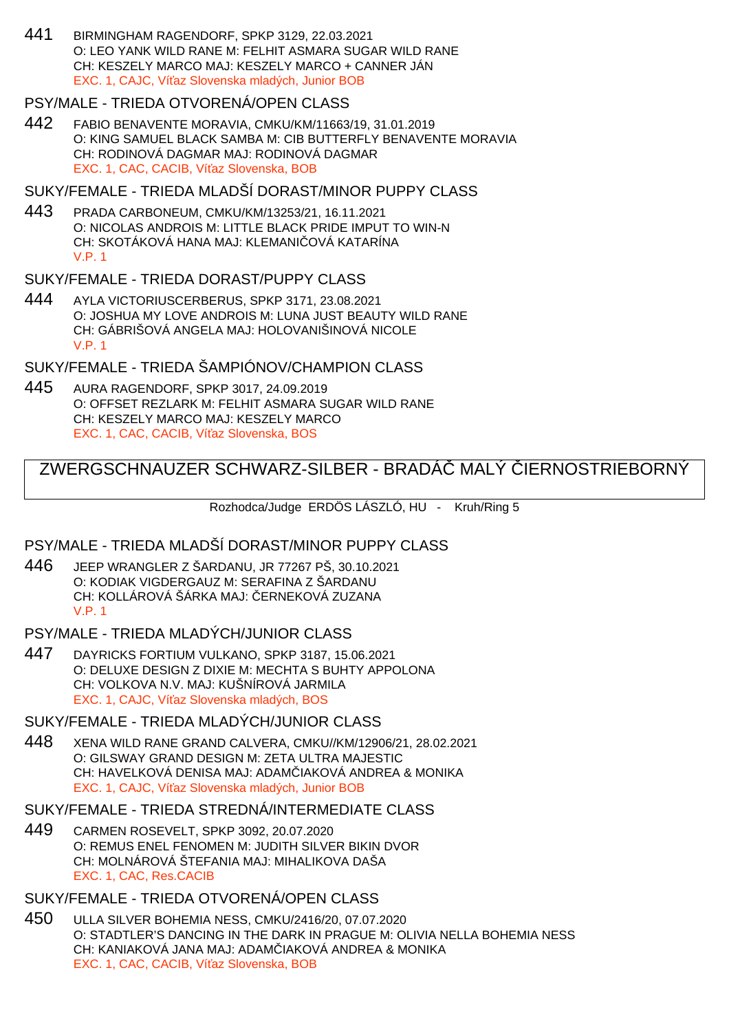441 BIRMINGHAM RAGENDORF, SPKP 3129, 22.03.2021
O: LEO YANK WILD RANE M: FELHIT ASMARA SUGAR WILD RANE
CH: KESZELY MARCO MAJ: KESZELY MARCO + CANNER JÁN
EXC. 1, CAJC, Víťaz Slovenska mladých, Junior BOB

### PSY/MALE - TRIEDA OTVORENÁ/OPEN CLASS

442 FABIO BENAVENTE MORAVIA, CMKU/KM/11663/19, 31.01.2019
O: KING SAMUEL BLACK SAMBA M: CIB BUTTERFLY BENAVENTE MORAVIA
CH: RODINOVÁ DAGMAR MAJ: RODINOVÁ DAGMAR
EXC. 1, CAC, CACIB, Víťaz Slovenska, BOB

### SUKY/FEMALE - TRIEDA MLADŠÍ DORAST/MINOR PUPPY CLASS

443 PRADA CARBONEUM, CMKU/KM/13253/21, 16.11.2021
O: NICOLAS ANDROIS M: LITTLE BLACK PRIDE IMPUT TO WIN-N
CH: SKOTÁKOVÁ HANA MAJ: KLEMANIČOVÁ KATARÍNA
V.P. 1

### SUKY/FEMALE - TRIEDA DORAST/PUPPY CLASS

444 AYLA VICTORIUSCERBERUS, SPKP 3171, 23.08.2021
O: JOSHUA MY LOVE ANDROIS M: LUNA JUST BEAUTY WILD RANE
CH: GÁBRIŠOVÁ ANGELA MAJ: HOLOVANIŠINOVÁ NICOLE
V.P. 1

### SUKY/FEMALE - TRIEDA ŠAMPIÓNOV/CHAMPION CLASS

445 AURA RAGENDORF, SPKP 3017, 24.09.2019
O: OFFSET REZLARK M: FELHIT ASMARA SUGAR WILD RANE
CH: KESZELY MARCO MAJ: KESZELY MARCO
EXC. 1, CAC, CACIB, Víťaz Slovenska, BOS

## ZWERGSCHNAUZER SCHWARZ-SILBER - BRADÁČ MALÝ ČIERNOSTRIEBORNÝ

Rozhodca/Judge ERDÖS LÁSZLÓ, HU - Kruh/Ring 5

### PSY/MALE - TRIEDA MLADŠÍ DORAST/MINOR PUPPY CLASS

446 JEEP WRANGLER Z ŠARDANU, JR 77267 PŠ, 30.10.2021
O: KODIAK VIGDERGAUZ M: SERAFINA Z ŠARDANU
CH: KOLLÁROVÁ ŠÁRKA MAJ: ČERNEKOVÁ ZUZANA
V.P. 1

### PSY/MALE - TRIEDA MLADÝCH/JUNIOR CLASS

447 DAYRICKS FORTIUM VULKANO, SPKP 3187, 15.06.2021
O: DELUXE DESIGN Z DIXIE M: MECHTA S BUHTY APPOLONA
CH: VOLKOVA N.V. MAJ: KUŠNÍROVÁ JARMILA
EXC. 1, CAJC, Víťaz Slovenska mladých, BOS

### SUKY/FEMALE - TRIEDA MLADÝCH/JUNIOR CLASS

448 XENA WILD RANE GRAND CALVERA, CMKU//KM/12906/21, 28.02.2021
O: GILSWAY GRAND DESIGN M: ZETA ULTRA MAJESTIC
CH: HAVELKOVÁ DENISA MAJ: ADAMČIAKOVÁ ANDREA & MONIKA
EXC. 1, CAJC, Víťaz Slovenska mladých, Junior BOB

### SUKY/FEMALE - TRIEDA STREDNÁ/INTERMEDIATE CLASS

449 CARMEN ROSEVELT, SPKP 3092, 20.07.2020
O: REMUS ENEL FENOMEN M: JUDITH SILVER BIKIN DVOR
CH: MOLNÁROVÁ ŠTEFANIA MAJ: MIHALIKOVA DAŠA
EXC. 1, CAC, Res.CACIB

### SUKY/FEMALE - TRIEDA OTVORENÁ/OPEN CLASS

450 ULLA SILVER BOHEMIA NESS, CMKU/2416/20, 07.07.2020
O: STADTLER'S DANCING IN THE DARK IN PRAGUE M: OLIVIA NELLA BOHEMIA NESS
CH: KANIAKOVÁ JANA MAJ: ADAMČIAKOVÁ ANDREA & MONIKA
EXC. 1, CAC, CACIB, Víťaz Slovenska, BOB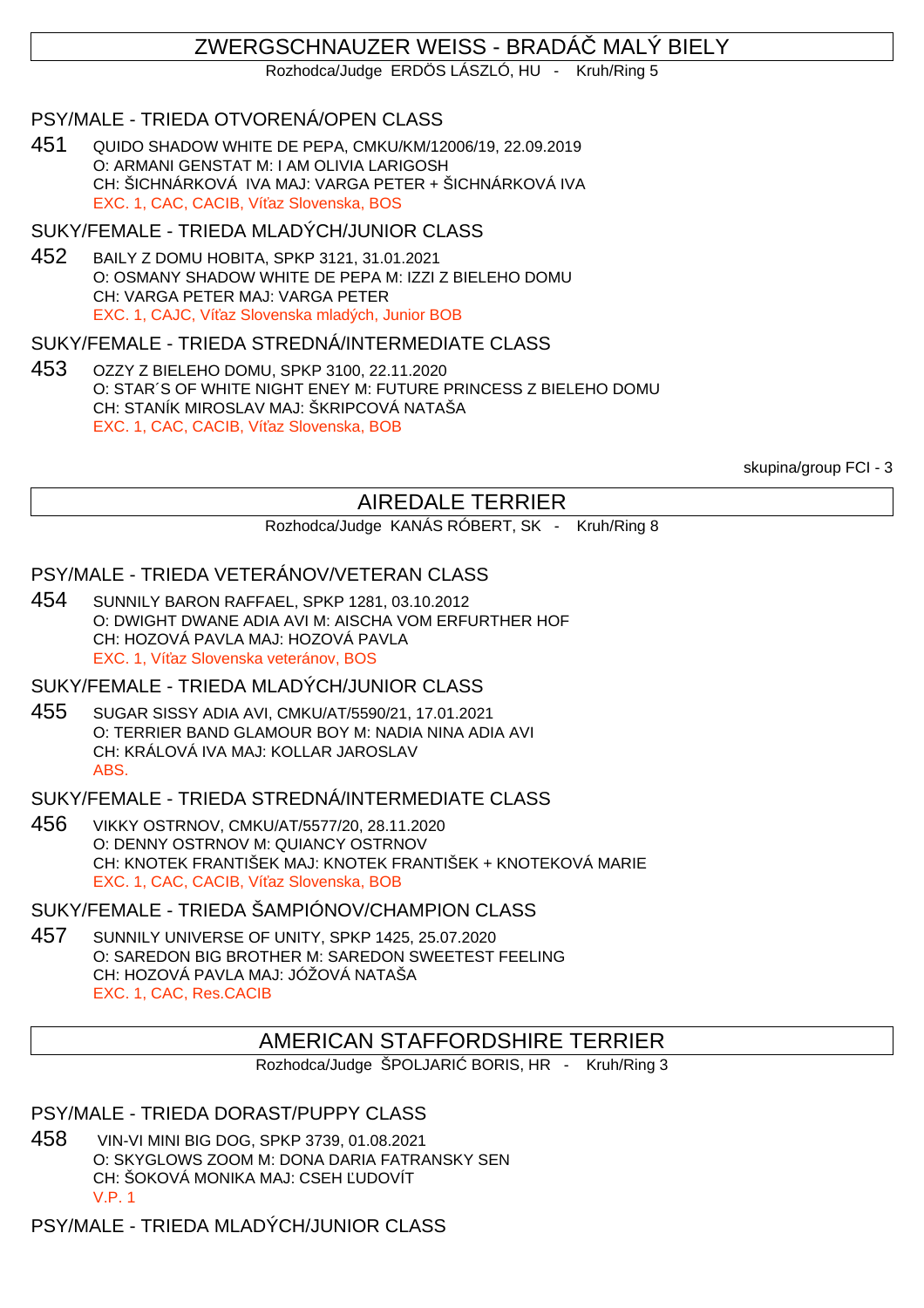## ZWERGSCHNAUZER WEISS - BRADÁČ MALÝ BIELY

Rozhodca/Judge ERDÖS LÁSZLÓ, HU - Kruh/Ring 5

### PSY/MALE - TRIEDA OTVORENÁ/OPEN CLASS

451 QUIDO SHADOW WHITE DE PEPA, CMKU/KM/12006/19, 22.09.2019
O: ARMANI GENSTAT M: I AM OLIVIA LARIGOSH
CH: ŠICHNÁRKOVÁ IVA MAJ: VARGA PETER + ŠICHNÁRKOVÁ IVA
EXC. 1, CAC, CACIB, Víťaz Slovenska, BOS

### SUKY/FEMALE - TRIEDA MLADÝCH/JUNIOR CLASS

452 BAILY Z DOMU HOBITA, SPKP 3121, 31.01.2021
O: OSMANY SHADOW WHITE DE PEPA M: IZZI Z BIELEHO DOMU
CH: VARGA PETER MAJ: VARGA PETER
EXC. 1, CAJC, Víťaz Slovenska mladých, Junior BOB

### SUKY/FEMALE - TRIEDA STREDNÁ/INTERMEDIATE CLASS

453 OZZY Z BIELEHO DOMU, SPKP 3100, 22.11.2020
O: STAR´S OF WHITE NIGHT ENEY M: FUTURE PRINCESS Z BIELEHO DOMU
CH: STANÍK MIROSLAV MAJ: ŠKRIPCOVÁ NATAŠA
EXC. 1, CAC, CACIB, Víťaz Slovenska, BOB

skupina/group FCI - 3

## AIREDALE TERRIER

Rozhodca/Judge KANÁS RÓBERT, SK - Kruh/Ring 8

### PSY/MALE - TRIEDA VETERÁNOV/VETERAN CLASS

454 SUNNILY BARON RAFFAEL, SPKP 1281, 03.10.2012
O: DWIGHT DWANE ADIA AVI M: AISCHA VOM ERFURTHER HOF
CH: HOZOVÁ PAVLA MAJ: HOZOVÁ PAVLA
EXC. 1, Víťaz Slovenska veteránov, BOS

### SUKY/FEMALE - TRIEDA MLADÝCH/JUNIOR CLASS

455 SUGAR SISSY ADIA AVI, CMKU/AT/5590/21, 17.01.2021
O: TERRIER BAND GLAMOUR BOY M: NADIA NINA ADIA AVI
CH: KRÁLOVÁ IVA MAJ: KOLLAR JAROSLAV
ABS.

### SUKY/FEMALE - TRIEDA STREDNÁ/INTERMEDIATE CLASS

456 VIKKY OSTRNOV, CMKU/AT/5577/20, 28.11.2020
O: DENNY OSTRNOV M: QUIANCY OSTRNOV
CH: KNOTEK FRANTIŠEK MAJ: KNOTEK FRANTIŠEK + KNOTEKOVÁ MARIE
EXC. 1, CAC, CACIB, Víťaz Slovenska, BOB

### SUKY/FEMALE - TRIEDA ŠAMPIÓNOV/CHAMPION CLASS

457 SUNNILY UNIVERSE OF UNITY, SPKP 1425, 25.07.2020
O: SAREDON BIG BROTHER M: SAREDON SWEETEST FEELING
CH: HOZOVÁ PAVLA MAJ: JÓŽOVÁ NATAŠA
EXC. 1, CAC, Res.CACIB

## AMERICAN STAFFORDSHIRE TERRIER

Rozhodca/Judge ŠPOLJARIĆ BORIS, HR - Kruh/Ring 3

### PSY/MALE - TRIEDA DORAST/PUPPY CLASS

458 VIN-VI MINI BIG DOG, SPKP 3739, 01.08.2021
O: SKYGLOWS ZOOM M: DONA DARIA FATRANSKY SEN
CH: ŠOKOVÁ MONIKA MAJ: CSEH ĽUDOVÍT
V.P. 1

### PSY/MALE - TRIEDA MLADÝCH/JUNIOR CLASS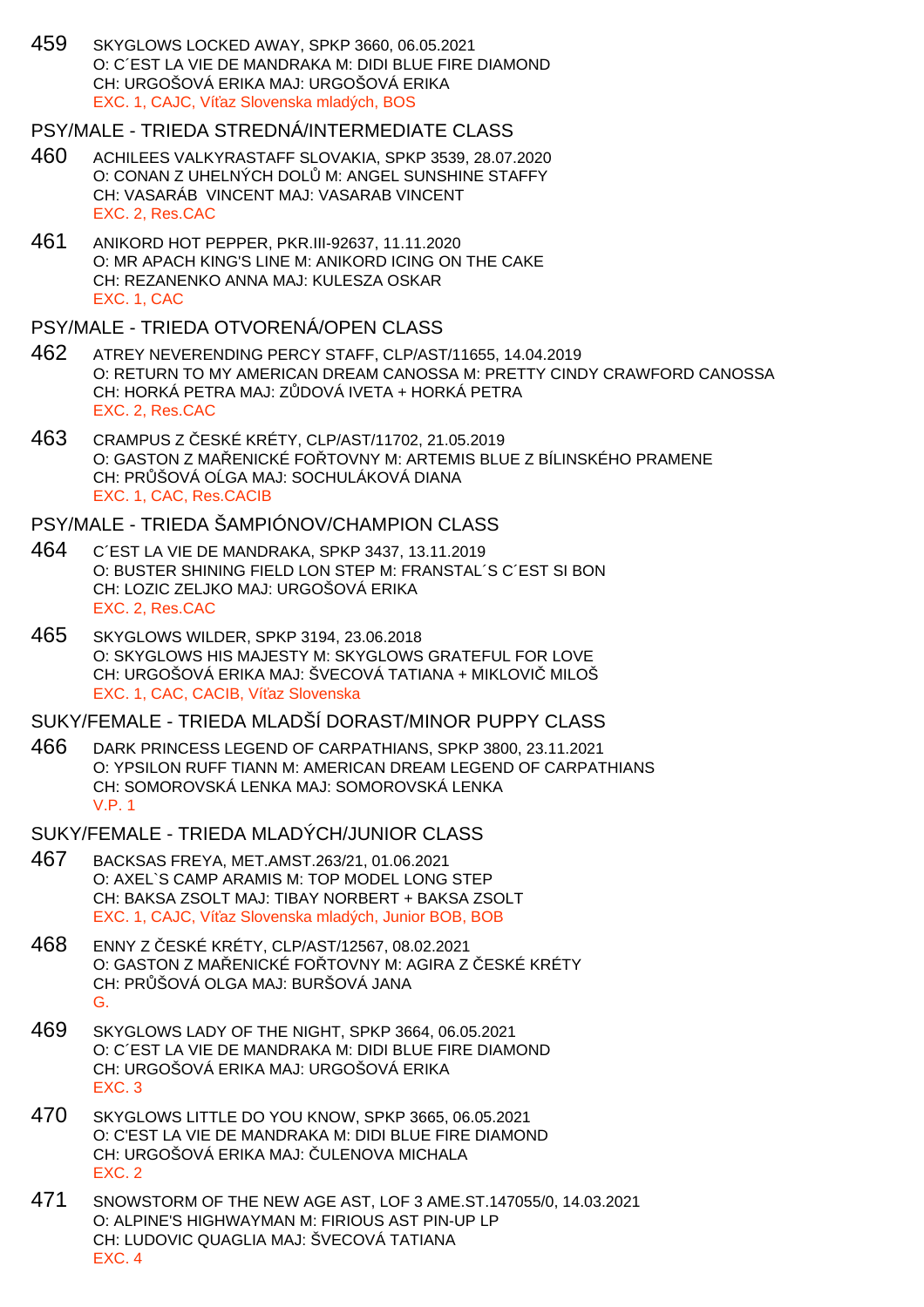459 SKYGLOWS LOCKED AWAY, SPKP 3660, 06.05.2021
O: C´EST LA VIE DE MANDRAKA M: DIDI BLUE FIRE DIAMOND
CH: URGOŠOVÁ ERIKA MAJ: URGOŠOVÁ ERIKA
EXC. 1, CAJC, Víťaz Slovenska mladých, BOS

## PSY/MALE - TRIEDA STREDNÁ/INTERMEDIATE CLASS

460 ACHILEES VALKYRASTAFF SLOVAKIA, SPKP 3539, 28.07.2020
O: CONAN Z UHELNÝCH DOLŮ M: ANGEL SUNSHINE STAFFY
CH: VASARÁB VINCENT MAJ: VASARAB VINCENT
EXC. 2, Res.CAC

461 ANIKORD HOT PEPPER, PKR.III-92637, 11.11.2020
O: MR APACH KING'S LINE M: ANIKORD ICING ON THE CAKE
CH: REZANENKO ANNA MAJ: KULESZA OSKAR
EXC. 1, CAC

## PSY/MALE - TRIEDA OTVORENÁ/OPEN CLASS

462 ATREY NEVERENDING PERCY STAFF, CLP/AST/11655, 14.04.2019
O: RETURN TO MY AMERICAN DREAM CANOSSA M: PRETTY CINDY CRAWFORD CANOSSA
CH: HORKÁ PETRA MAJ: ZŮDOVÁ IVETA + HORKÁ PETRA
EXC. 2, Res.CAC

463 CRAMPUS Z ČESKÉ KRÉTY, CLP/AST/11702, 21.05.2019
O: GASTON Z MAŘENICKÉ FOŘTOVNY M: ARTEMIS BLUE Z BÍLINSKÉHO PRAMENE
CH: PRŮŠOVÁ OĹGA MAJ: SOCHULÁKOVÁ DIANA
EXC. 1, CAC, Res.CACIB

## PSY/MALE - TRIEDA ŠAMPIÓNOV/CHAMPION CLASS

464 C´EST LA VIE DE MANDRAKA, SPKP 3437, 13.11.2019
O: BUSTER SHINING FIELD LON STEP M: FRANSTAL´S C´EST SI BON
CH: LOZIC ZELJKO MAJ: URGOŠOVÁ ERIKA
EXC. 2, Res.CAC

465 SKYGLOWS WILDER, SPKP 3194, 23.06.2018
O: SKYGLOWS HIS MAJESTY M: SKYGLOWS GRATEFUL FOR LOVE
CH: URGOŠOVÁ ERIKA MAJ: ŠVECOVÁ TATIANA + MIKLOVIČ MILOŠ
EXC. 1, CAC, CACIB, Víťaz Slovenska

## SUKY/FEMALE - TRIEDA MLADŠÍ DORAST/MINOR PUPPY CLASS

466 DARK PRINCESS LEGEND OF CARPATHIANS, SPKP 3800, 23.11.2021
O: YPSILON RUFF TIANN M: AMERICAN DREAM LEGEND OF CARPATHIANS
CH: SOMOROVSKÁ LENKA MAJ: SOMOROVSKÁ LENKA
V.P. 1

## SUKY/FEMALE - TRIEDA MLADÝCH/JUNIOR CLASS

467 BACKSAS FREYA, MET.AMST.263/21, 01.06.2021
O: AXEL`S CAMP ARAMIS M: TOP MODEL LONG STEP
CH: BAKSA ZSOLT MAJ: TIBAY NORBERT + BAKSA ZSOLT
EXC. 1, CAJC, Víťaz Slovenska mladých, Junior BOB, BOB

468 ENNY Z ČESKÉ KRÉTY, CLP/AST/12567, 08.02.2021
O: GASTON Z MAŘENICKÉ FOŘTOVNY M: AGIRA Z ČESKÉ KRÉTY
CH: PRŮŠOVÁ OLGA MAJ: BURŠOVÁ JANA
G.

469 SKYGLOWS LADY OF THE NIGHT, SPKP 3664, 06.05.2021
O: C´EST LA VIE DE MANDRAKA M: DIDI BLUE FIRE DIAMOND
CH: URGOŠOVÁ ERIKA MAJ: URGOŠOVÁ ERIKA
EXC. 3

470 SKYGLOWS LITTLE DO YOU KNOW, SPKP 3665, 06.05.2021
O: C'EST LA VIE DE MANDRAKA M: DIDI BLUE FIRE DIAMOND
CH: URGOŠOVÁ ERIKA MAJ: ČULENOVA MICHALA
EXC. 2

471 SNOWSTORM OF THE NEW AGE AST, LOF 3 AME.ST.147055/0, 14.03.2021
O: ALPINE'S HIGHWAYMAN M: FIRIOUS AST PIN-UP LP
CH: LUDOVIC QUAGLIA MAJ: ŠVECOVÁ TATIANA
EXC. 4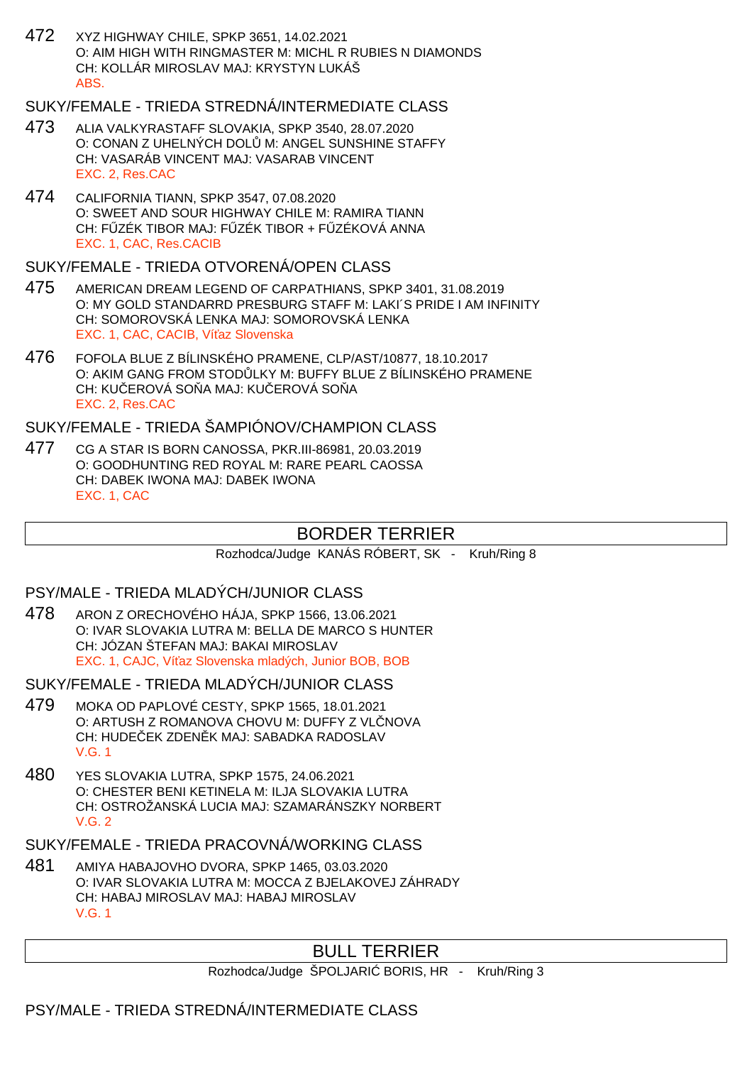472 XYZ HIGHWAY CHILE, SPKP 3651, 14.02.2021
O: AIM HIGH WITH RINGMASTER M: MICHL R RUBIES N DIAMONDS
CH: KOLLÁR MIROSLAV MAJ: KRYSTYN LUKÁŠ
ABS.

### SUKY/FEMALE - TRIEDA STREDNÁ/INTERMEDIATE CLASS

473 ALIA VALKYRASTAFF SLOVAKIA, SPKP 3540, 28.07.2020
O: CONAN Z UHELNÝCH DOLŮ M: ANGEL SUNSHINE STAFFY
CH: VASARÁB VINCENT MAJ: VASARAB VINCENT
EXC. 2, Res.CAC

474 CALIFORNIA TIANN, SPKP 3547, 07.08.2020
O: SWEET AND SOUR HIGHWAY CHILE M: RAMIRA TIANN
CH: FŰZÉK TIBOR MAJ: FŰZÉK TIBOR + FŰZÉKOVÁ ANNA
EXC. 1, CAC, Res.CACIB

### SUKY/FEMALE - TRIEDA OTVORENÁ/OPEN CLASS

475 AMERICAN DREAM LEGEND OF CARPATHIANS, SPKP 3401, 31.08.2019
O: MY GOLD STANDARRD PRESBURG STAFF M: LAKI´S PRIDE I AM INFINITY
CH: SOMOROVSKÁ LENKA MAJ: SOMOROVSKÁ LENKA
EXC. 1, CAC, CACIB, Víťaz Slovenska

476 FOFOLA BLUE Z BÍLINSKÉHO PRAMENE, CLP/AST/10877, 18.10.2017
O: AKIM GANG FROM STODŮLKY M: BUFFY BLUE Z BÍLINSKÉHO PRAMENE
CH: KUČEROVÁ SOŇA MAJ: KUČEROVÁ SOŇA
EXC. 2, Res.CAC

### SUKY/FEMALE - TRIEDA ŠAMPIÓNOV/CHAMPION CLASS

477 CG A STAR IS BORN CANOSSA, PKR.III-86981, 20.03.2019
O: GOODHUNTING RED ROYAL M: RARE PEARL CAOSSA
CH: DABEK IWONA MAJ: DABEK IWONA
EXC. 1, CAC

## BORDER TERRIER

Rozhodca/Judge KANÁS RÓBERT, SK - Kruh/Ring 8

### PSY/MALE - TRIEDA MLADÝCH/JUNIOR CLASS

478 ARON Z ORECHOVÉHO HÁJA, SPKP 1566, 13.06.2021
O: IVAR SLOVAKIA LUTRA M: BELLA DE MARCO S HUNTER
CH: JÓZAN ŠTEFAN MAJ: BAKAI MIROSLAV
EXC. 1, CAJC, Víťaz Slovenska mladých, Junior BOB, BOB

### SUKY/FEMALE - TRIEDA MLADÝCH/JUNIOR CLASS

479 MOKA OD PAPLOVÉ CESTY, SPKP 1565, 18.01.2021
O: ARTUSH Z ROMANOVA CHOVU M: DUFFY Z VLČNOVA
CH: HUDEČEK ZDENĚK MAJ: SABADKA RADOSLAV
V.G. 1

480 YES SLOVAKIA LUTRA, SPKP 1575, 24.06.2021
O: CHESTER BENI KETINELA M: ILJA SLOVAKIA LUTRA
CH: OSTROŽANSKÁ LUCIA MAJ: SZAMARÁNSZKY NORBERT
V.G. 2

### SUKY/FEMALE - TRIEDA PRACOVNÁ/WORKING CLASS

481 AMIYA HABAJOVHO DVORA, SPKP 1465, 03.03.2020
O: IVAR SLOVAKIA LUTRA M: MOCCA Z BJELAKOVEJ ZÁHRADY
CH: HABAJ MIROSLAV MAJ: HABAJ MIROSLAV
V.G. 1

## BULL TERRIER

Rozhodca/Judge ŠPOLJARIĆ BORIS, HR - Kruh/Ring 3

### PSY/MALE - TRIEDA STREDNÁ/INTERMEDIATE CLASS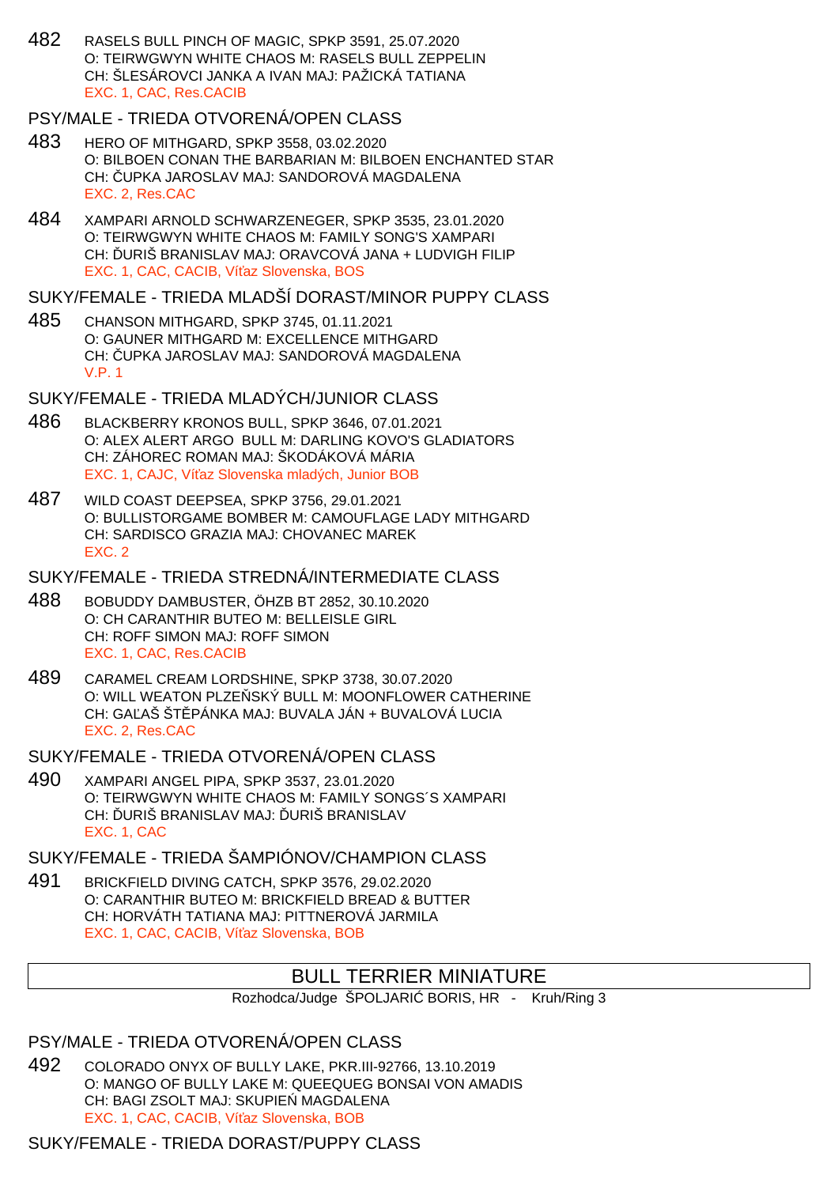482 RASELS BULL PINCH OF MAGIC, SPKP 3591, 25.07.2020
O: TEIRWGWYN WHITE CHAOS M: RASELS BULL ZEPPELIN
CH: ŠLESÁROVCI JANKA A IVAN MAJ: PAŽICKÁ TATIANA
EXC. 1, CAC, Res.CACIB

## PSY/MALE - TRIEDA OTVORENÁ/OPEN CLASS

483 HERO OF MITHGARD, SPKP 3558, 03.02.2020
O: BILBOEN CONAN THE BARBARIAN M: BILBOEN ENCHANTED STAR
CH: ČUPKA JAROSLAV MAJ: SANDOROVÁ MAGDALENA
EXC. 2, Res.CAC

484 XAMPARI ARNOLD SCHWARZENEGER, SPKP 3535, 23.01.2020
O: TEIRWGWYN WHITE CHAOS M: FAMILY SONG'S XAMPARI
CH: ĎURIŠ BRANISLAV MAJ: ORAVCOVÁ JANA + LUDVIGH FILIP
EXC. 1, CAC, CACIB, Víťaz Slovenska, BOS

## SUKY/FEMALE - TRIEDA MLADŠÍ DORAST/MINOR PUPPY CLASS

485 CHANSON MITHGARD, SPKP 3745, 01.11.2021
O: GAUNER MITHGARD M: EXCELLENCE MITHGARD
CH: ČUPKA JAROSLAV MAJ: SANDOROVÁ MAGDALENA
V.P. 1

## SUKY/FEMALE - TRIEDA MLADÝCH/JUNIOR CLASS

486 BLACKBERRY KRONOS BULL, SPKP 3646, 07.01.2021
O: ALEX ALERT ARGO BULL M: DARLING KOVO'S GLADIATORS
CH: ZÁHOREC ROMAN MAJ: ŠKODÁKOVÁ MÁRIA
EXC. 1, CAJC, Víťaz Slovenska mladých, Junior BOB

487 WILD COAST DEEPSEA, SPKP 3756, 29.01.2021
O: BULLISTORGAME BOMBER M: CAMOUFLAGE LADY MITHGARD
CH: SARDISCO GRAZIA MAJ: CHOVANEC MAREK
EXC. 2

## SUKY/FEMALE - TRIEDA STREDNÁ/INTERMEDIATE CLASS

488 BOBUDDY DAMBUSTER, ÖHZB BT 2852, 30.10.2020
O: CH CARANTHIR BUTEO M: BELLEISLE GIRL
CH: ROFF SIMON MAJ: ROFF SIMON
EXC. 1, CAC, Res.CACIB

489 CARAMEL CREAM LORDSHINE, SPKP 3738, 30.07.2020
O: WILL WEATON PLZEŇSKÝ BULL M: MOONFLOWER CATHERINE
CH: GAĽAŠ ŠTĚPÁNKA MAJ: BUVALA JÁN + BUVALOVÁ LUCIA
EXC. 2, Res.CAC

## SUKY/FEMALE - TRIEDA OTVORENÁ/OPEN CLASS

490 XAMPARI ANGEL PIPA, SPKP 3537, 23.01.2020
O: TEIRWGWYN WHITE CHAOS M: FAMILY SONGS´S XAMPARI
CH: ĎURIŠ BRANISLAV MAJ: ĎURIŠ BRANISLAV
EXC. 1, CAC

## SUKY/FEMALE - TRIEDA ŠAMPIÓNOV/CHAMPION CLASS

491 BRICKFIELD DIVING CATCH, SPKP 3576, 29.02.2020
O: CARANTHIR BUTEO M: BRICKFIELD BREAD & BUTTER
CH: HORVÁTH TATIANA MAJ: PITTNEROVÁ JARMILA
EXC. 1, CAC, CACIB, Víťaz Slovenska, BOB

# BULL TERRIER MINIATURE

Rozhodca/Judge ŠPOLJARIĆ BORIS, HR - Kruh/Ring 3

## PSY/MALE - TRIEDA OTVORENÁ/OPEN CLASS

492 COLORADO ONYX OF BULLY LAKE, PKR.III-92766, 13.10.2019
O: MANGO OF BULLY LAKE M: QUEEQUEG BONSAI VON AMADIS
CH: BAGI ZSOLT MAJ: SKUPIEŃ MAGDALENA
EXC. 1, CAC, CACIB, Víťaz Slovenska, BOB

## SUKY/FEMALE - TRIEDA DORAST/PUPPY CLASS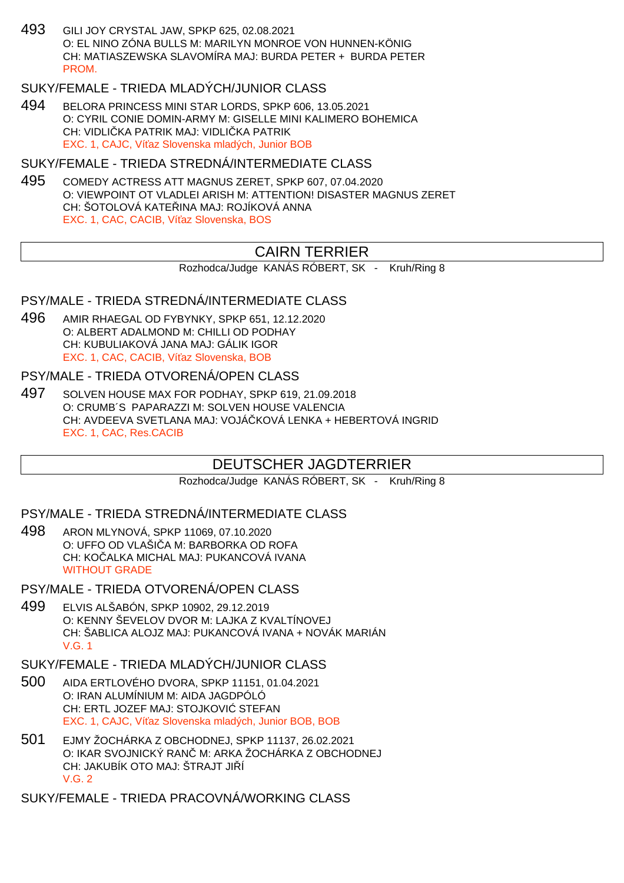493 GILI JOY CRYSTAL JAW, SPKP 625, 02.08.2021
O: EL NINO ZÓNA BULLS M: MARILYN MONROE VON HUNNEN-KÖNIG
CH: MATIASZEWSKA SLAVOMÍRA MAJ: BURDA PETER + BURDA PETER
PROM.

### SUKY/FEMALE - TRIEDA MLADÝCH/JUNIOR CLASS

494 BELORA PRINCESS MINI STAR LORDS, SPKP 606, 13.05.2021
O: CYRIL CONIE DOMIN-ARMY M: GISELLE MINI KALIMERO BOHEMICA
CH: VIDLIČKA PATRIK MAJ: VIDLIČKA PATRIK
EXC. 1, CAJC, Víťaz Slovenska mladých, Junior BOB

### SUKY/FEMALE - TRIEDA STREDNÁ/INTERMEDIATE CLASS

495 COMEDY ACTRESS ATT MAGNUS ZERET, SPKP 607, 07.04.2020
O: VIEWPOINT OT VLADLEI ARISH M: ATTENTION! DISASTER MAGNUS ZERET
CH: ŠOTOLOVÁ KATEŘINA MAJ: ROJÍKOVÁ ANNA
EXC. 1, CAC, CACIB, Víťaz Slovenska, BOS

## CAIRN TERRIER

Rozhodca/Judge KANÁS RÓBERT, SK - Kruh/Ring 8

### PSY/MALE - TRIEDA STREDNÁ/INTERMEDIATE CLASS

496 AMIR RHAEGAL OD FYBYNKY, SPKP 651, 12.12.2020
O: ALBERT ADALMOND M: CHILLI OD PODHAY
CH: KUBULIAKOVÁ JANA MAJ: GÁLIK IGOR
EXC. 1, CAC, CACIB, Víťaz Slovenska, BOB

### PSY/MALE - TRIEDA OTVORENÁ/OPEN CLASS

497 SOLVEN HOUSE MAX FOR PODHAY, SPKP 619, 21.09.2018
O: CRUMB´S PAPARAZZI M: SOLVEN HOUSE VALENCIA
CH: AVDEEVA SVETLANA MAJ: VOJÁČKOVÁ LENKA + HEBERTOVÁ INGRID
EXC. 1, CAC, Res.CACIB

## DEUTSCHER JAGDTERRIER

Rozhodca/Judge KANÁS RÓBERT, SK - Kruh/Ring 8

### PSY/MALE - TRIEDA STREDNÁ/INTERMEDIATE CLASS

498 ARON MLYNOVÁ, SPKP 11069, 07.10.2020
O: UFFO OD VLAŠIČA M: BARBORKA OD ROFA
CH: KOČALKA MICHAL MAJ: PUKANCOVÁ IVANA
WITHOUT GRADE

### PSY/MALE - TRIEDA OTVORENÁ/OPEN CLASS

499 ELVIS ALŠABÓN, SPKP 10902, 29.12.2019
O: KENNY ŠEVELOV DVOR M: LAJKA Z KVALTÍNOVEJ
CH: ŠABLICA ALOJZ MAJ: PUKANCOVÁ IVANA + NOVÁK MARIÁN
V.G. 1

### SUKY/FEMALE - TRIEDA MLADÝCH/JUNIOR CLASS

500 AIDA ERTLOVÉHO DVORA, SPKP 11151, 01.04.2021
O: IRAN ALUMÍNIUM M: AIDA JAGDPÓLÓ
CH: ERTL JOZEF MAJ: STOJKOVIĆ STEFAN
EXC. 1, CAJC, Víťaz Slovenska mladých, Junior BOB, BOB

501 EJMY ŽOCHÁRKA Z OBCHODNEJ, SPKP 11137, 26.02.2021
O: IKAR SVOJNICKÝ RANČ M: ARKA ŽOCHÁRKA Z OBCHODNEJ
CH: JAKUBÍK OTO MAJ: ŠTRAJT JIŘÍ
V.G. 2

### SUKY/FEMALE - TRIEDA PRACOVNÁ/WORKING CLASS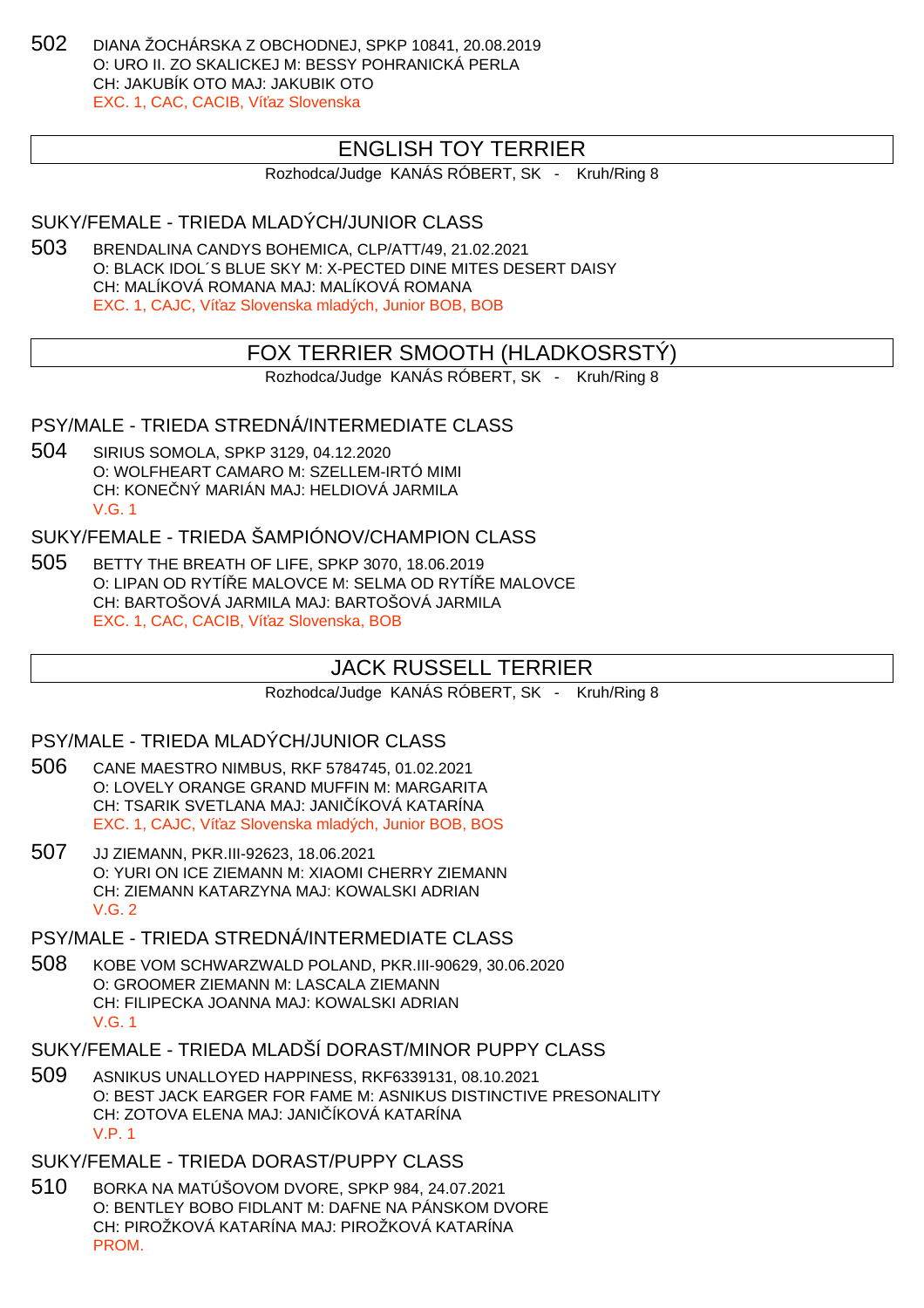502 DIANA ŽOCHÁRSKA Z OBCHODNEJ, SPKP 10841, 20.08.2019
O: URO II. ZO SKALICKEJ M: BESSY POHRANICKÁ PERLA
CH: JAKUBÍK OTO MAJ: JAKUBIK OTO
EXC. 1, CAC, CACIB, Víťaz Slovenska

## ENGLISH TOY TERRIER

Rozhodca/Judge KANÁS RÓBERT, SK - Kruh/Ring 8

### SUKY/FEMALE - TRIEDA MLADÝCH/JUNIOR CLASS

503 BRENDALINA CANDYS BOHEMICA, CLP/ATT/49, 21.02.2021
O: BLACK IDOL´S BLUE SKY M: X-PECTED DINE MITES DESERT DAISY
CH: MALÍKOVÁ ROMANA MAJ: MALÍKOVÁ ROMANA
EXC. 1, CAJC, Víťaz Slovenska mladých, Junior BOB, BOB

## FOX TERRIER SMOOTH (HLADKOSRSTÝ)

Rozhodca/Judge KANÁS RÓBERT, SK - Kruh/Ring 8

### PSY/MALE - TRIEDA STREDNÁ/INTERMEDIATE CLASS

504 SIRIUS SOMOLA, SPKP 3129, 04.12.2020
O: WOLFHEART CAMARO M: SZELLEM-IRTÓ MIMI
CH: KONEČNÝ MARIÁN MAJ: HELDIOVÁ JARMILA
V.G. 1

### SUKY/FEMALE - TRIEDA ŠAMPIÓNOV/CHAMPION CLASS

505 BETTY THE BREATH OF LIFE, SPKP 3070, 18.06.2019
O: LIPAN OD RYTÍŘE MALOVCE M: SELMA OD RYTÍŘE MALOVCE
CH: BARTOŠOVÁ JARMILA MAJ: BARTOŠOVÁ JARMILA
EXC. 1, CAC, CACIB, Víťaz Slovenska, BOB

## JACK RUSSELL TERRIER

Rozhodca/Judge KANÁS RÓBERT, SK - Kruh/Ring 8

### PSY/MALE - TRIEDA MLADÝCH/JUNIOR CLASS

506 CANE MAESTRO NIMBUS, RKF 5784745, 01.02.2021
O: LOVELY ORANGE GRAND MUFFIN M: MARGARITA
CH: TSARIK SVETLANA MAJ: JANIČÍKOVÁ KATARÍNA
EXC. 1, CAJC, Víťaz Slovenska mladých, Junior BOB, BOS

507 JJ ZIEMANN, PKR.III-92623, 18.06.2021
O: YURI ON ICE ZIEMANN M: XIAOMI CHERRY ZIEMANN
CH: ZIEMANN KATARZYNA MAJ: KOWALSKI ADRIAN
V.G. 2

### PSY/MALE - TRIEDA STREDNÁ/INTERMEDIATE CLASS

508 KOBE VOM SCHWARZWALD POLAND, PKR.III-90629, 30.06.2020
O: GROOMER ZIEMANN M: LASCALA ZIEMANN
CH: FILIPECKA JOANNA MAJ: KOWALSKI ADRIAN
V.G. 1

### SUKY/FEMALE - TRIEDA MLADŠÍ DORAST/MINOR PUPPY CLASS

509 ASNIKUS UNALLOYED HAPPINESS, RKF6339131, 08.10.2021
O: BEST JACK EARGER FOR FAME M: ASNIKUS DISTINCTIVE PRESONALITY
CH: ZOTOVA ELENA MAJ: JANIČÍKOVÁ KATARÍNA
V.P. 1

### SUKY/FEMALE - TRIEDA DORAST/PUPPY CLASS

510 BORKA NA MATÚŠOVOM DVORE, SPKP 984, 24.07.2021
O: BENTLEY BOBO FIDLANT M: DAFNE NA PÁNSKOM DVORE
CH: PIROŽKOVÁ KATARÍNA MAJ: PIROŽKOVÁ KATARÍNA
PROM.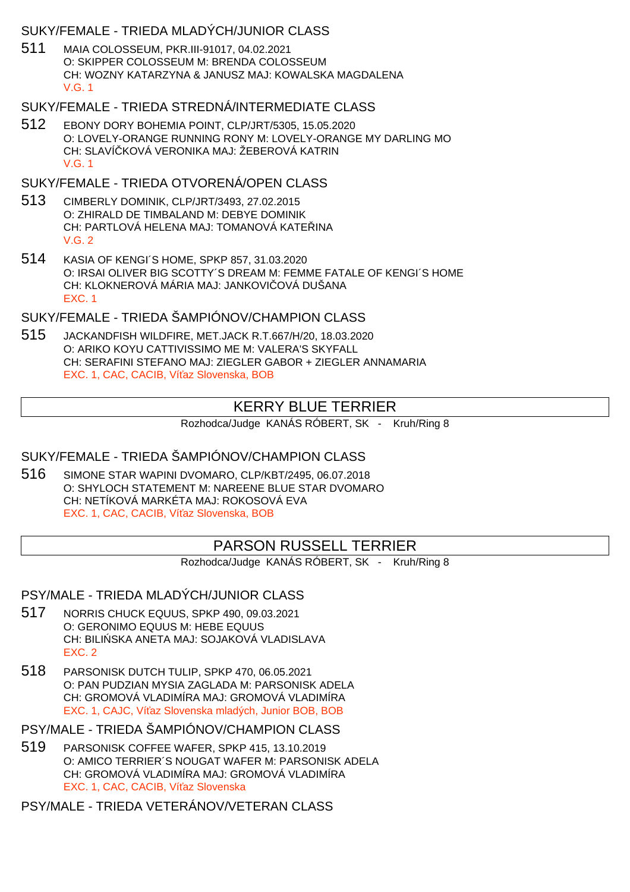### SUKY/FEMALE - TRIEDA MLADÝCH/JUNIOR CLASS

511 MAIA COLOSSEUM, PKR.III-91017, 04.02.2021
O: SKIPPER COLOSSEUM M: BRENDA COLOSSEUM
CH: WOZNY KATARZYNA & JANUSZ MAJ: KOWALSKA MAGDALENA
V.G. 1

### SUKY/FEMALE - TRIEDA STREDNÁ/INTERMEDIATE CLASS

512 EBONY DORY BOHEMIA POINT, CLP/JRT/5305, 15.05.2020
O: LOVELY-ORANGE RUNNING RONY M: LOVELY-ORANGE MY DARLING MO
CH: SLAVÍČKOVÁ VERONIKA MAJ: ŽEBEROVÁ KATRIN
V.G. 1

### SUKY/FEMALE - TRIEDA OTVORENÁ/OPEN CLASS

513 CIMBERLY DOMINIK, CLP/JRT/3493, 27.02.2015
O: ZHIRALD DE TIMBALAND M: DEBYE DOMINIK
CH: PARTLOVÁ HELENA MAJ: TOMANOVÁ KATEŘINA
V.G. 2

514 KASIA OF KENGI´S HOME, SPKP 857, 31.03.2020
O: IRSAI OLIVER BIG SCOTTY´S DREAM M: FEMME FATALE OF KENGI´S HOME
CH: KLOKNEROVÁ MÁRIA MAJ: JANKOVIČOVÁ DUŠANA
EXC. 1

### SUKY/FEMALE - TRIEDA ŠAMPIÓNOV/CHAMPION CLASS

515 JACKANDFISH WILDFIRE, MET.JACK R.T.667/H/20, 18.03.2020
O: ARIKO KOYU CATTIVISSIMO ME M: VALERA'S SKYFALL
CH: SERAFINI STEFANO MAJ: ZIEGLER GABOR + ZIEGLER ANNAMARIA
EXC. 1, CAC, CACIB, Víťaz Slovenska, BOB

## KERRY BLUE TERRIER

Rozhodca/Judge KANÁS RÓBERT, SK - Kruh/Ring 8

### SUKY/FEMALE - TRIEDA ŠAMPIÓNOV/CHAMPION CLASS

516 SIMONE STAR WAPINI DVOMARO, CLP/KBT/2495, 06.07.2018
O: SHYLOCH STATEMENT M: NAREENE BLUE STAR DVOMARO
CH: NETÍKOVÁ MARKÉTA MAJ: ROKOSOVÁ EVA
EXC. 1, CAC, CACIB, Víťaz Slovenska, BOB

## PARSON RUSSELL TERRIER

Rozhodca/Judge KANÁS RÓBERT, SK - Kruh/Ring 8

### PSY/MALE - TRIEDA MLADÝCH/JUNIOR CLASS

517 NORRIS CHUCK EQUUS, SPKP 490, 09.03.2021
O: GERONIMO EQUUS M: HEBE EQUUS
CH: BILIŃSKA ANETA MAJ: SOJAKOVÁ VLADISLAVA
EXC. 2

518 PARSONISK DUTCH TULIP, SPKP 470, 06.05.2021
O: PAN PUDZIAN MYSIA ZAGLADA M: PARSONISK ADELA
CH: GROMOVÁ VLADIMÍRA MAJ: GROMOVÁ VLADIMÍRA
EXC. 1, CAJC, Víťaz Slovenska mladých, Junior BOB, BOB

### PSY/MALE - TRIEDA ŠAMPIÓNOV/CHAMPION CLASS

519 PARSONISK COFFEE WAFER, SPKP 415, 13.10.2019
O: AMICO TERRIER´S NOUGAT WAFER M: PARSONISK ADELA
CH: GROMOVÁ VLADIMÍRA MAJ: GROMOVÁ VLADIMÍRA
EXC. 1, CAC, CACIB, Víťaz Slovenska

### PSY/MALE - TRIEDA VETERÁNOV/VETERAN CLASS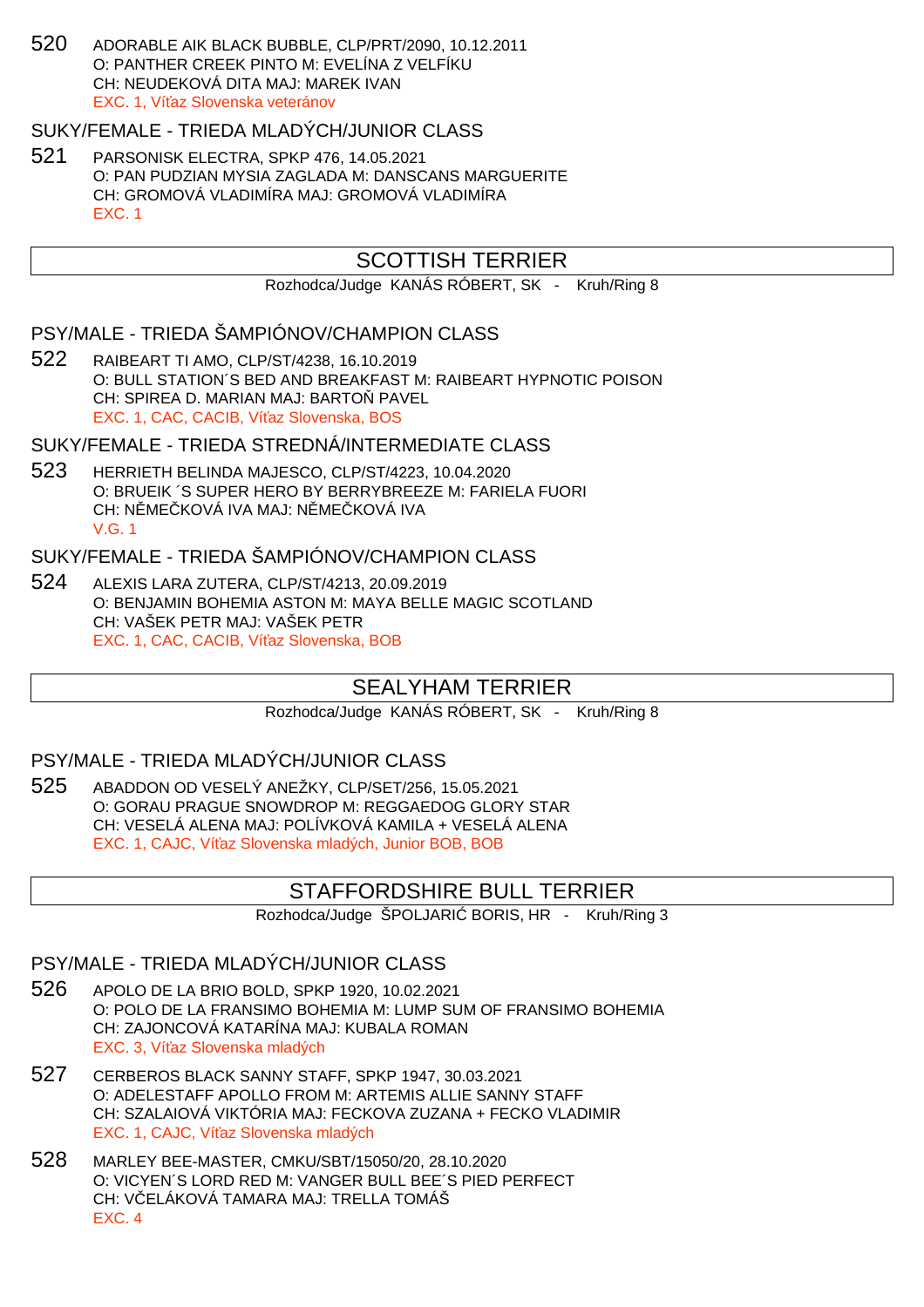520 ADORABLE AIK BLACK BUBBLE, CLP/PRT/2090, 10.12.2011
O: PANTHER CREEK PINTO M: EVELÍNA Z VELFÍKU
CH: NEUDEKOVÁ DITA MAJ: MAREK IVAN
EXC. 1, Víťaz Slovenska veteránov

### SUKY/FEMALE - TRIEDA MLADÝCH/JUNIOR CLASS

521 PARSONISK ELECTRA, SPKP 476, 14.05.2021
O: PAN PUDZIAN MYSIA ZAGLADA M: DANSCANS MARGUERITE
CH: GROMOVÁ VLADIMÍRA MAJ: GROMOVÁ VLADIMÍRA
EXC. 1

## SCOTTISH TERRIER

Rozhodca/Judge KANÁS RÓBERT, SK - Kruh/Ring 8

### PSY/MALE - TRIEDA ŠAMPIÓNOV/CHAMPION CLASS

522 RAIBEART TI AMO, CLP/ST/4238, 16.10.2019
O: BULL STATION´S BED AND BREAKFAST M: RAIBEART HYPNOTIC POISON
CH: SPIREA D. MARIAN MAJ: BARTOŇ PAVEL
EXC. 1, CAC, CACIB, Víťaz Slovenska, BOS

### SUKY/FEMALE - TRIEDA STREDNÁ/INTERMEDIATE CLASS

523 HERRIETH BELINDA MAJESCO, CLP/ST/4223, 10.04.2020
O: BRUEIK ´S SUPER HERO BY BERRYBREEZE M: FARIELA FUORI
CH: NĚMEČKOVÁ IVA MAJ: NĚMEČKOVÁ IVA
V.G. 1

### SUKY/FEMALE - TRIEDA ŠAMPIÓNOV/CHAMPION CLASS

524 ALEXIS LARA ZUTERA, CLP/ST/4213, 20.09.2019
O: BENJAMIN BOHEMIA ASTON M: MAYA BELLE MAGIC SCOTLAND
CH: VAŠEK PETR MAJ: VAŠEK PETR
EXC. 1, CAC, CACIB, Víťaz Slovenska, BOB

## SEALYHAM TERRIER

Rozhodca/Judge KANÁS RÓBERT, SK - Kruh/Ring 8

### PSY/MALE - TRIEDA MLADÝCH/JUNIOR CLASS

525 ABADDON OD VESELÝ ANEŽKY, CLP/SET/256, 15.05.2021
O: GORAU PRAGUE SNOWDROP M: REGGAEDOG GLORY STAR
CH: VESELÁ ALENA MAJ: POLÍVKOVÁ KAMILA + VESELÁ ALENA
EXC. 1, CAJC, Víťaz Slovenska mladých, Junior BOB, BOB

## STAFFORDSHIRE BULL TERRIER

Rozhodca/Judge ŠPOLJARIĆ BORIS, HR - Kruh/Ring 3

### PSY/MALE - TRIEDA MLADÝCH/JUNIOR CLASS

526 APOLO DE LA BRIO BOLD, SPKP 1920, 10.02.2021
O: POLO DE LA FRANSIMO BOHEMIA M: LUMP SUM OF FRANSIMO BOHEMIA
CH: ZAJONCOVÁ KATARÍNA MAJ: KUBALA ROMAN
EXC. 3, Víťaz Slovenska mladých

527 CERBEROS BLACK SANNY STAFF, SPKP 1947, 30.03.2021
O: ADELESTAFF APOLLO FROM M: ARTEMIS ALLIE SANNY STAFF
CH: SZALAIOVÁ VIKTÓRIA MAJ: FECKOVA ZUZANA + FECKO VLADIMIR
EXC. 1, CAJC, Víťaz Slovenska mladých

528 MARLEY BEE-MASTER, CMKU/SBT/15050/20, 28.10.2020
O: VICYEN´S LORD RED M: VANGER BULL BEE´S PIED PERFECT
CH: VČELÁKOVÁ TAMARA MAJ: TRELLA TOMÁŠ
EXC. 4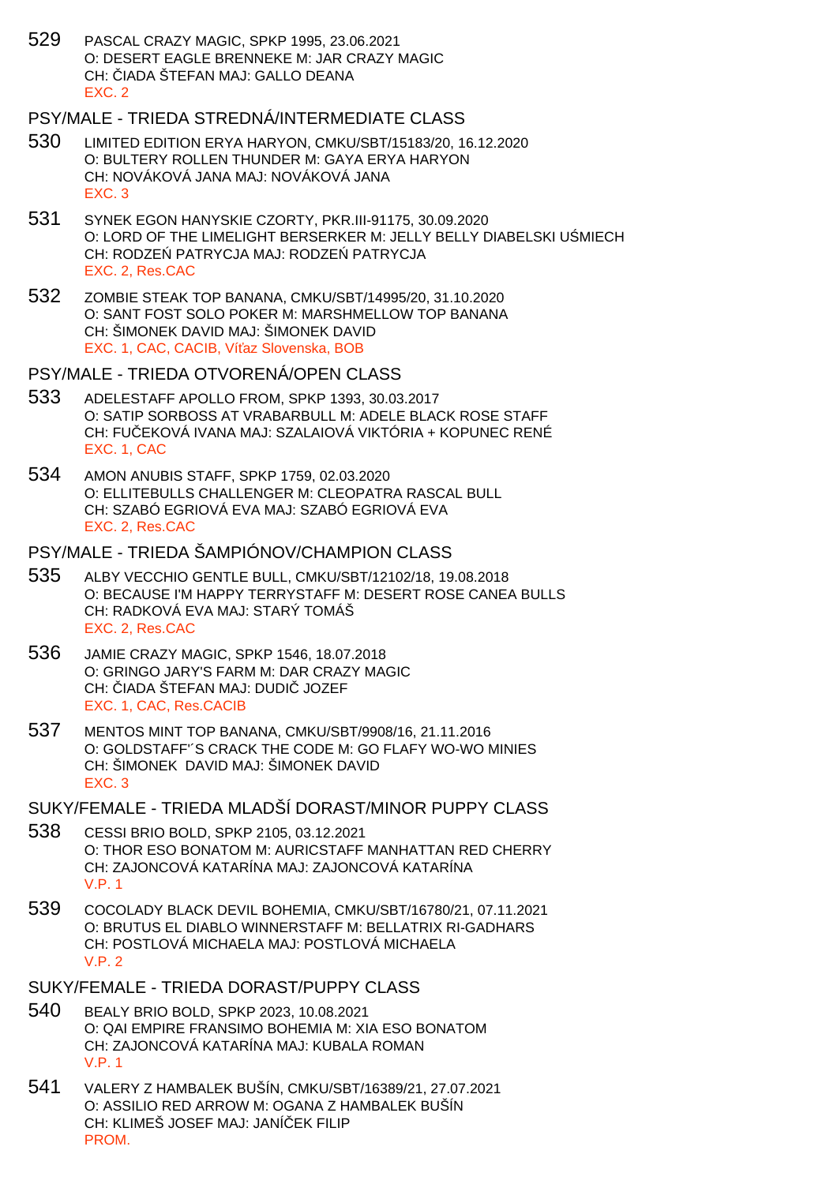529 PASCAL CRAZY MAGIC, SPKP 1995, 23.06.2021
O: DESERT EAGLE BRENNEKE M: JAR CRAZY MAGIC
CH: ČIADA ŠTEFAN MAJ: GALLO DEANA
EXC. 2

## PSY/MALE - TRIEDA STREDNÁ/INTERMEDIATE CLASS

530 LIMITED EDITION ERYA HARYON, CMKU/SBT/15183/20, 16.12.2020
O: BULTERY ROLLEN THUNDER M: GAYA ERYA HARYON
CH: NOVÁKOVÁ JANA MAJ: NOVÁKOVÁ JANA
EXC. 3

531 SYNEK EGON HANYSKIE CZORTY, PKR.III-91175, 30.09.2020
O: LORD OF THE LIMELIGHT BERSERKER M: JELLY BELLY DIABELSKI UŚMIECH
CH: RODZEŃ PATRYCJA MAJ: RODZEŃ PATRYCJA
EXC. 2, Res.CAC

532 ZOMBIE STEAK TOP BANANA, CMKU/SBT/14995/20, 31.10.2020
O: SANT FOST SOLO POKER M: MARSHMELLOW TOP BANANA
CH: ŠIMONEK DAVID MAJ: ŠIMONEK DAVID
EXC. 1, CAC, CACIB, Víťaz Slovenska, BOB

## PSY/MALE - TRIEDA OTVORENÁ/OPEN CLASS

533 ADELESTAFF APOLLO FROM, SPKP 1393, 30.03.2017
O: SATIP SORBOSS AT VRABARBULL M: ADELE BLACK ROSE STAFF
CH: FUČEKOVÁ IVANA MAJ: SZALAIOVÁ VIKTÓRIA + KOPUNEC RENÉ
EXC. 1, CAC

534 AMON ANUBIS STAFF, SPKP 1759, 02.03.2020
O: ELLITEBULLS CHALLENGER M: CLEOPATRA RASCAL BULL
CH: SZABÓ EGRIOVÁ EVA MAJ: SZABÓ EGRIOVÁ EVA
EXC. 2, Res.CAC

## PSY/MALE - TRIEDA ŠAMPIÓNOV/CHAMPION CLASS

535 ALBY VECCHIO GENTLE BULL, CMKU/SBT/12102/18, 19.08.2018
O: BECAUSE I'M HAPPY TERRYSTAFF M: DESERT ROSE CANEA BULLS
CH: RADKOVÁ EVA MAJ: STARÝ TOMÁŠ
EXC. 2, Res.CAC

536 JAMIE CRAZY MAGIC, SPKP 1546, 18.07.2018
O: GRINGO JARY'S FARM M: DAR CRAZY MAGIC
CH: ČIADA ŠTEFAN MAJ: DUDIČ JOZEF
EXC. 1, CAC, Res.CACIB

537 MENTOS MINT TOP BANANA, CMKU/SBT/9908/16, 21.11.2016
O: GOLDSTAFF'´S CRACK THE CODE M: GO FLAFY WO-WO MINIES
CH: ŠIMONEK DAVID MAJ: ŠIMONEK DAVID
EXC. 3

## SUKY/FEMALE - TRIEDA MLADŠÍ DORAST/MINOR PUPPY CLASS

538 CESSI BRIO BOLD, SPKP 2105, 03.12.2021
O: THOR ESO BONATOM M: AURICSTAFF MANHATTAN RED CHERRY
CH: ZAJONCOVÁ KATARÍNA MAJ: ZAJONCOVÁ KATARÍNA
V.P. 1

539 COCOLADY BLACK DEVIL BOHEMIA, CMKU/SBT/16780/21, 07.11.2021
O: BRUTUS EL DIABLO WINNERSTAFF M: BELLATRIX RI-GADHARS
CH: POSTLOVÁ MICHAELA MAJ: POSTLOVÁ MICHAELA
V.P. 2

## SUKY/FEMALE - TRIEDA DORAST/PUPPY CLASS

540 BEALY BRIO BOLD, SPKP 2023, 10.08.2021
O: QAI EMPIRE FRANSIMO BOHEMIA M: XIA ESO BONATOM
CH: ZAJONCOVÁ KATARÍNA MAJ: KUBALA ROMAN
V.P. 1

541 VALERY Z HAMBALEK BUŠÍN, CMKU/SBT/16389/21, 27.07.2021
O: ASSILIO RED ARROW M: OGANA Z HAMBALEK BUŠÍN
CH: KLIMEŠ JOSEF MAJ: JANÍČEK FILIP
PROM.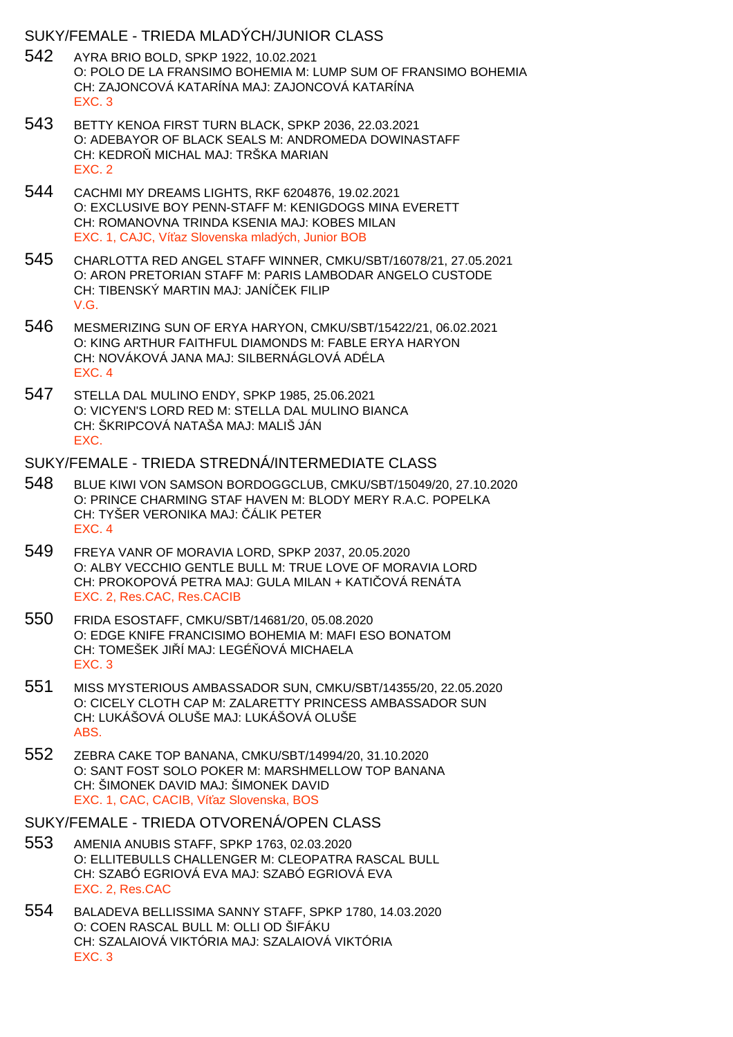## SUKY/FEMALE - TRIEDA MLADÝCH/JUNIOR CLASS

542 AYRA BRIO BOLD, SPKP 1922, 10.02.2021
O: POLO DE LA FRANSIMO BOHEMIA M: LUMP SUM OF FRANSIMO BOHEMIA
CH: ZAJONCOVÁ KATARÍNA MAJ: ZAJONCOVÁ KATARÍNA
EXC. 3

543 BETTY KENOA FIRST TURN BLACK, SPKP 2036, 22.03.2021
O: ADEBAYOR OF BLACK SEALS M: ANDROMEDA DOWINASTAFF
CH: KEDROŇ MICHAL MAJ: TRŠKA MARIAN
EXC. 2

544 CACHMI MY DREAMS LIGHTS, RKF 6204876, 19.02.2021
O: EXCLUSIVE BOY PENN-STAFF M: KENIGDOGS MINA EVERETT
CH: ROMANOVNA TRINDA KSENIA MAJ: KOBES MILAN
EXC. 1, CAJC, Víťaz Slovenska mladých, Junior BOB

545 CHARLOTTA RED ANGEL STAFF WINNER, CMKU/SBT/16078/21, 27.05.2021
O: ARON PRETORIAN STAFF M: PARIS LAMBODAR ANGELO CUSTODE
CH: TIBENSKÝ MARTIN MAJ: JANÍČEK FILIP
V.G.

546 MESMERIZING SUN OF ERYA HARYON, CMKU/SBT/15422/21, 06.02.2021
O: KING ARTHUR FAITHFUL DIAMONDS M: FABLE ERYA HARYON
CH: NOVÁKOVÁ JANA MAJ: SILBERNÁGLOVÁ ADÉLA
EXC. 4

547 STELLA DAL MULINO ENDY, SPKP 1985, 25.06.2021
O: VICYEN'S LORD RED M: STELLA DAL MULINO BIANCA
CH: ŠKRIPCOVÁ NATAŠA MAJ: MALIŠ JÁN
EXC.

## SUKY/FEMALE - TRIEDA STREDNÁ/INTERMEDIATE CLASS

548 BLUE KIWI VON SAMSON BORDOGGCLUB, CMKU/SBT/15049/20, 27.10.2020
O: PRINCE CHARMING STAF HAVEN M: BLODY MERY R.A.C. POPELKA
CH: TYŠER VERONIKA MAJ: ČÁLIK PETER
EXC. 4

549 FREYA VANR OF MORAVIA LORD, SPKP 2037, 20.05.2020
O: ALBY VECCHIO GENTLE BULL M: TRUE LOVE OF MORAVIA LORD
CH: PROKOPOVÁ PETRA MAJ: GULA MILAN + KATIČOVÁ RENÁTA
EXC. 2, Res.CAC, Res.CACIB

550 FRIDA ESOSTAFF, CMKU/SBT/14681/20, 05.08.2020
O: EDGE KNIFE FRANCISIMO BOHEMIA M: MAFI ESO BONATOM
CH: TOMEŠEK JIŘÍ MAJ: LEGÉŇOVÁ MICHAELA
EXC. 3

551 MISS MYSTERIOUS AMBASSADOR SUN, CMKU/SBT/14355/20, 22.05.2020
O: CICELY CLOTH CAP M: ZALARETTY PRINCESS AMBASSADOR SUN
CH: LUKÁŠOVÁ OLUŠE MAJ: LUKÁŠOVÁ OLUŠE
ABS.

552 ZEBRA CAKE TOP BANANA, CMKU/SBT/14994/20, 31.10.2020
O: SANT FOST SOLO POKER M: MARSHMELLOW TOP BANANA
CH: ŠIMONEK DAVID MAJ: ŠIMONEK DAVID
EXC. 1, CAC, CACIB, Víťaz Slovenska, BOS

## SUKY/FEMALE - TRIEDA OTVORENÁ/OPEN CLASS

553 AMENIA ANUBIS STAFF, SPKP 1763, 02.03.2020
O: ELLITEBULLS CHALLENGER M: CLEOPATRA RASCAL BULL
CH: SZABÓ EGRIOVÁ EVA MAJ: SZABÓ EGRIOVÁ EVA
EXC. 2, Res.CAC

554 BALADEVA BELLISSIMA SANNY STAFF, SPKP 1780, 14.03.2020
O: COEN RASCAL BULL M: OLLI OD ŠIFÁKU
CH: SZALAIOVÁ VIKTÓRIA MAJ: SZALAIOVÁ VIKTÓRIA
EXC. 3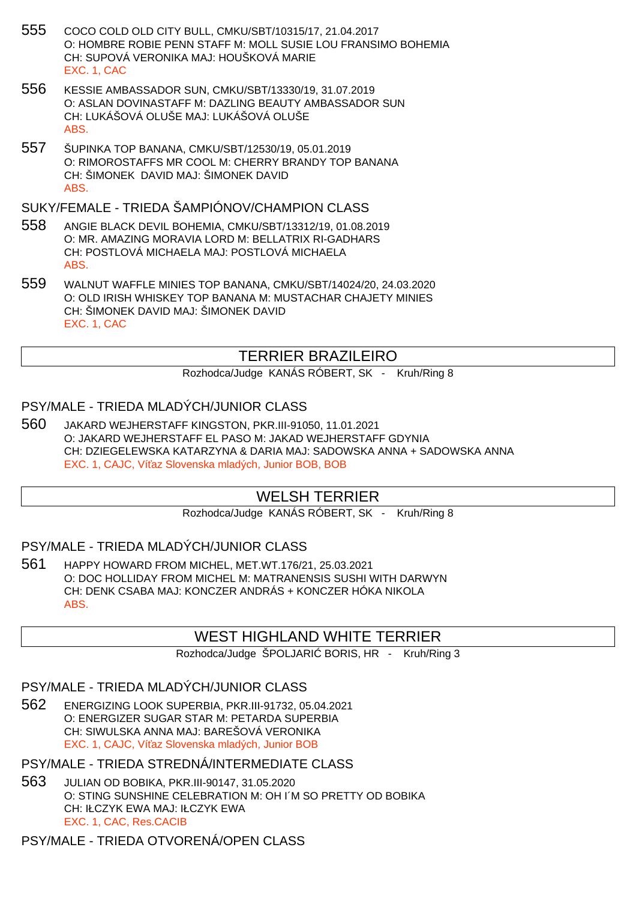555 COCO COLD OLD CITY BULL, CMKU/SBT/10315/17, 21.04.2017
O: HOMBRE ROBIE PENN STAFF M: MOLL SUSIE LOU FRANSIMO BOHEMIA
CH: SUPOVÁ VERONIKA MAJ: HOUŠKOVÁ MARIE
EXC. 1, CAC

556 KESSIE AMBASSADOR SUN, CMKU/SBT/13330/19, 31.07.2019
O: ASLAN DOVINASTAFF M: DAZLING BEAUTY AMBASSADOR SUN
CH: LUKÁŠOVÁ OLUŠE MAJ: LUKÁŠOVÁ OLUŠE
ABS.

557 ŠUPINKA TOP BANANA, CMKU/SBT/12530/19, 05.01.2019
O: RIMOROSTAFFS MR COOL M: CHERRY BRANDY TOP BANANA
CH: ŠIMONEK DAVID MAJ: ŠIMONEK DAVID
ABS.

SUKY/FEMALE - TRIEDA ŠAMPIÓNOV/CHAMPION CLASS

558 ANGIE BLACK DEVIL BOHEMIA, CMKU/SBT/13312/19, 01.08.2019
O: MR. AMAZING MORAVIA LORD M: BELLATRIX RI-GADHARS
CH: POSTLOVÁ MICHAELA MAJ: POSTLOVÁ MICHAELA
ABS.

559 WALNUT WAFFLE MINIES TOP BANANA, CMKU/SBT/14024/20, 24.03.2020
O: OLD IRISH WHISKEY TOP BANANA M: MUSTACHAR CHAJETY MINIES
CH: ŠIMONEK DAVID MAJ: ŠIMONEK DAVID
EXC. 1, CAC

## TERRIER BRAZILEIRO

Rozhodca/Judge KANÁS RÓBERT, SK - Kruh/Ring 8

PSY/MALE - TRIEDA MLADÝCH/JUNIOR CLASS

560 JAKARD WEJHERSTAFF KINGSTON, PKR.III-91050, 11.01.2021
O: JAKARD WEJHERSTAFF EL PASO M: JAKAD WEJHERSTAFF GDYNIA
CH: DZIEGELEWSKA KATARZYNA & DARIA MAJ: SADOWSKA ANNA + SADOWSKA ANNA
EXC. 1, CAJC, Víťaz Slovenska mladých, Junior BOB, BOB

## WELSH TERRIER

Rozhodca/Judge KANÁS RÓBERT, SK - Kruh/Ring 8

PSY/MALE - TRIEDA MLADÝCH/JUNIOR CLASS

561 HAPPY HOWARD FROM MICHEL, MET.WT.176/21, 25.03.2021
O: DOC HOLLIDAY FROM MICHEL M: MATRANENSIS SUSHI WITH DARWYN
CH: DENK CSABA MAJ: KONCZER ANDRÁS + KONCZER HÓKA NIKOLA
ABS.

## WEST HIGHLAND WHITE TERRIER

Rozhodca/Judge ŠPOLJARIĆ BORIS, HR - Kruh/Ring 3

PSY/MALE - TRIEDA MLADÝCH/JUNIOR CLASS

562 ENERGIZING LOOK SUPERBIA, PKR.III-91732, 05.04.2021
O: ENERGIZER SUGAR STAR M: PETARDA SUPERBIA
CH: SIWULSKA ANNA MAJ: BAREŠOVÁ VERONIKA
EXC. 1, CAJC, Víťaz Slovenska mladých, Junior BOB

PSY/MALE - TRIEDA STREDNÁ/INTERMEDIATE CLASS

563 JULIAN OD BOBIKA, PKR.III-90147, 31.05.2020
O: STING SUNSHINE CELEBRATION M: OH I´M SO PRETTY OD BOBIKA
CH: IŁCZYK EWA MAJ: IŁCZYK EWA
EXC. 1, CAC, Res.CACIB

PSY/MALE - TRIEDA OTVORENÁ/OPEN CLASS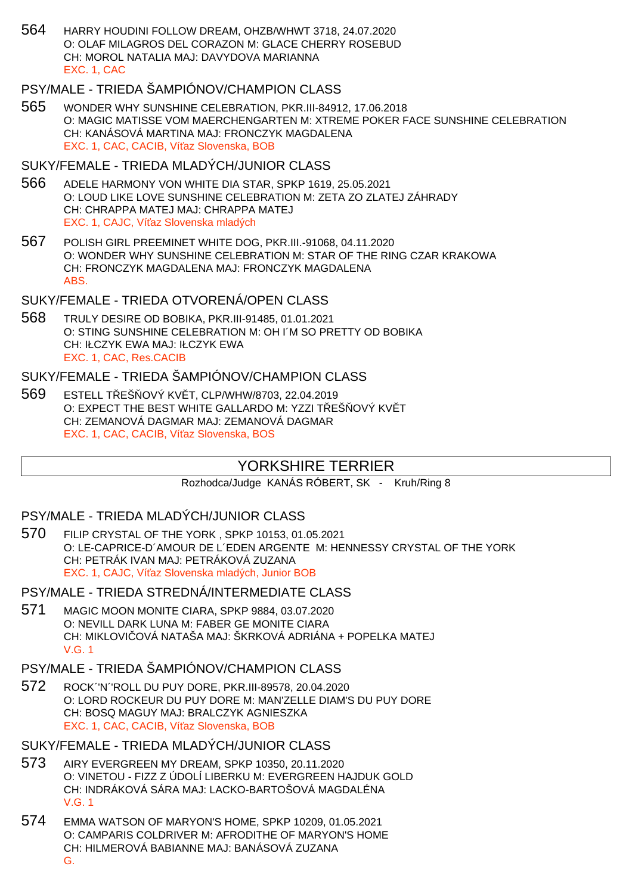564 HARRY HOUDINI FOLLOW DREAM, OHZB/WHWT 3718, 24.07.2020
O: OLAF MILAGROS DEL CORAZON M: GLACE CHERRY ROSEBUD
CH: MOROL NATALIA MAJ: DAVYDOVA MARIANNA
EXC. 1, CAC

### PSY/MALE - TRIEDA ŠAMPIÓNOV/CHAMPION CLASS

565 WONDER WHY SUNSHINE CELEBRATION, PKR.III-84912, 17.06.2018
O: MAGIC MATISSE VOM MAERCHENGARTEN M: XTREME POKER FACE SUNSHINE CELEBRATION
CH: KANÁSOVÁ MARTINA MAJ: FRONCZYK MAGDALENA
EXC. 1, CAC, CACIB, Víťaz Slovenska, BOB

### SUKY/FEMALE - TRIEDA MLADÝCH/JUNIOR CLASS

566 ADELE HARMONY VON WHITE DIA STAR, SPKP 1619, 25.05.2021
O: LOUD LIKE LOVE SUNSHINE CELEBRATION M: ZETA ZO ZLATEJ ZÁHRADY
CH: CHRAPPA MATEJ MAJ: CHRAPPA MATEJ
EXC. 1, CAJC, Víťaz Slovenska mladých

567 POLISH GIRL PREEMINET WHITE DOG, PKR.III.-91068, 04.11.2020
O: WONDER WHY SUNSHINE CELEBRATION M: STAR OF THE RING CZAR KRAKOWA
CH: FRONCZYK MAGDALENA MAJ: FRONCZYK MAGDALENA
ABS.

### SUKY/FEMALE - TRIEDA OTVORENÁ/OPEN CLASS

568 TRULY DESIRE OD BOBIKA, PKR.III-91485, 01.01.2021
O: STING SUNSHINE CELEBRATION M: OH I´M SO PRETTY OD BOBIKA
CH: IŁCZYK EWA MAJ: IŁCZYK EWA
EXC. 1, CAC, Res.CACIB

### SUKY/FEMALE - TRIEDA ŠAMPIÓNOV/CHAMPION CLASS

569 ESTELL TŘEŠŇOVÝ KVĚT, CLP/WHW/8703, 22.04.2019
O: EXPECT THE BEST WHITE GALLARDO M: YZZI TŘEŠŇOVÝ KVĚT
CH: ZEMANOVÁ DAGMAR MAJ: ZEMANOVÁ DAGMAR
EXC. 1, CAC, CACIB, Víťaz Slovenska, BOS

## YORKSHIRE TERRIER

Rozhodca/Judge KANÁS RÓBERT, SK - Kruh/Ring 8

### PSY/MALE - TRIEDA MLADÝCH/JUNIOR CLASS

570 FILIP CRYSTAL OF THE YORK , SPKP 10153, 01.05.2021
O: LE-CAPRICE-D´AMOUR DE L´EDEN ARGENTE M: HENNESSY CRYSTAL OF THE YORK
CH: PETRÁK IVAN MAJ: PETRÁKOVÁ ZUZANA
EXC. 1, CAJC, Víťaz Slovenska mladých, Junior BOB

### PSY/MALE - TRIEDA STREDNÁ/INTERMEDIATE CLASS

571 MAGIC MOON MONITE CIARA, SPKP 9884, 03.07.2020
O: NEVILL DARK LUNA M: FABER GE MONITE CIARA
CH: MIKLOVIČOVÁ NATAŠA MAJ: ŠKRKOVÁ ADRIÁNA + POPELKA MATEJ
V.G. 1

### PSY/MALE - TRIEDA ŠAMPIÓNOV/CHAMPION CLASS

572 ROCK´'N´'ROLL DU PUY DORE, PKR.III-89578, 20.04.2020
O: LORD ROCKEUR DU PUY DORE M: MAN'ZELLE DIAM'S DU PUY DORE
CH: BOSQ MAGUY MAJ: BRALCZYK AGNIESZKA
EXC. 1, CAC, CACIB, Víťaz Slovenska, BOB

### SUKY/FEMALE - TRIEDA MLADÝCH/JUNIOR CLASS

573 AIRY EVERGREEN MY DREAM, SPKP 10350, 20.11.2020
O: VINETOU - FIZZ Z ÚDOLÍ LIBERKU M: EVERGREEN HAJDUK GOLD
CH: INDRÁKOVÁ SÁRA MAJ: LACKO-BARTOŠOVÁ MAGDALÉNA
V.G. 1

574 EMMA WATSON OF MARYON'S HOME, SPKP 10209, 01.05.2021
O: CAMPARIS COLDRIVER M: AFRODITHE OF MARYON'S HOME
CH: HILMEROVÁ BABIANNE MAJ: BANÁSOVÁ ZUZANA
G.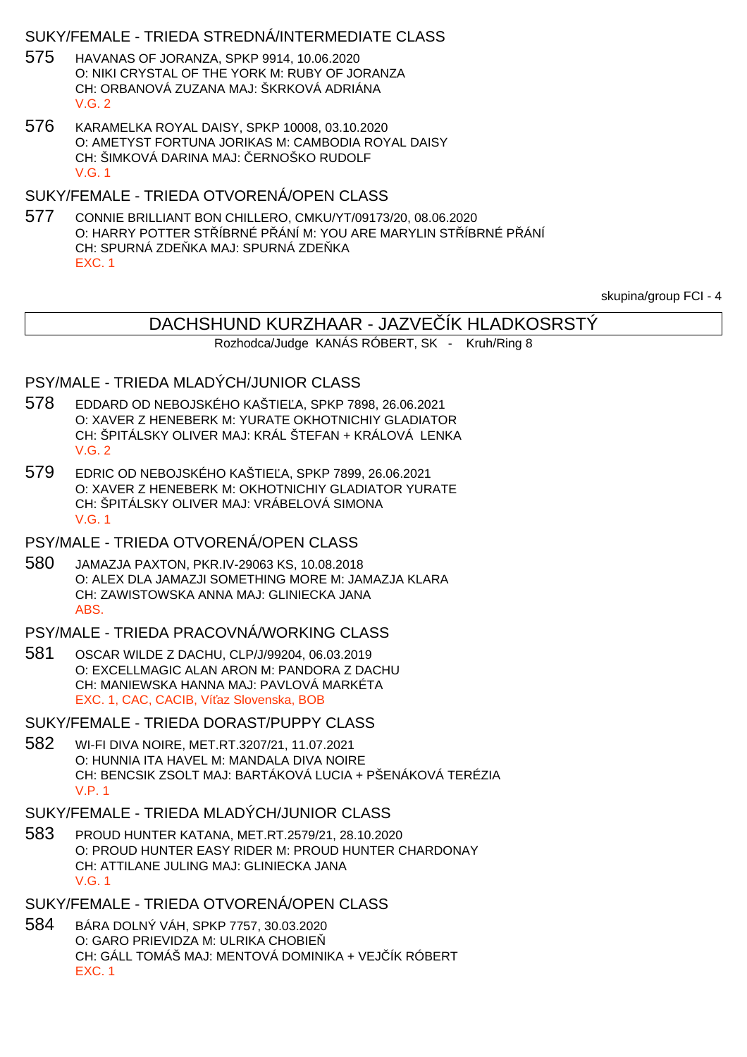### SUKY/FEMALE - TRIEDA STREDNÁ/INTERMEDIATE CLASS

575 HAVANAS OF JORANZA, SPKP 9914, 10.06.2020
O: NIKI CRYSTAL OF THE YORK M: RUBY OF JORANZA
CH: ORBANOVÁ ZUZANA MAJ: ŠKRKOVÁ ADRIÁNA
V.G. 2

576 KARAMELKA ROYAL DAISY, SPKP 10008, 03.10.2020
O: AMETYST FORTUNA JORIKAS M: CAMBODIA ROYAL DAISY
CH: ŠIMKOVÁ DARINA MAJ: ČERNOŠKO RUDOLF
V.G. 1

### SUKY/FEMALE - TRIEDA OTVORENÁ/OPEN CLASS

577 CONNIE BRILLIANT BON CHILLERO, CMKU/YT/09173/20, 08.06.2020
O: HARRY POTTER STŘÍBRNÉ PŘÁNÍ M: YOU ARE MARYLIN STŘÍBRNÉ PŘÁNÍ
CH: SPURNÁ ZDEŇKA MAJ: SPURNÁ ZDEŇKA
EXC. 1

skupina/group FCI - 4

## DACHSHUND KURZHAAR - JAZVEČÍK HLADKOSRSTÝ

Rozhodca/Judge KANÁS RÓBERT, SK - Kruh/Ring 8

### PSY/MALE - TRIEDA MLADÝCH/JUNIOR CLASS

578 EDDARD OD NEBOJSKÉHO KAŠTIEĽA, SPKP 7898, 26.06.2021
O: XAVER Z HENEBERK M: YURATE OKHOTNICHIY GLADIATOR
CH: ŠPITÁLSKY OLIVER MAJ: KRÁL ŠTEFAN + KRÁLOVÁ LENKA
V.G. 2

579 EDRIC OD NEBOJSKÉHO KAŠTIEĽA, SPKP 7899, 26.06.2021
O: XAVER Z HENEBERK M: OKHOTNICHIY GLADIATOR YURATE
CH: ŠPITÁLSKY OLIVER MAJ: VRÁBELOVÁ SIMONA
V.G. 1

### PSY/MALE - TRIEDA OTVORENÁ/OPEN CLASS

580 JAMAZJA PAXTON, PKR.IV-29063 KS, 10.08.2018
O: ALEX DLA JAMAZJI SOMETHING MORE M: JAMAZJA KLARA
CH: ZAWISTOWSKA ANNA MAJ: GLINIECKA JANA
ABS.

### PSY/MALE - TRIEDA PRACOVNÁ/WORKING CLASS

581 OSCAR WILDE Z DACHU, CLP/J/99204, 06.03.2019
O: EXCELLMAGIC ALAN ARON M: PANDORA Z DACHU
CH: MANIEWSKA HANNA MAJ: PAVLOVÁ MARKÉTA
EXC. 1, CAC, CACIB, Víťaz Slovenska, BOB

### SUKY/FEMALE - TRIEDA DORAST/PUPPY CLASS

582 WI-FI DIVA NOIRE, MET.RT.3207/21, 11.07.2021
O: HUNNIA ITA HAVEL M: MANDALA DIVA NOIRE
CH: BENCSIK ZSOLT MAJ: BARTÁKOVÁ LUCIA + PŠENÁKOVÁ TERÉZIA
V.P. 1

### SUKY/FEMALE - TRIEDA MLADÝCH/JUNIOR CLASS

583 PROUD HUNTER KATANA, MET.RT.2579/21, 28.10.2020
O: PROUD HUNTER EASY RIDER M: PROUD HUNTER CHARDONAY
CH: ATTILANE JULING MAJ: GLINIECKA JANA
V.G. 1

### SUKY/FEMALE - TRIEDA OTVORENÁ/OPEN CLASS

584 BÁRA DOLNÝ VÁH, SPKP 7757, 30.03.2020
O: GARO PRIEVIDZA M: ULRIKA CHOBIEŇ
CH: GÁLL TOMÁŠ MAJ: MENTOVÁ DOMINIKA + VEJČÍK RÓBERT
EXC. 1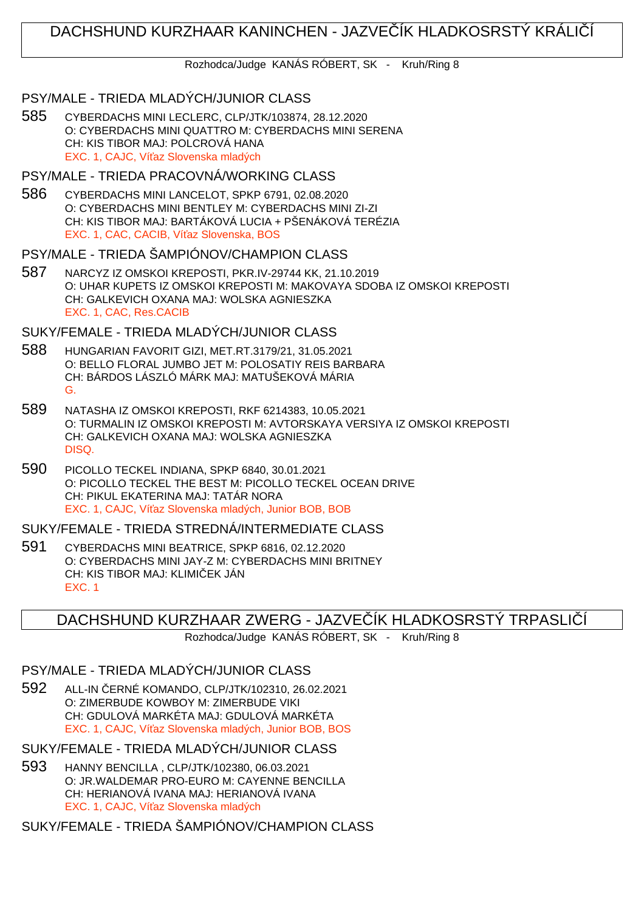# DACHSHUND KURZHAAR KANINCHEN - JAZVEČÍK HLADKOSRSTÝ KRÁLIČÍ

Rozhodca/Judge KANÁS RÓBERT, SK - Kruh/Ring 8

## PSY/MALE - TRIEDA MLADÝCH/JUNIOR CLASS

585 CYBERDACHS MINI LECLERC, CLP/JTK/103874, 28.12.2020
O: CYBERDACHS MINI QUATTRO M: CYBERDACHS MINI SERENA
CH: KIS TIBOR MAJ: POLCROVÁ HANA
EXC. 1, CAJC, Víťaz Slovenska mladých

## PSY/MALE - TRIEDA PRACOVNÁ/WORKING CLASS

586 CYBERDACHS MINI LANCELOT, SPKP 6791, 02.08.2020
O: CYBERDACHS MINI BENTLEY M: CYBERDACHS MINI ZI-ZI
CH: KIS TIBOR MAJ: BARTÁKOVÁ LUCIA + PŠENÁKOVÁ TERÉZIA
EXC. 1, CAC, CACIB, Víťaz Slovenska, BOS

## PSY/MALE - TRIEDA ŠAMPIÓNOV/CHAMPION CLASS

587 NARCYZ IZ OMSKOI KREPOSTI, PKR.IV-29744 KK, 21.10.2019
O: UHAR KUPETS IZ OMSKOI KREPOSTI M: MAKOVAYA SDOBA IZ OMSKOI KREPOSTI
CH: GALKEVICH OXANA MAJ: WOLSKA AGNIESZKA
EXC. 1, CAC, Res.CACIB

## SUKY/FEMALE - TRIEDA MLADÝCH/JUNIOR CLASS

588 HUNGARIAN FAVORIT GIZI, MET.RT.3179/21, 31.05.2021
O: BELLO FLORAL JUMBO JET M: POLOSATIY REIS BARBARA
CH: BÁRDOS LÁSZLÓ MÁRK MAJ: MATUŠEKOVÁ MÁRIA
G.

589 NATASHA IZ OMSKOI KREPOSTI, RKF 6214383, 10.05.2021
O: TURMALIN IZ OMSKOI KREPOSTI M: AVTORSKAYA VERSIYA IZ OMSKOI KREPOSTI
CH: GALKEVICH OXANA MAJ: WOLSKA AGNIESZKA
DISQ.

590 PICOLLO TECKEL INDIANA, SPKP 6840, 30.01.2021
O: PICOLLO TECKEL THE BEST M: PICOLLO TECKEL OCEAN DRIVE
CH: PIKUL EKATERINA MAJ: TATÁR NORA
EXC. 1, CAJC, Víťaz Slovenska mladých, Junior BOB, BOB

## SUKY/FEMALE - TRIEDA STREDNÁ/INTERMEDIATE CLASS

591 CYBERDACHS MINI BEATRICE, SPKP 6816, 02.12.2020
O: CYBERDACHS MINI JAY-Z M: CYBERDACHS MINI BRITNEY
CH: KIS TIBOR MAJ: KLIMIČEK JÁN
EXC. 1

# DACHSHUND KURZHAAR ZWERG - JAZVEČÍK HLADKOSRSTÝ TRPASLIČÍ

Rozhodca/Judge KANÁS RÓBERT, SK - Kruh/Ring 8

## PSY/MALE - TRIEDA MLADÝCH/JUNIOR CLASS

592 ALL-IN ČERNÉ KOMANDO, CLP/JTK/102310, 26.02.2021
O: ZIMERBUDE KOWBOY M: ZIMERBUDE VIKI
CH: GDULOVÁ MARKÉTA MAJ: GDULOVÁ MARKÉTA
EXC. 1, CAJC, Víťaz Slovenska mladých, Junior BOB, BOS

## SUKY/FEMALE - TRIEDA MLADÝCH/JUNIOR CLASS

593 HANNY BENCILLA , CLP/JTK/102380, 06.03.2021
O: JR.WALDEMAR PRO-EURO M: CAYENNE BENCILLA
CH: HERIANOVÁ IVANA MAJ: HERIANOVÁ IVANA
EXC. 1, CAJC, Víťaz Slovenska mladých

## SUKY/FEMALE - TRIEDA ŠAMPIÓNOV/CHAMPION CLASS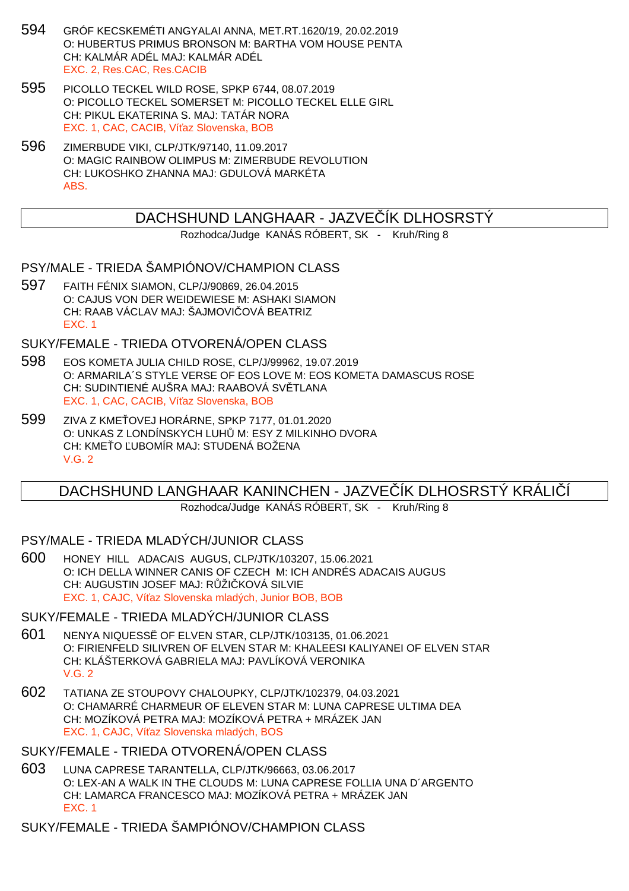594 GRÓF KECSKEMÉTI ANGYALAI ANNA, MET.RT.1620/19, 20.02.2019
O: HUBERTUS PRIMUS BRONSON M: BARTHA VOM HOUSE PENTA
CH: KALMÁR ADÉL MAJ: KALMÁR ADÉL
EXC. 2, Res.CAC, Res.CACIB

595 PICOLLO TECKEL WILD ROSE, SPKP 6744, 08.07.2019
O: PICOLLO TECKEL SOMERSET M: PICOLLO TECKEL ELLE GIRL
CH: PIKUL EKATERINA S. MAJ: TATÁR NORA
EXC. 1, CAC, CACIB, Víťaz Slovenska, BOB

596 ZIMERBUDE VIKI, CLP/JTK/97140, 11.09.2017
O: MAGIC RAINBOW OLIMPUS M: ZIMERBUDE REVOLUTION
CH: LUKOSHKO ZHANNA MAJ: GDULOVÁ MARKÉTA
ABS.

## DACHSHUND LANGHAAR - JAZVEČÍK DLHOSRSTÝ

Rozhodca/Judge KANÁS RÓBERT, SK - Kruh/Ring 8

### PSY/MALE - TRIEDA ŠAMPIÓNOV/CHAMPION CLASS

597 FAITH FÉNIX SIAMON, CLP/J/90869, 26.04.2015
O: CAJUS VON DER WEIDEWIESE M: ASHAKI SIAMON
CH: RAAB VÁCLAV MAJ: ŠAJMOVIČOVÁ BEATRIZ
EXC. 1

### SUKY/FEMALE - TRIEDA OTVORENÁ/OPEN CLASS

598 EOS KOMETA JULIA CHILD ROSE, CLP/J/99962, 19.07.2019
O: ARMARILA´S STYLE VERSE OF EOS LOVE M: EOS KOMETA DAMASCUS ROSE
CH: SUDINTIENÉ AUŠRA MAJ: RAABOVÁ SVĚTLANA
EXC. 1, CAC, CACIB, Víťaz Slovenska, BOB

599 ZIVA Z KMEŤOVEJ HORÁRNE, SPKP 7177, 01.01.2020
O: UNKAS Z LONDÍNSKYCH LUHŮ M: ESY Z MILKINHO DVORA
CH: KMEŤO ĽUBOMÍR MAJ: STUDENÁ BOŽENA
V.G. 2

## DACHSHUND LANGHAAR KANINCHEN - JAZVEČÍK DLHOSRSTÝ KRÁLIČÍ

Rozhodca/Judge KANÁS RÓBERT, SK - Kruh/Ring 8

### PSY/MALE - TRIEDA MLADÝCH/JUNIOR CLASS

600 HONEY HILL ADACAIS AUGUS, CLP/JTK/103207, 15.06.2021
O: ICH DELLA WINNER CANIS OF CZECH M: ICH ANDRÉS ADACAIS AUGUS
CH: AUGUSTIN JOSEF MAJ: RŮŽIČKOVÁ SILVIE
EXC. 1, CAJC, Víťaz Slovenska mladých, Junior BOB, BOB

### SUKY/FEMALE - TRIEDA MLADÝCH/JUNIOR CLASS

601 NENYA NIQUESSË OF ELVEN STAR, CLP/JTK/103135, 01.06.2021
O: FIRIENFELD SILIVREN OF ELVEN STAR M: KHALEESI KALIYANEI OF ELVEN STAR
CH: KLÁŠTERKOVÁ GABRIELA MAJ: PAVLÍKOVÁ VERONIKA
V.G. 2

602 TATIANA ZE STOUPOVY CHALOUPKY, CLP/JTK/102379, 04.03.2021
O: CHAMARRÉ CHARMEUR OF ELEVEN STAR M: LUNA CAPRESE ULTIMA DEA
CH: MOZÍKOVÁ PETRA MAJ: MOZÍKOVÁ PETRA + MRÁZEK JAN
EXC. 1, CAJC, Víťaz Slovenska mladých, BOS

### SUKY/FEMALE - TRIEDA OTVORENÁ/OPEN CLASS

603 LUNA CAPRESE TARANTELLA, CLP/JTK/96663, 03.06.2017
O: LEX-AN A WALK IN THE CLOUDS M: LUNA CAPRESE FOLLIA UNA D´ARGENTO
CH: LAMARCA FRANCESCO MAJ: MOZÍKOVÁ PETRA + MRÁZEK JAN
EXC. 1

### SUKY/FEMALE - TRIEDA ŠAMPIÓNOV/CHAMPION CLASS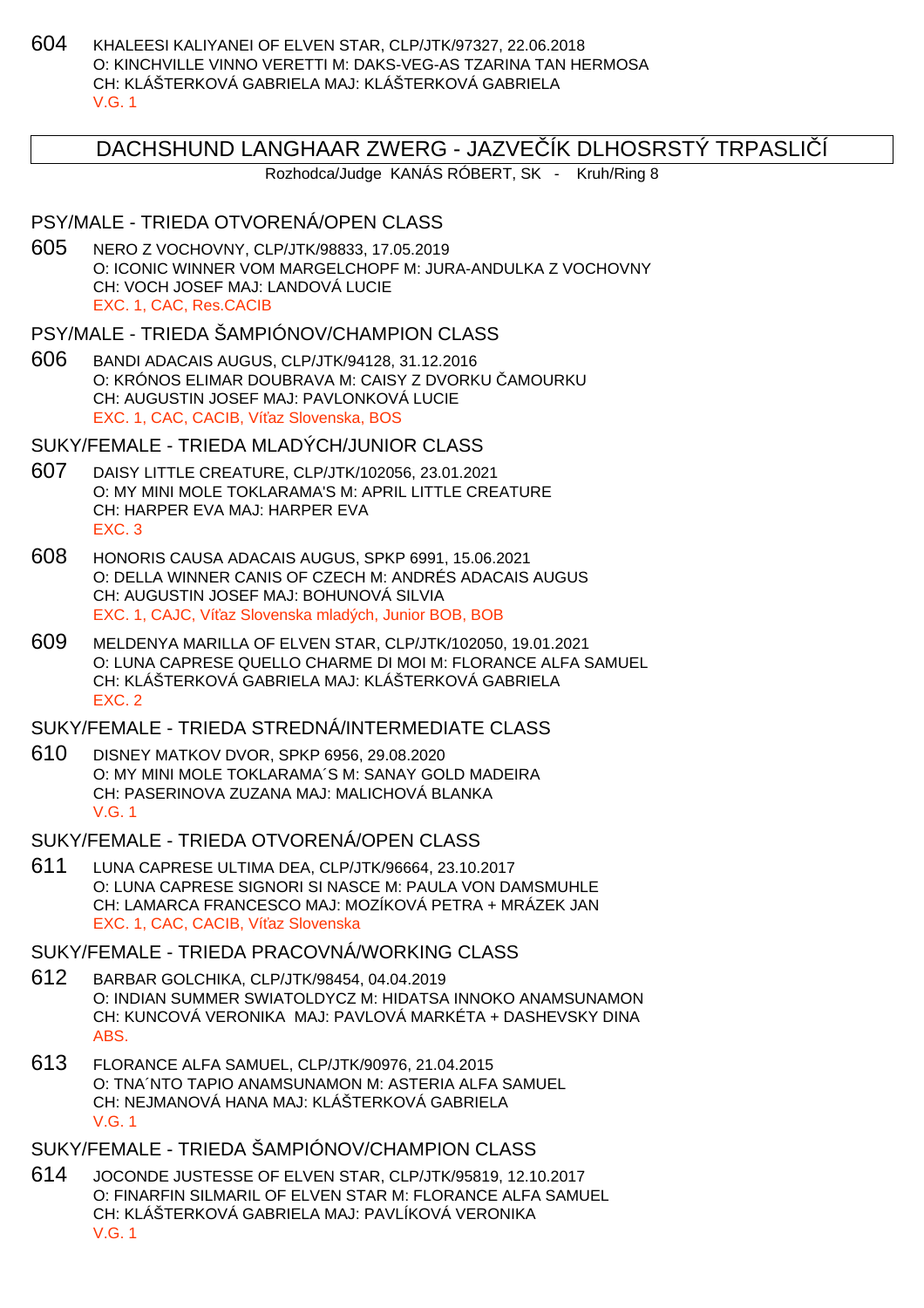604 KHALEESI KALIYANEI OF ELVEN STAR, CLP/JTK/97327, 22.06.2018
O: KINCHVILLE VINNO VERETTI M: DAKS-VEG-AS TZARINA TAN HERMOSA
CH: KLÁŠTERKOVÁ GABRIELA MAJ: KLÁŠTERKOVÁ GABRIELA
V.G. 1

## DACHSHUND LANGHAAR ZWERG - JAZVEČÍK DLHOSRSTÝ TRPASLIČÍ

Rozhodca/Judge KANÁS RÓBERT, SK - Kruh/Ring 8

### PSY/MALE - TRIEDA OTVORENÁ/OPEN CLASS

605 NERO Z VOCHOVNY, CLP/JTK/98833, 17.05.2019
O: ICONIC WINNER VOM MARGELCHOPF M: JURA-ANDULKA Z VOCHOVNY
CH: VOCH JOSEF MAJ: LANDOVÁ LUCIE
EXC. 1, CAC, Res.CACIB

### PSY/MALE - TRIEDA ŠAMPIÓNOV/CHAMPION CLASS

606 BANDI ADACAIS AUGUS, CLP/JTK/94128, 31.12.2016
O: KRÓNOS ELIMAR DOUBRAVA M: CAISY Z DVORKU ČAMOURKU
CH: AUGUSTIN JOSEF MAJ: PAVLONKOVÁ LUCIE
EXC. 1, CAC, CACIB, Víťaz Slovenska, BOS

### SUKY/FEMALE - TRIEDA MLADÝCH/JUNIOR CLASS

607 DAISY LITTLE CREATURE, CLP/JTK/102056, 23.01.2021
O: MY MINI MOLE TOKLARAMA'S M: APRIL LITTLE CREATURE
CH: HARPER EVA MAJ: HARPER EVA
EXC. 3

608 HONORIS CAUSA ADACAIS AUGUS, SPKP 6991, 15.06.2021
O: DELLA WINNER CANIS OF CZECH M: ANDRÉS ADACAIS AUGUS
CH: AUGUSTIN JOSEF MAJ: BOHUNOVÁ SILVIA
EXC. 1, CAJC, Víťaz Slovenska mladých, Junior BOB, BOB

609 MELDENYA MARILLA OF ELVEN STAR, CLP/JTK/102050, 19.01.2021
O: LUNA CAPRESE QUELLO CHARME DI MOI M: FLORANCE ALFA SAMUEL
CH: KLÁŠTERKOVÁ GABRIELA MAJ: KLÁŠTERKOVÁ GABRIELA
EXC. 2

### SUKY/FEMALE - TRIEDA STREDNÁ/INTERMEDIATE CLASS

610 DISNEY MATKOV DVOR, SPKP 6956, 29.08.2020
O: MY MINI MOLE TOKLARAMA´S M: SANAY GOLD MADEIRA
CH: PASERINOVA ZUZANA MAJ: MALICHOVÁ BLANKA
V.G. 1

### SUKY/FEMALE - TRIEDA OTVORENÁ/OPEN CLASS

611 LUNA CAPRESE ULTIMA DEA, CLP/JTK/96664, 23.10.2017
O: LUNA CAPRESE SIGNORI SI NASCE M: PAULA VON DAMSMUHLE
CH: LAMARCA FRANCESCO MAJ: MOZÍKOVÁ PETRA + MRÁZEK JAN
EXC. 1, CAC, CACIB, Víťaz Slovenska

### SUKY/FEMALE - TRIEDA PRACOVNÁ/WORKING CLASS

612 BARBAR GOLCHIKA, CLP/JTK/98454, 04.04.2019
O: INDIAN SUMMER SWIATOLDYCZ M: HIDATSA INNOKO ANAMSUNAMON
CH: KUNCOVÁ VERONIKA MAJ: PAVLOVÁ MARKÉTA + DASHEVSKY DINA
ABS.

613 FLORANCE ALFA SAMUEL, CLP/JTK/90976, 21.04.2015
O: TNA´NTO TAPIO ANAMSUNAMON M: ASTERIA ALFA SAMUEL
CH: NEJMANOVÁ HANA MAJ: KLÁŠTERKOVÁ GABRIELA
V.G. 1

### SUKY/FEMALE - TRIEDA ŠAMPIÓNOV/CHAMPION CLASS

614 JOCONDE JUSTESSE OF ELVEN STAR, CLP/JTK/95819, 12.10.2017
O: FINARFIN SILMARIL OF ELVEN STAR M: FLORANCE ALFA SAMUEL
CH: KLÁŠTERKOVÁ GABRIELA MAJ: PAVLÍKOVÁ VERONIKA
V.G. 1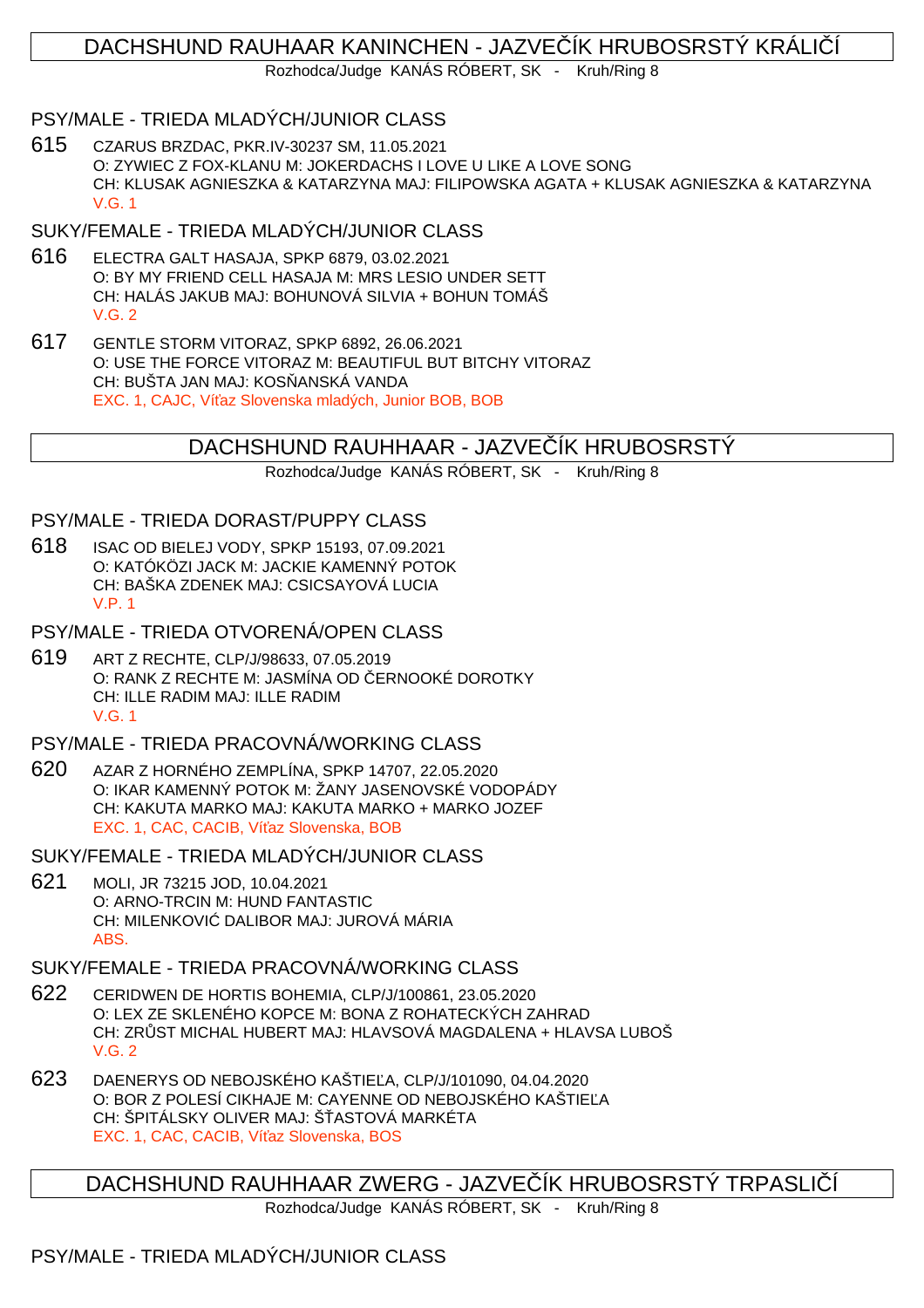## DACHSHUND RAUHAAR KANINCHEN - JAZVEČÍK HRUBOSRSTÝ KRÁLIČÍ

Rozhodca/Judge KANÁS RÓBERT, SK - Kruh/Ring 8

### PSY/MALE - TRIEDA MLADÝCH/JUNIOR CLASS

615 CZARUS BRZDAC, PKR.IV-30237 SM, 11.05.2021
O: ZYWIEC Z FOX-KLANU M: JOKERDACHS I LOVE U LIKE A LOVE SONG
CH: KLUSAK AGNIESZKA & KATARZYNA MAJ: FILIPOWSKA AGATA + KLUSAK AGNIESZKA & KATARZYNA
V.G. 1

### SUKY/FEMALE - TRIEDA MLADÝCH/JUNIOR CLASS

616 ELECTRA GALT HASAJA, SPKP 6879, 03.02.2021
O: BY MY FRIEND CELL HASAJA M: MRS LESIO UNDER SETT
CH: HALÁS JAKUB MAJ: BOHUNOVÁ SILVIA + BOHUN TOMÁŠ
V.G. 2

617 GENTLE STORM VITORAZ, SPKP 6892, 26.06.2021
O: USE THE FORCE VITORAZ M: BEAUTIFUL BUT BITCHY VITORAZ
CH: BUŠTA JAN MAJ: KOSŇANSKÁ VANDA
EXC. 1, CAJC, Víťaz Slovenska mladých, Junior BOB, BOB

## DACHSHUND RAUHHAAR - JAZVEČÍK HRUBOSRSTÝ

Rozhodca/Judge KANÁS RÓBERT, SK - Kruh/Ring 8

### PSY/MALE - TRIEDA DORAST/PUPPY CLASS

618 ISAC OD BIELEJ VODY, SPKP 15193, 07.09.2021
O: KATÓKÖZI JACK M: JACKIE KAMENNÝ POTOK
CH: BAŠKA ZDENEK MAJ: CSICSAYOVÁ LUCIA
V.P. 1

### PSY/MALE - TRIEDA OTVORENÁ/OPEN CLASS

619 ART Z RECHTE, CLP/J/98633, 07.05.2019
O: RANK Z RECHTE M: JASMÍNA OD ČERNOOKÉ DOROTKY
CH: ILLE RADIM MAJ: ILLE RADIM
V.G. 1

### PSY/MALE - TRIEDA PRACOVNÁ/WORKING CLASS

620 AZAR Z HORNÉHO ZEMPLÍNA, SPKP 14707, 22.05.2020
O: IKAR KAMENNÝ POTOK M: ŽANY JASENOVSKÉ VODOPÁDY
CH: KAKUTA MARKO MAJ: KAKUTA MARKO + MARKO JOZEF
EXC. 1, CAC, CACIB, Víťaz Slovenska, BOB

### SUKY/FEMALE - TRIEDA MLADÝCH/JUNIOR CLASS

621 MOLI, JR 73215 JOD, 10.04.2021
O: ARNO-TRCIN M: HUND FANTASTIC
CH: MILENKOVIĆ DALIBOR MAJ: JUROVÁ MÁRIA
ABS.

### SUKY/FEMALE - TRIEDA PRACOVNÁ/WORKING CLASS

622 CERIDWEN DE HORTIS BOHEMIA, CLP/J/100861, 23.05.2020
O: LEX ZE SKLENÉHO KOPCE M: BONA Z ROHATECKÝCH ZAHRAD
CH: ZRŮST MICHAL HUBERT MAJ: HLAVSOVÁ MAGDALENA + HLAVSA LUBOŠ
V.G. 2

623 DAENERYS OD NEBOJSKÉHO KAŠTIEĽA, CLP/J/101090, 04.04.2020
O: BOR Z POLESÍ CIKHAJE M: CAYENNE OD NEBOJSKÉHO KAŠTIEĽA
CH: ŠPITÁLSKY OLIVER MAJ: ŠŤASTOVÁ MARKÉTA
EXC. 1, CAC, CACIB, Víťaz Slovenska, BOS

## DACHSHUND RAUHHAAR ZWERG - JAZVEČÍK HRUBOSRSTÝ TRPASLIČÍ

Rozhodca/Judge KANÁS RÓBERT, SK - Kruh/Ring 8

### PSY/MALE - TRIEDA MLADÝCH/JUNIOR CLASS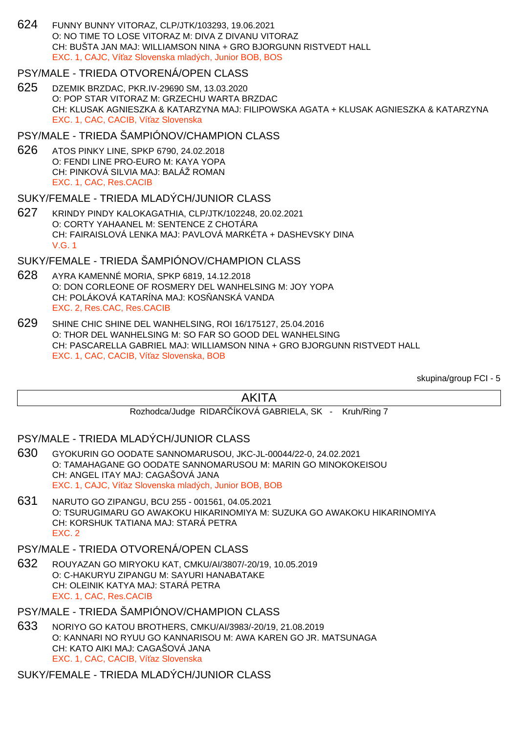624 FUNNY BUNNY VITORAZ, CLP/JTK/103293, 19.06.2021
O: NO TIME TO LOSE VITORAZ M: DIVA Z DIVANU VITORAZ
CH: BUŠTA JAN MAJ: WILLIAMSON NINA + GRO BJORGUNN RISTVEDT HALL
EXC. 1, CAJC, Víťaz Slovenska mladých, Junior BOB, BOS

## PSY/MALE - TRIEDA OTVORENÁ/OPEN CLASS

625 DZEMIK BRZDAC, PKR.IV-29690 SM, 13.03.2020
O: POP STAR VITORAZ M: GRZECHU WARTA BRZDAC
CH: KLUSAK AGNIESZKA & KATARZYNA MAJ: FILIPOWSKA AGATA + KLUSAK AGNIESZKA & KATARZYNA
EXC. 1, CAC, CACIB, Víťaz Slovenska

## PSY/MALE - TRIEDA ŠAMPIÓNOV/CHAMPION CLASS

626 ATOS PINKY LINE, SPKP 6790, 24.02.2018
O: FENDI LINE PRO-EURO M: KAYA YOPA
CH: PINKOVÁ SILVIA MAJ: BALÁŽ ROMAN
EXC. 1, CAC, Res.CACIB

## SUKY/FEMALE - TRIEDA MLADÝCH/JUNIOR CLASS

627 KRINDY PINDY KALOKAGATHIA, CLP/JTK/102248, 20.02.2021
O: CORTY YAHAANEL M: SENTENCE Z CHOTÁRA
CH: FAIRAISLOVÁ LENKA MAJ: PAVLOVÁ MARKÉTA + DASHEVSKY DINA
V.G. 1

## SUKY/FEMALE - TRIEDA ŠAMPIÓNOV/CHAMPION CLASS

628 AYRA KAMENNÉ MORIA, SPKP 6819, 14.12.2018
O: DON CORLEONE OF ROSMERY DEL WANHELSING M: JOY YOPA
CH: POLÁKOVÁ KATARÍNA MAJ: KOSŇANSKÁ VANDA
EXC. 2, Res.CAC, Res.CACIB

629 SHINE CHIC SHINE DEL WANHELSING, ROI 16/175127, 25.04.2016
O: THOR DEL WANHELSING M: SO FAR SO GOOD DEL WANHELSING
CH: PASCARELLA GABRIEL MAJ: WILLIAMSON NINA + GRO BJORGUNN RISTVEDT HALL
EXC. 1, CAC, CACIB, Víťaz Slovenska, BOB

skupina/group FCI - 5

# AKITA

Rozhodca/Judge RIDARČÍKOVÁ GABRIELA, SK - Kruh/Ring 7

## PSY/MALE - TRIEDA MLADÝCH/JUNIOR CLASS

630 GYOKURIN GO OODATE SANNOMARUSOU, JKC-JL-00044/22-0, 24.02.2021
O: TAMAHAGANE GO OODATE SANNOMARUSOU M: MARIN GO MINOKOKEISOU
CH: ANGEL ITAY MAJ: CAGAŠOVÁ JANA
EXC. 1, CAJC, Víťaz Slovenska mladých, Junior BOB, BOB

631 NARUTO GO ZIPANGU, BCU 255 - 001561, 04.05.2021
O: TSURUGIMARU GO AWAKOKU HIKARINOMIYA M: SUZUKA GO AWAKOKU HIKARINOMIYA
CH: KORSHUK TATIANA MAJ: STARÁ PETRA
EXC. 2

## PSY/MALE - TRIEDA OTVORENÁ/OPEN CLASS

632 ROUYAZAN GO MIRYOKU KAT, CMKU/AI/3807/-20/19, 10.05.2019
O: C-HAKURYU ZIPANGU M: SAYURI HANABATAKE
CH: OLEINIK KATYA MAJ: STARÁ PETRA
EXC. 1, CAC, Res.CACIB

## PSY/MALE - TRIEDA ŠAMPIÓNOV/CHAMPION CLASS

633 NORIYO GO KATOU BROTHERS, CMKU/AI/3983/-20/19, 21.08.2019
O: KANNARI NO RYUU GO KANNARISOU M: AWA KAREN GO JR. MATSUNAGA
CH: KATO AIKI MAJ: CAGAŠOVÁ JANA
EXC. 1, CAC, CACIB, Víťaz Slovenska

## SUKY/FEMALE - TRIEDA MLADÝCH/JUNIOR CLASS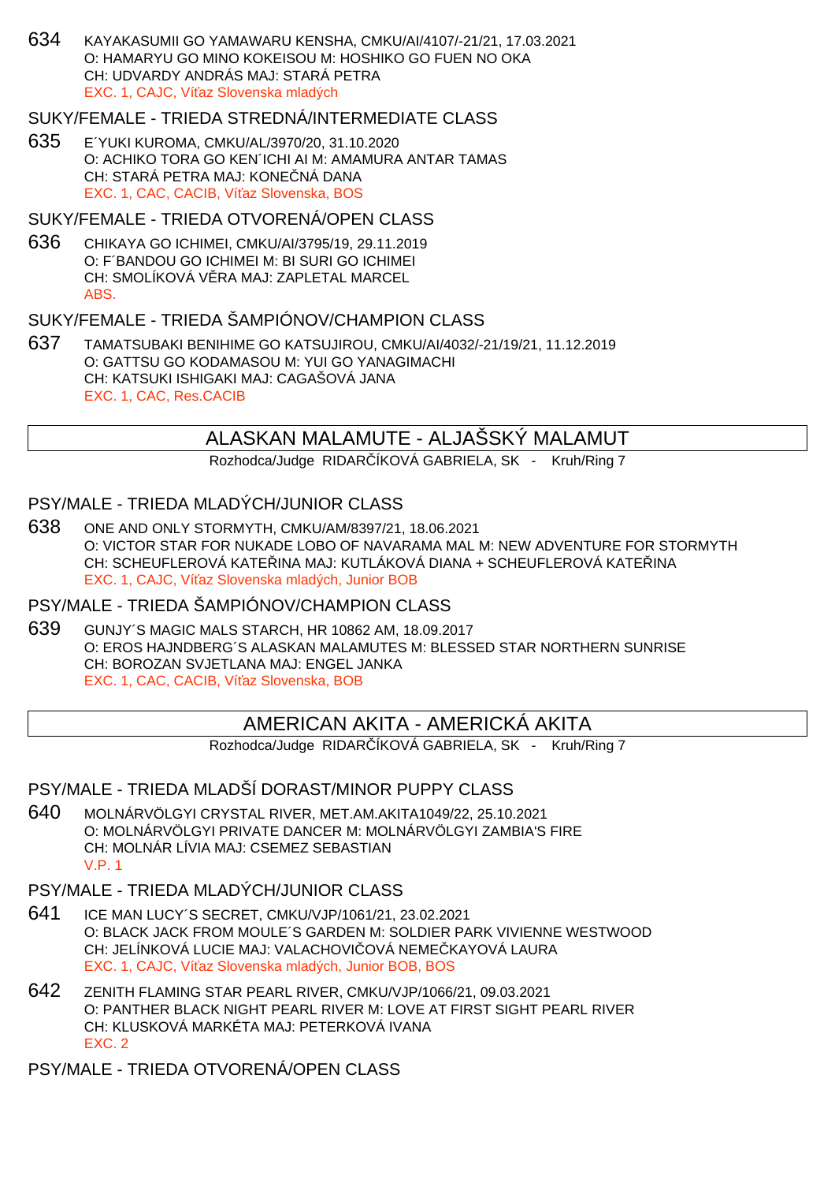634 KAYAKASUMII GO YAMAWARU KENSHA, CMKU/AI/4107/-21/21, 17.03.2021
O: HAMARYU GO MINO KOKEISOU M: HOSHIKO GO FUEN NO OKA
CH: UDVARDY ANDRÁS MAJ: STARÁ PETRA
EXC. 1, CAJC, Víťaz Slovenska mladých

### SUKY/FEMALE - TRIEDA STREDNÁ/INTERMEDIATE CLASS

635 E´YUKI KUROMA, CMKU/AL/3970/20, 31.10.2020
O: ACHIKO TORA GO KEN´ICHI AI M: AMAMURA ANTAR TAMAS
CH: STARÁ PETRA MAJ: KONEČNÁ DANA
EXC. 1, CAC, CACIB, Víťaz Slovenska, BOS

### SUKY/FEMALE - TRIEDA OTVORENÁ/OPEN CLASS

636 CHIKAYA GO ICHIMEI, CMKU/AI/3795/19, 29.11.2019
O: F´BANDOU GO ICHIMEI M: BI SURI GO ICHIMEI
CH: SMOLÍKOVÁ VĚRA MAJ: ZAPLETAL MARCEL
ABS.

### SUKY/FEMALE - TRIEDA ŠAMPIÓNOV/CHAMPION CLASS

637 TAMATSUBAKI BENIHIME GO KATSUJIROU, CMKU/AI/4032/-21/19/21, 11.12.2019
O: GATTSU GO KODAMASOU M: YUI GO YANAGIMACHI
CH: KATSUKI ISHIGAKI MAJ: CAGAŠOVÁ JANA
EXC. 1, CAC, Res.CACIB

## ALASKAN MALAMUTE - ALJAŠSKÝ MALAMUT

Rozhodca/Judge RIDARČÍKOVÁ GABRIELA, SK - Kruh/Ring 7

### PSY/MALE - TRIEDA MLADÝCH/JUNIOR CLASS

638 ONE AND ONLY STORMYTH, CMKU/AM/8397/21, 18.06.2021
O: VICTOR STAR FOR NUKADE LOBO OF NAVARAMA MAL M: NEW ADVENTURE FOR STORMYTH
CH: SCHEUFLEROVÁ KATEŘINA MAJ: KUTLÁKOVÁ DIANA + SCHEUFLEROVÁ KATEŘINA
EXC. 1, CAJC, Víťaz Slovenska mladých, Junior BOB

### PSY/MALE - TRIEDA ŠAMPIÓNOV/CHAMPION CLASS

639 GUNJY´S MAGIC MALS STARCH, HR 10862 AM, 18.09.2017
O: EROS HAJNDBERG´S ALASKAN MALAMUTES M: BLESSED STAR NORTHERN SUNRISE
CH: BOROZAN SVJETLANA MAJ: ENGEL JANKA
EXC. 1, CAC, CACIB, Víťaz Slovenska, BOB

## AMERICAN AKITA - AMERICKÁ AKITA

Rozhodca/Judge RIDARČÍKOVÁ GABRIELA, SK - Kruh/Ring 7

### PSY/MALE - TRIEDA MLADŠÍ DORAST/MINOR PUPPY CLASS

640 MOLNÁRVÖLGYI CRYSTAL RIVER, MET.AM.AKITA1049/22, 25.10.2021
O: MOLNÁRVÖLGYI PRIVATE DANCER M: MOLNÁRVÖLGYI ZAMBIA'S FIRE
CH: MOLNÁR LÍVIA MAJ: CSEMEZ SEBASTIAN
V.P. 1

### PSY/MALE - TRIEDA MLADÝCH/JUNIOR CLASS

641 ICE MAN LUCY´S SECRET, CMKU/VJP/1061/21, 23.02.2021
O: BLACK JACK FROM MOULE´S GARDEN M: SOLDIER PARK VIVIENNE WESTWOOD
CH: JELÍNKOVÁ LUCIE MAJ: VALACHOVIČOVÁ NEMEČKAYOVÁ LAURA
EXC. 1, CAJC, Víťaz Slovenska mladých, Junior BOB, BOS

642 ZENITH FLAMING STAR PEARL RIVER, CMKU/VJP/1066/21, 09.03.2021
O: PANTHER BLACK NIGHT PEARL RIVER M: LOVE AT FIRST SIGHT PEARL RIVER
CH: KLUSKOVÁ MARKÉTA MAJ: PETERKOVÁ IVANA
EXC. 2

### PSY/MALE - TRIEDA OTVORENÁ/OPEN CLASS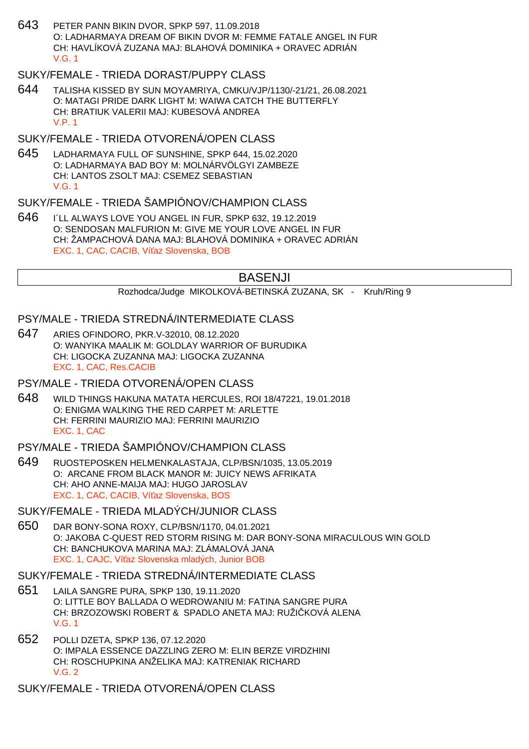643 PETER PANN BIKIN DVOR, SPKP 597, 11.09.2018
O: LADHARMAYA DREAM OF BIKIN DVOR M: FEMME FATALE ANGEL IN FUR
CH: HAVLÍKOVÁ ZUZANA MAJ: BLAHOVÁ DOMINIKA + ORAVEC ADRIÁN
V.G. 1

### SUKY/FEMALE - TRIEDA DORAST/PUPPY CLASS

644 TALISHA KISSED BY SUN MOYAMRIYA, CMKU/VJP/1130/-21/21, 26.08.2021
O: MATAGI PRIDE DARK LIGHT M: WAIWA CATCH THE BUTTERFLY
CH: BRATIUK VALERII MAJ: KUBESOVÁ ANDREA
V.P. 1

### SUKY/FEMALE - TRIEDA OTVORENÁ/OPEN CLASS

645 LADHARMAYA FULL OF SUNSHINE, SPKP 644, 15.02.2020
O: LADHARMAYA BAD BOY M: MOLNÁRVÖLGYI ZAMBEZE
CH: LANTOS ZSOLT MAJ: CSEMEZ SEBASTIAN
V.G. 1

### SUKY/FEMALE - TRIEDA ŠAMPIÓNOV/CHAMPION CLASS

646 I´LL ALWAYS LOVE YOU ANGEL IN FUR, SPKP 632, 19.12.2019
O: SENDOSAN MALFURION M: GIVE ME YOUR LOVE ANGEL IN FUR
CH: ŽAMPACHOVÁ DANA MAJ: BLAHOVÁ DOMINIKA + ORAVEC ADRIÁN
EXC. 1, CAC, CACIB, Víťaz Slovenska, BOB

## BASENJI

Rozhodca/Judge MIKOLKOVÁ-BETINSKÁ ZUZANA, SK - Kruh/Ring 9

### PSY/MALE - TRIEDA STREDNÁ/INTERMEDIATE CLASS

647 ARIES OFINDORO, PKR.V-32010, 08.12.2020
O: WANYIKA MAALIK M: GOLDLAY WARRIOR OF BURUDIKA
CH: LIGOCKA ZUZANNA MAJ: LIGOCKA ZUZANNA
EXC. 1, CAC, Res.CACIB

### PSY/MALE - TRIEDA OTVORENÁ/OPEN CLASS

648 WILD THINGS HAKUNA MATATA HERCULES, ROI 18/47221, 19.01.2018
O: ENIGMA WALKING THE RED CARPET M: ARLETTE
CH: FERRINI MAURIZIO MAJ: FERRINI MAURIZIO
EXC. 1, CAC

### PSY/MALE - TRIEDA ŠAMPIÓNOV/CHAMPION CLASS

649 RUOSTEPOSKEN HELMENKALASTAJA, CLP/BSN/1035, 13.05.2019
O: ARCANE FROM BLACK MANOR M: JUICY NEWS AFRIKATA
CH: AHO ANNE-MAIJA MAJ: HUGO JAROSLAV
EXC. 1, CAC, CACIB, Víťaz Slovenska, BOS

### SUKY/FEMALE - TRIEDA MLADÝCH/JUNIOR CLASS

650 DAR BONY-SONA ROXY, CLP/BSN/1170, 04.01.2021
O: JAKOBA C-QUEST RED STORM RISING M: DAR BONY-SONA MIRACULOUS WIN GOLD
CH: BANCHUKOVA MARINA MAJ: ZLÁMALOVÁ JANA
EXC. 1, CAJC, Víťaz Slovenska mladých, Junior BOB

### SUKY/FEMALE - TRIEDA STREDNÁ/INTERMEDIATE CLASS

651 LAILA SANGRE PURA, SPKP 130, 19.11.2020
O: LITTLE BOY BALLADA O WEDROWANIU M: FATINA SANGRE PURA
CH: BRZOZOWSKI ROBERT & SPADLO ANETA MAJ: RUŽIČKOVÁ ALENA
V.G. 1

652 POLLI DZETA, SPKP 136, 07.12.2020
O: IMPALA ESSENCE DAZZLING ZERO M: ELIN BERZE VIRDZHINI
CH: ROSCHUPKINA ANŽELIKA MAJ: KATRENIAK RICHARD
V.G. 2

### SUKY/FEMALE - TRIEDA OTVORENÁ/OPEN CLASS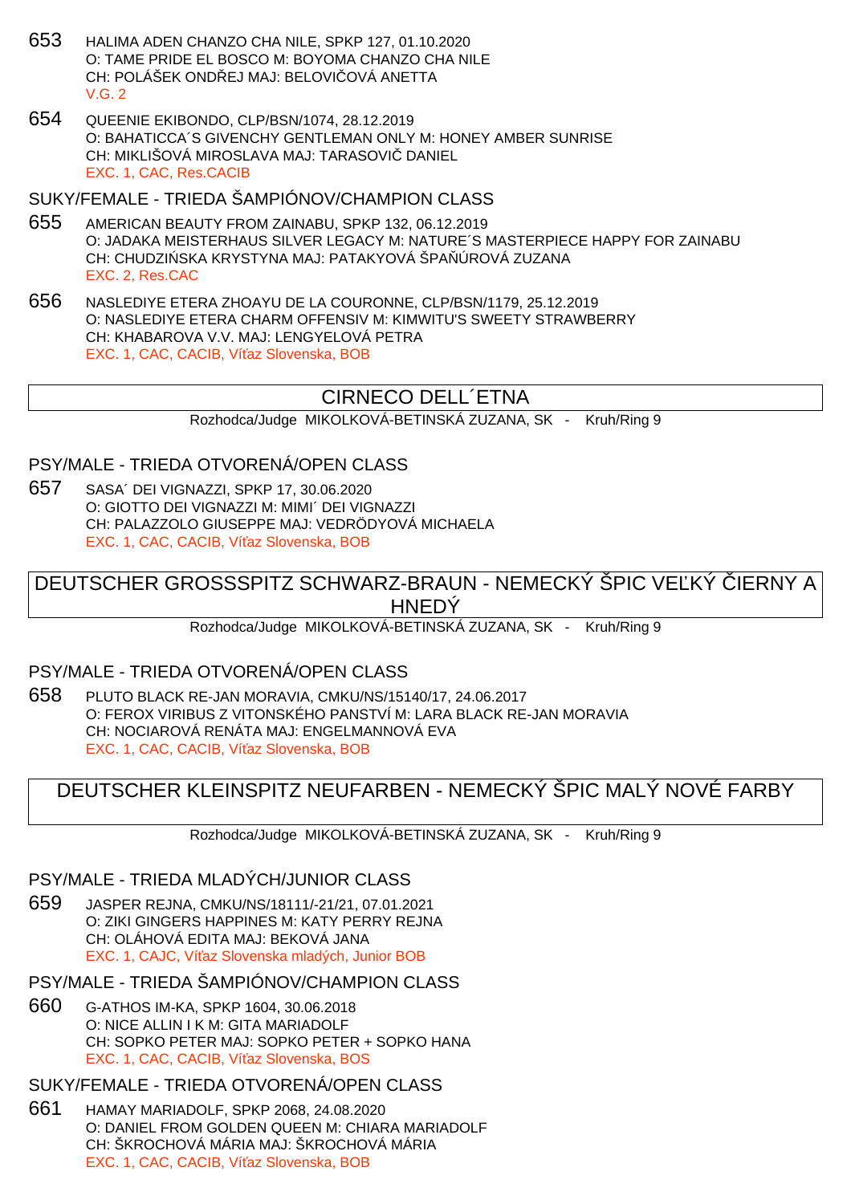653 HALIMA ADEN CHANZO CHA NILE, SPKP 127, 01.10.2020
O: TAME PRIDE EL BOSCO M: BOYOMA CHANZO CHA NILE
CH: POLÁŠEK ONDŘEJ MAJ: BELOVIČOVÁ ANETTA
V.G. 2

654 QUEENIE EKIBONDO, CLP/BSN/1074, 28.12.2019
O: BAHATICCA´S GIVENCHY GENTLEMAN ONLY M: HONEY AMBER SUNRISE
CH: MIKLIŠOVÁ MIROSLAVA MAJ: TARASOVIČ DANIEL
EXC. 1, CAC, Res.CACIB

### SUKY/FEMALE - TRIEDA ŠAMPIÓNOV/CHAMPION CLASS

655 AMERICAN BEAUTY FROM ZAINABU, SPKP 132, 06.12.2019
O: JADAKA MEISTERHAUS SILVER LEGACY M: NATURE´S MASTERPIECE HAPPY FOR ZAINABU
CH: CHUDZIŃSKA KRYSTYNA MAJ: PATAKYOVÁ ŠPAŇÚROVÁ ZUZANA
EXC. 2, Res.CAC

656 NASLEDIYE ETERA ZHOAYU DE LA COURONNE, CLP/BSN/1179, 25.12.2019
O: NASLEDIYE ETERA CHARM OFFENSIV M: KIMWITU'S SWEETY STRAWBERRY
CH: KHABAROVA V.V. MAJ: LENGYELOVÁ PETRA
EXC. 1, CAC, CACIB, Víťaz Slovenska, BOB

## CIRNECO DELL´ETNA

Rozhodca/Judge MIKOLKOVÁ-BETINSKÁ ZUZANA, SK - Kruh/Ring 9

### PSY/MALE - TRIEDA OTVORENÁ/OPEN CLASS

657 SASA´ DEI VIGNAZZI, SPKP 17, 30.06.2020
O: GIOTTO DEI VIGNAZZI M: MIMI´ DEI VIGNAZZI
CH: PALAZZOLO GIUSEPPE MAJ: VEDRÖDYOVÁ MICHAELA
EXC. 1, CAC, CACIB, Víťaz Slovenska, BOB

## DEUTSCHER GROSSSPITZ SCHWARZ-BRAUN - NEMECKÝ ŠPIC VEĽKÝ ČIERNY A HNEDÝ

Rozhodca/Judge MIKOLKOVÁ-BETINSKÁ ZUZANA, SK - Kruh/Ring 9

### PSY/MALE - TRIEDA OTVORENÁ/OPEN CLASS

658 PLUTO BLACK RE-JAN MORAVIA, CMKU/NS/15140/17, 24.06.2017
O: FEROX VIRIBUS Z VITONSKÉHO PANSTVÍ M: LARA BLACK RE-JAN MORAVIA
CH: NOCIAROVÁ RENÁTA MAJ: ENGELMANNOVÁ EVA
EXC. 1, CAC, CACIB, Víťaz Slovenska, BOB

## DEUTSCHER KLEINSPITZ NEUFARBEN - NEMECKÝ ŠPIC MALÝ NOVÉ FARBY

Rozhodca/Judge MIKOLKOVÁ-BETINSKÁ ZUZANA, SK - Kruh/Ring 9

### PSY/MALE - TRIEDA MLADÝCH/JUNIOR CLASS

659 JASPER REJNA, CMKU/NS/18111/-21/21, 07.01.2021
O: ZIKI GINGERS HAPPINES M: KATY PERRY REJNA
CH: OLÁHOVÁ EDITA MAJ: BEKOVÁ JANA
EXC. 1, CAJC, Víťaz Slovenska mladých, Junior BOB

### PSY/MALE - TRIEDA ŠAMPIÓNOV/CHAMPION CLASS

660 G-ATHOS IM-KA, SPKP 1604, 30.06.2018
O: NICE ALLIN I K M: GITA MARIADOLF
CH: SOPKO PETER MAJ: SOPKO PETER + SOPKO HANA
EXC. 1, CAC, CACIB, Víťaz Slovenska, BOS

### SUKY/FEMALE - TRIEDA OTVORENÁ/OPEN CLASS

661 HAMAY MARIADOLF, SPKP 2068, 24.08.2020
O: DANIEL FROM GOLDEN QUEEN M: CHIARA MARIADOLF
CH: ŠKROCHOVÁ MÁRIA MAJ: ŠKROCHOVÁ MÁRIA
EXC. 1, CAC, CACIB, Víťaz Slovenska, BOB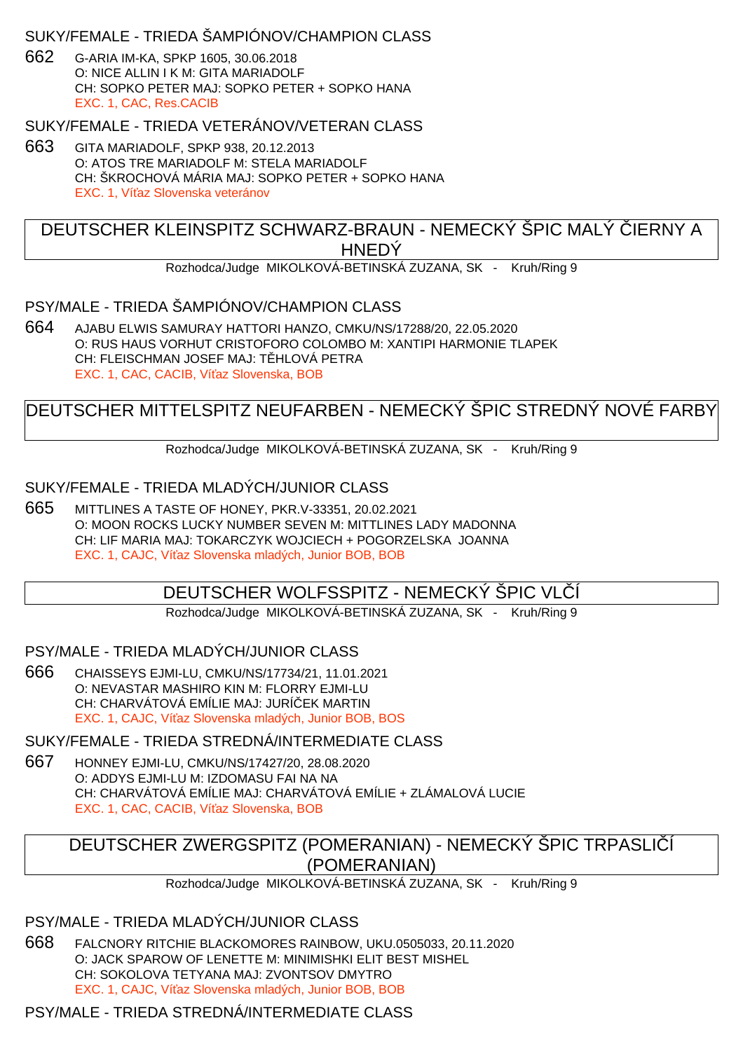### SUKY/FEMALE - TRIEDA ŠAMPIÓNOV/CHAMPION CLASS

662 G-ARIA IM-KA, SPKP 1605, 30.06.2018
O: NICE ALLIN I K M: GITA MARIADOLF
CH: SOPKO PETER MAJ: SOPKO PETER + SOPKO HANA
EXC. 1, CAC, Res.CACIB

### SUKY/FEMALE - TRIEDA VETERÁNOV/VETERAN CLASS

663 GITA MARIADOLF, SPKP 938, 20.12.2013
O: ATOS TRE MARIADOLF M: STELA MARIADOLF
CH: ŠKROCHOVÁ MÁRIA MAJ: SOPKO PETER + SOPKO HANA
EXC. 1, Víťaz Slovenska veteránov

## DEUTSCHER KLEINSPITZ SCHWARZ-BRAUN - NEMECKÝ ŠPIC MALÝ ČIERNY A HNEDÝ

Rozhodca/Judge MIKOLKOVÁ-BETINSKÁ ZUZANA, SK - Kruh/Ring 9

### PSY/MALE - TRIEDA ŠAMPIÓNOV/CHAMPION CLASS

664 AJABU ELWIS SAMURAY HATTORI HANZO, CMKU/NS/17288/20, 22.05.2020
O: RUS HAUS VORHUT CRISTOFORO COLOMBO M: XANTIPI HARMONIE TLAPEK
CH: FLEISCHMAN JOSEF MAJ: TĚHLOVÁ PETRA
EXC. 1, CAC, CACIB, Víťaz Slovenska, BOB

## DEUTSCHER MITTELSPITZ NEUFARBEN - NEMECKÝ ŠPIC STREDNÝ NOVÉ FARBY

Rozhodca/Judge MIKOLKOVÁ-BETINSKÁ ZUZANA, SK - Kruh/Ring 9

### SUKY/FEMALE - TRIEDA MLADÝCH/JUNIOR CLASS

665 MITTLINES A TASTE OF HONEY, PKR.V-33351, 20.02.2021
O: MOON ROCKS LUCKY NUMBER SEVEN M: MITTLINES LADY MADONNA
CH: LIF MARIA MAJ: TOKARCZYK WOJCIECH + POGORZELSKA JOANNA
EXC. 1, CAJC, Víťaz Slovenska mladých, Junior BOB, BOB

## DEUTSCHER WOLFSSPITZ - NEMECKÝ ŠPIC VLČÍ

Rozhodca/Judge MIKOLKOVÁ-BETINSKÁ ZUZANA, SK - Kruh/Ring 9

### PSY/MALE - TRIEDA MLADÝCH/JUNIOR CLASS

666 CHAISSEYS EJMI-LU, CMKU/NS/17734/21, 11.01.2021
O: NEVASTAR MASHIRO KIN M: FLORRY EJMI-LU
CH: CHARVÁTOVÁ EMÍLIE MAJ: JURÍČEK MARTIN
EXC. 1, CAJC, Víťaz Slovenska mladých, Junior BOB, BOS

### SUKY/FEMALE - TRIEDA STREDNÁ/INTERMEDIATE CLASS

667 HONNEY EJMI-LU, CMKU/NS/17427/20, 28.08.2020
O: ADDYS EJMI-LU M: IZDOMASU FAI NA NA
CH: CHARVÁTOVÁ EMÍLIE MAJ: CHARVÁTOVÁ EMÍLIE + ZLÁMALOVÁ LUCIE
EXC. 1, CAC, CACIB, Víťaz Slovenska, BOB

## DEUTSCHER ZWERGSPITZ (POMERANIAN) - NEMECKÝ ŠPIC TRPASLIČÍ (POMERANIAN)

Rozhodca/Judge MIKOLKOVÁ-BETINSKÁ ZUZANA, SK - Kruh/Ring 9

### PSY/MALE - TRIEDA MLADÝCH/JUNIOR CLASS

668 FALCNORY RITCHIE BLACKOMORES RAINBOW, UKU.0505033, 20.11.2020
O: JACK SPAROW OF LENETTE M: MINIMISHKI ELIT BEST MISHEL
CH: SOKOLOVA TETYANA MAJ: ZVONTSOV DMYTRO
EXC. 1, CAJC, Víťaz Slovenska mladých, Junior BOB, BOB

### PSY/MALE - TRIEDA STREDNÁ/INTERMEDIATE CLASS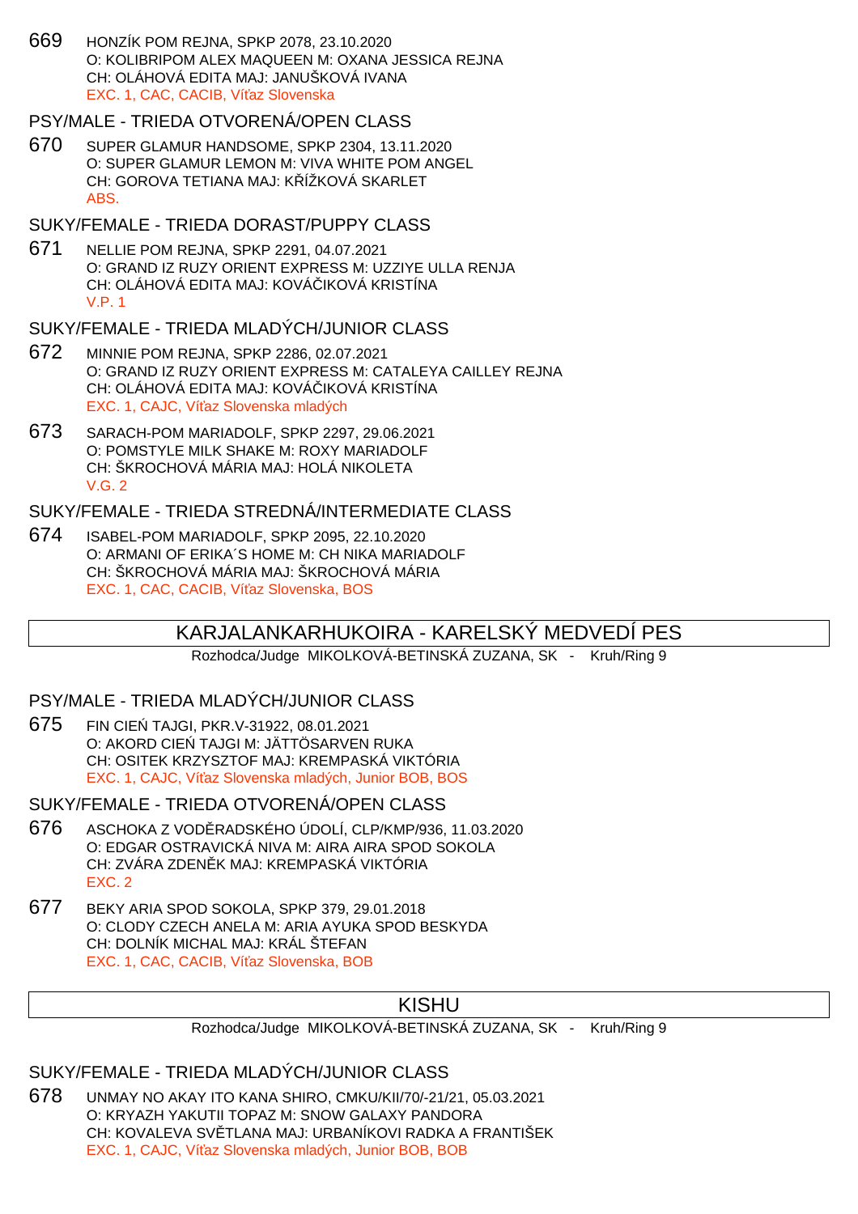669 HONZÍK POM REJNA, SPKP 2078, 23.10.2020
O: KOLIBRIPOM ALEX MAQUEEN M: OXANA JESSICA REJNA
CH: OLÁHOVÁ EDITA MAJ: JANUŠKOVÁ IVANA
EXC. 1, CAC, CACIB, Víťaz Slovenska

### PSY/MALE - TRIEDA OTVORENÁ/OPEN CLASS

670 SUPER GLAMUR HANDSOME, SPKP 2304, 13.11.2020
O: SUPER GLAMUR LEMON M: VIVA WHITE POM ANGEL
CH: GOROVA TETIANA MAJ: KŘÍŽKOVÁ SKARLET
ABS.

### SUKY/FEMALE - TRIEDA DORAST/PUPPY CLASS

671 NELLIE POM REJNA, SPKP 2291, 04.07.2021
O: GRAND IZ RUZY ORIENT EXPRESS M: UZZIYE ULLA RENJA
CH: OLÁHOVÁ EDITA MAJ: KOVÁČIKOVÁ KRISTÍNA
V.P. 1

### SUKY/FEMALE - TRIEDA MLADÝCH/JUNIOR CLASS

672 MINNIE POM REJNA, SPKP 2286, 02.07.2021
O: GRAND IZ RUZY ORIENT EXPRESS M: CATALEYA CAILLEY REJNA
CH: OLÁHOVÁ EDITA MAJ: KOVÁČIKOVÁ KRISTÍNA
EXC. 1, CAJC, Víťaz Slovenska mladých

673 SARACH-POM MARIADOLF, SPKP 2297, 29.06.2021
O: POMSTYLE MILK SHAKE M: ROXY MARIADOLF
CH: ŠKROCHOVÁ MÁRIA MAJ: HOLÁ NIKOLETA
V.G. 2

### SUKY/FEMALE - TRIEDA STREDNÁ/INTERMEDIATE CLASS

674 ISABEL-POM MARIADOLF, SPKP 2095, 22.10.2020
O: ARMANI OF ERIKA´S HOME M: CH NIKA MARIADOLF
CH: ŠKROCHOVÁ MÁRIA MAJ: ŠKROCHOVÁ MÁRIA
EXC. 1, CAC, CACIB, Víťaz Slovenska, BOS

## KARJALANKARHUKOIRA - KARELSKÝ MEDVEDÍ PES

Rozhodca/Judge MIKOLKOVÁ-BETINSKÁ ZUZANA, SK - Kruh/Ring 9

### PSY/MALE - TRIEDA MLADÝCH/JUNIOR CLASS

675 FIN CIEŃ TAJGI, PKR.V-31922, 08.01.2021
O: AKORD CIEŃ TAJGI M: JÄTTÖSARVEN RUKA
CH: OSITEK KRZYSZTOF MAJ: KREMPASKÁ VIKTÓRIA
EXC. 1, CAJC, Víťaz Slovenska mladých, Junior BOB, BOS

### SUKY/FEMALE - TRIEDA OTVORENÁ/OPEN CLASS

676 ASCHOKA Z VODĚRADSKÉHO ÚDOLÍ, CLP/KMP/936, 11.03.2020
O: EDGAR OSTRAVICKÁ NIVA M: AIRA AIRA SPOD SOKOLA
CH: ZVÁRA ZDENĚK MAJ: KREMPASKÁ VIKTÓRIA
EXC. 2

677 BEKY ARIA SPOD SOKOLA, SPKP 379, 29.01.2018
O: CLODY CZECH ANELA M: ARIA AYUKA SPOD BESKYDA
CH: DOLNÍK MICHAL MAJ: KRÁL ŠTEFAN
EXC. 1, CAC, CACIB, Víťaz Slovenska, BOB

## KISHU

Rozhodca/Judge MIKOLKOVÁ-BETINSKÁ ZUZANA, SK - Kruh/Ring 9

### SUKY/FEMALE - TRIEDA MLADÝCH/JUNIOR CLASS

678 UNMAY NO AKAY ITO KANA SHIRO, CMKU/KII/70/-21/21, 05.03.2021
O: KRYAZH YAKUTII TOPAZ M: SNOW GALAXY PANDORA
CH: KOVALEVA SVĚTLANA MAJ: URBANÍKOVI RADKA A FRANTIŠEK
EXC. 1, CAJC, Víťaz Slovenska mladých, Junior BOB, BOB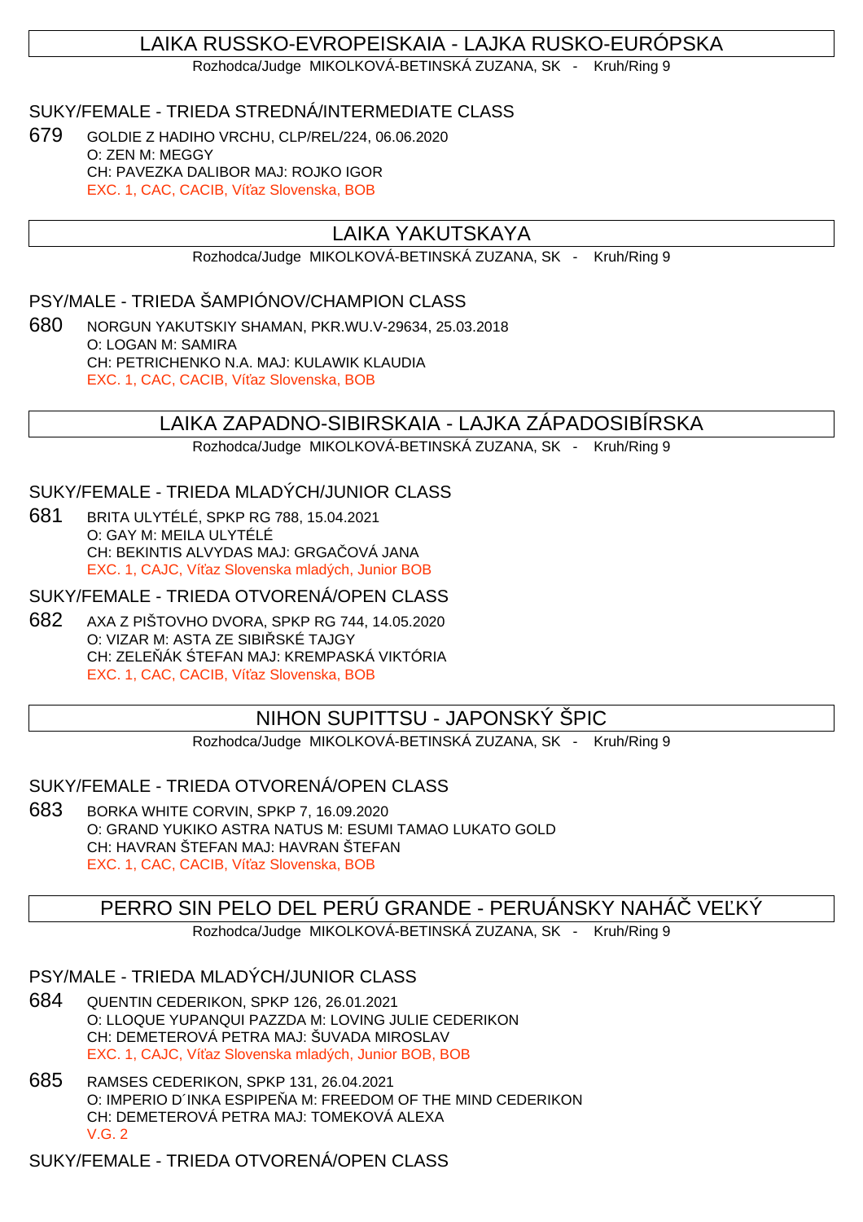## LAIKA RUSSKO-EVROPEISKAIA - LAJKA RUSKO-EURÓPSKA

Rozhodca/Judge MIKOLKOVÁ-BETINSKÁ ZUZANA, SK - Kruh/Ring 9

### SUKY/FEMALE - TRIEDA STREDNÁ/INTERMEDIATE CLASS

679 GOLDIE Z HADIHO VRCHU, CLP/REL/224, 06.06.2020
O: ZEN M: MEGGY
CH: PAVEZKA DALIBOR MAJ: ROJKO IGOR
EXC. 1, CAC, CACIB, Víťaz Slovenska, BOB

## LAIKA YAKUTSKAYA

Rozhodca/Judge MIKOLKOVÁ-BETINSKÁ ZUZANA, SK - Kruh/Ring 9

### PSY/MALE - TRIEDA ŠAMPIÓNOV/CHAMPION CLASS

680 NORGUN YAKUTSKIY SHAMAN, PKR.WU.V-29634, 25.03.2018
O: LOGAN M: SAMIRA
CH: PETRICHENKO N.A. MAJ: KULAWIK KLAUDIA
EXC. 1, CAC, CACIB, Víťaz Slovenska, BOB

## LAIKA ZAPADNO-SIBIRSKAIA - LAJKA ZÁPADOSIBÍRSKA

Rozhodca/Judge MIKOLKOVÁ-BETINSKÁ ZUZANA, SK - Kruh/Ring 9

### SUKY/FEMALE - TRIEDA MLADÝCH/JUNIOR CLASS

681 BRITA ULYTÉLÉ, SPKP RG 788, 15.04.2021
O: GAY M: MEILA ULYTÉLÉ
CH: BEKINTIS ALVYDAS MAJ: GRGAČOVÁ JANA
EXC. 1, CAJC, Víťaz Slovenska mladých, Junior BOB

### SUKY/FEMALE - TRIEDA OTVORENÁ/OPEN CLASS

682 AXA Z PIŠTOVHO DVORA, SPKP RG 744, 14.05.2020
O: VIZAR M: ASTA ZE SIBIŘSKÉ TAJGY
CH: ZELEŇÁK ŚTEFAN MAJ: KREMPASKÁ VIKTÓRIA
EXC. 1, CAC, CACIB, Víťaz Slovenska, BOB

## NIHON SUPITTSU - JAPONSKÝ ŠPIC

Rozhodca/Judge MIKOLKOVÁ-BETINSKÁ ZUZANA, SK - Kruh/Ring 9

### SUKY/FEMALE - TRIEDA OTVORENÁ/OPEN CLASS

683 BORKA WHITE CORVIN, SPKP 7, 16.09.2020
O: GRAND YUKIKO ASTRA NATUS M: ESUMI TAMAO LUKATO GOLD
CH: HAVRAN ŠTEFAN MAJ: HAVRAN ŠTEFAN
EXC. 1, CAC, CACIB, Víťaz Slovenska, BOB

## PERRO SIN PELO DEL PERÚ GRANDE - PERUÁNSKY NAHÁČ VEĽKÝ

Rozhodca/Judge MIKOLKOVÁ-BETINSKÁ ZUZANA, SK - Kruh/Ring 9

### PSY/MALE - TRIEDA MLADÝCH/JUNIOR CLASS

684 QUENTIN CEDERIKON, SPKP 126, 26.01.2021
O: LLOQUE YUPANQUI PAZZDA M: LOVING JULIE CEDERIKON
CH: DEMETEROVÁ PETRA MAJ: ŠUVADA MIROSLAV
EXC. 1, CAJC, Víťaz Slovenska mladých, Junior BOB, BOB

685 RAMSES CEDERIKON, SPKP 131, 26.04.2021
O: IMPERIO D´INKA ESPIPEÑA M: FREEDOM OF THE MIND CEDERIKON
CH: DEMETEROVÁ PETRA MAJ: TOMEKOVÁ ALEXA
V.G. 2

### SUKY/FEMALE - TRIEDA OTVORENÁ/OPEN CLASS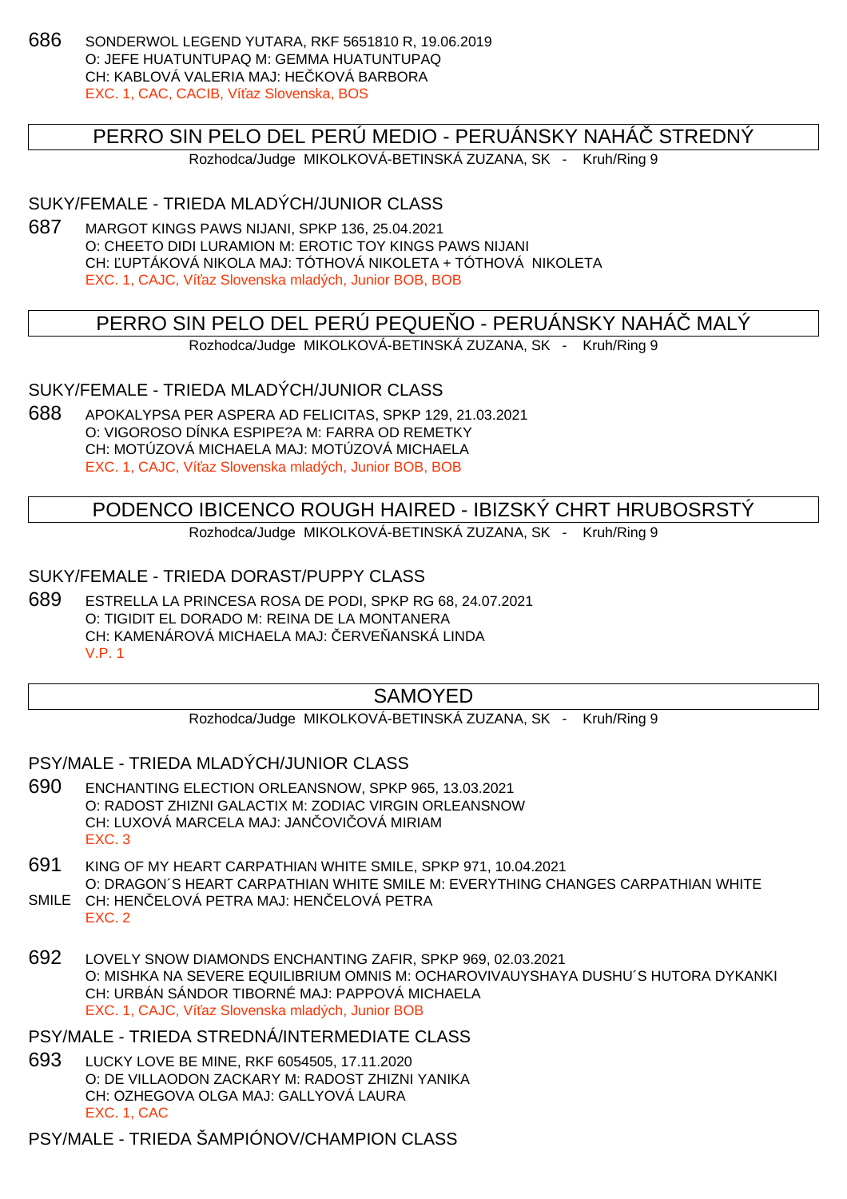686 SONDERWOL LEGEND YUTARA, RKF 5651810 R, 19.06.2019
O: JEFE HUATUNTUPAQ M: GEMMA HUATUNTUPAQ
CH: KABLOVÁ VALERIA MAJ: HEČKOVÁ BARBORA
EXC. 1, CAC, CACIB, Víťaz Slovenska, BOS

## PERRO SIN PELO DEL PERÚ MEDIO - PERUÁNSKY NAHÁČ STREDNÝ

Rozhodca/Judge MIKOLKOVÁ-BETINSKÁ ZUZANA, SK - Kruh/Ring 9

### SUKY/FEMALE - TRIEDA MLADÝCH/JUNIOR CLASS

687 MARGOT KINGS PAWS NIJANI, SPKP 136, 25.04.2021
O: CHEETO DIDI LURAMION M: EROTIC TOY KINGS PAWS NIJANI
CH: ĽUPTÁKOVÁ NIKOLA MAJ: TÓTHOVÁ NIKOLETA + TÓTHOVÁ NIKOLETA
EXC. 1, CAJC, Víťaz Slovenska mladých, Junior BOB, BOB

## PERRO SIN PELO DEL PERÚ PEQUEÑO - PERUÁNSKY NAHÁČ MALÝ

Rozhodca/Judge MIKOLKOVÁ-BETINSKÁ ZUZANA, SK - Kruh/Ring 9

### SUKY/FEMALE - TRIEDA MLADÝCH/JUNIOR CLASS

688 APOKALYPSA PER ASPERA AD FELICITAS, SPKP 129, 21.03.2021
O: VIGOROSO DÍNKA ESPIPE?A M: FARRA OD REMETKY
CH: MOTÚZOVÁ MICHAELA MAJ: MOTÚZOVÁ MICHAELA
EXC. 1, CAJC, Víťaz Slovenska mladých, Junior BOB, BOB

## PODENCO IBICENCO ROUGH HAIRED - IBIZSKÝ CHRT HRUBOSRSTÝ

Rozhodca/Judge MIKOLKOVÁ-BETINSKÁ ZUZANA, SK - Kruh/Ring 9

### SUKY/FEMALE - TRIEDA DORAST/PUPPY CLASS

689 ESTRELLA LA PRINCESA ROSA DE PODI, SPKP RG 68, 24.07.2021
O: TIGIDIT EL DORADO M: REINA DE LA MONTANERA
CH: KAMENÁROVÁ MICHAELA MAJ: ČERVEŇANSKÁ LINDA
V.P. 1

## SAMOYED

Rozhodca/Judge MIKOLKOVÁ-BETINSKÁ ZUZANA, SK - Kruh/Ring 9

### PSY/MALE - TRIEDA MLADÝCH/JUNIOR CLASS

690 ENCHANTING ELECTION ORLEANSNOW, SPKP 965, 13.03.2021
O: RADOST ZHIZNI GALACTIX M: ZODIAC VIRGIN ORLEANSNOW
CH: LUXOVÁ MARCELA MAJ: JANČOVIČOVÁ MIRIAM
EXC. 3

691 KING OF MY HEART CARPATHIAN WHITE SMILE, SPKP 971, 10.04.2021
O: DRAGON´S HEART CARPATHIAN WHITE SMILE M: EVERYTHING CHANGES CARPATHIAN WHITE SMILE
CH: HENČELOVÁ PETRA MAJ: HENČELOVÁ PETRA
EXC. 2

692 LOVELY SNOW DIAMONDS ENCHANTING ZAFIR, SPKP 969, 02.03.2021
O: MISHKA NA SEVERE EQUILIBRIUM OMNIS M: OCHAROVIVAUYSHAYA DUSHU´S HUTORA DYKANKI
CH: URBÁN SÁNDOR TIBORNÉ MAJ: PAPPOVÁ MICHAELA
EXC. 1, CAJC, Víťaz Slovenska mladých, Junior BOB

### PSY/MALE - TRIEDA STREDNÁ/INTERMEDIATE CLASS

693 LUCKY LOVE BE MINE, RKF 6054505, 17.11.2020
O: DE VILLAODON ZACKARY M: RADOST ZHIZNI YANIKA
CH: OZHEGOVA OLGA MAJ: GALLYOVÁ LAURA
EXC. 1, CAC

### PSY/MALE - TRIEDA ŠAMPIÓNOV/CHAMPION CLASS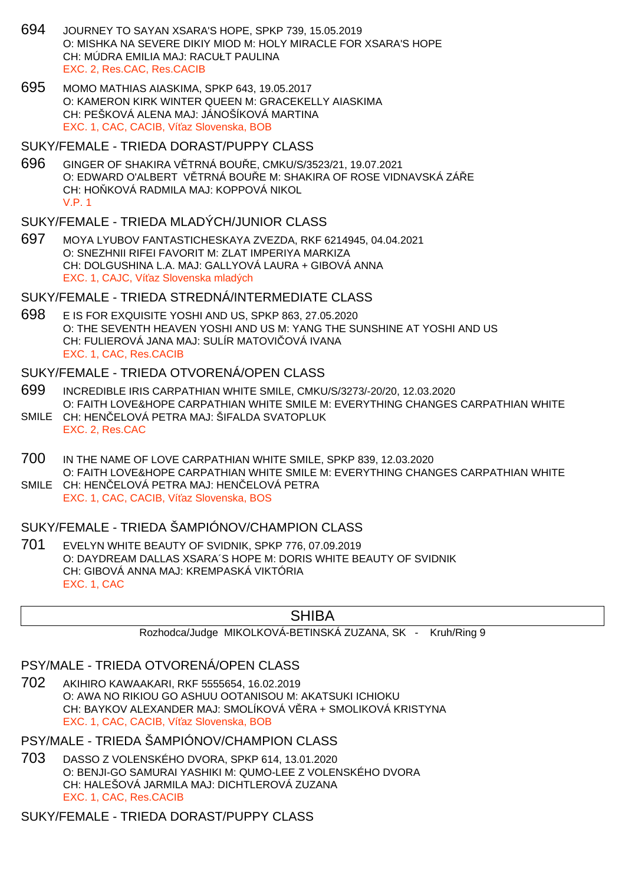694 JOURNEY TO SAYAN XSARA'S HOPE, SPKP 739, 15.05.2019
O: MISHKA NA SEVERE DIKIY MIOD M: HOLY MIRACLE FOR XSARA'S HOPE
CH: MÚDRA EMILIA MAJ: RACUŁT PAULINA
EXC. 2, Res.CAC, Res.CACIB

695 MOMO MATHIAS AIASKIMA, SPKP 643, 19.05.2017
O: KAMERON KIRK WINTER QUEEN M: GRACEKELLY AIASKIMA
CH: PEŠKOVÁ ALENA MAJ: JÁNOŠÍKOVÁ MARTINA
EXC. 1, CAC, CACIB, Víťaz Slovenska, BOB

## SUKY/FEMALE - TRIEDA DORAST/PUPPY CLASS

696 GINGER OF SHAKIRA VĚTRNÁ BOUŘE, CMKU/S/3523/21, 19.07.2021
O: EDWARD O'ALBERT VĚTRNÁ BOUŘE M: SHAKIRA OF ROSE VIDNAVSKÁ ZÁŘE
CH: HOŇKOVÁ RADMILA MAJ: KOPPOVÁ NIKOL
V.P. 1

## SUKY/FEMALE - TRIEDA MLADÝCH/JUNIOR CLASS

697 MOYA LYUBOV FANTASTICHESKAYA ZVEZDA, RKF 6214945, 04.04.2021
O: SNEZHNII RIFEI FAVORIT M: ZLAT IMPERIYA MARKIZA
CH: DOLGUSHINA L.A. MAJ: GALLYOVÁ LAURA + GIBOVÁ ANNA
EXC. 1, CAJC, Víťaz Slovenska mladých

## SUKY/FEMALE - TRIEDA STREDNÁ/INTERMEDIATE CLASS

698 E IS FOR EXQUISITE YOSHI AND US, SPKP 863, 27.05.2020
O: THE SEVENTH HEAVEN YOSHI AND US M: YANG THE SUNSHINE AT YOSHI AND US
CH: FULIEROVÁ JANA MAJ: SULÍR MATOVIČOVÁ IVANA
EXC. 1, CAC, Res.CACIB

## SUKY/FEMALE - TRIEDA OTVORENÁ/OPEN CLASS

699 INCREDIBLE IRIS CARPATHIAN WHITE SMILE, CMKU/S/3273/-20/20, 12.03.2020
O: FAITH LOVE&HOPE CARPATHIAN WHITE SMILE M: EVERYTHING CHANGES CARPATHIAN WHITE SMILE
CH: HENČELOVÁ PETRA MAJ: ŠIFALDA SVATOPLUK
EXC. 2, Res.CAC

700 IN THE NAME OF LOVE CARPATHIAN WHITE SMILE, SPKP 839, 12.03.2020
O: FAITH LOVE&HOPE CARPATHIAN WHITE SMILE M: EVERYTHING CHANGES CARPATHIAN WHITE SMILE
CH: HENČELOVÁ PETRA MAJ: HENČELOVÁ PETRA
EXC. 1, CAC, CACIB, Víťaz Slovenska, BOS

## SUKY/FEMALE - TRIEDA ŠAMPIÓNOV/CHAMPION CLASS

701 EVELYN WHITE BEAUTY OF SVIDNIK, SPKP 776, 07.09.2019
O: DAYDREAM DALLAS XSARA´S HOPE M: DORIS WHITE BEAUTY OF SVIDNIK
CH: GIBOVÁ ANNA MAJ: KREMPASKÁ VIKTÓRIA
EXC. 1, CAC

# SHIBA

Rozhodca/Judge MIKOLKOVÁ-BETINSKÁ ZUZANA, SK - Kruh/Ring 9

## PSY/MALE - TRIEDA OTVORENÁ/OPEN CLASS

702 AKIHIRO KAWAAKARI, RKF 5555654, 16.02.2019
O: AWA NO RIKIOU GO ASHUU OOTANISOU M: AKATSUKI ICHIOKU
CH: BAYKOV ALEXANDER MAJ: SMOLÍKOVÁ VĚRA + SMOLIKOVÁ KRISTYNA
EXC. 1, CAC, CACIB, Víťaz Slovenska, BOB

## PSY/MALE - TRIEDA ŠAMPIÓNOV/CHAMPION CLASS

703 DASSO Z VOLENSKÉHO DVORA, SPKP 614, 13.01.2020
O: BENJI-GO SAMURAI YASHIKI M: QUMO-LEE Z VOLENSKÉHO DVORA
CH: HALEŠOVÁ JARMILA MAJ: DICHTLEROVÁ ZUZANA
EXC. 1, CAC, Res.CACIB

## SUKY/FEMALE - TRIEDA DORAST/PUPPY CLASS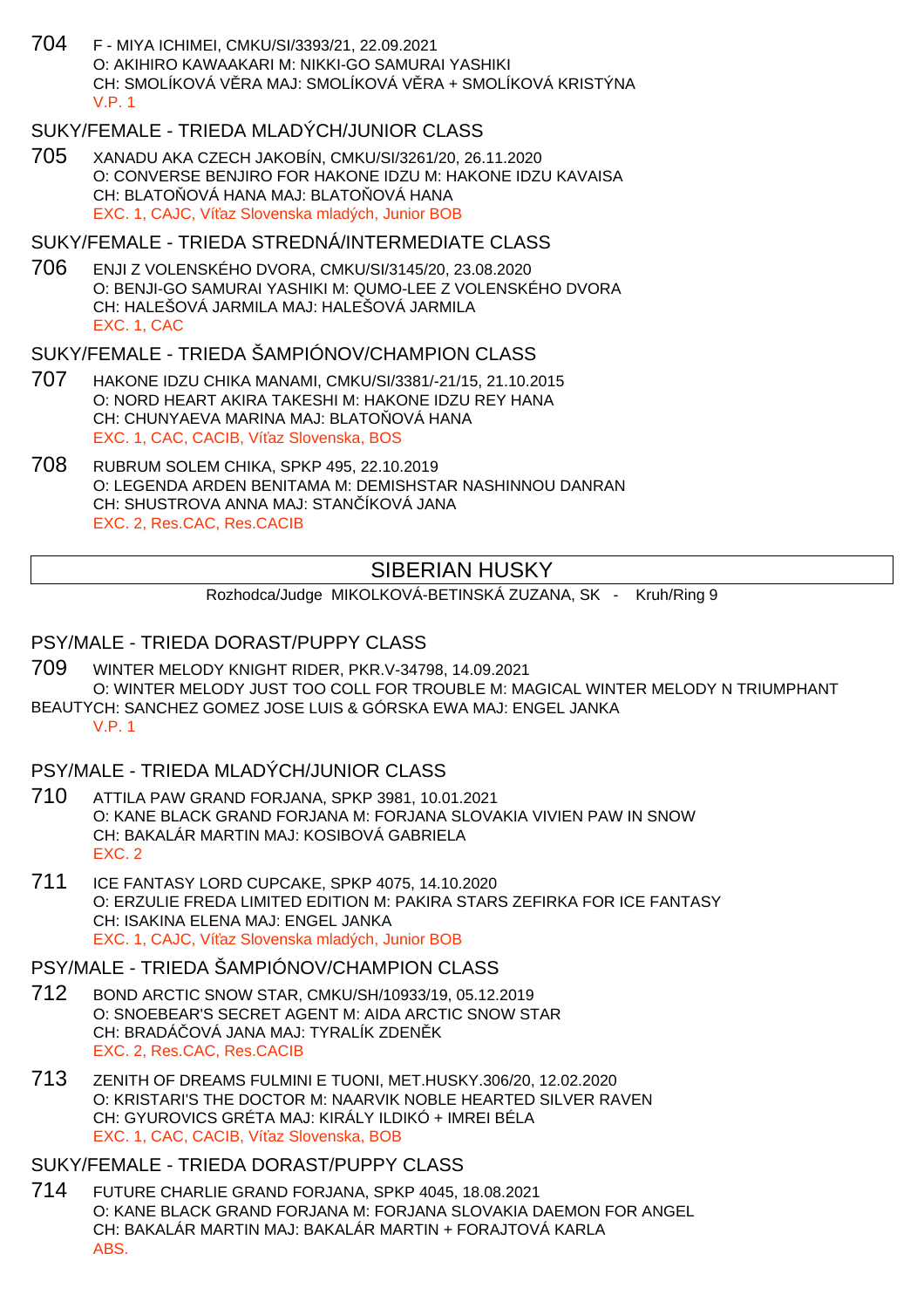704 F - MIYA ICHIMEI, CMKU/SI/3393/21, 22.09.2021
O: AKIHIRO KAWAAKARI M: NIKKI-GO SAMURAI YASHIKI
CH: SMOLÍKOVÁ VĚRA MAJ: SMOLÍKOVÁ VĚRA + SMOLÍKOVÁ KRISTÝNA
V.P. 1

### SUKY/FEMALE - TRIEDA MLADÝCH/JUNIOR CLASS

705 XANADU AKA CZECH JAKOBÍN, CMKU/SI/3261/20, 26.11.2020
O: CONVERSE BENJIRO FOR HAKONE IDZU M: HAKONE IDZU KAVAISA
CH: BLATOŇOVÁ HANA MAJ: BLATOŇOVÁ HANA
EXC. 1, CAJC, Víťaz Slovenska mladých, Junior BOB

### SUKY/FEMALE - TRIEDA STREDNÁ/INTERMEDIATE CLASS

706 ENJI Z VOLENSKÉHO DVORA, CMKU/SI/3145/20, 23.08.2020
O: BENJI-GO SAMURAI YASHIKI M: QUMO-LEE Z VOLENSKÉHO DVORA
CH: HALEŠOVÁ JARMILA MAJ: HALEŠOVÁ JARMILA
EXC. 1, CAC

### SUKY/FEMALE - TRIEDA ŠAMPIÓNOV/CHAMPION CLASS

707 HAKONE IDZU CHIKA MANAMI, CMKU/SI/3381/-21/15, 21.10.2015
O: NORD HEART AKIRA TAKESHI M: HAKONE IDZU REY HANA
CH: CHUNYAEVA MARINA MAJ: BLATOŇOVÁ HANA
EXC. 1, CAC, CACIB, Víťaz Slovenska, BOS

708 RUBRUM SOLEM CHIKA, SPKP 495, 22.10.2019
O: LEGENDA ARDEN BENITAMA M: DEMISHSTAR NASHINNOU DANRAN
CH: SHUSTROVA ANNA MAJ: STANČÍKOVÁ JANA
EXC. 2, Res.CAC, Res.CACIB

## SIBERIAN HUSKY

Rozhodca/Judge MIKOLKOVÁ-BETINSKÁ ZUZANA, SK - Kruh/Ring 9

### PSY/MALE - TRIEDA DORAST/PUPPY CLASS

709 WINTER MELODY KNIGHT RIDER, PKR.V-34798, 14.09.2021
O: WINTER MELODY JUST TOO COLL FOR TROUBLE M: MAGICAL WINTER MELODY N TRIUMPHANT BEAUTYCH: SANCHEZ GOMEZ JOSE LUIS & GÓRSKA EWA MAJ: ENGEL JANKA
V.P. 1

### PSY/MALE - TRIEDA MLADÝCH/JUNIOR CLASS

710 ATTILA PAW GRAND FORJANA, SPKP 3981, 10.01.2021
O: KANE BLACK GRAND FORJANA M: FORJANA SLOVAKIA VIVIEN PAW IN SNOW
CH: BAKALÁR MARTIN MAJ: KOSIBOVÁ GABRIELA
EXC. 2

711 ICE FANTASY LORD CUPCAKE, SPKP 4075, 14.10.2020
O: ERZULIE FREDA LIMITED EDITION M: PAKIRA STARS ZEFIRKA FOR ICE FANTASY
CH: ISAKINA ELENA MAJ: ENGEL JANKA
EXC. 1, CAJC, Víťaz Slovenska mladých, Junior BOB

### PSY/MALE - TRIEDA ŠAMPIÓNOV/CHAMPION CLASS

712 BOND ARCTIC SNOW STAR, CMKU/SH/10933/19, 05.12.2019
O: SNOEBEAR'S SECRET AGENT M: AIDA ARCTIC SNOW STAR
CH: BRADÁČOVÁ JANA MAJ: TYRALÍK ZDENĚK
EXC. 2, Res.CAC, Res.CACIB

713 ZENITH OF DREAMS FULMINI E TUONI, MET.HUSKY.306/20, 12.02.2020
O: KRISTARI'S THE DOCTOR M: NAARVIK NOBLE HEARTED SILVER RAVEN
CH: GYUROVICS GRÉTA MAJ: KIRÁLY ILDIKÓ + IMREI BÉLA
EXC. 1, CAC, CACIB, Víťaz Slovenska, BOB

### SUKY/FEMALE - TRIEDA DORAST/PUPPY CLASS

714 FUTURE CHARLIE GRAND FORJANA, SPKP 4045, 18.08.2021
O: KANE BLACK GRAND FORJANA M: FORJANA SLOVAKIA DAEMON FOR ANGEL
CH: BAKALÁR MARTIN MAJ: BAKALÁR MARTIN + FORAJTOVÁ KARLA
ABS.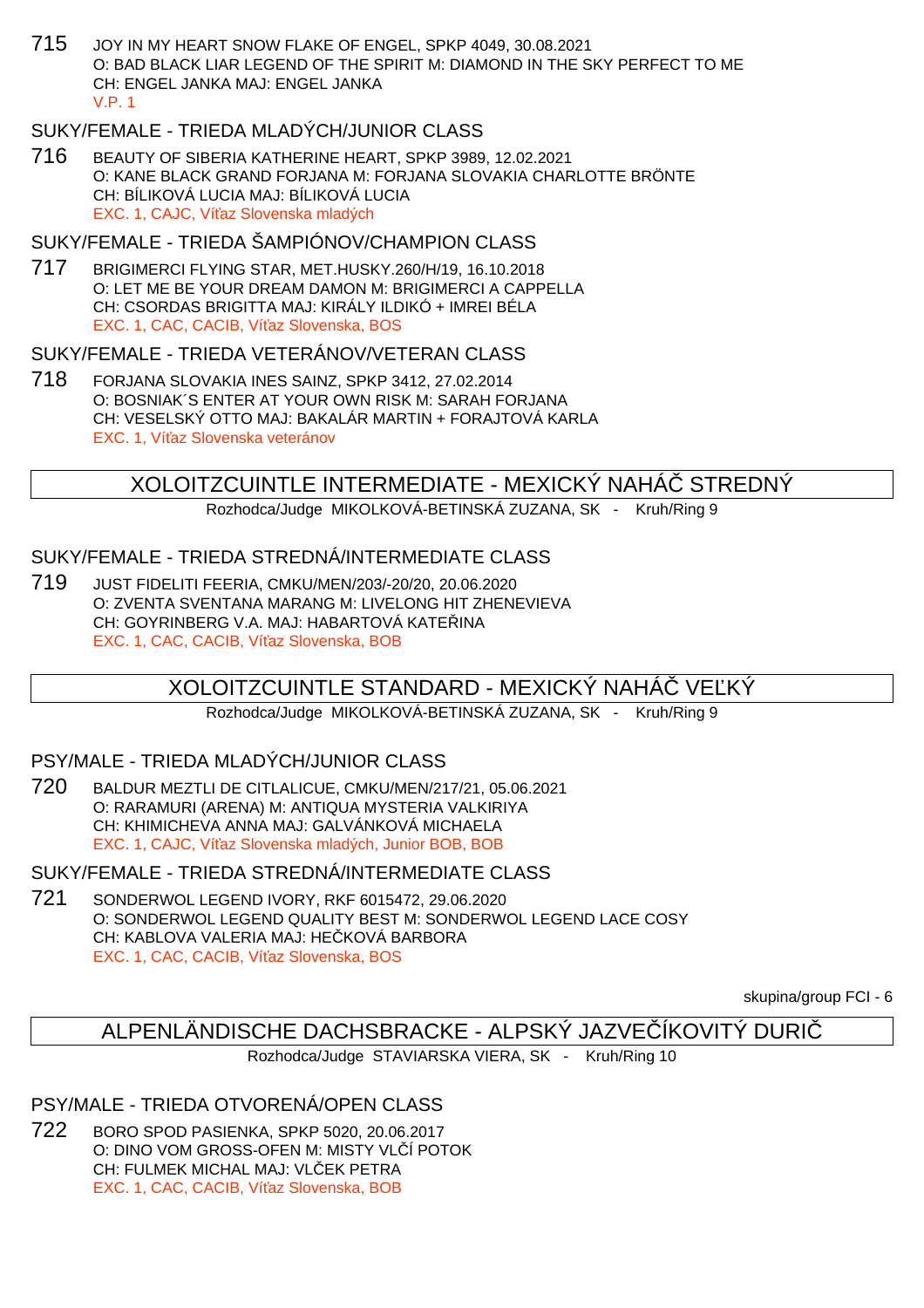715 JOY IN MY HEART SNOW FLAKE OF ENGEL, SPKP 4049, 30.08.2021
O: BAD BLACK LIAR LEGEND OF THE SPIRIT M: DIAMOND IN THE SKY PERFECT TO ME
CH: ENGEL JANKA MAJ: ENGEL JANKA
V.P. 1

### SUKY/FEMALE - TRIEDA MLADÝCH/JUNIOR CLASS

716 BEAUTY OF SIBERIA KATHERINE HEART, SPKP 3989, 12.02.2021
O: KANE BLACK GRAND FORJANA M: FORJANA SLOVAKIA CHARLOTTE BRÖNTE
CH: BÍLIKOVÁ LUCIA MAJ: BÍLIKOVÁ LUCIA
EXC. 1, CAJC, Víťaz Slovenska mladých

### SUKY/FEMALE - TRIEDA ŠAMPIÓNOV/CHAMPION CLASS

717 BRIGIMERCI FLYING STAR, MET.HUSKY.260/H/19, 16.10.2018
O: LET ME BE YOUR DREAM DAMON M: BRIGIMERCI A CAPPELLA
CH: CSORDAS BRIGITTA MAJ: KIRÁLY ILDIKÓ + IMREI BÉLA
EXC. 1, CAC, CACIB, Víťaz Slovenska, BOS

### SUKY/FEMALE - TRIEDA VETERÁNOV/VETERAN CLASS

718 FORJANA SLOVAKIA INES SAINZ, SPKP 3412, 27.02.2014
O: BOSNIAK´S ENTER AT YOUR OWN RISK M: SARAH FORJANA
CH: VESELSKÝ OTTO MAJ: BAKALÁR MARTIN + FORAJTOVÁ KARLA
EXC. 1, Víťaz Slovenska veteránov

## XOLOITZCUINTLE INTERMEDIATE - MEXICKÝ NAHÁČ STREDNÝ

Rozhodca/Judge MIKOLKOVÁ-BETINSKÁ ZUZANA, SK - Kruh/Ring 9

### SUKY/FEMALE - TRIEDA STREDNÁ/INTERMEDIATE CLASS

719 JUST FIDELITI FEERIA, CMKU/MEN/203/-20/20, 20.06.2020
O: ZVENTA SVENTANA MARANG M: LIVELONG HIT ZHENEVIEVA
CH: GOYRINBERG V.A. MAJ: HABARTOVÁ KATEŘINA
EXC. 1, CAC, CACIB, Víťaz Slovenska, BOB

## XOLOITZCUINTLE STANDARD - MEXICKÝ NAHÁČ VEĽKÝ

Rozhodca/Judge MIKOLKOVÁ-BETINSKÁ ZUZANA, SK - Kruh/Ring 9

### PSY/MALE - TRIEDA MLADÝCH/JUNIOR CLASS

720 BALDUR MEZTLI DE CITLALICUE, CMKU/MEN/217/21, 05.06.2021
O: RARAMURI (ARENA) M: ANTIQUA MYSTERIA VALKIRIYA
CH: KHIMICHEVA ANNA MAJ: GALVÁNKOVÁ MICHAELA
EXC. 1, CAJC, Víťaz Slovenska mladých, Junior BOB, BOB

### SUKY/FEMALE - TRIEDA STREDNÁ/INTERMEDIATE CLASS

721 SONDERWOL LEGEND IVORY, RKF 6015472, 29.06.2020
O: SONDERWOL LEGEND QUALITY BEST M: SONDERWOL LEGEND LACE COSY
CH: KABLOVA VALERIA MAJ: HEČKOVÁ BARBORA
EXC. 1, CAC, CACIB, Víťaz Slovenska, BOS

skupina/group FCI - 6

## ALPENLÄNDISCHE DACHSBRACKE - ALPSKÝ JAZVEČÍKOVITÝ DURIČ

Rozhodca/Judge STAVIARSKA VIERA, SK - Kruh/Ring 10

### PSY/MALE - TRIEDA OTVORENÁ/OPEN CLASS

722 BORO SPOD PASIENKA, SPKP 5020, 20.06.2017
O: DINO VOM GROSS-OFEN M: MISTY VLČÍ POTOK
CH: FULMEK MICHAL MAJ: VLČEK PETRA
EXC. 1, CAC, CACIB, Víťaz Slovenska, BOB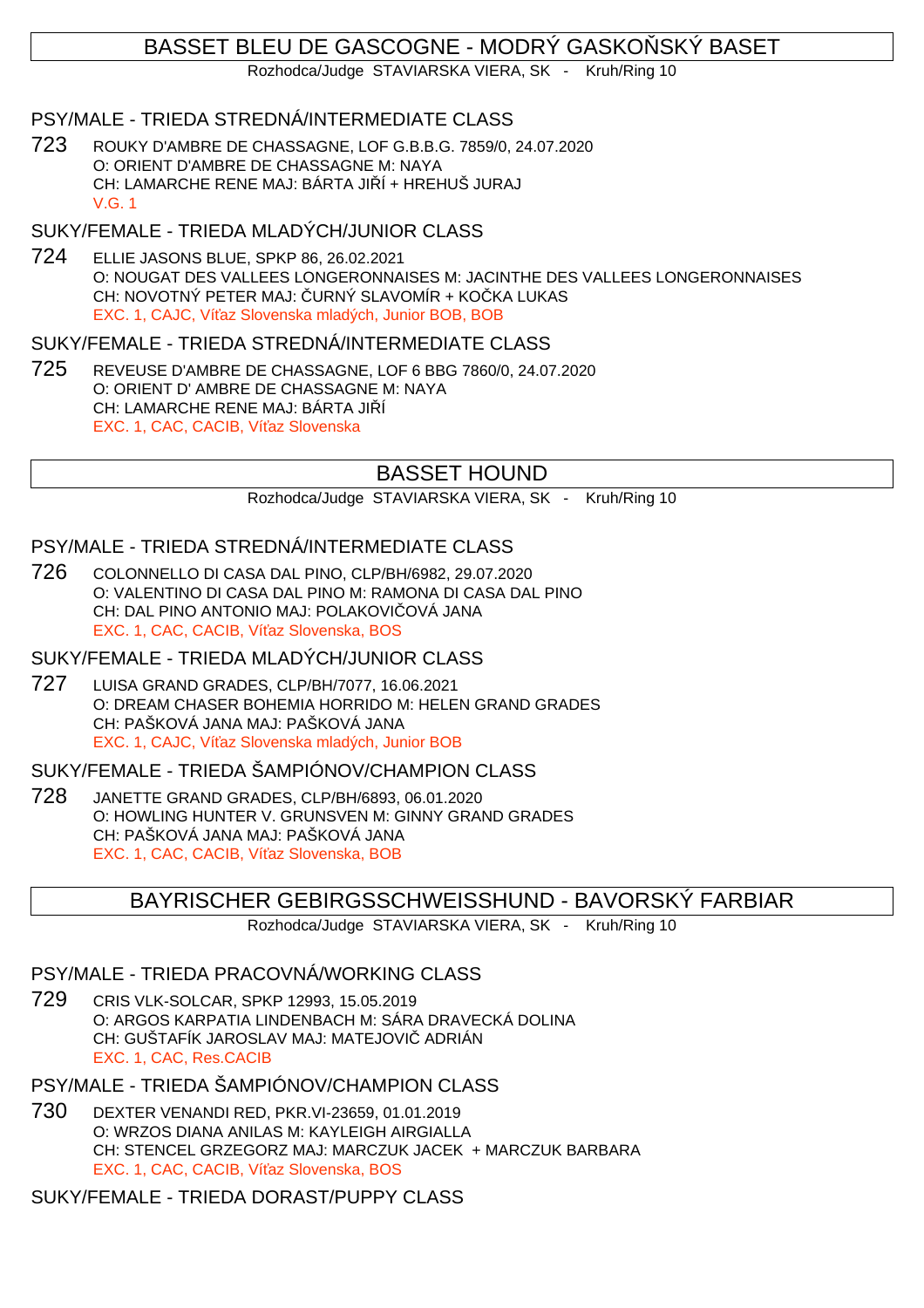## BASSET BLEU DE GASCOGNE - MODRÝ GASKOŇSKÝ BASET

Rozhodca/Judge STAVIARSKA VIERA, SK - Kruh/Ring 10

### PSY/MALE - TRIEDA STREDNÁ/INTERMEDIATE CLASS

723 ROUKY D'AMBRE DE CHASSAGNE, LOF G.B.B.G. 7859/0, 24.07.2020
O: ORIENT D'AMBRE DE CHASSAGNE M: NAYA
CH: LAMARCHE RENE MAJ: BÁRTA JIŘÍ + HREHUŠ JURAJ
V.G. 1

### SUKY/FEMALE - TRIEDA MLADÝCH/JUNIOR CLASS

724 ELLIE JASONS BLUE, SPKP 86, 26.02.2021
O: NOUGAT DES VALLEES LONGERONNAISES M: JACINTHE DES VALLEES LONGERONNAISES
CH: NOVOTNÝ PETER MAJ: ČURNÝ SLAVOMÍR + KOČKA LUKAS
EXC. 1, CAJC, Víťaz Slovenska mladých, Junior BOB, BOB

### SUKY/FEMALE - TRIEDA STREDNÁ/INTERMEDIATE CLASS

725 REVEUSE D'AMBRE DE CHASSAGNE, LOF 6 BBG 7860/0, 24.07.2020
O: ORIENT D' AMBRE DE CHASSAGNE M: NAYA
CH: LAMARCHE RENE MAJ: BÁRTA JIŘÍ
EXC. 1, CAC, CACIB, Víťaz Slovenska

## BASSET HOUND

Rozhodca/Judge STAVIARSKA VIERA, SK - Kruh/Ring 10

### PSY/MALE - TRIEDA STREDNÁ/INTERMEDIATE CLASS

726 COLONNELLO DI CASA DAL PINO, CLP/BH/6982, 29.07.2020
O: VALENTINO DI CASA DAL PINO M: RAMONA DI CASA DAL PINO
CH: DAL PINO ANTONIO MAJ: POLAKOVIČOVÁ JANA
EXC. 1, CAC, CACIB, Víťaz Slovenska, BOS

### SUKY/FEMALE - TRIEDA MLADÝCH/JUNIOR CLASS

727 LUISA GRAND GRADES, CLP/BH/7077, 16.06.2021
O: DREAM CHASER BOHEMIA HORRIDO M: HELEN GRAND GRADES
CH: PAŠKOVÁ JANA MAJ: PAŠKOVÁ JANA
EXC. 1, CAJC, Víťaz Slovenska mladých, Junior BOB

### SUKY/FEMALE - TRIEDA ŠAMPIÓNOV/CHAMPION CLASS

728 JANETTE GRAND GRADES, CLP/BH/6893, 06.01.2020
O: HOWLING HUNTER V. GRUNSVEN M: GINNY GRAND GRADES
CH: PAŠKOVÁ JANA MAJ: PAŠKOVÁ JANA
EXC. 1, CAC, CACIB, Víťaz Slovenska, BOB

## BAYRISCHER GEBIRGSSCHWEISSHUND - BAVORSKÝ FARBIAR

Rozhodca/Judge STAVIARSKA VIERA, SK - Kruh/Ring 10

### PSY/MALE - TRIEDA PRACOVNÁ/WORKING CLASS

729 CRIS VLK-SOLCAR, SPKP 12993, 15.05.2019
O: ARGOS KARPATIA LINDENBACH M: SÁRA DRAVECKÁ DOLINA
CH: GUŠTAFÍK JAROSLAV MAJ: MATEJOVIČ ADRIÁN
EXC. 1, CAC, Res.CACIB

### PSY/MALE - TRIEDA ŠAMPIÓNOV/CHAMPION CLASS

730 DEXTER VENANDI RED, PKR.VI-23659, 01.01.2019
O: WRZOS DIANA ANILAS M: KAYLEIGH AIRGIALLA
CH: STENCEL GRZEGORZ MAJ: MARCZUK JACEK + MARCZUK BARBARA
EXC. 1, CAC, CACIB, Víťaz Slovenska, BOS

### SUKY/FEMALE - TRIEDA DORAST/PUPPY CLASS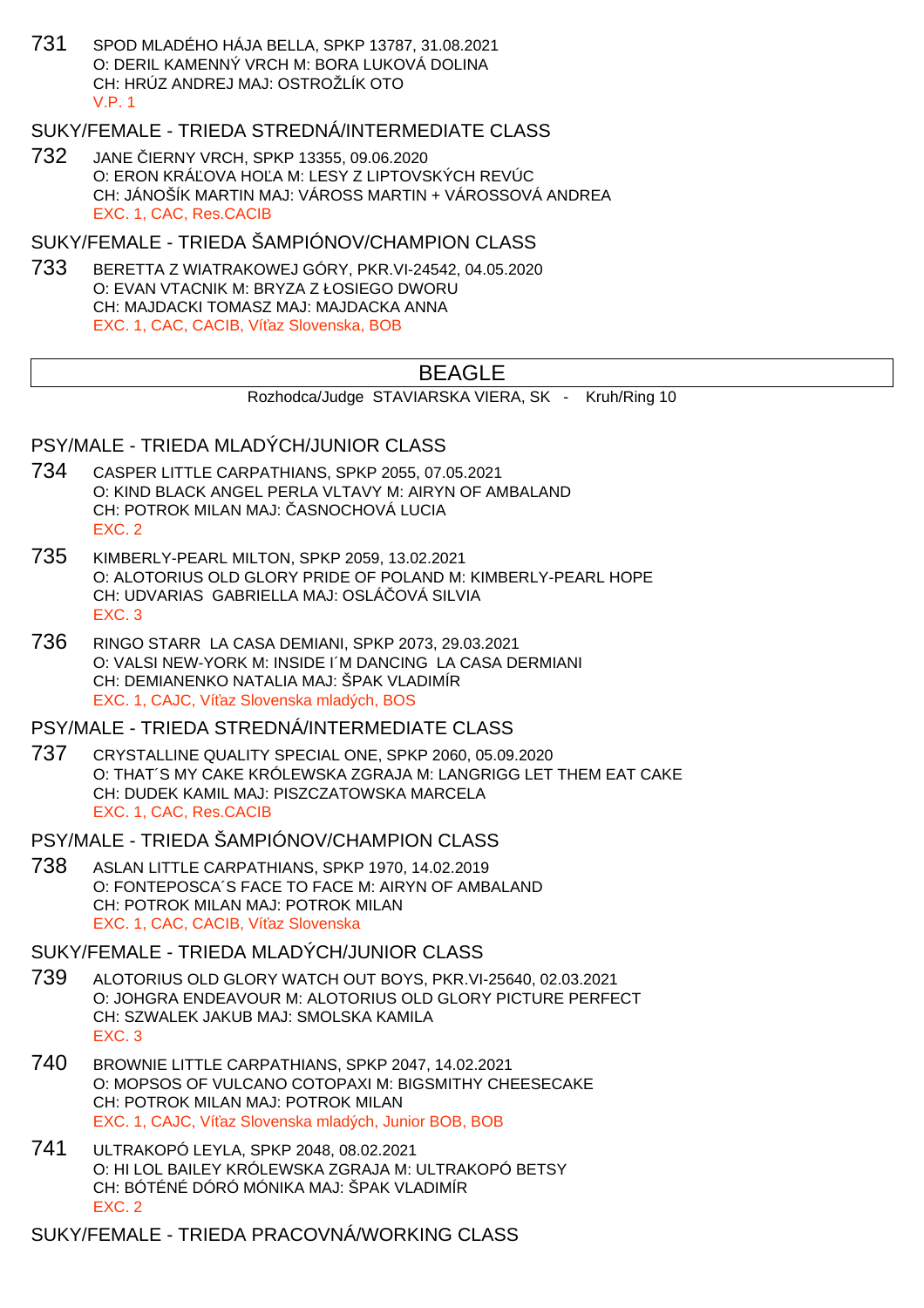731 SPOD MLADÉHO HÁJA BELLA, SPKP 13787, 31.08.2021
O: DERIL KAMENNÝ VRCH M: BORA LUKOVÁ DOLINA
CH: HRÚZ ANDREJ MAJ: OSTROŽLÍK OTO
V.P. 1

## SUKY/FEMALE - TRIEDA STREDNÁ/INTERMEDIATE CLASS

732 JANE ČIERNY VRCH, SPKP 13355, 09.06.2020
O: ERON KRÁĽOVA HOĽA M: LESY Z LIPTOVSKÝCH REVÚC
CH: JÁNOŠÍK MARTIN MAJ: VÁROSS MARTIN + VÁROSSOVÁ ANDREA
EXC. 1, CAC, Res.CACIB

## SUKY/FEMALE - TRIEDA ŠAMPIÓNOV/CHAMPION CLASS

733 BERETTA Z WIATRAKOWEJ GÓRY, PKR.VI-24542, 04.05.2020
O: EVAN VTACNIK M: BRYZA Z ŁOSIEGO DWORU
CH: MAJDACKI TOMASZ MAJ: MAJDACKA ANNA
EXC. 1, CAC, CACIB, Víťaz Slovenska, BOB

# BEAGLE

Rozhodca/Judge STAVIARSKA VIERA, SK - Kruh/Ring 10

## PSY/MALE - TRIEDA MLADÝCH/JUNIOR CLASS

734 CASPER LITTLE CARPATHIANS, SPKP 2055, 07.05.2021
O: KIND BLACK ANGEL PERLA VLTAVY M: AIRYN OF AMBALAND
CH: POTROK MILAN MAJ: ČASNOCHOVÁ LUCIA
EXC. 2

735 KIMBERLY-PEARL MILTON, SPKP 2059, 13.02.2021
O: ALOTORIUS OLD GLORY PRIDE OF POLAND M: KIMBERLY-PEARL HOPE
CH: UDVARIAS GABRIELLA MAJ: OSLÁČOVÁ SILVIA
EXC. 3

736 RINGO STARR LA CASA DEMIANI, SPKP 2073, 29.03.2021
O: VALSI NEW-YORK M: INSIDE I´M DANCING LA CASA DERMIANI
CH: DEMIANENKO NATALIA MAJ: ŠPAK VLADIMÍR
EXC. 1, CAJC, Víťaz Slovenska mladých, BOS

## PSY/MALE - TRIEDA STREDNÁ/INTERMEDIATE CLASS

737 CRYSTALLINE QUALITY SPECIAL ONE, SPKP 2060, 05.09.2020
O: THAT´S MY CAKE KRÓLEWSKA ZGRAJA M: LANGRIGG LET THEM EAT CAKE
CH: DUDEK KAMIL MAJ: PISZCZATOWSKA MARCELA
EXC. 1, CAC, Res.CACIB

## PSY/MALE - TRIEDA ŠAMPIÓNOV/CHAMPION CLASS

738 ASLAN LITTLE CARPATHIANS, SPKP 1970, 14.02.2019
O: FONTEPOSCA´S FACE TO FACE M: AIRYN OF AMBALAND
CH: POTROK MILAN MAJ: POTROK MILAN
EXC. 1, CAC, CACIB, Víťaz Slovenska

## SUKY/FEMALE - TRIEDA MLADÝCH/JUNIOR CLASS

739 ALOTORIUS OLD GLORY WATCH OUT BOYS, PKR.VI-25640, 02.03.2021
O: JOHGRA ENDEAVOUR M: ALOTORIUS OLD GLORY PICTURE PERFECT
CH: SZWALEK JAKUB MAJ: SMOLSKA KAMILA
EXC. 3

740 BROWNIE LITTLE CARPATHIANS, SPKP 2047, 14.02.2021
O: MOPSOS OF VULCANO COTOPAXI M: BIGSMITHY CHEESECAKE
CH: POTROK MILAN MAJ: POTROK MILAN
EXC. 1, CAJC, Víťaz Slovenska mladých, Junior BOB, BOB

741 ULTRAKOPÓ LEYLA, SPKP 2048, 08.02.2021
O: HI LOL BAILEY KRÓLEWSKA ZGRAJA M: ULTRAKOPÓ BETSY
CH: BÓTÉNÉ DÓRÓ MÓNIKA MAJ: ŠPAK VLADIMÍR
EXC. 2

## SUKY/FEMALE - TRIEDA PRACOVNÁ/WORKING CLASS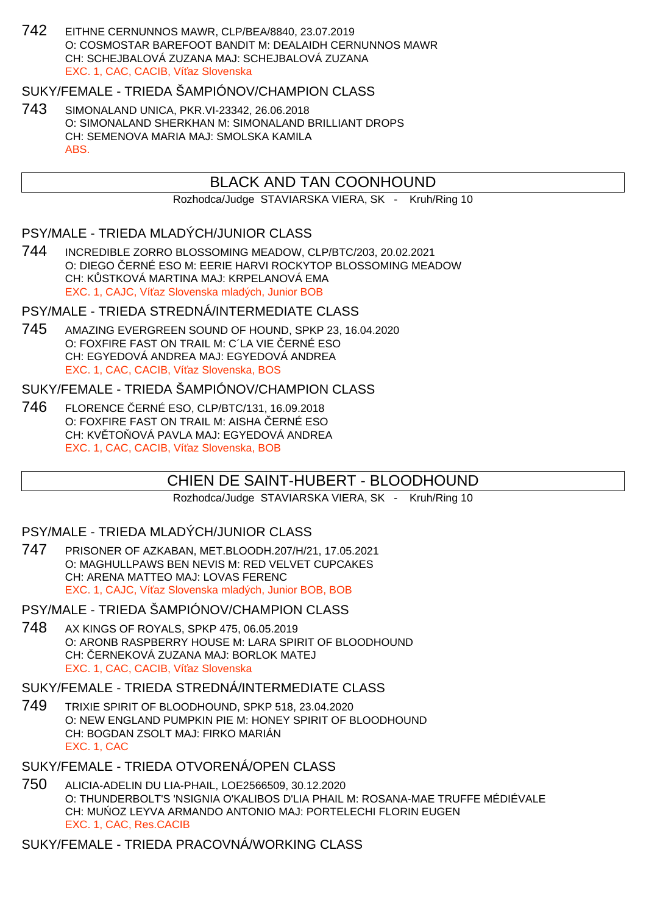742 EITHNE CERNUNNOS MAWR, CLP/BEA/8840, 23.07.2019
O: COSMOSTAR BAREFOOT BANDIT M: DEALAIDH CERNUNNOS MAWR
CH: SCHEJBALOVÁ ZUZANA MAJ: SCHEJBALOVÁ ZUZANA
EXC. 1, CAC, CACIB, Víťaz Slovenska

### SUKY/FEMALE - TRIEDA ŠAMPIÓNOV/CHAMPION CLASS

743 SIMONALAND UNICA, PKR.VI-23342, 26.06.2018
O: SIMONALAND SHERKHAN M: SIMONALAND BRILLIANT DROPS
CH: SEMENOVA MARIA MAJ: SMOLSKA KAMILA
ABS.

## BLACK AND TAN COONHOUND

Rozhodca/Judge STAVIARSKA VIERA, SK - Kruh/Ring 10

### PSY/MALE - TRIEDA MLADÝCH/JUNIOR CLASS

744 INCREDIBLE ZORRO BLOSSOMING MEADOW, CLP/BTC/203, 20.02.2021
O: DIEGO ČERNÉ ESO M: EERIE HARVI ROCKYTOP BLOSSOMING MEADOW
CH: KŮSTKOVÁ MARTINA MAJ: KRPELANOVÁ EMA
EXC. 1, CAJC, Víťaz Slovenska mladých, Junior BOB

### PSY/MALE - TRIEDA STREDNÁ/INTERMEDIATE CLASS

745 AMAZING EVERGREEN SOUND OF HOUND, SPKP 23, 16.04.2020
O: FOXFIRE FAST ON TRAIL M: C´LA VIE ČERNÉ ESO
CH: EGYEDOVÁ ANDREA MAJ: EGYEDOVÁ ANDREA
EXC. 1, CAC, CACIB, Víťaz Slovenska, BOS

### SUKY/FEMALE - TRIEDA ŠAMPIÓNOV/CHAMPION CLASS

746 FLORENCE ČERNÉ ESO, CLP/BTC/131, 16.09.2018
O: FOXFIRE FAST ON TRAIL M: AISHA ČERNÉ ESO
CH: KVĚTOŇOVÁ PAVLA MAJ: EGYEDOVÁ ANDREA
EXC. 1, CAC, CACIB, Víťaz Slovenska, BOB

## CHIEN DE SAINT-HUBERT - BLOODHOUND

Rozhodca/Judge STAVIARSKA VIERA, SK - Kruh/Ring 10

### PSY/MALE - TRIEDA MLADÝCH/JUNIOR CLASS

747 PRISONER OF AZKABAN, MET.BLOODH.207/H/21, 17.05.2021
O: MAGHULLPAWS BEN NEVIS M: RED VELVET CUPCAKES
CH: ARENA MATTEO MAJ: LOVAS FERENC
EXC. 1, CAJC, Víťaz Slovenska mladých, Junior BOB, BOB

### PSY/MALE - TRIEDA ŠAMPIÓNOV/CHAMPION CLASS

748 AX KINGS OF ROYALS, SPKP 475, 06.05.2019
O: ARONB RASPBERRY HOUSE M: LARA SPIRIT OF BLOODHOUND
CH: ČERNEKOVÁ ZUZANA MAJ: BORLOK MATEJ
EXC. 1, CAC, CACIB, Víťaz Slovenska

### SUKY/FEMALE - TRIEDA STREDNÁ/INTERMEDIATE CLASS

749 TRIXIE SPIRIT OF BLOODHOUND, SPKP 518, 23.04.2020
O: NEW ENGLAND PUMPKIN PIE M: HONEY SPIRIT OF BLOODHOUND
CH: BOGDAN ZSOLT MAJ: FIRKO MARIÁN
EXC. 1, CAC

### SUKY/FEMALE - TRIEDA OTVORENÁ/OPEN CLASS

750 ALICIA-ADELIN DU LIA-PHAIL, LOE2566509, 30.12.2020
O: THUNDERBOLT'S 'NSIGNIA O'KALIBOS D'LIA PHAIL M: ROSANA-MAE TRUFFE MÉDIÉVALE
CH: MUŃOZ LEYVA ARMANDO ANTONIO MAJ: PORTELECHI FLORIN EUGEN
EXC. 1, CAC, Res.CACIB

### SUKY/FEMALE - TRIEDA PRACOVNÁ/WORKING CLASS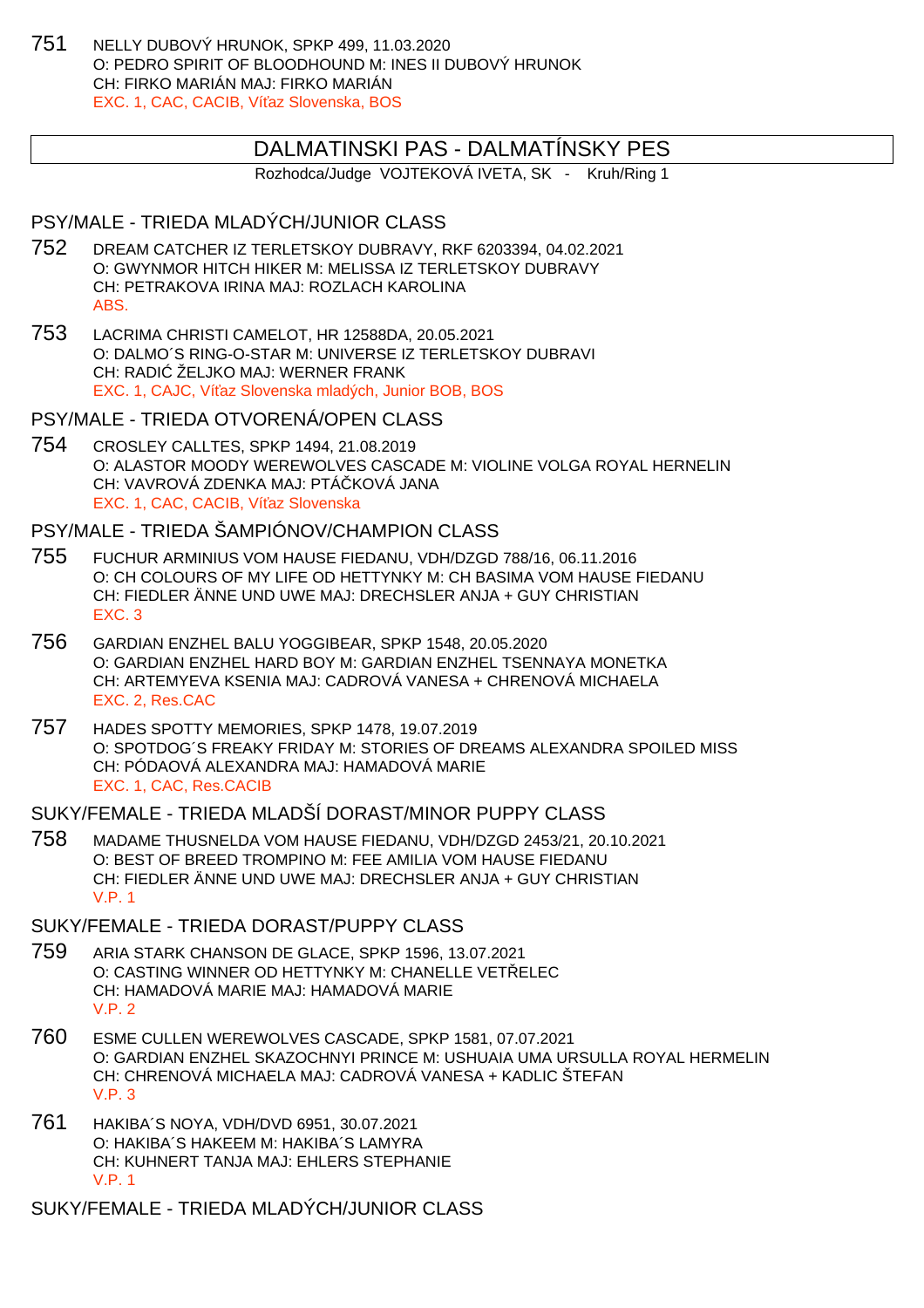751 NELLY DUBOVÝ HRUNOK, SPKP 499, 11.03.2020
O: PEDRO SPIRIT OF BLOODHOUND M: INES II DUBOVÝ HRUNOK
CH: FIRKO MARIÁN MAJ: FIRKO MARIÁN
EXC. 1, CAC, CACIB, Víťaz Slovenska, BOS

## DALMATINSKI PAS - DALMATÍNSKY PES

Rozhodca/Judge VOJTEKOVÁ IVETA, SK - Kruh/Ring 1

### PSY/MALE - TRIEDA MLADÝCH/JUNIOR CLASS

752 DREAM CATCHER IZ TERLETSKOY DUBRAVY, RKF 6203394, 04.02.2021
O: GWYNMOR HITCH HIKER M: MELISSA IZ TERLETSKOY DUBRAVY
CH: PETRAKOVA IRINA MAJ: ROZLACH KAROLINA
ABS.

753 LACRIMA CHRISTI CAMELOT, HR 12588DA, 20.05.2021
O: DALMO´S RING-O-STAR M: UNIVERSE IZ TERLETSKOY DUBRAVI
CH: RADIĆ ŽELJKO MAJ: WERNER FRANK
EXC. 1, CAJC, Víťaz Slovenska mladých, Junior BOB, BOS

### PSY/MALE - TRIEDA OTVORENÁ/OPEN CLASS

754 CROSLEY CALLTES, SPKP 1494, 21.08.2019
O: ALASTOR MOODY WEREWOLVES CASCADE M: VIOLINE VOLGA ROYAL HERNELIN
CH: VAVROVÁ ZDENKA MAJ: PTÁČKOVÁ JANA
EXC. 1, CAC, CACIB, Víťaz Slovenska

### PSY/MALE - TRIEDA ŠAMPIÓNOV/CHAMPION CLASS

755 FUCHUR ARMINIUS VOM HAUSE FIEDANU, VDH/DZGD 788/16, 06.11.2016
O: CH COLOURS OF MY LIFE OD HETTYNKY M: CH BASIMA VOM HAUSE FIEDANU
CH: FIEDLER ÄNNE UND UWE MAJ: DRECHSLER ANJA + GUY CHRISTIAN
EXC. 3

756 GARDIAN ENZHEL BALU YOGGIBEAR, SPKP 1548, 20.05.2020
O: GARDIAN ENZHEL HARD BOY M: GARDIAN ENZHEL TSENNAYA MONETKA
CH: ARTEMYEVA KSENIA MAJ: CADROVÁ VANESA + CHRENOVÁ MICHAELA
EXC. 2, Res.CAC

757 HADES SPOTTY MEMORIES, SPKP 1478, 19.07.2019
O: SPOTDOG´S FREAKY FRIDAY M: STORIES OF DREAMS ALEXANDRA SPOILED MISS
CH: PÓDAOVÁ ALEXANDRA MAJ: HAMADOVÁ MARIE
EXC. 1, CAC, Res.CACIB

### SUKY/FEMALE - TRIEDA MLADŠÍ DORAST/MINOR PUPPY CLASS

758 MADAME THUSNELDA VOM HAUSE FIEDANU, VDH/DZGD 2453/21, 20.10.2021
O: BEST OF BREED TROMPINO M: FEE AMILIA VOM HAUSE FIEDANU
CH: FIEDLER ÄNNE UND UWE MAJ: DRECHSLER ANJA + GUY CHRISTIAN
V.P. 1

### SUKY/FEMALE - TRIEDA DORAST/PUPPY CLASS

759 ARIA STARK CHANSON DE GLACE, SPKP 1596, 13.07.2021
O: CASTING WINNER OD HETTYNKY M: CHANELLE VETŘELEC
CH: HAMADOVÁ MARIE MAJ: HAMADOVÁ MARIE
V.P. 2

760 ESME CULLEN WEREWOLVES CASCADE, SPKP 1581, 07.07.2021
O: GARDIAN ENZHEL SKAZOCHNYI PRINCE M: USHUAIA UMA URSULLA ROYAL HERMELIN
CH: CHRENOVÁ MICHAELA MAJ: CADROVÁ VANESA + KADLIC ŠTEFAN
V.P. 3

761 HAKIBA´S NOYA, VDH/DVD 6951, 30.07.2021
O: HAKIBA´S HAKEEM M: HAKIBA´S LAMYRA
CH: KUHNERT TANJA MAJ: EHLERS STEPHANIE
V.P. 1

### SUKY/FEMALE - TRIEDA MLADÝCH/JUNIOR CLASS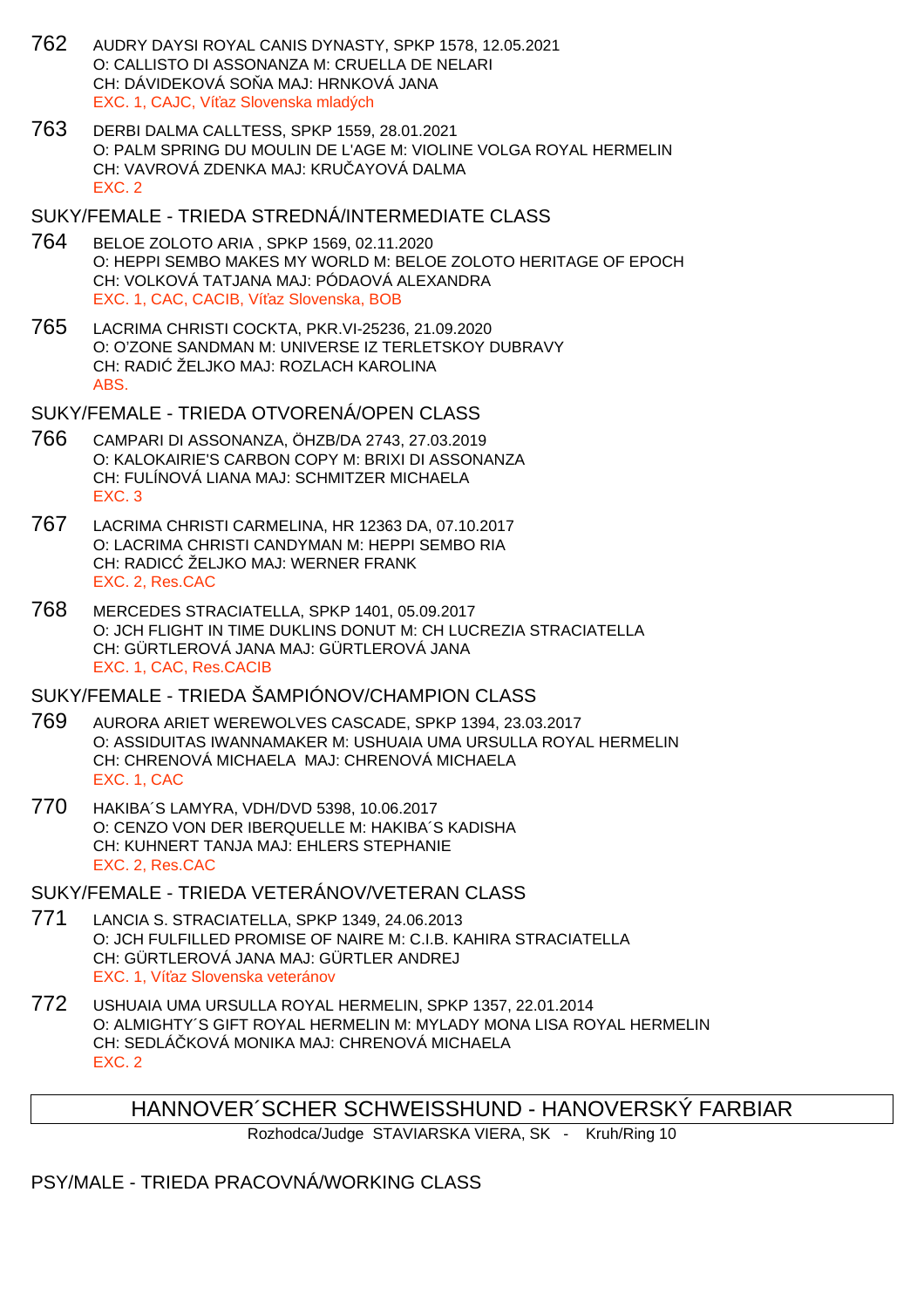762 AUDRY DAYSI ROYAL CANIS DYNASTY, SPKP 1578, 12.05.2021
O: CALLISTO DI ASSONANZA M: CRUELLA DE NELARI
CH: DÁVIDEKOVÁ SOŇA MAJ: HRNKOVÁ JANA
EXC. 1, CAJC, Víťaz Slovenska mladých

763 DERBI DALMA CALLTESS, SPKP 1559, 28.01.2021
O: PALM SPRING DU MOULIN DE L'AGE M: VIOLINE VOLGA ROYAL HERMELIN
CH: VAVROVÁ ZDENKA MAJ: KRUČAYOVÁ DALMA
EXC. 2

## SUKY/FEMALE - TRIEDA STREDNÁ/INTERMEDIATE CLASS

764 BELOE ZOLOTO ARIA , SPKP 1569, 02.11.2020
O: HEPPI SEMBO MAKES MY WORLD M: BELOE ZOLOTO HERITAGE OF EPOCH
CH: VOLKOVÁ TATJANA MAJ: PÓDAOVÁ ALEXANDRA
EXC. 1, CAC, CACIB, Víťaz Slovenska, BOB

765 LACRIMA CHRISTI COCKTA, PKR.VI-25236, 21.09.2020
O: O'ZONE SANDMAN M: UNIVERSE IZ TERLETSKOY DUBRAVY
CH: RADIĆ ŽELJKO MAJ: ROZLACH KAROLINA
ABS.

## SUKY/FEMALE - TRIEDA OTVORENÁ/OPEN CLASS

766 CAMPARI DI ASSONANZA, ÖHZB/DA 2743, 27.03.2019
O: KALOKAIRIE'S CARBON COPY M: BRIXI DI ASSONANZA
CH: FULÍNOVÁ LIANA MAJ: SCHMITZER MICHAELA
EXC. 3

767 LACRIMA CHRISTI CARMELINA, HR 12363 DA, 07.10.2017
O: LACRIMA CHRISTI CANDYMAN M: HEPPI SEMBO RIA
CH: RADICĆ ŽELJKO MAJ: WERNER FRANK
EXC. 2, Res.CAC

768 MERCEDES STRACIATELLA, SPKP 1401, 05.09.2017
O: JCH FLIGHT IN TIME DUKLINS DONUT M: CH LUCREZIA STRACIATELLA
CH: GÜRTLEROVÁ JANA MAJ: GÜRTLEROVÁ JANA
EXC. 1, CAC, Res.CACIB

## SUKY/FEMALE - TRIEDA ŠAMPIÓNOV/CHAMPION CLASS

769 AURORA ARIET WEREWOLVES CASCADE, SPKP 1394, 23.03.2017
O: ASSIDUITAS IWANNAMAKER M: USHUAIA UMA URSULLA ROYAL HERMELIN
CH: CHRENOVÁ MICHAELA MAJ: CHRENOVÁ MICHAELA
EXC. 1, CAC

770 HAKIBA´S LAMYRA, VDH/DVD 5398, 10.06.2017
O: CENZO VON DER IBERQUELLE M: HAKIBA´S KADISHA
CH: KUHNERT TANJA MAJ: EHLERS STEPHANIE
EXC. 2, Res.CAC

## SUKY/FEMALE - TRIEDA VETERÁNOV/VETERAN CLASS

771 LANCIA S. STRACIATELLA, SPKP 1349, 24.06.2013
O: JCH FULFILLED PROMISE OF NAIRE M: C.I.B. KAHIRA STRACIATELLA
CH: GÜRTLEROVÁ JANA MAJ: GÜRTLER ANDREJ
EXC. 1, Víťaz Slovenska veteránov

772 USHUAIA UMA URSULLA ROYAL HERMELIN, SPKP 1357, 22.01.2014
O: ALMIGHTY´S GIFT ROYAL HERMELIN M: MYLADY MONA LISA ROYAL HERMELIN
CH: SEDLÁČKOVÁ MONIKA MAJ: CHRENOVÁ MICHAELA
EXC. 2

# HANNOVER´SCHER SCHWEISSHUND - HANOVERSKÝ FARBIAR

Rozhodca/Judge STAVIARSKA VIERA, SK - Kruh/Ring 10

## PSY/MALE - TRIEDA PRACOVNÁ/WORKING CLASS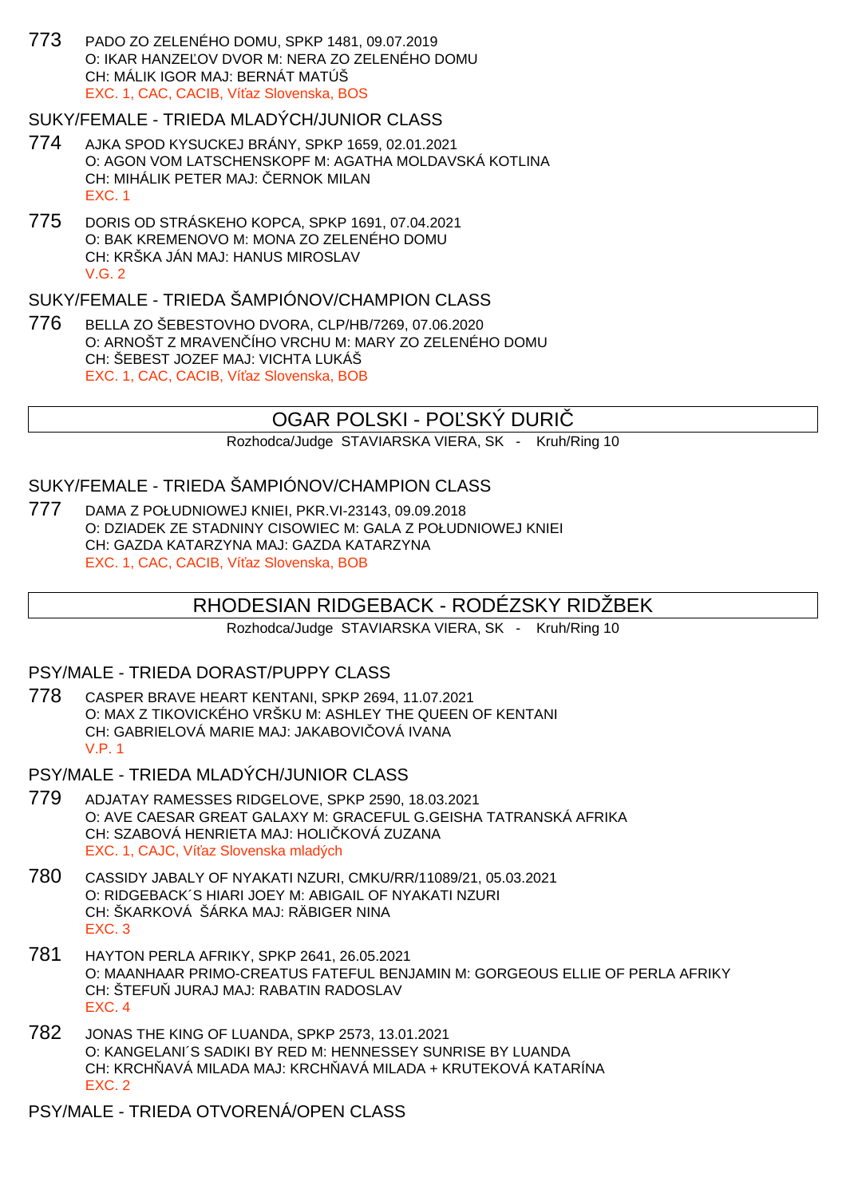773 PADO ZO ZELENÉHO DOMU, SPKP 1481, 09.07.2019
O: IKAR HANZEĽOV DVOR M: NERA ZO ZELENÉHO DOMU
CH: MÁLIK IGOR MAJ: BERNÁT MATÚŠ
EXC. 1, CAC, CACIB, Víťaz Slovenska, BOS

### SUKY/FEMALE - TRIEDA MLADÝCH/JUNIOR CLASS

774 AJKA SPOD KYSUCKEJ BRÁNY, SPKP 1659, 02.01.2021
O: AGON VOM LATSCHENSKOPF M: AGATHA MOLDAVSKÁ KOTLINA
CH: MIHÁLIK PETER MAJ: ČERNOK MILAN
EXC. 1

775 DORIS OD STRÁSKEHO KOPCA, SPKP 1691, 07.04.2021
O: BAK KREMENOVO M: MONA ZO ZELENÉHO DOMU
CH: KRŠKA JÁN MAJ: HANUS MIROSLAV
V.G. 2

### SUKY/FEMALE - TRIEDA ŠAMPIÓNOV/CHAMPION CLASS

776 BELLA ZO ŠEBESTOVHO DVORA, CLP/HB/7269, 07.06.2020
O: ARNOŠT Z MRAVENČÍHO VRCHU M: MARY ZO ZELENÉHO DOMU
CH: ŠEBEST JOZEF MAJ: VICHTA LUKÁŠ
EXC. 1, CAC, CACIB, Víťaz Slovenska, BOB

## OGAR POLSKI - POĽSKÝ DURIČ

Rozhodca/Judge STAVIARSKA VIERA, SK - Kruh/Ring 10

### SUKY/FEMALE - TRIEDA ŠAMPIÓNOV/CHAMPION CLASS

777 DAMA Z POŁUDNIOWEJ KNIEI, PKR.VI-23143, 09.09.2018
O: DZIADEK ZE STADNINY CISOWIEC M: GALA Z POŁUDNIOWEJ KNIEI
CH: GAZDA KATARZYNA MAJ: GAZDA KATARZYNA
EXC. 1, CAC, CACIB, Víťaz Slovenska, BOB

## RHODESIAN RIDGEBACK - RODÉZSKY RIDŽBEK

Rozhodca/Judge STAVIARSKA VIERA, SK - Kruh/Ring 10

### PSY/MALE - TRIEDA DORAST/PUPPY CLASS

778 CASPER BRAVE HEART KENTANI, SPKP 2694, 11.07.2021
O: MAX Z TIKOVICKÉHO VRŠKU M: ASHLEY THE QUEEN OF KENTANI
CH: GABRIELOVÁ MARIE MAJ: JAKABOVIČOVÁ IVANA
V.P. 1

### PSY/MALE - TRIEDA MLADÝCH/JUNIOR CLASS

779 ADJATAY RAMESSES RIDGELOVE, SPKP 2590, 18.03.2021
O: AVE CAESAR GREAT GALAXY M: GRACEFUL G.GEISHA TATRANSKÁ AFRIKA
CH: SZABOVÁ HENRIETA MAJ: HOLIČKOVÁ ZUZANA
EXC. 1, CAJC, Víťaz Slovenska mladých

780 CASSIDY JABALY OF NYAKATI NZURI, CMKU/RR/11089/21, 05.03.2021
O: RIDGEBACK´S HIARI JOEY M: ABIGAIL OF NYAKATI NZURI
CH: ŠKARKOVÁ ŠÁRKA MAJ: RÄBIGER NINA
EXC. 3

781 HAYTON PERLA AFRIKY, SPKP 2641, 26.05.2021
O: MAANHAAR PRIMO-CREATUS FATEFUL BENJAMIN M: GORGEOUS ELLIE OF PERLA AFRIKY
CH: ŠTEFUŇ JURAJ MAJ: RABATIN RADOSLAV
EXC. 4

782 JONAS THE KING OF LUANDA, SPKP 2573, 13.01.2021
O: KANGELANI´S SADIKI BY RED M: HENNESSEY SUNRISE BY LUANDA
CH: KRCHŇAVÁ MILADA MAJ: KRCHŇAVÁ MILADA + KRUTEKOVÁ KATARÍNA
EXC. 2

### PSY/MALE - TRIEDA OTVORENÁ/OPEN CLASS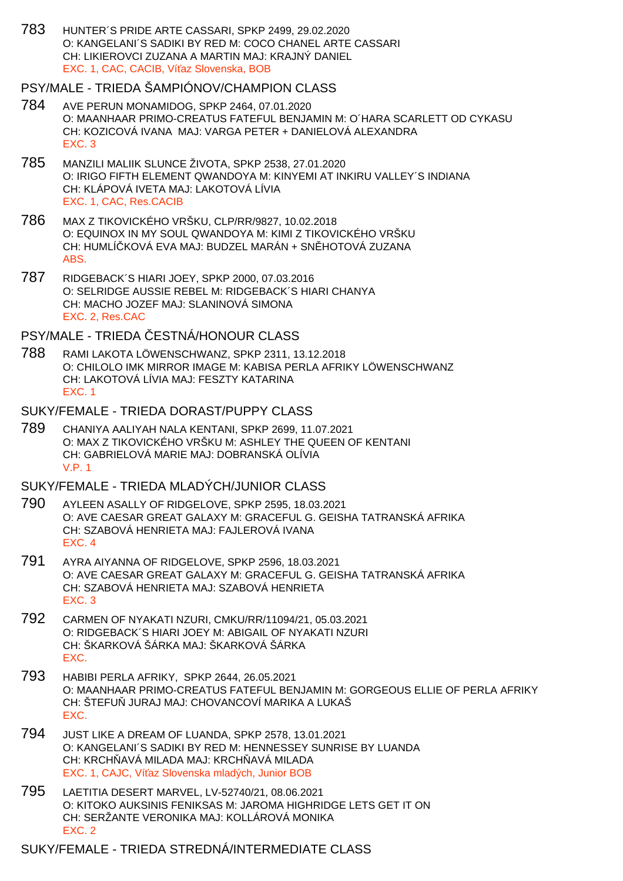783 HUNTER´S PRIDE ARTE CASSARI, SPKP 2499, 29.02.2020
O: KANGELANI´S SADIKI BY RED M: COCO CHANEL ARTE CASSARI
CH: LIKIEROVCI ZUZANA A MARTIN MAJ: KRAJNÝ DANIEL
EXC. 1, CAC, CACIB, Víťaz Slovenska, BOB

## PSY/MALE - TRIEDA ŠAMPIÓNOV/CHAMPION CLASS

784 AVE PERUN MONAMIDOG, SPKP 2464, 07.01.2020
O: MAANHAAR PRIMO-CREATUS FATEFUL BENJAMIN M: O´HARA SCARLETT OD CYKASU
CH: KOZICOVÁ IVANA MAJ: VARGA PETER + DANIELOVÁ ALEXANDRA
EXC. 3

785 MANZILI MALIIK SLUNCE ŽIVOTA, SPKP 2538, 27.01.2020
O: IRIGO FIFTH ELEMENT QWANDOYA M: KINYEMI AT INKIRU VALLEY´S INDIANA
CH: KLÁPOVÁ IVETA MAJ: LAKOTOVÁ LÍVIA
EXC. 1, CAC, Res.CACIB

786 MAX Z TIKOVICKÉHO VRŠKU, CLP/RR/9827, 10.02.2018
O: EQUINOX IN MY SOUL QWANDOYA M: KIMI Z TIKOVICKÉHO VRŠKU
CH: HUMLÍČKOVÁ EVA MAJ: BUDZEL MARÁN + SNĚHOTOVÁ ZUZANA
ABS.

787 RIDGEBACK´S HIARI JOEY, SPKP 2000, 07.03.2016
O: SELRIDGE AUSSIE REBEL M: RIDGEBACK´S HIARI CHANYA
CH: MACHO JOZEF MAJ: SLANINOVÁ SIMONA
EXC. 2, Res.CAC

## PSY/MALE - TRIEDA ČESTNÁ/HONOUR CLASS

788 RAMI LAKOTA LÖWENSCHWANZ, SPKP 2311, 13.12.2018
O: CHILOLO IMK MIRROR IMAGE M: KABISA PERLA AFRIKY LÖWENSCHWANZ
CH: LAKOTOVÁ LÍVIA MAJ: FESZTY KATARINA
EXC. 1

## SUKY/FEMALE - TRIEDA DORAST/PUPPY CLASS

789 CHANIYA AALIYAH NALA KENTANI, SPKP 2699, 11.07.2021
O: MAX Z TIKOVICKÉHO VRŠKU M: ASHLEY THE QUEEN OF KENTANI
CH: GABRIELOVÁ MARIE MAJ: DOBRANSKÁ OLÍVIA
V.P. 1

## SUKY/FEMALE - TRIEDA MLADÝCH/JUNIOR CLASS

790 AYLEEN ASALLY OF RIDGELOVE, SPKP 2595, 18.03.2021
O: AVE CAESAR GREAT GALAXY M: GRACEFUL G. GEISHA TATRANSKÁ AFRIKA
CH: SZABOVÁ HENRIETA MAJ: FAJLEROVÁ IVANA
EXC. 4

791 AYRA AIYANNA OF RIDGELOVE, SPKP 2596, 18.03.2021
O: AVE CAESAR GREAT GALAXY M: GRACEFUL G. GEISHA TATRANSKÁ AFRIKA
CH: SZABOVÁ HENRIETA MAJ: SZABOVÁ HENRIETA
EXC. 3

792 CARMEN OF NYAKATI NZURI, CMKU/RR/11094/21, 05.03.2021
O: RIDGEBACK´S HIARI JOEY M: ABIGAIL OF NYAKATI NZURI
CH: ŠKARKOVÁ ŠÁRKA MAJ: ŠKARKOVÁ ŠÁRKA
EXC.

793 HABIBI PERLA AFRIKY, SPKP 2644, 26.05.2021
O: MAANHAAR PRIMO-CREATUS FATEFUL BENJAMIN M: GORGEOUS ELLIE OF PERLA AFRIKY
CH: ŠTEFUŇ JURAJ MAJ: CHOVANCOVÍ MARIKA A LUKAŠ
EXC.

794 JUST LIKE A DREAM OF LUANDA, SPKP 2578, 13.01.2021
O: KANGELANI´S SADIKI BY RED M: HENNESSEY SUNRISE BY LUANDA
CH: KRCHŇAVÁ MILADA MAJ: KRCHŇAVÁ MILADA
EXC. 1, CAJC, Víťaz Slovenska mladých, Junior BOB

795 LAETITIA DESERT MARVEL, LV-52740/21, 08.06.2021
O: KITOKO AUKSINIS FENIKSAS M: JAROMA HIGHRIDGE LETS GET IT ON
CH: SERŽANTE VERONIKA MAJ: KOLLÁROVÁ MONIKA
EXC. 2

## SUKY/FEMALE - TRIEDA STREDNÁ/INTERMEDIATE CLASS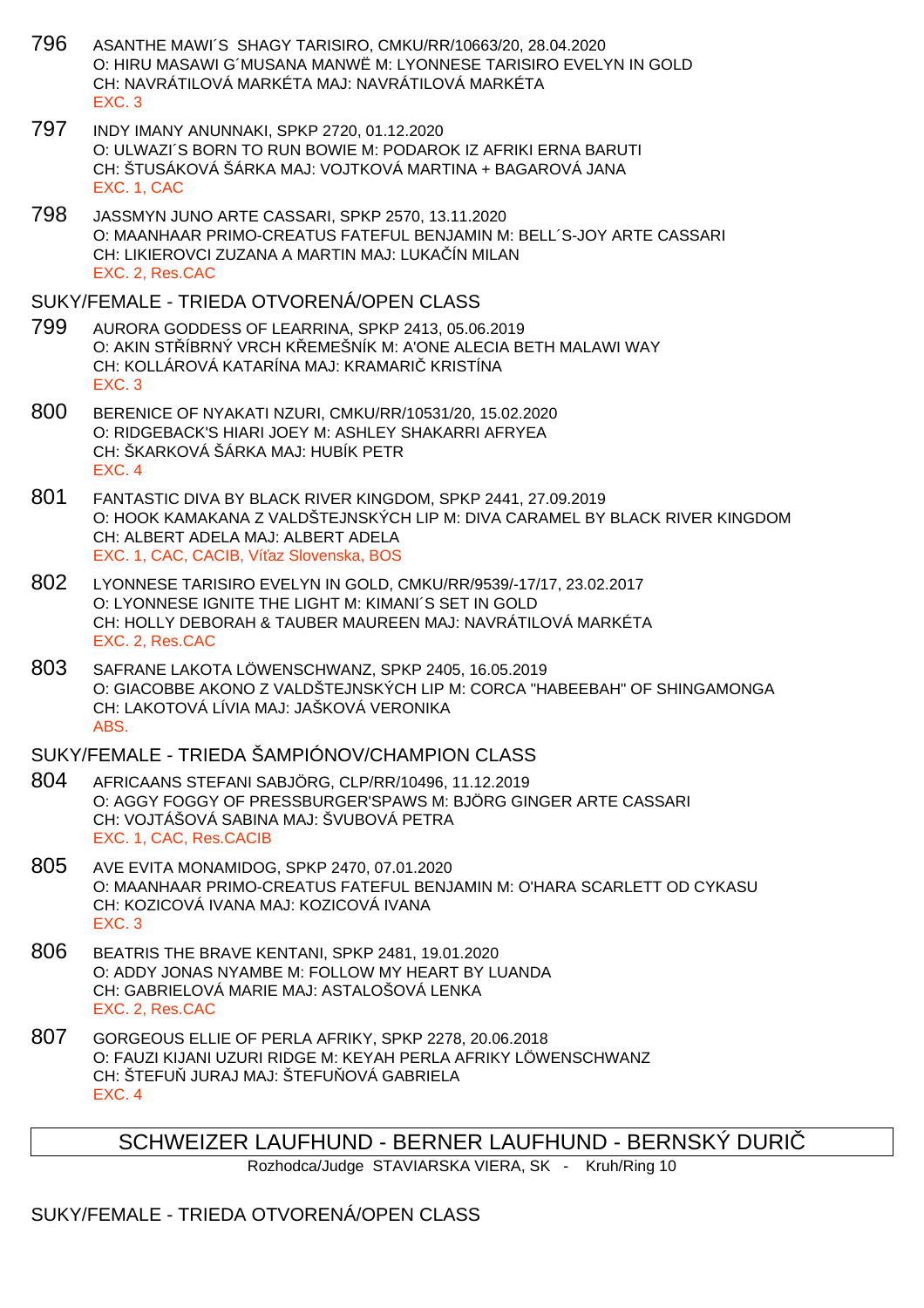796 ASANTHE MAWI´S SHAGY TARISIRO, CMKU/RR/10663/20, 28.04.2020
O: HIRU MASAWI G´MUSANA MANWË M: LYONNESE TARISIRO EVELYN IN GOLD
CH: NAVRÁTILOVÁ MARKÉTA MAJ: NAVRÁTILOVÁ MARKÉTA
EXC. 3

797 INDY IMANY ANUNNAKI, SPKP 2720, 01.12.2020
O: ULWAZI´S BORN TO RUN BOWIE M: PODAROK IZ AFRIKI ERNA BARUTI
CH: ŠTUSÁKOVÁ ŠÁRKA MAJ: VOJTKOVÁ MARTINA + BAGAROVÁ JANA
EXC. 1, CAC

798 JASSMYN JUNO ARTE CASSARI, SPKP 2570, 13.11.2020
O: MAANHAAR PRIMO-CREATUS FATEFUL BENJAMIN M: BELL´S-JOY ARTE CASSARI
CH: LIKIEROVCI ZUZANA A MARTIN MAJ: LUKAČÍN MILAN
EXC. 2, Res.CAC

## SUKY/FEMALE - TRIEDA OTVORENÁ/OPEN CLASS

799 AURORA GODDESS OF LEARRINA, SPKP 2413, 05.06.2019
O: AKIN STŘÍBRNÝ VRCH KŘEMEŠNÍK M: A'ONE ALECIA BETH MALAWI WAY
CH: KOLLÁROVÁ KATARÍNA MAJ: KRAMARIČ KRISTÍNA
EXC. 3

800 BERENICE OF NYAKATI NZURI, CMKU/RR/10531/20, 15.02.2020
O: RIDGEBACK'S HIARI JOEY M: ASHLEY SHAKARRI AFRYEA
CH: ŠKARKOVÁ ŠÁRKA MAJ: HUBÍK PETR
EXC. 4

801 FANTASTIC DIVA BY BLACK RIVER KINGDOM, SPKP 2441, 27.09.2019
O: HOOK KAMAKANA Z VALDŠTEJNSKÝCH LIP M: DIVA CARAMEL BY BLACK RIVER KINGDOM
CH: ALBERT ADELA MAJ: ALBERT ADELA
EXC. 1, CAC, CACIB, Víťaz Slovenska, BOS

802 LYONNESE TARISIRO EVELYN IN GOLD, CMKU/RR/9539/-17/17, 23.02.2017
O: LYONNESE IGNITE THE LIGHT M: KIMANI´S SET IN GOLD
CH: HOLLY DEBORAH & TAUBER MAUREEN MAJ: NAVRÁTILOVÁ MARKÉTA
EXC. 2, Res.CAC

803 SAFRANE LAKOTA LÖWENSCHWANZ, SPKP 2405, 16.05.2019
O: GIACOBBE AKONO Z VALDŠTEJNSKÝCH LIP M: CORCA "HABEEBAH" OF SHINGAMONGA
CH: LAKOTOVÁ LÍVIA MAJ: JAŠKOVÁ VERONIKA
ABS.

## SUKY/FEMALE - TRIEDA ŠAMPIÓNOV/CHAMPION CLASS

804 AFRICAANS STEFANI SABJÖRG, CLP/RR/10496, 11.12.2019
O: AGGY FOGGY OF PRESSBURGER'SPAWS M: BJÖRG GINGER ARTE CASSARI
CH: VOJTÁŠOVÁ SABINA MAJ: ŠVUBOVÁ PETRA
EXC. 1, CAC, Res.CACIB

805 AVE EVITA MONAMIDOG, SPKP 2470, 07.01.2020
O: MAANHAAR PRIMO-CREATUS FATEFUL BENJAMIN M: O'HARA SCARLETT OD CYKASU
CH: KOZICOVÁ IVANA MAJ: KOZICOVÁ IVANA
EXC. 3

806 BEATRIS THE BRAVE KENTANI, SPKP 2481, 19.01.2020
O: ADDY JONAS NYAMBE M: FOLLOW MY HEART BY LUANDA
CH: GABRIELOVÁ MARIE MAJ: ASTALOŠOVÁ LENKA
EXC. 2, Res.CAC

807 GORGEOUS ELLIE OF PERLA AFRIKY, SPKP 2278, 20.06.2018
O: FAUZI KIJANI UZURI RIDGE M: KEYAH PERLA AFRIKY LÖWENSCHWANZ
CH: ŠTEFUŇ JURAJ MAJ: ŠTEFUŇOVÁ GABRIELA
EXC. 4

# SCHWEIZER LAUFHUND - BERNER LAUFHUND - BERNSKÝ DURIČ

Rozhodca/Judge STAVIARSKA VIERA, SK - Kruh/Ring 10

## SUKY/FEMALE - TRIEDA OTVORENÁ/OPEN CLASS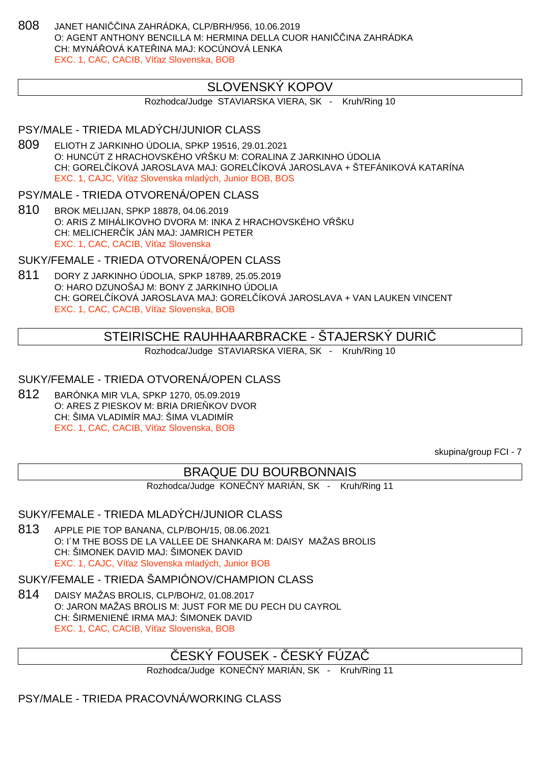808 JANET HANIČČINA ZAHRÁDKA, CLP/BRH/956, 10.06.2019
O: AGENT ANTHONY BENCILLA M: HERMINA DELLA CUOR HANIČČINA ZAHRÁDKA
CH: MYNÁŘOVÁ KATEŘINA MAJ: KOCÚNOVÁ LENKA
EXC. 1, CAC, CACIB, Víťaz Slovenska, BOB

## SLOVENSKÝ KOPOV

Rozhodca/Judge STAVIARSKA VIERA, SK - Kruh/Ring 10

### PSY/MALE - TRIEDA MLADÝCH/JUNIOR CLASS

809 ELIOTH Z JARKINHO ÚDOLIA, SPKP 19516, 29.01.2021
O: HUNCÚT Z HRACHOVSKÉHO VŔŠKU M: CORALINA Z JARKINHO ÚDOLIA
CH: GORELČÍKOVÁ JAROSLAVA MAJ: GORELČÍKOVÁ JAROSLAVA + ŠTEFÁNIKOVÁ KATARÍNA
EXC. 1, CAJC, Víťaz Slovenska mladých, Junior BOB, BOS

### PSY/MALE - TRIEDA OTVORENÁ/OPEN CLASS

810 BROK MELIJAN, SPKP 18878, 04.06.2019
O: ARIS Z MIHÁLIKOVHO DVORA M: INKA Z HRACHOVSKÉHO VŔŠKU
CH: MELICHERČÍK JÁN MAJ: JAMRICH PETER
EXC. 1, CAC, CACIB, Víťaz Slovenska

### SUKY/FEMALE - TRIEDA OTVORENÁ/OPEN CLASS

811 DORY Z JARKINHO ÚDOLIA, SPKP 18789, 25.05.2019
O: HARO DZUNOŠAJ M: BONY Z JARKINHO ÚDOLIA
CH: GORELČÍKOVÁ JAROSLAVA MAJ: GORELČÍKOVÁ JAROSLAVA + VAN LAUKEN VINCENT
EXC. 1, CAC, CACIB, Víťaz Slovenska, BOB

## STEIRISCHE RAUHHAARBRACKE - ŠTAJERSKÝ DURIČ

Rozhodca/Judge STAVIARSKA VIERA, SK - Kruh/Ring 10

### SUKY/FEMALE - TRIEDA OTVORENÁ/OPEN CLASS

812 BARÓNKA MIR VLA, SPKP 1270, 05.09.2019
O: ARES Z PIESKOV M: BRIA DRIEŇKOV DVOR
CH: ŠIMA VLADIMÍR MAJ: ŠIMA VLADIMÍR
EXC. 1, CAC, CACIB, Víťaz Slovenska, BOB

skupina/group FCI - 7

## BRAQUE DU BOURBONNAIS

Rozhodca/Judge KONEČNÝ MARIÁN, SK - Kruh/Ring 11

### SUKY/FEMALE - TRIEDA MLADÝCH/JUNIOR CLASS

813 APPLE PIE TOP BANANA, CLP/BOH/15, 08.06.2021
O: I´M THE BOSS DE LA VALLEE DE SHANKARA M: DAISY MAŽAS BROLIS
CH: ŠIMONEK DAVID MAJ: ŠIMONEK DAVID
EXC. 1, CAJC, Víťaz Slovenska mladých, Junior BOB

### SUKY/FEMALE - TRIEDA ŠAMPIÓNOV/CHAMPION CLASS

814 DAISY MAŽAS BROLIS, CLP/BOH/2, 01.08.2017
O: JARON MAŽAS BROLIS M: JUST FOR ME DU PECH DU CAYROL
CH: ŠIRMENIENÉ IRMA MAJ: ŠIMONEK DAVID
EXC. 1, CAC, CACIB, Víťaz Slovenska, BOB

## ČESKÝ FOUSEK - ČESKÝ FÚZAČ

Rozhodca/Judge KONEČNÝ MARIÁN, SK - Kruh/Ring 11

### PSY/MALE - TRIEDA PRACOVNÁ/WORKING CLASS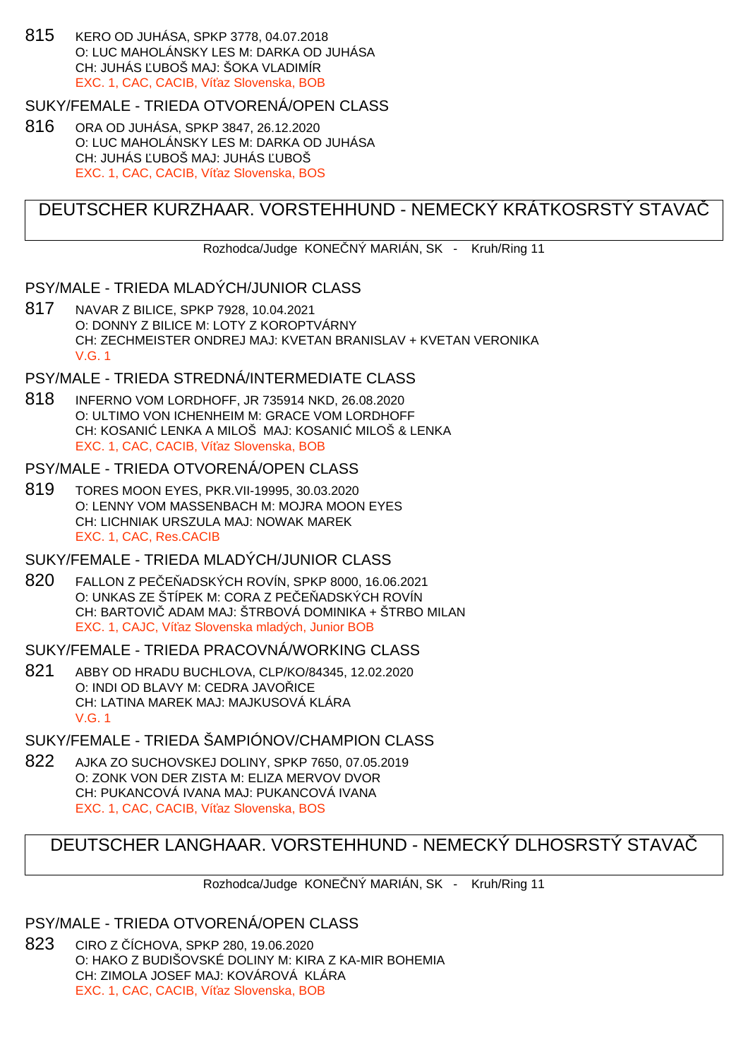815 KERO OD JUHÁSA, SPKP 3778, 04.07.2018
O: LUC MAHOLÁNSKY LES M: DARKA OD JUHÁSA
CH: JUHÁS ĽUBOŠ MAJ: ŠOKA VLADIMÍR
EXC. 1, CAC, CACIB, Víťaz Slovenska, BOB

SUKY/FEMALE - TRIEDA OTVORENÁ/OPEN CLASS

816 ORA OD JUHÁSA, SPKP 3847, 26.12.2020
O: LUC MAHOLÁNSKY LES M: DARKA OD JUHÁSA
CH: JUHÁS ĽUBOŠ MAJ: JUHÁS ĽUBOŠ
EXC. 1, CAC, CACIB, Víťaz Slovenska, BOS

## DEUTSCHER KURZHAAR. VORSTEHHUND - NEMECKÝ KRÁTKOSRSTÝ STAVAČ

Rozhodca/Judge KONEČNÝ MARIÁN, SK - Kruh/Ring 11

PSY/MALE - TRIEDA MLADÝCH/JUNIOR CLASS

817 NAVAR Z BILICE, SPKP 7928, 10.04.2021
O: DONNY Z BILICE M: LOTY Z KOROPTVÁRNY
CH: ZECHMEISTER ONDREJ MAJ: KVETAN BRANISLAV + KVETAN VERONIKA
V.G. 1

PSY/MALE - TRIEDA STREDNÁ/INTERMEDIATE CLASS

818 INFERNO VOM LORDHOFF, JR 735914 NKD, 26.08.2020
O: ULTIMO VON ICHENHEIM M: GRACE VOM LORDHOFF
CH: KOSANIĆ LENKA A MILOŠ MAJ: KOSANIĆ MILOŠ & LENKA
EXC. 1, CAC, CACIB, Víťaz Slovenska, BOB

PSY/MALE - TRIEDA OTVORENÁ/OPEN CLASS

819 TORES MOON EYES, PKR.VII-19995, 30.03.2020
O: LENNY VOM MASSENBACH M: MOJRA MOON EYES
CH: LICHNIAK URSZULA MAJ: NOWAK MAREK
EXC. 1, CAC, Res.CACIB

SUKY/FEMALE - TRIEDA MLADÝCH/JUNIOR CLASS

820 FALLON Z PEČEŇADSKÝCH ROVÍN, SPKP 8000, 16.06.2021
O: UNKAS ZE ŠTÍPEK M: CORA Z PEČEŇADSKÝCH ROVÍN
CH: BARTOVIČ ADAM MAJ: ŠTRBOVÁ DOMINIKA + ŠTRBO MILAN
EXC. 1, CAJC, Víťaz Slovenska mladých, Junior BOB

SUKY/FEMALE - TRIEDA PRACOVNÁ/WORKING CLASS

821 ABBY OD HRADU BUCHLOVA, CLP/KO/84345, 12.02.2020
O: INDI OD BLAVY M: CEDRA JAVOŘICE
CH: LATINA MAREK MAJ: MAJKUSOVÁ KLÁRA
V.G. 1

SUKY/FEMALE - TRIEDA ŠAMPIÓNOV/CHAMPION CLASS

822 AJKA ZO SUCHOVSKEJ DOLINY, SPKP 7650, 07.05.2019
O: ZONK VON DER ZISTA M: ELIZA MERVOV DVOR
CH: PUKANCOVÁ IVANA MAJ: PUKANCOVÁ IVANA
EXC. 1, CAC, CACIB, Víťaz Slovenska, BOS

## DEUTSCHER LANGHAAR. VORSTEHHUND - NEMECKÝ DLHOSRSTÝ STAVAČ

Rozhodca/Judge KONEČNÝ MARIÁN, SK - Kruh/Ring 11

PSY/MALE - TRIEDA OTVORENÁ/OPEN CLASS

823 CIRO Z ČÍCHOVA, SPKP 280, 19.06.2020
O: HAKO Z BUDIŠOVSKÉ DOLINY M: KIRA Z KA-MIR BOHEMIA
CH: ZIMOLA JOSEF MAJ: KOVÁROVÁ KLÁRA
EXC. 1, CAC, CACIB, Víťaz Slovenska, BOB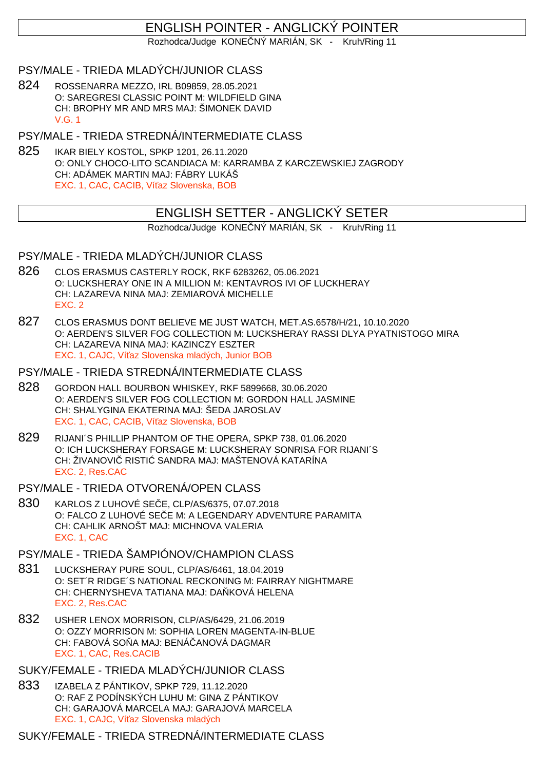# ENGLISH POINTER - ANGLICKÝ POINTER

Rozhodca/Judge KONEČNÝ MARIÁN, SK - Kruh/Ring 11

## PSY/MALE - TRIEDA MLADÝCH/JUNIOR CLASS

824 ROSSENARRA MEZZO, IRL B09859, 28.05.2021
O: SAREGRESI CLASSIC POINT M: WILDFIELD GINA
CH: BROPHY MR AND MRS MAJ: ŠIMONEK DAVID
V.G. 1

## PSY/MALE - TRIEDA STREDNÁ/INTERMEDIATE CLASS

825 IKAR BIELY KOSTOL, SPKP 1201, 26.11.2020
O: ONLY CHOCO-LITO SCANDIACA M: KARRAMBA Z KARCZEWSKIEJ ZAGRODY
CH: ADÁMEK MARTIN MAJ: FÁBRY LUKÁŠ
EXC. 1, CAC, CACIB, Víťaz Slovenska, BOB

# ENGLISH SETTER - ANGLICKÝ SETER

Rozhodca/Judge KONEČNÝ MARIÁN, SK - Kruh/Ring 11

## PSY/MALE - TRIEDA MLADÝCH/JUNIOR CLASS

826 CLOS ERASMUS CASTERLY ROCK, RKF 6283262, 05.06.2021
O: LUCKSHERAY ONE IN A MILLION M: KENTAVROS IVI OF LUCKHERAY
CH: LAZAREVA NINA MAJ: ZEMIAROVÁ MICHELLE
EXC. 2

827 CLOS ERASMUS DONT BELIEVE ME JUST WATCH, MET.AS.6578/H/21, 10.10.2020
O: AERDEN'S SILVER FOG COLLECTION M: LUCKSHERAY RASSI DLYA PYATNISTOGO MIRA
CH: LAZAREVA NINA MAJ: KAZINCZY ESZTER
EXC. 1, CAJC, Víťaz Slovenska mladých, Junior BOB

## PSY/MALE - TRIEDA STREDNÁ/INTERMEDIATE CLASS

828 GORDON HALL BOURBON WHISKEY, RKF 5899668, 30.06.2020
O: AERDEN'S SILVER FOG COLLECTION M: GORDON HALL JASMINE
CH: SHALYGINA EKATERINA MAJ: ŠEDA JAROSLAV
EXC. 1, CAC, CACIB, Víťaz Slovenska, BOB

829 RIJANI´S PHILLIP PHANTOM OF THE OPERA, SPKP 738, 01.06.2020
O: ICH LUCKSHERAY FORSAGE M: LUCKSHERAY SONRISA FOR RIJANI´S
CH: ŽIVANOVIČ RISTIĆ SANDRA MAJ: MAŠTENOVÁ KATARÍNA
EXC. 2, Res.CAC

## PSY/MALE - TRIEDA OTVORENÁ/OPEN CLASS

830 KARLOS Z LUHOVÉ SEČE, CLP/AS/6375, 07.07.2018
O: FALCO Z LUHOVÉ SEČE M: A LEGENDARY ADVENTURE PARAMITA
CH: CAHLIK ARNOŠT MAJ: MICHNOVA VALERIA
EXC. 1, CAC

## PSY/MALE - TRIEDA ŠAMPIÓNOV/CHAMPION CLASS

831 LUCKSHERAY PURE SOUL, CLP/AS/6461, 18.04.2019
O: SET´R RIDGE´S NATIONAL RECKONING M: FAIRRAY NIGHTMARE
CH: CHERNYSHEVA TATIANA MAJ: DAŇKOVÁ HELENA
EXC. 2, Res.CAC

832 USHER LENOX MORRISON, CLP/AS/6429, 21.06.2019
O: OZZY MORRISON M: SOPHIA LOREN MAGENTA-IN-BLUE
CH: FABOVÁ SOŇA MAJ: BENÁČANOVÁ DAGMAR
EXC. 1, CAC, Res.CACIB

## SUKY/FEMALE - TRIEDA MLADÝCH/JUNIOR CLASS

833 IZABELA Z PÁNTIKOV, SPKP 729, 11.12.2020
O: RAF Z PODÍNSKÝCH LUHU M: GINA Z PÁNTIKOV
CH: GARAJOVÁ MARCELA MAJ: GARAJOVÁ MARCELA
EXC. 1, CAJC, Víťaz Slovenska mladých

## SUKY/FEMALE - TRIEDA STREDNÁ/INTERMEDIATE CLASS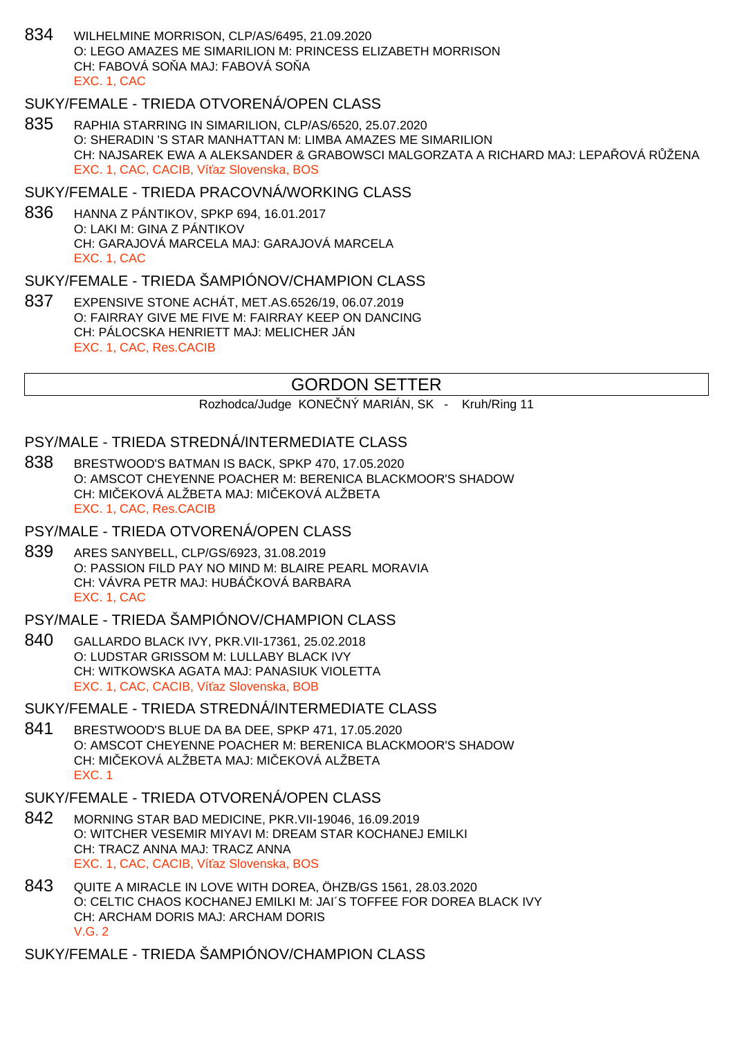834 WILHELMINE MORRISON, CLP/AS/6495, 21.09.2020
O: LEGO AMAZES ME SIMARILION M: PRINCESS ELIZABETH MORRISON
CH: FABOVÁ SOŇA MAJ: FABOVÁ SOŇA
EXC. 1, CAC

### SUKY/FEMALE - TRIEDA OTVORENÁ/OPEN CLASS

835 RAPHIA STARRING IN SIMARILION, CLP/AS/6520, 25.07.2020
O: SHERADIN 'S STAR MANHATTAN M: LIMBA AMAZES ME SIMARILION
CH: NAJSAREK EWA A ALEKSANDER & GRABOWSCI MALGORZATA A RICHARD MAJ: LEPAŘOVÁ RŮŽENA
EXC. 1, CAC, CACIB, Víťaz Slovenska, BOS

### SUKY/FEMALE - TRIEDA PRACOVNÁ/WORKING CLASS

836 HANNA Z PÁNTIKOV, SPKP 694, 16.01.2017
O: LAKI M: GINA Z PÁNTIKOV
CH: GARAJOVÁ MARCELA MAJ: GARAJOVÁ MARCELA
EXC. 1, CAC

### SUKY/FEMALE - TRIEDA ŠAMPIÓNOV/CHAMPION CLASS

837 EXPENSIVE STONE ACHÁT, MET.AS.6526/19, 06.07.2019
O: FAIRRAY GIVE ME FIVE M: FAIRRAY KEEP ON DANCING
CH: PÁLOCSKA HENRIETT MAJ: MELICHER JÁN
EXC. 1, CAC, Res.CACIB

## GORDON SETTER

Rozhodca/Judge KONEČNÝ MARIÁN, SK - Kruh/Ring 11

### PSY/MALE - TRIEDA STREDNÁ/INTERMEDIATE CLASS

838 BRESTWOOD'S BATMAN IS BACK, SPKP 470, 17.05.2020
O: AMSCOT CHEYENNE POACHER M: BERENICA BLACKMOOR'S SHADOW
CH: MIČEKOVÁ ALŽBETA MAJ: MIČEKOVÁ ALŽBETA
EXC. 1, CAC, Res.CACIB

### PSY/MALE - TRIEDA OTVORENÁ/OPEN CLASS

839 ARES SANYBELL, CLP/GS/6923, 31.08.2019
O: PASSION FILD PAY NO MIND M: BLAIRE PEARL MORAVIA
CH: VÁVRA PETR MAJ: HUBÁČKOVÁ BARBARA
EXC. 1, CAC

### PSY/MALE - TRIEDA ŠAMPIÓNOV/CHAMPION CLASS

840 GALLARDO BLACK IVY, PKR.VII-17361, 25.02.2018
O: LUDSTAR GRISSOM M: LULLABY BLACK IVY
CH: WITKOWSKA AGATA MAJ: PANASIUK VIOLETTA
EXC. 1, CAC, CACIB, Víťaz Slovenska, BOB

### SUKY/FEMALE - TRIEDA STREDNÁ/INTERMEDIATE CLASS

841 BRESTWOOD'S BLUE DA BA DEE, SPKP 471, 17.05.2020
O: AMSCOT CHEYENNE POACHER M: BERENICA BLACKMOOR'S SHADOW
CH: MIČEKOVÁ ALŽBETA MAJ: MIČEKOVÁ ALŽBETA
EXC. 1

### SUKY/FEMALE - TRIEDA OTVORENÁ/OPEN CLASS

842 MORNING STAR BAD MEDICINE, PKR.VII-19046, 16.09.2019
O: WITCHER VESEMIR MIYAVI M: DREAM STAR KOCHANEJ EMILKI
CH: TRACZ ANNA MAJ: TRACZ ANNA
EXC. 1, CAC, CACIB, Víťaz Slovenska, BOS

843 QUITE A MIRACLE IN LOVE WITH DOREA, ÖHZB/GS 1561, 28.03.2020
O: CELTIC CHAOS KOCHANEJ EMILKI M: JAI´S TOFFEE FOR DOREA BLACK IVY
CH: ARCHAM DORIS MAJ: ARCHAM DORIS
V.G. 2

### SUKY/FEMALE - TRIEDA ŠAMPIÓNOV/CHAMPION CLASS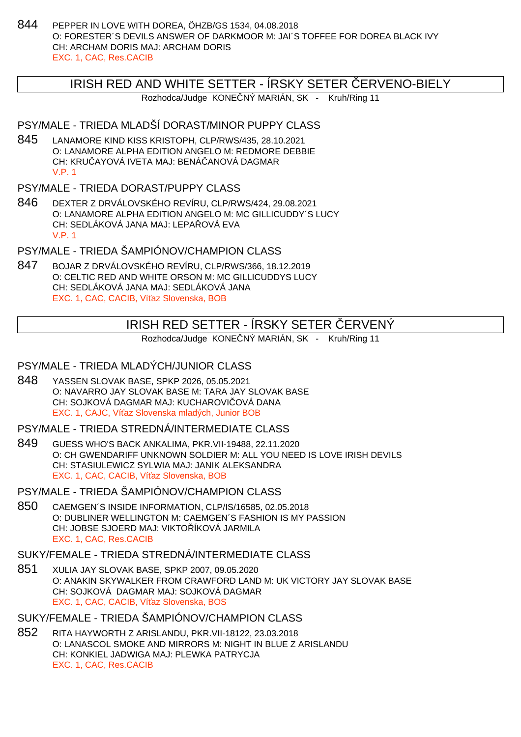844 PEPPER IN LOVE WITH DOREA, ÖHZB/GS 1534, 04.08.2018
O: FORESTER´S DEVILS ANSWER OF DARKMOOR M: JAI´S TOFFEE FOR DOREA BLACK IVY
CH: ARCHAM DORIS MAJ: ARCHAM DORIS
EXC. 1, CAC, Res.CACIB

## IRISH RED AND WHITE SETTER - ÍRSKY SETER ČERVENO-BIELY

Rozhodca/Judge KONEČNÝ MARIÁN, SK - Kruh/Ring 11

### PSY/MALE - TRIEDA MLADŠÍ DORAST/MINOR PUPPY CLASS

845 LANAMORE KIND KISS KRISTOPH, CLP/RWS/435, 28.10.2021
O: LANAMORE ALPHA EDITION ANGELO M: REDMORE DEBBIE
CH: KRUČAYOVÁ IVETA MAJ: BENÁČANOVÁ DAGMAR
V.P. 1

### PSY/MALE - TRIEDA DORAST/PUPPY CLASS

846 DEXTER Z DRVÁLOVSKÉHO REVÍRU, CLP/RWS/424, 29.08.2021
O: LANAMORE ALPHA EDITION ANGELO M: MC GILLICUDDY´S LUCY
CH: SEDLÁKOVÁ JANA MAJ: LEPAŘOVÁ EVA
V.P. 1

### PSY/MALE - TRIEDA ŠAMPIÓNOV/CHAMPION CLASS

847 BOJAR Z DRVÁLOVSKÉHO REVÍRU, CLP/RWS/366, 18.12.2019
O: CELTIC RED AND WHITE ORSON M: MC GILLICUDDYS LUCY
CH: SEDLÁKOVÁ JANA MAJ: SEDLÁKOVÁ JANA
EXC. 1, CAC, CACIB, Víťaz Slovenska, BOB

## IRISH RED SETTER - ÍRSKY SETER ČERVENÝ

Rozhodca/Judge KONEČNÝ MARIÁN, SK - Kruh/Ring 11

### PSY/MALE - TRIEDA MLADÝCH/JUNIOR CLASS

848 YASSEN SLOVAK BASE, SPKP 2026, 05.05.2021
O: NAVARRO JAY SLOVAK BASE M: TARA JAY SLOVAK BASE
CH: SOJKOVÁ DAGMAR MAJ: KUCHAROVIČOVÁ DANA
EXC. 1, CAJC, Víťaz Slovenska mladých, Junior BOB

### PSY/MALE - TRIEDA STREDNÁ/INTERMEDIATE CLASS

849 GUESS WHO'S BACK ANKALIMA, PKR.VII-19488, 22.11.2020
O: CH GWENDARIFF UNKNOWN SOLDIER M: ALL YOU NEED IS LOVE IRISH DEVILS
CH: STASIULEWICZ SYLWIA MAJ: JANIK ALEKSANDRA
EXC. 1, CAC, CACIB, Víťaz Slovenska, BOB

### PSY/MALE - TRIEDA ŠAMPIÓNOV/CHAMPION CLASS

850 CAEMGEN´S INSIDE INFORMATION, CLP/IS/16585, 02.05.2018
O: DUBLINER WELLINGTON M: CAEMGEN´S FASHION IS MY PASSION
CH: JOBSE SJOERD MAJ: VIKTOŘÍKOVÁ JARMILA
EXC. 1, CAC, Res.CACIB

### SUKY/FEMALE - TRIEDA STREDNÁ/INTERMEDIATE CLASS

851 XULIA JAY SLOVAK BASE, SPKP 2007, 09.05.2020
O: ANAKIN SKYWALKER FROM CRAWFORD LAND M: UK VICTORY JAY SLOVAK BASE
CH: SOJKOVÁ DAGMAR MAJ: SOJKOVÁ DAGMAR
EXC. 1, CAC, CACIB, Víťaz Slovenska, BOS

### SUKY/FEMALE - TRIEDA ŠAMPIÓNOV/CHAMPION CLASS

852 RITA HAYWORTH Z ARISLANDU, PKR.VII-18122, 23.03.2018
O: LANASCOL SMOKE AND MIRRORS M: NIGHT IN BLUE Z ARISLANDU
CH: KONKIEL JADWIGA MAJ: PLEWKA PATRYCJA
EXC. 1, CAC, Res.CACIB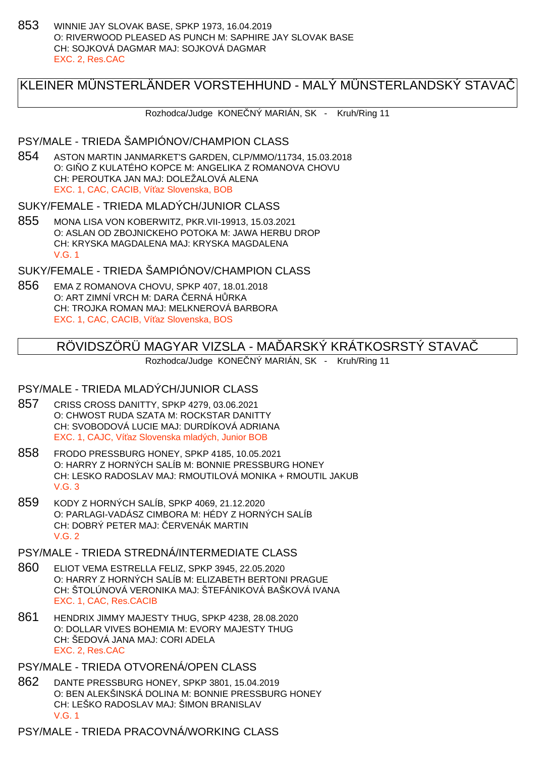853 WINNIE JAY SLOVAK BASE, SPKP 1973, 16.04.2019
O: RIVERWOOD PLEASED AS PUNCH M: SAPHIRE JAY SLOVAK BASE
CH: SOJKOVÁ DAGMAR MAJ: SOJKOVÁ DAGMAR
EXC. 2, Res.CAC

## KLEINER MÜNSTERLÄNDER VORSTEHHUND - MALÝ MÜNSTERLANDSKÝ STAVAČ

Rozhodca/Judge KONEČNÝ MARIÁN, SK - Kruh/Ring 11

### PSY/MALE - TRIEDA ŠAMPIÓNOV/CHAMPION CLASS

854 ASTON MARTIN JANMARKET'S GARDEN, CLP/MMO/11734, 15.03.2018
O: GIŇO Z KULATÉHO KOPCE M: ANGELIKA Z ROMANOVA CHOVU
CH: PEROUTKA JAN MAJ: DOLEŽALOVÁ ALENA
EXC. 1, CAC, CACIB, Víťaz Slovenska, BOB

### SUKY/FEMALE - TRIEDA MLADÝCH/JUNIOR CLASS

855 MONA LISA VON KOBERWITZ, PKR.VII-19913, 15.03.2021
O: ASLAN OD ZBOJNICKEHO POTOKA M: JAWA HERBU DROP
CH: KRYSKA MAGDALENA MAJ: KRYSKA MAGDALENA
V.G. 1

### SUKY/FEMALE - TRIEDA ŠAMPIÓNOV/CHAMPION CLASS

856 EMA Z ROMANOVA CHOVU, SPKP 407, 18.01.2018
O: ART ZIMNÍ VRCH M: DARA ČERNÁ HŮRKA
CH: TROJKA ROMAN MAJ: MELKNEROVÁ BARBORA
EXC. 1, CAC, CACIB, Víťaz Slovenska, BOS

## RÖVIDSZÖRÜ MAGYAR VIZSLA - MAĎARSKÝ KRÁTKOSRSTÝ STAVAČ

Rozhodca/Judge KONEČNÝ MARIÁN, SK - Kruh/Ring 11

### PSY/MALE - TRIEDA MLADÝCH/JUNIOR CLASS

857 CRISS CROSS DANITTY, SPKP 4279, 03.06.2021
O: CHWOST RUDA SZATA M: ROCKSTAR DANITTY
CH: SVOBODOVÁ LUCIE MAJ: DURDÍKOVÁ ADRIANA
EXC. 1, CAJC, Víťaz Slovenska mladých, Junior BOB

858 FRODO PRESSBURG HONEY, SPKP 4185, 10.05.2021
O: HARRY Z HORNÝCH SALÍB M: BONNIE PRESSBURG HONEY
CH: LESKO RADOSLAV MAJ: RMOUTILOVÁ MONIKA + RMOUTIL JAKUB
V.G. 3

859 KODY Z HORNÝCH SALÍB, SPKP 4069, 21.12.2020
O: PARLAGI-VADÁSZ CIMBORA M: HÉDY Z HORNÝCH SALÍB
CH: DOBRÝ PETER MAJ: ČERVENÁK MARTIN
V.G. 2

### PSY/MALE - TRIEDA STREDNÁ/INTERMEDIATE CLASS

860 ELIOT VEMA ESTRELLA FELIZ, SPKP 3945, 22.05.2020
O: HARRY Z HORNÝCH SALÍB M: ELIZABETH BERTONI PRAGUE
CH: ŠTOLÚNOVÁ VERONIKA MAJ: ŠTEFÁNIKOVÁ BAŠKOVÁ IVANA
EXC. 1, CAC, Res.CACIB

861 HENDRIX JIMMY MAJESTY THUG, SPKP 4238, 28.08.2020
O: DOLLAR VIVES BOHEMIA M: EVORY MAJESTY THUG
CH: ŠEDOVÁ JANA MAJ: CORI ADELA
EXC. 2, Res.CAC

### PSY/MALE - TRIEDA OTVORENÁ/OPEN CLASS

862 DANTE PRESSBURG HONEY, SPKP 3801, 15.04.2019
O: BEN ALEKŠINSKÁ DOLINA M: BONNIE PRESSBURG HONEY
CH: LEŠKO RADOSLAV MAJ: ŠIMON BRANISLAV
V.G. 1

### PSY/MALE - TRIEDA PRACOVNÁ/WORKING CLASS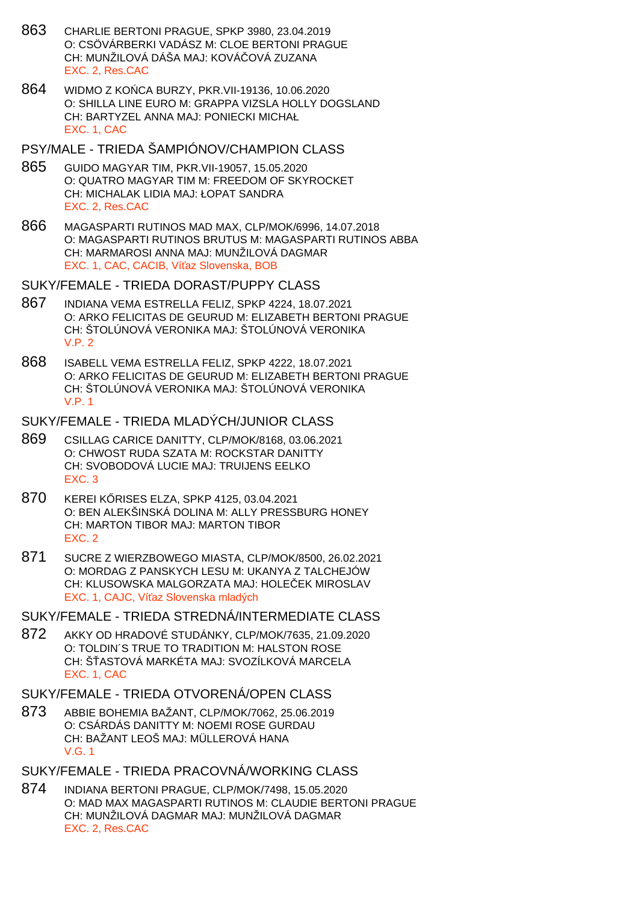863 CHARLIE BERTONI PRAGUE, SPKP 3980, 23.04.2019
O: CSÖVÁRBERKI VADÁSZ M: CLOE BERTONI PRAGUE
CH: MUNŽILOVÁ DÁŠA MAJ: KOVÁČOVÁ ZUZANA
EXC. 2, Res.CAC

864 WIDMO Z KOŃCA BURZY, PKR.VII-19136, 10.06.2020
O: SHILLA LINE EURO M: GRAPPA VIZSLA HOLLY DOGSLAND
CH: BARTYZEL ANNA MAJ: PONIECKI MICHAŁ
EXC. 1, CAC

## PSY/MALE - TRIEDA ŠAMPIÓNOV/CHAMPION CLASS

865 GUIDO MAGYAR TIM, PKR.VII-19057, 15.05.2020
O: QUATRO MAGYAR TIM M: FREEDOM OF SKYROCKET
CH: MICHALAK LIDIA MAJ: ŁOPAT SANDRA
EXC. 2, Res.CAC

866 MAGASPARTI RUTINOS MAD MAX, CLP/MOK/6996, 14.07.2018
O: MAGASPARTI RUTINOS BRUTUS M: MAGASPARTI RUTINOS ABBA
CH: MARMAROSI ANNA MAJ: MUNŽILOVÁ DAGMAR
EXC. 1, CAC, CACIB, Víťaz Slovenska, BOB

## SUKY/FEMALE - TRIEDA DORAST/PUPPY CLASS

867 INDIANA VEMA ESTRELLA FELIZ, SPKP 4224, 18.07.2021
O: ARKO FELICITAS DE GEURUD M: ELIZABETH BERTONI PRAGUE
CH: ŠTOLÚNOVÁ VERONIKA MAJ: ŠTOLÚNOVÁ VERONIKA
V.P. 2

868 ISABELL VEMA ESTRELLA FELIZ, SPKP 4222, 18.07.2021
O: ARKO FELICITAS DE GEURUD M: ELIZABETH BERTONI PRAGUE
CH: ŠTOLÚNOVÁ VERONIKA MAJ: ŠTOLÚNOVÁ VERONIKA
V.P. 1

## SUKY/FEMALE - TRIEDA MLADÝCH/JUNIOR CLASS

869 CSILLAG CARICE DANITTY, CLP/MOK/8168, 03.06.2021
O: CHWOST RUDA SZATA M: ROCKSTAR DANITTY
CH: SVOBODOVÁ LUCIE MAJ: TRUIJENS EELKO
EXC. 3

870 KEREI KŐRISES ELZA, SPKP 4125, 03.04.2021
O: BEN ALEKŠINSKÁ DOLINA M: ALLY PRESSBURG HONEY
CH: MARTON TIBOR MAJ: MARTON TIBOR
EXC. 2

871 SUCRE Z WIERZBOWEGO MIASTA, CLP/MOK/8500, 26.02.2021
O: MORDAG Z PANSKYCH LESU M: UKANYA Z TALCHEJÓW
CH: KLUSOWSKA MALGORZATA MAJ: HOLEČEK MIROSLAV
EXC. 1, CAJC, Víťaz Slovenska mladých

## SUKY/FEMALE - TRIEDA STREDNÁ/INTERMEDIATE CLASS

872 AKKY OD HRADOVÉ STUDÁNKY, CLP/MOK/7635, 21.09.2020
O: TOLDIN´S TRUE TO TRADITION M: HALSTON ROSE
CH: ŠŤASTOVÁ MARKÉTA MAJ: SVOZÍLKOVÁ MARCELA
EXC. 1, CAC

## SUKY/FEMALE - TRIEDA OTVORENÁ/OPEN CLASS

873 ABBIE BOHEMIA BAŽANT, CLP/MOK/7062, 25.06.2019
O: CSÁRDÁS DANITTY M: NOEMI ROSE GURDAU
CH: BAŽANT LEOŠ MAJ: MÜLLEROVÁ HANA
V.G. 1

## SUKY/FEMALE - TRIEDA PRACOVNÁ/WORKING CLASS

874 INDIANA BERTONI PRAGUE, CLP/MOK/7498, 15.05.2020
O: MAD MAX MAGASPARTI RUTINOS M: CLAUDIE BERTONI PRAGUE
CH: MUNŽILOVÁ DAGMAR MAJ: MUNŽILOVÁ DAGMAR
EXC. 2, Res.CAC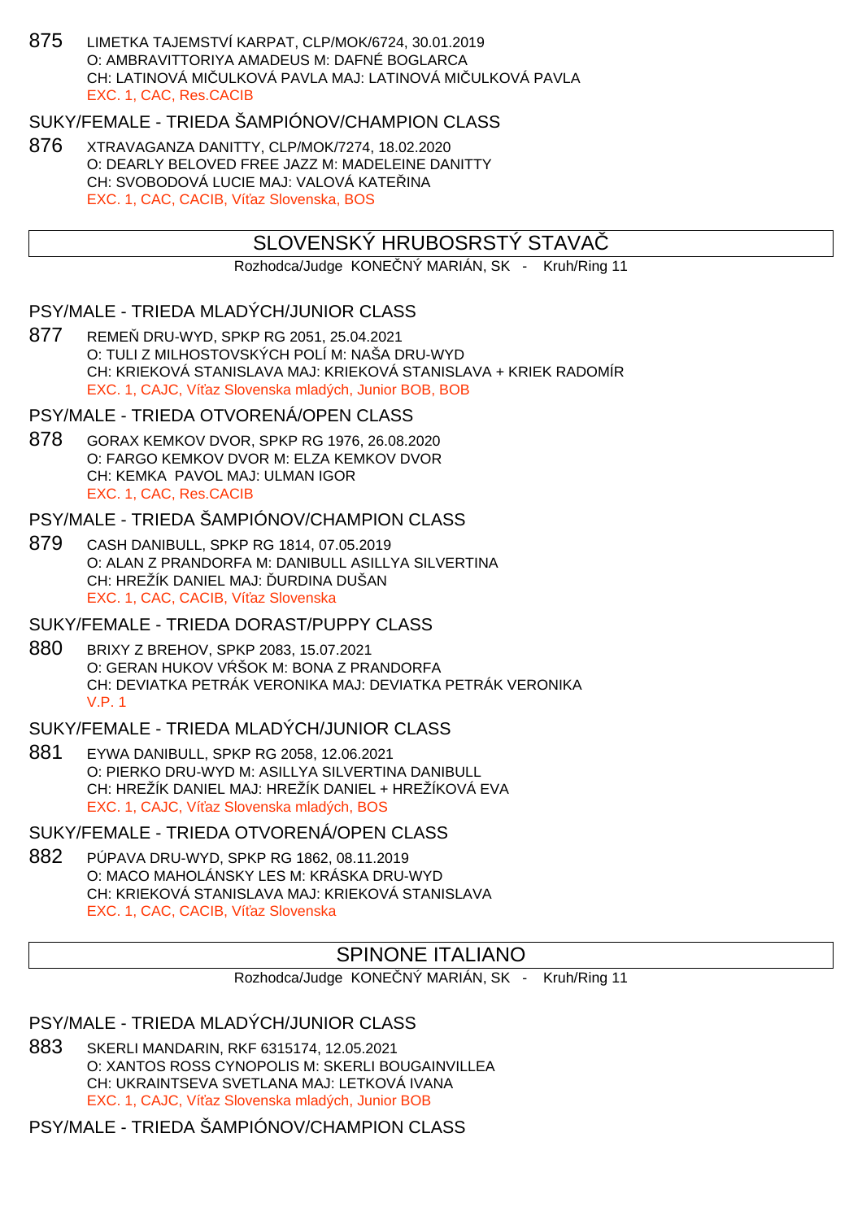875 LIMETKA TAJEMSTVÍ KARPAT, CLP/MOK/6724, 30.01.2019
O: AMBRAVITTORIYA AMADEUS M: DAFNÉ BOGLARCA
CH: LATINOVÁ MIČULKOVÁ PAVLA MAJ: LATINOVÁ MIČULKOVÁ PAVLA
EXC. 1, CAC, Res.CACIB

### SUKY/FEMALE - TRIEDA ŠAMPIÓNOV/CHAMPION CLASS

876 XTRAVAGANZA DANITTY, CLP/MOK/7274, 18.02.2020
O: DEARLY BELOVED FREE JAZZ M: MADELEINE DANITTY
CH: SVOBODOVÁ LUCIE MAJ: VALOVÁ KATEŘINA
EXC. 1, CAC, CACIB, Víťaz Slovenska, BOS

## SLOVENSKÝ HRUBOSRSTÝ STAVAČ

Rozhodca/Judge KONEČNÝ MARIÁN, SK - Kruh/Ring 11

### PSY/MALE - TRIEDA MLADÝCH/JUNIOR CLASS

877 REMEŇ DRU-WYD, SPKP RG 2051, 25.04.2021
O: TULI Z MILHOSTOVSKÝCH POLÍ M: NAŠA DRU-WYD
CH: KRIEKOVÁ STANISLAVA MAJ: KRIEKOVÁ STANISLAVA + KRIEK RADOMÍR
EXC. 1, CAJC, Víťaz Slovenska mladých, Junior BOB, BOB

### PSY/MALE - TRIEDA OTVORENÁ/OPEN CLASS

878 GORAX KEMKOV DVOR, SPKP RG 1976, 26.08.2020
O: FARGO KEMKOV DVOR M: ELZA KEMKOV DVOR
CH: KEMKA PAVOL MAJ: ULMAN IGOR
EXC. 1, CAC, Res.CACIB

### PSY/MALE - TRIEDA ŠAMPIÓNOV/CHAMPION CLASS

879 CASH DANIBULL, SPKP RG 1814, 07.05.2019
O: ALAN Z PRANDORFA M: DANIBULL ASILLYA SILVERTINA
CH: HREŽÍK DANIEL MAJ: ĎURDINA DUŠAN
EXC. 1, CAC, CACIB, Víťaz Slovenska

### SUKY/FEMALE - TRIEDA DORAST/PUPPY CLASS

880 BRIXY Z BREHOV, SPKP 2083, 15.07.2021
O: GERAN HUKOV VŔŠOK M: BONA Z PRANDORFA
CH: DEVIATKA PETRÁK VERONIKA MAJ: DEVIATKA PETRÁK VERONIKA
V.P. 1

### SUKY/FEMALE - TRIEDA MLADÝCH/JUNIOR CLASS

881 EYWA DANIBULL, SPKP RG 2058, 12.06.2021
O: PIERKO DRU-WYD M: ASILLYA SILVERTINA DANIBULL
CH: HREŽÍK DANIEL MAJ: HREŽÍK DANIEL + HREŽÍKOVÁ EVA
EXC. 1, CAJC, Víťaz Slovenska mladých, BOS

### SUKY/FEMALE - TRIEDA OTVORENÁ/OPEN CLASS

882 PÚPAVA DRU-WYD, SPKP RG 1862, 08.11.2019
O: MACO MAHOLÁNSKY LES M: KRÁSKA DRU-WYD
CH: KRIEKOVÁ STANISLAVA MAJ: KRIEKOVÁ STANISLAVA
EXC. 1, CAC, CACIB, Víťaz Slovenska

## SPINONE ITALIANO

Rozhodca/Judge KONEČNÝ MARIÁN, SK - Kruh/Ring 11

### PSY/MALE - TRIEDA MLADÝCH/JUNIOR CLASS

883 SKERLI MANDARIN, RKF 6315174, 12.05.2021
O: XANTOS ROSS CYNOPOLIS M: SKERLI BOUGAINVILLEA
CH: UKRAINTSEVA SVETLANA MAJ: LETKOVÁ IVANA
EXC. 1, CAJC, Víťaz Slovenska mladých, Junior BOB

### PSY/MALE - TRIEDA ŠAMPIÓNOV/CHAMPION CLASS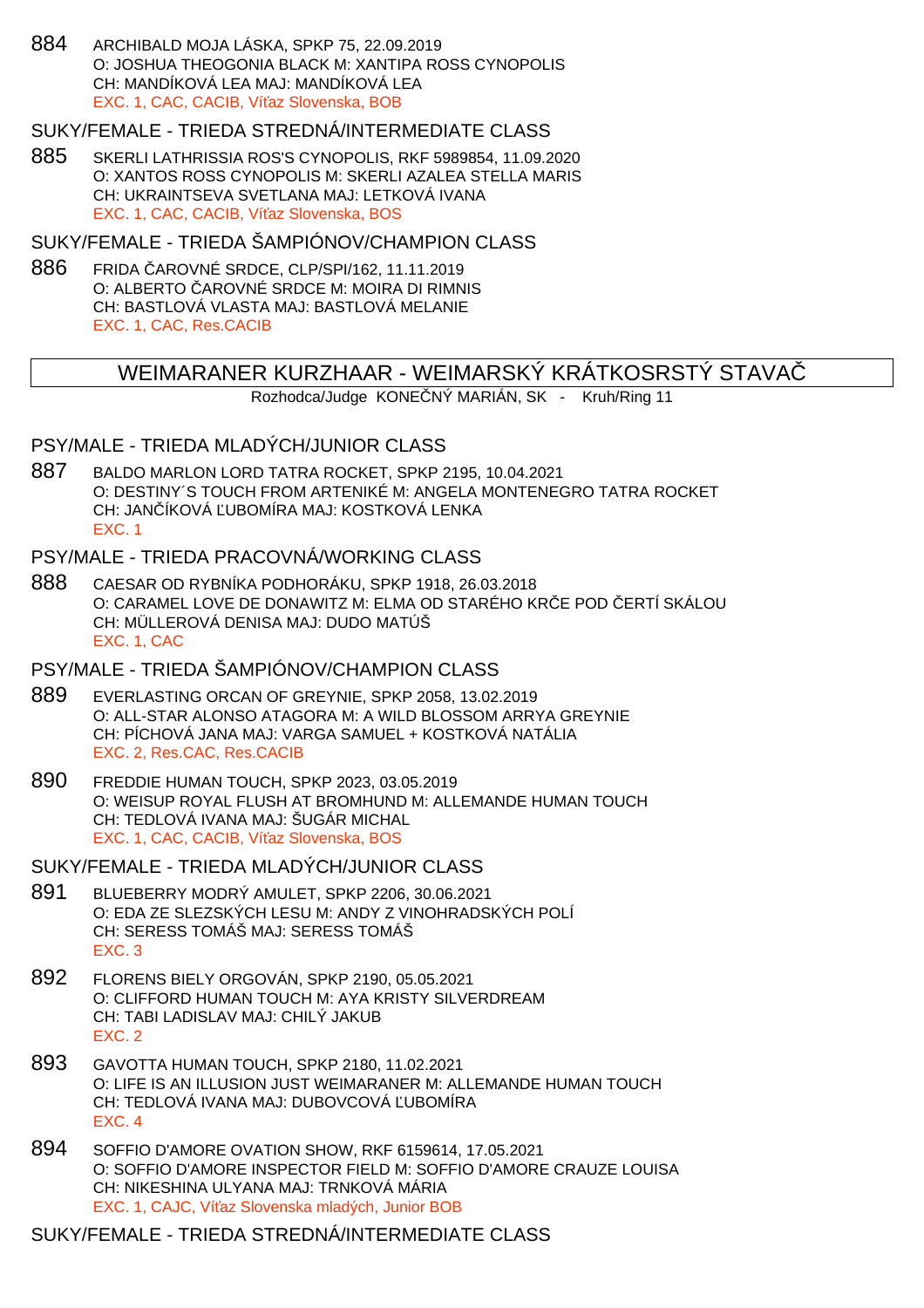884 ARCHIBALD MOJA LÁSKA, SPKP 75, 22.09.2019
O: JOSHUA THEOGONIA BLACK M: XANTIPA ROSS CYNOPOLIS
CH: MANDÍKOVÁ LEA MAJ: MANDÍKOVÁ LEA
EXC. 1, CAC, CACIB, Víťaz Slovenska, BOB

## SUKY/FEMALE - TRIEDA STREDNÁ/INTERMEDIATE CLASS

885 SKERLI LATHRISSIA ROS'S CYNOPOLIS, RKF 5989854, 11.09.2020
O: XANTOS ROSS CYNOPOLIS M: SKERLI AZALEA STELLA MARIS
CH: UKRAINTSEVA SVETLANA MAJ: LETKOVÁ IVANA
EXC. 1, CAC, CACIB, Víťaz Slovenska, BOS

## SUKY/FEMALE - TRIEDA ŠAMPIÓNOV/CHAMPION CLASS

886 FRIDA ČAROVNÉ SRDCE, CLP/SPI/162, 11.11.2019
O: ALBERTO ČAROVNÉ SRDCE M: MOIRA DI RIMNIS
CH: BASTLOVÁ VLASTA MAJ: BASTLOVÁ MELANIE
EXC. 1, CAC, Res.CACIB

# WEIMARANER KURZHAAR - WEIMARSKÝ KRÁTKOSRSTÝ STAVAČ

Rozhodca/Judge KONEČNÝ MARIÁN, SK - Kruh/Ring 11

## PSY/MALE - TRIEDA MLADÝCH/JUNIOR CLASS

887 BALDO MARLON LORD TATRA ROCKET, SPKP 2195, 10.04.2021
O: DESTINY´S TOUCH FROM ARTENIKÉ M: ANGELA MONTENEGRO TATRA ROCKET
CH: JANČÍKOVÁ ĽUBOMÍRA MAJ: KOSTKOVÁ LENKA
EXC. 1

## PSY/MALE - TRIEDA PRACOVNÁ/WORKING CLASS

888 CAESAR OD RYBNÍKA PODHORÁKU, SPKP 1918, 26.03.2018
O: CARAMEL LOVE DE DONAWITZ M: ELMA OD STARÉHO KRČE POD ČERTÍ SKÁLOU
CH: MÜLLEROVÁ DENISA MAJ: DUDO MATÚŠ
EXC. 1, CAC

## PSY/MALE - TRIEDA ŠAMPIÓNOV/CHAMPION CLASS

889 EVERLASTING ORCAN OF GREYNIE, SPKP 2058, 13.02.2019
O: ALL-STAR ALONSO ATAGORA M: A WILD BLOSSOM ARRYA GREYNIE
CH: PÍCHOVÁ JANA MAJ: VARGA SAMUEL + KOSTKOVÁ NATÁLIA
EXC. 2, Res.CAC, Res.CACIB

890 FREDDIE HUMAN TOUCH, SPKP 2023, 03.05.2019
O: WEISUP ROYAL FLUSH AT BROMHUND M: ALLEMANDE HUMAN TOUCH
CH: TEDLOVÁ IVANA MAJ: ŠUGÁR MICHAL
EXC. 1, CAC, CACIB, Víťaz Slovenska, BOS

## SUKY/FEMALE - TRIEDA MLADÝCH/JUNIOR CLASS

891 BLUEBERRY MODRÝ AMULET, SPKP 2206, 30.06.2021
O: EDA ZE SLEZSKÝCH LESU M: ANDY Z VINOHRADSKÝCH POLÍ
CH: SERESS TOMÁŠ MAJ: SERESS TOMÁŠ
EXC. 3

892 FLORENS BIELY ORGOVÁN, SPKP 2190, 05.05.2021
O: CLIFFORD HUMAN TOUCH M: AYA KRISTY SILVERDREAM
CH: TABI LADISLAV MAJ: CHILÝ JAKUB
EXC. 2

893 GAVOTTA HUMAN TOUCH, SPKP 2180, 11.02.2021
O: LIFE IS AN ILLUSION JUST WEIMARANER M: ALLEMANDE HUMAN TOUCH
CH: TEDLOVÁ IVANA MAJ: DUBOVCOVÁ ĽUBOMÍRA
EXC. 4

894 SOFFIO D'AMORE OVATION SHOW, RKF 6159614, 17.05.2021
O: SOFFIO D'AMORE INSPECTOR FIELD M: SOFFIO D'AMORE CRAUZE LOUISA
CH: NIKESHINA ULYANA MAJ: TRNKOVÁ MÁRIA
EXC. 1, CAJC, Víťaz Slovenska mladých, Junior BOB

## SUKY/FEMALE - TRIEDA STREDNÁ/INTERMEDIATE CLASS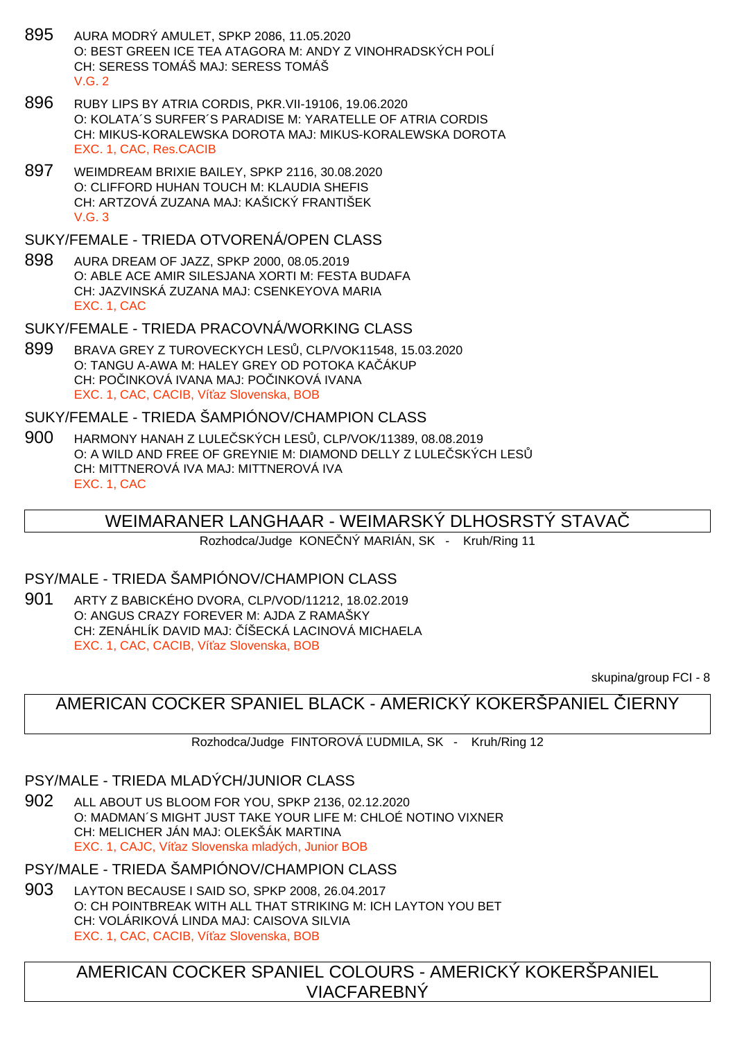895 AURA MODRÝ AMULET, SPKP 2086, 11.05.2020
O: BEST GREEN ICE TEA ATAGORA M: ANDY Z VINOHRADSKÝCH POLÍ
CH: SERESS TOMÁŠ MAJ: SERESS TOMÁŠ
V.G. 2

896 RUBY LIPS BY ATRIA CORDIS, PKR.VII-19106, 19.06.2020
O: KOLATA´S SURFER´S PARADISE M: YARATELLE OF ATRIA CORDIS
CH: MIKUS-KORALEWSKA DOROTA MAJ: MIKUS-KORALEWSKA DOROTA
EXC. 1, CAC, Res.CACIB

897 WEIMDREAM BRIXIE BAILEY, SPKP 2116, 30.08.2020
O: CLIFFORD HUHAN TOUCH M: KLAUDIA SHEFIS
CH: ARTZOVÁ ZUZANA MAJ: KAŠICKÝ FRANTIŠEK
V.G. 3

### SUKY/FEMALE - TRIEDA OTVORENÁ/OPEN CLASS

898 AURA DREAM OF JAZZ, SPKP 2000, 08.05.2019
O: ABLE ACE AMIR SILESJANA XORTI M: FESTA BUDAFA
CH: JAZVINSKÁ ZUZANA MAJ: CSENKEYOVA MARIA
EXC. 1, CAC

### SUKY/FEMALE - TRIEDA PRACOVNÁ/WORKING CLASS

899 BRAVA GREY Z TUROVECKYCH LESŮ, CLP/VOK11548, 15.03.2020
O: TANGU A-AWA M: HALEY GREY OD POTOKA KAČÁKUP
CH: POČINKOVÁ IVANA MAJ: POČINKOVÁ IVANA
EXC. 1, CAC, CACIB, Víťaz Slovenska, BOB

### SUKY/FEMALE - TRIEDA ŠAMPIÓNOV/CHAMPION CLASS

900 HARMONY HANAH Z LULEČSKÝCH LESŮ, CLP/VOK/11389, 08.08.2019
O: A WILD AND FREE OF GREYNIE M: DIAMOND DELLY Z LULEČSKÝCH LESŮ
CH: MITTNEROVÁ IVA MAJ: MITTNEROVÁ IVA
EXC. 1, CAC

## WEIMARANER LANGHAAR - WEIMARSKÝ DLHOSRSTÝ STAVAČ

Rozhodca/Judge KONEČNÝ MARIÁN, SK - Kruh/Ring 11

### PSY/MALE - TRIEDA ŠAMPIÓNOV/CHAMPION CLASS

901 ARTY Z BABICKÉHO DVORA, CLP/VOD/11212, 18.02.2019
O: ANGUS CRAZY FOREVER M: AJDA Z RAMAŠKY
CH: ZENÁHLÍK DAVID MAJ: ČÍŠECKÁ LACINOVÁ MICHAELA
EXC. 1, CAC, CACIB, Víťaz Slovenska, BOB

skupina/group FCI - 8

## AMERICAN COCKER SPANIEL BLACK - AMERICKÝ KOKERŠPANIEL ČIERNY

Rozhodca/Judge FINTOROVÁ ĽUDMILA, SK - Kruh/Ring 12

### PSY/MALE - TRIEDA MLADÝCH/JUNIOR CLASS

902 ALL ABOUT US BLOOM FOR YOU, SPKP 2136, 02.12.2020
O: MADMAN´S MIGHT JUST TAKE YOUR LIFE M: CHLOÉ NOTINO VIXNER
CH: MELICHER JÁN MAJ: OLEKŠÁK MARTINA
EXC. 1, CAJC, Víťaz Slovenska mladých, Junior BOB

### PSY/MALE - TRIEDA ŠAMPIÓNOV/CHAMPION CLASS

903 LAYTON BECAUSE I SAID SO, SPKP 2008, 26.04.2017
O: CH POINTBREAK WITH ALL THAT STRIKING M: ICH LAYTON YOU BET
CH: VOLÁRIKOVÁ LINDA MAJ: CAISOVA SILVIA
EXC. 1, CAC, CACIB, Víťaz Slovenska, BOB

## AMERICAN COCKER SPANIEL COLOURS - AMERICKÝ KOKERŠPANIEL VIACFAREBNÝ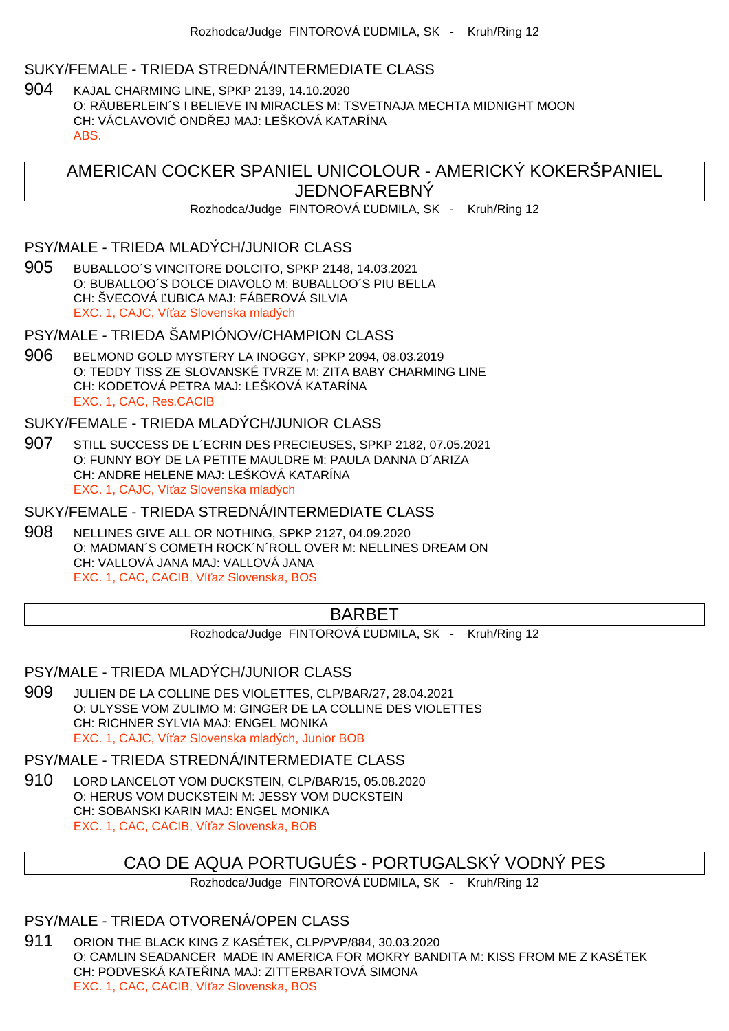SUKY/FEMALE - TRIEDA STREDNÁ/INTERMEDIATE CLASS

904 KAJAL CHARMING LINE, SPKP 2139, 14.10.2020
O: RÄUBERLEIN´S I BELIEVE IN MIRACLES M: TSVETNAJA MECHTA MIDNIGHT MOON
CH: VÁCLAVOVIČ ONDŘEJ MAJ: LEŠKOVÁ KATARÍNA
ABS.

## AMERICAN COCKER SPANIEL UNICOLOUR - AMERICKÝ KOKERŠPANIEL JEDNOFAREBNÝ

Rozhodca/Judge FINTOROVÁ ĽUDMILA, SK - Kruh/Ring 12

PSY/MALE - TRIEDA MLADÝCH/JUNIOR CLASS

905 BUBALLOO´S VINCITORE DOLCITO, SPKP 2148, 14.03.2021
O: BUBALLOO´S DOLCE DIAVOLO M: BUBALLOO´S PIU BELLA
CH: ŠVECOVÁ ĽUBICA MAJ: FÁBEROVÁ SILVIA
EXC. 1, CAJC, Víťaz Slovenska mladých

PSY/MALE - TRIEDA ŠAMPIÓNOV/CHAMPION CLASS

906 BELMOND GOLD MYSTERY LA INOGGY, SPKP 2094, 08.03.2019
O: TEDDY TISS ZE SLOVANSKÉ TVRZE M: ZITA BABY CHARMING LINE
CH: KODETOVÁ PETRA MAJ: LEŠKOVÁ KATARÍNA
EXC. 1, CAC, Res.CACIB

SUKY/FEMALE - TRIEDA MLADÝCH/JUNIOR CLASS

907 STILL SUCCESS DE L´ECRIN DES PRECIEUSES, SPKP 2182, 07.05.2021
O: FUNNY BOY DE LA PETITE MAULDRE M: PAULA DANNA D´ARIZA
CH: ANDRE HELENE MAJ: LEŠKOVÁ KATARÍNA
EXC. 1, CAJC, Víťaz Slovenska mladých

SUKY/FEMALE - TRIEDA STREDNÁ/INTERMEDIATE CLASS

908 NELLINES GIVE ALL OR NOTHING, SPKP 2127, 04.09.2020
O: MADMAN´S COMETH ROCK´N´ROLL OVER M: NELLINES DREAM ON
CH: VALLOVÁ JANA MAJ: VALLOVÁ JANA
EXC. 1, CAC, CACIB, Víťaz Slovenska, BOS

## BARBET

Rozhodca/Judge FINTOROVÁ ĽUDMILA, SK - Kruh/Ring 12

PSY/MALE - TRIEDA MLADÝCH/JUNIOR CLASS

909 JULIEN DE LA COLLINE DES VIOLETTES, CLP/BAR/27, 28.04.2021
O: ULYSSE VOM ZULIMO M: GINGER DE LA COLLINE DES VIOLETTES
CH: RICHNER SYLVIA MAJ: ENGEL MONIKA
EXC. 1, CAJC, Víťaz Slovenska mladých, Junior BOB

PSY/MALE - TRIEDA STREDNÁ/INTERMEDIATE CLASS

910 LORD LANCELOT VOM DUCKSTEIN, CLP/BAR/15, 05.08.2020
O: HERUS VOM DUCKSTEIN M: JESSY VOM DUCKSTEIN
CH: SOBANSKI KARIN MAJ: ENGEL MONIKA
EXC. 1, CAC, CACIB, Víťaz Slovenska, BOB

## CAO DE AQUA PORTUGUÉS - PORTUGALSKÝ VODNÝ PES

Rozhodca/Judge FINTOROVÁ ĽUDMILA, SK - Kruh/Ring 12

PSY/MALE - TRIEDA OTVORENÁ/OPEN CLASS

911 ORION THE BLACK KING Z KASÉTEK, CLP/PVP/884, 30.03.2020
O: CAMLIN SEADANCER MADE IN AMERICA FOR MOKRY BANDITA M: KISS FROM ME Z KASÉTEK
CH: PODVESKÁ KATEŘINA MAJ: ZITTERBARTOVÁ SIMONA
EXC. 1, CAC, CACIB, Víťaz Slovenska, BOS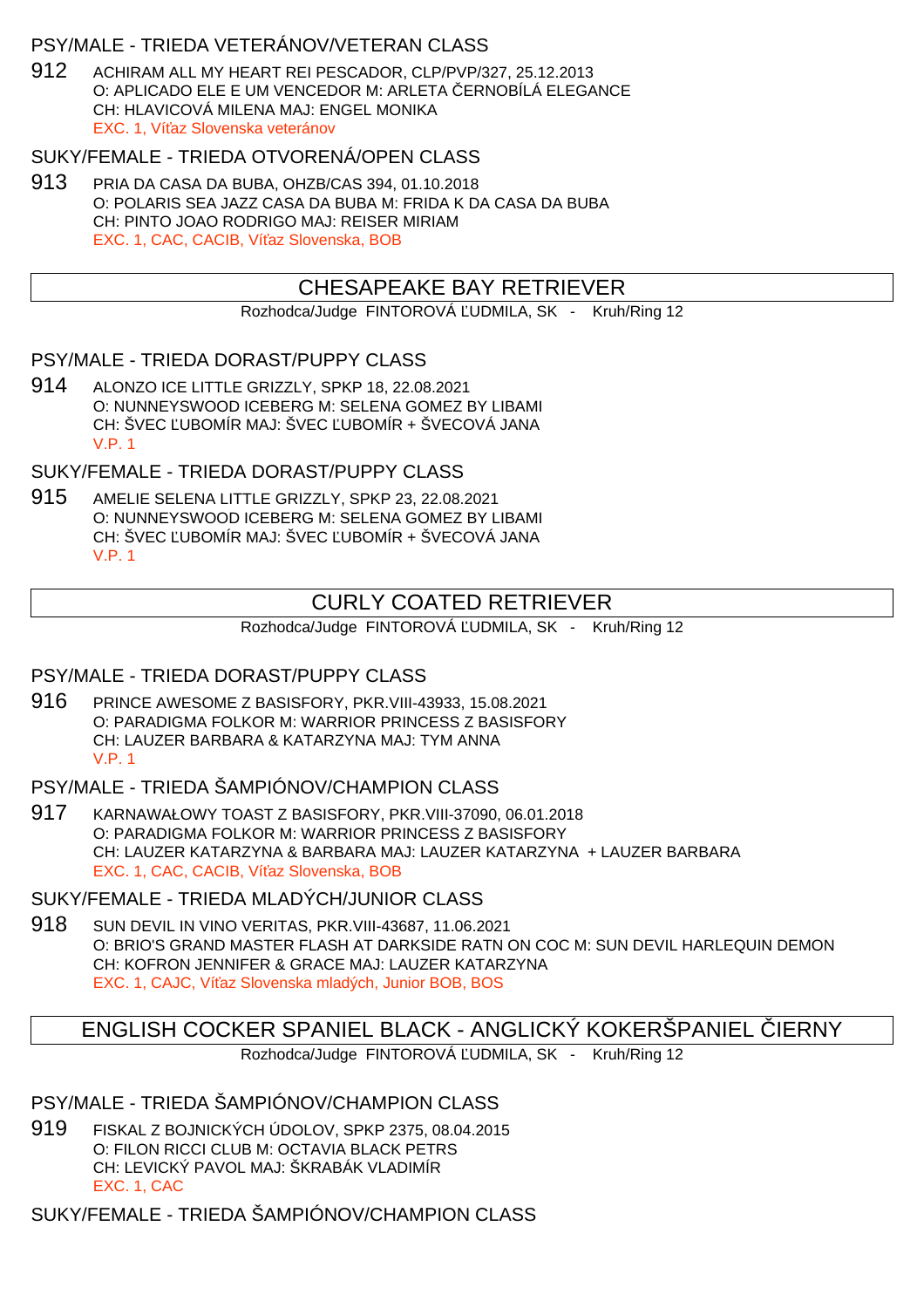### PSY/MALE - TRIEDA VETERÁNOV/VETERAN CLASS

912 ACHIRAM ALL MY HEART REI PESCADOR, CLP/PVP/327, 25.12.2013
O: APLICADO ELE E UM VENCEDOR M: ARLETA ČERNOBÍLÁ ELEGANCE
CH: HLAVICOVÁ MILENA MAJ: ENGEL MONIKA
EXC. 1, Víťaz Slovenska veteránov

### SUKY/FEMALE - TRIEDA OTVORENÁ/OPEN CLASS

913 PRIA DA CASA DA BUBA, OHZB/CAS 394, 01.10.2018
O: POLARIS SEA JAZZ CASA DA BUBA M: FRIDA K DA CASA DA BUBA
CH: PINTO JOAO RODRIGO MAJ: REISER MIRIAM
EXC. 1, CAC, CACIB, Víťaz Slovenska, BOB

## CHESAPEAKE BAY RETRIEVER

Rozhodca/Judge FINTOROVÁ ĽUDMILA, SK - Kruh/Ring 12

### PSY/MALE - TRIEDA DORAST/PUPPY CLASS

914 ALONZO ICE LITTLE GRIZZLY, SPKP 18, 22.08.2021
O: NUNNEYSWOOD ICEBERG M: SELENA GOMEZ BY LIBAMI
CH: ŠVEC ĽUBOMÍR MAJ: ŠVEC ĽUBOMÍR + ŠVECOVÁ JANA
V.P. 1

### SUKY/FEMALE - TRIEDA DORAST/PUPPY CLASS

915 AMELIE SELENA LITTLE GRIZZLY, SPKP 23, 22.08.2021
O: NUNNEYSWOOD ICEBERG M: SELENA GOMEZ BY LIBAMI
CH: ŠVEC ĽUBOMÍR MAJ: ŠVEC ĽUBOMÍR + ŠVECOVÁ JANA
V.P. 1

## CURLY COATED RETRIEVER

Rozhodca/Judge FINTOROVÁ ĽUDMILA, SK - Kruh/Ring 12

### PSY/MALE - TRIEDA DORAST/PUPPY CLASS

916 PRINCE AWESOME Z BASISFORY, PKR.VIII-43933, 15.08.2021
O: PARADIGMA FOLKOR M: WARRIOR PRINCESS Z BASISFORY
CH: LAUZER BARBARA & KATARZYNA MAJ: TYM ANNA
V.P. 1

### PSY/MALE - TRIEDA ŠAMPIÓNOV/CHAMPION CLASS

917 KARNAWAŁOWY TOAST Z BASISFORY, PKR.VIII-37090, 06.01.2018
O: PARADIGMA FOLKOR M: WARRIOR PRINCESS Z BASISFORY
CH: LAUZER KATARZYNA & BARBARA MAJ: LAUZER KATARZYNA + LAUZER BARBARA
EXC. 1, CAC, CACIB, Víťaz Slovenska, BOB

### SUKY/FEMALE - TRIEDA MLADÝCH/JUNIOR CLASS

918 SUN DEVIL IN VINO VERITAS, PKR.VIII-43687, 11.06.2021
O: BRIO'S GRAND MASTER FLASH AT DARKSIDE RATN ON COC M: SUN DEVIL HARLEQUIN DEMON
CH: KOFRON JENNIFER & GRACE MAJ: LAUZER KATARZYNA
EXC. 1, CAJC, Víťaz Slovenska mladých, Junior BOB, BOS

## ENGLISH COCKER SPANIEL BLACK - ANGLICKÝ KOKERŠPANIEL ČIERNY

Rozhodca/Judge FINTOROVÁ ĽUDMILA, SK - Kruh/Ring 12

### PSY/MALE - TRIEDA ŠAMPIÓNOV/CHAMPION CLASS

919 FISKAL Z BOJNICKÝCH ÚDOLOV, SPKP 2375, 08.04.2015
O: FILON RICCI CLUB M: OCTAVIA BLACK PETRS
CH: LEVICKÝ PAVOL MAJ: ŠKRABÁK VLADIMÍR
EXC. 1, CAC

### SUKY/FEMALE - TRIEDA ŠAMPIÓNOV/CHAMPION CLASS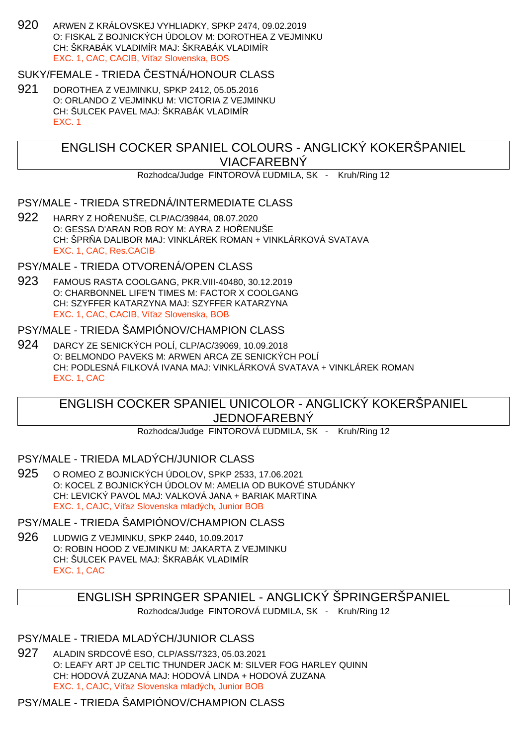920 ARWEN Z KRÁLOVSKEJ VYHLIADKY, SPKP 2474, 09.02.2019
O: FISKAL Z BOJNICKÝCH ÚDOLOV M: DOROTHEA Z VEJMINKU
CH: ŠKRABÁK VLADIMÍR MAJ: ŠKRABÁK VLADIMÍR
EXC. 1, CAC, CACIB, Víťaz Slovenska, BOS

### SUKY/FEMALE - TRIEDA ČESTNÁ/HONOUR CLASS

921 DOROTHEA Z VEJMINKU, SPKP 2412, 05.05.2016
O: ORLANDO Z VEJMINKU M: VICTORIA Z VEJMINKU
CH: ŠULCEK PAVEL MAJ: ŠKRABÁK VLADIMÍR
EXC. 1

## ENGLISH COCKER SPANIEL COLOURS - ANGLICKÝ KOKERŠPANIEL VIACFAREBNÝ

Rozhodca/Judge FINTOROVÁ ĽUDMILA, SK - Kruh/Ring 12

### PSY/MALE - TRIEDA STREDNÁ/INTERMEDIATE CLASS

922 HARRY Z HOŘENUŠE, CLP/AC/39844, 08.07.2020
O: GESSA D'ARAN ROB ROY M: AYRA Z HOŘENUŠE
CH: ŠPRŇA DALIBOR MAJ: VINKLÁREK ROMAN + VINKLÁRKOVÁ SVATAVA
EXC. 1, CAC, Res.CACIB

### PSY/MALE - TRIEDA OTVORENÁ/OPEN CLASS

923 FAMOUS RASTA COOLGANG, PKR.VIII-40480, 30.12.2019
O: CHARBONNEL LIFE'N TIMES M: FACTOR X COOLGANG
CH: SZYFFER KATARZYNA MAJ: SZYFFER KATARZYNA
EXC. 1, CAC, CACIB, Víťaz Slovenska, BOB

### PSY/MALE - TRIEDA ŠAMPIÓNOV/CHAMPION CLASS

924 DARCY ZE SENICKÝCH POLÍ, CLP/AC/39069, 10.09.2018
O: BELMONDO PAVEKS M: ARWEN ARCA ZE SENICKÝCH POLÍ
CH: PODLESNÁ FILKOVÁ IVANA MAJ: VINKLÁRKOVÁ SVATAVA + VINKLÁREK ROMAN
EXC. 1, CAC

## ENGLISH COCKER SPANIEL UNICOLOR - ANGLICKÝ KOKERŠPANIEL JEDNOFAREBNÝ

Rozhodca/Judge FINTOROVÁ ĽUDMILA, SK - Kruh/Ring 12

### PSY/MALE - TRIEDA MLADÝCH/JUNIOR CLASS

925 O ROMEO Z BOJNICKÝCH ÚDOLOV, SPKP 2533, 17.06.2021
O: KOCEL Z BOJNICKÝCH ÚDOLOV M: AMELIA OD BUKOVÉ STUDÁNKY
CH: LEVICKÝ PAVOL MAJ: VALKOVÁ JANA + BARIAK MARTINA
EXC. 1, CAJC, Víťaz Slovenska mladých, Junior BOB

### PSY/MALE - TRIEDA ŠAMPIÓNOV/CHAMPION CLASS

926 LUDWIG Z VEJMINKU, SPKP 2440, 10.09.2017
O: ROBIN HOOD Z VEJMINKU M: JAKARTA Z VEJMINKU
CH: ŠULCEK PAVEL MAJ: ŠKRABÁK VLADIMÍR
EXC. 1, CAC

## ENGLISH SPRINGER SPANIEL - ANGLICKÝ ŠPRINGERŠPANIEL

Rozhodca/Judge FINTOROVÁ ĽUDMILA, SK - Kruh/Ring 12

### PSY/MALE - TRIEDA MLADÝCH/JUNIOR CLASS

927 ALADIN SRDCOVÉ ESO, CLP/ASS/7323, 05.03.2021
O: LEAFY ART JP CELTIC THUNDER JACK M: SILVER FOG HARLEY QUINN
CH: HODOVÁ ZUZANA MAJ: HODOVÁ LINDA + HODOVÁ ZUZANA
EXC. 1, CAJC, Víťaz Slovenska mladých, Junior BOB

### PSY/MALE - TRIEDA ŠAMPIÓNOV/CHAMPION CLASS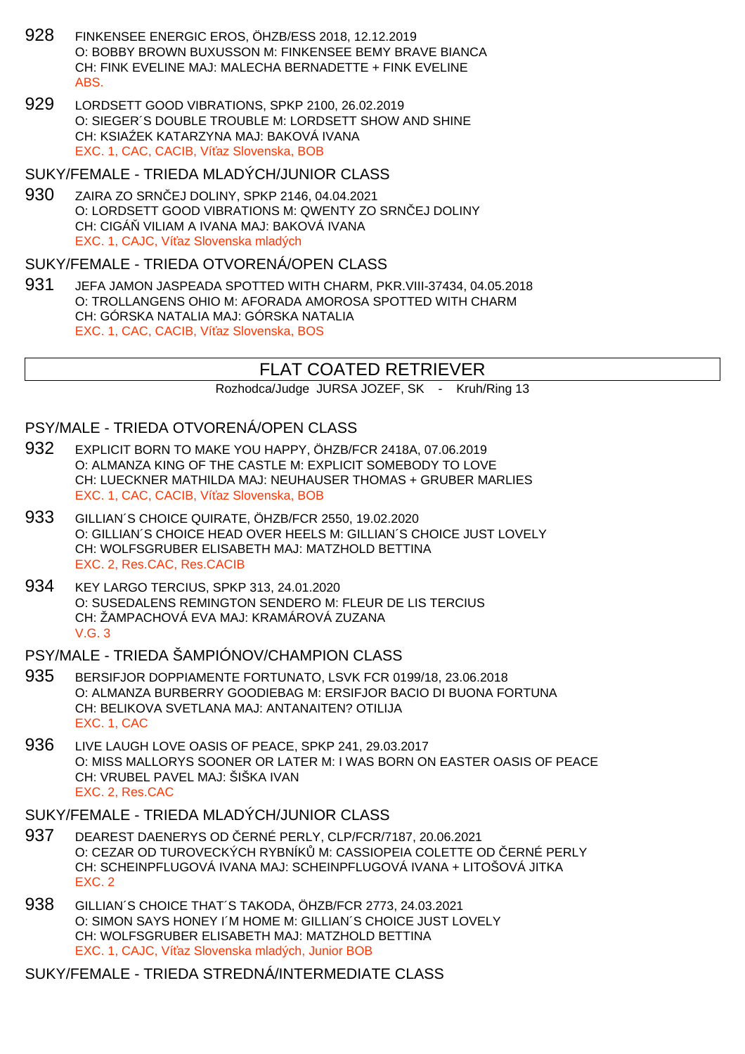928 FINKENSEE ENERGIC EROS, ÖHZB/ESS 2018, 12.12.2019
O: BOBBY BROWN BUXUSSON M: FINKENSEE BEMY BRAVE BIANCA
CH: FINK EVELINE MAJ: MALECHA BERNADETTE + FINK EVELINE
ABS.

929 LORDSETT GOOD VIBRATIONS, SPKP 2100, 26.02.2019
O: SIEGER´S DOUBLE TROUBLE M: LORDSETT SHOW AND SHINE
CH: KSIAŹEK KATARZYNA MAJ: BAKOVÁ IVANA
EXC. 1, CAC, CACIB, Víťaz Slovenska, BOB

## SUKY/FEMALE - TRIEDA MLADÝCH/JUNIOR CLASS

930 ZAIRA ZO SRNČEJ DOLINY, SPKP 2146, 04.04.2021
O: LORDSETT GOOD VIBRATIONS M: QWENTY ZO SRNČEJ DOLINY
CH: CIGÁŇ VILIAM A IVANA MAJ: BAKOVÁ IVANA
EXC. 1, CAJC, Víťaz Slovenska mladých

## SUKY/FEMALE - TRIEDA OTVORENÁ/OPEN CLASS

931 JEFA JAMON JASPEADA SPOTTED WITH CHARM, PKR.VIII-37434, 04.05.2018
O: TROLLANGENS OHIO M: AFORADA AMOROSA SPOTTED WITH CHARM
CH: GÓRSKA NATALIA MAJ: GÓRSKA NATALIA
EXC. 1, CAC, CACIB, Víťaz Slovenska, BOS

# FLAT COATED RETRIEVER

Rozhodca/Judge JURSA JOZEF, SK - Kruh/Ring 13

## PSY/MALE - TRIEDA OTVORENÁ/OPEN CLASS

932 EXPLICIT BORN TO MAKE YOU HAPPY, ÖHZB/FCR 2418A, 07.06.2019
O: ALMANZA KING OF THE CASTLE M: EXPLICIT SOMEBODY TO LOVE
CH: LUECKNER MATHILDA MAJ: NEUHAUSER THOMAS + GRUBER MARLIES
EXC. 1, CAC, CACIB, Víťaz Slovenska, BOB

933 GILLIAN´S CHOICE QUIRATE, ÖHZB/FCR 2550, 19.02.2020
O: GILLIAN´S CHOICE HEAD OVER HEELS M: GILLIAN´S CHOICE JUST LOVELY
CH: WOLFSGRUBER ELISABETH MAJ: MATZHOLD BETTINA
EXC. 2, Res.CAC, Res.CACIB

934 KEY LARGO TERCIUS, SPKP 313, 24.01.2020
O: SUSEDALENS REMINGTON SENDERO M: FLEUR DE LIS TERCIUS
CH: ŽAMPACHOVÁ EVA MAJ: KRAMÁROVÁ ZUZANA
V.G. 3

## PSY/MALE - TRIEDA ŠAMPIÓNOV/CHAMPION CLASS

935 BERSIFJOR DOPPIAMENTE FORTUNATO, LSVK FCR 0199/18, 23.06.2018
O: ALMANZA BURBERRY GOODIEBAG M: ERSIFJOR BACIO DI BUONA FORTUNA
CH: BELIKOVA SVETLANA MAJ: ANTANAITEN? OTILIJA
EXC. 1, CAC

936 LIVE LAUGH LOVE OASIS OF PEACE, SPKP 241, 29.03.2017
O: MISS MALLORYS SOONER OR LATER M: I WAS BORN ON EASTER OASIS OF PEACE
CH: VRUBEL PAVEL MAJ: ŠIŠKA IVAN
EXC. 2, Res.CAC

## SUKY/FEMALE - TRIEDA MLADÝCH/JUNIOR CLASS

937 DEAREST DAENERYS OD ČERNÉ PERLY, CLP/FCR/7187, 20.06.2021
O: CEZAR OD TUROVECKÝCH RYBNÍKŮ M: CASSIOPEIA COLETTE OD ČERNÉ PERLY
CH: SCHEINPFLUGOVÁ IVANA MAJ: SCHEINPFLUGOVÁ IVANA + LITOŠOVÁ JITKA
EXC. 2

938 GILLIAN´S CHOICE THAT´S TAKODA, ÖHZB/FCR 2773, 24.03.2021
O: SIMON SAYS HONEY I´M HOME M: GILLIAN´S CHOICE JUST LOVELY
CH: WOLFSGRUBER ELISABETH MAJ: MATZHOLD BETTINA
EXC. 1, CAJC, Víťaz Slovenska mladých, Junior BOB

## SUKY/FEMALE - TRIEDA STREDNÁ/INTERMEDIATE CLASS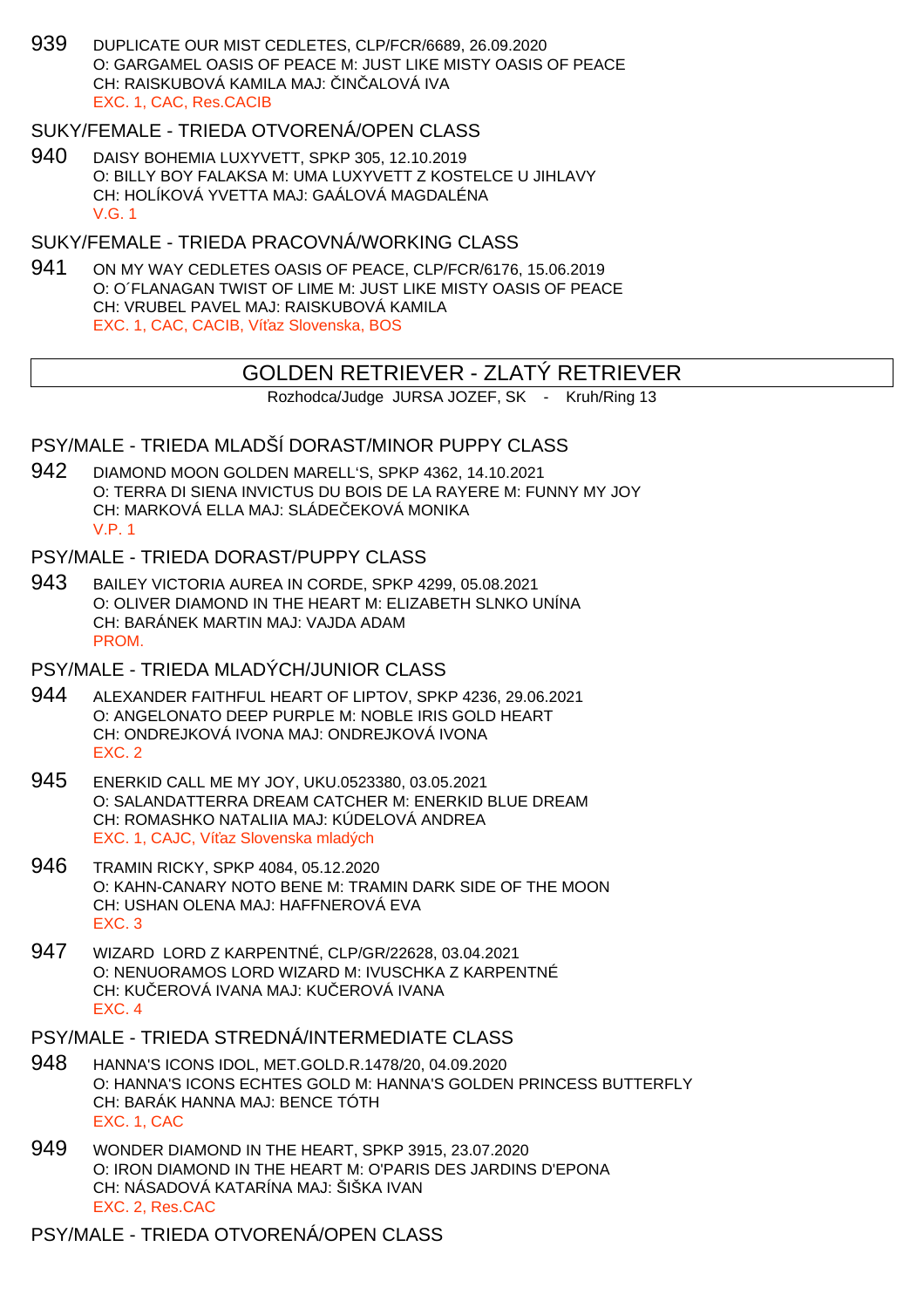939 DUPLICATE OUR MIST CEDLETES, CLP/FCR/6689, 26.09.2020
O: GARGAMEL OASIS OF PEACE M: JUST LIKE MISTY OASIS OF PEACE
CH: RAISKUBOVÁ KAMILA MAJ: ČINČALOVÁ IVA
EXC. 1, CAC, Res.CACIB

### SUKY/FEMALE - TRIEDA OTVORENÁ/OPEN CLASS

940 DAISY BOHEMIA LUXYVETT, SPKP 305, 12.10.2019
O: BILLY BOY FALAKSA M: UMA LUXYVETT Z KOSTELCE U JIHLAVY
CH: HOLÍKOVÁ YVETTA MAJ: GAÁLOVÁ MAGDALÉNA
V.G. 1

### SUKY/FEMALE - TRIEDA PRACOVNÁ/WORKING CLASS

941 ON MY WAY CEDLETES OASIS OF PEACE, CLP/FCR/6176, 15.06.2019
O: O´FLANAGAN TWIST OF LIME M: JUST LIKE MISTY OASIS OF PEACE
CH: VRUBEL PAVEL MAJ: RAISKUBOVÁ KAMILA
EXC. 1, CAC, CACIB, Víťaz Slovenska, BOS

## GOLDEN RETRIEVER - ZLATÝ RETRIEVER

Rozhodca/Judge JURSA JOZEF, SK - Kruh/Ring 13

### PSY/MALE - TRIEDA MLADŠÍ DORAST/MINOR PUPPY CLASS

942 DIAMOND MOON GOLDEN MARELL'S, SPKP 4362, 14.10.2021
O: TERRA DI SIENA INVICTUS DU BOIS DE LA RAYERE M: FUNNY MY JOY
CH: MARKOVÁ ELLA MAJ: SLÁDEČEKOVÁ MONIKA
V.P. 1

### PSY/MALE - TRIEDA DORAST/PUPPY CLASS

943 BAILEY VICTORIA AUREA IN CORDE, SPKP 4299, 05.08.2021
O: OLIVER DIAMOND IN THE HEART M: ELIZABETH SLNKO UNÍNA
CH: BARÁNEK MARTIN MAJ: VAJDA ADAM
PROM.

### PSY/MALE - TRIEDA MLADÝCH/JUNIOR CLASS

944 ALEXANDER FAITHFUL HEART OF LIPTOV, SPKP 4236, 29.06.2021
O: ANGELONATO DEEP PURPLE M: NOBLE IRIS GOLD HEART
CH: ONDREJKOVÁ IVONA MAJ: ONDREJKOVÁ IVONA
EXC. 2

945 ENERKID CALL ME MY JOY, UKU.0523380, 03.05.2021
O: SALANDATTERRA DREAM CATCHER M: ENERKID BLUE DREAM
CH: ROMASHKO NATALIIA MAJ: KÚDELOVÁ ANDREA
EXC. 1, CAJC, Víťaz Slovenska mladých

946 TRAMIN RICKY, SPKP 4084, 05.12.2020
O: KAHN-CANARY NOTO BENE M: TRAMIN DARK SIDE OF THE MOON
CH: USHAN OLENA MAJ: HAFFNEROVÁ EVA
EXC. 3

947 WIZARD LORD Z KARPENTNÉ, CLP/GR/22628, 03.04.2021
O: NENUORAMOS LORD WIZARD M: IVUSCHKA Z KARPENTNÉ
CH: KUČEROVÁ IVANA MAJ: KUČEROVÁ IVANA
EXC. 4

### PSY/MALE - TRIEDA STREDNÁ/INTERMEDIATE CLASS

948 HANNA'S ICONS IDOL, MET.GOLD.R.1478/20, 04.09.2020
O: HANNA'S ICONS ECHTES GOLD M: HANNA'S GOLDEN PRINCESS BUTTERFLY
CH: BARÁK HANNA MAJ: BENCE TÓTH
EXC. 1, CAC

949 WONDER DIAMOND IN THE HEART, SPKP 3915, 23.07.2020
O: IRON DIAMOND IN THE HEART M: O'PARIS DES JARDINS D'EPONA
CH: NÁSADOVÁ KATARÍNA MAJ: ŠIŠKA IVAN
EXC. 2, Res.CAC

### PSY/MALE - TRIEDA OTVORENÁ/OPEN CLASS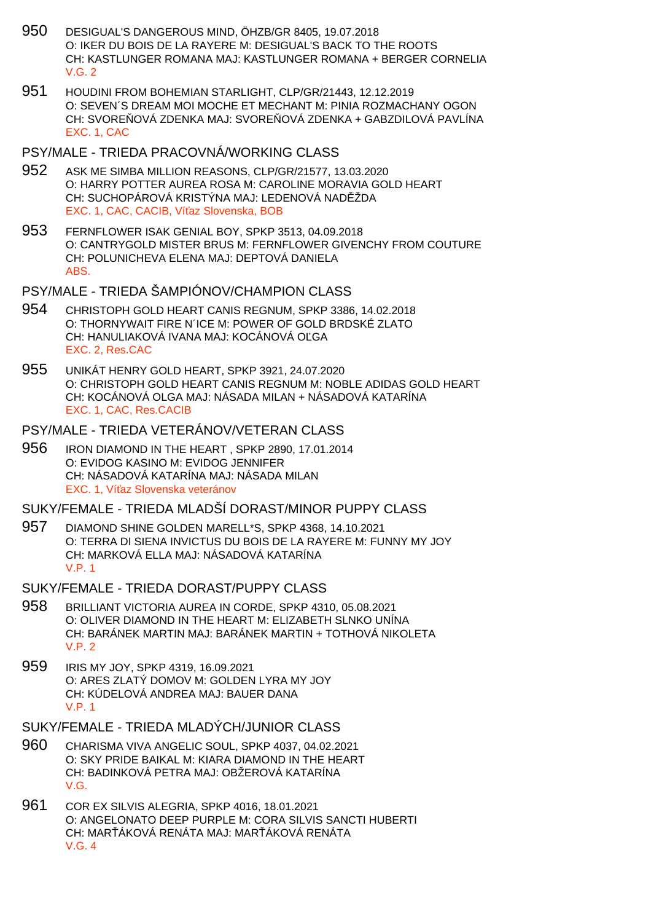950 DESIGUAL'S DANGEROUS MIND, ÖHZB/GR 8405, 19.07.2018
O: IKER DU BOIS DE LA RAYERE M: DESIGUAL'S BACK TO THE ROOTS
CH: KASTLUNGER ROMANA MAJ: KASTLUNGER ROMANA + BERGER CORNELIA
V.G. 2

951 HOUDINI FROM BOHEMIAN STARLIGHT, CLP/GR/21443, 12.12.2019
O: SEVEN´S DREAM MOI MOCHE ET MECHANT M: PINIA ROZMACHANY OGON
CH: SVOREŇOVÁ ZDENKA MAJ: SVOREŇOVÁ ZDENKA + GABZDILOVÁ PAVLÍNA
EXC. 1, CAC

## PSY/MALE - TRIEDA PRACOVNÁ/WORKING CLASS

952 ASK ME SIMBA MILLION REASONS, CLP/GR/21577, 13.03.2020
O: HARRY POTTER AUREA ROSA M: CAROLINE MORAVIA GOLD HEART
CH: SUCHOPÁROVÁ KRISTÝNA MAJ: LEDENOVÁ NADĚŽDA
EXC. 1, CAC, CACIB, Víťaz Slovenska, BOB

953 FERNFLOWER ISAK GENIAL BOY, SPKP 3513, 04.09.2018
O: CANTRYGOLD MISTER BRUS M: FERNFLOWER GIVENCHY FROM COUTURE
CH: POLUNICHEVA ELENA MAJ: DEPTOVÁ DANIELA
ABS.

## PSY/MALE - TRIEDA ŠAMPIÓNOV/CHAMPION CLASS

954 CHRISTOPH GOLD HEART CANIS REGNUM, SPKP 3386, 14.02.2018
O: THORNYWAIT FIRE N´ICE M: POWER OF GOLD BRDSKÉ ZLATO
CH: HANULIAKOVÁ IVANA MAJ: KOCÁNOVÁ OĽGA
EXC. 2, Res.CAC

955 UNIKÁT HENRY GOLD HEART, SPKP 3921, 24.07.2020
O: CHRISTOPH GOLD HEART CANIS REGNUM M: NOBLE ADIDAS GOLD HEART
CH: KOCÁNOVÁ OLGA MAJ: NÁSADA MILAN + NÁSADOVÁ KATARÍNA
EXC. 1, CAC, Res.CACIB

## PSY/MALE - TRIEDA VETERÁNOV/VETERAN CLASS

956 IRON DIAMOND IN THE HEART , SPKP 2890, 17.01.2014
O: EVIDOG KASINO M: EVIDOG JENNIFER
CH: NÁSADOVÁ KATARÍNA MAJ: NÁSADA MILAN
EXC. 1, Víťaz Slovenska veteránov

## SUKY/FEMALE - TRIEDA MLADŠÍ DORAST/MINOR PUPPY CLASS

957 DIAMOND SHINE GOLDEN MARELL*S, SPKP 4368, 14.10.2021
O: TERRA DI SIENA INVICTUS DU BOIS DE LA RAYERE M: FUNNY MY JOY
CH: MARKOVÁ ELLA MAJ: NÁSADOVÁ KATARÍNA
V.P. 1

## SUKY/FEMALE - TRIEDA DORAST/PUPPY CLASS

958 BRILLIANT VICTORIA AUREA IN CORDE, SPKP 4310, 05.08.2021
O: OLIVER DIAMOND IN THE HEART M: ELIZABETH SLNKO UNÍNA
CH: BARÁNEK MARTIN MAJ: BARÁNEK MARTIN + TOTHOVÁ NIKOLETA
V.P. 2

959 IRIS MY JOY, SPKP 4319, 16.09.2021
O: ARES ZLATÝ DOMOV M: GOLDEN LYRA MY JOY
CH: KÚDELOVÁ ANDREA MAJ: BAUER DANA
V.P. 1

## SUKY/FEMALE - TRIEDA MLADÝCH/JUNIOR CLASS

960 CHARISMA VIVA ANGELIC SOUL, SPKP 4037, 04.02.2021
O: SKY PRIDE BAIKAL M: KIARA DIAMOND IN THE HEART
CH: BADINKOVÁ PETRA MAJ: OBŽEROVÁ KATARÍNA
V.G.

961 COR EX SILVIS ALEGRIA, SPKP 4016, 18.01.2021
O: ANGELONATO DEEP PURPLE M: CORA SILVIS SANCTI HUBERTI
CH: MARŤÁKOVÁ RENÁTA MAJ: MARŤÁKOVÁ RENÁTA
V.G. 4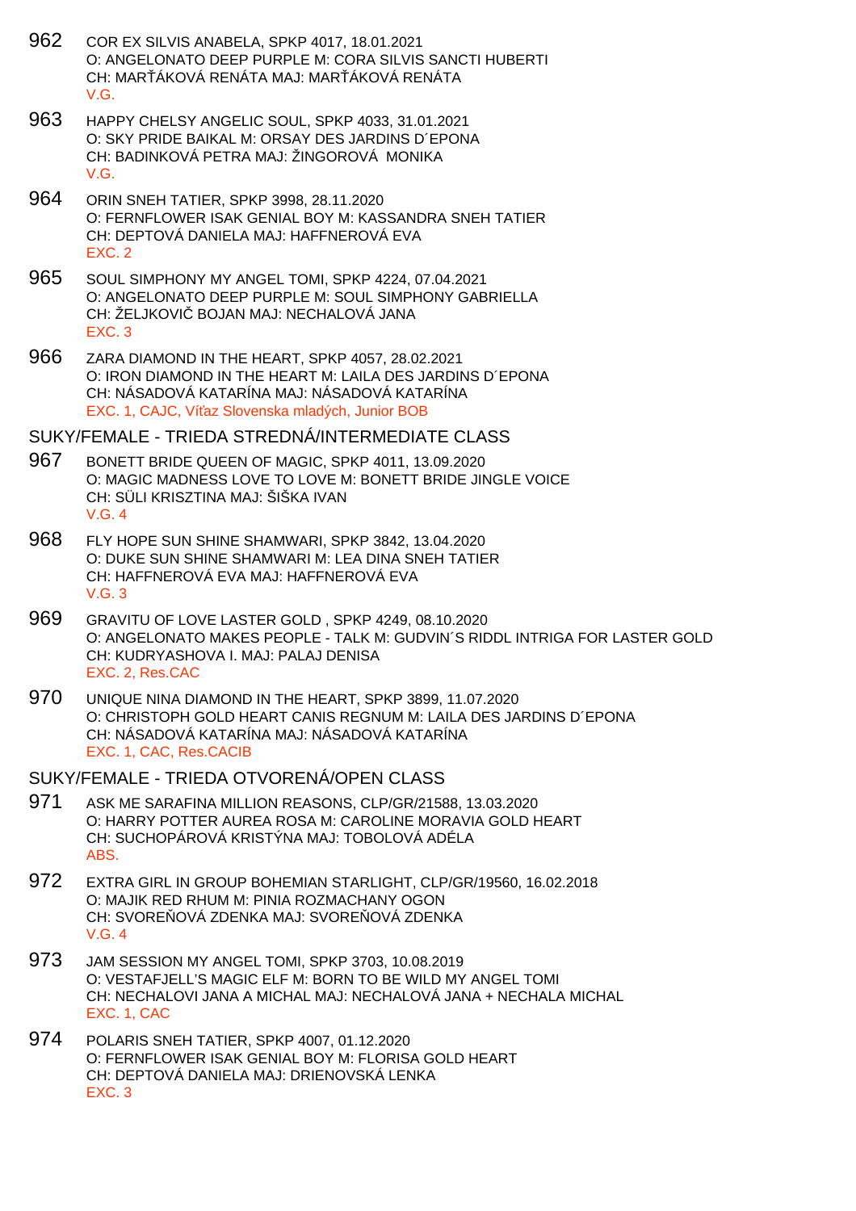962 COR EX SILVIS ANABELA, SPKP 4017, 18.01.2021
O: ANGELONATO DEEP PURPLE M: CORA SILVIS SANCTI HUBERTI
CH: MARŤÁKOVÁ RENÁTA MAJ: MARŤÁKOVÁ RENÁTA
V.G.

963 HAPPY CHELSY ANGELIC SOUL, SPKP 4033, 31.01.2021
O: SKY PRIDE BAIKAL M: ORSAY DES JARDINS D´EPONA
CH: BADINKOVÁ PETRA MAJ: ŽINGOROVÁ MONIKA
V.G.

964 ORIN SNEH TATIER, SPKP 3998, 28.11.2020
O: FERNFLOWER ISAK GENIAL BOY M: KASSANDRA SNEH TATIER
CH: DEPTOVÁ DANIELA MAJ: HAFFNEROVÁ EVA
EXC. 2

965 SOUL SIMPHONY MY ANGEL TOMI, SPKP 4224, 07.04.2021
O: ANGELONATO DEEP PURPLE M: SOUL SIMPHONY GABRIELLA
CH: ŽELJKOVIČ BOJAN MAJ: NECHALOVÁ JANA
EXC. 3

966 ZARA DIAMOND IN THE HEART, SPKP 4057, 28.02.2021
O: IRON DIAMOND IN THE HEART M: LAILA DES JARDINS D´EPONA
CH: NÁSADOVÁ KATARÍNA MAJ: NÁSADOVÁ KATARÍNA
EXC. 1, CAJC, Víťaz Slovenska mladých, Junior BOB

## SUKY/FEMALE - TRIEDA STREDNÁ/INTERMEDIATE CLASS

967 BONETT BRIDE QUEEN OF MAGIC, SPKP 4011, 13.09.2020
O: MAGIC MADNESS LOVE TO LOVE M: BONETT BRIDE JINGLE VOICE
CH: SÜLI KRISZTINA MAJ: ŠIŠKA IVAN
V.G. 4

968 FLY HOPE SUN SHINE SHAMWARI, SPKP 3842, 13.04.2020
O: DUKE SUN SHINE SHAMWARI M: LEA DINA SNEH TATIER
CH: HAFFNEROVÁ EVA MAJ: HAFFNEROVÁ EVA
V.G. 3

969 GRAVITU OF LOVE LASTER GOLD , SPKP 4249, 08.10.2020
O: ANGELONATO MAKES PEOPLE - TALK M: GUDVIN´S RIDDL INTRIGA FOR LASTER GOLD
CH: KUDRYASHOVA I. MAJ: PALAJ DENISA
EXC. 2, Res.CAC

970 UNIQUE NINA DIAMOND IN THE HEART, SPKP 3899, 11.07.2020
O: CHRISTOPH GOLD HEART CANIS REGNUM M: LAILA DES JARDINS D´EPONA
CH: NÁSADOVÁ KATARÍNA MAJ: NÁSADOVÁ KATARÍNA
EXC. 1, CAC, Res.CACIB

## SUKY/FEMALE - TRIEDA OTVORENÁ/OPEN CLASS

971 ASK ME SARAFINA MILLION REASONS, CLP/GR/21588, 13.03.2020
O: HARRY POTTER AUREA ROSA M: CAROLINE MORAVIA GOLD HEART
CH: SUCHOPÁROVÁ KRISTÝNA MAJ: TOBOLOVÁ ADÉLA
ABS.

972 EXTRA GIRL IN GROUP BOHEMIAN STARLIGHT, CLP/GR/19560, 16.02.2018
O: MAJIK RED RHUM M: PINIA ROZMACHANY OGON
CH: SVOREŇOVÁ ZDENKA MAJ: SVOREŇOVÁ ZDENKA
V.G. 4

973 JAM SESSION MY ANGEL TOMI, SPKP 3703, 10.08.2019
O: VESTAFJELL'S MAGIC ELF M: BORN TO BE WILD MY ANGEL TOMI
CH: NECHALOVI JANA A MICHAL MAJ: NECHALOVÁ JANA + NECHALA MICHAL
EXC. 1, CAC

974 POLARIS SNEH TATIER, SPKP 4007, 01.12.2020
O: FERNFLOWER ISAK GENIAL BOY M: FLORISA GOLD HEART
CH: DEPTOVÁ DANIELA MAJ: DRIENOVSKÁ LENKA
EXC. 3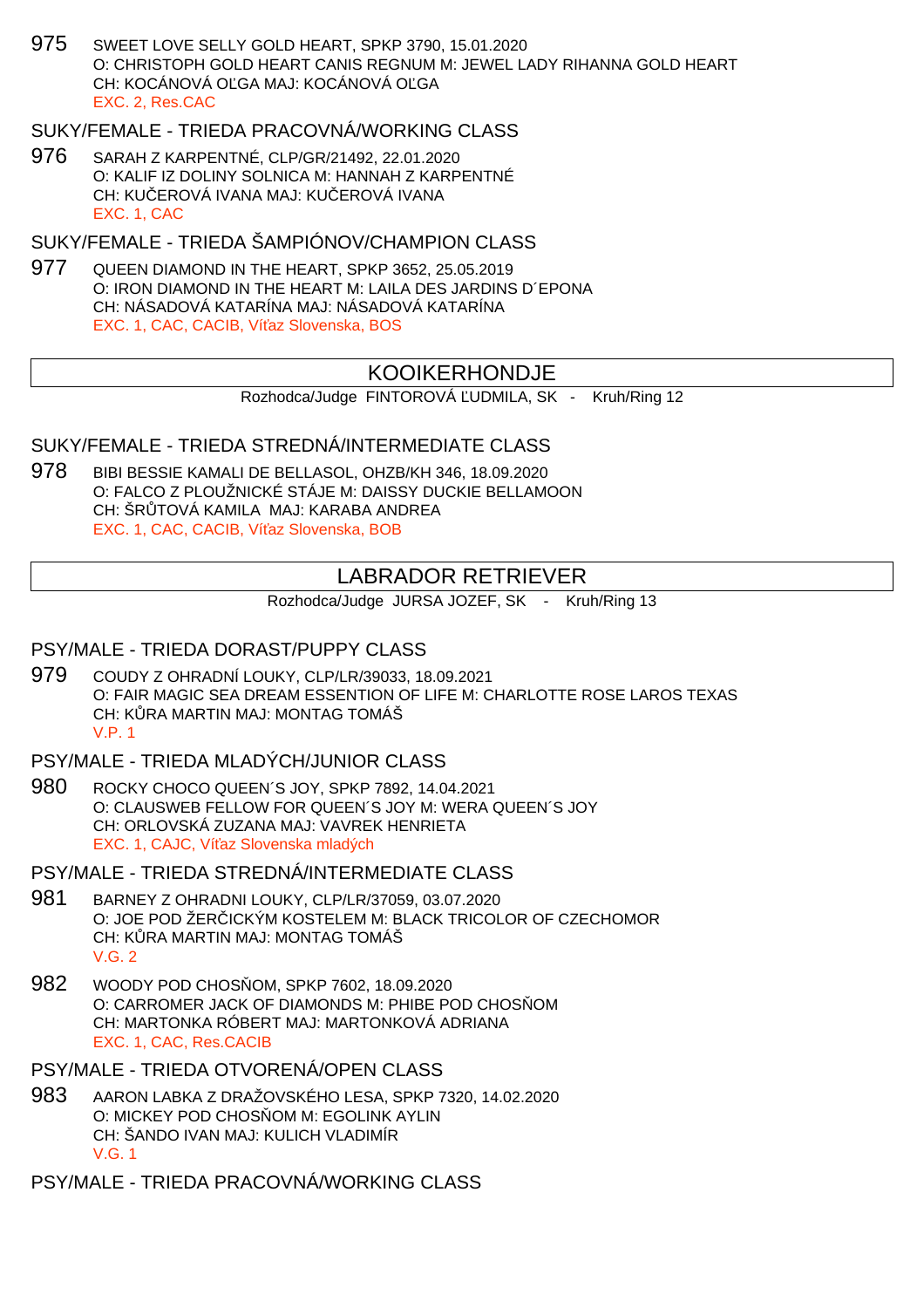975 SWEET LOVE SELLY GOLD HEART, SPKP 3790, 15.01.2020
O: CHRISTOPH GOLD HEART CANIS REGNUM M: JEWEL LADY RIHANNA GOLD HEART
CH: KOCÁNOVÁ OĽGA MAJ: KOCÁNOVÁ OĽGA
EXC. 2, Res.CAC

SUKY/FEMALE - TRIEDA PRACOVNÁ/WORKING CLASS

976 SARAH Z KARPENTNÉ, CLP/GR/21492, 22.01.2020
O: KALIF IZ DOLINY SOLNICA M: HANNAH Z KARPENTNÉ
CH: KUČEROVÁ IVANA MAJ: KUČEROVÁ IVANA
EXC. 1, CAC

SUKY/FEMALE - TRIEDA ŠAMPIÓNOV/CHAMPION CLASS

977 QUEEN DIAMOND IN THE HEART, SPKP 3652, 25.05.2019
O: IRON DIAMOND IN THE HEART M: LAILA DES JARDINS D´EPONA
CH: NÁSADOVÁ KATARÍNA MAJ: NÁSADOVÁ KATARÍNA
EXC. 1, CAC, CACIB, Víťaz Slovenska, BOS

## KOOIKERHONDJE

Rozhodca/Judge FINTOROVÁ ĽUDMILA, SK - Kruh/Ring 12

SUKY/FEMALE - TRIEDA STREDNÁ/INTERMEDIATE CLASS

978 BIBI BESSIE KAMALI DE BELLASOL, OHZB/KH 346, 18.09.2020
O: FALCO Z PLOUŽNICKÉ STÁJE M: DAISSY DUCKIE BELLAMOON
CH: ŠRŮTOVÁ KAMILA MAJ: KARABA ANDREA
EXC. 1, CAC, CACIB, Víťaz Slovenska, BOB

## LABRADOR RETRIEVER

Rozhodca/Judge JURSA JOZEF, SK - Kruh/Ring 13

PSY/MALE - TRIEDA DORAST/PUPPY CLASS

979 COUDY Z OHRADNÍ LOUKY, CLP/LR/39033, 18.09.2021
O: FAIR MAGIC SEA DREAM ESSENTION OF LIFE M: CHARLOTTE ROSE LAROS TEXAS
CH: KŮRA MARTIN MAJ: MONTAG TOMÁŠ
V.P. 1

PSY/MALE - TRIEDA MLADÝCH/JUNIOR CLASS

980 ROCKY CHOCO QUEEN´S JOY, SPKP 7892, 14.04.2021
O: CLAUSWEB FELLOW FOR QUEEN´S JOY M: WERA QUEEN´S JOY
CH: ORLOVSKÁ ZUZANA MAJ: VAVREK HENRIETA
EXC. 1, CAJC, Víťaz Slovenska mladých

PSY/MALE - TRIEDA STREDNÁ/INTERMEDIATE CLASS

981 BARNEY Z OHRADNI LOUKY, CLP/LR/37059, 03.07.2020
O: JOE POD ŽERČICKÝM KOSTELEM M: BLACK TRICOLOR OF CZECHOMOR
CH: KŮRA MARTIN MAJ: MONTAG TOMÁŠ
V.G. 2

982 WOODY POD CHOSŇOM, SPKP 7602, 18.09.2020
O: CARROMER JACK OF DIAMONDS M: PHIBE POD CHOSŇOM
CH: MARTONKA RÓBERT MAJ: MARTONKOVÁ ADRIANA
EXC. 1, CAC, Res.CACIB

PSY/MALE - TRIEDA OTVORENÁ/OPEN CLASS

983 AARON LABKA Z DRAŽOVSKÉHO LESA, SPKP 7320, 14.02.2020
O: MICKEY POD CHOSŇOM M: EGOLINK AYLIN
CH: ŠANDO IVAN MAJ: KULICH VLADIMÍR
V.G. 1

PSY/MALE - TRIEDA PRACOVNÁ/WORKING CLASS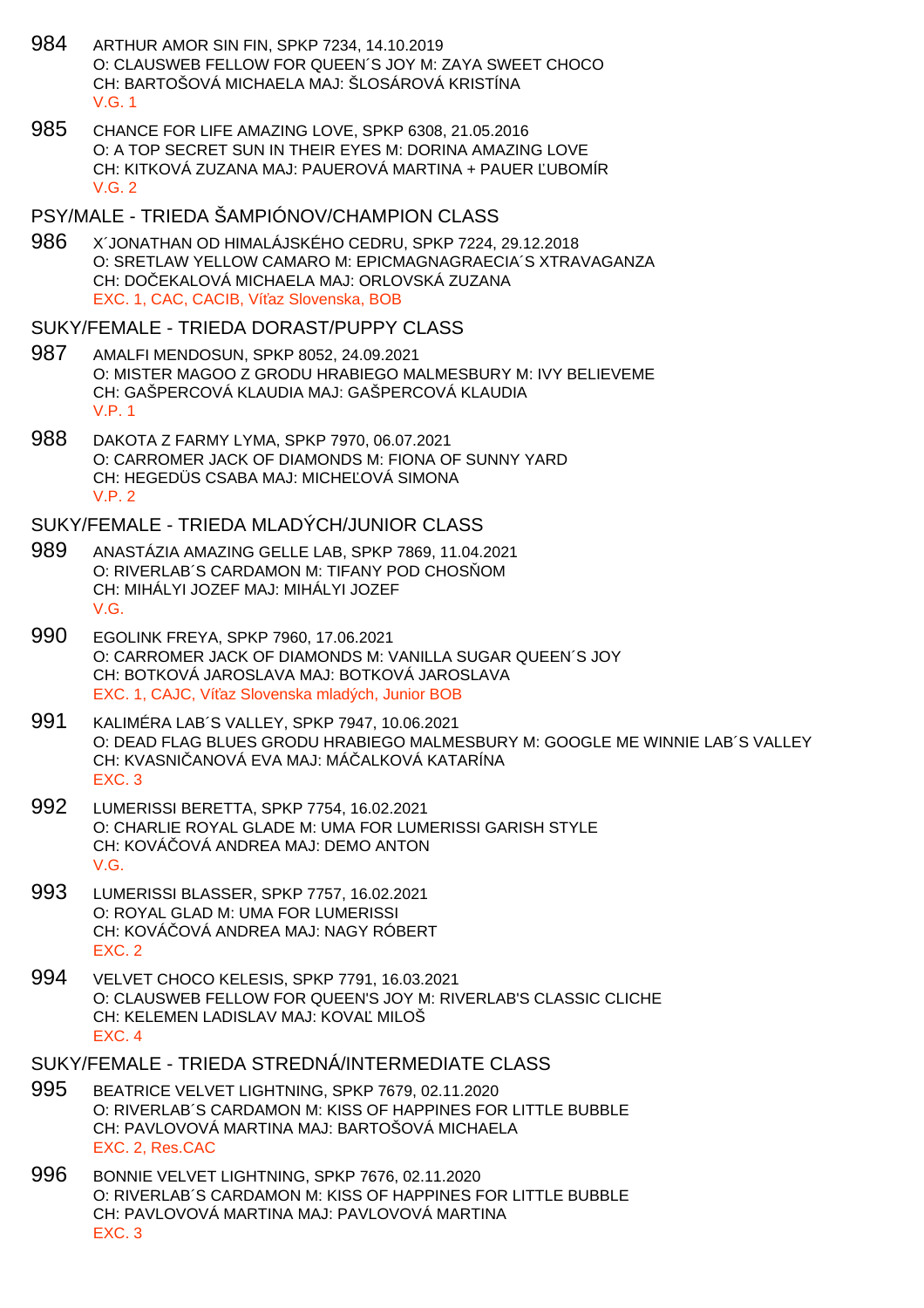984 ARTHUR AMOR SIN FIN, SPKP 7234, 14.10.2019
O: CLAUSWEB FELLOW FOR QUEEN´S JOY M: ZAYA SWEET CHOCO
CH: BARTOŠOVÁ MICHAELA MAJ: ŠLOSÁROVÁ KRISTÍNA
V.G. 1

985 CHANCE FOR LIFE AMAZING LOVE, SPKP 6308, 21.05.2016
O: A TOP SECRET SUN IN THEIR EYES M: DORINA AMAZING LOVE
CH: KITKOVÁ ZUZANA MAJ: PAUEROVÁ MARTINA + PAUER ĽUBOMÍR
V.G. 2

## PSY/MALE - TRIEDA ŠAMPIÓNOV/CHAMPION CLASS

986 X´JONATHAN OD HIMALÁJSKÉHO CEDRU, SPKP 7224, 29.12.2018
O: SRETLAW YELLOW CAMARO M: EPICMAGNAGRAECIA´S XTRAVAGANZA
CH: DOČEKALOVÁ MICHAELA MAJ: ORLOVSKÁ ZUZANA
EXC. 1, CAC, CACIB, Víťaz Slovenska, BOB

## SUKY/FEMALE - TRIEDA DORAST/PUPPY CLASS

987 AMALFI MENDOSUN, SPKP 8052, 24.09.2021
O: MISTER MAGOO Z GRODU HRABIEGO MALMESBURY M: IVY BELIEVEME
CH: GAŠPERCOVÁ KLAUDIA MAJ: GAŠPERCOVÁ KLAUDIA
V.P. 1

988 DAKOTA Z FARMY LYMA, SPKP 7970, 06.07.2021
O: CARROMER JACK OF DIAMONDS M: FIONA OF SUNNY YARD
CH: HEGEDÜS CSABA MAJ: MICHEĽOVÁ SIMONA
V.P. 2

## SUKY/FEMALE - TRIEDA MLADÝCH/JUNIOR CLASS

989 ANASTÁZIA AMAZING GELLE LAB, SPKP 7869, 11.04.2021
O: RIVERLAB´S CARDAMON M: TIFANY POD CHOSŇOM
CH: MIHÁLYI JOZEF MAJ: MIHÁLYI JOZEF
V.G.

990 EGOLINK FREYA, SPKP 7960, 17.06.2021
O: CARROMER JACK OF DIAMONDS M: VANILLA SUGAR QUEEN´S JOY
CH: BOTKOVÁ JAROSLAVA MAJ: BOTKOVÁ JAROSLAVA
EXC. 1, CAJC, Víťaz Slovenska mladých, Junior BOB

991 KALIMÉRA LAB´S VALLEY, SPKP 7947, 10.06.2021
O: DEAD FLAG BLUES GRODU HRABIEGO MALMESBURY M: GOOGLE ME WINNIE LAB´S VALLEY
CH: KVASNIČANOVÁ EVA MAJ: MÁČALKOVÁ KATARÍNA
EXC. 3

992 LUMERISSI BERETTA, SPKP 7754, 16.02.2021
O: CHARLIE ROYAL GLADE M: UMA FOR LUMERISSI GARISH STYLE
CH: KOVÁČOVÁ ANDREA MAJ: DEMO ANTON
V.G.

993 LUMERISSI BLASSER, SPKP 7757, 16.02.2021
O: ROYAL GLAD M: UMA FOR LUMERISSI
CH: KOVÁČOVÁ ANDREA MAJ: NAGY RÓBERT
EXC. 2

994 VELVET CHOCO KELESIS, SPKP 7791, 16.03.2021
O: CLAUSWEB FELLOW FOR QUEEN'S JOY M: RIVERLAB'S CLASSIC CLICHE
CH: KELEMEN LADISLAV MAJ: KOVAĽ MILOŠ
EXC. 4

## SUKY/FEMALE - TRIEDA STREDNÁ/INTERMEDIATE CLASS

995 BEATRICE VELVET LIGHTNING, SPKP 7679, 02.11.2020
O: RIVERLAB´S CARDAMON M: KISS OF HAPPINES FOR LITTLE BUBBLE
CH: PAVLOVOVÁ MARTINA MAJ: BARTOŠOVÁ MICHAELA
EXC. 2, Res.CAC

996 BONNIE VELVET LIGHTNING, SPKP 7676, 02.11.2020
O: RIVERLAB´S CARDAMON M: KISS OF HAPPINES FOR LITTLE BUBBLE
CH: PAVLOVOVÁ MARTINA MAJ: PAVLOVOVÁ MARTINA
EXC. 3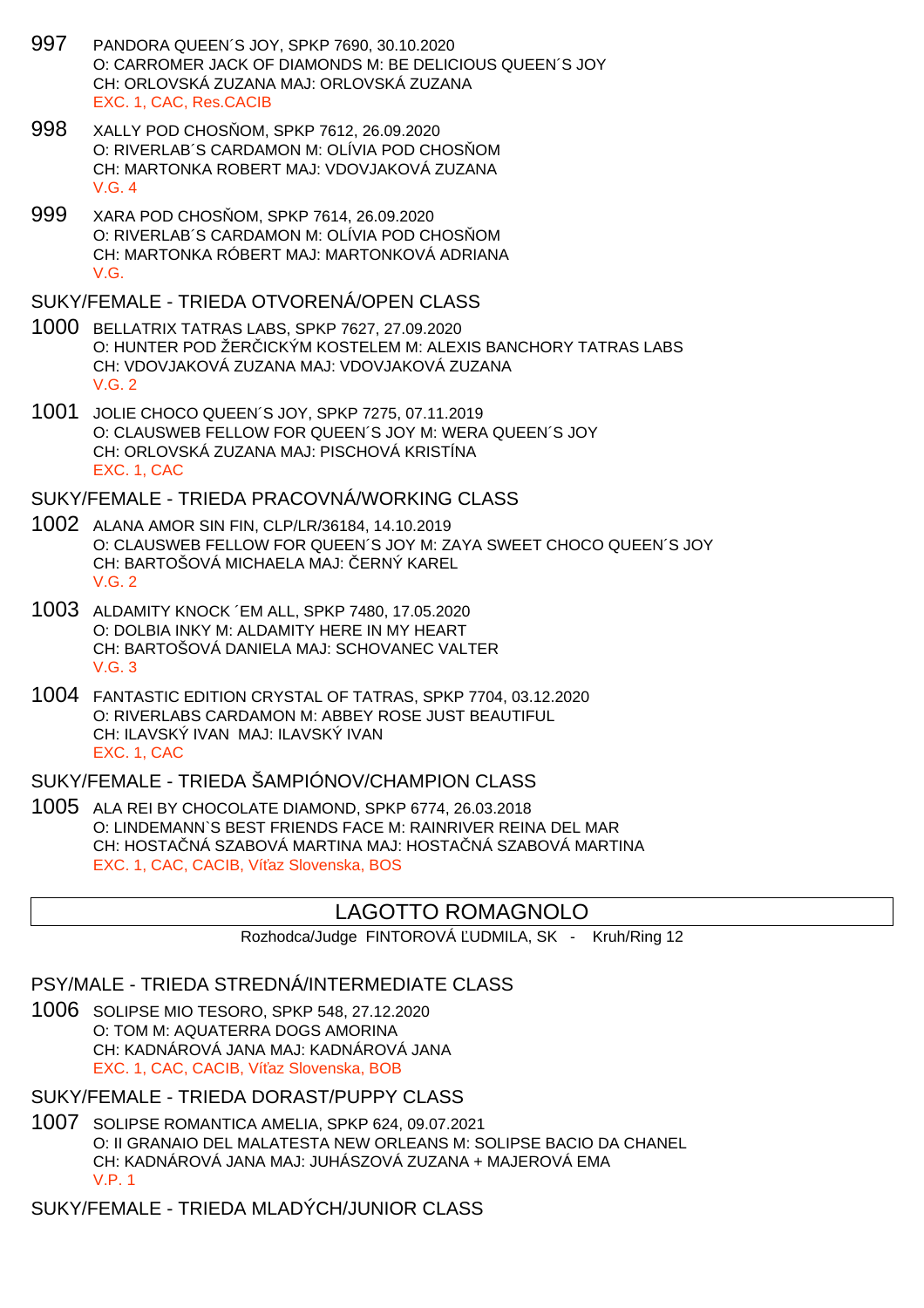997 PANDORA QUEEN´S JOY, SPKP 7690, 30.10.2020
O: CARROMER JACK OF DIAMONDS M: BE DELICIOUS QUEEN´S JOY
CH: ORLOVSKÁ ZUZANA MAJ: ORLOVSKÁ ZUZANA
EXC. 1, CAC, Res.CACIB

998 XALLY POD CHOSŇOM, SPKP 7612, 26.09.2020
O: RIVERLAB´S CARDAMON M: OLÍVIA POD CHOSŇOM
CH: MARTONKA ROBERT MAJ: VDOVJAKOVÁ ZUZANA
V.G. 4

999 XARA POD CHOSŇOM, SPKP 7614, 26.09.2020
O: RIVERLAB´S CARDAMON M: OLÍVIA POD CHOSŇOM
CH: MARTONKA RÓBERT MAJ: MARTONKOVÁ ADRIANA
V.G.

SUKY/FEMALE - TRIEDA OTVORENÁ/OPEN CLASS

1000 BELLATRIX TATRAS LABS, SPKP 7627, 27.09.2020
O: HUNTER POD ŽERČICKÝM KOSTELEM M: ALEXIS BANCHORY TATRAS LABS
CH: VDOVJAKOVÁ ZUZANA MAJ: VDOVJAKOVÁ ZUZANA
V.G. 2

1001 JOLIE CHOCO QUEEN´S JOY, SPKP 7275, 07.11.2019
O: CLAUSWEB FELLOW FOR QUEEN´S JOY M: WERA QUEEN´S JOY
CH: ORLOVSKÁ ZUZANA MAJ: PISCHOVÁ KRISTÍNA
EXC. 1, CAC

SUKY/FEMALE - TRIEDA PRACOVNÁ/WORKING CLASS

1002 ALANA AMOR SIN FIN, CLP/LR/36184, 14.10.2019
O: CLAUSWEB FELLOW FOR QUEEN´S JOY M: ZAYA SWEET CHOCO QUEEN´S JOY
CH: BARTOŠOVÁ MICHAELA MAJ: ČERNÝ KAREL
V.G. 2

1003 ALDAMITY KNOCK ´EM ALL, SPKP 7480, 17.05.2020
O: DOLBIA INKY M: ALDAMITY HERE IN MY HEART
CH: BARTOŠOVÁ DANIELA MAJ: SCHOVANEC VALTER
V.G. 3

1004 FANTASTIC EDITION CRYSTAL OF TATRAS, SPKP 7704, 03.12.2020
O: RIVERLABS CARDAMON M: ABBEY ROSE JUST BEAUTIFUL
CH: ILAVSKÝ IVAN MAJ: ILAVSKÝ IVAN
EXC. 1, CAC

SUKY/FEMALE - TRIEDA ŠAMPIÓNOV/CHAMPION CLASS

1005 ALA REI BY CHOCOLATE DIAMOND, SPKP 6774, 26.03.2018
O: LINDEMANN`S BEST FRIENDS FACE M: RAINRIVER REINA DEL MAR
CH: HOSTAČNÁ SZABOVÁ MARTINA MAJ: HOSTAČNÁ SZABOVÁ MARTINA
EXC. 1, CAC, CACIB, Víťaz Slovenska, BOS

## LAGOTTO ROMAGNOLO

Rozhodca/Judge FINTOROVÁ ĽUDMILA, SK - Kruh/Ring 12

PSY/MALE - TRIEDA STREDNÁ/INTERMEDIATE CLASS

1006 SOLIPSE MIO TESORO, SPKP 548, 27.12.2020
O: TOM M: AQUATERRA DOGS AMORINA
CH: KADNÁROVÁ JANA MAJ: KADNÁROVÁ JANA
EXC. 1, CAC, CACIB, Víťaz Slovenska, BOB

SUKY/FEMALE - TRIEDA DORAST/PUPPY CLASS

1007 SOLIPSE ROMANTICA AMELIA, SPKP 624, 09.07.2021
O: II GRANAIO DEL MALATESTA NEW ORLEANS M: SOLIPSE BACIO DA CHANEL
CH: KADNÁROVÁ JANA MAJ: JUHÁSZOVÁ ZUZANA + MAJEROVÁ EMA
V.P. 1

SUKY/FEMALE - TRIEDA MLADÝCH/JUNIOR CLASS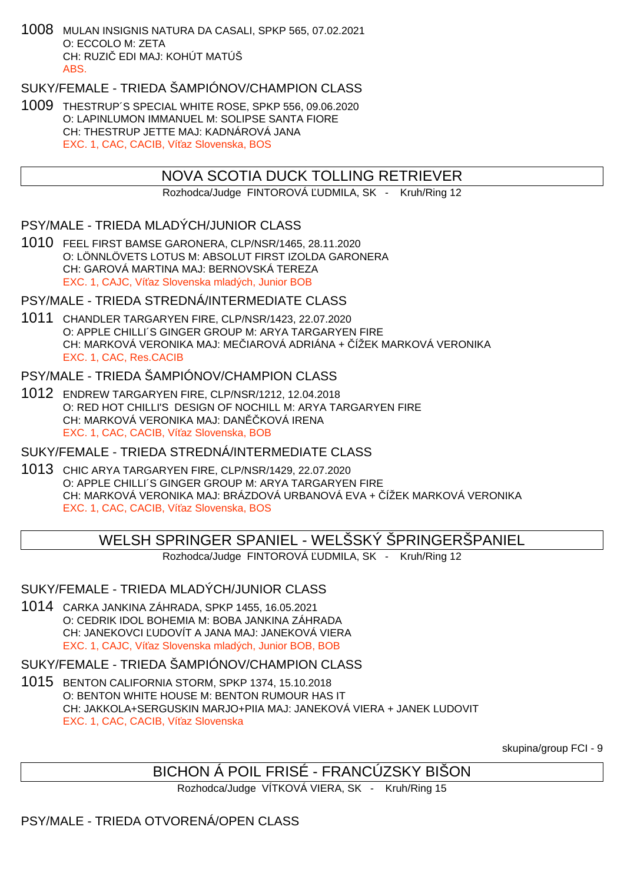1008 MULAN INSIGNIS NATURA DA CASALI, SPKP 565, 07.02.2021
O: ECCOLO M: ZETA
CH: RUZIČ EDI MAJ: KOHÚT MATÚŠ
ABS.

### SUKY/FEMALE - TRIEDA ŠAMPIÓNOV/CHAMPION CLASS

1009 THESTRUP´S SPECIAL WHITE ROSE, SPKP 556, 09.06.2020
O: LAPINLUMON IMMANUEL M: SOLIPSE SANTA FIORE
CH: THESTRUP JETTE MAJ: KADNÁROVÁ JANA
EXC. 1, CAC, CACIB, Víťaz Slovenska, BOS

## NOVA SCOTIA DUCK TOLLING RETRIEVER

Rozhodca/Judge FINTOROVÁ ĽUDMILA, SK - Kruh/Ring 12

### PSY/MALE - TRIEDA MLADÝCH/JUNIOR CLASS

1010 FEEL FIRST BAMSE GARONERA, CLP/NSR/1465, 28.11.2020
O: LÖNNLÖVETS LOTUS M: ABSOLUT FIRST IZOLDA GARONERA
CH: GAROVÁ MARTINA MAJ: BERNOVSKÁ TEREZA
EXC. 1, CAJC, Víťaz Slovenska mladých, Junior BOB

### PSY/MALE - TRIEDA STREDNÁ/INTERMEDIATE CLASS

1011 CHANDLER TARGARYEN FIRE, CLP/NSR/1423, 22.07.2020
O: APPLE CHILLI´S GINGER GROUP M: ARYA TARGARYEN FIRE
CH: MARKOVÁ VERONIKA MAJ: MEČIAROVÁ ADRIÁNA + ČÍŽEK MARKOVÁ VERONIKA
EXC. 1, CAC, Res.CACIB

### PSY/MALE - TRIEDA ŠAMPIÓNOV/CHAMPION CLASS

1012 ENDREW TARGARYEN FIRE, CLP/NSR/1212, 12.04.2018
O: RED HOT CHILLI'S DESIGN OF NOCHILL M: ARYA TARGARYEN FIRE
CH: MARKOVÁ VERONIKA MAJ: DANĚČKOVÁ IRENA
EXC. 1, CAC, CACIB, Víťaz Slovenska, BOB

### SUKY/FEMALE - TRIEDA STREDNÁ/INTERMEDIATE CLASS

1013 CHIC ARYA TARGARYEN FIRE, CLP/NSR/1429, 22.07.2020
O: APPLE CHILLI´S GINGER GROUP M: ARYA TARGARYEN FIRE
CH: MARKOVÁ VERONIKA MAJ: BRÁZDOVÁ URBANOVÁ EVA + ČÍŽEK MARKOVÁ VERONIKA
EXC. 1, CAC, CACIB, Víťaz Slovenska, BOS

## WELSH SPRINGER SPANIEL - WELŠSKÝ ŠPRINGERŠPANIEL

Rozhodca/Judge FINTOROVÁ ĽUDMILA, SK - Kruh/Ring 12

### SUKY/FEMALE - TRIEDA MLADÝCH/JUNIOR CLASS

1014 CARKA JANKINA ZÁHRADA, SPKP 1455, 16.05.2021
O: CEDRIK IDOL BOHEMIA M: BOBA JANKINA ZÁHRADA
CH: JANEKOVCI ĽUDOVÍT A JANA MAJ: JANEKOVÁ VIERA
EXC. 1, CAJC, Víťaz Slovenska mladých, Junior BOB, BOB

### SUKY/FEMALE - TRIEDA ŠAMPIÓNOV/CHAMPION CLASS

1015 BENTON CALIFORNIA STORM, SPKP 1374, 15.10.2018
O: BENTON WHITE HOUSE M: BENTON RUMOUR HAS IT
CH: JAKKOLA+SERGUSKIN MARJO+PIIA MAJ: JANEKOVÁ VIERA + JANEK LUDOVIT
EXC. 1, CAC, CACIB, Víťaz Slovenska

skupina/group FCI - 9

## BICHON Á POIL FRISÉ - FRANCÚZSKY BIŠON

Rozhodca/Judge VÍTKOVÁ VIERA, SK - Kruh/Ring 15

### PSY/MALE - TRIEDA OTVORENÁ/OPEN CLASS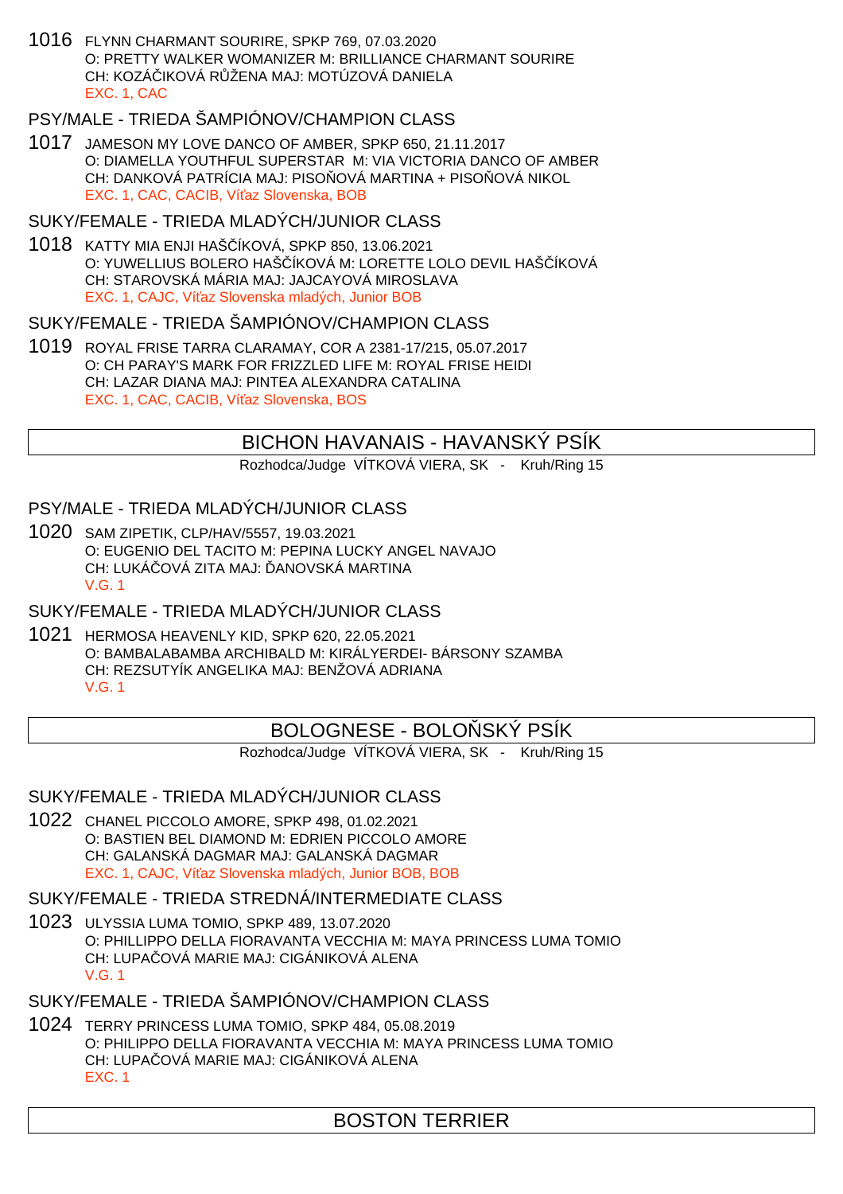1016 FLYNN CHARMANT SOURIRE, SPKP 769, 07.03.2020
O: PRETTY WALKER WOMANIZER M: BRILLIANCE CHARMANT SOURIRE
CH: KOZÁČIKOVÁ RŮŽENA MAJ: MOTÚZOVÁ DANIELA
EXC. 1, CAC

### PSY/MALE - TRIEDA ŠAMPIÓNOV/CHAMPION CLASS

1017 JAMESON MY LOVE DANCO OF AMBER, SPKP 650, 21.11.2017
O: DIAMELLA YOUTHFUL SUPERSTAR M: VIA VICTORIA DANCO OF AMBER
CH: DANKOVÁ PATRÍCIA MAJ: PISOŇOVÁ MARTINA + PISOŇOVÁ NIKOL
EXC. 1, CAC, CACIB, Víťaz Slovenska, BOB

### SUKY/FEMALE - TRIEDA MLADÝCH/JUNIOR CLASS

1018 KATTY MIA ENJI HAŠČÍKOVÁ, SPKP 850, 13.06.2021
O: YUWELLIUS BOLERO HAŠČÍKOVÁ M: LORETTE LOLO DEVIL HAŠČÍKOVÁ
CH: STAROVSKÁ MÁRIA MAJ: JAJCAYOVÁ MIROSLAVA
EXC. 1, CAJC, Víťaz Slovenska mladých, Junior BOB

### SUKY/FEMALE - TRIEDA ŠAMPIÓNOV/CHAMPION CLASS

1019 ROYAL FRISE TARRA CLARAMAY, COR A 2381-17/215, 05.07.2017
O: CH PARAY'S MARK FOR FRIZZLED LIFE M: ROYAL FRISE HEIDI
CH: LAZAR DIANA MAJ: PINTEA ALEXANDRA CATALINA
EXC. 1, CAC, CACIB, Víťaz Slovenska, BOS

## BICHON HAVANAIS - HAVANSKÝ PSÍK

Rozhodca/Judge VÍTKOVÁ VIERA, SK - Kruh/Ring 15

### PSY/MALE - TRIEDA MLADÝCH/JUNIOR CLASS

1020 SAM ZIPETIK, CLP/HAV/5557, 19.03.2021
O: EUGENIO DEL TACITO M: PEPINA LUCKY ANGEL NAVAJO
CH: LUKÁČOVÁ ZITA MAJ: ĎANOVSKÁ MARTINA
V.G. 1

### SUKY/FEMALE - TRIEDA MLADÝCH/JUNIOR CLASS

1021 HERMOSA HEAVENLY KID, SPKP 620, 22.05.2021
O: BAMBALABAMBA ARCHIBALD M: KIRÁLYERDEI- BÁRSONY SZAMBA
CH: REZSUTYÍK ANGELIKA MAJ: BENŽOVÁ ADRIANA
V.G. 1

## BOLOGNESE - BOLOŇSKÝ PSÍK

Rozhodca/Judge VÍTKOVÁ VIERA, SK - Kruh/Ring 15

### SUKY/FEMALE - TRIEDA MLADÝCH/JUNIOR CLASS

1022 CHANEL PICCOLO AMORE, SPKP 498, 01.02.2021
O: BASTIEN BEL DIAMOND M: EDRIEN PICCOLO AMORE
CH: GALANSKÁ DAGMAR MAJ: GALANSKÁ DAGMAR
EXC. 1, CAJC, Víťaz Slovenska mladých, Junior BOB, BOB

### SUKY/FEMALE - TRIEDA STREDNÁ/INTERMEDIATE CLASS

1023 ULYSSIA LUMA TOMIO, SPKP 489, 13.07.2020
O: PHILLIPPO DELLA FIORAVANTA VECCHIA M: MAYA PRINCESS LUMA TOMIO
CH: LUPAČOVÁ MARIE MAJ: CIGÁNIKOVÁ ALENA
V.G. 1

### SUKY/FEMALE - TRIEDA ŠAMPIÓNOV/CHAMPION CLASS

1024 TERRY PRINCESS LUMA TOMIO, SPKP 484, 05.08.2019
O: PHILIPPO DELLA FIORAVANTA VECCHIA M: MAYA PRINCESS LUMA TOMIO
CH: LUPAČOVÁ MARIE MAJ: CIGÁNIKOVÁ ALENA
EXC. 1

## BOSTON TERRIER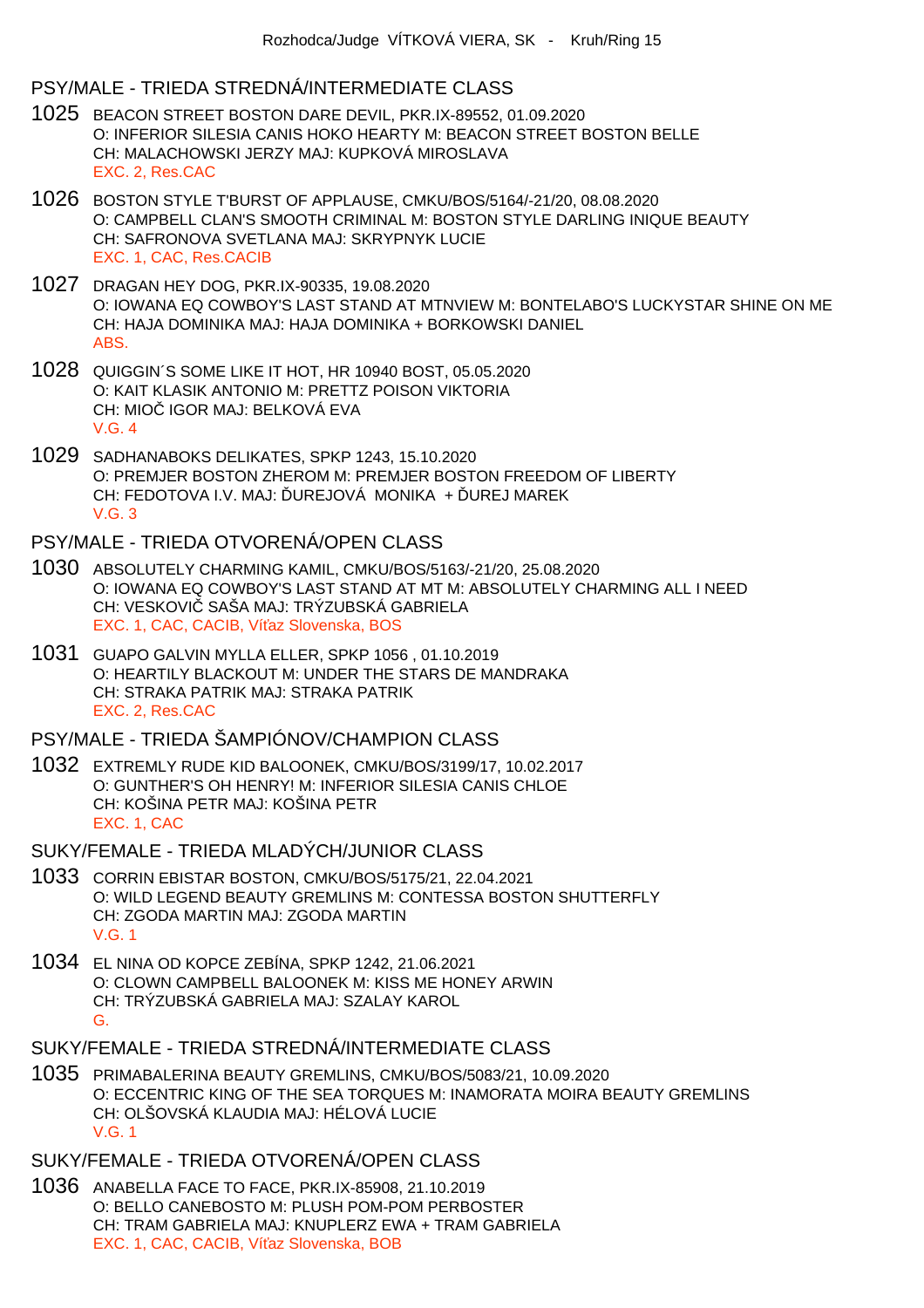Rozhodca/Judge VÍTKOVÁ VIERA, SK - Kruh/Ring 15

## PSY/MALE - TRIEDA STREDNÁ/INTERMEDIATE CLASS

**1025** BEACON STREET BOSTON DARE DEVIL, PKR.IX-89552, 01.09.2020
O: INFERIOR SILESIA CANIS HOKO HEARTY M: BEACON STREET BOSTON BELLE
CH: MALACHOWSKI JERZY MAJ: KUPKOVÁ MIROSLAVA
EXC. 2, Res.CAC

**1026** BOSTON STYLE T'BURST OF APPLAUSE, CMKU/BOS/5164/-21/20, 08.08.2020
O: CAMPBELL CLAN'S SMOOTH CRIMINAL M: BOSTON STYLE DARLING INIQUE BEAUTY
CH: SAFRONOVA SVETLANA MAJ: SKRYPNYK LUCIE
EXC. 1, CAC, Res.CACIB

**1027** DRAGAN HEY DOG, PKR.IX-90335, 19.08.2020
O: IOWANA EQ COWBOY'S LAST STAND AT MTNVIEW M: BONTELABO'S LUCKYSTAR SHINE ON ME
CH: HAJA DOMINIKA MAJ: HAJA DOMINIKA + BORKOWSKI DANIEL
ABS.

**1028** QUIGGIN´S SOME LIKE IT HOT, HR 10940 BOST, 05.05.2020
O: KAIT KLASIK ANTONIO M: PRETTZ POISON VIKTORIA
CH: MIOČ IGOR MAJ: BELKOVÁ EVA
V.G. 4

**1029** SADHANABOKS DELIKATES, SPKP 1243, 15.10.2020
O: PREMJER BOSTON ZHEROM M: PREMJER BOSTON FREEDOM OF LIBERTY
CH: FEDOTOVA I.V. MAJ: ĎUREJOVÁ MONIKA + ĎUREJ MAREK
V.G. 3

## PSY/MALE - TRIEDA OTVORENÁ/OPEN CLASS

**1030** ABSOLUTELY CHARMING KAMIL, CMKU/BOS/5163/-21/20, 25.08.2020
O: IOWANA EQ COWBOY'S LAST STAND AT MT M: ABSOLUTELY CHARMING ALL I NEED
CH: VESKOVIČ SAŠA MAJ: TRÝZUBSKÁ GABRIELA
EXC. 1, CAC, CACIB, Víťaz Slovenska, BOS

**1031** GUAPO GALVIN MYLLA ELLER, SPKP 1056 , 01.10.2019
O: HEARTILY BLACKOUT M: UNDER THE STARS DE MANDRAKA
CH: STRAKA PATRIK MAJ: STRAKA PATRIK
EXC. 2, Res.CAC

## PSY/MALE - TRIEDA ŠAMPIÓNOV/CHAMPION CLASS

**1032** EXTREMLY RUDE KID BALOONEK, CMKU/BOS/3199/17, 10.02.2017
O: GUNTHER'S OH HENRY! M: INFERIOR SILESIA CANIS CHLOE
CH: KOŠINA PETR MAJ: KOŠINA PETR
EXC. 1, CAC

## SUKY/FEMALE - TRIEDA MLADÝCH/JUNIOR CLASS

**1033** CORRIN EBISTAR BOSTON, CMKU/BOS/5175/21, 22.04.2021
O: WILD LEGEND BEAUTY GREMLINS M: CONTESSA BOSTON SHUTTERFLY
CH: ZGODA MARTIN MAJ: ZGODA MARTIN
V.G. 1

**1034** EL NINA OD KOPCE ZEBÍNA, SPKP 1242, 21.06.2021
O: CLOWN CAMPBELL BALOONEK M: KISS ME HONEY ARWIN
CH: TRÝZUBSKÁ GABRIELA MAJ: SZALAY KAROL
G.

## SUKY/FEMALE - TRIEDA STREDNÁ/INTERMEDIATE CLASS

**1035** PRIMABALERINA BEAUTY GREMLINS, CMKU/BOS/5083/21, 10.09.2020
O: ECCENTRIC KING OF THE SEA TORQUES M: INAMORATA MOIRA BEAUTY GREMLINS
CH: OLŠOVSKÁ KLAUDIA MAJ: HÉLOVÁ LUCIE
V.G. 1

## SUKY/FEMALE - TRIEDA OTVORENÁ/OPEN CLASS

**1036** ANABELLA FACE TO FACE, PKR.IX-85908, 21.10.2019
O: BELLO CANEBOSTO M: PLUSH POM-POM PERBOSTER
CH: TRAM GABRIELA MAJ: KNUPLERZ EWA + TRAM GABRIELA
EXC. 1, CAC, CACIB, Víťaz Slovenska, BOB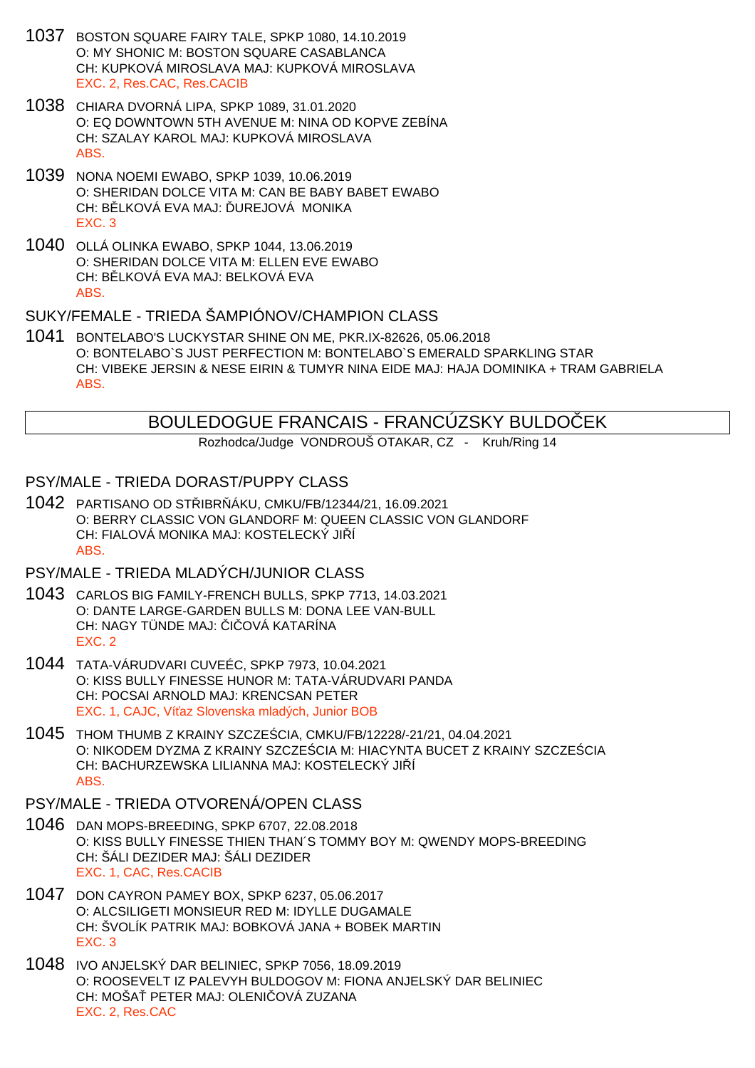1037 BOSTON SQUARE FAIRY TALE, SPKP 1080, 14.10.2019
O: MY SHONIC M: BOSTON SQUARE CASABLANCA
CH: KUPKOVÁ MIROSLAVA MAJ: KUPKOVÁ MIROSLAVA
EXC. 2, Res.CAC, Res.CACIB

1038 CHIARA DVORNÁ LIPA, SPKP 1089, 31.01.2020
O: EQ DOWNTOWN 5TH AVENUE M: NINA OD KOPVE ZEBÍNA
CH: SZALAY KAROL MAJ: KUPKOVÁ MIROSLAVA
ABS.

1039 NONA NOEMI EWABO, SPKP 1039, 10.06.2019
O: SHERIDAN DOLCE VITA M: CAN BE BABY BABET EWABO
CH: BĚLKOVÁ EVA MAJ: ĎUREJOVÁ MONIKA
EXC. 3

1040 OLLÁ OLINKA EWABO, SPKP 1044, 13.06.2019
O: SHERIDAN DOLCE VITA M: ELLEN EVE EWABO
CH: BĚLKOVÁ EVA MAJ: BELKOVÁ EVA
ABS.

SUKY/FEMALE - TRIEDA ŠAMPIÓNOV/CHAMPION CLASS

1041 BONTELABO'S LUCKYSTAR SHINE ON ME, PKR.IX-82626, 05.06.2018
O: BONTELABO`S JUST PERFECTION M: BONTELABO`S EMERALD SPARKLING STAR
CH: VIBEKE JERSIN & NESE EIRIN & TUMYR NINA EIDE MAJ: HAJA DOMINIKA + TRAM GABRIELA
ABS.

## BOULEDOGUE FRANCAIS - FRANCÚZSKY BULDOČEK

Rozhodca/Judge VONDROUŠ OTAKAR, CZ - Kruh/Ring 14

PSY/MALE - TRIEDA DORAST/PUPPY CLASS

1042 PARTISANO OD STŘIBRŇÁKU, CMKU/FB/12344/21, 16.09.2021
O: BERRY CLASSIC VON GLANDORF M: QUEEN CLASSIC VON GLANDORF
CH: FIALOVÁ MONIKA MAJ: KOSTELECKÝ JIŘÍ
ABS.

PSY/MALE - TRIEDA MLADÝCH/JUNIOR CLASS

1043 CARLOS BIG FAMILY-FRENCH BULLS, SPKP 7713, 14.03.2021
O: DANTE LARGE-GARDEN BULLS M: DONA LEE VAN-BULL
CH: NAGY TÜNDE MAJ: ČIČOVÁ KATARÍNA
EXC. 2

1044 TATA-VÁRUDVARI CUVEÉC, SPKP 7973, 10.04.2021
O: KISS BULLY FINESSE HUNOR M: TATA-VÁRUDVARI PANDA
CH: POCSAI ARNOLD MAJ: KRENCSAN PETER
EXC. 1, CAJC, Víťaz Slovenska mladých, Junior BOB

1045 THOM THUMB Z KRAINY SZCZEŚCIA, CMKU/FB/12228/-21/21, 04.04.2021
O: NIKODEM DYZMA Z KRAINY SZCZEŚCIA M: HIACYNTA BUCET Z KRAINY SZCZEŚCIA
CH: BACHURZEWSKA LILIANNA MAJ: KOSTELECKÝ JIŘÍ
ABS.

PSY/MALE - TRIEDA OTVORENÁ/OPEN CLASS

1046 DAN MOPS-BREEDING, SPKP 6707, 22.08.2018
O: KISS BULLY FINESSE THIEN THAN´S TOMMY BOY M: QWENDY MOPS-BREEDING
CH: ŠÁLI DEZIDER MAJ: ŠÁLI DEZIDER
EXC. 1, CAC, Res.CACIB

1047 DON CAYRON PAMEY BOX, SPKP 6237, 05.06.2017
O: ALCSILIGETI MONSIEUR RED M: IDYLLE DUGAMALE
CH: ŠVOLÍK PATRIK MAJ: BOBKOVÁ JANA + BOBEK MARTIN
EXC. 3

1048 IVO ANJELSKÝ DAR BELINIEC, SPKP 7056, 18.09.2019
O: ROOSEVELT IZ PALEVYH BULDOGOV M: FIONA ANJELSKÝ DAR BELINIEC
CH: MOŠAŤ PETER MAJ: OLENIČOVÁ ZUZANA
EXC. 2, Res.CAC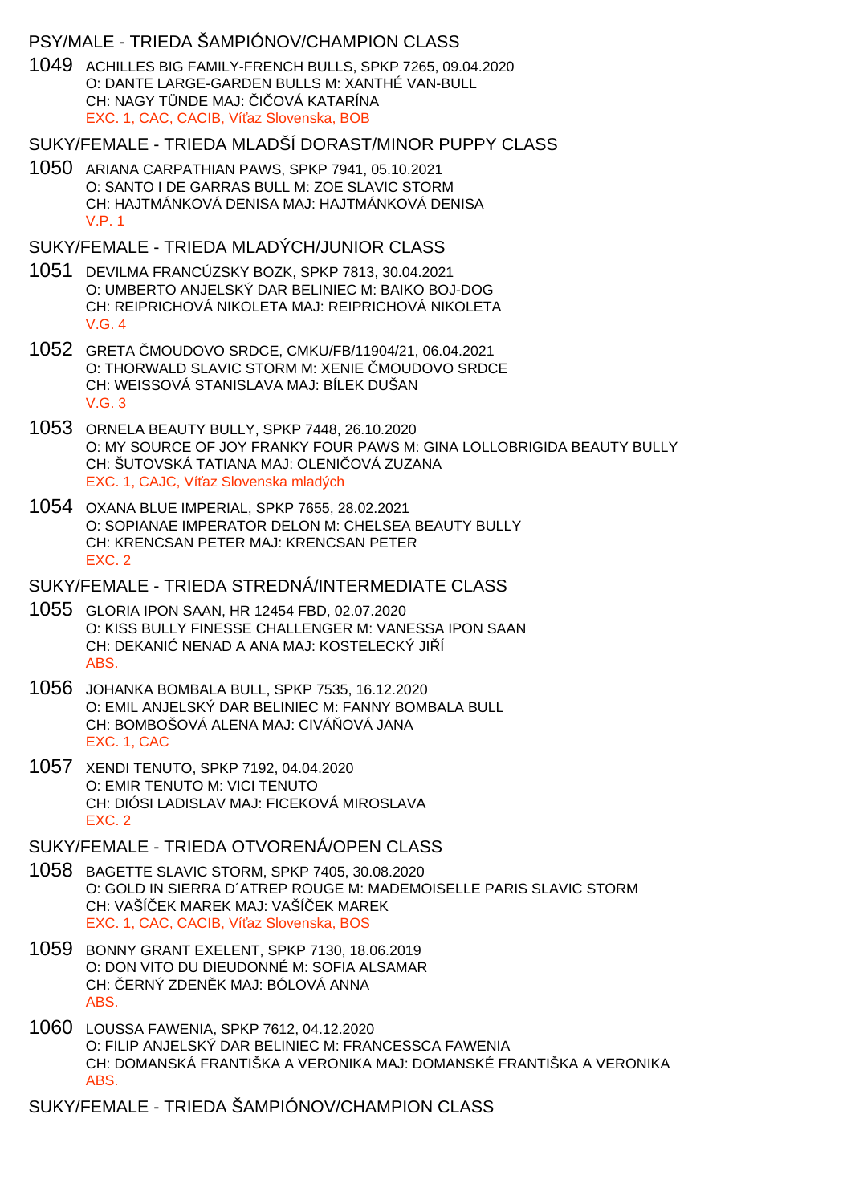## PSY/MALE - TRIEDA ŠAMPIÓNOV/CHAMPION CLASS

1049 ACHILLES BIG FAMILY-FRENCH BULLS, SPKP 7265, 09.04.2020
O: DANTE LARGE-GARDEN BULLS M: XANTHÉ VAN-BULL
CH: NAGY TÜNDE MAJ: ČIČOVÁ KATARÍNA
EXC. 1, CAC, CACIB, Víťaz Slovenska, BOB

## SUKY/FEMALE - TRIEDA MLADŠÍ DORAST/MINOR PUPPY CLASS

1050 ARIANA CARPATHIAN PAWS, SPKP 7941, 05.10.2021
O: SANTO I DE GARRAS BULL M: ZOE SLAVIC STORM
CH: HAJTMÁNKOVÁ DENISA MAJ: HAJTMÁNKOVÁ DENISA
V.P. 1

## SUKY/FEMALE - TRIEDA MLADÝCH/JUNIOR CLASS

1051 DEVILMA FRANCÚZSKY BOZK, SPKP 7813, 30.04.2021
O: UMBERTO ANJELSKÝ DAR BELINIEC M: BAIKO BOJ-DOG
CH: REIPRICHOVÁ NIKOLETA MAJ: REIPRICHOVÁ NIKOLETA
V.G. 4

1052 GRETA ČMOUDOVO SRDCE, CMKU/FB/11904/21, 06.04.2021
O: THORWALD SLAVIC STORM M: XENIE ČMOUDOVO SRDCE
CH: WEISSOVÁ STANISLAVA MAJ: BÍLEK DUŠAN
V.G. 3

1053 ORNELA BEAUTY BULLY, SPKP 7448, 26.10.2020
O: MY SOURCE OF JOY FRANKY FOUR PAWS M: GINA LOLLOBRIGIDA BEAUTY BULLY
CH: ŠUTOVSKÁ TATIANA MAJ: OLENIČOVÁ ZUZANA
EXC. 1, CAJC, Víťaz Slovenska mladých

1054 OXANA BLUE IMPERIAL, SPKP 7655, 28.02.2021
O: SOPIANAE IMPERATOR DELON M: CHELSEA BEAUTY BULLY
CH: KRENCSAN PETER MAJ: KRENCSAN PETER
EXC. 2

## SUKY/FEMALE - TRIEDA STREDNÁ/INTERMEDIATE CLASS

1055 GLORIA IPON SAAN, HR 12454 FBD, 02.07.2020
O: KISS BULLY FINESSE CHALLENGER M: VANESSA IPON SAAN
CH: DEKANIĆ NENAD A ANA MAJ: KOSTELECKÝ JIŘÍ
ABS.

1056 JOHANKA BOMBALA BULL, SPKP 7535, 16.12.2020
O: EMIL ANJELSKÝ DAR BELINIEC M: FANNY BOMBALA BULL
CH: BOMBOŠOVÁ ALENA MAJ: CIVÁŇOVÁ JANA
EXC. 1, CAC

1057 XENDI TENUTO, SPKP 7192, 04.04.2020
O: EMIR TENUTO M: VICI TENUTO
CH: DIÓSI LADISLAV MAJ: FICEKOVÁ MIROSLAVA
EXC. 2

## SUKY/FEMALE - TRIEDA OTVORENÁ/OPEN CLASS

1058 BAGETTE SLAVIC STORM, SPKP 7405, 30.08.2020
O: GOLD IN SIERRA D´ATREP ROUGE M: MADEMOISELLE PARIS SLAVIC STORM
CH: VAŠÍČEK MAREK MAJ: VAŠÍČEK MAREK
EXC. 1, CAC, CACIB, Víťaz Slovenska, BOS

1059 BONNY GRANT EXELENT, SPKP 7130, 18.06.2019
O: DON VITO DU DIEUDONNÉ M: SOFIA ALSAMAR
CH: ČERNÝ ZDENĚK MAJ: BÓLOVÁ ANNA
ABS.

1060 LOUSSA FAWENIA, SPKP 7612, 04.12.2020
O: FILIP ANJELSKÝ DAR BELINIEC M: FRANCESSCA FAWENIA
CH: DOMANSKÁ FRANTIŠKA A VERONIKA MAJ: DOMANSKÉ FRANTIŠKA A VERONIKA
ABS.

## SUKY/FEMALE - TRIEDA ŠAMPIÓNOV/CHAMPION CLASS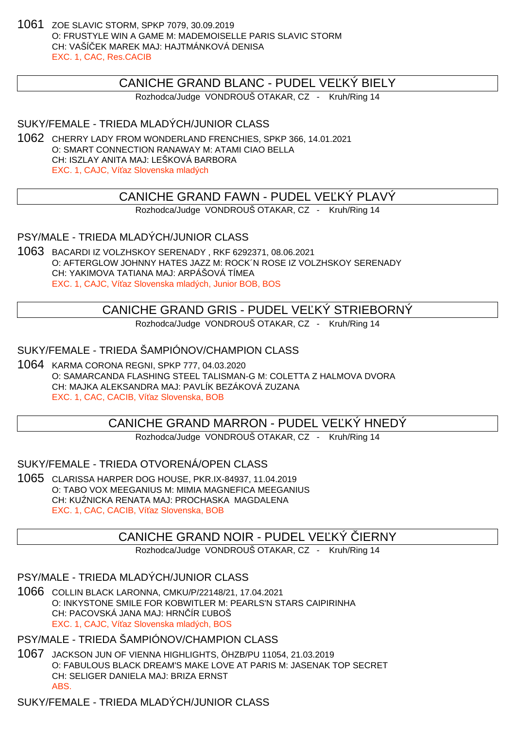1061 ZOE SLAVIC STORM, SPKP 7079, 30.09.2019
O: FRUSTYLE WIN A GAME M: MADEMOISELLE PARIS SLAVIC STORM
CH: VAŠÍČEK MAREK MAJ: HAJTMÁNKOVÁ DENISA
EXC. 1, CAC, Res.CACIB

## CANICHE GRAND BLANC - PUDEL VEĽKÝ BIELY

Rozhodca/Judge VONDROUŠ OTAKAR, CZ - Kruh/Ring 14

### SUKY/FEMALE - TRIEDA MLADÝCH/JUNIOR CLASS

1062 CHERRY LADY FROM WONDERLAND FRENCHIES, SPKP 366, 14.01.2021
O: SMART CONNECTION RANAWAY M: ATAMI CIAO BELLA
CH: ISZLAY ANITA MAJ: LEŠKOVÁ BARBORA
EXC. 1, CAJC, Víťaz Slovenska mladých

## CANICHE GRAND FAWN - PUDEL VEĽKÝ PLAVÝ

Rozhodca/Judge VONDROUŠ OTAKAR, CZ - Kruh/Ring 14

### PSY/MALE - TRIEDA MLADÝCH/JUNIOR CLASS

1063 BACARDI IZ VOLZHSKOY SERENADY , RKF 6292371, 08.06.2021
O: AFTERGLOW JOHNNY HATES JAZZ M: ROCK´N ROSE IZ VOLZHSKOY SERENADY
CH: YAKIMOVA TATIANA MAJ: ARPÁŠOVÁ TÍMEA
EXC. 1, CAJC, Víťaz Slovenska mladých, Junior BOB, BOS

## CANICHE GRAND GRIS - PUDEL VEĽKÝ STRIEBORNÝ

Rozhodca/Judge VONDROUŠ OTAKAR, CZ - Kruh/Ring 14

### SUKY/FEMALE - TRIEDA ŠAMPIÓNOV/CHAMPION CLASS

1064 KARMA CORONA REGNI, SPKP 777, 04.03.2020
O: SAMARCANDA FLASHING STEEL TALISMAN-G M: COLETTA Z HALMOVA DVORA
CH: MAJKA ALEKSANDRA MAJ: PAVLÍK BEZÁKOVÁ ZUZANA
EXC. 1, CAC, CACIB, Víťaz Slovenska, BOB

## CANICHE GRAND MARRON - PUDEL VEĽKÝ HNEDÝ

Rozhodca/Judge VONDROUŠ OTAKAR, CZ - Kruh/Ring 14

### SUKY/FEMALE - TRIEDA OTVORENÁ/OPEN CLASS

1065 CLARISSA HARPER DOG HOUSE, PKR.IX-84937, 11.04.2019
O: TABO VOX MEEGANIUS M: MIMIA MAGNEFICA MEEGANIUS
CH: KUŹNICKA RENATA MAJ: PROCHASKA MAGDALENA
EXC. 1, CAC, CACIB, Víťaz Slovenska, BOB

## CANICHE GRAND NOIR - PUDEL VEĽKÝ ČIERNY

Rozhodca/Judge VONDROUŠ OTAKAR, CZ - Kruh/Ring 14

### PSY/MALE - TRIEDA MLADÝCH/JUNIOR CLASS

1066 COLLIN BLACK LARONNA, CMKU/P/22148/21, 17.04.2021
O: INKYSTONE SMILE FOR KOBWITLER M: PEARLS'N STARS CAIPIRINHA
CH: PACOVSKÁ JANA MAJ: HRNČÍR ĽUBOŠ
EXC. 1, CAJC, Víťaz Slovenska mladých, BOS

### PSY/MALE - TRIEDA ŠAMPIÓNOV/CHAMPION CLASS

1067 JACKSON JUN OF VIENNA HIGHLIGHTS, ÖHZB/PU 11054, 21.03.2019
O: FABULOUS BLACK DREAM'S MAKE LOVE AT PARIS M: JASENAK TOP SECRET
CH: SELIGER DANIELA MAJ: BRIZA ERNST
ABS.

### SUKY/FEMALE - TRIEDA MLADÝCH/JUNIOR CLASS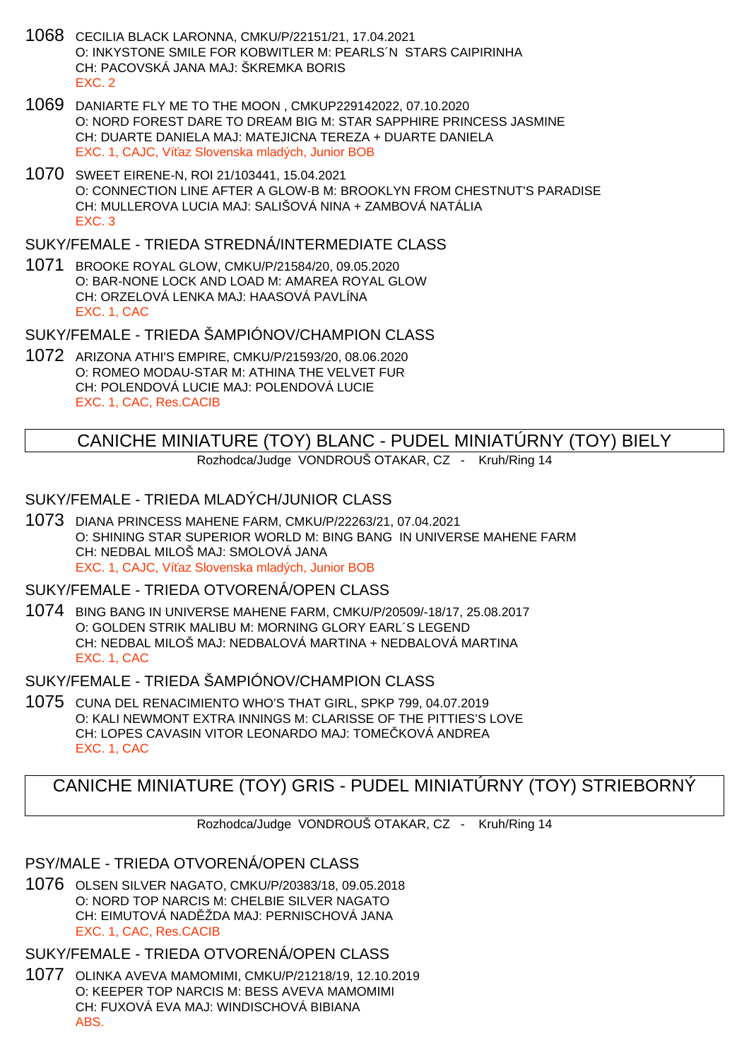1068 CECILIA BLACK LARONNA, CMKU/P/22151/21, 17.04.2021
O: INKYSTONE SMILE FOR KOBWITLER M: PEARLS´N STARS CAIPIRINHA
CH: PACOVSKÁ JANA MAJ: ŠKREMKA BORIS
EXC. 2

1069 DANIARTE FLY ME TO THE MOON , CMKUP229142022, 07.10.2020
O: NORD FOREST DARE TO DREAM BIG M: STAR SAPPHIRE PRINCESS JASMINE
CH: DUARTE DANIELA MAJ: MATEJICNA TEREZA + DUARTE DANIELA
EXC. 1, CAJC, Víťaz Slovenska mladých, Junior BOB

1070 SWEET EIRENE-N, ROI 21/103441, 15.04.2021
O: CONNECTION LINE AFTER A GLOW-B M: BROOKLYN FROM CHESTNUT'S PARADISE
CH: MULLEROVA LUCIA MAJ: SALIŠOVÁ NINA + ZAMBOVÁ NATÁLIA
EXC. 3

### SUKY/FEMALE - TRIEDA STREDNÁ/INTERMEDIATE CLASS

1071 BROOKE ROYAL GLOW, CMKU/P/21584/20, 09.05.2020
O: BAR-NONE LOCK AND LOAD M: AMAREA ROYAL GLOW
CH: ORZELOVÁ LENKA MAJ: HAASOVÁ PAVLÍNA
EXC. 1, CAC

### SUKY/FEMALE - TRIEDA ŠAMPIÓNOV/CHAMPION CLASS

1072 ARIZONA ATHI'S EMPIRE, CMKU/P/21593/20, 08.06.2020
O: ROMEO MODAU-STAR M: ATHINA THE VELVET FUR
CH: POLENDOVÁ LUCIE MAJ: POLENDOVÁ LUCIE
EXC. 1, CAC, Res.CACIB

## CANICHE MINIATURE (TOY) BLANC - PUDEL MINIATÚRNY (TOY) BIELY

Rozhodca/Judge VONDROUŠ OTAKAR, CZ - Kruh/Ring 14

### SUKY/FEMALE - TRIEDA MLADÝCH/JUNIOR CLASS

1073 DIANA PRINCESS MAHENE FARM, CMKU/P/22263/21, 07.04.2021
O: SHINING STAR SUPERIOR WORLD M: BING BANG IN UNIVERSE MAHENE FARM
CH: NEDBAL MILOŠ MAJ: SMOLOVÁ JANA
EXC. 1, CAJC, Víťaz Slovenska mladých, Junior BOB

### SUKY/FEMALE - TRIEDA OTVORENÁ/OPEN CLASS

1074 BING BANG IN UNIVERSE MAHENE FARM, CMKU/P/20509/-18/17, 25.08.2017
O: GOLDEN STRIK MALIBU M: MORNING GLORY EARL´S LEGEND
CH: NEDBAL MILOŠ MAJ: NEDBALOVÁ MARTINA + NEDBALOVÁ MARTINA
EXC. 1, CAC

### SUKY/FEMALE - TRIEDA ŠAMPIÓNOV/CHAMPION CLASS

1075 CUNA DEL RENACIMIENTO WHO'S THAT GIRL, SPKP 799, 04.07.2019
O: KALI NEWMONT EXTRA INNINGS M: CLARISSE OF THE PITTIES'S LOVE
CH: LOPES CAVASIN VITOR LEONARDO MAJ: TOMEČKOVÁ ANDREA
EXC. 1, CAC

## CANICHE MINIATURE (TOY) GRIS - PUDEL MINIATÚRNY (TOY) STRIEBORNÝ

Rozhodca/Judge VONDROUŠ OTAKAR, CZ - Kruh/Ring 14

### PSY/MALE - TRIEDA OTVORENÁ/OPEN CLASS

1076 OLSEN SILVER NAGATO, CMKU/P/20383/18, 09.05.2018
O: NORD TOP NARCIS M: CHELBIE SILVER NAGATO
CH: EIMUTOVÁ NADĚŽDA MAJ: PERNISCHOVÁ JANA
EXC. 1, CAC, Res.CACIB

### SUKY/FEMALE - TRIEDA OTVORENÁ/OPEN CLASS

1077 OLINKA AVEVA MAMOMIMI, CMKU/P/21218/19, 12.10.2019
O: KEEPER TOP NARCIS M: BESS AVEVA MAMOMIMI
CH: FUXOVÁ EVA MAJ: WINDISCHOVÁ BIBIANA
ABS.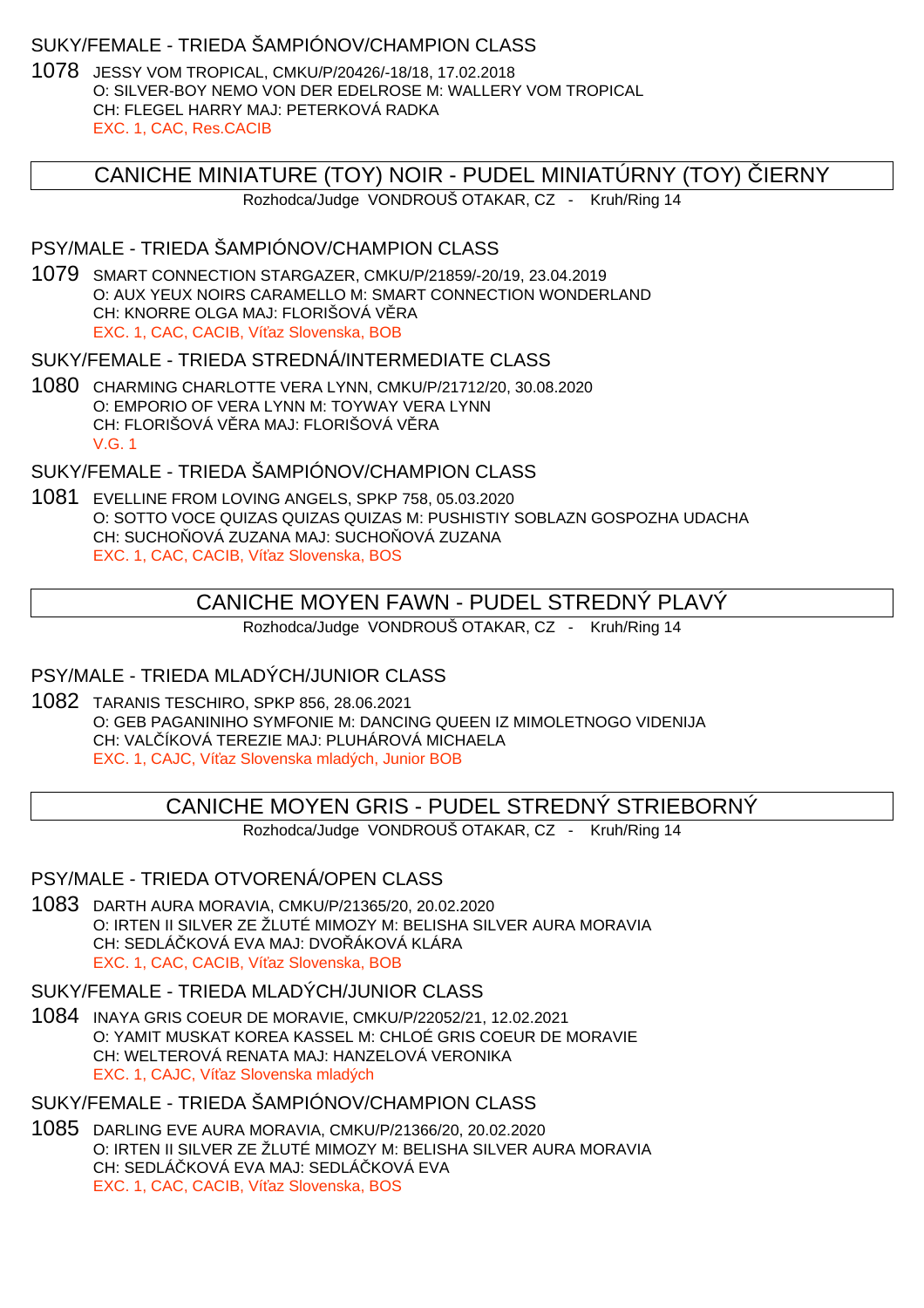### SUKY/FEMALE - TRIEDA ŠAMPIÓNOV/CHAMPION CLASS

1078 JESSY VOM TROPICAL, CMKU/P/20426/-18/18, 17.02.2018
O: SILVER-BOY NEMO VON DER EDELROSE M: WALLERY VOM TROPICAL
CH: FLEGEL HARRY MAJ: PETERKOVÁ RADKA
EXC. 1, CAC, Res.CACIB

## CANICHE MINIATURE (TOY) NOIR - PUDEL MINIATÚRNY (TOY) ČIERNY

Rozhodca/Judge VONDROUŠ OTAKAR, CZ - Kruh/Ring 14

### PSY/MALE - TRIEDA ŠAMPIÓNOV/CHAMPION CLASS

1079 SMART CONNECTION STARGAZER, CMKU/P/21859/-20/19, 23.04.2019
O: AUX YEUX NOIRS CARAMELLO M: SMART CONNECTION WONDERLAND
CH: KNORRE OLGA MAJ: FLORIŠOVÁ VĚRA
EXC. 1, CAC, CACIB, Víťaz Slovenska, BOB

### SUKY/FEMALE - TRIEDA STREDNÁ/INTERMEDIATE CLASS

1080 CHARMING CHARLOTTE VERA LYNN, CMKU/P/21712/20, 30.08.2020
O: EMPORIO OF VERA LYNN M: TOYWAY VERA LYNN
CH: FLORIŠOVÁ VĚRA MAJ: FLORIŠOVÁ VĚRA
V.G. 1

### SUKY/FEMALE - TRIEDA ŠAMPIÓNOV/CHAMPION CLASS

1081 EVELLINE FROM LOVING ANGELS, SPKP 758, 05.03.2020
O: SOTTO VOCE QUIZAS QUIZAS QUIZAS M: PUSHISTIY SOBLAZN GOSPOZHA UDACHA
CH: SUCHOŇOVÁ ZUZANA MAJ: SUCHOŇOVÁ ZUZANA
EXC. 1, CAC, CACIB, Víťaz Slovenska, BOS

## CANICHE MOYEN FAWN - PUDEL STREDNÝ PLAVÝ

Rozhodca/Judge VONDROUŠ OTAKAR, CZ - Kruh/Ring 14

### PSY/MALE - TRIEDA MLADÝCH/JUNIOR CLASS

1082 TARANIS TESCHIRO, SPKP 856, 28.06.2021
O: GEB PAGANINIHO SYMFONIE M: DANCING QUEEN IZ MIMOLETNOGO VIDENIJA
CH: VALČÍKOVÁ TEREZIE MAJ: PLUHÁROVÁ MICHAELA
EXC. 1, CAJC, Víťaz Slovenska mladých, Junior BOB

## CANICHE MOYEN GRIS - PUDEL STREDNÝ STRIEBORNÝ

Rozhodca/Judge VONDROUŠ OTAKAR, CZ - Kruh/Ring 14

### PSY/MALE - TRIEDA OTVORENÁ/OPEN CLASS

1083 DARTH AURA MORAVIA, CMKU/P/21365/20, 20.02.2020
O: IRTEN II SILVER ZE ŽLUTÉ MIMOZY M: BELISHA SILVER AURA MORAVIA
CH: SEDLÁČKOVÁ EVA MAJ: DVOŘÁKOVÁ KLÁRA
EXC. 1, CAC, CACIB, Víťaz Slovenska, BOB

### SUKY/FEMALE - TRIEDA MLADÝCH/JUNIOR CLASS

1084 INAYA GRIS COEUR DE MORAVIE, CMKU/P/22052/21, 12.02.2021
O: YAMIT MUSKAT KOREA KASSEL M: CHLOÉ GRIS COEUR DE MORAVIE
CH: WELTEROVÁ RENATA MAJ: HANZELOVÁ VERONIKA
EXC. 1, CAJC, Víťaz Slovenska mladých

### SUKY/FEMALE - TRIEDA ŠAMPIÓNOV/CHAMPION CLASS

1085 DARLING EVE AURA MORAVIA, CMKU/P/21366/20, 20.02.2020
O: IRTEN II SILVER ZE ŽLUTÉ MIMOZY M: BELISHA SILVER AURA MORAVIA
CH: SEDLÁČKOVÁ EVA MAJ: SEDLÁČKOVÁ EVA
EXC. 1, CAC, CACIB, Víťaz Slovenska, BOS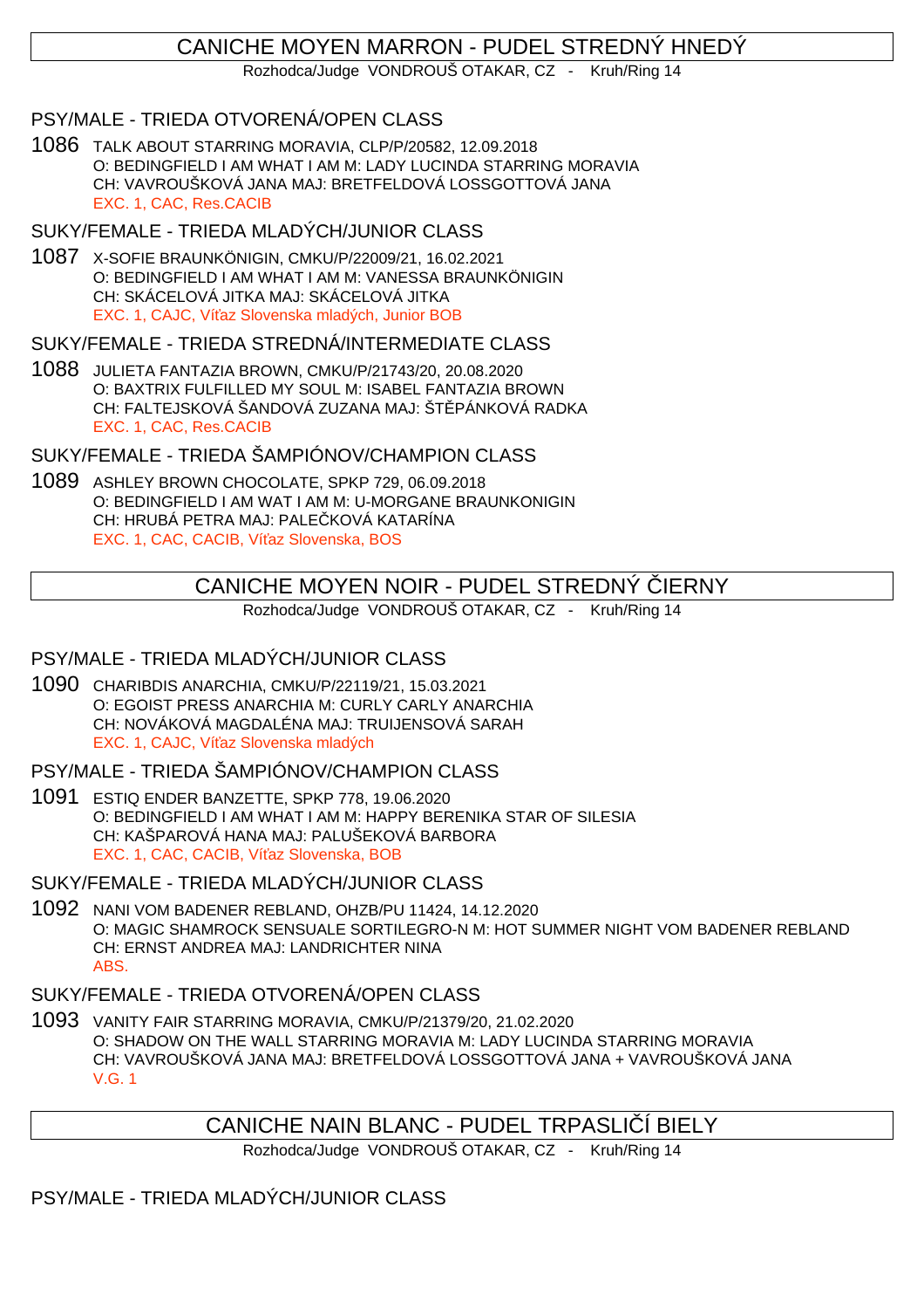## CANICHE MOYEN MARRON - PUDEL STREDNÝ HNEDÝ

Rozhodca/Judge VONDROUŠ OTAKAR, CZ - Kruh/Ring 14

### PSY/MALE - TRIEDA OTVORENÁ/OPEN CLASS

1086 TALK ABOUT STARRING MORAVIA, CLP/P/20582, 12.09.2018
O: BEDINGFIELD I AM WHAT I AM M: LADY LUCINDA STARRING MORAVIA
CH: VAVROUŠKOVÁ JANA MAJ: BRETFELDOVÁ LOSSGOTTOVÁ JANA
EXC. 1, CAC, Res.CACIB

### SUKY/FEMALE - TRIEDA MLADÝCH/JUNIOR CLASS

1087 X-SOFIE BRAUNKÖNIGIN, CMKU/P/22009/21, 16.02.2021
O: BEDINGFIELD I AM WHAT I AM M: VANESSA BRAUNKÖNIGIN
CH: SKÁCELOVÁ JITKA MAJ: SKÁCELOVÁ JITKA
EXC. 1, CAJC, Víťaz Slovenska mladých, Junior BOB

### SUKY/FEMALE - TRIEDA STREDNÁ/INTERMEDIATE CLASS

1088 JULIETA FANTAZIA BROWN, CMKU/P/21743/20, 20.08.2020
O: BAXTRIX FULFILLED MY SOUL M: ISABEL FANTAZIA BROWN
CH: FALTEJSKOVÁ ŠANDOVÁ ZUZANA MAJ: ŠTĚPÁNKOVÁ RADKA
EXC. 1, CAC, Res.CACIB

### SUKY/FEMALE - TRIEDA ŠAMPIÓNOV/CHAMPION CLASS

1089 ASHLEY BROWN CHOCOLATE, SPKP 729, 06.09.2018
O: BEDINGFIELD I AM WAT I AM M: U-MORGANE BRAUNKONIGIN
CH: HRUBÁ PETRA MAJ: PALEČKOVÁ KATARÍNA
EXC. 1, CAC, CACIB, Víťaz Slovenska, BOS

## CANICHE MOYEN NOIR - PUDEL STREDNÝ ČIERNY

Rozhodca/Judge VONDROUŠ OTAKAR, CZ - Kruh/Ring 14

### PSY/MALE - TRIEDA MLADÝCH/JUNIOR CLASS

1090 CHARIBDIS ANARCHIA, CMKU/P/22119/21, 15.03.2021
O: EGOIST PRESS ANARCHIA M: CURLY CARLY ANARCHIA
CH: NOVÁKOVÁ MAGDALÉNA MAJ: TRUIJENSOVÁ SARAH
EXC. 1, CAJC, Víťaz Slovenska mladých

### PSY/MALE - TRIEDA ŠAMPIÓNOV/CHAMPION CLASS

1091 ESTIQ ENDER BANZETTE, SPKP 778, 19.06.2020
O: BEDINGFIELD I AM WHAT I AM M: HAPPY BERENIKA STAR OF SILESIA
CH: KAŠPAROVÁ HANA MAJ: PALUŠEKOVÁ BARBORA
EXC. 1, CAC, CACIB, Víťaz Slovenska, BOB

### SUKY/FEMALE - TRIEDA MLADÝCH/JUNIOR CLASS

1092 NANI VOM BADENER REBLAND, OHZB/PU 11424, 14.12.2020
O: MAGIC SHAMROCK SENSUALE SORTILEGRO-N M: HOT SUMMER NIGHT VOM BADENER REBLAND
CH: ERNST ANDREA MAJ: LANDRICHTER NINA
ABS.

### SUKY/FEMALE - TRIEDA OTVORENÁ/OPEN CLASS

1093 VANITY FAIR STARRING MORAVIA, CMKU/P/21379/20, 21.02.2020
O: SHADOW ON THE WALL STARRING MORAVIA M: LADY LUCINDA STARRING MORAVIA
CH: VAVROUŠKOVÁ JANA MAJ: BRETFELDOVÁ LOSSGOTTOVÁ JANA + VAVROUŠKOVÁ JANA
V.G. 1

## CANICHE NAIN BLANC - PUDEL TRPASLIČÍ BIELY

Rozhodca/Judge VONDROUŠ OTAKAR, CZ - Kruh/Ring 14

### PSY/MALE - TRIEDA MLADÝCH/JUNIOR CLASS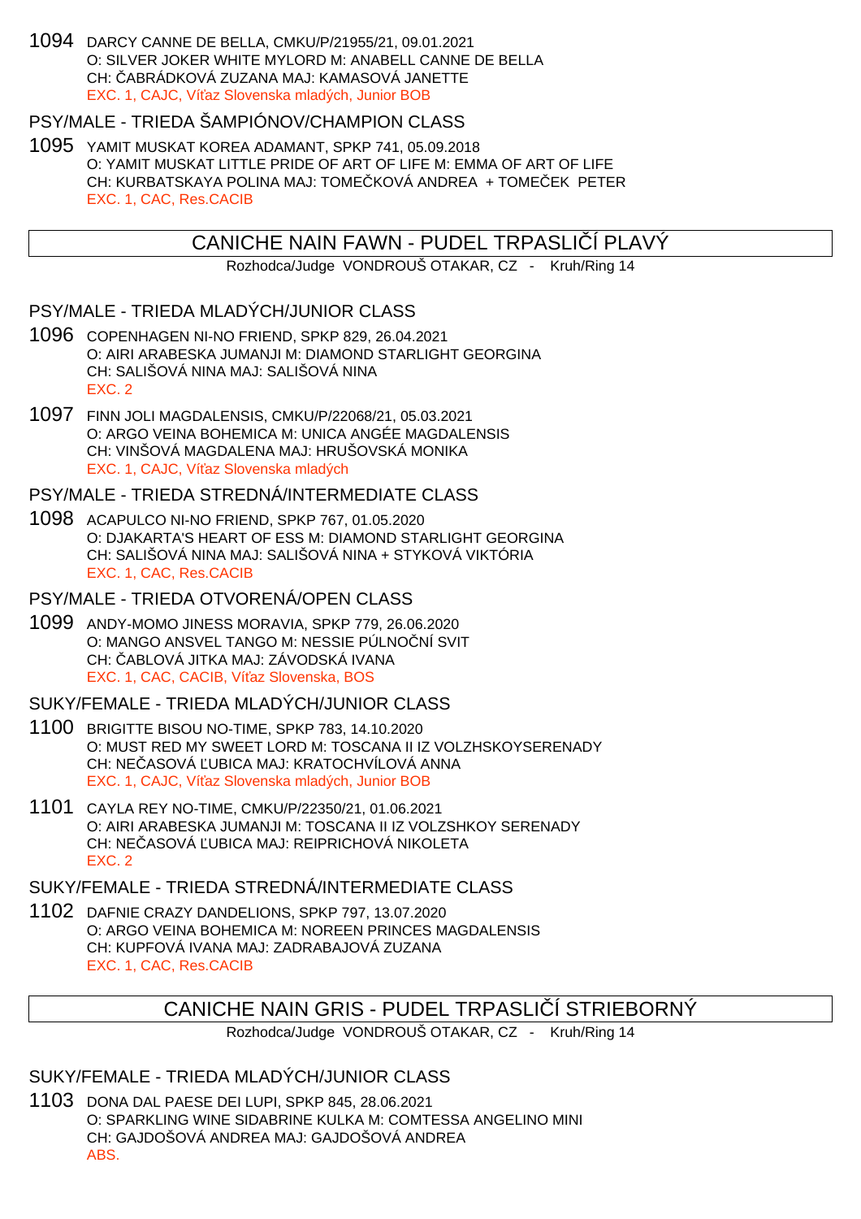1094 DARCY CANNE DE BELLA, CMKU/P/21955/21, 09.01.2021
O: SILVER JOKER WHITE MYLORD M: ANABELL CANNE DE BELLA
CH: ČABRÁDKOVÁ ZUZANA MAJ: KAMASOVÁ JANETTE
EXC. 1, CAJC, Víťaz Slovenska mladých, Junior BOB

### PSY/MALE - TRIEDA ŠAMPIÓNOV/CHAMPION CLASS

1095 YAMIT MUSKAT KOREA ADAMANT, SPKP 741, 05.09.2018
O: YAMIT MUSKAT LITTLE PRIDE OF ART OF LIFE M: EMMA OF ART OF LIFE
CH: KURBATSKAYA POLINA MAJ: TOMEČKOVÁ ANDREA + TOMEČEK PETER
EXC. 1, CAC, Res.CACIB

## CANICHE NAIN FAWN - PUDEL TRPASLIČÍ PLAVÝ

Rozhodca/Judge VONDROUŠ OTAKAR, CZ - Kruh/Ring 14

### PSY/MALE - TRIEDA MLADÝCH/JUNIOR CLASS

1096 COPENHAGEN NI-NO FRIEND, SPKP 829, 26.04.2021
O: AIRI ARABESKA JUMANJI M: DIAMOND STARLIGHT GEORGINA
CH: SALIŠOVÁ NINA MAJ: SALIŠOVÁ NINA
EXC. 2

1097 FINN JOLI MAGDALENSIS, CMKU/P/22068/21, 05.03.2021
O: ARGO VEINA BOHEMICA M: UNICA ANGÉE MAGDALENSIS
CH: VINŠOVÁ MAGDALENA MAJ: HRUŠOVSKÁ MONIKA
EXC. 1, CAJC, Víťaz Slovenska mladých

### PSY/MALE - TRIEDA STREDNÁ/INTERMEDIATE CLASS

1098 ACAPULCO NI-NO FRIEND, SPKP 767, 01.05.2020
O: DJAKARTA'S HEART OF ESS M: DIAMOND STARLIGHT GEORGINA
CH: SALIŠOVÁ NINA MAJ: SALIŠOVÁ NINA + STYKOVÁ VIKTÓRIA
EXC. 1, CAC, Res.CACIB

### PSY/MALE - TRIEDA OTVORENÁ/OPEN CLASS

1099 ANDY-MOMO JINESS MORAVIA, SPKP 779, 26.06.2020
O: MANGO ANSVEL TANGO M: NESSIE PÚLNOČNÍ SVIT
CH: ČABLOVÁ JITKA MAJ: ZÁVODSKÁ IVANA
EXC. 1, CAC, CACIB, Víťaz Slovenska, BOS

### SUKY/FEMALE - TRIEDA MLADÝCH/JUNIOR CLASS

1100 BRIGITTE BISOU NO-TIME, SPKP 783, 14.10.2020
O: MUST RED MY SWEET LORD M: TOSCANA II IZ VOLZHSKOYSERENADY
CH: NEČASOVÁ ĽUBICA MAJ: KRATOCHVÍLOVÁ ANNA
EXC. 1, CAJC, Víťaz Slovenska mladých, Junior BOB

1101 CAYLA REY NO-TIME, CMKU/P/22350/21, 01.06.2021
O: AIRI ARABESKA JUMANJI M: TOSCANA II IZ VOLZSHKOY SERENADY
CH: NEČASOVÁ ĽUBICA MAJ: REIPRICHOVÁ NIKOLETA
EXC. 2

### SUKY/FEMALE - TRIEDA STREDNÁ/INTERMEDIATE CLASS

1102 DAFNIE CRAZY DANDELIONS, SPKP 797, 13.07.2020
O: ARGO VEINA BOHEMICA M: NOREEN PRINCES MAGDALENSIS
CH: KUPFOVÁ IVANA MAJ: ZADRABAJOVÁ ZUZANA
EXC. 1, CAC, Res.CACIB

## CANICHE NAIN GRIS - PUDEL TRPASLIČÍ STRIEBORNÝ

Rozhodca/Judge VONDROUŠ OTAKAR, CZ - Kruh/Ring 14

### SUKY/FEMALE - TRIEDA MLADÝCH/JUNIOR CLASS

1103 DONA DAL PAESE DEI LUPI, SPKP 845, 28.06.2021
O: SPARKLING WINE SIDABRINE KULKA M: COMTESSA ANGELINO MINI
CH: GAJDOŠOVÁ ANDREA MAJ: GAJDOŠOVÁ ANDREA
ABS.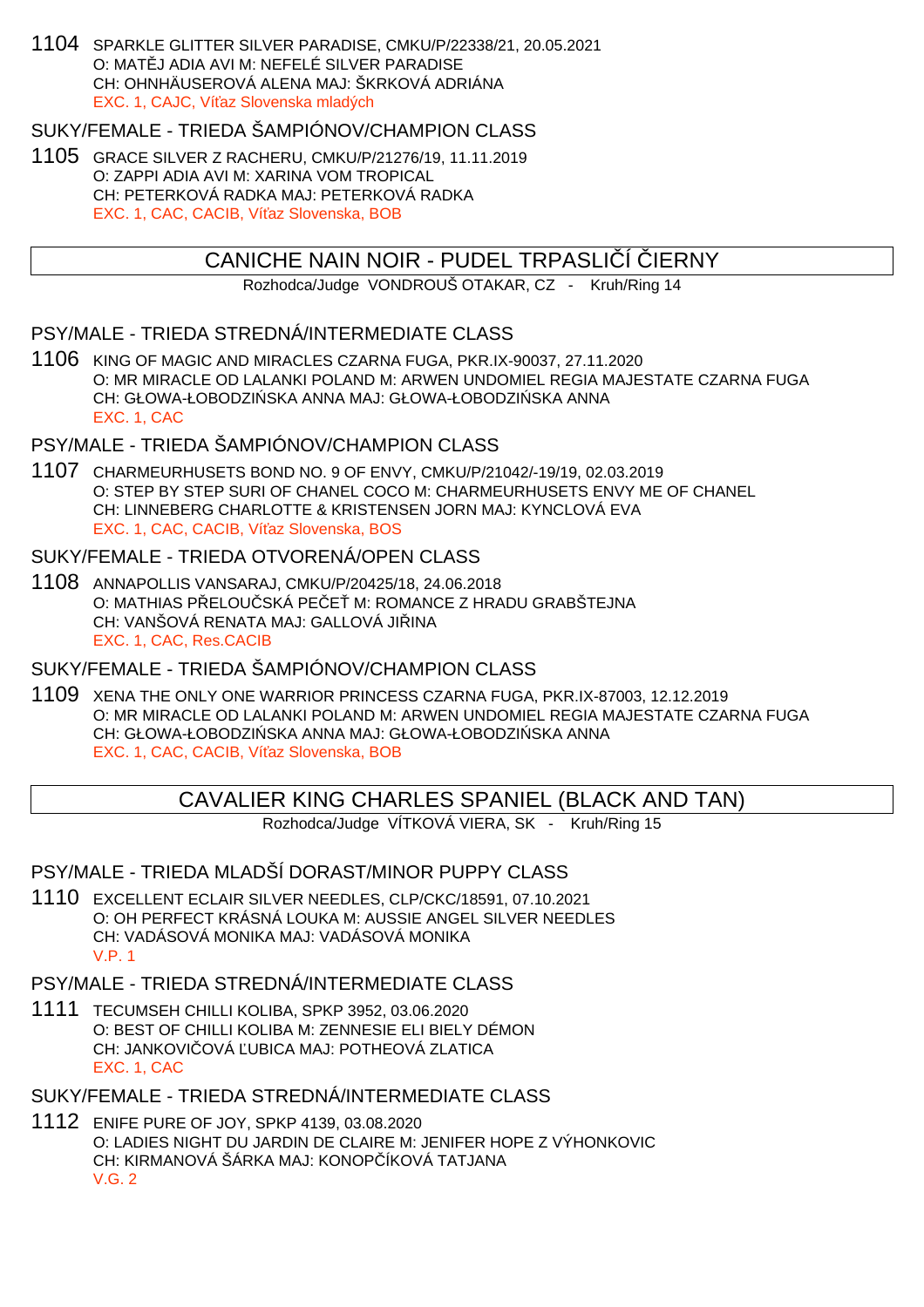1104 SPARKLE GLITTER SILVER PARADISE, CMKU/P/22338/21, 20.05.2021
O: MATĚJ ADIA AVI M: NEFELÉ SILVER PARADISE
CH: OHNHÄUSEROVÁ ALENA MAJ: ŠKRKOVÁ ADRIÁNA
EXC. 1, CAJC, Víťaz Slovenska mladých

SUKY/FEMALE - TRIEDA ŠAMPIÓNOV/CHAMPION CLASS

1105 GRACE SILVER Z RACHERU, CMKU/P/21276/19, 11.11.2019
O: ZAPPI ADIA AVI M: XARINA VOM TROPICAL
CH: PETERKOVÁ RADKA MAJ: PETERKOVÁ RADKA
EXC. 1, CAC, CACIB, Víťaz Slovenska, BOB

## CANICHE NAIN NOIR - PUDEL TRPASLIČÍ ČIERNY

Rozhodca/Judge VONDROUŠ OTAKAR, CZ - Kruh/Ring 14

PSY/MALE - TRIEDA STREDNÁ/INTERMEDIATE CLASS

1106 KING OF MAGIC AND MIRACLES CZARNA FUGA, PKR.IX-90037, 27.11.2020
O: MR MIRACLE OD LALANKI POLAND M: ARWEN UNDOMIEL REGIA MAJESTATE CZARNA FUGA
CH: GŁOWA-ŁOBODZIŃSKA ANNA MAJ: GŁOWA-ŁOBODZIŃSKA ANNA
EXC. 1, CAC

PSY/MALE - TRIEDA ŠAMPIÓNOV/CHAMPION CLASS

1107 CHARMEURHUSETS BOND NO. 9 OF ENVY, CMKU/P/21042/-19/19, 02.03.2019
O: STEP BY STEP SURI OF CHANEL COCO M: CHARMEURHUSETS ENVY ME OF CHANEL
CH: LINNEBERG CHARLOTTE & KRISTENSEN JORN MAJ: KYNCLOVÁ EVA
EXC. 1, CAC, CACIB, Víťaz Slovenska, BOS

SUKY/FEMALE - TRIEDA OTVORENÁ/OPEN CLASS

1108 ANNAPOLLIS VANSARAJ, CMKU/P/20425/18, 24.06.2018
O: MATHIAS PŘELOUČSKÁ PEČEŤ M: ROMANCE Z HRADU GRABŠTEJNA
CH: VANŠOVÁ RENATA MAJ: GALLOVÁ JIŘINA
EXC. 1, CAC, Res.CACIB

SUKY/FEMALE - TRIEDA ŠAMPIÓNOV/CHAMPION CLASS

1109 XENA THE ONLY ONE WARRIOR PRINCESS CZARNA FUGA, PKR.IX-87003, 12.12.2019
O: MR MIRACLE OD LALANKI POLAND M: ARWEN UNDOMIEL REGIA MAJESTATE CZARNA FUGA
CH: GŁOWA-ŁOBODZIŃSKA ANNA MAJ: GŁOWA-ŁOBODZIŃSKA ANNA
EXC. 1, CAC, CACIB, Víťaz Slovenska, BOB

## CAVALIER KING CHARLES SPANIEL (BLACK AND TAN)

Rozhodca/Judge VÍTKOVÁ VIERA, SK - Kruh/Ring 15

PSY/MALE - TRIEDA MLADŠÍ DORAST/MINOR PUPPY CLASS

1110 EXCELLENT ECLAIR SILVER NEEDLES, CLP/CKC/18591, 07.10.2021
O: OH PERFECT KRÁSNÁ LOUKA M: AUSSIE ANGEL SILVER NEEDLES
CH: VADÁSOVÁ MONIKA MAJ: VADÁSOVÁ MONIKA
V.P. 1

PSY/MALE - TRIEDA STREDNÁ/INTERMEDIATE CLASS

1111 TECUMSEH CHILLI KOLIBA, SPKP 3952, 03.06.2020
O: BEST OF CHILLI KOLIBA M: ZENNESIE ELI BIELY DÉMON
CH: JANKOVIČOVÁ ĽUBICA MAJ: POTHEOVÁ ZLATICA
EXC. 1, CAC

SUKY/FEMALE - TRIEDA STREDNÁ/INTERMEDIATE CLASS

1112 ENIFE PURE OF JOY, SPKP 4139, 03.08.2020
O: LADIES NIGHT DU JARDIN DE CLAIRE M: JENIFER HOPE Z VÝHONKOVIC
CH: KIRMANOVÁ ŠÁRKA MAJ: KONOPČÍKOVÁ TATJANA
V.G. 2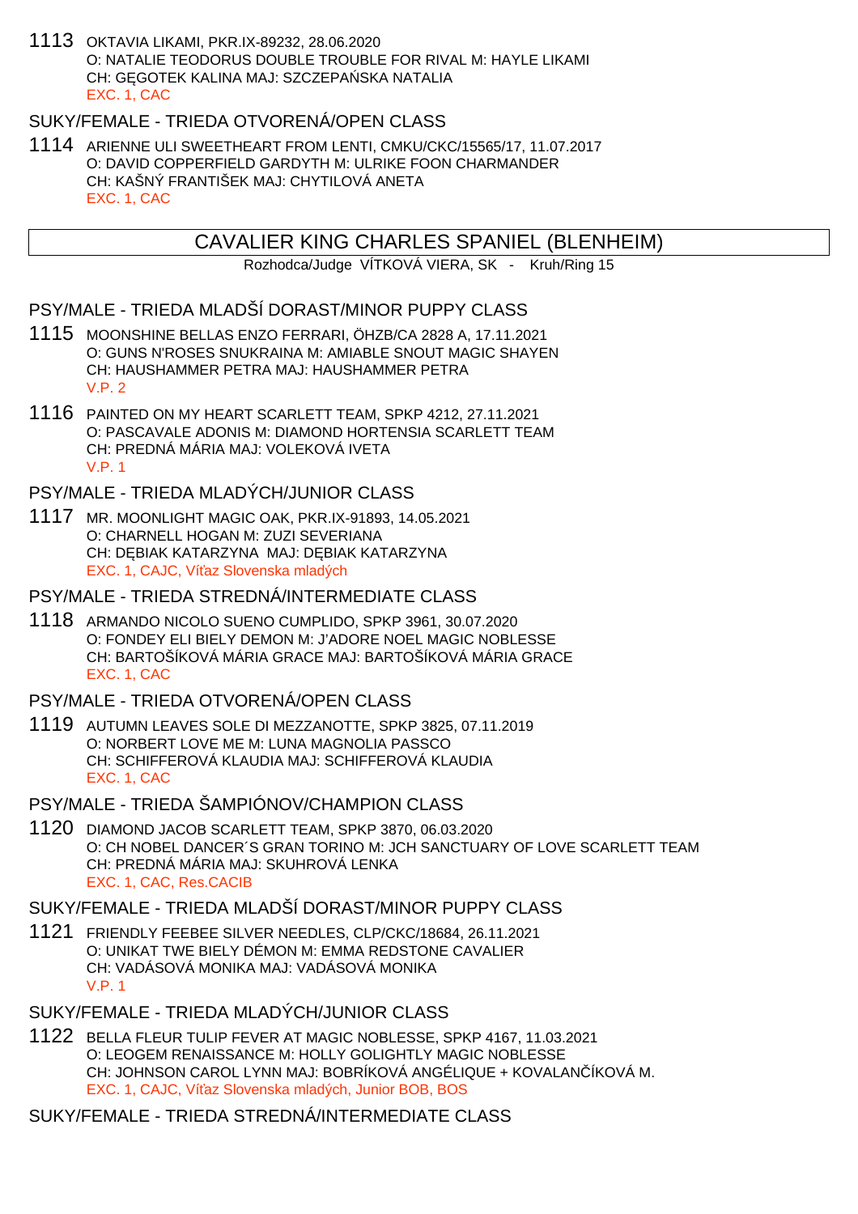1113 OKTAVIA LIKAMI, PKR.IX-89232, 28.06.2020
O: NATALIE TEODORUS DOUBLE TROUBLE FOR RIVAL M: HAYLE LIKAMI
CH: GĘGOTEK KALINA MAJ: SZCZEPAŃSKA NATALIA
EXC. 1, CAC

SUKY/FEMALE - TRIEDA OTVORENÁ/OPEN CLASS

1114 ARIENNE ULI SWEETHEART FROM LENTI, CMKU/CKC/15565/17, 11.07.2017
O: DAVID COPPERFIELD GARDYTH M: ULRIKE FOON CHARMANDER
CH: KAŠNÝ FRANTIŠEK MAJ: CHYTILOVÁ ANETA
EXC. 1, CAC

## CAVALIER KING CHARLES SPANIEL (BLENHEIM)

Rozhodca/Judge VÍTKOVÁ VIERA, SK - Kruh/Ring 15

PSY/MALE - TRIEDA MLADŠÍ DORAST/MINOR PUPPY CLASS

1115 MOONSHINE BELLAS ENZO FERRARI, ÖHZB/CA 2828 A, 17.11.2021
O: GUNS N'ROSES SNUKRAINA M: AMIABLE SNOUT MAGIC SHAYEN
CH: HAUSHAMMER PETRA MAJ: HAUSHAMMER PETRA
V.P. 2

1116 PAINTED ON MY HEART SCARLETT TEAM, SPKP 4212, 27.11.2021
O: PASCAVALE ADONIS M: DIAMOND HORTENSIA SCARLETT TEAM
CH: PREDNÁ MÁRIA MAJ: VOLEKOVÁ IVETA
V.P. 1

PSY/MALE - TRIEDA MLADÝCH/JUNIOR CLASS

1117 MR. MOONLIGHT MAGIC OAK, PKR.IX-91893, 14.05.2021
O: CHARNELL HOGAN M: ZUZI SEVERIANA
CH: DĘBIAK KATARZYNA MAJ: DĘBIAK KATARZYNA
EXC. 1, CAJC, Víťaz Slovenska mladých

PSY/MALE - TRIEDA STREDNÁ/INTERMEDIATE CLASS

1118 ARMANDO NICOLO SUENO CUMPLIDO, SPKP 3961, 30.07.2020
O: FONDEY ELI BIELY DEMON M: J'ADORE NOEL MAGIC NOBLESSE
CH: BARTOŠÍKOVÁ MÁRIA GRACE MAJ: BARTOŠÍKOVÁ MÁRIA GRACE
EXC. 1, CAC

PSY/MALE - TRIEDA OTVORENÁ/OPEN CLASS

1119 AUTUMN LEAVES SOLE DI MEZZANOTTE, SPKP 3825, 07.11.2019
O: NORBERT LOVE ME M: LUNA MAGNOLIA PASSCO
CH: SCHIFFEROVÁ KLAUDIA MAJ: SCHIFFEROVÁ KLAUDIA
EXC. 1, CAC

PSY/MALE - TRIEDA ŠAMPIÓNOV/CHAMPION CLASS

1120 DIAMOND JACOB SCARLETT TEAM, SPKP 3870, 06.03.2020
O: CH NOBEL DANCER´S GRAN TORINO M: JCH SANCTUARY OF LOVE SCARLETT TEAM
CH: PREDNÁ MÁRIA MAJ: SKUHROVÁ LENKA
EXC. 1, CAC, Res.CACIB

SUKY/FEMALE - TRIEDA MLADŠÍ DORAST/MINOR PUPPY CLASS

1121 FRIENDLY FEEBEE SILVER NEEDLES, CLP/CKC/18684, 26.11.2021
O: UNIKAT TWE BIELY DÉMON M: EMMA REDSTONE CAVALIER
CH: VADÁSOVÁ MONIKA MAJ: VADÁSOVÁ MONIKA
V.P. 1

SUKY/FEMALE - TRIEDA MLADÝCH/JUNIOR CLASS

1122 BELLA FLEUR TULIP FEVER AT MAGIC NOBLESSE, SPKP 4167, 11.03.2021
O: LEOGEM RENAISSANCE M: HOLLY GOLIGHTLY MAGIC NOBLESSE
CH: JOHNSON CAROL LYNN MAJ: BOBRÍKOVÁ ANGÉLIQUE + KOVALANČÍKOVÁ M.
EXC. 1, CAJC, Víťaz Slovenska mladých, Junior BOB, BOS

SUKY/FEMALE - TRIEDA STREDNÁ/INTERMEDIATE CLASS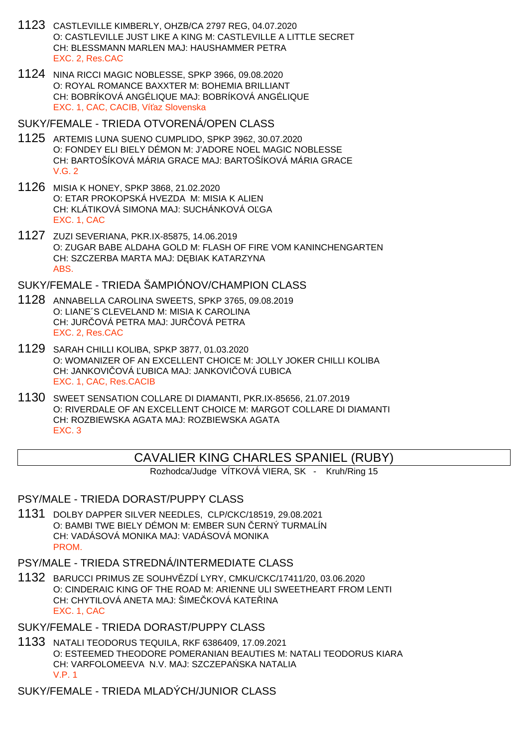1123 CASTLEVILLE KIMBERLY, OHZB/CA 2797 REG, 04.07.2020
O: CASTLEVILLE JUST LIKE A KING M: CASTLEVILLE A LITTLE SECRET
CH: BLESSMANN MARLEN MAJ: HAUSHAMMER PETRA
EXC. 2, Res.CAC

1124 NINA RICCI MAGIC NOBLESSE, SPKP 3966, 09.08.2020
O: ROYAL ROMANCE BAXXTER M: BOHEMIA BRILLIANT
CH: BOBRÍKOVÁ ANGÉLIQUE MAJ: BOBRÍKOVÁ ANGÉLIQUE
EXC. 1, CAC, CACIB, Víťaz Slovenska

## SUKY/FEMALE - TRIEDA OTVORENÁ/OPEN CLASS

1125 ARTEMIS LUNA SUENO CUMPLIDO, SPKP 3962, 30.07.2020
O: FONDEY ELI BIELY DÉMON M: J'ADORE NOEL MAGIC NOBLESSE
CH: BARTOŠÍKOVÁ MÁRIA GRACE MAJ: BARTOŠÍKOVÁ MÁRIA GRACE
V.G. 2

1126 MISIA K HONEY, SPKP 3868, 21.02.2020
O: ETAR PROKOPSKÁ HVEZDA M: MISIA K ALIEN
CH: KLÁTIKOVÁ SIMONA MAJ: SUCHÁNKOVÁ OĽGA
EXC. 1, CAC

1127 ZUZI SEVERIANA, PKR.IX-85875, 14.06.2019
O: ZUGAR BABE ALDAHA GOLD M: FLASH OF FIRE VOM KANINCHENGARTEN
CH: SZCZERBA MARTA MAJ: DĘBIAK KATARZYNA
ABS.

## SUKY/FEMALE - TRIEDA ŠAMPIÓNOV/CHAMPION CLASS

1128 ANNABELLA CAROLINA SWEETS, SPKP 3765, 09.08.2019
O: LIANE´S CLEVELAND M: MISIA K CAROLINA
CH: JURČOVÁ PETRA MAJ: JURČOVÁ PETRA
EXC. 2, Res.CAC

1129 SARAH CHILLI KOLIBA, SPKP 3877, 01.03.2020
O: WOMANIZER OF AN EXCELLENT CHOICE M: JOLLY JOKER CHILLI KOLIBA
CH: JANKOVIČOVÁ ĽUBICA MAJ: JANKOVIČOVÁ ĽUBICA
EXC. 1, CAC, Res.CACIB

1130 SWEET SENSATION COLLARE DI DIAMANTI, PKR.IX-85656, 21.07.2019
O: RIVERDALE OF AN EXCELLENT CHOICE M: MARGOT COLLARE DI DIAMANTI
CH: ROZBIEWSKA AGATA MAJ: ROZBIEWSKA AGATA
EXC. 3

# CAVALIER KING CHARLES SPANIEL (RUBY)

Rozhodca/Judge VÍTKOVÁ VIERA, SK - Kruh/Ring 15

## PSY/MALE - TRIEDA DORAST/PUPPY CLASS

1131 DOLBY DAPPER SILVER NEEDLES, CLP/CKC/18519, 29.08.2021
O: BAMBI TWE BIELY DÉMON M: EMBER SUN ČERNÝ TURMALÍN
CH: VADÁSOVÁ MONIKA MAJ: VADÁSOVÁ MONIKA
PROM.

## PSY/MALE - TRIEDA STREDNÁ/INTERMEDIATE CLASS

1132 BARUCCI PRIMUS ZE SOUHVĚZDÍ LYRY, CMKU/CKC/17411/20, 03.06.2020
O: CINDERAIC KING OF THE ROAD M: ARIENNE ULI SWEETHEART FROM LENTI
CH: CHYTILOVÁ ANETA MAJ: ŠIMEČKOVÁ KATEŘINA
EXC. 1, CAC

## SUKY/FEMALE - TRIEDA DORAST/PUPPY CLASS

1133 NATALI TEODORUS TEQUILA, RKF 6386409, 17.09.2021
O: ESTEEMED THEODORE POMERANIAN BEAUTIES M: NATALI TEODORUS KIARA
CH: VARFOLOMEEVA N.V. MAJ: SZCZEPAŃSKA NATALIA
V.P. 1

## SUKY/FEMALE - TRIEDA MLADÝCH/JUNIOR CLASS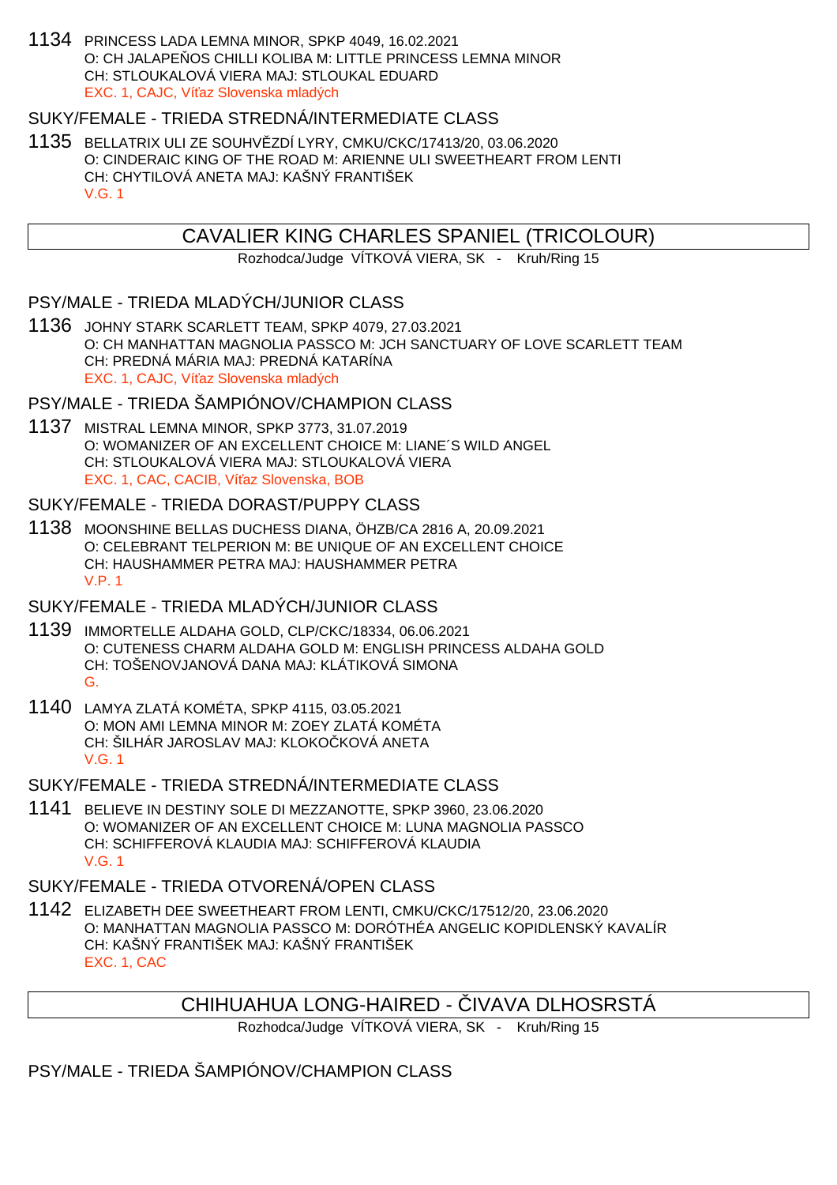1134 PRINCESS LADA LEMNA MINOR, SPKP 4049, 16.02.2021
O: CH JALAPEÑOS CHILLI KOLIBA M: LITTLE PRINCESS LEMNA MINOR
CH: STLOUKALOVÁ VIERA MAJ: STLOUKAL EDUARD
EXC. 1, CAJC, Víťaz Slovenska mladých

### SUKY/FEMALE - TRIEDA STREDNÁ/INTERMEDIATE CLASS

1135 BELLATRIX ULI ZE SOUHVĚZDÍ LYRY, CMKU/CKC/17413/20, 03.06.2020
O: CINDERAIC KING OF THE ROAD M: ARIENNE ULI SWEETHEART FROM LENTI
CH: CHYTILOVÁ ANETA MAJ: KAŠNÝ FRANTIŠEK
V.G. 1

## CAVALIER KING CHARLES SPANIEL (TRICOLOUR)

Rozhodca/Judge VÍTKOVÁ VIERA, SK - Kruh/Ring 15

### PSY/MALE - TRIEDA MLADÝCH/JUNIOR CLASS

1136 JOHNY STARK SCARLETT TEAM, SPKP 4079, 27.03.2021
O: CH MANHATTAN MAGNOLIA PASSCO M: JCH SANCTUARY OF LOVE SCARLETT TEAM
CH: PREDNÁ MÁRIA MAJ: PREDNÁ KATARÍNA
EXC. 1, CAJC, Víťaz Slovenska mladých

### PSY/MALE - TRIEDA ŠAMPIÓNOV/CHAMPION CLASS

1137 MISTRAL LEMNA MINOR, SPKP 3773, 31.07.2019
O: WOMANIZER OF AN EXCELLENT CHOICE M: LIANE´S WILD ANGEL
CH: STLOUKALOVÁ VIERA MAJ: STLOUKALOVÁ VIERA
EXC. 1, CAC, CACIB, Víťaz Slovenska, BOB

### SUKY/FEMALE - TRIEDA DORAST/PUPPY CLASS

1138 MOONSHINE BELLAS DUCHESS DIANA, ÖHZB/CA 2816 A, 20.09.2021
O: CELEBRANT TELPERION M: BE UNIQUE OF AN EXCELLENT CHOICE
CH: HAUSHAMMER PETRA MAJ: HAUSHAMMER PETRA
V.P. 1

### SUKY/FEMALE - TRIEDA MLADÝCH/JUNIOR CLASS

1139 IMMORTELLE ALDAHA GOLD, CLP/CKC/18334, 06.06.2021
O: CUTENESS CHARM ALDAHA GOLD M: ENGLISH PRINCESS ALDAHA GOLD
CH: TOŠENOVJANOVÁ DANA MAJ: KLÁTIKOVÁ SIMONA
G.

1140 LAMYA ZLATÁ KOMÉTA, SPKP 4115, 03.05.2021
O: MON AMI LEMNA MINOR M: ZOEY ZLATÁ KOMÉTA
CH: ŠILHÁR JAROSLAV MAJ: KLOKOČKOVÁ ANETA
V.G. 1

### SUKY/FEMALE - TRIEDA STREDNÁ/INTERMEDIATE CLASS

1141 BELIEVE IN DESTINY SOLE DI MEZZANOTTE, SPKP 3960, 23.06.2020
O: WOMANIZER OF AN EXCELLENT CHOICE M: LUNA MAGNOLIA PASSCO
CH: SCHIFFEROVÁ KLAUDIA MAJ: SCHIFFEROVÁ KLAUDIA
V.G. 1

### SUKY/FEMALE - TRIEDA OTVORENÁ/OPEN CLASS

1142 ELIZABETH DEE SWEETHEART FROM LENTI, CMKU/CKC/17512/20, 23.06.2020
O: MANHATTAN MAGNOLIA PASSCO M: DORÓTHÉA ANGELIC KOPIDLENSKÝ KAVALÍR
CH: KAŠNÝ FRANTIŠEK MAJ: KAŠNÝ FRANTIŠEK
EXC. 1, CAC

## CHIHUAHUA LONG-HAIRED - ČIVAVA DLHOSRSTÁ

Rozhodca/Judge VÍTKOVÁ VIERA, SK - Kruh/Ring 15

### PSY/MALE - TRIEDA ŠAMPIÓNOV/CHAMPION CLASS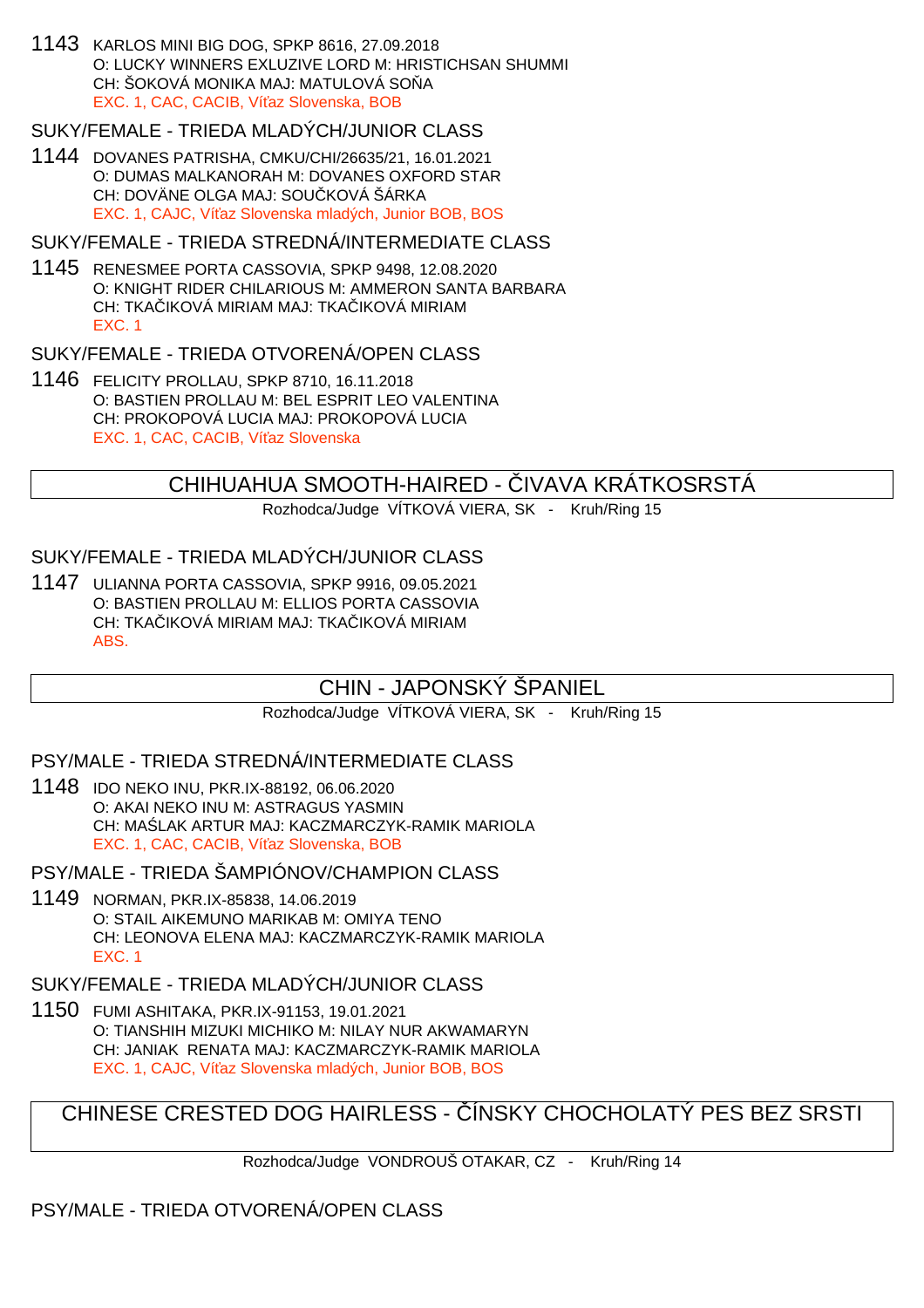1143 KARLOS MINI BIG DOG, SPKP 8616, 27.09.2018
O: LUCKY WINNERS EXLUZIVE LORD M: HRISTICHSAN SHUMMI
CH: ŠOKOVÁ MONIKA MAJ: MATULOVÁ SOŇA
EXC. 1, CAC, CACIB, Víťaz Slovenska, BOB

SUKY/FEMALE - TRIEDA MLADÝCH/JUNIOR CLASS

1144 DOVANES PATRISHA, CMKU/CHI/26635/21, 16.01.2021
O: DUMAS MALKANORAH M: DOVANES OXFORD STAR
CH: DOVÄNE OLGA MAJ: SOUČKOVÁ ŠÁRKA
EXC. 1, CAJC, Víťaz Slovenska mladých, Junior BOB, BOS

SUKY/FEMALE - TRIEDA STREDNÁ/INTERMEDIATE CLASS

1145 RENESMEE PORTA CASSOVIA, SPKP 9498, 12.08.2020
O: KNIGHT RIDER CHILARIOUS M: AMMERON SANTA BARBARA
CH: TKAČIKOVÁ MIRIAM MAJ: TKAČIKOVÁ MIRIAM
EXC. 1

SUKY/FEMALE - TRIEDA OTVORENÁ/OPEN CLASS

1146 FELICITY PROLLAU, SPKP 8710, 16.11.2018
O: BASTIEN PROLLAU M: BEL ESPRIT LEO VALENTINA
CH: PROKOPOVÁ LUCIA MAJ: PROKOPOVÁ LUCIA
EXC. 1, CAC, CACIB, Víťaz Slovenska

## CHIHUAHUA SMOOTH-HAIRED - ČIVAVA KRÁTKOSRSTÁ

Rozhodca/Judge VÍTKOVÁ VIERA, SK - Kruh/Ring 15

SUKY/FEMALE - TRIEDA MLADÝCH/JUNIOR CLASS

1147 ULIANNA PORTA CASSOVIA, SPKP 9916, 09.05.2021
O: BASTIEN PROLLAU M: ELLIOS PORTA CASSOVIA
CH: TKAČIKOVÁ MIRIAM MAJ: TKAČIKOVÁ MIRIAM
ABS.

## CHIN - JAPONSKÝ ŠPANIEL

Rozhodca/Judge VÍTKOVÁ VIERA, SK - Kruh/Ring 15

PSY/MALE - TRIEDA STREDNÁ/INTERMEDIATE CLASS

1148 IDO NEKO INU, PKR.IX-88192, 06.06.2020
O: AKAI NEKO INU M: ASTRAGUS YASMIN
CH: MAŚLAK ARTUR MAJ: KACZMARCZYK-RAMIK MARIOLA
EXC. 1, CAC, CACIB, Víťaz Slovenska, BOB

PSY/MALE - TRIEDA ŠAMPIÓNOV/CHAMPION CLASS

1149 NORMAN, PKR.IX-85838, 14.06.2019
O: STAIL AIKEMUNO MARIKAB M: OMIYA TENO
CH: LEONOVA ELENA MAJ: KACZMARCZYK-RAMIK MARIOLA
EXC. 1

SUKY/FEMALE - TRIEDA MLADÝCH/JUNIOR CLASS

1150 FUMI ASHITAKA, PKR.IX-91153, 19.01.2021
O: TIANSHIH MIZUKI MICHIKO M: NILAY NUR AKWAMARYN
CH: JANIAK RENATA MAJ: KACZMARCZYK-RAMIK MARIOLA
EXC. 1, CAJC, Víťaz Slovenska mladých, Junior BOB, BOS

## CHINESE CRESTED DOG HAIRLESS - ČÍNSKY CHOCHOLATÝ PES BEZ SRSTI

Rozhodca/Judge VONDROUŠ OTAKAR, CZ - Kruh/Ring 14

PSY/MALE - TRIEDA OTVORENÁ/OPEN CLASS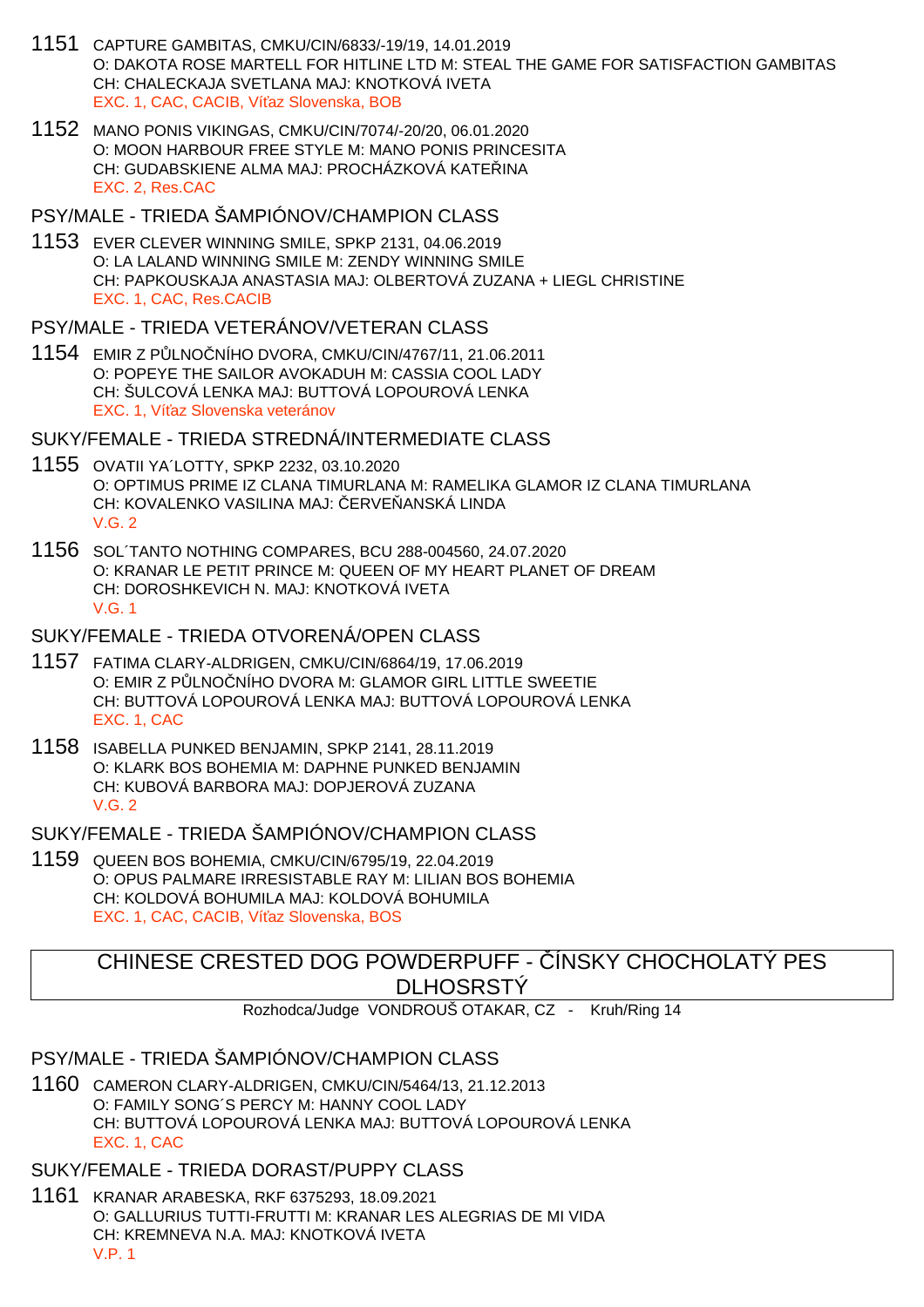1151 CAPTURE GAMBITAS, CMKU/CIN/6833/-19/19, 14.01.2019
O: DAKOTA ROSE MARTELL FOR HITLINE LTD M: STEAL THE GAME FOR SATISFACTION GAMBITAS
CH: CHALECKAJA SVETLANA MAJ: KNOTKOVÁ IVETA
EXC. 1, CAC, CACIB, Víťaz Slovenska, BOB

1152 MANO PONIS VIKINGAS, CMKU/CIN/7074/-20/20, 06.01.2020
O: MOON HARBOUR FREE STYLE M: MANO PONIS PRINCESITA
CH: GUDABSKIENE ALMA MAJ: PROCHÁZKOVÁ KATEŘINA
EXC. 2, Res.CAC

## PSY/MALE - TRIEDA ŠAMPIÓNOV/CHAMPION CLASS

1153 EVER CLEVER WINNING SMILE, SPKP 2131, 04.06.2019
O: LA LALAND WINNING SMILE M: ZENDY WINNING SMILE
CH: PAPKOUSKAJA ANASTASIA MAJ: OLBERTOVÁ ZUZANA + LIEGL CHRISTINE
EXC. 1, CAC, Res.CACIB

## PSY/MALE - TRIEDA VETERÁNOV/VETERAN CLASS

1154 EMIR Z PŮLNOČNÍHO DVORA, CMKU/CIN/4767/11, 21.06.2011
O: POPEYE THE SAILOR AVOKADUH M: CASSIA COOL LADY
CH: ŠULCOVÁ LENKA MAJ: BUTTOVÁ LOPOUROVÁ LENKA
EXC. 1, Víťaz Slovenska veteránov

## SUKY/FEMALE - TRIEDA STREDNÁ/INTERMEDIATE CLASS

1155 OVATII YA´LOTTY, SPKP 2232, 03.10.2020
O: OPTIMUS PRIME IZ CLANA TIMURLANA M: RAMELIKA GLAMOR IZ CLANA TIMURLANA
CH: KOVALENKO VASILINA MAJ: ČERVEŇANSKÁ LINDA
V.G. 2

1156 SOL´TANTO NOTHING COMPARES, BCU 288-004560, 24.07.2020
O: KRANAR LE PETIT PRINCE M: QUEEN OF MY HEART PLANET OF DREAM
CH: DOROSHKEVICH N. MAJ: KNOTKOVÁ IVETA
V.G. 1

## SUKY/FEMALE - TRIEDA OTVORENÁ/OPEN CLASS

1157 FATIMA CLARY-ALDRIGEN, CMKU/CIN/6864/19, 17.06.2019
O: EMIR Z PŮLNOČNÍHO DVORA M: GLAMOR GIRL LITTLE SWEETIE
CH: BUTTOVÁ LOPOUROVÁ LENKA MAJ: BUTTOVÁ LOPOUROVÁ LENKA
EXC. 1, CAC

1158 ISABELLA PUNKED BENJAMIN, SPKP 2141, 28.11.2019
O: KLARK BOS BOHEMIA M: DAPHNE PUNKED BENJAMIN
CH: KUBOVÁ BARBORA MAJ: DOPJEROVÁ ZUZANA
V.G. 2

## SUKY/FEMALE - TRIEDA ŠAMPIÓNOV/CHAMPION CLASS

1159 QUEEN BOS BOHEMIA, CMKU/CIN/6795/19, 22.04.2019
O: OPUS PALMARE IRRESISTABLE RAY M: LILIAN BOS BOHEMIA
CH: KOLDOVÁ BOHUMILA MAJ: KOLDOVÁ BOHUMILA
EXC. 1, CAC, CACIB, Víťaz Slovenska, BOS

# CHINESE CRESTED DOG POWDERPUFF - ČÍNSKY CHOCHOLATÝ PES DLHOSRSTÝ

Rozhodca/Judge VONDROUŠ OTAKAR, CZ - Kruh/Ring 14

## PSY/MALE - TRIEDA ŠAMPIÓNOV/CHAMPION CLASS

1160 CAMERON CLARY-ALDRIGEN, CMKU/CIN/5464/13, 21.12.2013
O: FAMILY SONG´S PERCY M: HANNY COOL LADY
CH: BUTTOVÁ LOPOUROVÁ LENKA MAJ: BUTTOVÁ LOPOUROVÁ LENKA
EXC. 1, CAC

## SUKY/FEMALE - TRIEDA DORAST/PUPPY CLASS

1161 KRANAR ARABESKA, RKF 6375293, 18.09.2021
O: GALLURIUS TUTTI-FRUTTI M: KRANAR LES ALEGRIAS DE MI VIDA
CH: KREMNEVA N.A. MAJ: KNOTKOVÁ IVETA
V.P. 1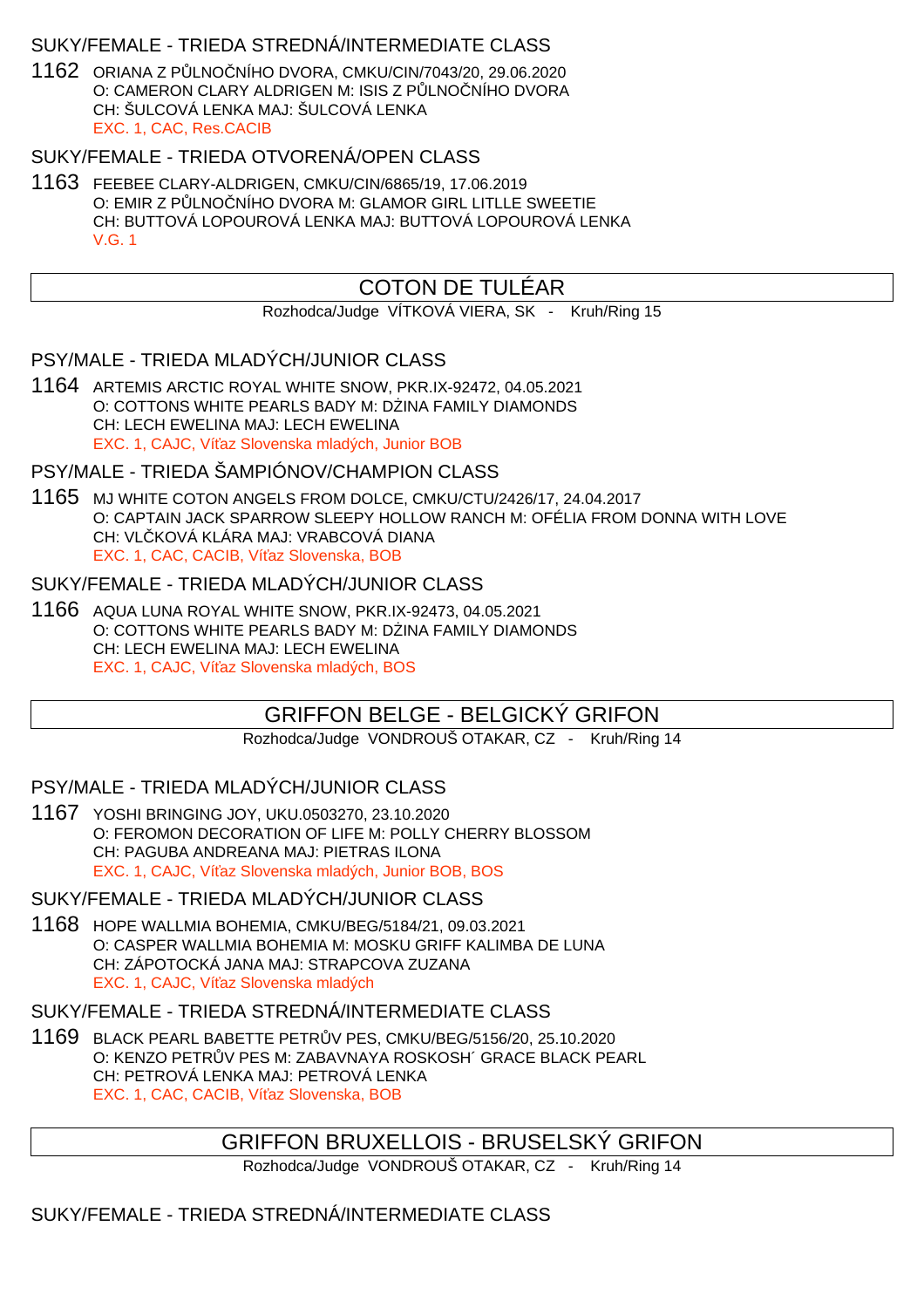SUKY/FEMALE - TRIEDA STREDNÁ/INTERMEDIATE CLASS

1162 ORIANA Z PŮLNOČNÍHO DVORA, CMKU/CIN/7043/20, 29.06.2020
O: CAMERON CLARY ALDRIGEN M: ISIS Z PŮLNOČNÍHO DVORA
CH: ŠULCOVÁ LENKA MAJ: ŠULCOVÁ LENKA
EXC. 1, CAC, Res.CACIB

SUKY/FEMALE - TRIEDA OTVORENÁ/OPEN CLASS

1163 FEEBEE CLARY-ALDRIGEN, CMKU/CIN/6865/19, 17.06.2019
O: EMIR Z PŮLNOČNÍHO DVORA M: GLAMOR GIRL LITLLE SWEETIE
CH: BUTTOVÁ LOPOUROVÁ LENKA MAJ: BUTTOVÁ LOPOUROVÁ LENKA
V.G. 1

## COTON DE TULÉAR

Rozhodca/Judge VÍTKOVÁ VIERA, SK - Kruh/Ring 15

PSY/MALE - TRIEDA MLADÝCH/JUNIOR CLASS

1164 ARTEMIS ARCTIC ROYAL WHITE SNOW, PKR.IX-92472, 04.05.2021
O: COTTONS WHITE PEARLS BADY M: DŻINA FAMILY DIAMONDS
CH: LECH EWELINA MAJ: LECH EWELINA
EXC. 1, CAJC, Víťaz Slovenska mladých, Junior BOB

PSY/MALE - TRIEDA ŠAMPIÓNOV/CHAMPION CLASS

1165 MJ WHITE COTON ANGELS FROM DOLCE, CMKU/CTU/2426/17, 24.04.2017
O: CAPTAIN JACK SPARROW SLEEPY HOLLOW RANCH M: OFÉLIA FROM DONNA WITH LOVE
CH: VLČKOVÁ KLÁRA MAJ: VRABCOVÁ DIANA
EXC. 1, CAC, CACIB, Víťaz Slovenska, BOB

SUKY/FEMALE - TRIEDA MLADÝCH/JUNIOR CLASS

1166 AQUA LUNA ROYAL WHITE SNOW, PKR.IX-92473, 04.05.2021
O: COTTONS WHITE PEARLS BADY M: DŻINA FAMILY DIAMONDS
CH: LECH EWELINA MAJ: LECH EWELINA
EXC. 1, CAJC, Víťaz Slovenska mladých, BOS

## GRIFFON BELGE - BELGICKÝ GRIFON

Rozhodca/Judge VONDROUŠ OTAKAR, CZ - Kruh/Ring 14

PSY/MALE - TRIEDA MLADÝCH/JUNIOR CLASS

1167 YOSHI BRINGING JOY, UKU.0503270, 23.10.2020
O: FEROMON DECORATION OF LIFE M: POLLY CHERRY BLOSSOM
CH: PAGUBA ANDREANA MAJ: PIETRAS ILONA
EXC. 1, CAJC, Víťaz Slovenska mladých, Junior BOB, BOS

SUKY/FEMALE - TRIEDA MLADÝCH/JUNIOR CLASS

1168 HOPE WALLMIA BOHEMIA, CMKU/BEG/5184/21, 09.03.2021
O: CASPER WALLMIA BOHEMIA M: MOSKU GRIFF KALIMBA DE LUNA
CH: ZÁPOTOCKÁ JANA MAJ: STRAPCOVA ZUZANA
EXC. 1, CAJC, Víťaz Slovenska mladých

SUKY/FEMALE - TRIEDA STREDNÁ/INTERMEDIATE CLASS

1169 BLACK PEARL BABETTE PETRŮV PES, CMKU/BEG/5156/20, 25.10.2020
O: KENZO PETRŮV PES M: ZABAVNAYA ROSKOSH´ GRACE BLACK PEARL
CH: PETROVÁ LENKA MAJ: PETROVÁ LENKA
EXC. 1, CAC, CACIB, Víťaz Slovenska, BOB

## GRIFFON BRUXELLOIS - BRUSELSKÝ GRIFON

Rozhodca/Judge VONDROUŠ OTAKAR, CZ - Kruh/Ring 14

SUKY/FEMALE - TRIEDA STREDNÁ/INTERMEDIATE CLASS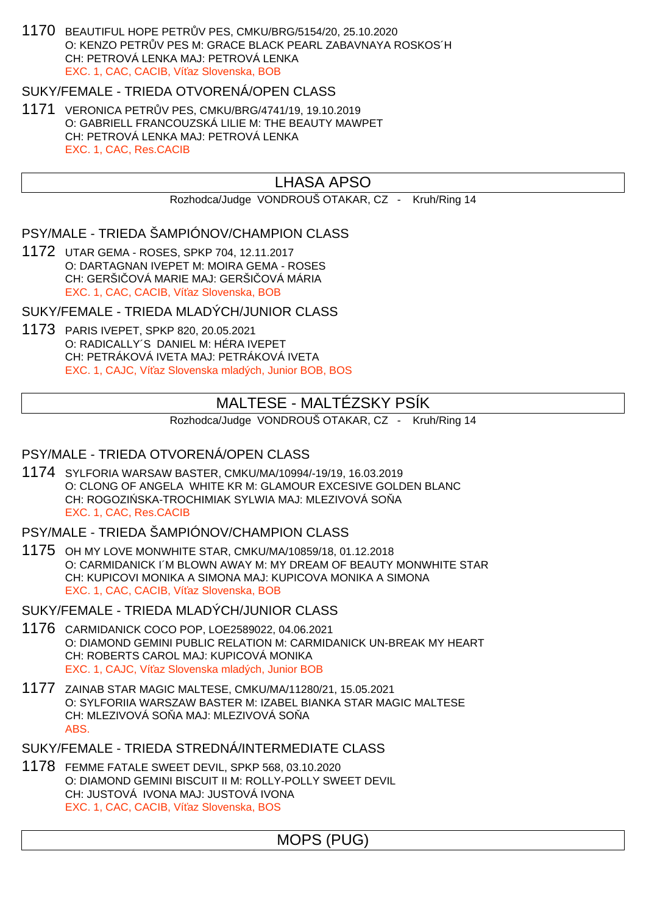1170 BEAUTIFUL HOPE PETRŮV PES, CMKU/BRG/5154/20, 25.10.2020
O: KENZO PETRŮV PES M: GRACE BLACK PEARL ZABAVNAYA ROSKOS´H
CH: PETROVÁ LENKA MAJ: PETROVÁ LENKA
EXC. 1, CAC, CACIB, Víťaz Slovenska, BOB

SUKY/FEMALE - TRIEDA OTVORENÁ/OPEN CLASS

1171 VERONICA PETRŮV PES, CMKU/BRG/4741/19, 19.10.2019
O: GABRIELL FRANCOUZSKÁ LILIE M: THE BEAUTY MAWPET
CH: PETROVÁ LENKA MAJ: PETROVÁ LENKA
EXC. 1, CAC, Res.CACIB

## LHASA APSO

Rozhodca/Judge VONDROUŠ OTAKAR, CZ - Kruh/Ring 14

PSY/MALE - TRIEDA ŠAMPIÓNOV/CHAMPION CLASS

1172 UTAR GEMA - ROSES, SPKP 704, 12.11.2017
O: DARTAGNAN IVEPET M: MOIRA GEMA - ROSES
CH: GERŠIČOVÁ MARIE MAJ: GERŠIČOVÁ MÁRIA
EXC. 1, CAC, CACIB, Víťaz Slovenska, BOB

SUKY/FEMALE - TRIEDA MLADÝCH/JUNIOR CLASS

1173 PARIS IVEPET, SPKP 820, 20.05.2021
O: RADICALLY´S DANIEL M: HÉRA IVEPET
CH: PETRÁKOVÁ IVETA MAJ: PETRÁKOVÁ IVETA
EXC. 1, CAJC, Víťaz Slovenska mladých, Junior BOB, BOS

## MALTESE - MALTÉZSKY PSÍK

Rozhodca/Judge VONDROUŠ OTAKAR, CZ - Kruh/Ring 14

PSY/MALE - TRIEDA OTVORENÁ/OPEN CLASS

1174 SYLFORIA WARSAW BASTER, CMKU/MA/10994/-19/19, 16.03.2019
O: CLONG OF ANGELA WHITE KR M: GLAMOUR EXCESIVE GOLDEN BLANC
CH: ROGOZIŃSKA-TROCHIMIAK SYLWIA MAJ: MLEZIVOVÁ SOŇA
EXC. 1, CAC, Res.CACIB

PSY/MALE - TRIEDA ŠAMPIÓNOV/CHAMPION CLASS

1175 OH MY LOVE MONWHITE STAR, CMKU/MA/10859/18, 01.12.2018
O: CARMIDANICK I´M BLOWN AWAY M: MY DREAM OF BEAUTY MONWHITE STAR
CH: KUPICOVI MONIKA A SIMONA MAJ: KUPICOVA MONIKA A SIMONA
EXC. 1, CAC, CACIB, Víťaz Slovenska, BOB

SUKY/FEMALE - TRIEDA MLADÝCH/JUNIOR CLASS

1176 CARMIDANICK COCO POP, LOE2589022, 04.06.2021
O: DIAMOND GEMINI PUBLIC RELATION M: CARMIDANICK UN-BREAK MY HEART
CH: ROBERTS CAROL MAJ: KUPICOVÁ MONIKA
EXC. 1, CAJC, Víťaz Slovenska mladých, Junior BOB

1177 ZAINAB STAR MAGIC MALTESE, CMKU/MA/11280/21, 15.05.2021
O: SYLFORIIA WARSZAW BASTER M: IZABEL BIANKA STAR MAGIC MALTESE
CH: MLEZIVOVÁ SOŇA MAJ: MLEZIVOVÁ SOŇA
ABS.

SUKY/FEMALE - TRIEDA STREDNÁ/INTERMEDIATE CLASS

1178 FEMME FATALE SWEET DEVIL, SPKP 568, 03.10.2020
O: DIAMOND GEMINI BISCUIT II M: ROLLY-POLLY SWEET DEVIL
CH: JUSTOVÁ IVONA MAJ: JUSTOVÁ IVONA
EXC. 1, CAC, CACIB, Víťaz Slovenska, BOS

## MOPS (PUG)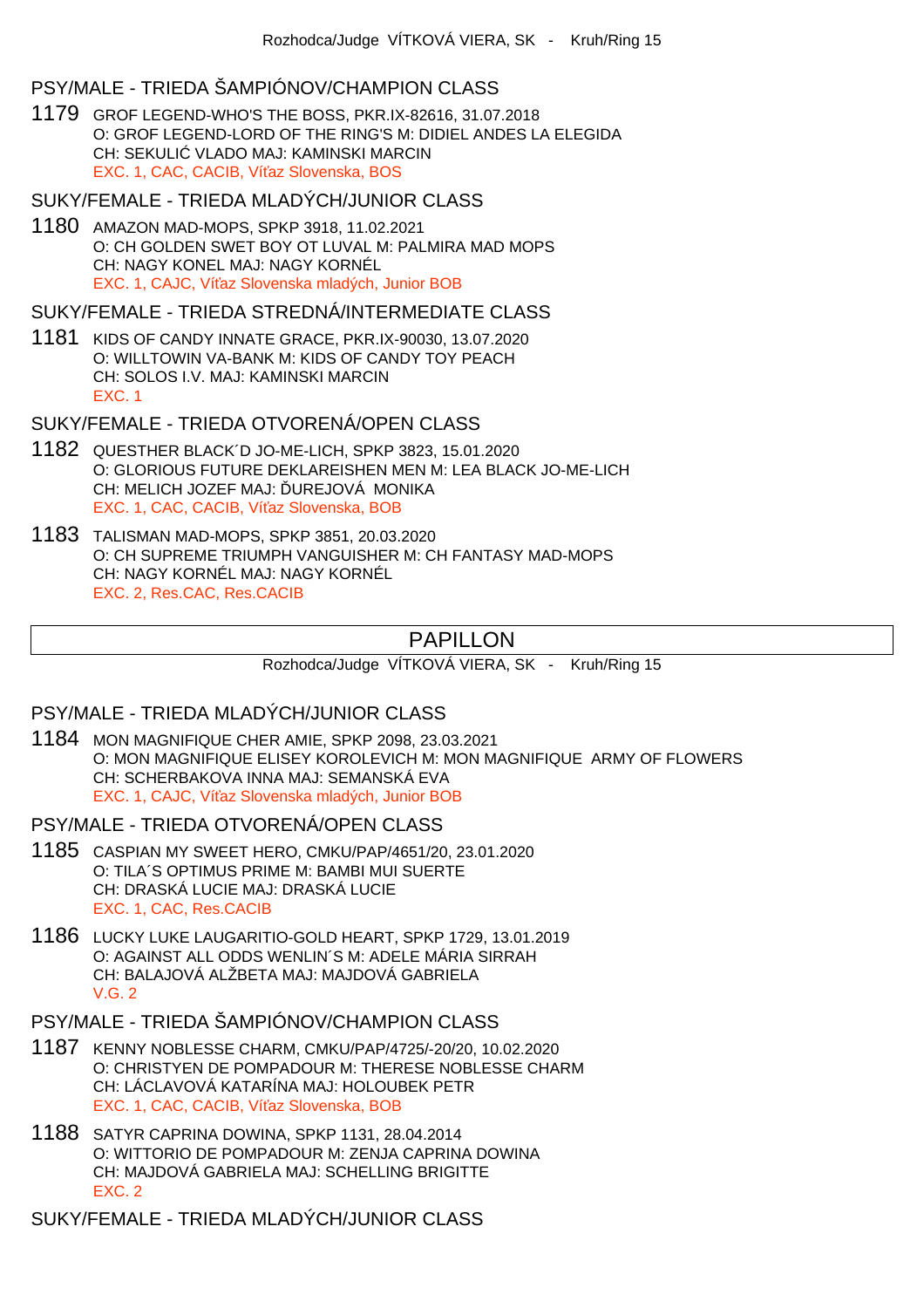Rozhodca/Judge VÍTKOVÁ VIERA, SK - Kruh/Ring 15

### PSY/MALE - TRIEDA ŠAMPIÓNOV/CHAMPION CLASS

1179 GROF LEGEND-WHO'S THE BOSS, PKR.IX-82616, 31.07.2018
O: GROF LEGEND-LORD OF THE RING'S M: DIDIEL ANDES LA ELEGIDA
CH: SEKULIĆ VLADO MAJ: KAMINSKI MARCIN
EXC. 1, CAC, CACIB, Víťaz Slovenska, BOS

### SUKY/FEMALE - TRIEDA MLADÝCH/JUNIOR CLASS

1180 AMAZON MAD-MOPS, SPKP 3918, 11.02.2021
O: CH GOLDEN SWET BOY OT LUVAL M: PALMIRA MAD MOPS
CH: NAGY KONEL MAJ: NAGY KORNÉL
EXC. 1, CAJC, Víťaz Slovenska mladých, Junior BOB

### SUKY/FEMALE - TRIEDA STREDNÁ/INTERMEDIATE CLASS

1181 KIDS OF CANDY INNATE GRACE, PKR.IX-90030, 13.07.2020
O: WILLTOWIN VA-BANK M: KIDS OF CANDY TOY PEACH
CH: SOLOS I.V. MAJ: KAMINSKI MARCIN
EXC. 1

### SUKY/FEMALE - TRIEDA OTVORENÁ/OPEN CLASS

1182 QUESTHER BLACK´D JO-ME-LICH, SPKP 3823, 15.01.2020
O: GLORIOUS FUTURE DEKLAREISHEN MEN M: LEA BLACK JO-ME-LICH
CH: MELICH JOZEF MAJ: ĎUREJOVÁ MONIKA
EXC. 1, CAC, CACIB, Víťaz Slovenska, BOB

1183 TALISMAN MAD-MOPS, SPKP 3851, 20.03.2020
O: CH SUPREME TRIUMPH VANGUISHER M: CH FANTASY MAD-MOPS
CH: NAGY KORNÉL MAJ: NAGY KORNÉL
EXC. 2, Res.CAC, Res.CACIB

## PAPILLON

Rozhodca/Judge VÍTKOVÁ VIERA, SK - Kruh/Ring 15

### PSY/MALE - TRIEDA MLADÝCH/JUNIOR CLASS

1184 MON MAGNIFIQUE CHER AMIE, SPKP 2098, 23.03.2021
O: MON MAGNIFIQUE ELISEY KOROLEVICH M: MON MAGNIFIQUE ARMY OF FLOWERS
CH: SCHERBAKOVA INNA MAJ: SEMANSKÁ EVA
EXC. 1, CAJC, Víťaz Slovenska mladých, Junior BOB

### PSY/MALE - TRIEDA OTVORENÁ/OPEN CLASS

1185 CASPIAN MY SWEET HERO, CMKU/PAP/4651/20, 23.01.2020
O: TILA´S OPTIMUS PRIME M: BAMBI MUI SUERTE
CH: DRASKÁ LUCIE MAJ: DRASKÁ LUCIE
EXC. 1, CAC, Res.CACIB

1186 LUCKY LUKE LAUGARITIO-GOLD HEART, SPKP 1729, 13.01.2019
O: AGAINST ALL ODDS WENLIN´S M: ADELE MÁRIA SIRRAH
CH: BALAJOVÁ ALŽBETA MAJ: MAJDOVÁ GABRIELA
V.G. 2

### PSY/MALE - TRIEDA ŠAMPIÓNOV/CHAMPION CLASS

1187 KENNY NOBLESSE CHARM, CMKU/PAP/4725/-20/20, 10.02.2020
O: CHRISTYEN DE POMPADOUR M: THERESE NOBLESSE CHARM
CH: LÁCLAVOVÁ KATARÍNA MAJ: HOLOUBEK PETR
EXC. 1, CAC, CACIB, Víťaz Slovenska, BOB

1188 SATYR CAPRINA DOWINA, SPKP 1131, 28.04.2014
O: WITTORIO DE POMPADOUR M: ZENJA CAPRINA DOWINA
CH: MAJDOVÁ GABRIELA MAJ: SCHELLING BRIGITTE
EXC. 2

### SUKY/FEMALE - TRIEDA MLADÝCH/JUNIOR CLASS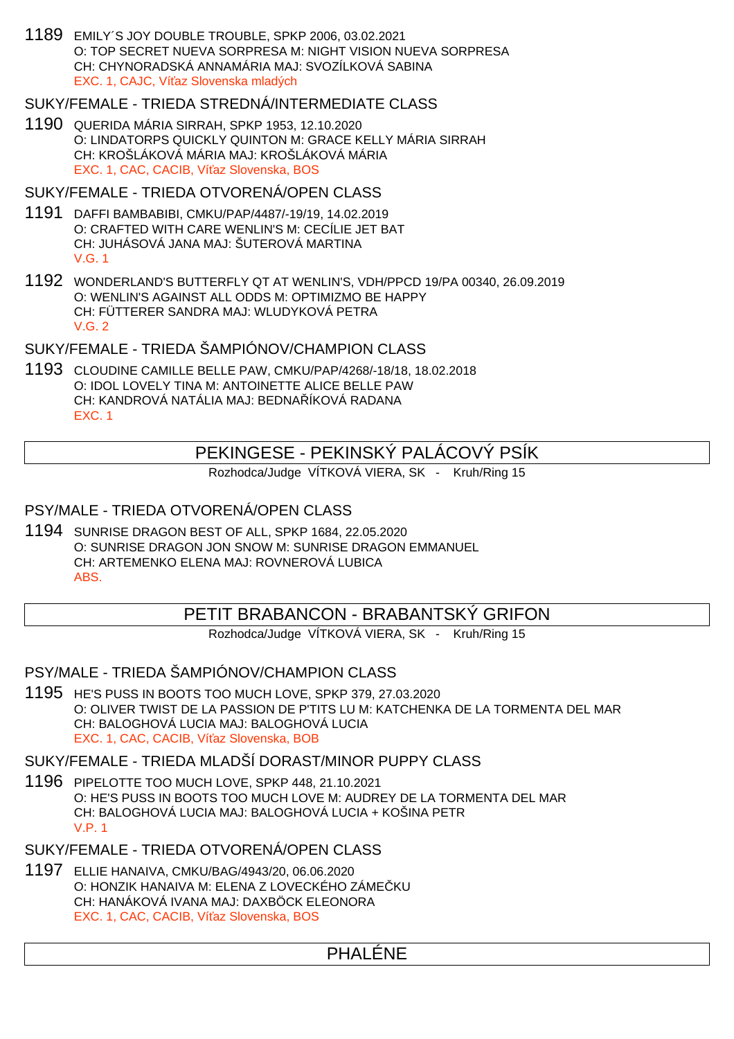1189 EMILY´S JOY DOUBLE TROUBLE, SPKP 2006, 03.02.2021
O: TOP SECRET NUEVA SORPRESA M: NIGHT VISION NUEVA SORPRESA
CH: CHYNORADSKÁ ANNAMÁRIA MAJ: SVOZÍLKOVÁ SABINA
EXC. 1, CAJC, Víťaz Slovenska mladých

### SUKY/FEMALE - TRIEDA STREDNÁ/INTERMEDIATE CLASS

1190 QUERIDA MÁRIA SIRRAH, SPKP 1953, 12.10.2020
O: LINDATORPS QUICKLY QUINTON M: GRACE KELLY MÁRIA SIRRAH
CH: KROŠLÁKOVÁ MÁRIA MAJ: KROŠLÁKOVÁ MÁRIA
EXC. 1, CAC, CACIB, Víťaz Slovenska, BOS

### SUKY/FEMALE - TRIEDA OTVORENÁ/OPEN CLASS

1191 DAFFI BAMBABIBI, CMKU/PAP/4487/-19/19, 14.02.2019
O: CRAFTED WITH CARE WENLIN'S M: CECÍLIE JET BAT
CH: JUHÁSOVÁ JANA MAJ: ŠUTEROVÁ MARTINA
V.G. 1

1192 WONDERLAND'S BUTTERFLY QT AT WENLIN'S, VDH/PPCD 19/PA 00340, 26.09.2019
O: WENLIN'S AGAINST ALL ODDS M: OPTIMIZMO BE HAPPY
CH: FÜTTERER SANDRA MAJ: WLUDYKOVÁ PETRA
V.G. 2

### SUKY/FEMALE - TRIEDA ŠAMPIÓNOV/CHAMPION CLASS

1193 CLOUDINE CAMILLE BELLE PAW, CMKU/PAP/4268/-18/18, 18.02.2018
O: IDOL LOVELY TINA M: ANTOINETTE ALICE BELLE PAW
CH: KANDROVÁ NATÁLIA MAJ: BEDNAŘÍKOVÁ RADANA
EXC. 1

## PEKINGESE - PEKINSKÝ PALÁCOVÝ PSÍK

Rozhodca/Judge VÍTKOVÁ VIERA, SK - Kruh/Ring 15

### PSY/MALE - TRIEDA OTVORENÁ/OPEN CLASS

1194 SUNRISE DRAGON BEST OF ALL, SPKP 1684, 22.05.2020
O: SUNRISE DRAGON JON SNOW M: SUNRISE DRAGON EMMANUEL
CH: ARTEMENKO ELENA MAJ: ROVNEROVÁ LUBICA
ABS.

## PETIT BRABANCON - BRABANTSKÝ GRIFON

Rozhodca/Judge VÍTKOVÁ VIERA, SK - Kruh/Ring 15

### PSY/MALE - TRIEDA ŠAMPIÓNOV/CHAMPION CLASS

1195 HE'S PUSS IN BOOTS TOO MUCH LOVE, SPKP 379, 27.03.2020
O: OLIVER TWIST DE LA PASSION DE P'TITS LU M: KATCHENKA DE LA TORMENTA DEL MAR
CH: BALOGHOVÁ LUCIA MAJ: BALOGHOVÁ LUCIA
EXC. 1, CAC, CACIB, Víťaz Slovenska, BOB

### SUKY/FEMALE - TRIEDA MLADŠÍ DORAST/MINOR PUPPY CLASS

1196 PIPELOTTE TOO MUCH LOVE, SPKP 448, 21.10.2021
O: HE'S PUSS IN BOOTS TOO MUCH LOVE M: AUDREY DE LA TORMENTA DEL MAR
CH: BALOGHOVÁ LUCIA MAJ: BALOGHOVÁ LUCIA + KOŠINA PETR
V.P. 1

### SUKY/FEMALE - TRIEDA OTVORENÁ/OPEN CLASS

1197 ELLIE HANAIVA, CMKU/BAG/4943/20, 06.06.2020
O: HONZIK HANAIVA M: ELENA Z LOVECKÉHO ZÁMEČKU
CH: HANÁKOVÁ IVANA MAJ: DAXBÖCK ELEONORA
EXC. 1, CAC, CACIB, Víťaz Slovenska, BOS

## PHALÉNE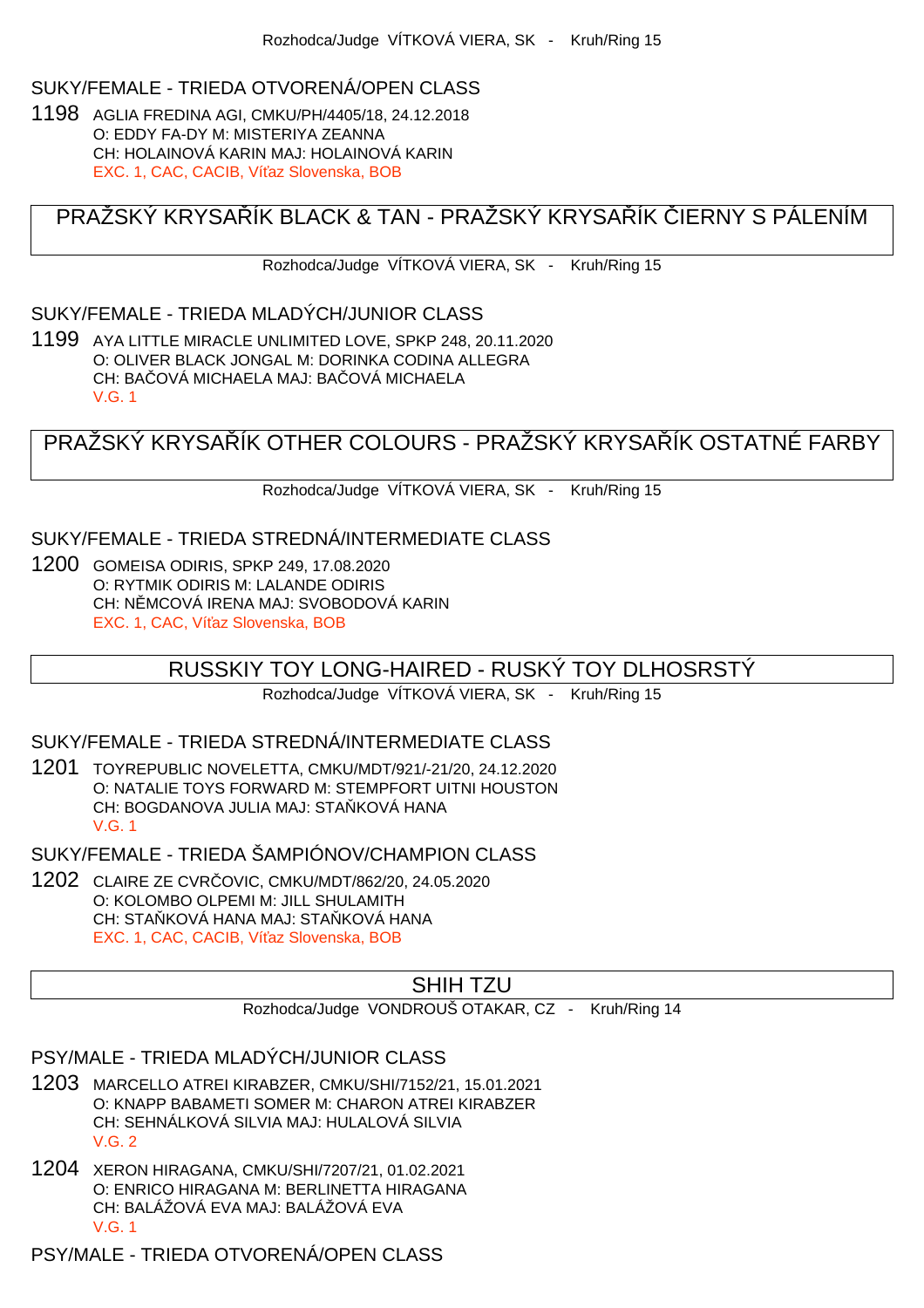Rozhodca/Judge VÍTKOVÁ VIERA, SK - Kruh/Ring 15

### SUKY/FEMALE - TRIEDA OTVORENÁ/OPEN CLASS

1198 AGLIA FREDINA AGI, CMKU/PH/4405/18, 24.12.2018
O: EDDY FA-DY M: MISTERIYA ZEANNA
CH: HOLAINOVÁ KARIN MAJ: HOLAINOVÁ KARIN
EXC. 1, CAC, CACIB, Víťaz Slovenska, BOB

## PRAŽSKÝ KRYSAŘÍK BLACK & TAN - PRAŽSKÝ KRYSAŘÍK ČIERNY S PÁLENÍM

Rozhodca/Judge VÍTKOVÁ VIERA, SK - Kruh/Ring 15

### SUKY/FEMALE - TRIEDA MLADÝCH/JUNIOR CLASS

1199 AYA LITTLE MIRACLE UNLIMITED LOVE, SPKP 248, 20.11.2020
O: OLIVER BLACK JONGAL M: DORINKA CODINA ALLEGRA
CH: BAČOVÁ MICHAELA MAJ: BAČOVÁ MICHAELA
V.G. 1

## PRAŽSKÝ KRYSAŘÍK OTHER COLOURS - PRAŽSKÝ KRYSAŘÍK OSTATNÉ FARBY

Rozhodca/Judge VÍTKOVÁ VIERA, SK - Kruh/Ring 15

### SUKY/FEMALE - TRIEDA STREDNÁ/INTERMEDIATE CLASS

1200 GOMEISA ODIRIS, SPKP 249, 17.08.2020
O: RYTMIK ODIRIS M: LALANDE ODIRIS
CH: NĚMCOVÁ IRENA MAJ: SVOBODOVÁ KARIN
EXC. 1, CAC, Víťaz Slovenska, BOB

## RUSSKIY TOY LONG-HAIRED - RUSKÝ TOY DLHOSRSTÝ

Rozhodca/Judge VÍTKOVÁ VIERA, SK - Kruh/Ring 15

### SUKY/FEMALE - TRIEDA STREDNÁ/INTERMEDIATE CLASS

1201 TOYREPUBLIC NOVELETTA, CMKU/MDT/921/-21/20, 24.12.2020
O: NATALIE TOYS FORWARD M: STEMPFORT UITNI HOUSTON
CH: BOGDANOVA JULIA MAJ: STAŇKOVÁ HANA
V.G. 1

### SUKY/FEMALE - TRIEDA ŠAMPIÓNOV/CHAMPION CLASS

1202 CLAIRE ZE CVRČOVIC, CMKU/MDT/862/20, 24.05.2020
O: KOLOMBO OLPEMI M: JILL SHULAMITH
CH: STAŇKOVÁ HANA MAJ: STAŇKOVÁ HANA
EXC. 1, CAC, CACIB, Víťaz Slovenska, BOB

## SHIH TZU

Rozhodca/Judge VONDROUŠ OTAKAR, CZ - Kruh/Ring 14

### PSY/MALE - TRIEDA MLADÝCH/JUNIOR CLASS

1203 MARCELLO ATREI KIRABZER, CMKU/SHI/7152/21, 15.01.2021
O: KNAPP BABAMETI SOMER M: CHARON ATREI KIRABZER
CH: SEHNÁLKOVÁ SILVIA MAJ: HULALOVÁ SILVIA
V.G. 2

1204 XERON HIRAGANA, CMKU/SHI/7207/21, 01.02.2021
O: ENRICO HIRAGANA M: BERLINETTA HIRAGANA
CH: BALÁŽOVÁ EVA MAJ: BALÁŽOVÁ EVA
V.G. 1

### PSY/MALE - TRIEDA OTVORENÁ/OPEN CLASS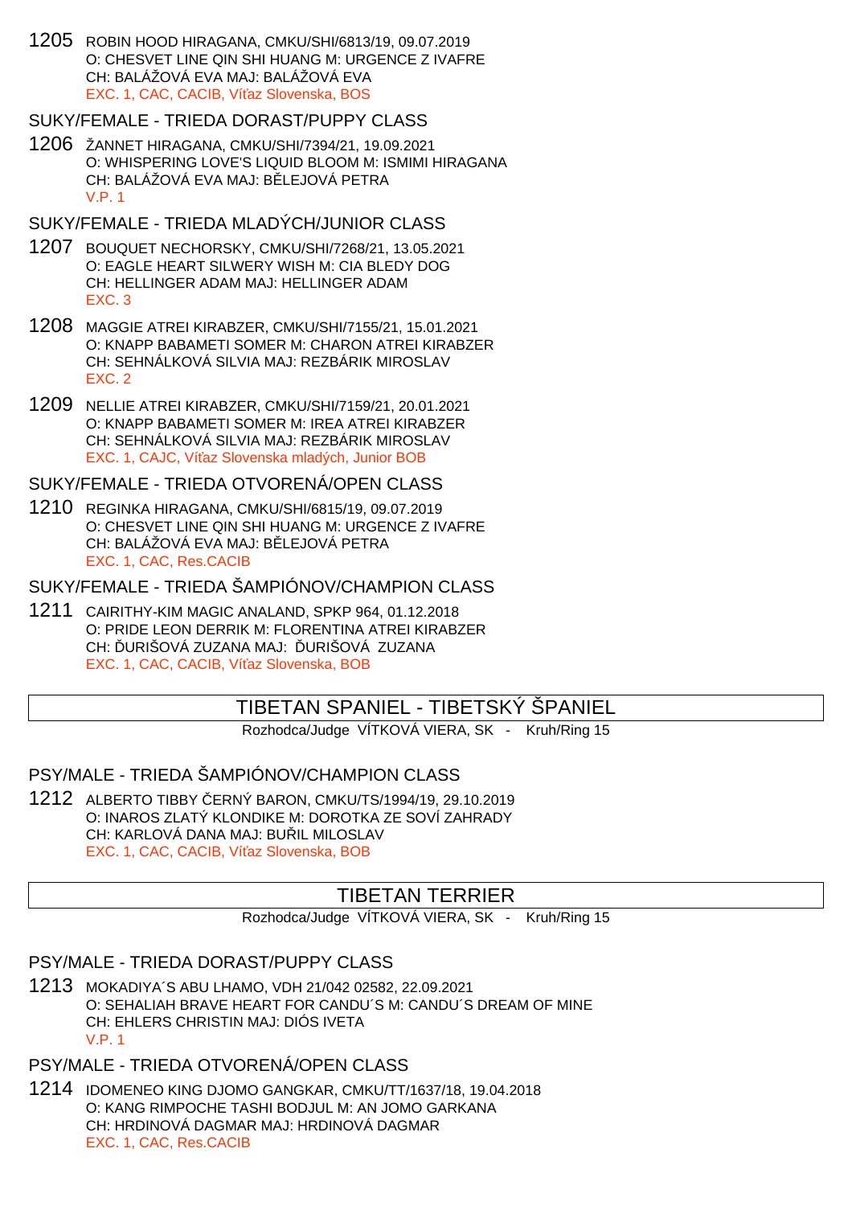1205 ROBIN HOOD HIRAGANA, CMKU/SHI/6813/19, 09.07.2019
O: CHESVET LINE QIN SHI HUANG M: URGENCE Z IVAFRE
CH: BALÁŽOVÁ EVA MAJ: BALÁŽOVÁ EVA
EXC. 1, CAC, CACIB, Víťaz Slovenska, BOS

## SUKY/FEMALE - TRIEDA DORAST/PUPPY CLASS

1206 ŽANNET HIRAGANA, CMKU/SHI/7394/21, 19.09.2021
O: WHISPERING LOVE'S LIQUID BLOOM M: ISMIMI HIRAGANA
CH: BALÁŽOVÁ EVA MAJ: BĚLEJOVÁ PETRA
V.P. 1

## SUKY/FEMALE - TRIEDA MLADÝCH/JUNIOR CLASS

1207 BOUQUET NECHORSKY, CMKU/SHI/7268/21, 13.05.2021
O: EAGLE HEART SILWERY WISH M: CIA BLEDY DOG
CH: HELLINGER ADAM MAJ: HELLINGER ADAM
EXC. 3

1208 MAGGIE ATREI KIRABZER, CMKU/SHI/7155/21, 15.01.2021
O: KNAPP BABAMETI SOMER M: CHARON ATREI KIRABZER
CH: SEHNÁLKOVÁ SILVIA MAJ: REZBÁRIK MIROSLAV
EXC. 2

1209 NELLIE ATREI KIRABZER, CMKU/SHI/7159/21, 20.01.2021
O: KNAPP BABAMETI SOMER M: IREA ATREI KIRABZER
CH: SEHNÁLKOVÁ SILVIA MAJ: REZBÁRIK MIROSLAV
EXC. 1, CAJC, Víťaz Slovenska mladých, Junior BOB

## SUKY/FEMALE - TRIEDA OTVORENÁ/OPEN CLASS

1210 REGINKA HIRAGANA, CMKU/SHI/6815/19, 09.07.2019
O: CHESVET LINE QIN SHI HUANG M: URGENCE Z IVAFRE
CH: BALÁŽOVÁ EVA MAJ: BĚLEJOVÁ PETRA
EXC. 1, CAC, Res.CACIB

## SUKY/FEMALE - TRIEDA ŠAMPIÓNOV/CHAMPION CLASS

1211 CAIRITHY-KIM MAGIC ANALAND, SPKP 964, 01.12.2018
O: PRIDE LEON DERRIK M: FLORENTINA ATREI KIRABZER
CH: ĎURIŠOVÁ ZUZANA MAJ: ĎURIŠOVÁ ZUZANA
EXC. 1, CAC, CACIB, Víťaz Slovenska, BOB

# TIBETAN SPANIEL - TIBETSKÝ ŠPANIEL

Rozhodca/Judge VÍTKOVÁ VIERA, SK - Kruh/Ring 15

## PSY/MALE - TRIEDA ŠAMPIÓNOV/CHAMPION CLASS

1212 ALBERTO TIBBY ČERNÝ BARON, CMKU/TS/1994/19, 29.10.2019
O: INAROS ZLATÝ KLONDIKE M: DOROTKA ZE SOVÍ ZAHRADY
CH: KARLOVÁ DANA MAJ: BUŘIL MILOSLAV
EXC. 1, CAC, CACIB, Víťaz Slovenska, BOB

# TIBETAN TERRIER

Rozhodca/Judge VÍTKOVÁ VIERA, SK - Kruh/Ring 15

## PSY/MALE - TRIEDA DORAST/PUPPY CLASS

1213 MOKADIYA´S ABU LHAMO, VDH 21/042 02582, 22.09.2021
O: SEHALIAH BRAVE HEART FOR CANDU´S M: CANDU´S DREAM OF MINE
CH: EHLERS CHRISTIN MAJ: DIÓS IVETA
V.P. 1

## PSY/MALE - TRIEDA OTVORENÁ/OPEN CLASS

1214 IDOMENEO KING DJOMO GANGKAR, CMKU/TT/1637/18, 19.04.2018
O: KANG RIMPOCHE TASHI BODJUL M: AN JOMO GARKANA
CH: HRDINOVÁ DAGMAR MAJ: HRDINOVÁ DAGMAR
EXC. 1, CAC, Res.CACIB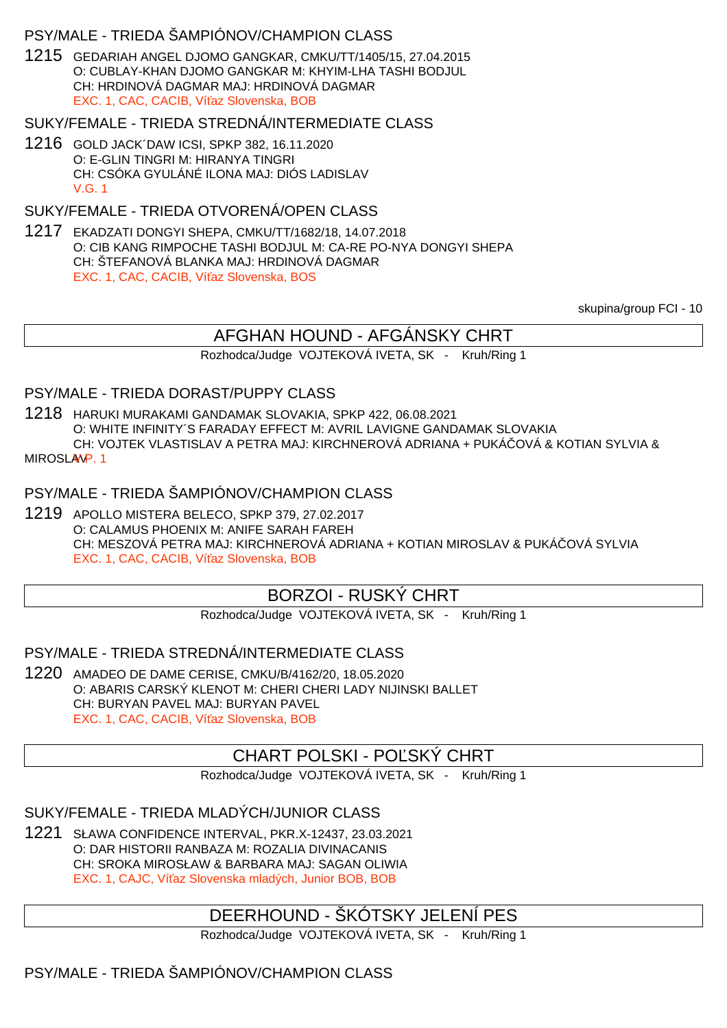PSY/MALE - TRIEDA ŠAMPIÓNOV/CHAMPION CLASS

1215 GEDARIAH ANGEL DJOMO GANGKAR, CMKU/TT/1405/15, 27.04.2015
O: CUBLAY-KHAN DJOMO GANGKAR M: KHYIM-LHA TASHI BODJUL
CH: HRDINOVÁ DAGMAR MAJ: HRDINOVÁ DAGMAR
EXC. 1, CAC, CACIB, Víťaz Slovenska, BOB

SUKY/FEMALE - TRIEDA STREDNÁ/INTERMEDIATE CLASS

1216 GOLD JACK´DAW ICSI, SPKP 382, 16.11.2020
O: E-GLIN TINGRI M: HIRANYA TINGRI
CH: CSÓKA GYULÁNÉ ILONA MAJ: DIÓS LADISLAV
V.G. 1

SUKY/FEMALE - TRIEDA OTVORENÁ/OPEN CLASS

1217 EKADZATI DONGYI SHEPA, CMKU/TT/1682/18, 14.07.2018
O: CIB KANG RIMPOCHE TASHI BODJUL M: CA-RE PO-NYA DONGYI SHEPA
CH: ŠTEFANOVÁ BLANKA MAJ: HRDINOVÁ DAGMAR
EXC. 1, CAC, CACIB, Víťaz Slovenska, BOS

skupina/group FCI - 10

## AFGHAN HOUND - AFGÁNSKY CHRT

Rozhodca/Judge VOJTEKOVÁ IVETA, SK - Kruh/Ring 1

PSY/MALE - TRIEDA DORAST/PUPPY CLASS

1218 HARUKI MURAKAMI GANDAMAK SLOVAKIA, SPKP 422, 06.08.2021
O: WHITE INFINITY´S FARADAY EFFECT M: AVRIL LAVIGNE GANDAMAK SLOVAKIA
CH: VOJTEK VLASTISLAV A PETRA MAJ: KIRCHNEROVÁ ADRIANA + PUKÁČOVÁ & KOTIAN SYLVIA & MIROSLAV
VP. 1

PSY/MALE - TRIEDA ŠAMPIÓNOV/CHAMPION CLASS

1219 APOLLO MISTERA BELECO, SPKP 379, 27.02.2017
O: CALAMUS PHOENIX M: ANIFE SARAH FAREH
CH: MESZOVÁ PETRA MAJ: KIRCHNEROVÁ ADRIANA + KOTIAN MIROSLAV & PUKÁČOVÁ SYLVIA
EXC. 1, CAC, CACIB, Víťaz Slovenska, BOB

## BORZOI - RUSKÝ CHRT

Rozhodca/Judge VOJTEKOVÁ IVETA, SK - Kruh/Ring 1

PSY/MALE - TRIEDA STREDNÁ/INTERMEDIATE CLASS

1220 AMADEO DE DAME CERISE, CMKU/B/4162/20, 18.05.2020
O: ABARIS CARSKÝ KLENOT M: CHERI CHERI LADY NIJINSKI BALLET
CH: BURYAN PAVEL MAJ: BURYAN PAVEL
EXC. 1, CAC, CACIB, Víťaz Slovenska, BOB

## CHART POLSKI - POĽSKÝ CHRT

Rozhodca/Judge VOJTEKOVÁ IVETA, SK - Kruh/Ring 1

SUKY/FEMALE - TRIEDA MLADÝCH/JUNIOR CLASS

1221 SŁAWA CONFIDENCE INTERVAL, PKR.X-12437, 23.03.2021
O: DAR HISTORII RANBAZA M: ROZALIA DIVINACANIS
CH: SROKA MIROSŁAW & BARBARA MAJ: SAGAN OLIWIA
EXC. 1, CAJC, Víťaz Slovenska mladých, Junior BOB, BOB

## DEERHOUND - ŠKÓTSKY JELENÍ PES

Rozhodca/Judge VOJTEKOVÁ IVETA, SK - Kruh/Ring 1

PSY/MALE - TRIEDA ŠAMPIÓNOV/CHAMPION CLASS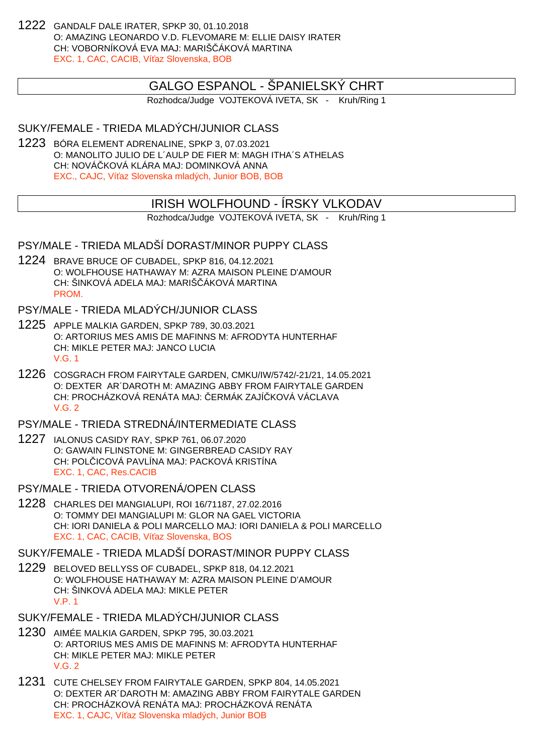1222 GANDALF DALE IRATER, SPKP 30, 01.10.2018
O: AMAZING LEONARDO V.D. FLEVOMARE M: ELLIE DAISY IRATER
CH: VOBORNÍKOVÁ EVA MAJ: MARIŠČÁKOVÁ MARTINA
EXC. 1, CAC, CACIB, Víťaz Slovenska, BOB

## GALGO ESPANOL - ŠPANIELSKÝ CHRT

Rozhodca/Judge VOJTEKOVÁ IVETA, SK - Kruh/Ring 1

### SUKY/FEMALE - TRIEDA MLADÝCH/JUNIOR CLASS

1223 BÓRA ELEMENT ADRENALINE, SPKP 3, 07.03.2021
O: MANOLITO JULIO DE L´AULP DE FIER M: MAGH ITHA´S ATHELAS
CH: NOVÁČKOVÁ KLÁRA MAJ: DOMINKOVÁ ANNA
EXC., CAJC, Víťaz Slovenska mladých, Junior BOB, BOB

## IRISH WOLFHOUND - ÍRSKY VLKODAV

Rozhodca/Judge VOJTEKOVÁ IVETA, SK - Kruh/Ring 1

### PSY/MALE - TRIEDA MLADŠÍ DORAST/MINOR PUPPY CLASS

1224 BRAVE BRUCE OF CUBADEL, SPKP 816, 04.12.2021
O: WOLFHOUSE HATHAWAY M: AZRA MAISON PLEINE D'AMOUR
CH: ŠINKOVÁ ADELA MAJ: MARIŠČÁKOVÁ MARTINA
PROM.

### PSY/MALE - TRIEDA MLADÝCH/JUNIOR CLASS

1225 APPLE MALKIA GARDEN, SPKP 789, 30.03.2021
O: ARTORIUS MES AMIS DE MAFINNS M: AFRODYTA HUNTERHAF
CH: MIKLE PETER MAJ: JANCO LUCIA
V.G. 1

1226 COSGRACH FROM FAIRYTALE GARDEN, CMKU/IW/5742/-21/21, 14.05.2021
O: DEXTER AR´DAROTH M: AMAZING ABBY FROM FAIRYTALE GARDEN
CH: PROCHÁZKOVÁ RENÁTA MAJ: ČERMÁK ZAJÍČKOVÁ VÁCLAVA
V.G. 2

### PSY/MALE - TRIEDA STREDNÁ/INTERMEDIATE CLASS

1227 IALONUS CASIDY RAY, SPKP 761, 06.07.2020
O: GAWAIN FLINSTONE M: GINGERBREAD CASIDY RAY
CH: POLČICOVÁ PAVLÍNA MAJ: PACKOVÁ KRISTÍNA
EXC. 1, CAC, Res.CACIB

### PSY/MALE - TRIEDA OTVORENÁ/OPEN CLASS

1228 CHARLES DEI MANGIALUPI, ROI 16/71187, 27.02.2016
O: TOMMY DEI MANGIALUPI M: GLOR NA GAEL VICTORIA
CH: IORI DANIELA & POLI MARCELLO MAJ: IORI DANIELA & POLI MARCELLO
EXC. 1, CAC, CACIB, Víťaz Slovenska, BOS

### SUKY/FEMALE - TRIEDA MLADŠÍ DORAST/MINOR PUPPY CLASS

1229 BELOVED BELLYSS OF CUBADEL, SPKP 818, 04.12.2021
O: WOLFHOUSE HATHAWAY M: AZRA MAISON PLEINE D'AMOUR
CH: ŠINKOVÁ ADELA MAJ: MIKLE PETER
V.P. 1

### SUKY/FEMALE - TRIEDA MLADÝCH/JUNIOR CLASS

1230 AIMÉE MALKIA GARDEN, SPKP 795, 30.03.2021
O: ARTORIUS MES AMIS DE MAFINNS M: AFRODYTA HUNTERHAF
CH: MIKLE PETER MAJ: MIKLE PETER
V.G. 2

1231 CUTE CHELSEY FROM FAIRYTALE GARDEN, SPKP 804, 14.05.2021
O: DEXTER AR´DAROTH M: AMAZING ABBY FROM FAIRYTALE GARDEN
CH: PROCHÁZKOVÁ RENÁTA MAJ: PROCHÁZKOVÁ RENÁTA
EXC. 1, CAJC, Víťaz Slovenska mladých, Junior BOB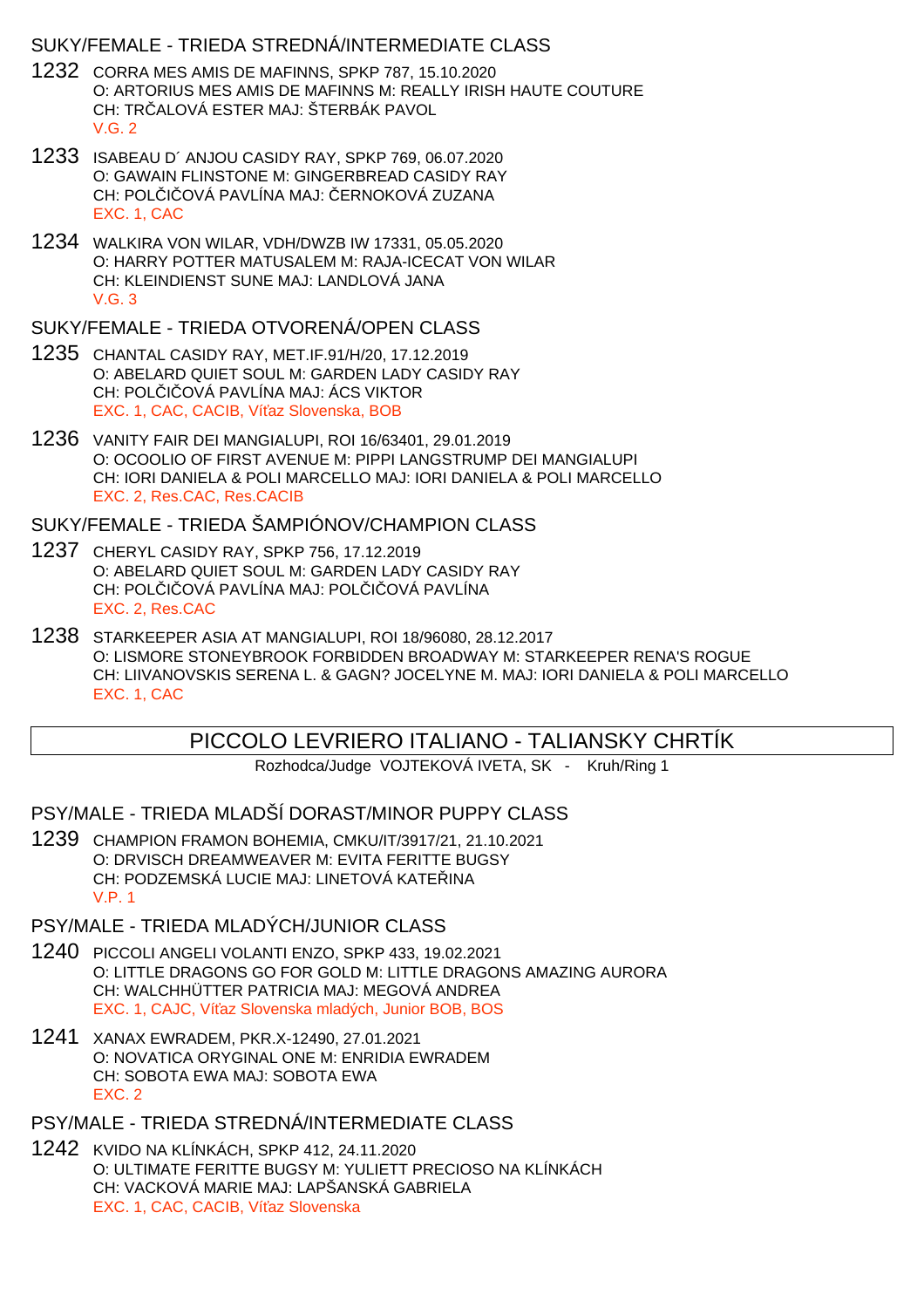## SUKY/FEMALE - TRIEDA STREDNÁ/INTERMEDIATE CLASS

1232 CORRA MES AMIS DE MAFINNS, SPKP 787, 15.10.2020
O: ARTORIUS MES AMIS DE MAFINNS M: REALLY IRISH HAUTE COUTURE
CH: TRČALOVÁ ESTER MAJ: ŠTERBÁK PAVOL
V.G. 2

1233 ISABEAU D´ ANJOU CASIDY RAY, SPKP 769, 06.07.2020
O: GAWAIN FLINSTONE M: GINGERBREAD CASIDY RAY
CH: POLČIČOVÁ PAVLÍNA MAJ: ČERNOKOVÁ ZUZANA
EXC. 1, CAC

1234 WALKIRA VON WILAR, VDH/DWZB IW 17331, 05.05.2020
O: HARRY POTTER MATUSALEM M: RAJA-ICECAT VON WILAR
CH: KLEINDIENST SUNE MAJ: LANDLOVÁ JANA
V.G. 3

## SUKY/FEMALE - TRIEDA OTVORENÁ/OPEN CLASS

1235 CHANTAL CASIDY RAY, MET.IF.91/H/20, 17.12.2019
O: ABELARD QUIET SOUL M: GARDEN LADY CASIDY RAY
CH: POLČIČOVÁ PAVLÍNA MAJ: ÁCS VIKTOR
EXC. 1, CAC, CACIB, Víťaz Slovenska, BOB

1236 VANITY FAIR DEI MANGIALUPI, ROI 16/63401, 29.01.2019
O: OCOOLIO OF FIRST AVENUE M: PIPPI LANGSTRUMP DEI MANGIALUPI
CH: IORI DANIELA & POLI MARCELLO MAJ: IORI DANIELA & POLI MARCELLO
EXC. 2, Res.CAC, Res.CACIB

## SUKY/FEMALE - TRIEDA ŠAMPIÓNOV/CHAMPION CLASS

1237 CHERYL CASIDY RAY, SPKP 756, 17.12.2019
O: ABELARD QUIET SOUL M: GARDEN LADY CASIDY RAY
CH: POLČIČOVÁ PAVLÍNA MAJ: POLČIČOVÁ PAVLÍNA
EXC. 2, Res.CAC

1238 STARKEEPER ASIA AT MANGIALUPI, ROI 18/96080, 28.12.2017
O: LISMORE STONEYBROOK FORBIDDEN BROADWAY M: STARKEEPER RENA'S ROGUE
CH: LIIVANOVSKIS SERENA L. & GAGN? JOCELYNE M. MAJ: IORI DANIELA & POLI MARCELLO
EXC. 1, CAC

# PICCOLO LEVRIERO ITALIANO - TALIANSKY CHRTÍK

Rozhodca/Judge VOJTEKOVÁ IVETA, SK - Kruh/Ring 1

## PSY/MALE - TRIEDA MLADŠÍ DORAST/MINOR PUPPY CLASS

1239 CHAMPION FRAMON BOHEMIA, CMKU/IT/3917/21, 21.10.2021
O: DRVISCH DREAMWEAVER M: EVITA FERITTE BUGSY
CH: PODZEMSKÁ LUCIE MAJ: LINETOVÁ KATEŘINA
V.P. 1

## PSY/MALE - TRIEDA MLADÝCH/JUNIOR CLASS

1240 PICCOLI ANGELI VOLANTI ENZO, SPKP 433, 19.02.2021
O: LITTLE DRAGONS GO FOR GOLD M: LITTLE DRAGONS AMAZING AURORA
CH: WALCHHÜTTER PATRICIA MAJ: MEGOVÁ ANDREA
EXC. 1, CAJC, Víťaz Slovenska mladých, Junior BOB, BOS

1241 XANAX EWRADEM, PKR.X-12490, 27.01.2021
O: NOVATICA ORYGINAL ONE M: ENRIDIA EWRADEM
CH: SOBOTA EWA MAJ: SOBOTA EWA
EXC. 2

## PSY/MALE - TRIEDA STREDNÁ/INTERMEDIATE CLASS

1242 KVIDO NA KLÍNKÁCH, SPKP 412, 24.11.2020
O: ULTIMATE FERITTE BUGSY M: YULIETT PRECIOSO NA KLÍNKÁCH
CH: VACKOVÁ MARIE MAJ: LAPŠANSKÁ GABRIELA
EXC. 1, CAC, CACIB, Víťaz Slovenska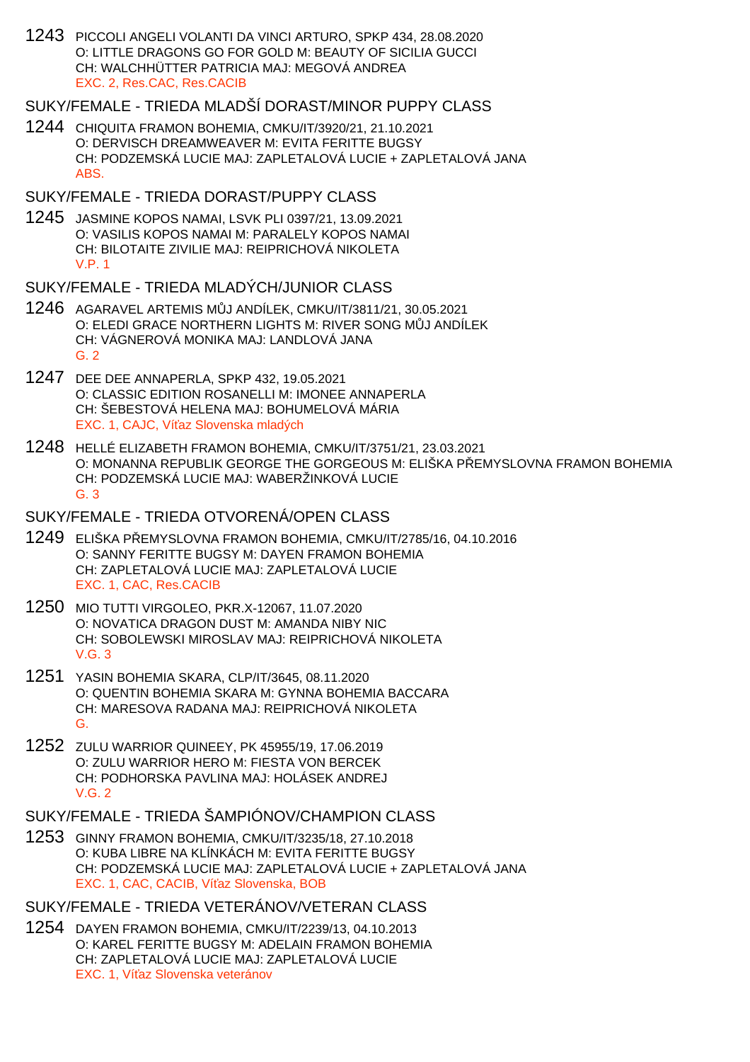1243 PICCOLI ANGELI VOLANTI DA VINCI ARTURO, SPKP 434, 28.08.2020
O: LITTLE DRAGONS GO FOR GOLD M: BEAUTY OF SICILIA GUCCI
CH: WALCHHÜTTER PATRICIA MAJ: MEGOVÁ ANDREA
EXC. 2, Res.CAC, Res.CACIB

## SUKY/FEMALE - TRIEDA MLADŠÍ DORAST/MINOR PUPPY CLASS

1244 CHIQUITA FRAMON BOHEMIA, CMKU/IT/3920/21, 21.10.2021
O: DERVISCH DREAMWEAVER M: EVITA FERITTE BUGSY
CH: PODZEMSKÁ LUCIE MAJ: ZAPLETALOVÁ LUCIE + ZAPLETALOVÁ JANA
ABS.

## SUKY/FEMALE - TRIEDA DORAST/PUPPY CLASS

1245 JASMINE KOPOS NAMAI, LSVK PLI 0397/21, 13.09.2021
O: VASILIS KOPOS NAMAI M: PARALELY KOPOS NAMAI
CH: BILOTAITE ZIVILIE MAJ: REIPRICHOVÁ NIKOLETA
V.P. 1

## SUKY/FEMALE - TRIEDA MLADÝCH/JUNIOR CLASS

1246 AGARAVEL ARTEMIS MŮJ ANDÍLEK, CMKU/IT/3811/21, 30.05.2021
O: ELEDI GRACE NORTHERN LIGHTS M: RIVER SONG MŮJ ANDÍLEK
CH: VÁGNEROVÁ MONIKA MAJ: LANDLOVÁ JANA
G. 2

1247 DEE DEE ANNAPERLA, SPKP 432, 19.05.2021
O: CLASSIC EDITION ROSANELLI M: IMONEE ANNAPERLA
CH: ŠEBESTOVÁ HELENA MAJ: BOHUMELOVÁ MÁRIA
EXC. 1, CAJC, Víťaz Slovenska mladých

1248 HELLÉ ELIZABETH FRAMON BOHEMIA, CMKU/IT/3751/21, 23.03.2021
O: MONANNA REPUBLIK GEORGE THE GORGEOUS M: ELIŠKA PŘEMYSLOVNA FRAMON BOHEMIA
CH: PODZEMSKÁ LUCIE MAJ: WABERŽINKOVÁ LUCIE
G. 3

## SUKY/FEMALE - TRIEDA OTVORENÁ/OPEN CLASS

1249 ELIŠKA PŘEMYSLOVNA FRAMON BOHEMIA, CMKU/IT/2785/16, 04.10.2016
O: SANNY FERITTE BUGSY M: DAYEN FRAMON BOHEMIA
CH: ZAPLETALOVÁ LUCIE MAJ: ZAPLETALOVÁ LUCIE
EXC. 1, CAC, Res.CACIB

1250 MIO TUTTI VIRGOLEO, PKR.X-12067, 11.07.2020
O: NOVATICA DRAGON DUST M: AMANDA NIBY NIC
CH: SOBOLEWSKI MIROSLAV MAJ: REIPRICHOVÁ NIKOLETA
V.G. 3

1251 YASIN BOHEMIA SKARA, CLP/IT/3645, 08.11.2020
O: QUENTIN BOHEMIA SKARA M: GYNNA BOHEMIA BACCARA
CH: MARESOVA RADANA MAJ: REIPRICHOVÁ NIKOLETA
G.

1252 ZULU WARRIOR QUINEEY, PK 45955/19, 17.06.2019
O: ZULU WARRIOR HERO M: FIESTA VON BERCEK
CH: PODHORSKA PAVLINA MAJ: HOLÁSEK ANDREJ
V.G. 2

## SUKY/FEMALE - TRIEDA ŠAMPIÓNOV/CHAMPION CLASS

1253 GINNY FRAMON BOHEMIA, CMKU/IT/3235/18, 27.10.2018
O: KUBA LIBRE NA KLÍNKÁCH M: EVITA FERITTE BUGSY
CH: PODZEMSKÁ LUCIE MAJ: ZAPLETALOVÁ LUCIE + ZAPLETALOVÁ JANA
EXC. 1, CAC, CACIB, Víťaz Slovenska, BOB

## SUKY/FEMALE - TRIEDA VETERÁNOV/VETERAN CLASS

1254 DAYEN FRAMON BOHEMIA, CMKU/IT/2239/13, 04.10.2013
O: KAREL FERITTE BUGSY M: ADELAIN FRAMON BOHEMIA
CH: ZAPLETALOVÁ LUCIE MAJ: ZAPLETALOVÁ LUCIE
EXC. 1, Víťaz Slovenska veteránov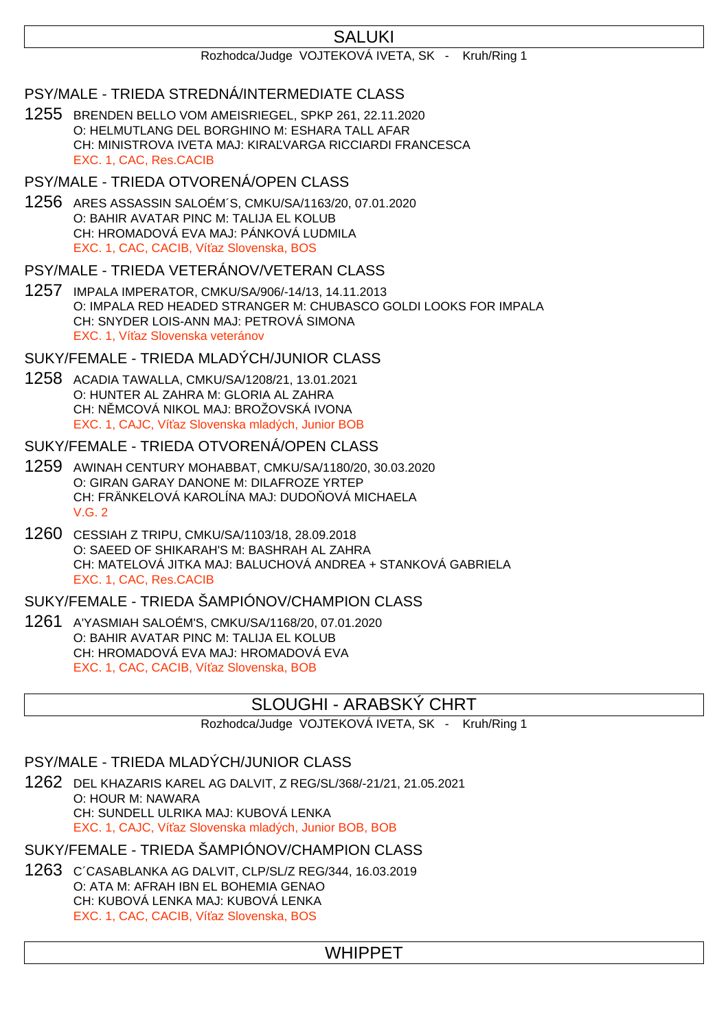# SALUKI

Rozhodca/Judge VOJTEKOVÁ IVETA, SK - Kruh/Ring 1

## PSY/MALE - TRIEDA STREDNÁ/INTERMEDIATE CLASS

1255 BRENDEN BELLO VOM AMEISRIEGEL, SPKP 261, 22.11.2020
O: HELMUTLANG DEL BORGHINO M: ESHARA TALL AFAR
CH: MINISTROVA IVETA MAJ: KIRAĽVARGA RICCIARDI FRANCESCA
EXC. 1, CAC, Res.CACIB

## PSY/MALE - TRIEDA OTVORENÁ/OPEN CLASS

1256 ARES ASSASSIN SALOÉM´S, CMKU/SA/1163/20, 07.01.2020
O: BAHIR AVATAR PINC M: TALIJA EL KOLUB
CH: HROMADOVÁ EVA MAJ: PÁNKOVÁ LUDMILA
EXC. 1, CAC, CACIB, Víťaz Slovenska, BOS

## PSY/MALE - TRIEDA VETERÁNOV/VETERAN CLASS

1257 IMPALA IMPERATOR, CMKU/SA/906/-14/13, 14.11.2013
O: IMPALA RED HEADED STRANGER M: CHUBASCO GOLDI LOOKS FOR IMPALA
CH: SNYDER LOIS-ANN MAJ: PETROVÁ SIMONA
EXC. 1, Víťaz Slovenska veteránov

## SUKY/FEMALE - TRIEDA MLADÝCH/JUNIOR CLASS

1258 ACADIA TAWALLA, CMKU/SA/1208/21, 13.01.2021
O: HUNTER AL ZAHRA M: GLORIA AL ZAHRA
CH: NĚMCOVÁ NIKOL MAJ: BROŽOVSKÁ IVONA
EXC. 1, CAJC, Víťaz Slovenska mladých, Junior BOB

## SUKY/FEMALE - TRIEDA OTVORENÁ/OPEN CLASS

1259 AWINAH CENTURY MOHABBAT, CMKU/SA/1180/20, 30.03.2020
O: GIRAN GARAY DANONE M: DILAFROZE YRTEP
CH: FRÄNKELOVÁ KAROLÍNA MAJ: DUDOŇOVÁ MICHAELA
V.G. 2

1260 CESSIAH Z TRIPU, CMKU/SA/1103/18, 28.09.2018
O: SAEED OF SHIKARAH'S M: BASHRAH AL ZAHRA
CH: MATELOVÁ JITKA MAJ: BALUCHOVÁ ANDREA + STANKOVÁ GABRIELA
EXC. 1, CAC, Res.CACIB

## SUKY/FEMALE - TRIEDA ŠAMPIÓNOV/CHAMPION CLASS

1261 A'YASMIAH SALOÉM'S, CMKU/SA/1168/20, 07.01.2020
O: BAHIR AVATAR PINC M: TALIJA EL KOLUB
CH: HROMADOVÁ EVA MAJ: HROMADOVÁ EVA
EXC. 1, CAC, CACIB, Víťaz Slovenska, BOB

# SLOUGHI - ARABSKÝ CHRT

Rozhodca/Judge VOJTEKOVÁ IVETA, SK - Kruh/Ring 1

## PSY/MALE - TRIEDA MLADÝCH/JUNIOR CLASS

1262 DEL KHAZARIS KAREL AG DALVIT, Z REG/SL/368/-21/21, 21.05.2021
O: HOUR M: NAWARA
CH: SUNDELL ULRIKA MAJ: KUBOVÁ LENKA
EXC. 1, CAJC, Víťaz Slovenska mladých, Junior BOB, BOB

## SUKY/FEMALE - TRIEDA ŠAMPIÓNOV/CHAMPION CLASS

1263 C´CASABLANKA AG DALVIT, CLP/SL/Z REG/344, 16.03.2019
O: ATA M: AFRAH IBN EL BOHEMIA GENAO
CH: KUBOVÁ LENKA MAJ: KUBOVÁ LENKA
EXC. 1, CAC, CACIB, Víťaz Slovenska, BOS

# WHIPPET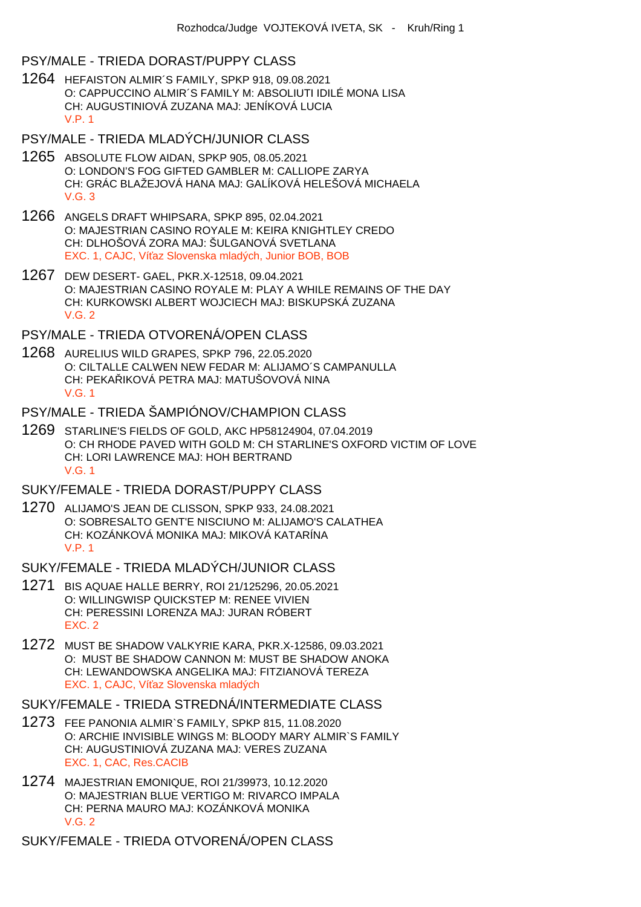Rozhodca/Judge VOJTEKOVÁ IVETA, SK - Kruh/Ring 1

## PSY/MALE - TRIEDA DORAST/PUPPY CLASS

1264 HEFAISTON ALMIR´S FAMILY, SPKP 918, 09.08.2021
O: CAPPUCCINO ALMIR´S FAMILY M: ABSOLIUTI IDILĖ MONA LISA
CH: AUGUSTINIOVÁ ZUZANA MAJ: JENÍKOVÁ LUCIA
V.P. 1

## PSY/MALE - TRIEDA MLADÝCH/JUNIOR CLASS

1265 ABSOLUTE FLOW AIDAN, SPKP 905, 08.05.2021
O: LONDON'S FOG GIFTED GAMBLER M: CALLIOPE ZARYA
CH: GRÁC BLAŽEJOVÁ HANA MAJ: GALÍKOVÁ HELEŠOVÁ MICHAELA
V.G. 3

1266 ANGELS DRAFT WHIPSARA, SPKP 895, 02.04.2021
O: MAJESTRIAN CASINO ROYALE M: KEIRA KNIGHTLEY CREDO
CH: DLHOŠOVÁ ZORA MAJ: ŠULGANOVÁ SVETLANA
EXC. 1, CAJC, Víťaz Slovenska mladých, Junior BOB, BOB

1267 DEW DESERT- GAEL, PKR.X-12518, 09.04.2021
O: MAJESTRIAN CASINO ROYALE M: PLAY A WHILE REMAINS OF THE DAY
CH: KURKOWSKI ALBERT WOJCIECH MAJ: BISKUPSKÁ ZUZANA
V.G. 2

## PSY/MALE - TRIEDA OTVORENÁ/OPEN CLASS

1268 AURELIUS WILD GRAPES, SPKP 796, 22.05.2020
O: CILTALLE CALWEN NEW FEDAR M: ALIJAMO´S CAMPANULLA
CH: PEKAŘIKOVÁ PETRA MAJ: MATUŠOVOVÁ NINA
V.G. 1

## PSY/MALE - TRIEDA ŠAMPIÓNOV/CHAMPION CLASS

1269 STARLINE'S FIELDS OF GOLD, AKC HP58124904, 07.04.2019
O: CH RHODE PAVED WITH GOLD M: CH STARLINE'S OXFORD VICTIM OF LOVE
CH: LORI LAWRENCE MAJ: HOH BERTRAND
V.G. 1

## SUKY/FEMALE - TRIEDA DORAST/PUPPY CLASS

1270 ALIJAMO'S JEAN DE CLISSON, SPKP 933, 24.08.2021
O: SOBRESALTO GENT'E NISCIUNO M: ALIJAMO'S CALATHEA
CH: KOZÁNKOVÁ MONIKA MAJ: MIKOVÁ KATARÍNA
V.P. 1

## SUKY/FEMALE - TRIEDA MLADÝCH/JUNIOR CLASS

1271 BIS AQUAE HALLE BERRY, ROI 21/125296, 20.05.2021
O: WILLINGWISP QUICKSTEP M: RENEE VIVIEN
CH: PERESSINI LORENZA MAJ: JURAN RÓBERT
EXC. 2

1272 MUST BE SHADOW VALKYRIE KARA, PKR.X-12586, 09.03.2021
O: MUST BE SHADOW CANNON M: MUST BE SHADOW ANOKA
CH: LEWANDOWSKA ANGELIKA MAJ: FITZIANOVÁ TEREZA
EXC. 1, CAJC, Víťaz Slovenska mladých

## SUKY/FEMALE - TRIEDA STREDNÁ/INTERMEDIATE CLASS

1273 FEE PANONIA ALMIR`S FAMILY, SPKP 815, 11.08.2020
O: ARCHIE INVISIBLE WINGS M: BLOODY MARY ALMIR`S FAMILY
CH: AUGUSTINIOVÁ ZUZANA MAJ: VERES ZUZANA
EXC. 1, CAC, Res.CACIB

1274 MAJESTRIAN EMONIQUE, ROI 21/39973, 10.12.2020
O: MAJESTRIAN BLUE VERTIGO M: RIVARCO IMPALA
CH: PERNA MAURO MAJ: KOZÁNKOVÁ MONIKA
V.G. 2

## SUKY/FEMALE - TRIEDA OTVORENÁ/OPEN CLASS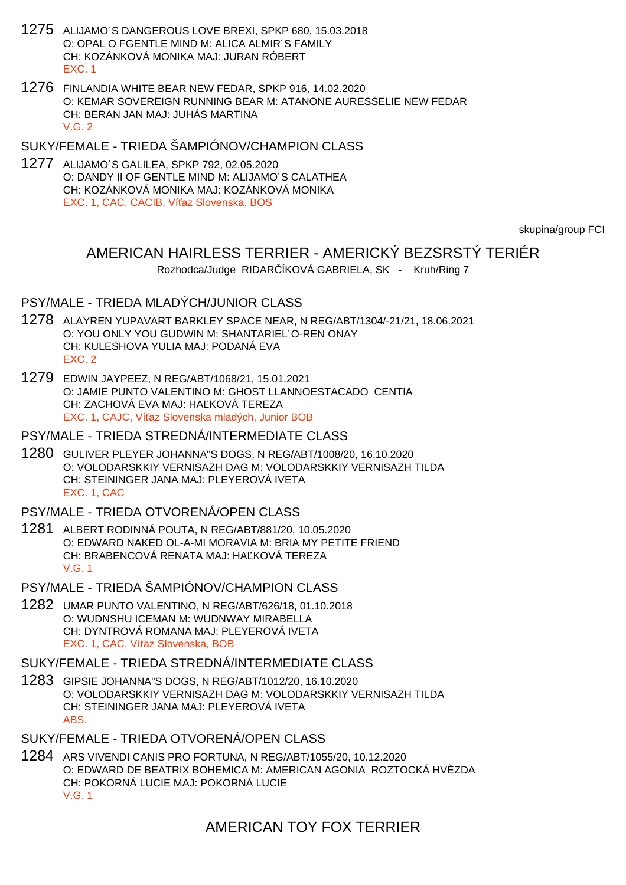1275 ALIJAMO´S DANGEROUS LOVE BREXI, SPKP 680, 15.03.2018
O: OPAL O FGENTLE MIND M: ALICA ALMIR´S FAMILY
CH: KOZÁNKOVÁ MONIKA MAJ: JURAN RÓBERT
EXC. 1

1276 FINLANDIA WHITE BEAR NEW FEDAR, SPKP 916, 14.02.2020
O: KEMAR SOVEREIGN RUNNING BEAR M: ATANONE AURESSELIE NEW FEDAR
CH: BERAN JAN MAJ: JUHÁS MARTINA
V.G. 2

### SUKY/FEMALE - TRIEDA ŠAMPIÓNOV/CHAMPION CLASS

1277 ALIJAMO´S GALILEA, SPKP 792, 02.05.2020
O: DANDY II OF GENTLE MIND M: ALIJAMO´S CALATHEA
CH: KOZÁNKOVÁ MONIKA MAJ: KOZÁNKOVÁ MONIKA
EXC. 1, CAC, CACIB, Víťaz Slovenska, BOS

skupina/group FCI

## AMERICAN HAIRLESS TERRIER - AMERICKÝ BEZSRSTÝ TERIÉR

Rozhodca/Judge RIDARČÍKOVÁ GABRIELA, SK - Kruh/Ring 7

### PSY/MALE - TRIEDA MLADÝCH/JUNIOR CLASS

1278 ALAYREN YUPAVART BARKLEY SPACE NEAR, N REG/ABT/1304/-21/21, 18.06.2021
O: YOU ONLY YOU GUDWIN M: SHANTARIEL´O-REN ONAY
CH: KULESHOVA YULIA MAJ: PODANÁ EVA
EXC. 2

1279 EDWIN JAYPEEZ, N REG/ABT/1068/21, 15.01.2021
O: JAMIE PUNTO VALENTINO M: GHOST LLANNOESTACADO CENTIA
CH: ZACHOVÁ EVA MAJ: HAĽKOVÁ TEREZA
EXC. 1, CAJC, Víťaz Slovenska mladých, Junior BOB

### PSY/MALE - TRIEDA STREDNÁ/INTERMEDIATE CLASS

1280 GULIVER PLEYER JOHANNA"S DOGS, N REG/ABT/1008/20, 16.10.2020
O: VOLODARSKKIY VERNISAZH DAG M: VOLODARSKKIY VERNISAZH TILDA
CH: STEININGER JANA MAJ: PLEYEROVÁ IVETA
EXC. 1, CAC

### PSY/MALE - TRIEDA OTVORENÁ/OPEN CLASS

1281 ALBERT RODINNÁ POUTA, N REG/ABT/881/20, 10.05.2020
O: EDWARD NAKED OL-A-MI MORAVIA M: BRIA MY PETITE FRIEND
CH: BRABENCOVÁ RENATA MAJ: HAĽKOVÁ TEREZA
V.G. 1

### PSY/MALE - TRIEDA ŠAMPIÓNOV/CHAMPION CLASS

1282 UMAR PUNTO VALENTINO, N REG/ABT/626/18, 01.10.2018
O: WUDNSHU ICEMAN M: WUDNWAY MIRABELLA
CH: DYNTROVÁ ROMANA MAJ: PLEYEROVÁ IVETA
EXC. 1, CAC, Víťaz Slovenska, BOB

### SUKY/FEMALE - TRIEDA STREDNÁ/INTERMEDIATE CLASS

1283 GIPSIE JOHANNA"S DOGS, N REG/ABT/1012/20, 16.10.2020
O: VOLODARSKKIY VERNISAZH DAG M: VOLODARSKKIY VERNISAZH TILDA
CH: STEININGER JANA MAJ: PLEYEROVÁ IVETA
ABS.

### SUKY/FEMALE - TRIEDA OTVORENÁ/OPEN CLASS

1284 ARS VIVENDI CANIS PRO FORTUNA, N REG/ABT/1055/20, 10.12.2020
O: EDWARD DE BEATRIX BOHEMICA M: AMERICAN AGONIA ROZTOCKÁ HVĚZDA
CH: POKORNÁ LUCIE MAJ: POKORNÁ LUCIE
V.G. 1

## AMERICAN TOY FOX TERRIER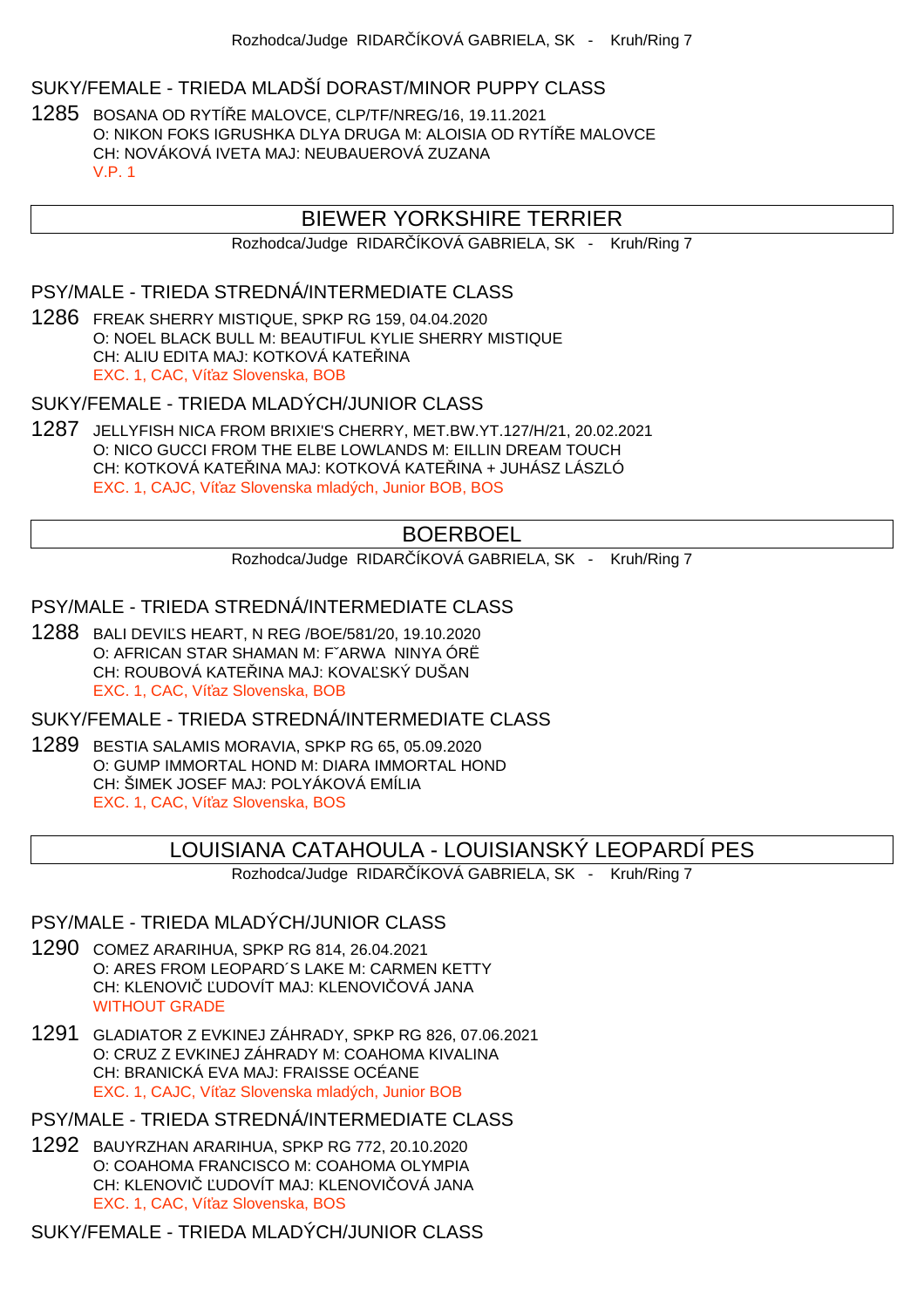## SUKY/FEMALE - TRIEDA MLADŠÍ DORAST/MINOR PUPPY CLASS

1285 BOSANA OD RYTÍŘE MALOVCE, CLP/TF/NREG/16, 19.11.2021
O: NIKON FOKS IGRUSHKA DLYA DRUGA M: ALOISIA OD RYTÍŘE MALOVCE
CH: NOVÁKOVÁ IVETA MAJ: NEUBAUEROVÁ ZUZANA
V.P. 1

# BIEWER YORKSHIRE TERRIER

Rozhodca/Judge RIDARČÍKOVÁ GABRIELA, SK - Kruh/Ring 7

## PSY/MALE - TRIEDA STREDNÁ/INTERMEDIATE CLASS

1286 FREAK SHERRY MISTIQUE, SPKP RG 159, 04.04.2020
O: NOEL BLACK BULL M: BEAUTIFUL KYLIE SHERRY MISTIQUE
CH: ALIU EDITA MAJ: KOTKOVÁ KATEŘINA
EXC. 1, CAC, Víťaz Slovenska, BOB

## SUKY/FEMALE - TRIEDA MLADÝCH/JUNIOR CLASS

1287 JELLYFISH NICA FROM BRIXIE'S CHERRY, MET.BW.YT.127/H/21, 20.02.2021
O: NICO GUCCI FROM THE ELBE LOWLANDS M: EILLIN DREAM TOUCH
CH: KOTKOVÁ KATEŘINA MAJ: KOTKOVÁ KATEŘINA + JUHÁSZ LÁSZLÓ
EXC. 1, CAJC, Víťaz Slovenska mladých, Junior BOB, BOS

# BOERBOEL

Rozhodca/Judge RIDARČÍKOVÁ GABRIELA, SK - Kruh/Ring 7

## PSY/MALE - TRIEDA STREDNÁ/INTERMEDIATE CLASS

1288 BALI DEVIĽS HEART, N REG /BOE/581/20, 19.10.2020
O: AFRICAN STAR SHAMAN M: F˘ARWA NINYA ÓRĚ
CH: ROUBOVÁ KATEŘINA MAJ: KOVAĽSKÝ DUŠAN
EXC. 1, CAC, Víťaz Slovenska, BOB

## SUKY/FEMALE - TRIEDA STREDNÁ/INTERMEDIATE CLASS

1289 BESTIA SALAMIS MORAVIA, SPKP RG 65, 05.09.2020
O: GUMP IMMORTAL HOND M: DIARA IMMORTAL HOND
CH: ŠIMEK JOSEF MAJ: POLYÁKOVÁ EMÍLIA
EXC. 1, CAC, Víťaz Slovenska, BOS

# LOUISIANA CATAHOULA - LOUISIANSKÝ LEOPARDÍ PES

Rozhodca/Judge RIDARČÍKOVÁ GABRIELA, SK - Kruh/Ring 7

## PSY/MALE - TRIEDA MLADÝCH/JUNIOR CLASS

1290 COMEZ ARARIHUA, SPKP RG 814, 26.04.2021
O: ARES FROM LEOPARD´S LAKE M: CARMEN KETTY
CH: KLENOVIČ ĽUDOVÍT MAJ: KLENOVIČOVÁ JANA
WITHOUT GRADE

1291 GLADIATOR Z EVKINEJ ZÁHRADY, SPKP RG 826, 07.06.2021
O: CRUZ Z EVKINEJ ZÁHRADY M: COAHOMA KIVALINA
CH: BRANICKÁ EVA MAJ: FRAISSE OCÉANE
EXC. 1, CAJC, Víťaz Slovenska mladých, Junior BOB

## PSY/MALE - TRIEDA STREDNÁ/INTERMEDIATE CLASS

1292 BAUYRZHAN ARARIHUA, SPKP RG 772, 20.10.2020
O: COAHOMA FRANCISCO M: COAHOMA OLYMPIA
CH: KLENOVIČ ĽUDOVÍT MAJ: KLENOVIČOVÁ JANA
EXC. 1, CAC, Víťaz Slovenska, BOS

## SUKY/FEMALE - TRIEDA MLADÝCH/JUNIOR CLASS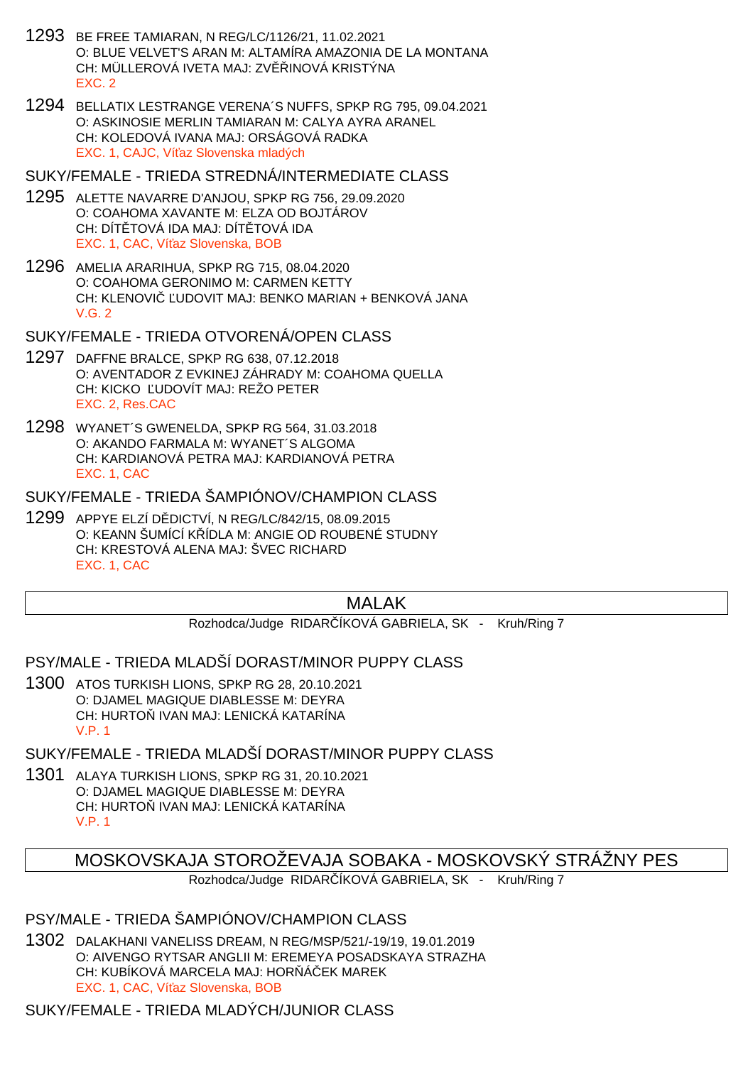1293 BE FREE TAMIARAN, N REG/LC/1126/21, 11.02.2021
O: BLUE VELVET'S ARAN M: ALTAMÍRA AMAZONIA DE LA MONTANA
CH: MÜLLEROVÁ IVETA MAJ: ZVĚŘINOVÁ KRISTÝNA
EXC. 2

1294 BELLATIX LESTRANGE VERENA´S NUFFS, SPKP RG 795, 09.04.2021
O: ASKINOSIE MERLIN TAMIARAN M: CALYA AYRA ARANEL
CH: KOLEDOVÁ IVANA MAJ: ORSÁGOVÁ RADKA
EXC. 1, CAJC, Víťaz Slovenska mladých

## SUKY/FEMALE - TRIEDA STREDNÁ/INTERMEDIATE CLASS

1295 ALETTE NAVARRE D'ANJOU, SPKP RG 756, 29.09.2020
O: COAHOMA XAVANTE M: ELZA OD BOJTÁROV
CH: DÍTĚTOVÁ IDA MAJ: DÍTĚTOVÁ IDA
EXC. 1, CAC, Víťaz Slovenska, BOB

1296 AMELIA ARARIHUA, SPKP RG 715, 08.04.2020
O: COAHOMA GERONIMO M: CARMEN KETTY
CH: KLENOVIČ ĽUDOVIT MAJ: BENKO MARIAN + BENKOVÁ JANA
V.G. 2

## SUKY/FEMALE - TRIEDA OTVORENÁ/OPEN CLASS

1297 DAFFNE BRALCE, SPKP RG 638, 07.12.2018
O: AVENTADOR Z EVKINEJ ZÁHRADY M: COAHOMA QUELLA
CH: KICKO ĽUDOVÍT MAJ: REŽO PETER
EXC. 2, Res.CAC

1298 WYANET´S GWENELDA, SPKP RG 564, 31.03.2018
O: AKANDO FARMALA M: WYANET´S ALGOMA
CH: KARDIANOVÁ PETRA MAJ: KARDIANOVÁ PETRA
EXC. 1, CAC

## SUKY/FEMALE - TRIEDA ŠAMPIÓNOV/CHAMPION CLASS

1299 APPYE ELZÍ DĚDICTVÍ, N REG/LC/842/15, 08.09.2015
O: KEANN ŠUMÍCÍ KŘÍDLA M: ANGIE OD ROUBENÉ STUDNY
CH: KRESTOVÁ ALENA MAJ: ŠVEC RICHARD
EXC. 1, CAC

# MALAK

Rozhodca/Judge RIDARČÍKOVÁ GABRIELA, SK - Kruh/Ring 7

## PSY/MALE - TRIEDA MLADŠÍ DORAST/MINOR PUPPY CLASS

1300 ATOS TURKISH LIONS, SPKP RG 28, 20.10.2021
O: DJAMEL MAGIQUE DIABLESSE M: DEYRA
CH: HURTOŇ IVAN MAJ: LENICKÁ KATARÍNA
V.P. 1

## SUKY/FEMALE - TRIEDA MLADŠÍ DORAST/MINOR PUPPY CLASS

1301 ALAYA TURKISH LIONS, SPKP RG 31, 20.10.2021
O: DJAMEL MAGIQUE DIABLESSE M: DEYRA
CH: HURTOŇ IVAN MAJ: LENICKÁ KATARÍNA
V.P. 1

# MOSKOVSKAJA STOROŽEVAJA SOBAKA - MOSKOVSKÝ STRÁŽNY PES

Rozhodca/Judge RIDARČÍKOVÁ GABRIELA, SK - Kruh/Ring 7

## PSY/MALE - TRIEDA ŠAMPIÓNOV/CHAMPION CLASS

1302 DALAKHANI VANELISS DREAM, N REG/MSP/521/-19/19, 19.01.2019
O: AIVENGO RYTSAR ANGLII M: EREMEYA POSADSKAYA STRAZHA
CH: KUBÍKOVÁ MARCELA MAJ: HORŇÁČEK MAREK
EXC. 1, CAC, Víťaz Slovenska, BOB

## SUKY/FEMALE - TRIEDA MLADÝCH/JUNIOR CLASS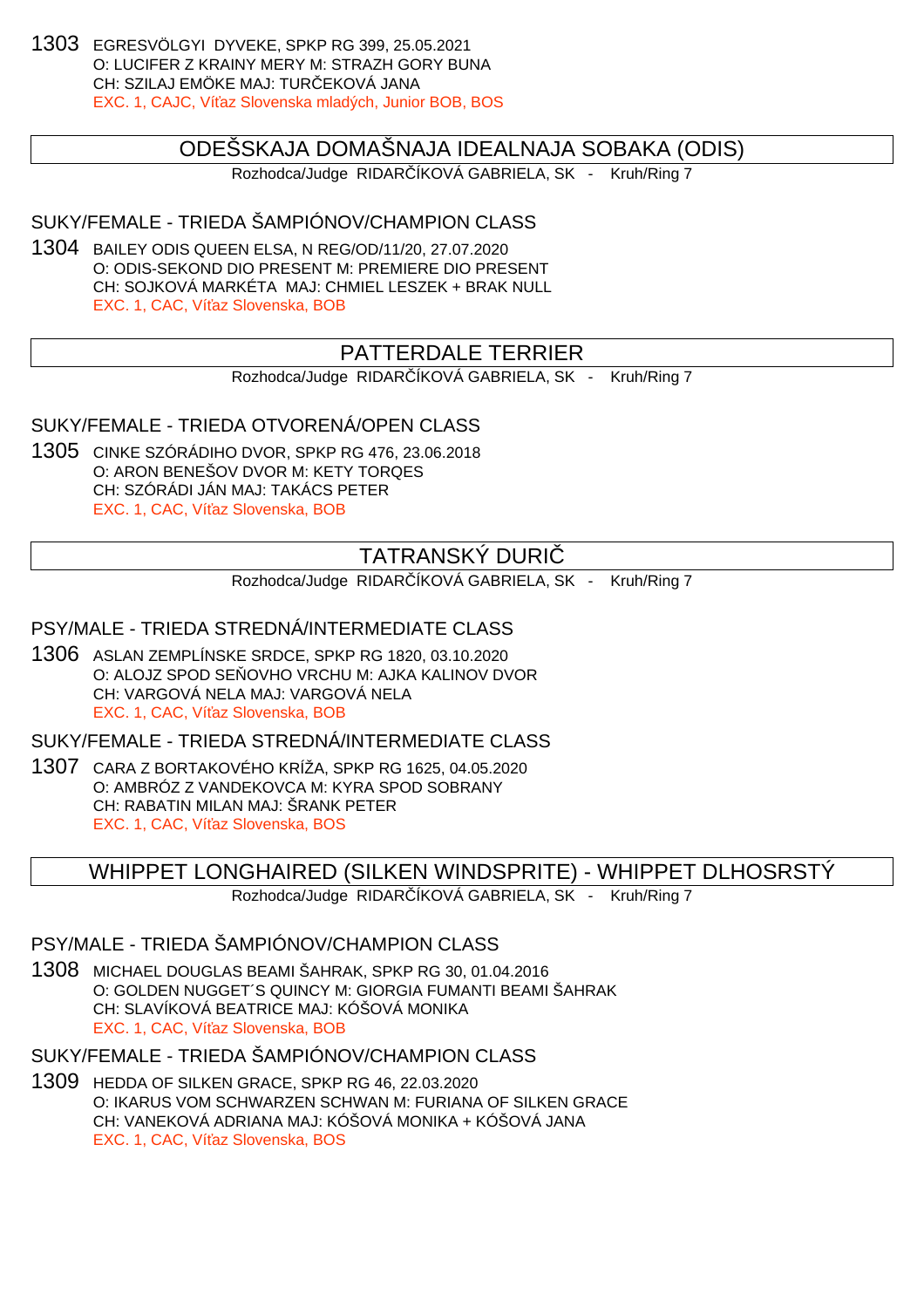1303 EGRESVÖLGYI DYVEKE, SPKP RG 399, 25.05.2021
O: LUCIFER Z KRAINY MERY M: STRAZH GORY BUNA
CH: SZILAJ EMÖKE MAJ: TURČEKOVÁ JANA
EXC. 1, CAJC, Víťaz Slovenska mladých, Junior BOB, BOS

## ODEŠSKAJA DOMAŠNAJA IDEALNAJA SOBAKA (ODIS)

Rozhodca/Judge RIDARČÍKOVÁ GABRIELA, SK - Kruh/Ring 7

### SUKY/FEMALE - TRIEDA ŠAMPIÓNOV/CHAMPION CLASS

1304 BAILEY ODIS QUEEN ELSA, N REG/OD/11/20, 27.07.2020
O: ODIS-SEKOND DIO PRESENT M: PREMIERE DIO PRESENT
CH: SOJKOVÁ MARKÉTA MAJ: CHMIEL LESZEK + BRAK NULL
EXC. 1, CAC, Víťaz Slovenska, BOB

## PATTERDALE TERRIER

Rozhodca/Judge RIDARČÍKOVÁ GABRIELA, SK - Kruh/Ring 7

### SUKY/FEMALE - TRIEDA OTVORENÁ/OPEN CLASS

1305 CINKE SZÓRÁDIHO DVOR, SPKP RG 476, 23.06.2018
O: ARON BENEŠOV DVOR M: KETY TORQES
CH: SZÓRÁDI JÁN MAJ: TAKÁCS PETER
EXC. 1, CAC, Víťaz Slovenska, BOB

## TATRANSKÝ DURIČ

Rozhodca/Judge RIDARČÍKOVÁ GABRIELA, SK - Kruh/Ring 7

### PSY/MALE - TRIEDA STREDNÁ/INTERMEDIATE CLASS

1306 ASLAN ZEMPLÍNSKE SRDCE, SPKP RG 1820, 03.10.2020
O: ALOJZ SPOD SEŇOVHO VRCHU M: AJKA KALINOV DVOR
CH: VARGOVÁ NELA MAJ: VARGOVÁ NELA
EXC. 1, CAC, Víťaz Slovenska, BOB

### SUKY/FEMALE - TRIEDA STREDNÁ/INTERMEDIATE CLASS

1307 CARA Z BORTAKOVÉHO KRÍŽA, SPKP RG 1625, 04.05.2020
O: AMBRÓZ Z VANDEKOVCA M: KYRA SPOD SOBRANY
CH: RABATIN MILAN MAJ: ŠRANK PETER
EXC. 1, CAC, Víťaz Slovenska, BOS

## WHIPPET LONGHAIRED (SILKEN WINDSPRITE) - WHIPPET DLHOSRSTÝ

Rozhodca/Judge RIDARČÍKOVÁ GABRIELA, SK - Kruh/Ring 7

### PSY/MALE - TRIEDA ŠAMPIÓNOV/CHAMPION CLASS

1308 MICHAEL DOUGLAS BEAMI ŠAHRAK, SPKP RG 30, 01.04.2016
O: GOLDEN NUGGET´S QUINCY M: GIORGIA FUMANTI BEAMI ŠAHRAK
CH: SLAVÍKOVÁ BEATRICE MAJ: KÓŠOVÁ MONIKA
EXC. 1, CAC, Víťaz Slovenska, BOB

### SUKY/FEMALE - TRIEDA ŠAMPIÓNOV/CHAMPION CLASS

1309 HEDDA OF SILKEN GRACE, SPKP RG 46, 22.03.2020
O: IKARUS VOM SCHWARZEN SCHWAN M: FURIANA OF SILKEN GRACE
CH: VANEKOVÁ ADRIANA MAJ: KÓŠOVÁ MONIKA + KÓŠOVÁ JANA
EXC. 1, CAC, Víťaz Slovenska, BOS